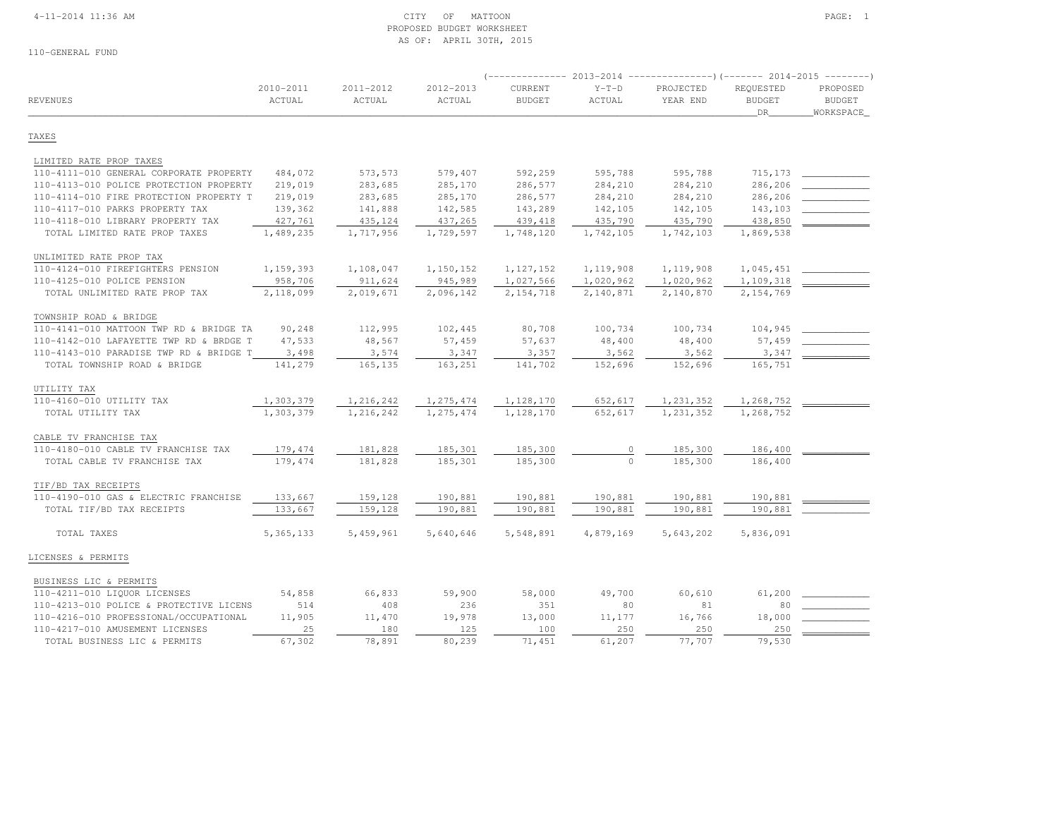CITY OF MATTOON
PROPOSED BUDGET WORKSHEET
AS OF: APRIL 30TH, 2015

110-GENERAL FUND

| REVENUES | 2010-2011 ACTUAL | 2011-2012 ACTUAL | 2012-2013 ACTUAL | 2013-2014 CURRENT BUDGET | 2013-2014 Y-T-D ACTUAL | 2013-2014 PROJECTED YEAR END | 2014-2015 REQUESTED BUDGET DR | 2014-2015 PROPOSED BUDGET WORKSPACE |
|---|---|---|---|---|---|---|---|---|
| **TAXES** | | | | | | | | |
| LIMITED RATE PROP TAXES | | | | | | | | |
| 110-4111-010 GENERAL CORPORATE PROPERTY | 484,072 | 573,573 | 579,407 | 592,259 | 595,788 | 595,788 | 715,173 | |
| 110-4113-010 POLICE PROTECTION PROPERTY | 219,019 | 283,685 | 285,170 | 286,577 | 284,210 | 284,210 | 286,206 | |
| 110-4114-010 FIRE PROTECTION PROPERTY T | 219,019 | 283,685 | 285,170 | 286,577 | 284,210 | 284,210 | 286,206 | |
| 110-4117-010 PARKS PROPERTY TAX | 139,362 | 141,888 | 142,585 | 143,289 | 142,105 | 142,105 | 143,103 | |
| 110-4118-010 LIBRARY PROPERTY TAX | 427,761 | 435,124 | 437,265 | 439,418 | 435,790 | 435,790 | 438,850 | |
| TOTAL LIMITED RATE PROP TAXES | 1,489,235 | 1,717,956 | 1,729,597 | 1,748,120 | 1,742,105 | 1,742,103 | 1,869,538 | |
| UNLIMITED RATE PROP TAX | | | | | | | | |
| 110-4124-010 FIREFIGHTERS PENSION | 1,159,393 | 1,108,047 | 1,150,152 | 1,127,152 | 1,119,908 | 1,119,908 | 1,045,451 | |
| 110-4125-010 POLICE PENSION | 958,706 | 911,624 | 945,989 | 1,027,566 | 1,020,962 | 1,020,962 | 1,109,318 | |
| TOTAL UNLIMITED RATE PROP TAX | 2,118,099 | 2,019,671 | 2,096,142 | 2,154,718 | 2,140,871 | 2,140,870 | 2,154,769 | |
| TOWNSHIP ROAD & BRIDGE | | | | | | | | |
| 110-4141-010 MATTOON TWP RD & BRIDGE TA | 90,248 | 112,995 | 102,445 | 80,708 | 100,734 | 100,734 | 104,945 | |
| 110-4142-010 LAFAYETTE TWP RD & BRDGE T | 47,533 | 48,567 | 57,459 | 57,637 | 48,400 | 48,400 | 57,459 | |
| 110-4143-010 PARADISE TWP RD & BRIDGE T | 3,498 | 3,574 | 3,347 | 3,357 | 3,562 | 3,562 | 3,347 | |
| TOTAL TOWNSHIP ROAD & BRIDGE | 141,279 | 165,135 | 163,251 | 141,702 | 152,696 | 152,696 | 165,751 | |
| UTILITY TAX | | | | | | | | |
| 110-4160-010 UTILITY TAX | 1,303,379 | 1,216,242 | 1,275,474 | 1,128,170 | 652,617 | 1,231,352 | 1,268,752 | |
| TOTAL UTILITY TAX | 1,303,379 | 1,216,242 | 1,275,474 | 1,128,170 | 652,617 | 1,231,352 | 1,268,752 | |
| CABLE TV FRANCHISE TAX | | | | | | | | |
| 110-4180-010 CABLE TV FRANCHISE TAX | 179,474 | 181,828 | 185,301 | 185,300 | 0 | 185,300 | 186,400 | |
| TOTAL CABLE TV FRANCHISE TAX | 179,474 | 181,828 | 185,301 | 185,300 | 0 | 185,300 | 186,400 | |
| TIF/BD TAX RECEIPTS | | | | | | | | |
| 110-4190-010 GAS & ELECTRIC FRANCHISE | 133,667 | 159,128 | 190,881 | 190,881 | 190,881 | 190,881 | 190,881 | |
| TOTAL TIF/BD TAX RECEIPTS | 133,667 | 159,128 | 190,881 | 190,881 | 190,881 | 190,881 | 190,881 | |
| TOTAL TAXES | 5,365,133 | 5,459,961 | 5,640,646 | 5,548,891 | 4,879,169 | 5,643,202 | 5,836,091 | |
| **LICENSES & PERMITS** | | | | | | | | |
| BUSINESS LIC & PERMITS | | | | | | | | |
| 110-4211-010 LIQUOR LICENSES | 54,858 | 66,833 | 59,900 | 58,000 | 49,700 | 60,610 | 61,200 | |
| 110-4213-010 POLICE & PROTECTIVE LICENS | 514 | 408 | 236 | 351 | 80 | 81 | 80 | |
| 110-4216-010 PROFESSIONAL/OCCUPATIONAL | 11,905 | 11,470 | 19,978 | 13,000 | 11,177 | 16,766 | 18,000 | |
| 110-4217-010 AMUSEMENT LICENSES | 25 | 180 | 125 | 100 | 250 | 250 | 250 | |
| TOTAL BUSINESS LIC & PERMITS | 67,302 | 78,891 | 80,239 | 71,451 | 61,207 | 77,707 | 79,530 | |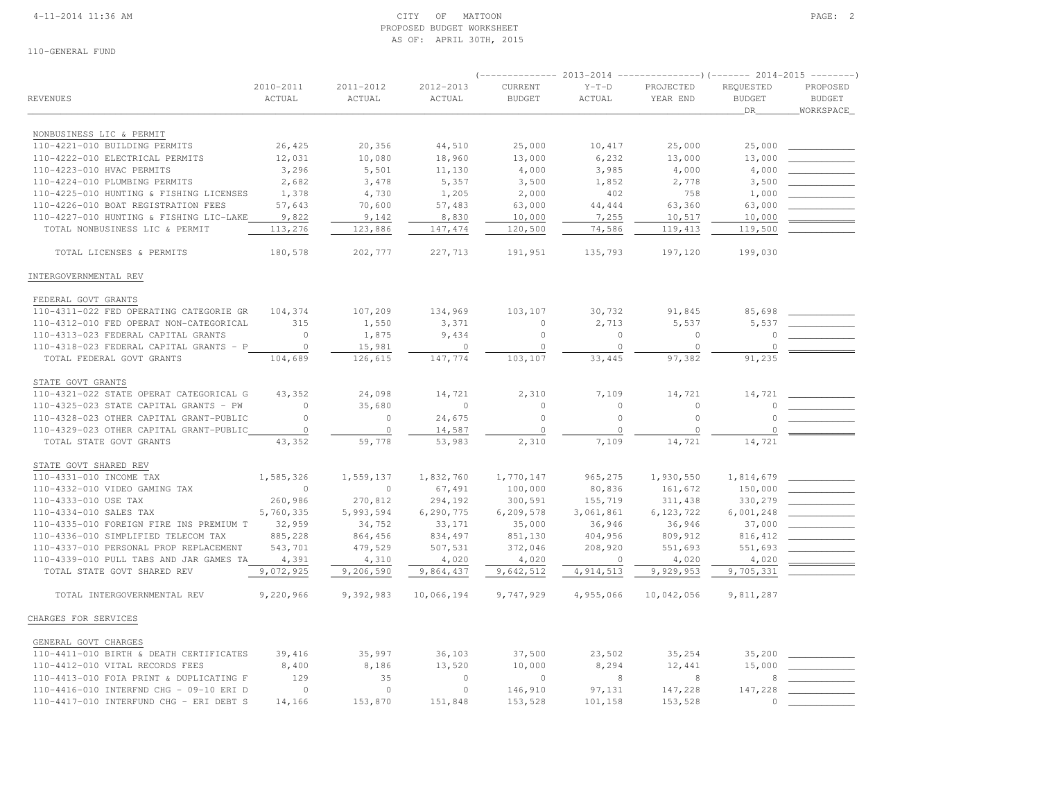CITY OF MATTOON
PROPOSED BUDGET WORKSHEET
AS OF: APRIL 30TH, 2015

110-GENERAL FUND

| REVENUES | 2010-2011 ACTUAL | 2011-2012 ACTUAL | 2012-2013 ACTUAL | 2013-2014 CURRENT BUDGET | 2013-2014 Y-T-D ACTUAL | 2013-2014 PROJECTED YEAR END | 2014-2015 REQUESTED BUDGET DR | 2014-2015 PROPOSED BUDGET WORKSPACE |
|---|---|---|---|---|---|---|---|---|
| **NONBUSINESS LIC & PERMIT** | | | | | | | | |
| 110-4221-010 BUILDING PERMITS | 26,425 | 20,356 | 44,510 | 25,000 | 10,417 | 25,000 | 25,000 | |
| 110-4222-010 ELECTRICAL PERMITS | 12,031 | 10,080 | 18,960 | 13,000 | 6,232 | 13,000 | 13,000 | |
| 110-4223-010 HVAC PERMITS | 3,296 | 5,501 | 11,130 | 4,000 | 3,985 | 4,000 | 4,000 | |
| 110-4224-010 PLUMBING PERMITS | 2,682 | 3,478 | 5,357 | 3,500 | 1,852 | 2,778 | 3,500 | |
| 110-4225-010 HUNTING & FISHING LICENSES | 1,378 | 4,730 | 1,205 | 2,000 | 402 | 758 | 1,000 | |
| 110-4226-010 BOAT REGISTRATION FEES | 57,643 | 70,600 | 57,483 | 63,000 | 44,444 | 63,360 | 63,000 | |
| 110-4227-010 HUNTING & FISHING LIC-LAKE | 9,822 | 9,142 | 8,830 | 10,000 | 7,255 | 10,517 | 10,000 | |
| TOTAL NONBUSINESS LIC & PERMIT | 113,276 | 123,886 | 147,474 | 120,500 | 74,586 | 119,413 | 119,500 | |
| TOTAL LICENSES & PERMITS | 180,578 | 202,777 | 227,713 | 191,951 | 135,793 | 197,120 | 199,030 | |
| **INTERGOVERNMENTAL REV** | | | | | | | | |
| **FEDERAL GOVT GRANTS** | | | | | | | | |
| 110-4311-022 FED OPERATING CATEGORIE GR | 104,374 | 107,209 | 134,969 | 103,107 | 30,732 | 91,845 | 85,698 | |
| 110-4312-010 FED OPERAT NON-CATEGORICAL | 315 | 1,550 | 3,371 | 0 | 2,713 | 5,537 | 5,537 | |
| 110-4313-023 FEDERAL CAPITAL GRANTS | 0 | 1,875 | 9,434 | 0 | 0 | 0 | 0 | |
| 110-4318-023 FEDERAL CAPITAL GRANTS - P | 0 | 15,981 | 0 | 0 | 0 | 0 | 0 | |
| TOTAL FEDERAL GOVT GRANTS | 104,689 | 126,615 | 147,774 | 103,107 | 33,445 | 97,382 | 91,235 | |
| **STATE GOVT GRANTS** | | | | | | | | |
| 110-4321-022 STATE OPERAT CATEGORICAL G | 43,352 | 24,098 | 14,721 | 2,310 | 7,109 | 14,721 | 14,721 | |
| 110-4325-023 STATE CAPITAL GRANTS - PW | 0 | 35,680 | 0 | 0 | 0 | 0 | 0 | |
| 110-4328-023 OTHER CAPITAL GRANT-PUBLIC | 0 | 0 | 24,675 | 0 | 0 | 0 | 0 | |
| 110-4329-023 OTHER CAPITAL GRANT-PUBLIC | 0 | 0 | 14,587 | 0 | 0 | 0 | 0 | |
| TOTAL STATE GOVT GRANTS | 43,352 | 59,778 | 53,983 | 2,310 | 7,109 | 14,721 | 14,721 | |
| **STATE GOVT SHARED REV** | | | | | | | | |
| 110-4331-010 INCOME TAX | 1,585,326 | 1,559,137 | 1,832,760 | 1,770,147 | 965,275 | 1,930,550 | 1,814,679 | |
| 110-4332-010 VIDEO GAMING TAX | 0 | 0 | 67,491 | 100,000 | 80,836 | 161,672 | 150,000 | |
| 110-4333-010 USE TAX | 260,986 | 270,812 | 294,192 | 300,591 | 155,719 | 311,438 | 330,279 | |
| 110-4334-010 SALES TAX | 5,760,335 | 5,993,594 | 6,290,775 | 6,209,578 | 3,061,861 | 6,123,722 | 6,001,248 | |
| 110-4335-010 FOREIGN FIRE INS PREMIUM T | 32,959 | 34,752 | 33,171 | 35,000 | 36,946 | 36,946 | 37,000 | |
| 110-4336-010 SIMPLIFIED TELECOM TAX | 885,228 | 864,456 | 834,497 | 851,130 | 404,956 | 809,912 | 816,412 | |
| 110-4337-010 PERSONAL PROP REPLACEMENT | 543,701 | 479,529 | 507,531 | 372,046 | 208,920 | 551,693 | 551,693 | |
| 110-4339-010 PULL TABS AND JAR GAMES TA | 4,391 | 4,310 | 4,020 | 4,020 | 0 | 4,020 | 4,020 | |
| TOTAL STATE GOVT SHARED REV | 9,072,925 | 9,206,590 | 9,864,437 | 9,642,512 | 4,914,513 | 9,929,953 | 9,705,331 | |
| TOTAL INTERGOVERNMENTAL REV | 9,220,966 | 9,392,983 | 10,066,194 | 9,747,929 | 4,955,066 | 10,042,056 | 9,811,287 | |
| **CHARGES FOR SERVICES** | | | | | | | | |
| **GENERAL GOVT CHARGES** | | | | | | | | |
| 110-4411-010 BIRTH & DEATH CERTIFICATES | 39,416 | 35,997 | 36,103 | 37,500 | 23,502 | 35,254 | 35,200 | |
| 110-4412-010 VITAL RECORDS FEES | 8,400 | 8,186 | 13,520 | 10,000 | 8,294 | 12,441 | 15,000 | |
| 110-4413-010 FOIA PRINT & DUPLICATING F | 129 | 35 | 0 | 0 | 8 | 8 | 8 | |
| 110-4416-010 INTERFND CHG - 09-10 ERI D | 0 | 0 | 0 | 146,910 | 97,131 | 147,228 | 147,228 | |
| 110-4417-010 INTERFUND CHG - ERI DEBT S | 14,166 | 153,870 | 151,848 | 153,528 | 101,158 | 153,528 | 0 | |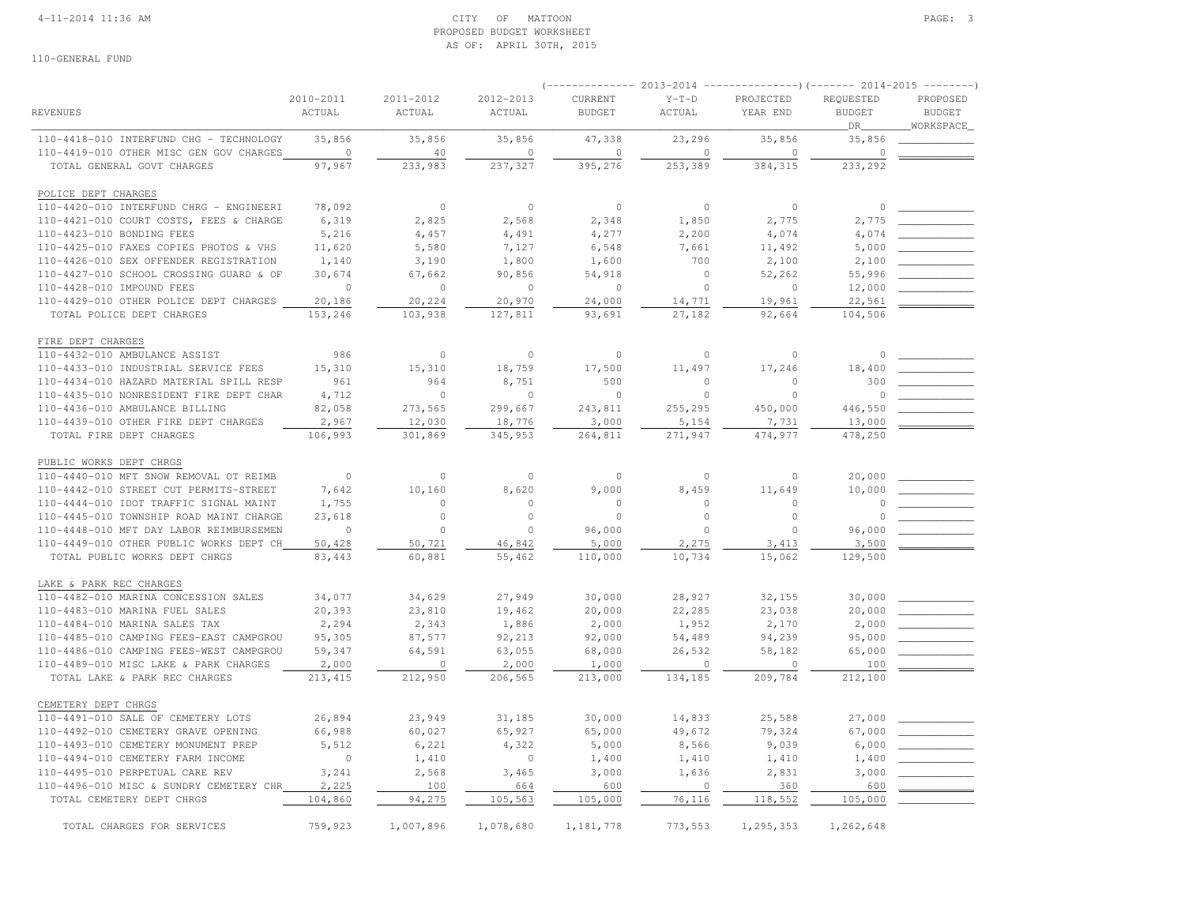CITY OF MATTOON
PROPOSED BUDGET WORKSHEET
AS OF: APRIL 30TH, 2015

110-GENERAL FUND

| REVENUES | 2010-2011 ACTUAL | 2011-2012 ACTUAL | 2012-2013 ACTUAL | 2013-2014 CURRENT BUDGET | 2013-2014 Y-T-D ACTUAL | 2013-2014 PROJECTED YEAR END | 2014-2015 REQUESTED BUDGET DR | 2014-2015 PROPOSED BUDGET WORKSPACE |
|---|---|---|---|---|---|---|---|---|
| 110-4418-010 INTERFUND CHG - TECHNOLOGY | 35,856 | 35,856 | 35,856 | 47,338 | 23,296 | 35,856 | 35,856 | |
| 110-4419-010 OTHER MISC GEN GOV CHARGES | 0 | 40 | 0 | 0 | 0 | 0 | 0 | |
| TOTAL GENERAL GOVT CHARGES | 97,967 | 233,983 | 237,327 | 395,276 | 253,389 | 384,315 | 233,292 | |
| **POLICE DEPT CHARGES** | | | | | | | | |
| 110-4420-010 INTERFUND CHRG - ENGINEERI | 78,092 | 0 | 0 | 0 | 0 | 0 | 0 | |
| 110-4421-010 COURT COSTS, FEES & CHARGE | 6,319 | 2,825 | 2,568 | 2,348 | 1,850 | 2,775 | 2,775 | |
| 110-4423-010 BONDING FEES | 5,216 | 4,457 | 4,491 | 4,277 | 2,200 | 4,074 | 4,074 | |
| 110-4425-010 FAXES COPIES PHOTOS & VHS | 11,620 | 5,580 | 7,127 | 6,548 | 7,661 | 11,492 | 5,000 | |
| 110-4426-010 SEX OFFENDER REGISTRATION | 1,140 | 3,190 | 1,800 | 1,600 | 700 | 2,100 | 2,100 | |
| 110-4427-010 SCHOOL CROSSING GUARD & OF | 30,674 | 67,662 | 90,856 | 54,918 | 0 | 52,262 | 55,996 | |
| 110-4428-010 IMPOUND FEES | 0 | 0 | 0 | 0 | 0 | 0 | 12,000 | |
| 110-4429-010 OTHER POLICE DEPT CHARGES | 20,186 | 20,224 | 20,970 | 24,000 | 14,771 | 19,961 | 22,561 | |
| TOTAL POLICE DEPT CHARGES | 153,246 | 103,938 | 127,811 | 93,691 | 27,182 | 92,664 | 104,506 | |
| **FIRE DEPT CHARGES** | | | | | | | | |
| 110-4432-010 AMBULANCE ASSIST | 986 | 0 | 0 | 0 | 0 | 0 | 0 | |
| 110-4433-010 INDUSTRIAL SERVICE FEES | 15,310 | 15,310 | 18,759 | 17,500 | 11,497 | 17,246 | 18,400 | |
| 110-4434-010 HAZARD MATERIAL SPILL RESP | 961 | 964 | 8,751 | 500 | 0 | 0 | 300 | |
| 110-4435-010 NONRESIDENT FIRE DEPT CHAR | 4,712 | 0 | 0 | 0 | 0 | 0 | 0 | |
| 110-4436-010 AMBULANCE BILLING | 82,058 | 273,565 | 299,667 | 243,811 | 255,295 | 450,000 | 446,550 | |
| 110-4439-010 OTHER FIRE DEPT CHARGES | 2,967 | 12,030 | 18,776 | 3,000 | 5,154 | 7,731 | 13,000 | |
| TOTAL FIRE DEPT CHARGES | 106,993 | 301,869 | 345,953 | 264,811 | 271,947 | 474,977 | 478,250 | |
| **PUBLIC WORKS DEPT CHRGS** | | | | | | | | |
| 110-4440-010 MFT SNOW REMOVAL OT REIMB | 0 | 0 | 0 | 0 | 0 | 0 | 20,000 | |
| 110-4442-010 STREET CUT PERMITS-STREET | 7,642 | 10,160 | 8,620 | 9,000 | 8,459 | 11,649 | 10,000 | |
| 110-4444-010 IDOT TRAFFIC SIGNAL MAINT | 1,755 | 0 | 0 | 0 | 0 | 0 | 0 | |
| 110-4445-010 TOWNSHIP ROAD MAINT CHARGE | 23,618 | 0 | 0 | 0 | 0 | 0 | 0 | |
| 110-4448-010 MFT DAY LABOR REIMBURSEMEN | 0 | 0 | 0 | 96,000 | 0 | 0 | 96,000 | |
| 110-4449-010 OTHER PUBLIC WORKS DEPT CH | 50,428 | 50,721 | 46,842 | 5,000 | 2,275 | 3,413 | 3,500 | |
| TOTAL PUBLIC WORKS DEPT CHRGS | 83,443 | 60,881 | 55,462 | 110,000 | 10,734 | 15,062 | 129,500 | |
| **LAKE & PARK REC CHARGES** | | | | | | | | |
| 110-4482-010 MARINA CONCESSION SALES | 34,077 | 34,629 | 27,949 | 30,000 | 28,927 | 32,155 | 30,000 | |
| 110-4483-010 MARINA FUEL SALES | 20,393 | 23,810 | 19,462 | 20,000 | 22,285 | 23,038 | 20,000 | |
| 110-4484-010 MARINA SALES TAX | 2,294 | 2,343 | 1,886 | 2,000 | 1,952 | 2,170 | 2,000 | |
| 110-4485-010 CAMPING FEES-EAST CAMPGROU | 95,305 | 87,577 | 92,213 | 92,000 | 54,489 | 94,239 | 95,000 | |
| 110-4486-010 CAMPING FEES-WEST CAMPGROU | 59,347 | 64,591 | 63,055 | 68,000 | 26,532 | 58,182 | 65,000 | |
| 110-4489-010 MISC LAKE & PARK CHARGES | 2,000 | 0 | 2,000 | 1,000 | 0 | 0 | 100 | |
| TOTAL LAKE & PARK REC CHARGES | 213,415 | 212,950 | 206,565 | 213,000 | 134,185 | 209,784 | 212,100 | |
| **CEMETERY DEPT CHRGS** | | | | | | | | |
| 110-4491-010 SALE OF CEMETERY LOTS | 26,894 | 23,949 | 31,185 | 30,000 | 14,833 | 25,588 | 27,000 | |
| 110-4492-010 CEMETERY GRAVE OPENING | 66,988 | 60,027 | 65,927 | 65,000 | 49,672 | 79,324 | 67,000 | |
| 110-4493-010 CEMETERY MONUMENT PREP | 5,512 | 6,221 | 4,322 | 5,000 | 8,566 | 9,039 | 6,000 | |
| 110-4494-010 CEMETERY FARM INCOME | 0 | 1,410 | 0 | 1,400 | 1,410 | 1,410 | 1,400 | |
| 110-4495-010 PERPETUAL CARE REV | 3,241 | 2,568 | 3,465 | 3,000 | 1,636 | 2,831 | 3,000 | |
| 110-4496-010 MISC & SUNDRY CEMETERY CHR | 2,225 | 100 | 664 | 600 | 0 | 360 | 600 | |
| TOTAL CEMETERY DEPT CHRGS | 104,860 | 94,275 | 105,563 | 105,000 | 76,116 | 118,552 | 105,000 | |
| TOTAL CHARGES FOR SERVICES | 759,923 | 1,007,896 | 1,078,680 | 1,181,778 | 773,553 | 1,295,353 | 1,262,648 | |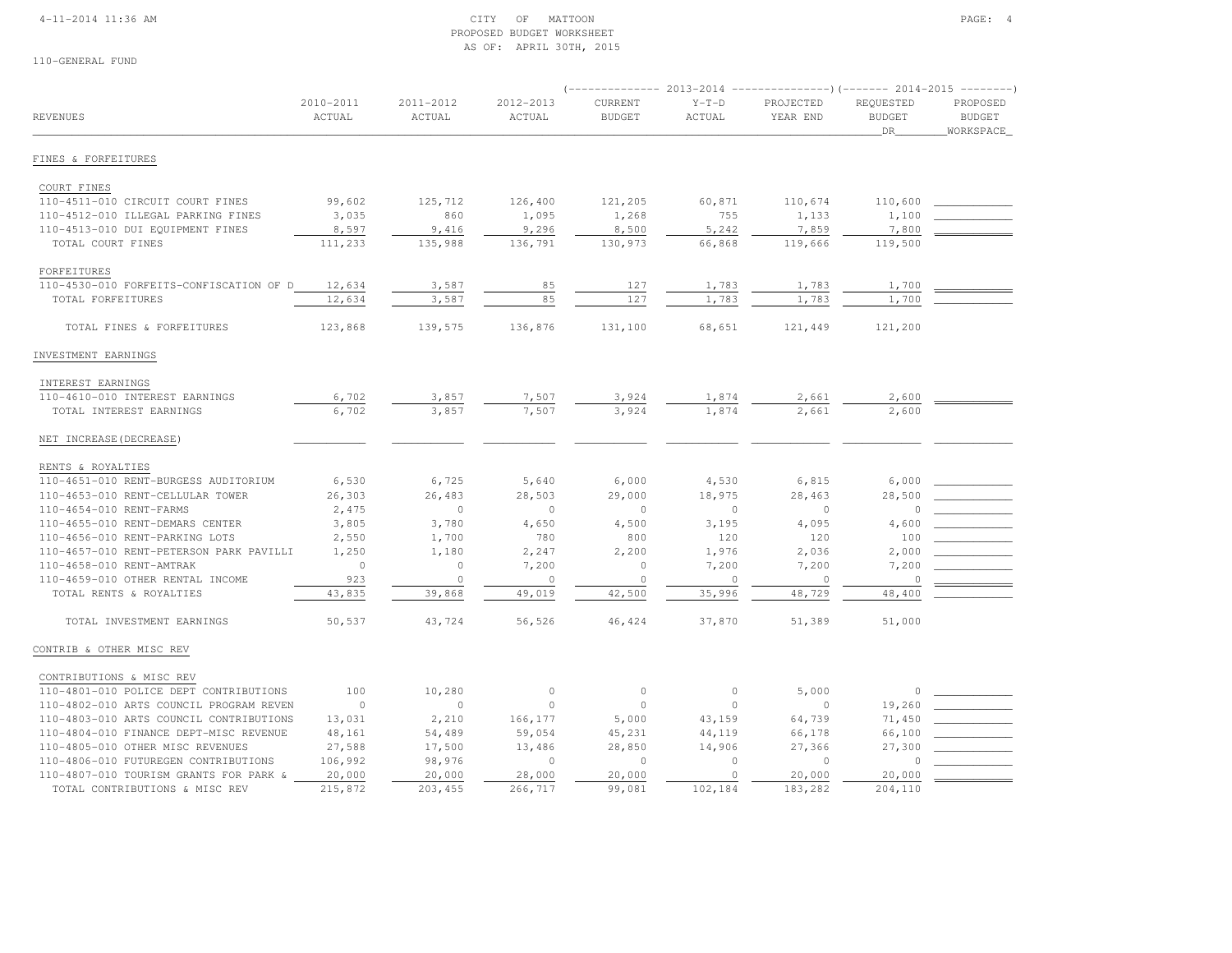CITY OF MATTOON
PROPOSED BUDGET WORKSHEET
AS OF: APRIL 30TH, 2015

110-GENERAL FUND

| REVENUES | 2010-2011 ACTUAL | 2011-2012 ACTUAL | 2012-2013 ACTUAL | 2013-2014 CURRENT BUDGET | 2013-2014 Y-T-D ACTUAL | 2013-2014 PROJECTED YEAR END | 2014-2015 REQUESTED BUDGET DR | 2014-2015 PROPOSED BUDGET WORKSPACE |
|---|---|---|---|---|---|---|---|---|
| **FINES & FORFEITURES** | | | | | | | | |
| COURT FINES | | | | | | | | |
| 110-4511-010 CIRCUIT COURT FINES | 99,602 | 125,712 | 126,400 | 121,205 | 60,871 | 110,674 | 110,600 | |
| 110-4512-010 ILLEGAL PARKING FINES | 3,035 | 860 | 1,095 | 1,268 | 755 | 1,133 | 1,100 | |
| 110-4513-010 DUI EQUIPMENT FINES | 8,597 | 9,416 | 9,296 | 8,500 | 5,242 | 7,859 | 7,800 | |
| TOTAL COURT FINES | 111,233 | 135,988 | 136,791 | 130,973 | 66,868 | 119,666 | 119,500 | |
| FORFEITURES | | | | | | | | |
| 110-4530-010 FORFEITS-CONFISCATION OF D | 12,634 | 3,587 | 85 | 127 | 1,783 | 1,783 | 1,700 | |
| TOTAL FORFEITURES | 12,634 | 3,587 | 85 | 127 | 1,783 | 1,783 | 1,700 | |
| TOTAL FINES & FORFEITURES | 123,868 | 139,575 | 136,876 | 131,100 | 68,651 | 121,449 | 121,200 | |
| **INVESTMENT EARNINGS** | | | | | | | | |
| INTEREST EARNINGS | | | | | | | | |
| 110-4610-010 INTEREST EARNINGS | 6,702 | 3,857 | 7,507 | 3,924 | 1,874 | 2,661 | 2,600 | |
| TOTAL INTEREST EARNINGS | 6,702 | 3,857 | 7,507 | 3,924 | 1,874 | 2,661 | 2,600 | |
| NET INCREASE(DECREASE) | | | | | | | | |
| RENTS & ROYALTIES | | | | | | | | |
| 110-4651-010 RENT-BURGESS AUDITORIUM | 6,530 | 6,725 | 5,640 | 6,000 | 4,530 | 6,815 | 6,000 | |
| 110-4653-010 RENT-CELLULAR TOWER | 26,303 | 26,483 | 28,503 | 29,000 | 18,975 | 28,463 | 28,500 | |
| 110-4654-010 RENT-FARMS | 2,475 | 0 | 0 | 0 | 0 | 0 | 0 | |
| 110-4655-010 RENT-DEMARS CENTER | 3,805 | 3,780 | 4,650 | 4,500 | 3,195 | 4,095 | 4,600 | |
| 110-4656-010 RENT-PARKING LOTS | 2,550 | 1,700 | 780 | 800 | 120 | 120 | 100 | |
| 110-4657-010 RENT-PETERSON PARK PAVILLI | 1,250 | 1,180 | 2,247 | 2,200 | 1,976 | 2,036 | 2,000 | |
| 110-4658-010 RENT-AMTRAK | 0 | 0 | 7,200 | 0 | 7,200 | 7,200 | 7,200 | |
| 110-4659-010 OTHER RENTAL INCOME | 923 | 0 | 0 | 0 | 0 | 0 | 0 | |
| TOTAL RENTS & ROYALTIES | 43,835 | 39,868 | 49,019 | 42,500 | 35,996 | 48,729 | 48,400 | |
| TOTAL INVESTMENT EARNINGS | 50,537 | 43,724 | 56,526 | 46,424 | 37,870 | 51,389 | 51,000 | |
| **CONTRIB & OTHER MISC REV** | | | | | | | | |
| CONTRIBUTIONS & MISC REV | | | | | | | | |
| 110-4801-010 POLICE DEPT CONTRIBUTIONS | 100 | 10,280 | 0 | 0 | 0 | 5,000 | 0 | |
| 110-4802-010 ARTS COUNCIL PROGRAM REVEN | 0 | 0 | 0 | 0 | 0 | 0 | 19,260 | |
| 110-4803-010 ARTS COUNCIL CONTRIBUTIONS | 13,031 | 2,210 | 166,177 | 5,000 | 43,159 | 64,739 | 71,450 | |
| 110-4804-010 FINANCE DEPT-MISC REVENUE | 48,161 | 54,489 | 59,054 | 45,231 | 44,119 | 66,178 | 66,100 | |
| 110-4805-010 OTHER MISC REVENUES | 27,588 | 17,500 | 13,486 | 28,850 | 14,906 | 27,366 | 27,300 | |
| 110-4806-010 FUTUREGEN CONTRIBUTIONS | 106,992 | 98,976 | 0 | 0 | 0 | 0 | 0 | |
| 110-4807-010 TOURISM GRANTS FOR PARK & | 20,000 | 20,000 | 28,000 | 20,000 | 0 | 20,000 | 20,000 | |
| TOTAL CONTRIBUTIONS & MISC REV | 215,872 | 203,455 | 266,717 | 99,081 | 102,184 | 183,282 | 204,110 | |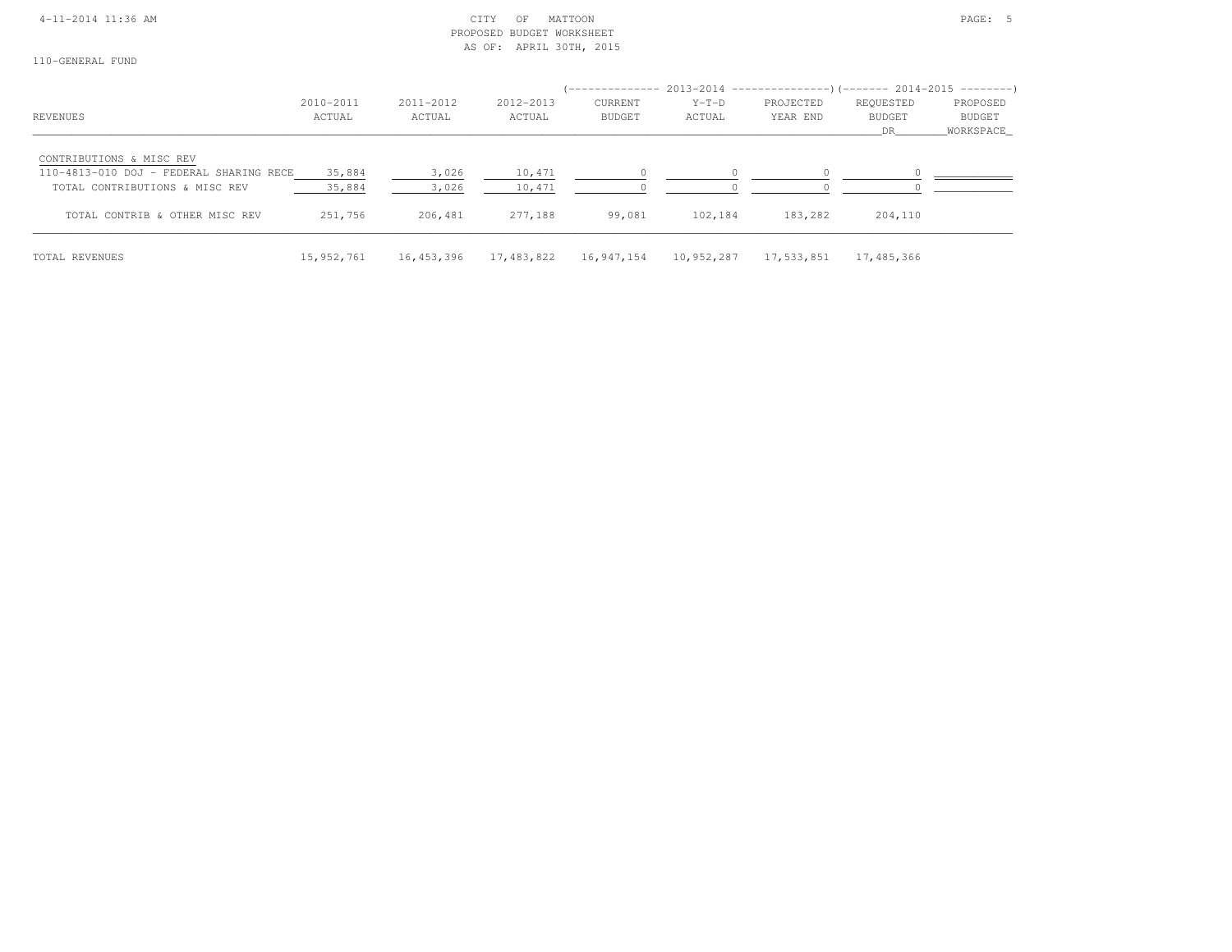CITY OF MATTOON
PROPOSED BUDGET WORKSHEET
AS OF: APRIL 30TH, 2015

110-GENERAL FUND

| REVENUES | 2010-2011 ACTUAL | 2011-2012 ACTUAL | 2012-2013 ACTUAL | 2013-2014 CURRENT BUDGET | 2013-2014 Y-T-D ACTUAL | 2013-2014 PROJECTED YEAR END | 2014-2015 REQUESTED BUDGET DR | 2014-2015 PROPOSED BUDGET WORKSPACE |
|---|---|---|---|---|---|---|---|---|
| CONTRIBUTIONS & MISC REV | | | | | | | | |
| 110-4813-010 DOJ - FEDERAL SHARING RECE | 35,884 | 3,026 | 10,471 | 0 | 0 | 0 | 0 | |
| TOTAL CONTRIBUTIONS & MISC REV | 35,884 | 3,026 | 10,471 | 0 | 0 | 0 | 0 | |
| TOTAL CONTRIB & OTHER MISC REV | 251,756 | 206,481 | 277,188 | 99,081 | 102,184 | 183,282 | 204,110 | |
| TOTAL REVENUES | 15,952,761 | 16,453,396 | 17,483,822 | 16,947,154 | 10,952,287 | 17,533,851 | 17,485,366 | |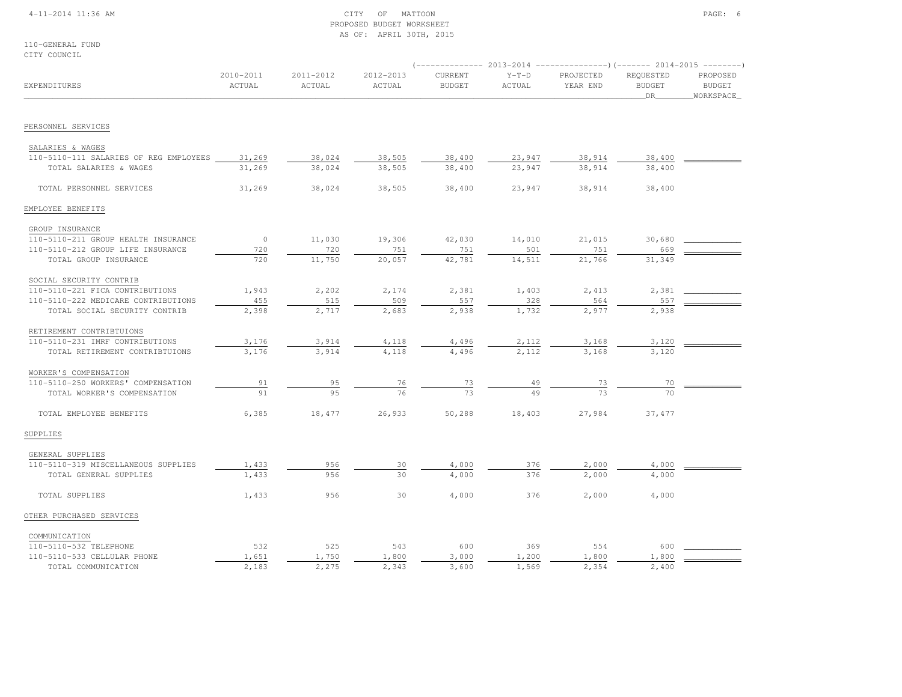CITY OF MATTOON
PROPOSED BUDGET WORKSHEET
AS OF: APRIL 30TH, 2015

110-GENERAL FUND
CITY COUNCIL

| EXPENDITURES | 2010-2011 ACTUAL | 2011-2012 ACTUAL | 2012-2013 ACTUAL | 2013-2014 CURRENT BUDGET | 2013-2014 Y-T-D ACTUAL | 2013-2014 PROJECTED YEAR END | 2014-2015 REQUESTED BUDGET DR | 2014-2015 PROPOSED BUDGET WORKSPACE |
|---|---|---|---|---|---|---|---|---|
| PERSONNEL SERVICES | | | | | | | | |
| SALARIES & WAGES | | | | | | | | |
| 110-5110-111 SALARIES OF REG EMPLOYEES | 31,269 | 38,024 | 38,505 | 38,400 | 23,947 | 38,914 | 38,400 | |
| TOTAL SALARIES & WAGES | 31,269 | 38,024 | 38,505 | 38,400 | 23,947 | 38,914 | 38,400 | |
| TOTAL PERSONNEL SERVICES | 31,269 | 38,024 | 38,505 | 38,400 | 23,947 | 38,914 | 38,400 | |
| EMPLOYEE BENEFITS | | | | | | | | |
| GROUP INSURANCE | | | | | | | | |
| 110-5110-211 GROUP HEALTH INSURANCE | 0 | 11,030 | 19,306 | 42,030 | 14,010 | 21,015 | 30,680 | |
| 110-5110-212 GROUP LIFE INSURANCE | 720 | 720 | 751 | 751 | 501 | 751 | 669 | |
| TOTAL GROUP INSURANCE | 720 | 11,750 | 20,057 | 42,781 | 14,511 | 21,766 | 31,349 | |
| SOCIAL SECURITY CONTRIB | | | | | | | | |
| 110-5110-221 FICA CONTRIBUTIONS | 1,943 | 2,202 | 2,174 | 2,381 | 1,403 | 2,413 | 2,381 | |
| 110-5110-222 MEDICARE CONTRIBUTIONS | 455 | 515 | 509 | 557 | 328 | 564 | 557 | |
| TOTAL SOCIAL SECURITY CONTRIB | 2,398 | 2,717 | 2,683 | 2,938 | 1,732 | 2,977 | 2,938 | |
| RETIREMENT CONTRIBTUIONS | | | | | | | | |
| 110-5110-231 IMRF CONTRIBUTIONS | 3,176 | 3,914 | 4,118 | 4,496 | 2,112 | 3,168 | 3,120 | |
| TOTAL RETIREMENT CONTRIBTUIONS | 3,176 | 3,914 | 4,118 | 4,496 | 2,112 | 3,168 | 3,120 | |
| WORKER'S COMPENSATION | | | | | | | | |
| 110-5110-250 WORKERS' COMPENSATION | 91 | 95 | 76 | 73 | 49 | 73 | 70 | |
| TOTAL WORKER'S COMPENSATION | 91 | 95 | 76 | 73 | 49 | 73 | 70 | |
| TOTAL EMPLOYEE BENEFITS | 6,385 | 18,477 | 26,933 | 50,288 | 18,403 | 27,984 | 37,477 | |
| SUPPLIES | | | | | | | | |
| GENERAL SUPPLIES | | | | | | | | |
| 110-5110-319 MISCELLANEOUS SUPPLIES | 1,433 | 956 | 30 | 4,000 | 376 | 2,000 | 4,000 | |
| TOTAL GENERAL SUPPLIES | 1,433 | 956 | 30 | 4,000 | 376 | 2,000 | 4,000 | |
| TOTAL SUPPLIES | 1,433 | 956 | 30 | 4,000 | 376 | 2,000 | 4,000 | |
| OTHER PURCHASED SERVICES | | | | | | | | |
| COMMUNICATION | | | | | | | | |
| 110-5110-532 TELEPHONE | 532 | 525 | 543 | 600 | 369 | 554 | 600 | |
| 110-5110-533 CELLULAR PHONE | 1,651 | 1,750 | 1,800 | 3,000 | 1,200 | 1,800 | 1,800 | |
| TOTAL COMMUNICATION | 2,183 | 2,275 | 2,343 | 3,600 | 1,569 | 2,354 | 2,400 | |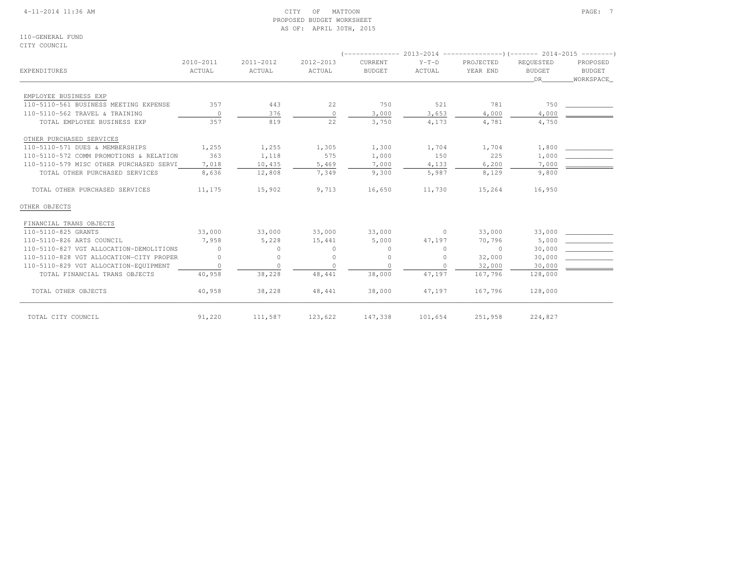CITY OF MATTOON
PROPOSED BUDGET WORKSHEET
AS OF: APRIL 30TH, 2015

110-GENERAL FUND
CITY COUNCIL

| EXPENDITURES | 2010-2011 ACTUAL | 2011-2012 ACTUAL | 2012-2013 ACTUAL | 2013-2014 CURRENT BUDGET | 2013-2014 Y-T-D ACTUAL | 2013-2014 PROJECTED YEAR END | 2014-2015 REQUESTED BUDGET DR | 2014-2015 PROPOSED BUDGET WORKSPACE |
|---|---|---|---|---|---|---|---|---|
| EMPLOYEE BUSINESS EXP | | | | | | | | |
| 110-5110-561 BUSINESS MEETING EXPENSE | 357 | 443 | 22 | 750 | 521 | 781 | 750 | |
| 110-5110-562 TRAVEL & TRAINING | 0 | 376 | 0 | 3,000 | 3,653 | 4,000 | 4,000 | |
| TOTAL EMPLOYEE BUSINESS EXP | 357 | 819 | 22 | 3,750 | 4,173 | 4,781 | 4,750 | |
| OTHER PURCHASED SERVICES | | | | | | | | |
| 110-5110-571 DUES & MEMBERSHIPS | 1,255 | 1,255 | 1,305 | 1,300 | 1,704 | 1,704 | 1,800 | |
| 110-5110-572 COMM PROMOTIONS & RELATION | 363 | 1,118 | 575 | 1,000 | 150 | 225 | 1,000 | |
| 110-5110-579 MISC OTHER PURCHASED SERVI | 7,018 | 10,435 | 5,469 | 7,000 | 4,133 | 6,200 | 7,000 | |
| TOTAL OTHER PURCHASED SERVICES | 8,636 | 12,808 | 7,349 | 9,300 | 5,987 | 8,129 | 9,800 | |
| TOTAL OTHER PURCHASED SERVICES | 11,175 | 15,902 | 9,713 | 16,650 | 11,730 | 15,264 | 16,950 | |
| OTHER OBJECTS | | | | | | | | |
| FINANCIAL TRANS OBJECTS | | | | | | | | |
| 110-5110-825 GRANTS | 33,000 | 33,000 | 33,000 | 33,000 | 0 | 33,000 | 33,000 | |
| 110-5110-826 ARTS COUNCIL | 7,958 | 5,228 | 15,441 | 5,000 | 47,197 | 70,796 | 5,000 | |
| 110-5110-827 VGT ALLOCATION-DEMOLITIONS | 0 | 0 | 0 | 0 | 0 | 0 | 30,000 | |
| 110-5110-828 VGT ALLOCATION-CITY PROPER | 0 | 0 | 0 | 0 | 0 | 32,000 | 30,000 | |
| 110-5110-829 VGT ALLOCATION-EQUIPMENT | 0 | 0 | 0 | 0 | 0 | 32,000 | 30,000 | |
| TOTAL FINANCIAL TRANS OBJECTS | 40,958 | 38,228 | 48,441 | 38,000 | 47,197 | 167,796 | 128,000 | |
| TOTAL OTHER OBJECTS | 40,958 | 38,228 | 48,441 | 38,000 | 47,197 | 167,796 | 128,000 | |
| TOTAL CITY COUNCIL | 91,220 | 111,587 | 123,622 | 147,338 | 101,654 | 251,958 | 224,827 | |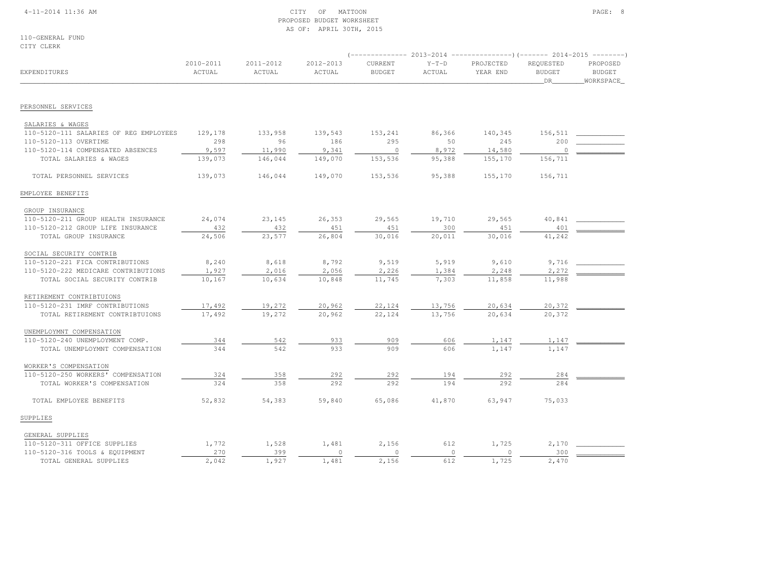CITY OF MATTOON
PROPOSED BUDGET WORKSHEET
AS OF: APRIL 30TH, 2015

110-GENERAL FUND
CITY CLERK

| EXPENDITURES | 2010-2011 ACTUAL | 2011-2012 ACTUAL | 2012-2013 ACTUAL | 2013-2014 CURRENT BUDGET | 2013-2014 Y-T-D ACTUAL | 2013-2014 PROJECTED YEAR END | 2014-2015 REQUESTED BUDGET DR | 2014-2015 PROPOSED BUDGET WORKSPACE |
|---|---|---|---|---|---|---|---|---|
| **PERSONNEL SERVICES** | | | | | | | | |
| SALARIES & WAGES | | | | | | | | |
| 110-5120-111 SALARIES OF REG EMPLOYEES | 129,178 | 133,958 | 139,543 | 153,241 | 86,366 | 140,345 | 156,511 | |
| 110-5120-113 OVERTIME | 298 | 96 | 186 | 295 | 50 | 245 | 200 | |
| 110-5120-114 COMPENSATED ABSENCES | 9,597 | 11,990 | 9,341 | 0 | 8,972 | 14,580 | 0 | |
| TOTAL SALARIES & WAGES | 139,073 | 146,044 | 149,070 | 153,536 | 95,388 | 155,170 | 156,711 | |
| TOTAL PERSONNEL SERVICES | 139,073 | 146,044 | 149,070 | 153,536 | 95,388 | 155,170 | 156,711 | |
| **EMPLOYEE BENEFITS** | | | | | | | | |
| GROUP INSURANCE | | | | | | | | |
| 110-5120-211 GROUP HEALTH INSURANCE | 24,074 | 23,145 | 26,353 | 29,565 | 19,710 | 29,565 | 40,841 | |
| 110-5120-212 GROUP LIFE INSURANCE | 432 | 432 | 451 | 451 | 300 | 451 | 401 | |
| TOTAL GROUP INSURANCE | 24,506 | 23,577 | 26,804 | 30,016 | 20,011 | 30,016 | 41,242 | |
| SOCIAL SECURITY CONTRIB | | | | | | | | |
| 110-5120-221 FICA CONTRIBUTIONS | 8,240 | 8,618 | 8,792 | 9,519 | 5,919 | 9,610 | 9,716 | |
| 110-5120-222 MEDICARE CONTRIBUTIONS | 1,927 | 2,016 | 2,056 | 2,226 | 1,384 | 2,248 | 2,272 | |
| TOTAL SOCIAL SECURITY CONTRIB | 10,167 | 10,634 | 10,848 | 11,745 | 7,303 | 11,858 | 11,988 | |
| RETIREMENT CONTRIBTUIONS | | | | | | | | |
| 110-5120-231 IMRF CONTRIBUTIONS | 17,492 | 19,272 | 20,962 | 22,124 | 13,756 | 20,634 | 20,372 | |
| TOTAL RETIREMENT CONTRIBTUIONS | 17,492 | 19,272 | 20,962 | 22,124 | 13,756 | 20,634 | 20,372 | |
| UNEMPLOYMNT COMPENSATION | | | | | | | | |
| 110-5120-240 UNEMPLOYMENT COMP. | 344 | 542 | 933 | 909 | 606 | 1,147 | 1,147 | |
| TOTAL UNEMPLOYMNT COMPENSATION | 344 | 542 | 933 | 909 | 606 | 1,147 | 1,147 | |
| WORKER'S COMPENSATION | | | | | | | | |
| 110-5120-250 WORKERS' COMPENSATION | 324 | 358 | 292 | 292 | 194 | 292 | 284 | |
| TOTAL WORKER'S COMPENSATION | 324 | 358 | 292 | 292 | 194 | 292 | 284 | |
| TOTAL EMPLOYEE BENEFITS | 52,832 | 54,383 | 59,840 | 65,086 | 41,870 | 63,947 | 75,033 | |
| **SUPPLIES** | | | | | | | | |
| GENERAL SUPPLIES | | | | | | | | |
| 110-5120-311 OFFICE SUPPLIES | 1,772 | 1,528 | 1,481 | 2,156 | 612 | 1,725 | 2,170 | |
| 110-5120-316 TOOLS & EQUIPMENT | 270 | 399 | 0 | 0 | 0 | 0 | 300 | |
| TOTAL GENERAL SUPPLIES | 2,042 | 1,927 | 1,481 | 2,156 | 612 | 1,725 | 2,470 | |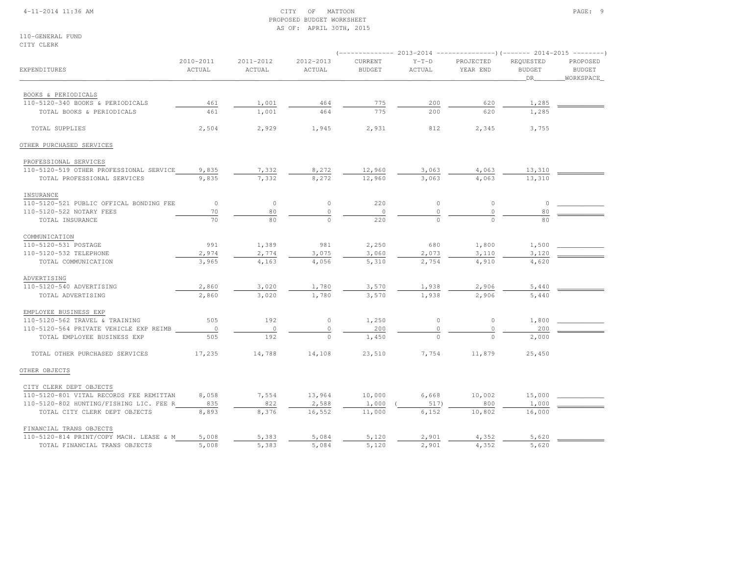CITY OF MATTOON
PROPOSED BUDGET WORKSHEET
AS OF: APRIL 30TH, 2015

110-GENERAL FUND
CITY CLERK

| | | | | 2013-2014 | | | 2014-2015 | |
|---|---|---|---|---|---|---|---|---|
| EXPENDITURES | 2010-2011 ACTUAL | 2011-2012 ACTUAL | 2012-2013 ACTUAL | CURRENT BUDGET | Y-T-D ACTUAL | PROJECTED YEAR END | REQUESTED BUDGET DR | PROPOSED BUDGET WORKSPACE |
| BOOKS & PERIODICALS | | | | | | | | |
| 110-5120-340 BOOKS & PERIODICALS | 461 | 1,001 | 464 | 775 | 200 | 620 | 1,285 | |
| TOTAL BOOKS & PERIODICALS | 461 | 1,001 | 464 | 775 | 200 | 620 | 1,285 | |
| TOTAL SUPPLIES | 2,504 | 2,929 | 1,945 | 2,931 | 812 | 2,345 | 3,755 | |
| OTHER PURCHASED SERVICES | | | | | | | | |
| PROFESSIONAL SERVICES | | | | | | | | |
| 110-5120-519 OTHER PROFESSIONAL SERVICE | 9,835 | 7,332 | 8,272 | 12,960 | 3,063 | 4,063 | 13,310 | |
| TOTAL PROFESSIONAL SERVICES | 9,835 | 7,332 | 8,272 | 12,960 | 3,063 | 4,063 | 13,310 | |
| INSURANCE | | | | | | | | |
| 110-5120-521 PUBLIC OFFICAL BONDING FEE | 0 | 0 | 0 | 220 | 0 | 0 | 0 | |
| 110-5120-522 NOTARY FEES | 70 | 80 | 0 | 0 | 0 | 0 | 80 | |
| TOTAL INSURANCE | 70 | 80 | 0 | 220 | 0 | 0 | 80 | |
| COMMUNICATION | | | | | | | | |
| 110-5120-531 POSTAGE | 991 | 1,389 | 981 | 2,250 | 680 | 1,800 | 1,500 | |
| 110-5120-532 TELEPHONE | 2,974 | 2,774 | 3,075 | 3,060 | 2,073 | 3,110 | 3,120 | |
| TOTAL COMMUNICATION | 3,965 | 4,163 | 4,056 | 5,310 | 2,754 | 4,910 | 4,620 | |
| ADVERTISING | | | | | | | | |
| 110-5120-540 ADVERTISING | 2,860 | 3,020 | 1,780 | 3,570 | 1,938 | 2,906 | 5,440 | |
| TOTAL ADVERTISING | 2,860 | 3,020 | 1,780 | 3,570 | 1,938 | 2,906 | 5,440 | |
| EMPLOYEE BUSINESS EXP | | | | | | | | |
| 110-5120-562 TRAVEL & TRAINING | 505 | 192 | 0 | 1,250 | 0 | 0 | 1,800 | |
| 110-5120-564 PRIVATE VEHICLE EXP REIMB | 0 | 0 | 0 | 200 | 0 | 0 | 200 | |
| TOTAL EMPLOYEE BUSINESS EXP | 505 | 192 | 0 | 1,450 | 0 | 0 | 2,000 | |
| TOTAL OTHER PURCHASED SERVICES | 17,235 | 14,788 | 14,108 | 23,510 | 7,754 | 11,879 | 25,450 | |
| OTHER OBJECTS | | | | | | | | |
| CITY CLERK DEPT OBJECTS | | | | | | | | |
| 110-5120-801 VITAL RECORDS FEE REMITTAN | 8,058 | 7,554 | 13,964 | 10,000 | 6,668 | 10,002 | 15,000 | |
| 110-5120-802 HUNTING/FISHING LIC. FEE R | 835 | 822 | 2,588 | 1,000 | ( 517) | 800 | 1,000 | |
| TOTAL CITY CLERK DEPT OBJECTS | 8,893 | 8,376 | 16,552 | 11,000 | 6,152 | 10,802 | 16,000 | |
| FINANCIAL TRANS OBJECTS | | | | | | | | |
| 110-5120-814 PRINT/COPY MACH. LEASE & M | 5,008 | 5,383 | 5,084 | 5,120 | 2,901 | 4,352 | 5,620 | |
| TOTAL FINANCIAL TRANS OBJECTS | 5,008 | 5,383 | 5,084 | 5,120 | 2,901 | 4,352 | 5,620 | |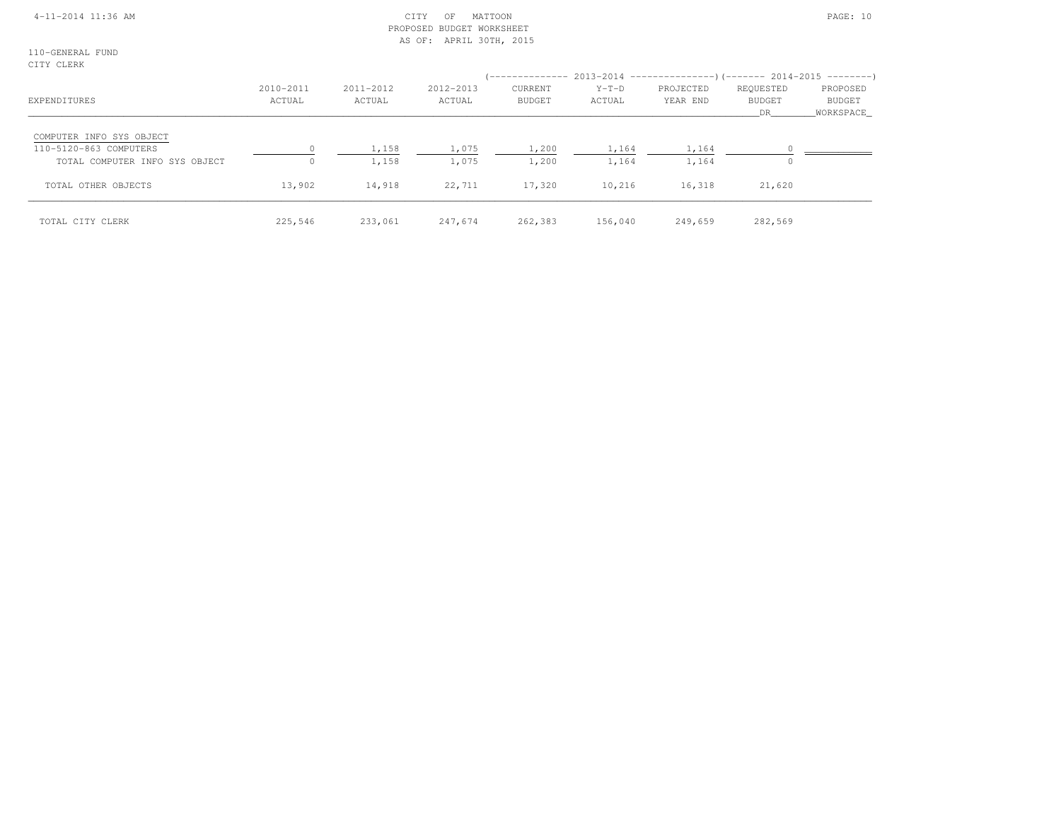110-GENERAL FUND
CITY CLERK

CITY OF MATTOON
PROPOSED BUDGET WORKSHEET
AS OF: APRIL 30TH, 2015

| EXPENDITURES | 2010-2011 ACTUAL | 2011-2012 ACTUAL | 2012-2013 ACTUAL | 2013-2014 CURRENT BUDGET | 2013-2014 Y-T-D ACTUAL | 2013-2014 PROJECTED YEAR END | 2014-2015 REQUESTED BUDGET DR | 2014-2015 PROPOSED BUDGET WORKSPACE |
|---|---|---|---|---|---|---|---|---|
| COMPUTER INFO SYS OBJECT | | | | | | | | |
| 110-5120-863 COMPUTERS | 0 | 1,158 | 1,075 | 1,200 | 1,164 | 1,164 | 0 | |
| TOTAL COMPUTER INFO SYS OBJECT | 0 | 1,158 | 1,075 | 1,200 | 1,164 | 1,164 | 0 | |
| TOTAL OTHER OBJECTS | 13,902 | 14,918 | 22,711 | 17,320 | 10,216 | 16,318 | 21,620 | |
| TOTAL CITY CLERK | 225,546 | 233,061 | 247,674 | 262,383 | 156,040 | 249,659 | 282,569 | |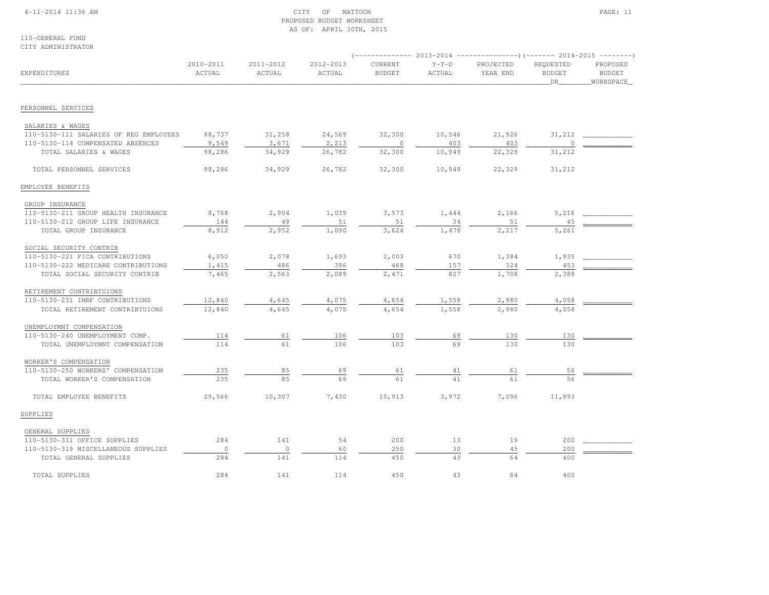CITY OF MATTOON
PROPOSED BUDGET WORKSHEET
AS OF: APRIL 30TH, 2015

110-GENERAL FUND
CITY ADMINISTRATOR

| EXPENDITURES | 2010-2011 ACTUAL | 2011-2012 ACTUAL | 2012-2013 ACTUAL | 2013-2014 CURRENT BUDGET | 2013-2014 Y-T-D ACTUAL | 2013-2014 PROJECTED YEAR END | 2014-2015 REQUESTED BUDGET DR | 2014-2015 PROPOSED BUDGET WORKSPACE |
|---|---|---|---|---|---|---|---|---|
| **PERSONNEL SERVICES** | | | | | | | | |
| SALARIES & WAGES | | | | | | | | |
| 110-5130-111 SALARIES OF REG EMPLOYEES | 88,737 | 31,258 | 24,569 | 32,300 | 10,546 | 21,926 | 31,212 | |
| 110-5130-114 COMPENSATED ABSENCES | 9,549 | 3,671 | 2,213 | 0 | 403 | 403 | 0 | |
| TOTAL SALARIES & WAGES | 98,286 | 34,929 | 26,782 | 32,300 | 10,949 | 22,329 | 31,212 | |
| TOTAL PERSONNEL SERVICES | 98,286 | 34,929 | 26,782 | 32,300 | 10,949 | 22,329 | 31,212 | |
| **EMPLOYEE BENEFITS** | | | | | | | | |
| GROUP INSURANCE | | | | | | | | |
| 110-5130-211 GROUP HEALTH INSURANCE | 8,768 | 2,904 | 1,039 | 3,573 | 1,444 | 2,166 | 5,216 | |
| 110-5130-212 GROUP LIFE INSURANCE | 144 | 49 | 51 | 51 | 34 | 51 | 45 | |
| TOTAL GROUP INSURANCE | 8,912 | 2,952 | 1,090 | 3,624 | 1,478 | 2,217 | 5,261 | |
| SOCIAL SECURITY CONTRIB | | | | | | | | |
| 110-5130-221 FICA CONTRIBUTIONS | 6,050 | 2,078 | 1,693 | 2,003 | 670 | 1,384 | 1,935 | |
| 110-5130-222 MEDICARE CONTRIBUTIONS | 1,415 | 486 | 396 | 468 | 157 | 324 | 453 | |
| TOTAL SOCIAL SECURITY CONTRIB | 7,465 | 2,563 | 2,089 | 2,471 | 827 | 1,708 | 2,388 | |
| RETIREMENT CONTRIBTUIONS | | | | | | | | |
| 110-5130-231 IMRF CONTRIBUTIONS | 12,840 | 4,645 | 4,075 | 4,654 | 1,558 | 2,980 | 4,058 | |
| TOTAL RETIREMENT CONTRIBTUIONS | 12,840 | 4,645 | 4,075 | 4,654 | 1,558 | 2,980 | 4,058 | |
| UNEMPLOYMNT COMPENSATION | | | | | | | | |
| 110-5130-240 UNEMPLOYMENT COMP. | 114 | 61 | 106 | 103 | 69 | 130 | 130 | |
| TOTAL UNEMPLOYMNT COMPENSATION | 114 | 61 | 106 | 103 | 69 | 130 | 130 | |
| WORKER'S COMPENSATION | | | | | | | | |
| 110-5130-250 WORKERS' COMPENSATION | 235 | 85 | 69 | 61 | 41 | 61 | 56 | |
| TOTAL WORKER'S COMPENSATION | 235 | 85 | 69 | 61 | 41 | 61 | 56 | |
| TOTAL EMPLOYEE BENEFITS | 29,566 | 10,307 | 7,430 | 10,913 | 3,972 | 7,096 | 11,893 | |
| **SUPPLIES** | | | | | | | | |
| GENERAL SUPPLIES | | | | | | | | |
| 110-5130-311 OFFICE SUPPLIES | 284 | 141 | 54 | 200 | 13 | 19 | 200 | |
| 110-5130-319 MISCELLANEOUS SUPPLIES | 0 | 0 | 60 | 250 | 30 | 45 | 200 | |
| TOTAL GENERAL SUPPLIES | 284 | 141 | 114 | 450 | 43 | 64 | 400 | |
| TOTAL SUPPLIES | 284 | 141 | 114 | 450 | 43 | 64 | 400 | |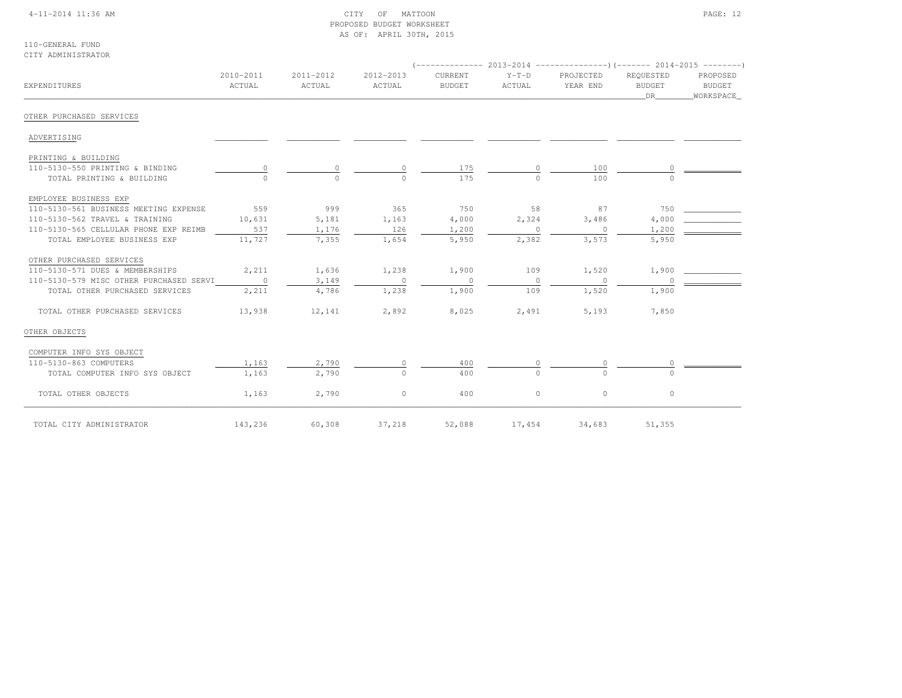CITY OF MATTOON
PROPOSED BUDGET WORKSHEET
AS OF: APRIL 30TH, 2015

110-GENERAL FUND
CITY ADMINISTRATOR

| EXPENDITURES | 2010-2011 ACTUAL | 2011-2012 ACTUAL | 2012-2013 ACTUAL | 2013-2014 CURRENT BUDGET | 2013-2014 Y-T-D ACTUAL | 2013-2014 PROJECTED YEAR END | 2014-2015 REQUESTED BUDGET DR | 2014-2015 PROPOSED BUDGET WORKSPACE |
|---|---|---|---|---|---|---|---|---|
| **OTHER PURCHASED SERVICES** | | | | | | | | |
| ADVERTISING | | | | | | | | |
| PRINTING & BUILDING | | | | | | | | |
| 110-5130-550 PRINTING & BINDING | 0 | 0 | 0 | 175 | 0 | 100 | 0 | |
| TOTAL PRINTING & BUILDING | 0 | 0 | 0 | 175 | 0 | 100 | 0 | |
| EMPLOYEE BUSINESS EXP | | | | | | | | |
| 110-5130-561 BUSINESS MEETING EXPENSE | 559 | 999 | 365 | 750 | 58 | 87 | 750 | |
| 110-5130-562 TRAVEL & TRAINING | 10,631 | 5,181 | 1,163 | 4,000 | 2,324 | 3,486 | 4,000 | |
| 110-5130-565 CELLULAR PHONE EXP REIMB | 537 | 1,176 | 126 | 1,200 | 0 | 0 | 1,200 | |
| TOTAL EMPLOYEE BUSINESS EXP | 11,727 | 7,355 | 1,654 | 5,950 | 2,382 | 3,573 | 5,950 | |
| OTHER PURCHASED SERVICES | | | | | | | | |
| 110-5130-571 DUES & MEMBERSHIPS | 2,211 | 1,636 | 1,238 | 1,900 | 109 | 1,520 | 1,900 | |
| 110-5130-579 MISC OTHER PURCHASED SERVI | 0 | 3,149 | 0 | 0 | 0 | 0 | 0 | |
| TOTAL OTHER PURCHASED SERVICES | 2,211 | 4,786 | 1,238 | 1,900 | 109 | 1,520 | 1,900 | |
| TOTAL OTHER PURCHASED SERVICES | 13,938 | 12,141 | 2,892 | 8,025 | 2,491 | 5,193 | 7,850 | |
| **OTHER OBJECTS** | | | | | | | | |
| COMPUTER INFO SYS OBJECT | | | | | | | | |
| 110-5130-863 COMPUTERS | 1,163 | 2,790 | 0 | 400 | 0 | 0 | 0 | |
| TOTAL COMPUTER INFO SYS OBJECT | 1,163 | 2,790 | 0 | 400 | 0 | 0 | 0 | |
| TOTAL OTHER OBJECTS | 1,163 | 2,790 | 0 | 400 | 0 | 0 | 0 | |
| TOTAL CITY ADMINISTRATOR | 143,236 | 60,308 | 37,218 | 52,088 | 17,454 | 34,683 | 51,355 | |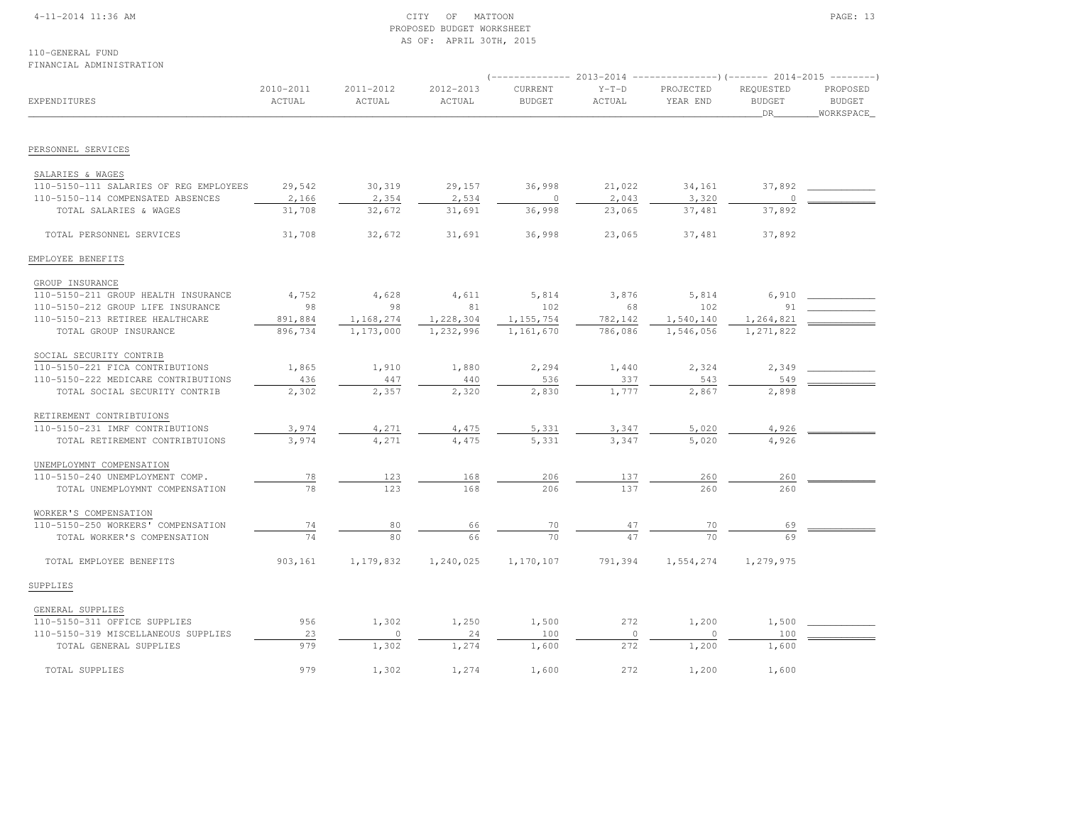CITY OF MATTOON
PROPOSED BUDGET WORKSHEET
AS OF: APRIL 30TH, 2015

110-GENERAL FUND
FINANCIAL ADMINISTRATION

| EXPENDITURES | 2010-2011 ACTUAL | 2011-2012 ACTUAL | 2012-2013 ACTUAL | 2013-2014 CURRENT BUDGET | 2013-2014 Y-T-D ACTUAL | 2013-2014 PROJECTED YEAR END | 2014-2015 REQUESTED BUDGET DR | 2014-2015 PROPOSED BUDGET WORKSPACE |
|---|---|---|---|---|---|---|---|---|
| **PERSONNEL SERVICES** | | | | | | | | |
| SALARIES & WAGES | | | | | | | | |
| 110-5150-111 SALARIES OF REG EMPLOYEES | 29,542 | 30,319 | 29,157 | 36,998 | 21,022 | 34,161 | 37,892 | |
| 110-5150-114 COMPENSATED ABSENCES | 2,166 | 2,354 | 2,534 | 0 | 2,043 | 3,320 | 0 | |
| TOTAL SALARIES & WAGES | 31,708 | 32,672 | 31,691 | 36,998 | 23,065 | 37,481 | 37,892 | |
| TOTAL PERSONNEL SERVICES | 31,708 | 32,672 | 31,691 | 36,998 | 23,065 | 37,481 | 37,892 | |
| **EMPLOYEE BENEFITS** | | | | | | | | |
| GROUP INSURANCE | | | | | | | | |
| 110-5150-211 GROUP HEALTH INSURANCE | 4,752 | 4,628 | 4,611 | 5,814 | 3,876 | 5,814 | 6,910 | |
| 110-5150-212 GROUP LIFE INSURANCE | 98 | 98 | 81 | 102 | 68 | 102 | 91 | |
| 110-5150-213 RETIREE HEALTHCARE | 891,884 | 1,168,274 | 1,228,304 | 1,155,754 | 782,142 | 1,540,140 | 1,264,821 | |
| TOTAL GROUP INSURANCE | 896,734 | 1,173,000 | 1,232,996 | 1,161,670 | 786,086 | 1,546,056 | 1,271,822 | |
| SOCIAL SECURITY CONTRIB | | | | | | | | |
| 110-5150-221 FICA CONTRIBUTIONS | 1,865 | 1,910 | 1,880 | 2,294 | 1,440 | 2,324 | 2,349 | |
| 110-5150-222 MEDICARE CONTRIBUTIONS | 436 | 447 | 440 | 536 | 337 | 543 | 549 | |
| TOTAL SOCIAL SECURITY CONTRIB | 2,302 | 2,357 | 2,320 | 2,830 | 1,777 | 2,867 | 2,898 | |
| RETIREMENT CONTRIBTUIONS | | | | | | | | |
| 110-5150-231 IMRF CONTRIBUTIONS | 3,974 | 4,271 | 4,475 | 5,331 | 3,347 | 5,020 | 4,926 | |
| TOTAL RETIREMENT CONTRIBTUIONS | 3,974 | 4,271 | 4,475 | 5,331 | 3,347 | 5,020 | 4,926 | |
| UNEMPLOYMNT COMPENSATION | | | | | | | | |
| 110-5150-240 UNEMPLOYMENT COMP. | 78 | 123 | 168 | 206 | 137 | 260 | 260 | |
| TOTAL UNEMPLOYMNT COMPENSATION | 78 | 123 | 168 | 206 | 137 | 260 | 260 | |
| WORKER'S COMPENSATION | | | | | | | | |
| 110-5150-250 WORKERS' COMPENSATION | 74 | 80 | 66 | 70 | 47 | 70 | 69 | |
| TOTAL WORKER'S COMPENSATION | 74 | 80 | 66 | 70 | 47 | 70 | 69 | |
| TOTAL EMPLOYEE BENEFITS | 903,161 | 1,179,832 | 1,240,025 | 1,170,107 | 791,394 | 1,554,274 | 1,279,975 | |
| **SUPPLIES** | | | | | | | | |
| GENERAL SUPPLIES | | | | | | | | |
| 110-5150-311 OFFICE SUPPLIES | 956 | 1,302 | 1,250 | 1,500 | 272 | 1,200 | 1,500 | |
| 110-5150-319 MISCELLANEOUS SUPPLIES | 23 | 0 | 24 | 100 | 0 | 0 | 100 | |
| TOTAL GENERAL SUPPLIES | 979 | 1,302 | 1,274 | 1,600 | 272 | 1,200 | 1,600 | |
| TOTAL SUPPLIES | 979 | 1,302 | 1,274 | 1,600 | 272 | 1,200 | 1,600 | |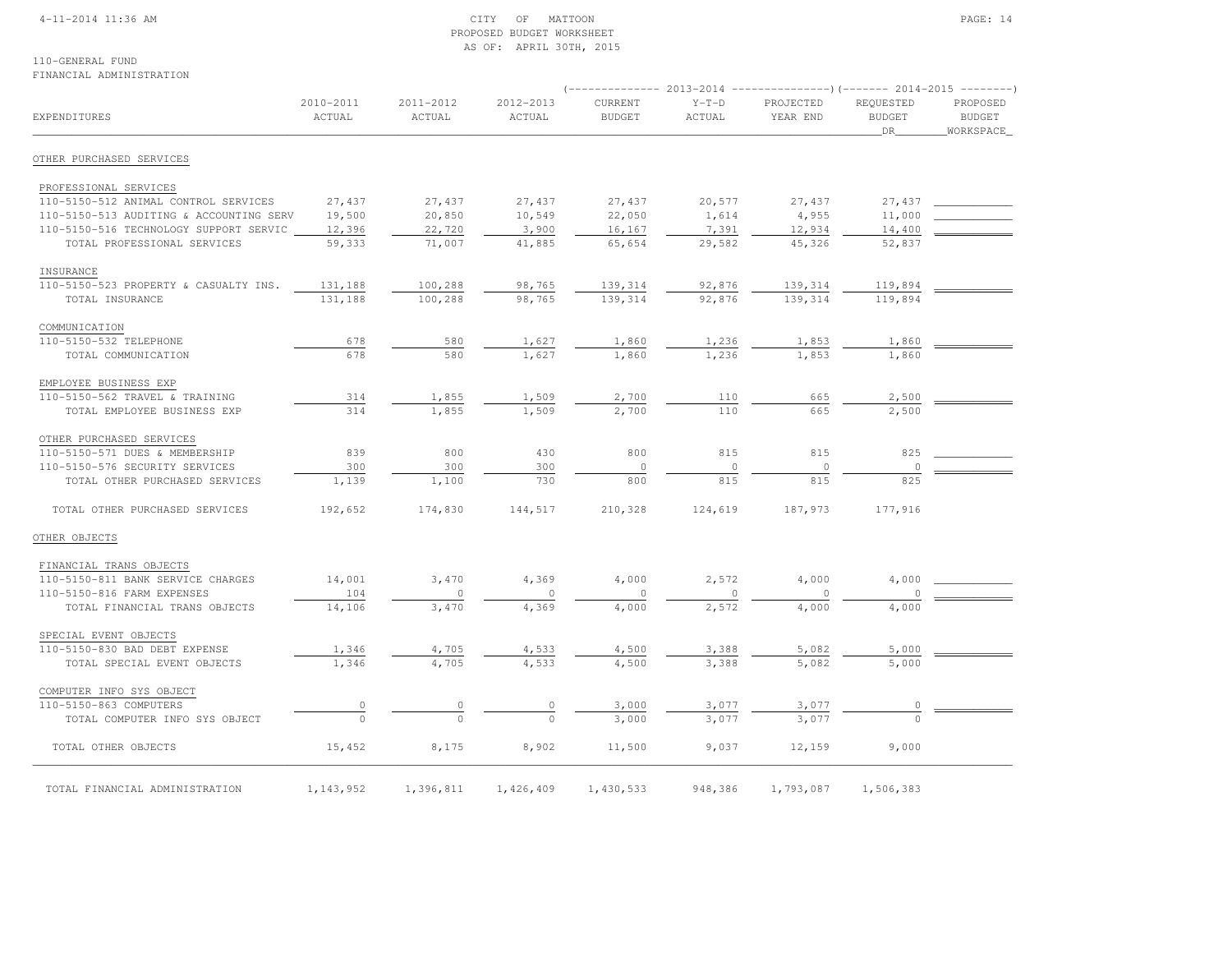CITY OF MATTOON
PROPOSED BUDGET WORKSHEET
AS OF: APRIL 30TH, 2015

110-GENERAL FUND
FINANCIAL ADMINISTRATION

| EXPENDITURES | 2010-2011 ACTUAL | 2011-2012 ACTUAL | 2012-2013 ACTUAL | 2013-2014 CURRENT BUDGET | 2013-2014 Y-T-D ACTUAL | 2013-2014 PROJECTED YEAR END | 2014-2015 REQUESTED BUDGET DR | 2014-2015 PROPOSED BUDGET WORKSPACE |
|---|---|---|---|---|---|---|---|---|
| **OTHER PURCHASED SERVICES** | | | | | | | | |
| PROFESSIONAL SERVICES | | | | | | | | |
| 110-5150-512 ANIMAL CONTROL SERVICES | 27,437 | 27,437 | 27,437 | 27,437 | 20,577 | 27,437 | 27,437 | |
| 110-5150-513 AUDITING & ACCOUNTING SERV | 19,500 | 20,850 | 10,549 | 22,050 | 1,614 | 4,955 | 11,000 | |
| 110-5150-516 TECHNOLOGY SUPPORT SERVIC | 12,396 | 22,720 | 3,900 | 16,167 | 7,391 | 12,934 | 14,400 | |
| TOTAL PROFESSIONAL SERVICES | 59,333 | 71,007 | 41,885 | 65,654 | 29,582 | 45,326 | 52,837 | |
| INSURANCE | | | | | | | | |
| 110-5150-523 PROPERTY & CASUALTY INS. | 131,188 | 100,288 | 98,765 | 139,314 | 92,876 | 139,314 | 119,894 | |
| TOTAL INSURANCE | 131,188 | 100,288 | 98,765 | 139,314 | 92,876 | 139,314 | 119,894 | |
| COMMUNICATION | | | | | | | | |
| 110-5150-532 TELEPHONE | 678 | 580 | 1,627 | 1,860 | 1,236 | 1,853 | 1,860 | |
| TOTAL COMMUNICATION | 678 | 580 | 1,627 | 1,860 | 1,236 | 1,853 | 1,860 | |
| EMPLOYEE BUSINESS EXP | | | | | | | | |
| 110-5150-562 TRAVEL & TRAINING | 314 | 1,855 | 1,509 | 2,700 | 110 | 665 | 2,500 | |
| TOTAL EMPLOYEE BUSINESS EXP | 314 | 1,855 | 1,509 | 2,700 | 110 | 665 | 2,500 | |
| OTHER PURCHASED SERVICES | | | | | | | | |
| 110-5150-571 DUES & MEMBERSHIP | 839 | 800 | 430 | 800 | 815 | 815 | 825 | |
| 110-5150-576 SECURITY SERVICES | 300 | 300 | 300 | 0 | 0 | 0 | 0 | |
| TOTAL OTHER PURCHASED SERVICES | 1,139 | 1,100 | 730 | 800 | 815 | 815 | 825 | |
| TOTAL OTHER PURCHASED SERVICES | 192,652 | 174,830 | 144,517 | 210,328 | 124,619 | 187,973 | 177,916 | |
| **OTHER OBJECTS** | | | | | | | | |
| FINANCIAL TRANS OBJECTS | | | | | | | | |
| 110-5150-811 BANK SERVICE CHARGES | 14,001 | 3,470 | 4,369 | 4,000 | 2,572 | 4,000 | 4,000 | |
| 110-5150-816 FARM EXPENSES | 104 | 0 | 0 | 0 | 0 | 0 | 0 | |
| TOTAL FINANCIAL TRANS OBJECTS | 14,106 | 3,470 | 4,369 | 4,000 | 2,572 | 4,000 | 4,000 | |
| SPECIAL EVENT OBJECTS | | | | | | | | |
| 110-5150-830 BAD DEBT EXPENSE | 1,346 | 4,705 | 4,533 | 4,500 | 3,388 | 5,082 | 5,000 | |
| TOTAL SPECIAL EVENT OBJECTS | 1,346 | 4,705 | 4,533 | 4,500 | 3,388 | 5,082 | 5,000 | |
| COMPUTER INFO SYS OBJECT | | | | | | | | |
| 110-5150-863 COMPUTERS | 0 | 0 | 0 | 3,000 | 3,077 | 3,077 | 0 | |
| TOTAL COMPUTER INFO SYS OBJECT | 0 | 0 | 0 | 3,000 | 3,077 | 3,077 | 0 | |
| TOTAL OTHER OBJECTS | 15,452 | 8,175 | 8,902 | 11,500 | 9,037 | 12,159 | 9,000 | |
| TOTAL FINANCIAL ADMINISTRATION | 1,143,952 | 1,396,811 | 1,426,409 | 1,430,533 | 948,386 | 1,793,087 | 1,506,383 | |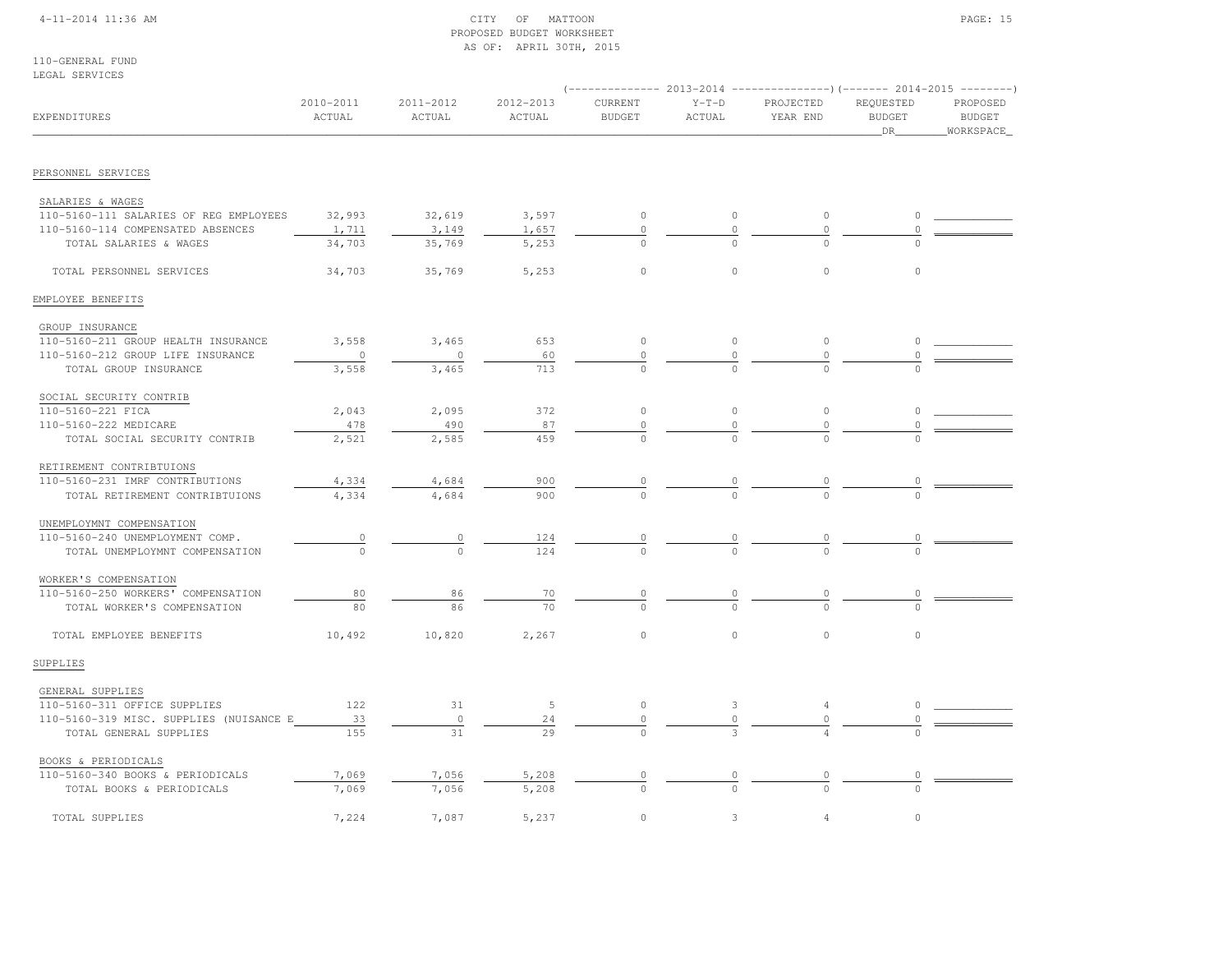CITY OF MATTOON
PROPOSED BUDGET WORKSHEET
AS OF: APRIL 30TH, 2015

110-GENERAL FUND
LEGAL SERVICES

| EXPENDITURES | 2010-2011 ACTUAL | 2011-2012 ACTUAL | 2012-2013 ACTUAL | 2013-2014 CURRENT BUDGET | 2013-2014 Y-T-D ACTUAL | 2013-2014 PROJECTED YEAR END | 2014-2015 REQUESTED BUDGET DR | 2014-2015 PROPOSED BUDGET WORKSPACE |
|---|---|---|---|---|---|---|---|---|
| **PERSONNEL SERVICES** | | | | | | | | |
| SALARIES & WAGES | | | | | | | | |
| 110-5160-111 SALARIES OF REG EMPLOYEES | 32,993 | 32,619 | 3,597 | 0 | 0 | 0 | 0 | |
| 110-5160-114 COMPENSATED ABSENCES | 1,711 | 3,149 | 1,657 | 0 | 0 | 0 | 0 | |
| TOTAL SALARIES & WAGES | 34,703 | 35,769 | 5,253 | 0 | 0 | 0 | 0 | |
| TOTAL PERSONNEL SERVICES | 34,703 | 35,769 | 5,253 | 0 | 0 | 0 | 0 | |
| **EMPLOYEE BENEFITS** | | | | | | | | |
| GROUP INSURANCE | | | | | | | | |
| 110-5160-211 GROUP HEALTH INSURANCE | 3,558 | 3,465 | 653 | 0 | 0 | 0 | 0 | |
| 110-5160-212 GROUP LIFE INSURANCE | 0 | 0 | 60 | 0 | 0 | 0 | 0 | |
| TOTAL GROUP INSURANCE | 3,558 | 3,465 | 713 | 0 | 0 | 0 | 0 | |
| SOCIAL SECURITY CONTRIB | | | | | | | | |
| 110-5160-221 FICA | 2,043 | 2,095 | 372 | 0 | 0 | 0 | 0 | |
| 110-5160-222 MEDICARE | 478 | 490 | 87 | 0 | 0 | 0 | 0 | |
| TOTAL SOCIAL SECURITY CONTRIB | 2,521 | 2,585 | 459 | 0 | 0 | 0 | 0 | |
| RETIREMENT CONTRIBTUIONS | | | | | | | | |
| 110-5160-231 IMRF CONTRIBUTIONS | 4,334 | 4,684 | 900 | 0 | 0 | 0 | 0 | |
| TOTAL RETIREMENT CONTRIBTUIONS | 4,334 | 4,684 | 900 | 0 | 0 | 0 | 0 | |
| UNEMPLOYMNT COMPENSATION | | | | | | | | |
| 110-5160-240 UNEMPLOYMENT COMP. | 0 | 0 | 124 | 0 | 0 | 0 | 0 | |
| TOTAL UNEMPLOYMNT COMPENSATION | 0 | 0 | 124 | 0 | 0 | 0 | 0 | |
| WORKER'S COMPENSATION | | | | | | | | |
| 110-5160-250 WORKERS' COMPENSATION | 80 | 86 | 70 | 0 | 0 | 0 | 0 | |
| TOTAL WORKER'S COMPENSATION | 80 | 86 | 70 | 0 | 0 | 0 | 0 | |
| TOTAL EMPLOYEE BENEFITS | 10,492 | 10,820 | 2,267 | 0 | 0 | 0 | 0 | |
| **SUPPLIES** | | | | | | | | |
| GENERAL SUPPLIES | | | | | | | | |
| 110-5160-311 OFFICE SUPPLIES | 122 | 31 | 5 | 0 | 3 | 4 | 0 | |
| 110-5160-319 MISC. SUPPLIES (NUISANCE E | 33 | 0 | 24 | 0 | 0 | 0 | 0 | |
| TOTAL GENERAL SUPPLIES | 155 | 31 | 29 | 0 | 3 | 4 | 0 | |
| BOOKS & PERIODICALS | | | | | | | | |
| 110-5160-340 BOOKS & PERIODICALS | 7,069 | 7,056 | 5,208 | 0 | 0 | 0 | 0 | |
| TOTAL BOOKS & PERIODICALS | 7,069 | 7,056 | 5,208 | 0 | 0 | 0 | 0 | |
| TOTAL SUPPLIES | 7,224 | 7,087 | 5,237 | 0 | 3 | 4 | 0 | |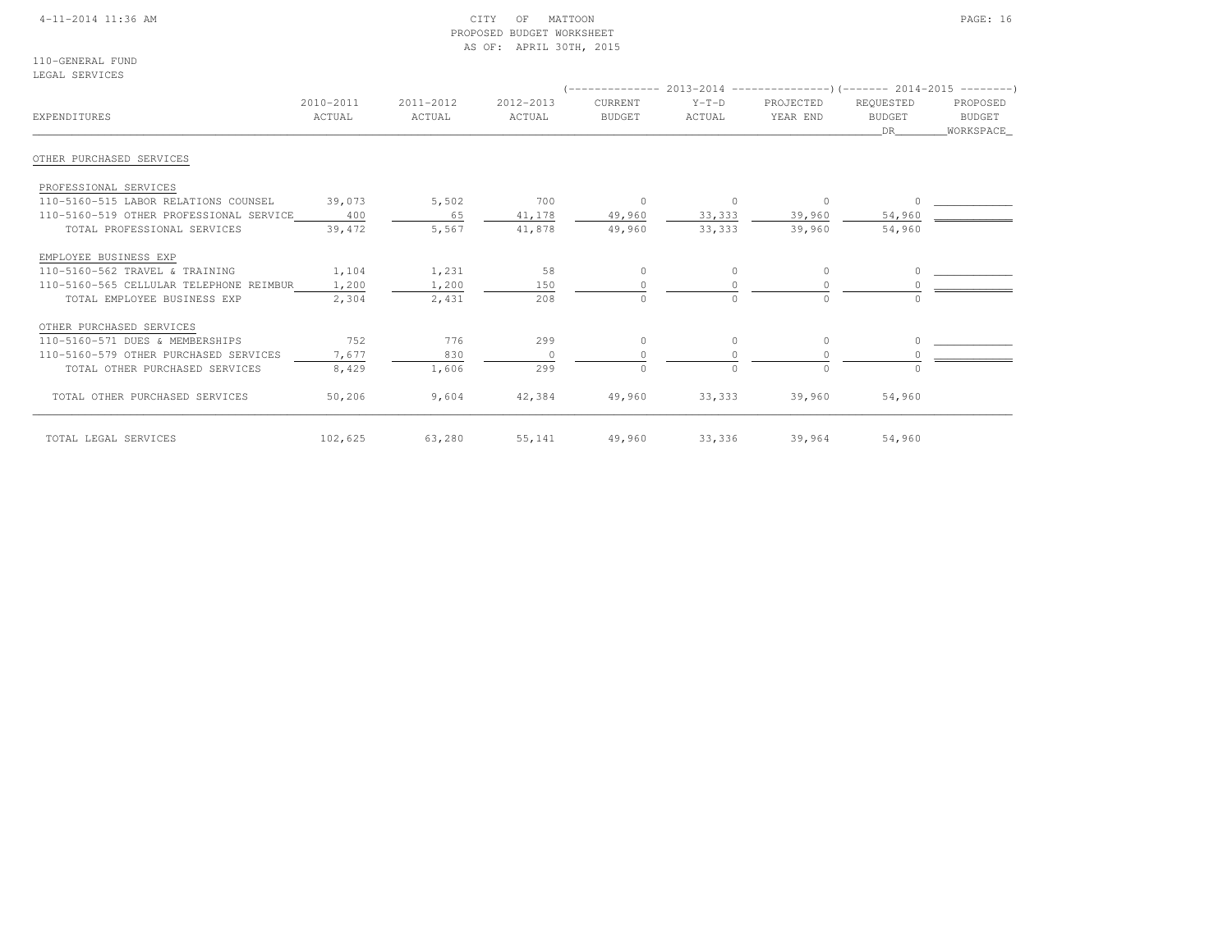CITY OF MATTOON
PROPOSED BUDGET WORKSHEET
AS OF: APRIL 30TH, 2015

110-GENERAL FUND
LEGAL SERVICES

| EXPENDITURES | 2010-2011 ACTUAL | 2011-2012 ACTUAL | 2012-2013 ACTUAL | 2013-2014 CURRENT BUDGET | 2013-2014 Y-T-D ACTUAL | 2013-2014 PROJECTED YEAR END | 2014-2015 REQUESTED BUDGET DR | 2014-2015 PROPOSED BUDGET WORKSPACE |
|---|---|---|---|---|---|---|---|---|
| **OTHER PURCHASED SERVICES** | | | | | | | | |
| PROFESSIONAL SERVICES | | | | | | | | |
| 110-5160-515 LABOR RELATIONS COUNSEL | 39,073 | 5,502 | 700 | 0 | 0 | 0 | 0 | |
| 110-5160-519 OTHER PROFESSIONAL SERVICE | 400 | 65 | 41,178 | 49,960 | 33,333 | 39,960 | 54,960 | |
| TOTAL PROFESSIONAL SERVICES | 39,472 | 5,567 | 41,878 | 49,960 | 33,333 | 39,960 | 54,960 | |
| EMPLOYEE BUSINESS EXP | | | | | | | | |
| 110-5160-562 TRAVEL & TRAINING | 1,104 | 1,231 | 58 | 0 | 0 | 0 | 0 | |
| 110-5160-565 CELLULAR TELEPHONE REIMBUR | 1,200 | 1,200 | 150 | 0 | 0 | 0 | 0 | |
| TOTAL EMPLOYEE BUSINESS EXP | 2,304 | 2,431 | 208 | 0 | 0 | 0 | 0 | |
| OTHER PURCHASED SERVICES | | | | | | | | |
| 110-5160-571 DUES & MEMBERSHIPS | 752 | 776 | 299 | 0 | 0 | 0 | 0 | |
| 110-5160-579 OTHER PURCHASED SERVICES | 7,677 | 830 | 0 | 0 | 0 | 0 | 0 | |
| TOTAL OTHER PURCHASED SERVICES | 8,429 | 1,606 | 299 | 0 | 0 | 0 | 0 | |
| TOTAL OTHER PURCHASED SERVICES | 50,206 | 9,604 | 42,384 | 49,960 | 33,333 | 39,960 | 54,960 | |
| TOTAL LEGAL SERVICES | 102,625 | 63,280 | 55,141 | 49,960 | 33,336 | 39,964 | 54,960 | |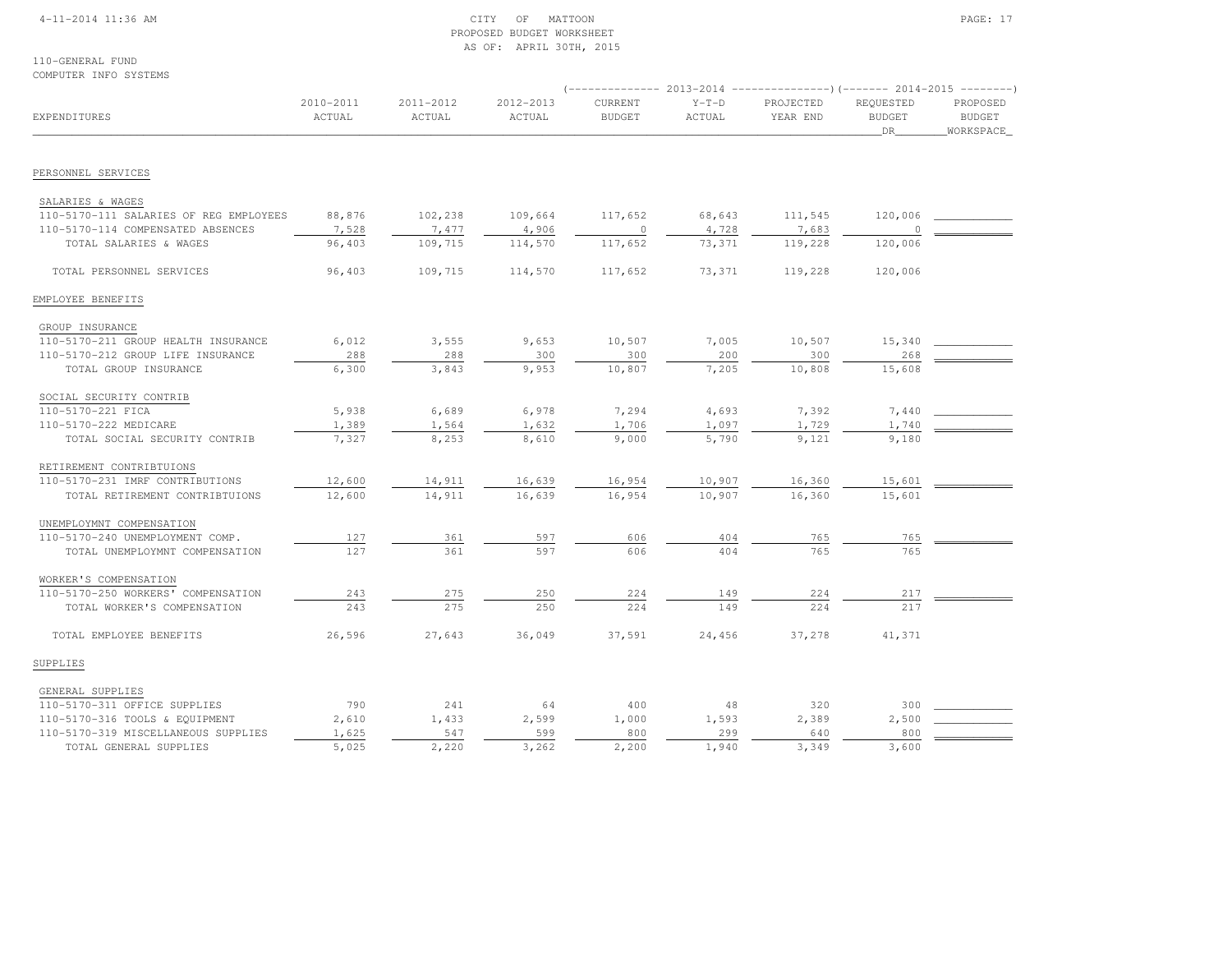CITY OF MATTOON
PROPOSED BUDGET WORKSHEET
AS OF: APRIL 30TH, 2015

110-GENERAL FUND
COMPUTER INFO SYSTEMS

| EXPENDITURES | 2010-2011 ACTUAL | 2011-2012 ACTUAL | 2012-2013 ACTUAL | 2013-2014 CURRENT BUDGET | 2013-2014 Y-T-D ACTUAL | 2013-2014 PROJECTED YEAR END | 2014-2015 REQUESTED BUDGET DR | 2014-2015 PROPOSED BUDGET WORKSPACE |
|---|---|---|---|---|---|---|---|---|
| **PERSONNEL SERVICES** | | | | | | | | |
| SALARIES & WAGES | | | | | | | | |
| 110-5170-111 SALARIES OF REG EMPLOYEES | 88,876 | 102,238 | 109,664 | 117,652 | 68,643 | 111,545 | 120,006 | |
| 110-5170-114 COMPENSATED ABSENCES | 7,528 | 7,477 | 4,906 | 0 | 4,728 | 7,683 | 0 | |
| TOTAL SALARIES & WAGES | 96,403 | 109,715 | 114,570 | 117,652 | 73,371 | 119,228 | 120,006 | |
| TOTAL PERSONNEL SERVICES | 96,403 | 109,715 | 114,570 | 117,652 | 73,371 | 119,228 | 120,006 | |
| **EMPLOYEE BENEFITS** | | | | | | | | |
| GROUP INSURANCE | | | | | | | | |
| 110-5170-211 GROUP HEALTH INSURANCE | 6,012 | 3,555 | 9,653 | 10,507 | 7,005 | 10,507 | 15,340 | |
| 110-5170-212 GROUP LIFE INSURANCE | 288 | 288 | 300 | 300 | 200 | 300 | 268 | |
| TOTAL GROUP INSURANCE | 6,300 | 3,843 | 9,953 | 10,807 | 7,205 | 10,808 | 15,608 | |
| SOCIAL SECURITY CONTRIB | | | | | | | | |
| 110-5170-221 FICA | 5,938 | 6,689 | 6,978 | 7,294 | 4,693 | 7,392 | 7,440 | |
| 110-5170-222 MEDICARE | 1,389 | 1,564 | 1,632 | 1,706 | 1,097 | 1,729 | 1,740 | |
| TOTAL SOCIAL SECURITY CONTRIB | 7,327 | 8,253 | 8,610 | 9,000 | 5,790 | 9,121 | 9,180 | |
| RETIREMENT CONTRIBTUIONS | | | | | | | | |
| 110-5170-231 IMRF CONTRIBUTIONS | 12,600 | 14,911 | 16,639 | 16,954 | 10,907 | 16,360 | 15,601 | |
| TOTAL RETIREMENT CONTRIBTUIONS | 12,600 | 14,911 | 16,639 | 16,954 | 10,907 | 16,360 | 15,601 | |
| UNEMPLOYMNT COMPENSATION | | | | | | | | |
| 110-5170-240 UNEMPLOYMENT COMP. | 127 | 361 | 597 | 606 | 404 | 765 | 765 | |
| TOTAL UNEMPLOYMNT COMPENSATION | 127 | 361 | 597 | 606 | 404 | 765 | 765 | |
| WORKER'S COMPENSATION | | | | | | | | |
| 110-5170-250 WORKERS' COMPENSATION | 243 | 275 | 250 | 224 | 149 | 224 | 217 | |
| TOTAL WORKER'S COMPENSATION | 243 | 275 | 250 | 224 | 149 | 224 | 217 | |
| TOTAL EMPLOYEE BENEFITS | 26,596 | 27,643 | 36,049 | 37,591 | 24,456 | 37,278 | 41,371 | |
| **SUPPLIES** | | | | | | | | |
| GENERAL SUPPLIES | | | | | | | | |
| 110-5170-311 OFFICE SUPPLIES | 790 | 241 | 64 | 400 | 48 | 320 | 300 | |
| 110-5170-316 TOOLS & EQUIPMENT | 2,610 | 1,433 | 2,599 | 1,000 | 1,593 | 2,389 | 2,500 | |
| 110-5170-319 MISCELLANEOUS SUPPLIES | 1,625 | 547 | 599 | 800 | 299 | 640 | 800 | |
| TOTAL GENERAL SUPPLIES | 5,025 | 2,220 | 3,262 | 2,200 | 1,940 | 3,349 | 3,600 | |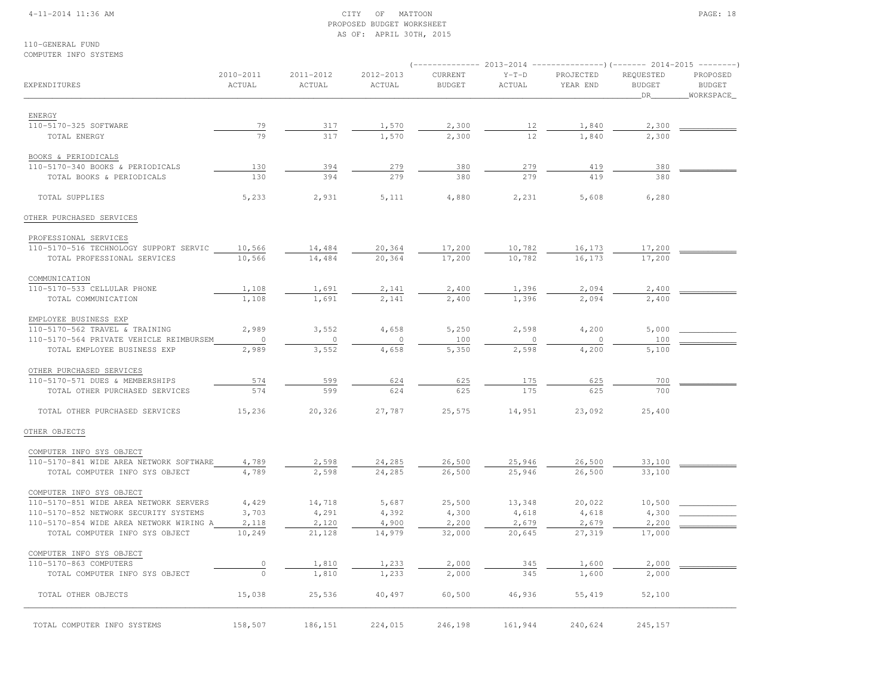110-GENERAL FUND
COMPUTER INFO SYSTEMS

PROPOSED BUDGET WORKSHEET
AS OF: APRIL 30TH, 2015

| EXPENDITURES | 2010-2011 ACTUAL | 2011-2012 ACTUAL | 2012-2013 ACTUAL | 2013-2014 CURRENT BUDGET | 2013-2014 Y-T-D ACTUAL | 2013-2014 PROJECTED YEAR END | 2014-2015 REQUESTED BUDGET DR | 2014-2015 PROPOSED BUDGET WORKSPACE |
|---|---|---|---|---|---|---|---|---|
| ENERGY | | | | | | | | |
| 110-5170-325 SOFTWARE | 79 | 317 | 1,570 | 2,300 | 12 | 1,840 | 2,300 | |
| TOTAL ENERGY | 79 | 317 | 1,570 | 2,300 | 12 | 1,840 | 2,300 | |
| BOOKS & PERIODICALS | | | | | | | | |
| 110-5170-340 BOOKS & PERIODICALS | 130 | 394 | 279 | 380 | 279 | 419 | 380 | |
| TOTAL BOOKS & PERIODICALS | 130 | 394 | 279 | 380 | 279 | 419 | 380 | |
| TOTAL SUPPLIES | 5,233 | 2,931 | 5,111 | 4,880 | 2,231 | 5,608 | 6,280 | |
| OTHER PURCHASED SERVICES | | | | | | | | |
| PROFESSIONAL SERVICES | | | | | | | | |
| 110-5170-516 TECHNOLOGY SUPPORT SERVIC | 10,566 | 14,484 | 20,364 | 17,200 | 10,782 | 16,173 | 17,200 | |
| TOTAL PROFESSIONAL SERVICES | 10,566 | 14,484 | 20,364 | 17,200 | 10,782 | 16,173 | 17,200 | |
| COMMUNICATION | | | | | | | | |
| 110-5170-533 CELLULAR PHONE | 1,108 | 1,691 | 2,141 | 2,400 | 1,396 | 2,094 | 2,400 | |
| TOTAL COMMUNICATION | 1,108 | 1,691 | 2,141 | 2,400 | 1,396 | 2,094 | 2,400 | |
| EMPLOYEE BUSINESS EXP | | | | | | | | |
| 110-5170-562 TRAVEL & TRAINING | 2,989 | 3,552 | 4,658 | 5,250 | 2,598 | 4,200 | 5,000 | |
| 110-5170-564 PRIVATE VEHICLE REIMBURSEM | 0 | 0 | 0 | 100 | 0 | 0 | 100 | |
| TOTAL EMPLOYEE BUSINESS EXP | 2,989 | 3,552 | 4,658 | 5,350 | 2,598 | 4,200 | 5,100 | |
| OTHER PURCHASED SERVICES | | | | | | | | |
| 110-5170-571 DUES & MEMBERSHIPS | 574 | 599 | 624 | 625 | 175 | 625 | 700 | |
| TOTAL OTHER PURCHASED SERVICES | 574 | 599 | 624 | 625 | 175 | 625 | 700 | |
| TOTAL OTHER PURCHASED SERVICES | 15,236 | 20,326 | 27,787 | 25,575 | 14,951 | 23,092 | 25,400 | |
| OTHER OBJECTS | | | | | | | | |
| COMPUTER INFO SYS OBJECT | | | | | | | | |
| 110-5170-841 WIDE AREA NETWORK SOFTWARE | 4,789 | 2,598 | 24,285 | 26,500 | 25,946 | 26,500 | 33,100 | |
| TOTAL COMPUTER INFO SYS OBJECT | 4,789 | 2,598 | 24,285 | 26,500 | 25,946 | 26,500 | 33,100 | |
| COMPUTER INFO SYS OBJECT | | | | | | | | |
| 110-5170-851 WIDE AREA NETWORK SERVERS | 4,429 | 14,718 | 5,687 | 25,500 | 13,348 | 20,022 | 10,500 | |
| 110-5170-852 NETWORK SECURITY SYSTEMS | 3,703 | 4,291 | 4,392 | 4,300 | 4,618 | 4,618 | 4,300 | |
| 110-5170-854 WIDE AREA NETWORK WIRING A | 2,118 | 2,120 | 4,900 | 2,200 | 2,679 | 2,679 | 2,200 | |
| TOTAL COMPUTER INFO SYS OBJECT | 10,249 | 21,128 | 14,979 | 32,000 | 20,645 | 27,319 | 17,000 | |
| COMPUTER INFO SYS OBJECT | | | | | | | | |
| 110-5170-863 COMPUTERS | 0 | 1,810 | 1,233 | 2,000 | 345 | 1,600 | 2,000 | |
| TOTAL COMPUTER INFO SYS OBJECT | 0 | 1,810 | 1,233 | 2,000 | 345 | 1,600 | 2,000 | |
| TOTAL OTHER OBJECTS | 15,038 | 25,536 | 40,497 | 60,500 | 46,936 | 55,419 | 52,100 | |
| TOTAL COMPUTER INFO SYSTEMS | 158,507 | 186,151 | 224,015 | 246,198 | 161,944 | 240,624 | 245,157 | |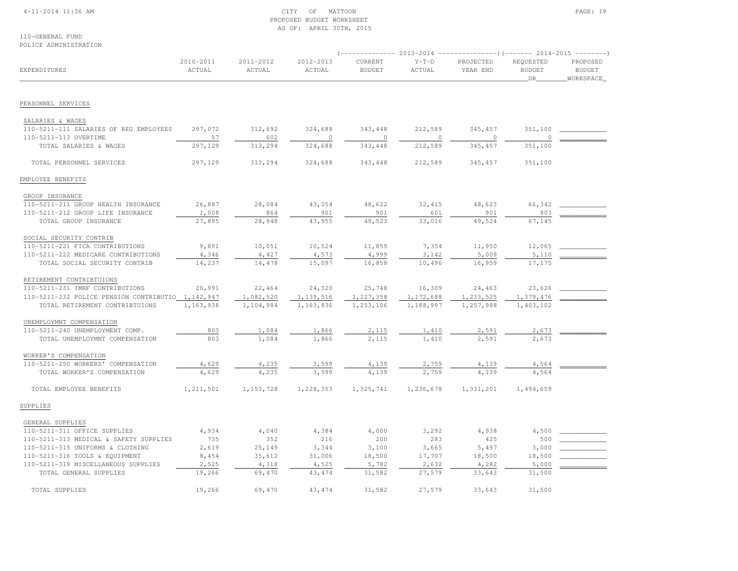CITY OF MATTOON
PROPOSED BUDGET WORKSHEET
AS OF: APRIL 30TH, 2015

110-GENERAL FUND
POLICE ADMINISTRATION

| EXPENDITURES | 2010-2011 ACTUAL | 2011-2012 ACTUAL | 2012-2013 ACTUAL | 2013-2014 CURRENT BUDGET | 2013-2014 Y-T-D ACTUAL | 2013-2014 PROJECTED YEAR END | 2014-2015 REQUESTED BUDGET DR | 2014-2015 PROPOSED BUDGET WORKSPACE |
|---|---|---|---|---|---|---|---|---|
| **PERSONNEL SERVICES** | | | | | | | | |
| SALARIES & WAGES | | | | | | | | |
| 110-5211-111 SALARIES OF REG EMPLOYEES | 297,072 | 312,692 | 324,688 | 343,448 | 212,589 | 345,457 | 351,100 | |
| 110-5211-113 OVERTIME | 57 | 602 | 0 | 0 | 0 | 0 | 0 | |
| TOTAL SALARIES & WAGES | 297,129 | 313,294 | 324,688 | 343,448 | 212,589 | 345,457 | 351,100 | |
| TOTAL PERSONNEL SERVICES | 297,129 | 313,294 | 324,688 | 343,448 | 212,589 | 345,457 | 351,100 | |
| **EMPLOYEE BENEFITS** | | | | | | | | |
| GROUP INSURANCE | | | | | | | | |
| 110-5211-211 GROUP HEALTH INSURANCE | 26,887 | 28,084 | 43,054 | 48,622 | 32,415 | 48,623 | 66,342 | |
| 110-5211-212 GROUP LIFE INSURANCE | 1,008 | 864 | 901 | 901 | 601 | 901 | 803 | |
| TOTAL GROUP INSURANCE | 27,895 | 28,948 | 43,955 | 49,523 | 33,016 | 49,524 | 67,145 | |
| SOCIAL SECURITY CONTRIB | | | | | | | | |
| 110-5211-221 FICA CONTRIBUTIONS | 9,891 | 10,051 | 10,524 | 11,859 | 7,354 | 11,950 | 12,065 | |
| 110-5211-222 MEDICARE CONTRIBUTIONS | 4,346 | 4,427 | 4,573 | 4,999 | 3,142 | 5,009 | 5,110 | |
| TOTAL SOCIAL SECURITY CONTRIB | 14,237 | 14,478 | 15,097 | 16,858 | 10,496 | 16,959 | 17,175 | |
| RETIREMENT CONTRIBTUIONS | | | | | | | | |
| 110-5211-231 IMRF CONTRIBUTIONS | 20,991 | 22,464 | 24,320 | 25,748 | 16,309 | 24,463 | 23,626 | |
| 110-5211-232 POLICE PENSION CONTRIBUTIO | 1,142,947 | 1,082,520 | 1,139,516 | 1,227,358 | 1,172,688 | 1,233,525 | 1,379,476 | |
| TOTAL RETIREMENT CONTRIBTUIONS | 1,163,938 | 1,104,984 | 1,163,836 | 1,253,106 | 1,188,997 | 1,257,988 | 1,403,102 | |
| UNEMPLOYMNT COMPENSATION | | | | | | | | |
| 110-5211-240 UNEMPLOYMENT COMP. | 803 | 1,084 | 1,866 | 2,115 | 1,410 | 2,591 | 2,673 | |
| TOTAL UNEMPLOYMNT COMPENSATION | 803 | 1,084 | 1,866 | 2,115 | 1,410 | 2,591 | 2,673 | |
| WORKER'S COMPENSATION | | | | | | | | |
| 110-5211-250 WORKERS' COMPENSATION | 4,629 | 4,235 | 3,599 | 4,139 | 2,759 | 4,139 | 4,564 | |
| TOTAL WORKER'S COMPENSATION | 4,629 | 4,235 | 3,599 | 4,139 | 2,759 | 4,139 | 4,564 | |
| TOTAL EMPLOYEE BENEFITS | 1,211,501 | 1,153,728 | 1,228,353 | 1,325,741 | 1,236,678 | 1,331,201 | 1,494,659 | |
| **SUPPLIES** | | | | | | | | |
| GENERAL SUPPLIES | | | | | | | | |
| 110-5211-311 OFFICE SUPPLIES | 4,934 | 4,040 | 4,384 | 4,000 | 3,292 | 4,938 | 4,500 | |
| 110-5211-313 MEDICAL & SAFETY SUPPLIES | 735 | 352 | 216 | 200 | 283 | 425 | 500 | |
| 110-5211-315 UNIFORMS & CLOTHING | 2,619 | 25,149 | 3,344 | 3,100 | 3,665 | 5,497 | 3,000 | |
| 110-5211-316 TOOLS & EQUIPMENT | 8,454 | 35,612 | 31,006 | 18,500 | 17,707 | 18,500 | 18,500 | |
| 110-5211-319 MISCELLANEOUS SUPPLIES | 2,525 | 4,318 | 4,525 | 5,782 | 2,632 | 4,282 | 5,000 | |
| TOTAL GENERAL SUPPLIES | 19,266 | 69,470 | 43,474 | 31,582 | 27,579 | 33,643 | 31,500 | |
| TOTAL SUPPLIES | 19,266 | 69,470 | 43,474 | 31,582 | 27,579 | 33,643 | 31,500 | |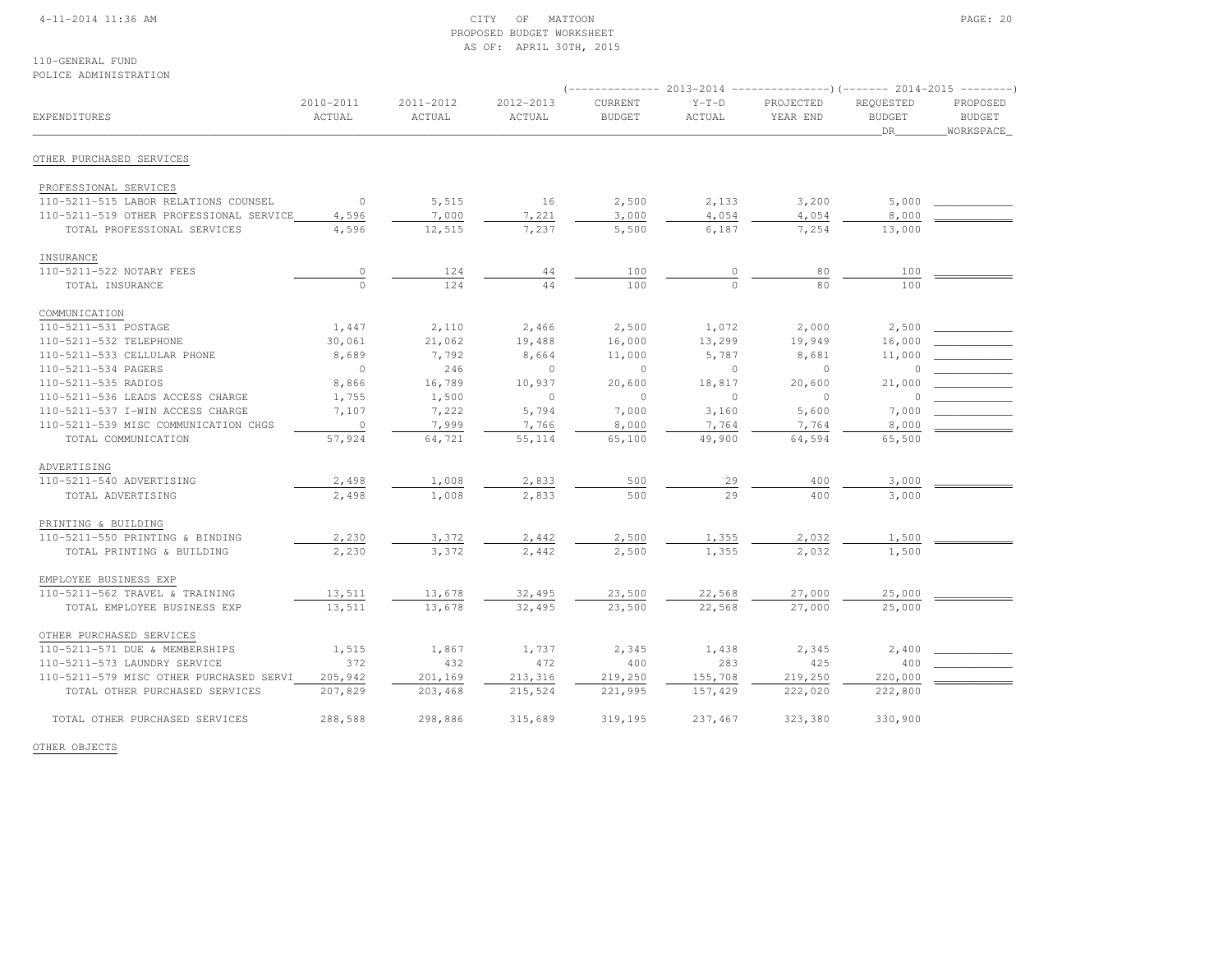CITY OF MATTOON
PROPOSED BUDGET WORKSHEET
AS OF: APRIL 30TH, 2015

110-GENERAL FUND
POLICE ADMINISTRATION

| EXPENDITURES | 2010-2011 ACTUAL | 2011-2012 ACTUAL | 2012-2013 ACTUAL | 2013-2014 CURRENT BUDGET | 2013-2014 Y-T-D ACTUAL | 2013-2014 PROJECTED YEAR END | 2014-2015 REQUESTED BUDGET DR | 2014-2015 PROPOSED BUDGET WORKSPACE |
|---|---|---|---|---|---|---|---|---|
| **OTHER PURCHASED SERVICES** | | | | | | | | |
| PROFESSIONAL SERVICES | | | | | | | | |
| 110-5211-515 LABOR RELATIONS COUNSEL | 0 | 5,515 | 16 | 2,500 | 2,133 | 3,200 | 5,000 | |
| 110-5211-519 OTHER PROFESSIONAL SERVICE | 4,596 | 7,000 | 7,221 | 3,000 | 4,054 | 4,054 | 8,000 | |
| TOTAL PROFESSIONAL SERVICES | 4,596 | 12,515 | 7,237 | 5,500 | 6,187 | 7,254 | 13,000 | |
| INSURANCE | | | | | | | | |
| 110-5211-522 NOTARY FEES | 0 | 124 | 44 | 100 | 0 | 80 | 100 | |
| TOTAL INSURANCE | 0 | 124 | 44 | 100 | 0 | 80 | 100 | |
| COMMUNICATION | | | | | | | | |
| 110-5211-531 POSTAGE | 1,447 | 2,110 | 2,466 | 2,500 | 1,072 | 2,000 | 2,500 | |
| 110-5211-532 TELEPHONE | 30,061 | 21,062 | 19,488 | 16,000 | 13,299 | 19,949 | 16,000 | |
| 110-5211-533 CELLULAR PHONE | 8,689 | 7,792 | 8,664 | 11,000 | 5,787 | 8,681 | 11,000 | |
| 110-5211-534 PAGERS | 0 | 246 | 0 | 0 | 0 | 0 | 0 | |
| 110-5211-535 RADIOS | 8,866 | 16,789 | 10,937 | 20,600 | 18,817 | 20,600 | 21,000 | |
| 110-5211-536 LEADS ACCESS CHARGE | 1,755 | 1,500 | 0 | 0 | 0 | 0 | 0 | |
| 110-5211-537 I-WIN ACCESS CHARGE | 7,107 | 7,222 | 5,794 | 7,000 | 3,160 | 5,600 | 7,000 | |
| 110-5211-539 MISC COMMUNICATION CHGS | 0 | 7,999 | 7,766 | 8,000 | 7,764 | 7,764 | 8,000 | |
| TOTAL COMMUNICATION | 57,924 | 64,721 | 55,114 | 65,100 | 49,900 | 64,594 | 65,500 | |
| ADVERTISING | | | | | | | | |
| 110-5211-540 ADVERTISING | 2,498 | 1,008 | 2,833 | 500 | 29 | 400 | 3,000 | |
| TOTAL ADVERTISING | 2,498 | 1,008 | 2,833 | 500 | 29 | 400 | 3,000 | |
| PRINTING & BUILDING | | | | | | | | |
| 110-5211-550 PRINTING & BINDING | 2,230 | 3,372 | 2,442 | 2,500 | 1,355 | 2,032 | 1,500 | |
| TOTAL PRINTING & BUILDING | 2,230 | 3,372 | 2,442 | 2,500 | 1,355 | 2,032 | 1,500 | |
| EMPLOYEE BUSINESS EXP | | | | | | | | |
| 110-5211-562 TRAVEL & TRAINING | 13,511 | 13,678 | 32,495 | 23,500 | 22,568 | 27,000 | 25,000 | |
| TOTAL EMPLOYEE BUSINESS EXP | 13,511 | 13,678 | 32,495 | 23,500 | 22,568 | 27,000 | 25,000 | |
| OTHER PURCHASED SERVICES | | | | | | | | |
| 110-5211-571 DUE & MEMBERSHIPS | 1,515 | 1,867 | 1,737 | 2,345 | 1,438 | 2,345 | 2,400 | |
| 110-5211-573 LAUNDRY SERVICE | 372 | 432 | 472 | 400 | 283 | 425 | 400 | |
| 110-5211-579 MISC OTHER PURCHASED SERVI | 205,942 | 201,169 | 213,316 | 219,250 | 155,708 | 219,250 | 220,000 | |
| TOTAL OTHER PURCHASED SERVICES | 207,829 | 203,468 | 215,524 | 221,995 | 157,429 | 222,020 | 222,800 | |
| TOTAL OTHER PURCHASED SERVICES | 288,588 | 298,886 | 315,689 | 319,195 | 237,467 | 323,380 | 330,900 | |

OTHER OBJECTS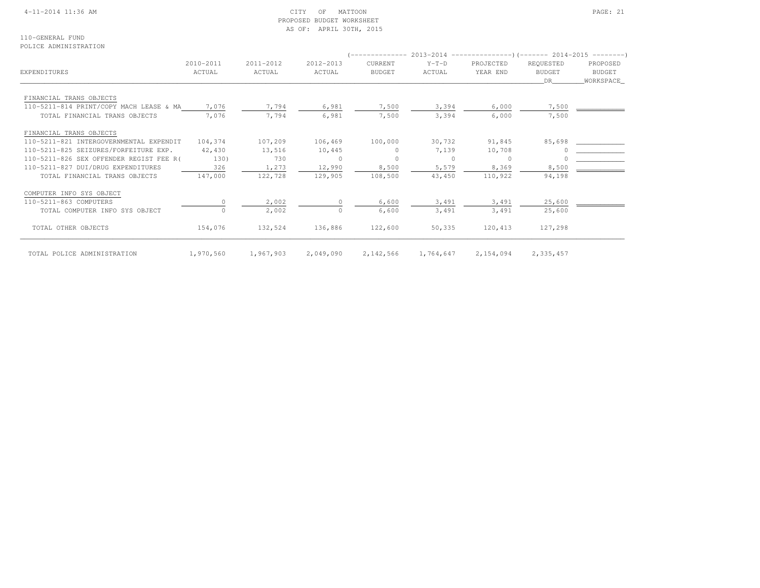CITY OF MATTOON
PROPOSED BUDGET WORKSHEET
AS OF: APRIL 30TH, 2015

110-GENERAL FUND
POLICE ADMINISTRATION

| EXPENDITURES | 2010-2011 ACTUAL | 2011-2012 ACTUAL | 2012-2013 ACTUAL | 2013-2014 CURRENT BUDGET | 2013-2014 Y-T-D ACTUAL | 2013-2014 PROJECTED YEAR END | 2014-2015 REQUESTED BUDGET DR | 2014-2015 PROPOSED BUDGET WORKSPACE |
|---|---|---|---|---|---|---|---|---|
| FINANCIAL TRANS OBJECTS | | | | | | | | |
| 110-5211-814 PRINT/COPY MACH LEASE & MA | 7,076 | 7,794 | 6,981 | 7,500 | 3,394 | 6,000 | 7,500 | |
| TOTAL FINANCIAL TRANS OBJECTS | 7,076 | 7,794 | 6,981 | 7,500 | 3,394 | 6,000 | 7,500 | |
| FINANCIAL TRANS OBJECTS | | | | | | | | |
| 110-5211-821 INTERGOVERNMENTAL EXPENDIT | 104,374 | 107,209 | 106,469 | 100,000 | 30,732 | 91,845 | 85,698 | |
| 110-5211-825 SEIZURES/FORFEITURE EXP. | 42,430 | 13,516 | 10,445 | 0 | 7,139 | 10,708 | 0 | |
| 110-5211-826 SEX OFFENDER REGIST FEE R( | 130) | 730 | 0 | 0 | 0 | 0 | 0 | |
| 110-5211-827 DUI/DRUG EXPENDITURES | 326 | 1,273 | 12,990 | 8,500 | 5,579 | 8,369 | 8,500 | |
| TOTAL FINANCIAL TRANS OBJECTS | 147,000 | 122,728 | 129,905 | 108,500 | 43,450 | 110,922 | 94,198 | |
| COMPUTER INFO SYS OBJECT | | | | | | | | |
| 110-5211-863 COMPUTERS | 0 | 2,002 | 0 | 6,600 | 3,491 | 3,491 | 25,600 | |
| TOTAL COMPUTER INFO SYS OBJECT | 0 | 2,002 | 0 | 6,600 | 3,491 | 3,491 | 25,600 | |
| TOTAL OTHER OBJECTS | 154,076 | 132,524 | 136,886 | 122,600 | 50,335 | 120,413 | 127,298 | |
| TOTAL POLICE ADMINISTRATION | 1,970,560 | 1,967,903 | 2,049,090 | 2,142,566 | 1,764,647 | 2,154,094 | 2,335,457 | |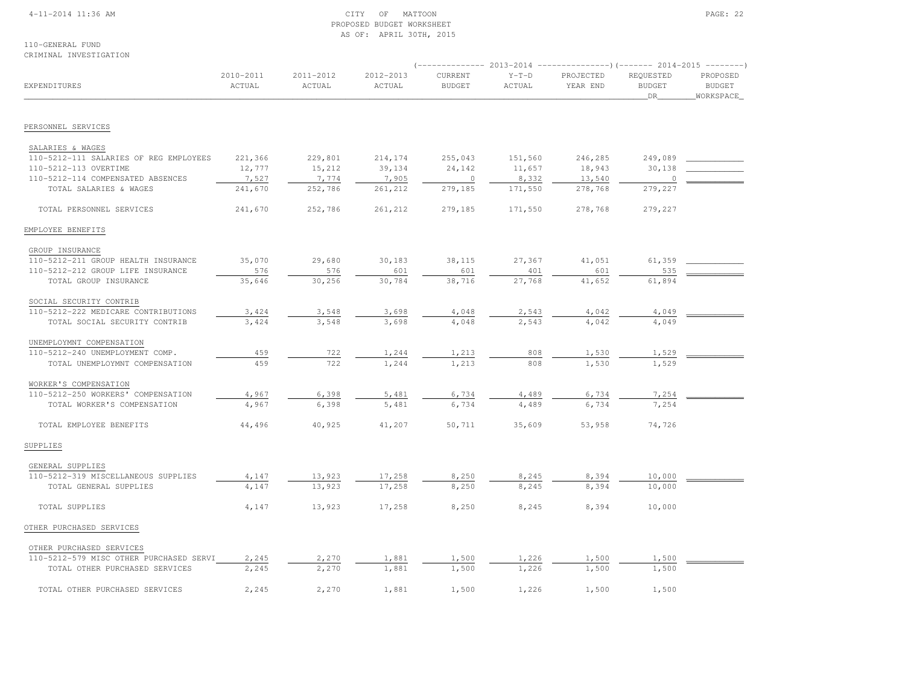CITY OF MATTOON
PROPOSED BUDGET WORKSHEET
AS OF: APRIL 30TH, 2015

110-GENERAL FUND
CRIMINAL INVESTIGATION

| EXPENDITURES | 2010-2011 ACTUAL | 2011-2012 ACTUAL | 2012-2013 ACTUAL | 2013-2014 CURRENT BUDGET | 2013-2014 Y-T-D ACTUAL | 2013-2014 PROJECTED YEAR END | 2014-2015 REQUESTED BUDGET DR | 2014-2015 PROPOSED BUDGET WORKSPACE |
|---|---|---|---|---|---|---|---|---|
| **PERSONNEL SERVICES** | | | | | | | | |
| SALARIES & WAGES | | | | | | | | |
| 110-5212-111 SALARIES OF REG EMPLOYEES | 221,366 | 229,801 | 214,174 | 255,043 | 151,560 | 246,285 | 249,089 | |
| 110-5212-113 OVERTIME | 12,777 | 15,212 | 39,134 | 24,142 | 11,657 | 18,943 | 30,138 | |
| 110-5212-114 COMPENSATED ABSENCES | 7,527 | 7,774 | 7,905 | 0 | 8,332 | 13,540 | 0 | |
| TOTAL SALARIES & WAGES | 241,670 | 252,786 | 261,212 | 279,185 | 171,550 | 278,768 | 279,227 | |
| TOTAL PERSONNEL SERVICES | 241,670 | 252,786 | 261,212 | 279,185 | 171,550 | 278,768 | 279,227 | |
| **EMPLOYEE BENEFITS** | | | | | | | | |
| GROUP INSURANCE | | | | | | | | |
| 110-5212-211 GROUP HEALTH INSURANCE | 35,070 | 29,680 | 30,183 | 38,115 | 27,367 | 41,051 | 61,359 | |
| 110-5212-212 GROUP LIFE INSURANCE | 576 | 576 | 601 | 601 | 401 | 601 | 535 | |
| TOTAL GROUP INSURANCE | 35,646 | 30,256 | 30,784 | 38,716 | 27,768 | 41,652 | 61,894 | |
| SOCIAL SECURITY CONTRIB | | | | | | | | |
| 110-5212-222 MEDICARE CONTRIBUTIONS | 3,424 | 3,548 | 3,698 | 4,048 | 2,543 | 4,042 | 4,049 | |
| TOTAL SOCIAL SECURITY CONTRIB | 3,424 | 3,548 | 3,698 | 4,048 | 2,543 | 4,042 | 4,049 | |
| UNEMPLOYMNT COMPENSATION | | | | | | | | |
| 110-5212-240 UNEMPLOYMENT COMP. | 459 | 722 | 1,244 | 1,213 | 808 | 1,530 | 1,529 | |
| TOTAL UNEMPLOYMNT COMPENSATION | 459 | 722 | 1,244 | 1,213 | 808 | 1,530 | 1,529 | |
| WORKER'S COMPENSATION | | | | | | | | |
| 110-5212-250 WORKERS' COMPENSATION | 4,967 | 6,398 | 5,481 | 6,734 | 4,489 | 6,734 | 7,254 | |
| TOTAL WORKER'S COMPENSATION | 4,967 | 6,398 | 5,481 | 6,734 | 4,489 | 6,734 | 7,254 | |
| TOTAL EMPLOYEE BENEFITS | 44,496 | 40,925 | 41,207 | 50,711 | 35,609 | 53,958 | 74,726 | |
| **SUPPLIES** | | | | | | | | |
| GENERAL SUPPLIES | | | | | | | | |
| 110-5212-319 MISCELLANEOUS SUPPLIES | 4,147 | 13,923 | 17,258 | 8,250 | 8,245 | 8,394 | 10,000 | |
| TOTAL GENERAL SUPPLIES | 4,147 | 13,923 | 17,258 | 8,250 | 8,245 | 8,394 | 10,000 | |
| TOTAL SUPPLIES | 4,147 | 13,923 | 17,258 | 8,250 | 8,245 | 8,394 | 10,000 | |
| **OTHER PURCHASED SERVICES** | | | | | | | | |
| OTHER PURCHASED SERVICES | | | | | | | | |
| 110-5212-579 MISC OTHER PURCHASED SERVI | 2,245 | 2,270 | 1,881 | 1,500 | 1,226 | 1,500 | 1,500 | |
| TOTAL OTHER PURCHASED SERVICES | 2,245 | 2,270 | 1,881 | 1,500 | 1,226 | 1,500 | 1,500 | |
| TOTAL OTHER PURCHASED SERVICES | 2,245 | 2,270 | 1,881 | 1,500 | 1,226 | 1,500 | 1,500 | |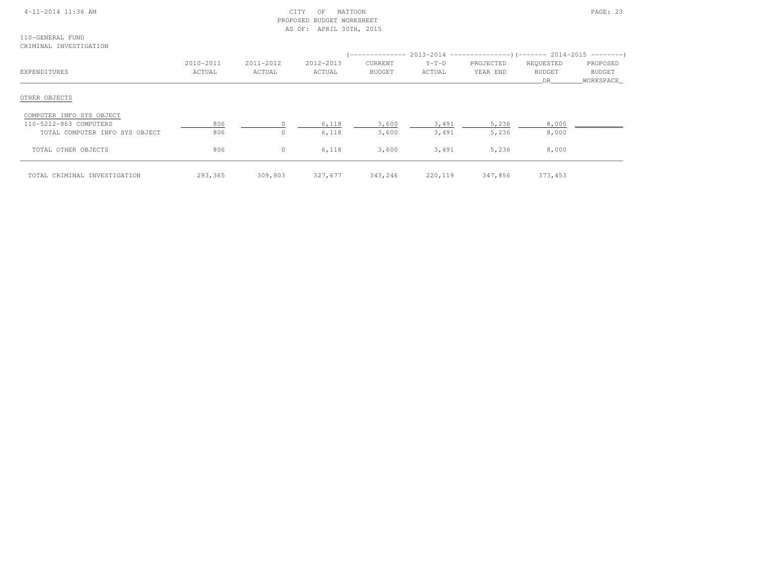CITY OF MATTOON
PROPOSED BUDGET WORKSHEET
AS OF: APRIL 30TH, 2015

110-GENERAL FUND
CRIMINAL INVESTIGATION

| EXPENDITURES | 2010-2011 ACTUAL | 2011-2012 ACTUAL | 2012-2013 ACTUAL | 2013-2014 CURRENT BUDGET | 2013-2014 Y-T-D ACTUAL | 2013-2014 PROJECTED YEAR END | 2014-2015 REQUESTED BUDGET DR | 2014-2015 PROPOSED BUDGET WORKSPACE |
|---|---|---|---|---|---|---|---|---|
| OTHER OBJECTS | | | | | | | | |
| COMPUTER INFO SYS OBJECT | | | | | | | | |
| 110-5212-863 COMPUTERS | 806 | 0 | 6,118 | 3,600 | 3,491 | 5,236 | 8,000 | |
| TOTAL COMPUTER INFO SYS OBJECT | 806 | 0 | 6,118 | 3,600 | 3,491 | 5,236 | 8,000 | |
| TOTAL OTHER OBJECTS | 806 | 0 | 6,118 | 3,600 | 3,491 | 5,236 | 8,000 | |
| TOTAL CRIMINAL INVESTIGATION | 293,365 | 309,903 | 327,677 | 343,246 | 220,119 | 347,856 | 373,453 | |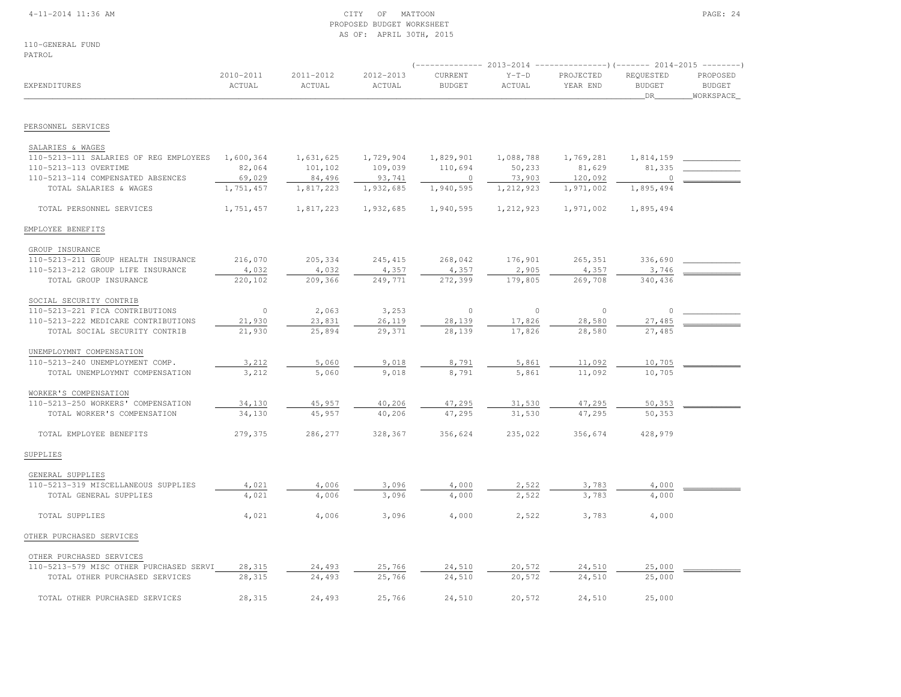CITY OF MATTOON
PROPOSED BUDGET WORKSHEET
AS OF: APRIL 30TH, 2015

110-GENERAL FUND
PATROL

| EXPENDITURES | 2010-2011 ACTUAL | 2011-2012 ACTUAL | 2012-2013 ACTUAL | 2013-2014 CURRENT BUDGET | 2013-2014 Y-T-D ACTUAL | 2013-2014 PROJECTED YEAR END | 2014-2015 REQUESTED BUDGET DR | 2014-2015 PROPOSED BUDGET WORKSPACE |
|---|---|---|---|---|---|---|---|---|
| PERSONNEL SERVICES | | | | | | | | |
| SALARIES & WAGES | | | | | | | | |
| 110-5213-111 SALARIES OF REG EMPLOYEES | 1,600,364 | 1,631,625 | 1,729,904 | 1,829,901 | 1,088,788 | 1,769,281 | 1,814,159 | |
| 110-5213-113 OVERTIME | 82,064 | 101,102 | 109,039 | 110,694 | 50,233 | 81,629 | 81,335 | |
| 110-5213-114 COMPENSATED ABSENCES | 69,029 | 84,496 | 93,741 | 0 | 73,903 | 120,092 | 0 | |
| TOTAL SALARIES & WAGES | 1,751,457 | 1,817,223 | 1,932,685 | 1,940,595 | 1,212,923 | 1,971,002 | 1,895,494 | |
| TOTAL PERSONNEL SERVICES | 1,751,457 | 1,817,223 | 1,932,685 | 1,940,595 | 1,212,923 | 1,971,002 | 1,895,494 | |
| EMPLOYEE BENEFITS | | | | | | | | |
| GROUP INSURANCE | | | | | | | | |
| 110-5213-211 GROUP HEALTH INSURANCE | 216,070 | 205,334 | 245,415 | 268,042 | 176,901 | 265,351 | 336,690 | |
| 110-5213-212 GROUP LIFE INSURANCE | 4,032 | 4,032 | 4,357 | 4,357 | 2,905 | 4,357 | 3,746 | |
| TOTAL GROUP INSURANCE | 220,102 | 209,366 | 249,771 | 272,399 | 179,805 | 269,708 | 340,436 | |
| SOCIAL SECURITY CONTRIB | | | | | | | | |
| 110-5213-221 FICA CONTRIBUTIONS | 0 | 2,063 | 3,253 | 0 | 0 | 0 | 0 | |
| 110-5213-222 MEDICARE CONTRIBUTIONS | 21,930 | 23,831 | 26,119 | 28,139 | 17,826 | 28,580 | 27,485 | |
| TOTAL SOCIAL SECURITY CONTRIB | 21,930 | 25,894 | 29,371 | 28,139 | 17,826 | 28,580 | 27,485 | |
| UNEMPLOYMNT COMPENSATION | | | | | | | | |
| 110-5213-240 UNEMPLOYMENT COMP. | 3,212 | 5,060 | 9,018 | 8,791 | 5,861 | 11,092 | 10,705 | |
| TOTAL UNEMPLOYMNT COMPENSATION | 3,212 | 5,060 | 9,018 | 8,791 | 5,861 | 11,092 | 10,705 | |
| WORKER'S COMPENSATION | | | | | | | | |
| 110-5213-250 WORKERS' COMPENSATION | 34,130 | 45,957 | 40,206 | 47,295 | 31,530 | 47,295 | 50,353 | |
| TOTAL WORKER'S COMPENSATION | 34,130 | 45,957 | 40,206 | 47,295 | 31,530 | 47,295 | 50,353 | |
| TOTAL EMPLOYEE BENEFITS | 279,375 | 286,277 | 328,367 | 356,624 | 235,022 | 356,674 | 428,979 | |
| SUPPLIES | | | | | | | | |
| GENERAL SUPPLIES | | | | | | | | |
| 110-5213-319 MISCELLANEOUS SUPPLIES | 4,021 | 4,006 | 3,096 | 4,000 | 2,522 | 3,783 | 4,000 | |
| TOTAL GENERAL SUPPLIES | 4,021 | 4,006 | 3,096 | 4,000 | 2,522 | 3,783 | 4,000 | |
| TOTAL SUPPLIES | 4,021 | 4,006 | 3,096 | 4,000 | 2,522 | 3,783 | 4,000 | |
| OTHER PURCHASED SERVICES | | | | | | | | |
| OTHER PURCHASED SERVICES | | | | | | | | |
| 110-5213-579 MISC OTHER PURCHASED SERVI | 28,315 | 24,493 | 25,766 | 24,510 | 20,572 | 24,510 | 25,000 | |
| TOTAL OTHER PURCHASED SERVICES | 28,315 | 24,493 | 25,766 | 24,510 | 20,572 | 24,510 | 25,000 | |
| TOTAL OTHER PURCHASED SERVICES | 28,315 | 24,493 | 25,766 | 24,510 | 20,572 | 24,510 | 25,000 | |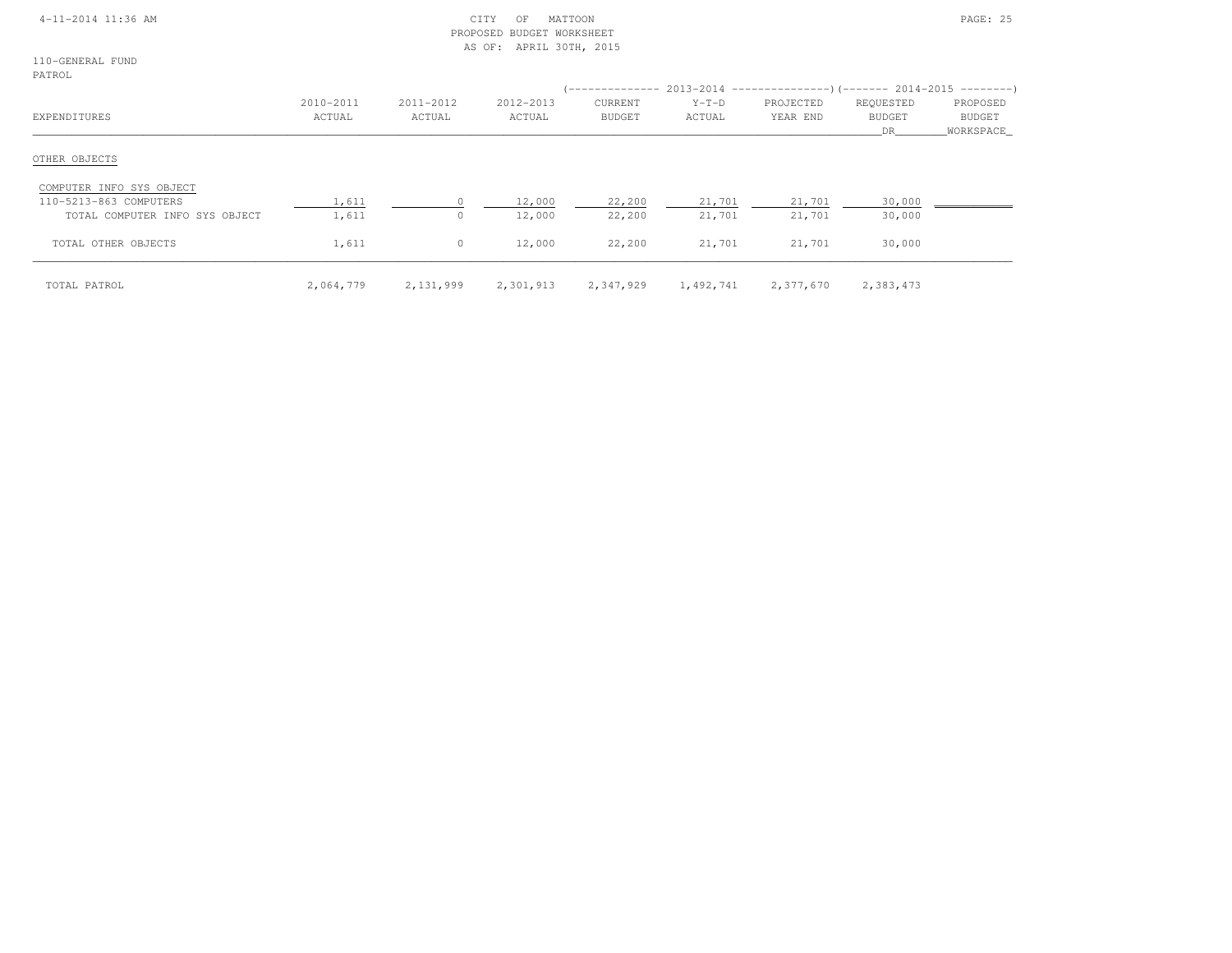CITY OF MATTOON
PROPOSED BUDGET WORKSHEET
AS OF: APRIL 30TH, 2015

110-GENERAL FUND
PATROL

| EXPENDITURES | 2010-2011 ACTUAL | 2011-2012 ACTUAL | 2012-2013 ACTUAL | 2013-2014 CURRENT BUDGET | 2013-2014 Y-T-D ACTUAL | 2013-2014 PROJECTED YEAR END | 2014-2015 REQUESTED BUDGET DR | 2014-2015 PROPOSED BUDGET WORKSPACE |
|---|---|---|---|---|---|---|---|---|
| OTHER OBJECTS | | | | | | | | |
| COMPUTER INFO SYS OBJECT | | | | | | | | |
| 110-5213-863 COMPUTERS | 1,611 | 0 | 12,000 | 22,200 | 21,701 | 21,701 | 30,000 | |
| TOTAL COMPUTER INFO SYS OBJECT | 1,611 | 0 | 12,000 | 22,200 | 21,701 | 21,701 | 30,000 | |
| TOTAL OTHER OBJECTS | 1,611 | 0 | 12,000 | 22,200 | 21,701 | 21,701 | 30,000 | |
| TOTAL PATROL | 2,064,779 | 2,131,999 | 2,301,913 | 2,347,929 | 1,492,741 | 2,377,670 | 2,383,473 | |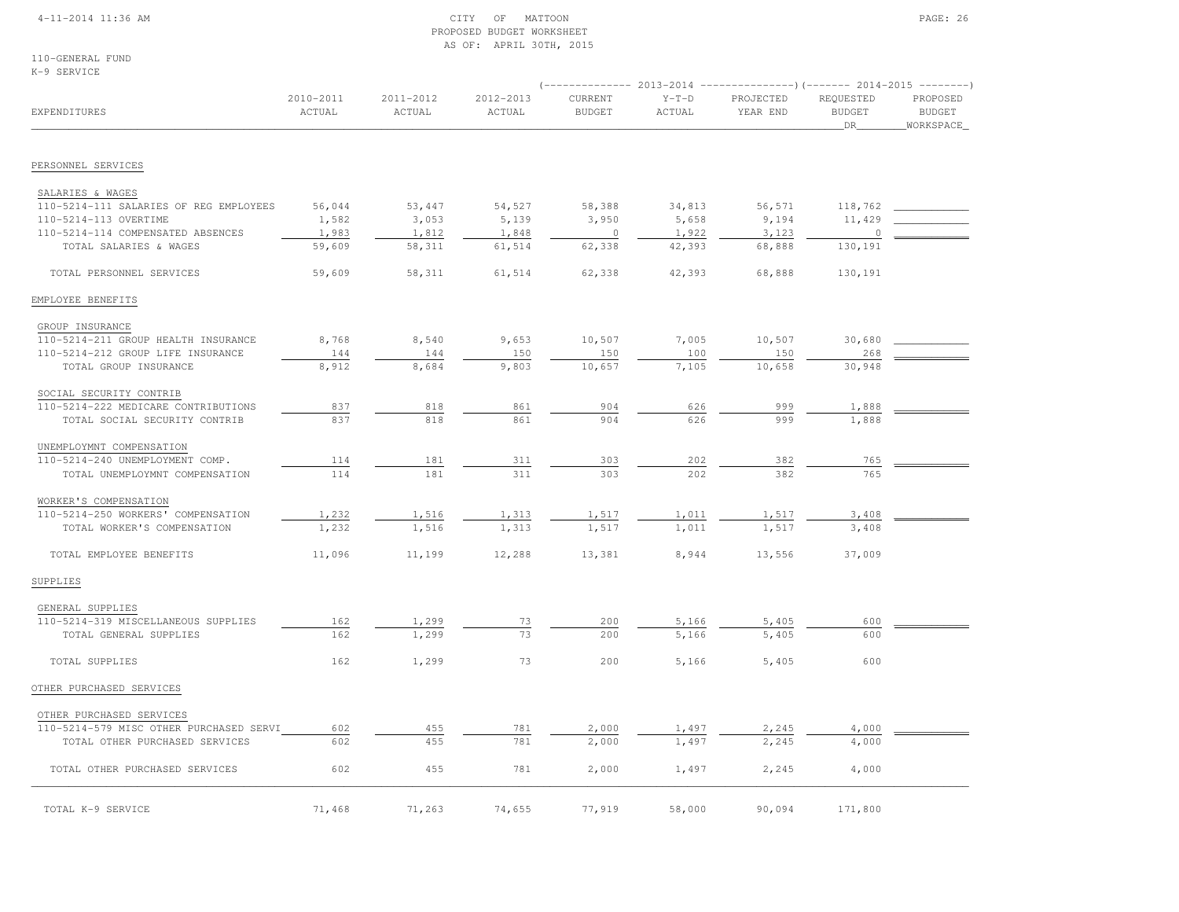CITY OF MATTOON
PROPOSED BUDGET WORKSHEET
AS OF: APRIL 30TH, 2015

110-GENERAL FUND
K-9 SERVICE

| EXPENDITURES | 2010-2011 ACTUAL | 2011-2012 ACTUAL | 2012-2013 ACTUAL | 2013-2014 CURRENT BUDGET | 2013-2014 Y-T-D ACTUAL | 2013-2014 PROJECTED YEAR END | 2014-2015 REQUESTED BUDGET DR | 2014-2015 PROPOSED BUDGET WORKSPACE |
|---|---|---|---|---|---|---|---|---|
| **PERSONNEL SERVICES** | | | | | | | | |
| SALARIES & WAGES | | | | | | | | |
| 110-5214-111 SALARIES OF REG EMPLOYEES | 56,044 | 53,447 | 54,527 | 58,388 | 34,813 | 56,571 | 118,762 | |
| 110-5214-113 OVERTIME | 1,582 | 3,053 | 5,139 | 3,950 | 5,658 | 9,194 | 11,429 | |
| 110-5214-114 COMPENSATED ABSENCES | 1,983 | 1,812 | 1,848 | 0 | 1,922 | 3,123 | 0 | |
| TOTAL SALARIES & WAGES | 59,609 | 58,311 | 61,514 | 62,338 | 42,393 | 68,888 | 130,191 | |
| TOTAL PERSONNEL SERVICES | 59,609 | 58,311 | 61,514 | 62,338 | 42,393 | 68,888 | 130,191 | |
| **EMPLOYEE BENEFITS** | | | | | | | | |
| GROUP INSURANCE | | | | | | | | |
| 110-5214-211 GROUP HEALTH INSURANCE | 8,768 | 8,540 | 9,653 | 10,507 | 7,005 | 10,507 | 30,680 | |
| 110-5214-212 GROUP LIFE INSURANCE | 144 | 144 | 150 | 150 | 100 | 150 | 268 | |
| TOTAL GROUP INSURANCE | 8,912 | 8,684 | 9,803 | 10,657 | 7,105 | 10,658 | 30,948 | |
| SOCIAL SECURITY CONTRIB | | | | | | | | |
| 110-5214-222 MEDICARE CONTRIBUTIONS | 837 | 818 | 861 | 904 | 626 | 999 | 1,888 | |
| TOTAL SOCIAL SECURITY CONTRIB | 837 | 818 | 861 | 904 | 626 | 999 | 1,888 | |
| UNEMPLOYMNT COMPENSATION | | | | | | | | |
| 110-5214-240 UNEMPLOYMENT COMP. | 114 | 181 | 311 | 303 | 202 | 382 | 765 | |
| TOTAL UNEMPLOYMNT COMPENSATION | 114 | 181 | 311 | 303 | 202 | 382 | 765 | |
| WORKER'S COMPENSATION | | | | | | | | |
| 110-5214-250 WORKERS' COMPENSATION | 1,232 | 1,516 | 1,313 | 1,517 | 1,011 | 1,517 | 3,408 | |
| TOTAL WORKER'S COMPENSATION | 1,232 | 1,516 | 1,313 | 1,517 | 1,011 | 1,517 | 3,408 | |
| TOTAL EMPLOYEE BENEFITS | 11,096 | 11,199 | 12,288 | 13,381 | 8,944 | 13,556 | 37,009 | |
| **SUPPLIES** | | | | | | | | |
| GENERAL SUPPLIES | | | | | | | | |
| 110-5214-319 MISCELLANEOUS SUPPLIES | 162 | 1,299 | 73 | 200 | 5,166 | 5,405 | 600 | |
| TOTAL GENERAL SUPPLIES | 162 | 1,299 | 73 | 200 | 5,166 | 5,405 | 600 | |
| TOTAL SUPPLIES | 162 | 1,299 | 73 | 200 | 5,166 | 5,405 | 600 | |
| **OTHER PURCHASED SERVICES** | | | | | | | | |
| OTHER PURCHASED SERVICES | | | | | | | | |
| 110-5214-579 MISC OTHER PURCHASED SERVI | 602 | 455 | 781 | 2,000 | 1,497 | 2,245 | 4,000 | |
| TOTAL OTHER PURCHASED SERVICES | 602 | 455 | 781 | 2,000 | 1,497 | 2,245 | 4,000 | |
| TOTAL OTHER PURCHASED SERVICES | 602 | 455 | 781 | 2,000 | 1,497 | 2,245 | 4,000 | |
| TOTAL K-9 SERVICE | 71,468 | 71,263 | 74,655 | 77,919 | 58,000 | 90,094 | 171,800 | |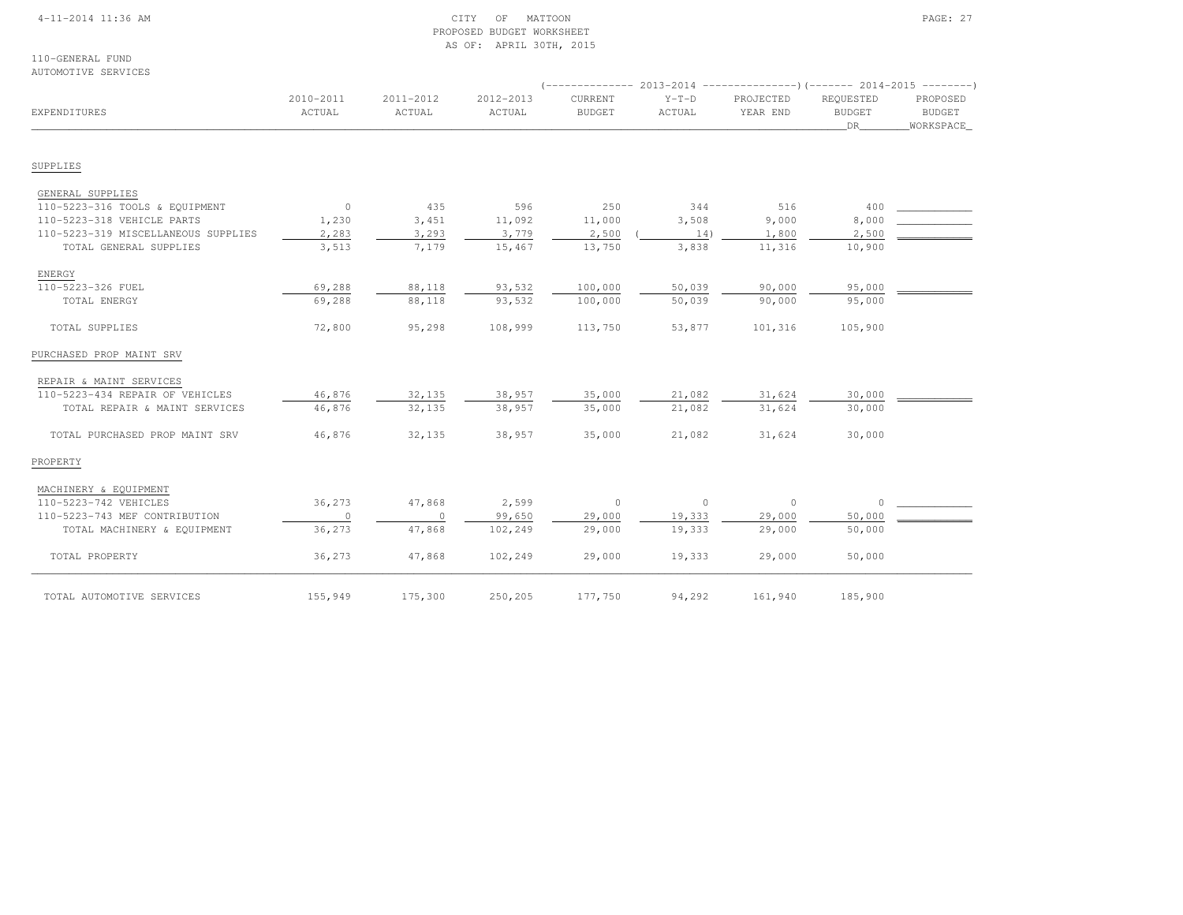CITY OF MATTOON
PROPOSED BUDGET WORKSHEET
AS OF: APRIL 30TH, 2015

110-GENERAL FUND
AUTOMOTIVE SERVICES

| EXPENDITURES | 2010-2011 ACTUAL | 2011-2012 ACTUAL | 2012-2013 ACTUAL | 2013-2014 CURRENT BUDGET | 2013-2014 Y-T-D ACTUAL | 2013-2014 PROJECTED YEAR END | 2014-2015 REQUESTED BUDGET DR | 2014-2015 PROPOSED BUDGET WORKSPACE |
|---|---|---|---|---|---|---|---|---|
| SUPPLIES | | | | | | | | |
| GENERAL SUPPLIES | | | | | | | | |
| 110-5223-316 TOOLS & EQUIPMENT | 0 | 435 | 596 | 250 | 344 | 516 | 400 | |
| 110-5223-318 VEHICLE PARTS | 1,230 | 3,451 | 11,092 | 11,000 | 3,508 | 9,000 | 8,000 | |
| 110-5223-319 MISCELLANEOUS SUPPLIES | 2,283 | 3,293 | 3,779 | 2,500 | ( 14) | 1,800 | 2,500 | |
| TOTAL GENERAL SUPPLIES | 3,513 | 7,179 | 15,467 | 13,750 | 3,838 | 11,316 | 10,900 | |
| ENERGY | | | | | | | | |
| 110-5223-326 FUEL | 69,288 | 88,118 | 93,532 | 100,000 | 50,039 | 90,000 | 95,000 | |
| TOTAL ENERGY | 69,288 | 88,118 | 93,532 | 100,000 | 50,039 | 90,000 | 95,000 | |
| TOTAL SUPPLIES | 72,800 | 95,298 | 108,999 | 113,750 | 53,877 | 101,316 | 105,900 | |
| PURCHASED PROP MAINT SRV | | | | | | | | |
| REPAIR & MAINT SERVICES | | | | | | | | |
| 110-5223-434 REPAIR OF VEHICLES | 46,876 | 32,135 | 38,957 | 35,000 | 21,082 | 31,624 | 30,000 | |
| TOTAL REPAIR & MAINT SERVICES | 46,876 | 32,135 | 38,957 | 35,000 | 21,082 | 31,624 | 30,000 | |
| TOTAL PURCHASED PROP MAINT SRV | 46,876 | 32,135 | 38,957 | 35,000 | 21,082 | 31,624 | 30,000 | |
| PROPERTY | | | | | | | | |
| MACHINERY & EQUIPMENT | | | | | | | | |
| 110-5223-742 VEHICLES | 36,273 | 47,868 | 2,599 | 0 | 0 | 0 | 0 | |
| 110-5223-743 MEF CONTRIBUTION | 0 | 0 | 99,650 | 29,000 | 19,333 | 29,000 | 50,000 | |
| TOTAL MACHINERY & EQUIPMENT | 36,273 | 47,868 | 102,249 | 29,000 | 19,333 | 29,000 | 50,000 | |
| TOTAL PROPERTY | 36,273 | 47,868 | 102,249 | 29,000 | 19,333 | 29,000 | 50,000 | |
| TOTAL AUTOMOTIVE SERVICES | 155,949 | 175,300 | 250,205 | 177,750 | 94,292 | 161,940 | 185,900 | |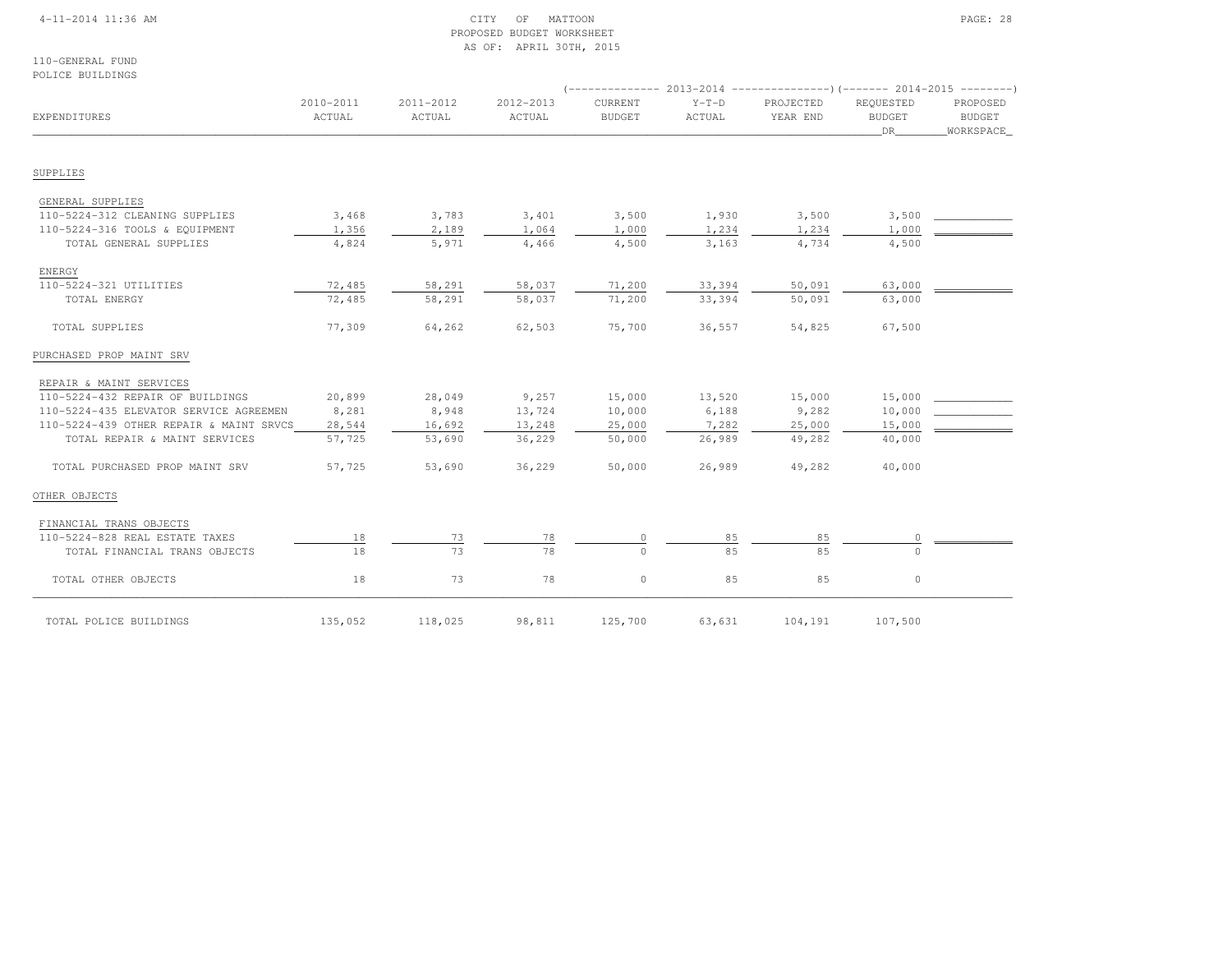CITY OF MATTOON
PROPOSED BUDGET WORKSHEET
AS OF: APRIL 30TH, 2015

110-GENERAL FUND
POLICE BUILDINGS

| EXPENDITURES | 2010-2011 ACTUAL | 2011-2012 ACTUAL | 2012-2013 ACTUAL | 2013-2014 CURRENT BUDGET | 2013-2014 Y-T-D ACTUAL | 2013-2014 PROJECTED YEAR END | 2014-2015 REQUESTED BUDGET DR | 2014-2015 PROPOSED BUDGET WORKSPACE |
|---|---|---|---|---|---|---|---|---|
| SUPPLIES | | | | | | | | |
| GENERAL SUPPLIES | | | | | | | | |
| 110-5224-312 CLEANING SUPPLIES | 3,468 | 3,783 | 3,401 | 3,500 | 1,930 | 3,500 | 3,500 | |
| 110-5224-316 TOOLS & EQUIPMENT | 1,356 | 2,189 | 1,064 | 1,000 | 1,234 | 1,234 | 1,000 | |
| TOTAL GENERAL SUPPLIES | 4,824 | 5,971 | 4,466 | 4,500 | 3,163 | 4,734 | 4,500 | |
| ENERGY | | | | | | | | |
| 110-5224-321 UTILITIES | 72,485 | 58,291 | 58,037 | 71,200 | 33,394 | 50,091 | 63,000 | |
| TOTAL ENERGY | 72,485 | 58,291 | 58,037 | 71,200 | 33,394 | 50,091 | 63,000 | |
| TOTAL SUPPLIES | 77,309 | 64,262 | 62,503 | 75,700 | 36,557 | 54,825 | 67,500 | |
| PURCHASED PROP MAINT SRV | | | | | | | | |
| REPAIR & MAINT SERVICES | | | | | | | | |
| 110-5224-432 REPAIR OF BUILDINGS | 20,899 | 28,049 | 9,257 | 15,000 | 13,520 | 15,000 | 15,000 | |
| 110-5224-435 ELEVATOR SERVICE AGREEMEN | 8,281 | 8,948 | 13,724 | 10,000 | 6,188 | 9,282 | 10,000 | |
| 110-5224-439 OTHER REPAIR & MAINT SRVCS | 28,544 | 16,692 | 13,248 | 25,000 | 7,282 | 25,000 | 15,000 | |
| TOTAL REPAIR & MAINT SERVICES | 57,725 | 53,690 | 36,229 | 50,000 | 26,989 | 49,282 | 40,000 | |
| TOTAL PURCHASED PROP MAINT SRV | 57,725 | 53,690 | 36,229 | 50,000 | 26,989 | 49,282 | 40,000 | |
| OTHER OBJECTS | | | | | | | | |
| FINANCIAL TRANS OBJECTS | | | | | | | | |
| 110-5224-828 REAL ESTATE TAXES | 18 | 73 | 78 | 0 | 85 | 85 | 0 | |
| TOTAL FINANCIAL TRANS OBJECTS | 18 | 73 | 78 | 0 | 85 | 85 | 0 | |
| TOTAL OTHER OBJECTS | 18 | 73 | 78 | 0 | 85 | 85 | 0 | |
| TOTAL POLICE BUILDINGS | 135,052 | 118,025 | 98,811 | 125,700 | 63,631 | 104,191 | 107,500 | |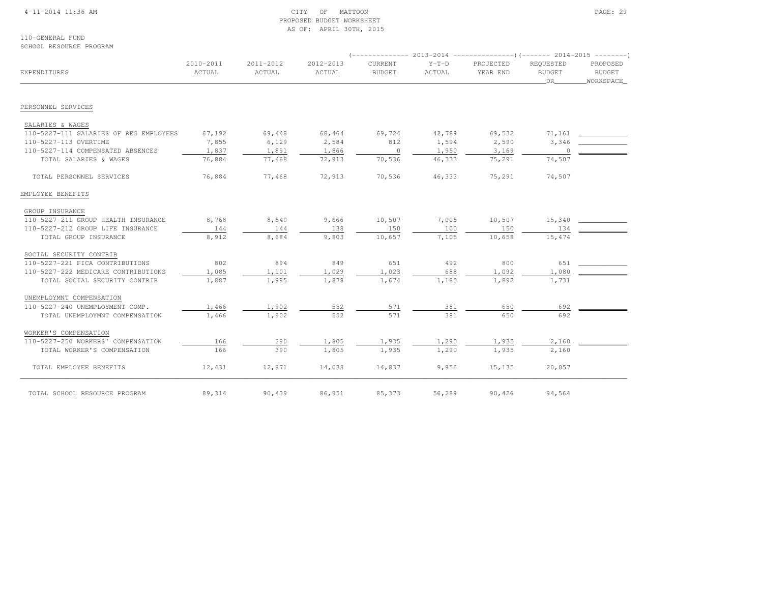CITY OF MATTOON
PROPOSED BUDGET WORKSHEET
AS OF: APRIL 30TH, 2015

110-GENERAL FUND
SCHOOL RESOURCE PROGRAM

| EXPENDITURES | 2010-2011 ACTUAL | 2011-2012 ACTUAL | 2012-2013 ACTUAL | 2013-2014 CURRENT BUDGET | 2013-2014 Y-T-D ACTUAL | 2013-2014 PROJECTED YEAR END | 2014-2015 REQUESTED BUDGET DR | 2014-2015 PROPOSED BUDGET WORKSPACE |
|---|---|---|---|---|---|---|---|---|
| **PERSONNEL SERVICES** | | | | | | | | |
| SALARIES & WAGES | | | | | | | | |
| 110-5227-111 SALARIES OF REG EMPLOYEES | 67,192 | 69,448 | 68,464 | 69,724 | 42,789 | 69,532 | 71,161 | |
| 110-5227-113 OVERTIME | 7,855 | 6,129 | 2,584 | 812 | 1,594 | 2,590 | 3,346 | |
| 110-5227-114 COMPENSATED ABSENCES | 1,837 | 1,891 | 1,866 | 0 | 1,950 | 3,169 | 0 | |
| TOTAL SALARIES & WAGES | 76,884 | 77,468 | 72,913 | 70,536 | 46,333 | 75,291 | 74,507 | |
| TOTAL PERSONNEL SERVICES | 76,884 | 77,468 | 72,913 | 70,536 | 46,333 | 75,291 | 74,507 | |
| **EMPLOYEE BENEFITS** | | | | | | | | |
| GROUP INSURANCE | | | | | | | | |
| 110-5227-211 GROUP HEALTH INSURANCE | 8,768 | 8,540 | 9,666 | 10,507 | 7,005 | 10,507 | 15,340 | |
| 110-5227-212 GROUP LIFE INSURANCE | 144 | 144 | 138 | 150 | 100 | 150 | 134 | |
| TOTAL GROUP INSURANCE | 8,912 | 8,684 | 9,803 | 10,657 | 7,105 | 10,658 | 15,474 | |
| SOCIAL SECURITY CONTRIB | | | | | | | | |
| 110-5227-221 FICA CONTRIBUTIONS | 802 | 894 | 849 | 651 | 492 | 800 | 651 | |
| 110-5227-222 MEDICARE CONTRIBUTIONS | 1,085 | 1,101 | 1,029 | 1,023 | 688 | 1,092 | 1,080 | |
| TOTAL SOCIAL SECURITY CONTRIB | 1,887 | 1,995 | 1,878 | 1,674 | 1,180 | 1,892 | 1,731 | |
| UNEMPLOYMNT COMPENSATION | | | | | | | | |
| 110-5227-240 UNEMPLOYMENT COMP. | 1,466 | 1,902 | 552 | 571 | 381 | 650 | 692 | |
| TOTAL UNEMPLOYMNT COMPENSATION | 1,466 | 1,902 | 552 | 571 | 381 | 650 | 692 | |
| WORKER'S COMPENSATION | | | | | | | | |
| 110-5227-250 WORKERS' COMPENSATION | 166 | 390 | 1,805 | 1,935 | 1,290 | 1,935 | 2,160 | |
| TOTAL WORKER'S COMPENSATION | 166 | 390 | 1,805 | 1,935 | 1,290 | 1,935 | 2,160 | |
| TOTAL EMPLOYEE BENEFITS | 12,431 | 12,971 | 14,038 | 14,837 | 9,956 | 15,135 | 20,057 | |
| TOTAL SCHOOL RESOURCE PROGRAM | 89,314 | 90,439 | 86,951 | 85,373 | 56,289 | 90,426 | 94,564 | |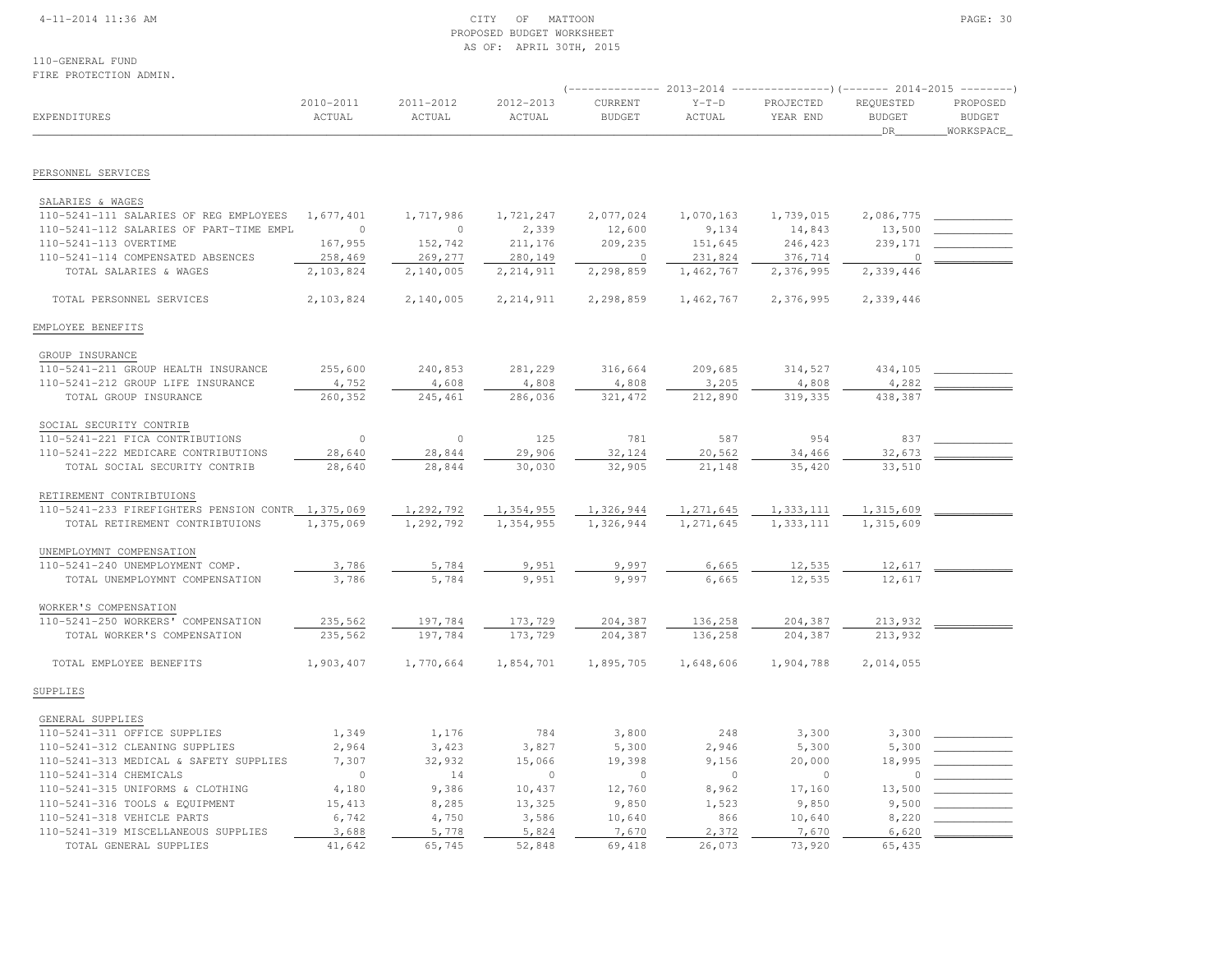CITY OF MATTOON
PROPOSED BUDGET WORKSHEET
AS OF: APRIL 30TH, 2015

110-GENERAL FUND
FIRE PROTECTION ADMIN.

| EXPENDITURES | 2010-2011 ACTUAL | 2011-2012 ACTUAL | 2012-2013 ACTUAL | 2013-2014 CURRENT BUDGET | 2013-2014 Y-T-D ACTUAL | 2013-2014 PROJECTED YEAR END | 2014-2015 REQUESTED BUDGET DR | 2014-2015 PROPOSED BUDGET WORKSPACE |
|---|---|---|---|---|---|---|---|---|
| **PERSONNEL SERVICES** | | | | | | | | |
| SALARIES & WAGES | | | | | | | | |
| 110-5241-111 SALARIES OF REG EMPLOYEES | 1,677,401 | 1,717,986 | 1,721,247 | 2,077,024 | 1,070,163 | 1,739,015 | 2,086,775 | |
| 110-5241-112 SALARIES OF PART-TIME EMPL | 0 | 0 | 2,339 | 12,600 | 9,134 | 14,843 | 13,500 | |
| 110-5241-113 OVERTIME | 167,955 | 152,742 | 211,176 | 209,235 | 151,645 | 246,423 | 239,171 | |
| 110-5241-114 COMPENSATED ABSENCES | 258,469 | 269,277 | 280,149 | 0 | 231,824 | 376,714 | 0 | |
| TOTAL SALARIES & WAGES | 2,103,824 | 2,140,005 | 2,214,911 | 2,298,859 | 1,462,767 | 2,376,995 | 2,339,446 | |
| TOTAL PERSONNEL SERVICES | 2,103,824 | 2,140,005 | 2,214,911 | 2,298,859 | 1,462,767 | 2,376,995 | 2,339,446 | |
| **EMPLOYEE BENEFITS** | | | | | | | | |
| GROUP INSURANCE | | | | | | | | |
| 110-5241-211 GROUP HEALTH INSURANCE | 255,600 | 240,853 | 281,229 | 316,664 | 209,685 | 314,527 | 434,105 | |
| 110-5241-212 GROUP LIFE INSURANCE | 4,752 | 4,608 | 4,808 | 4,808 | 3,205 | 4,808 | 4,282 | |
| TOTAL GROUP INSURANCE | 260,352 | 245,461 | 286,036 | 321,472 | 212,890 | 319,335 | 438,387 | |
| SOCIAL SECURITY CONTRIB | | | | | | | | |
| 110-5241-221 FICA CONTRIBUTIONS | 0 | 0 | 125 | 781 | 587 | 954 | 837 | |
| 110-5241-222 MEDICARE CONTRIBUTIONS | 28,640 | 28,844 | 29,906 | 32,124 | 20,562 | 34,466 | 32,673 | |
| TOTAL SOCIAL SECURITY CONTRIB | 28,640 | 28,844 | 30,030 | 32,905 | 21,148 | 35,420 | 33,510 | |
| RETIREMENT CONTRIBTUIONS | | | | | | | | |
| 110-5241-233 FIREFIGHTERS PENSION CONTR | 1,375,069 | 1,292,792 | 1,354,955 | 1,326,944 | 1,271,645 | 1,333,111 | 1,315,609 | |
| TOTAL RETIREMENT CONTRIBTUIONS | 1,375,069 | 1,292,792 | 1,354,955 | 1,326,944 | 1,271,645 | 1,333,111 | 1,315,609 | |
| UNEMPLOYMNT COMPENSATION | | | | | | | | |
| 110-5241-240 UNEMPLOYMENT COMP. | 3,786 | 5,784 | 9,951 | 9,997 | 6,665 | 12,535 | 12,617 | |
| TOTAL UNEMPLOYMNT COMPENSATION | 3,786 | 5,784 | 9,951 | 9,997 | 6,665 | 12,535 | 12,617 | |
| WORKER'S COMPENSATION | | | | | | | | |
| 110-5241-250 WORKERS' COMPENSATION | 235,562 | 197,784 | 173,729 | 204,387 | 136,258 | 204,387 | 213,932 | |
| TOTAL WORKER'S COMPENSATION | 235,562 | 197,784 | 173,729 | 204,387 | 136,258 | 204,387 | 213,932 | |
| TOTAL EMPLOYEE BENEFITS | 1,903,407 | 1,770,664 | 1,854,701 | 1,895,705 | 1,648,606 | 1,904,788 | 2,014,055 | |
| **SUPPLIES** | | | | | | | | |
| GENERAL SUPPLIES | | | | | | | | |
| 110-5241-311 OFFICE SUPPLIES | 1,349 | 1,176 | 784 | 3,800 | 248 | 3,300 | 3,300 | |
| 110-5241-312 CLEANING SUPPLIES | 2,964 | 3,423 | 3,827 | 5,300 | 2,946 | 5,300 | 5,300 | |
| 110-5241-313 MEDICAL & SAFETY SUPPLIES | 7,307 | 32,932 | 15,066 | 19,398 | 9,156 | 20,000 | 18,995 | |
| 110-5241-314 CHEMICALS | 0 | 14 | 0 | 0 | 0 | 0 | 0 | |
| 110-5241-315 UNIFORMS & CLOTHING | 4,180 | 9,386 | 10,437 | 12,760 | 8,962 | 17,160 | 13,500 | |
| 110-5241-316 TOOLS & EQUIPMENT | 15,413 | 8,285 | 13,325 | 9,850 | 1,523 | 9,850 | 9,500 | |
| 110-5241-318 VEHICLE PARTS | 6,742 | 4,750 | 3,586 | 10,640 | 866 | 10,640 | 8,220 | |
| 110-5241-319 MISCELLANEOUS SUPPLIES | 3,688 | 5,778 | 5,824 | 7,670 | 2,372 | 7,670 | 6,620 | |
| TOTAL GENERAL SUPPLIES | 41,642 | 65,745 | 52,848 | 69,418 | 26,073 | 73,920 | 65,435 | |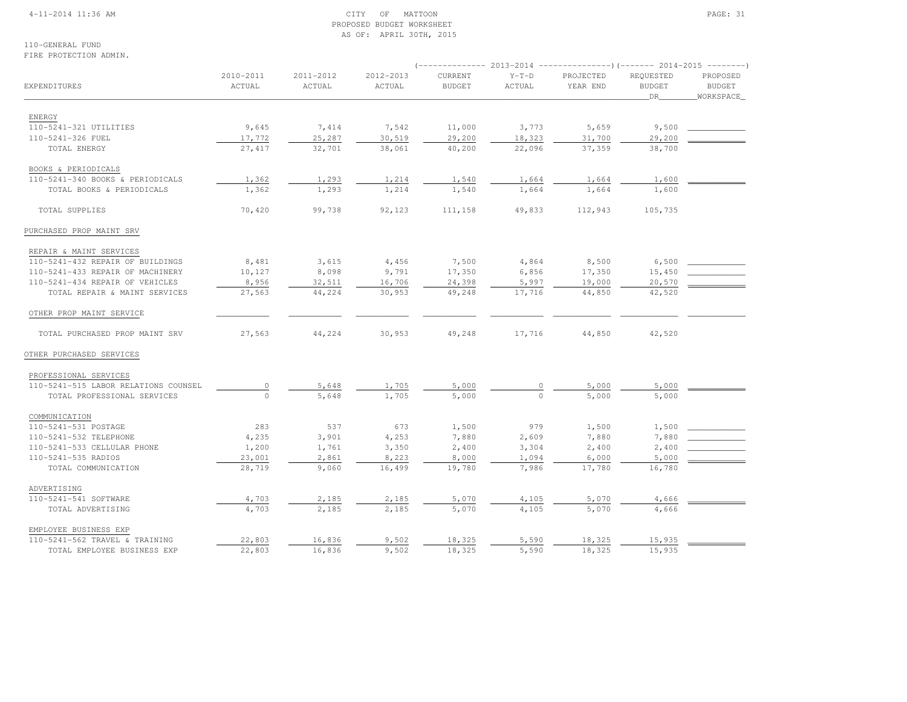CITY OF MATTOON
PROPOSED BUDGET WORKSHEET
AS OF: APRIL 30TH, 2015

110-GENERAL FUND
FIRE PROTECTION ADMIN.

| EXPENDITURES | 2010-2011 ACTUAL | 2011-2012 ACTUAL | 2012-2013 ACTUAL | 2013-2014 CURRENT BUDGET | 2013-2014 Y-T-D ACTUAL | 2013-2014 PROJECTED YEAR END | 2014-2015 REQUESTED BUDGET DR | 2014-2015 PROPOSED BUDGET WORKSPACE |
|---|---|---|---|---|---|---|---|---|
| ENERGY | | | | | | | | |
| 110-5241-321 UTILITIES | 9,645 | 7,414 | 7,542 | 11,000 | 3,773 | 5,659 | 9,500 | |
| 110-5241-326 FUEL | 17,772 | 25,287 | 30,519 | 29,200 | 18,323 | 31,700 | 29,200 | |
| TOTAL ENERGY | 27,417 | 32,701 | 38,061 | 40,200 | 22,096 | 37,359 | 38,700 | |
| BOOKS & PERIODICALS | | | | | | | | |
| 110-5241-340 BOOKS & PERIODICALS | 1,362 | 1,293 | 1,214 | 1,540 | 1,664 | 1,664 | 1,600 | |
| TOTAL BOOKS & PERIODICALS | 1,362 | 1,293 | 1,214 | 1,540 | 1,664 | 1,664 | 1,600 | |
| TOTAL SUPPLIES | 70,420 | 99,738 | 92,123 | 111,158 | 49,833 | 112,943 | 105,735 | |
| PURCHASED PROP MAINT SRV | | | | | | | | |
| REPAIR & MAINT SERVICES | | | | | | | | |
| 110-5241-432 REPAIR OF BUILDINGS | 8,481 | 3,615 | 4,456 | 7,500 | 4,864 | 8,500 | 6,500 | |
| 110-5241-433 REPAIR OF MACHINERY | 10,127 | 8,098 | 9,791 | 17,350 | 6,856 | 17,350 | 15,450 | |
| 110-5241-434 REPAIR OF VEHICLES | 8,956 | 32,511 | 16,706 | 24,398 | 5,997 | 19,000 | 20,570 | |
| TOTAL REPAIR & MAINT SERVICES | 27,563 | 44,224 | 30,953 | 49,248 | 17,716 | 44,850 | 42,520 | |
| OTHER PROP MAINT SERVICE | | | | | | | | |
| TOTAL PURCHASED PROP MAINT SRV | 27,563 | 44,224 | 30,953 | 49,248 | 17,716 | 44,850 | 42,520 | |
| OTHER PURCHASED SERVICES | | | | | | | | |
| PROFESSIONAL SERVICES | | | | | | | | |
| 110-5241-515 LABOR RELATIONS COUNSEL | 0 | 5,648 | 1,705 | 5,000 | 0 | 5,000 | 5,000 | |
| TOTAL PROFESSIONAL SERVICES | 0 | 5,648 | 1,705 | 5,000 | 0 | 5,000 | 5,000 | |
| COMMUNICATION | | | | | | | | |
| 110-5241-531 POSTAGE | 283 | 537 | 673 | 1,500 | 979 | 1,500 | 1,500 | |
| 110-5241-532 TELEPHONE | 4,235 | 3,901 | 4,253 | 7,880 | 2,609 | 7,880 | 7,880 | |
| 110-5241-533 CELLULAR PHONE | 1,200 | 1,761 | 3,350 | 2,400 | 3,304 | 2,400 | 2,400 | |
| 110-5241-535 RADIOS | 23,001 | 2,861 | 8,223 | 8,000 | 1,094 | 6,000 | 5,000 | |
| TOTAL COMMUNICATION | 28,719 | 9,060 | 16,499 | 19,780 | 7,986 | 17,780 | 16,780 | |
| ADVERTISING | | | | | | | | |
| 110-5241-541 SOFTWARE | 4,703 | 2,185 | 2,185 | 5,070 | 4,105 | 5,070 | 4,666 | |
| TOTAL ADVERTISING | 4,703 | 2,185 | 2,185 | 5,070 | 4,105 | 5,070 | 4,666 | |
| EMPLOYEE BUSINESS EXP | | | | | | | | |
| 110-5241-562 TRAVEL & TRAINING | 22,803 | 16,836 | 9,502 | 18,325 | 5,590 | 18,325 | 15,935 | |
| TOTAL EMPLOYEE BUSINESS EXP | 22,803 | 16,836 | 9,502 | 18,325 | 5,590 | 18,325 | 15,935 | |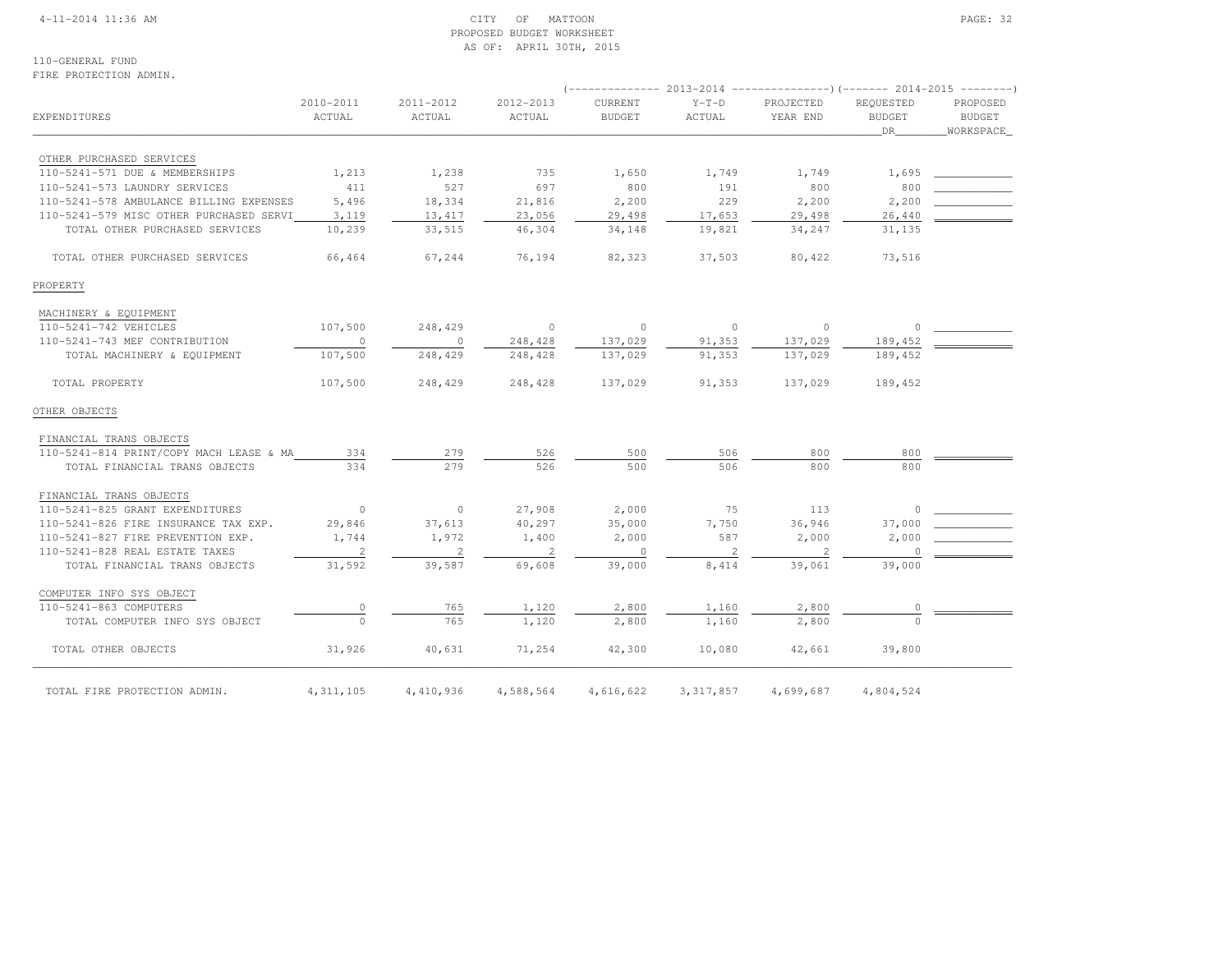110-GENERAL FUND
FIRE PROTECTION ADMIN.

| EXPENDITURES | 2010-2011 ACTUAL | 2011-2012 ACTUAL | 2012-2013 ACTUAL | 2013-2014 CURRENT BUDGET | 2013-2014 Y-T-D ACTUAL | 2013-2014 PROJECTED YEAR END | 2014-2015 REQUESTED BUDGET DR | 2014-2015 PROPOSED BUDGET WORKSPACE |
|---|---|---|---|---|---|---|---|---|
| OTHER PURCHASED SERVICES | | | | | | | | |
| 110-5241-571 DUE & MEMBERSHIPS | 1,213 | 1,238 | 735 | 1,650 | 1,749 | 1,749 | 1,695 | |
| 110-5241-573 LAUNDRY SERVICES | 411 | 527 | 697 | 800 | 191 | 800 | 800 | |
| 110-5241-578 AMBULANCE BILLING EXPENSES | 5,496 | 18,334 | 21,816 | 2,200 | 229 | 2,200 | 2,200 | |
| 110-5241-579 MISC OTHER PURCHASED SERVI | 3,119 | 13,417 | 23,056 | 29,498 | 17,653 | 29,498 | 26,440 | |
| TOTAL OTHER PURCHASED SERVICES | 10,239 | 33,515 | 46,304 | 34,148 | 19,821 | 34,247 | 31,135 | |
| TOTAL OTHER PURCHASED SERVICES | 66,464 | 67,244 | 76,194 | 82,323 | 37,503 | 80,422 | 73,516 | |
| PROPERTY | | | | | | | | |
| MACHINERY & EQUIPMENT | | | | | | | | |
| 110-5241-742 VEHICLES | 107,500 | 248,429 | 0 | 0 | 0 | 0 | 0 | |
| 110-5241-743 MEF CONTRIBUTION | 0 | 0 | 248,428 | 137,029 | 91,353 | 137,029 | 189,452 | |
| TOTAL MACHINERY & EQUIPMENT | 107,500 | 248,429 | 248,428 | 137,029 | 91,353 | 137,029 | 189,452 | |
| TOTAL PROPERTY | 107,500 | 248,429 | 248,428 | 137,029 | 91,353 | 137,029 | 189,452 | |
| OTHER OBJECTS | | | | | | | | |
| FINANCIAL TRANS OBJECTS | | | | | | | | |
| 110-5241-814 PRINT/COPY MACH LEASE & MA | 334 | 279 | 526 | 500 | 506 | 800 | 800 | |
| TOTAL FINANCIAL TRANS OBJECTS | 334 | 279 | 526 | 500 | 506 | 800 | 800 | |
| FINANCIAL TRANS OBJECTS | | | | | | | | |
| 110-5241-825 GRANT EXPENDITURES | 0 | 0 | 27,908 | 2,000 | 75 | 113 | 0 | |
| 110-5241-826 FIRE INSURANCE TAX EXP. | 29,846 | 37,613 | 40,297 | 35,000 | 7,750 | 36,946 | 37,000 | |
| 110-5241-827 FIRE PREVENTION EXP. | 1,744 | 1,972 | 1,400 | 2,000 | 587 | 2,000 | 2,000 | |
| 110-5241-828 REAL ESTATE TAXES | 2 | 2 | 2 | 0 | 2 | 2 | 0 | |
| TOTAL FINANCIAL TRANS OBJECTS | 31,592 | 39,587 | 69,608 | 39,000 | 8,414 | 39,061 | 39,000 | |
| COMPUTER INFO SYS OBJECT | | | | | | | | |
| 110-5241-863 COMPUTERS | 0 | 765 | 1,120 | 2,800 | 1,160 | 2,800 | 0 | |
| TOTAL COMPUTER INFO SYS OBJECT | 0 | 765 | 1,120 | 2,800 | 1,160 | 2,800 | 0 | |
| TOTAL OTHER OBJECTS | 31,926 | 40,631 | 71,254 | 42,300 | 10,080 | 42,661 | 39,800 | |
| TOTAL FIRE PROTECTION ADMIN. | 4,311,105 | 4,410,936 | 4,588,564 | 4,616,622 | 3,317,857 | 4,699,687 | 4,804,524 | |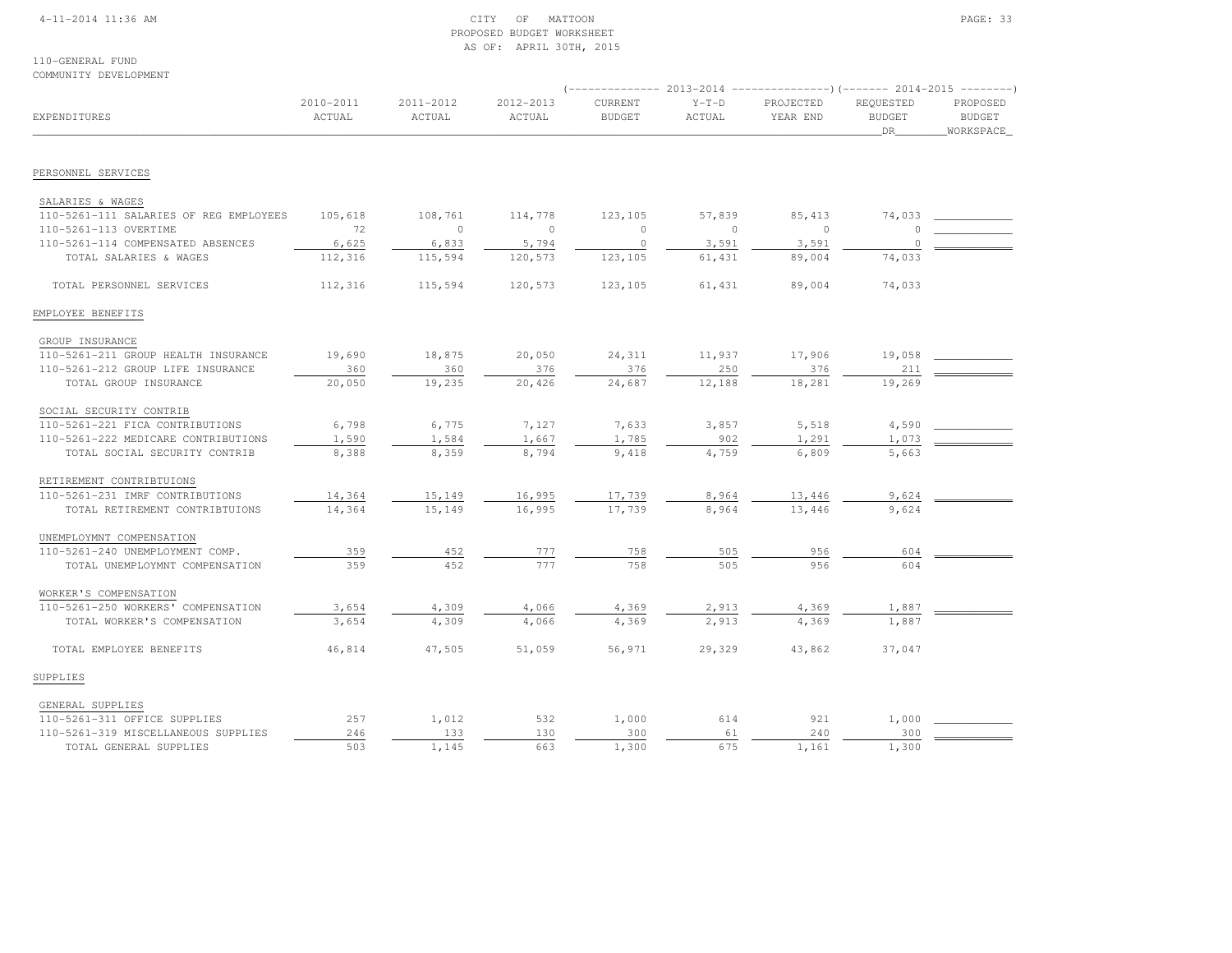CITY OF MATTOON
PROPOSED BUDGET WORKSHEET
AS OF: APRIL 30TH, 2015

110-GENERAL FUND
COMMUNITY DEVELOPMENT

| EXPENDITURES | 2010-2011 ACTUAL | 2011-2012 ACTUAL | 2012-2013 ACTUAL | 2013-2014 CURRENT BUDGET | 2013-2014 Y-T-D ACTUAL | 2013-2014 PROJECTED YEAR END | 2014-2015 REQUESTED BUDGET DR | 2014-2015 PROPOSED BUDGET WORKSPACE |
|---|---|---|---|---|---|---|---|---|
| **PERSONNEL SERVICES** | | | | | | | | |
| SALARIES & WAGES | | | | | | | | |
| 110-5261-111 SALARIES OF REG EMPLOYEES | 105,618 | 108,761 | 114,778 | 123,105 | 57,839 | 85,413 | 74,033 | |
| 110-5261-113 OVERTIME | 72 | 0 | 0 | 0 | 0 | 0 | 0 | |
| 110-5261-114 COMPENSATED ABSENCES | 6,625 | 6,833 | 5,794 | 0 | 3,591 | 3,591 | 0 | |
| TOTAL SALARIES & WAGES | 112,316 | 115,594 | 120,573 | 123,105 | 61,431 | 89,004 | 74,033 | |
| TOTAL PERSONNEL SERVICES | 112,316 | 115,594 | 120,573 | 123,105 | 61,431 | 89,004 | 74,033 | |
| **EMPLOYEE BENEFITS** | | | | | | | | |
| GROUP INSURANCE | | | | | | | | |
| 110-5261-211 GROUP HEALTH INSURANCE | 19,690 | 18,875 | 20,050 | 24,311 | 11,937 | 17,906 | 19,058 | |
| 110-5261-212 GROUP LIFE INSURANCE | 360 | 360 | 376 | 376 | 250 | 376 | 211 | |
| TOTAL GROUP INSURANCE | 20,050 | 19,235 | 20,426 | 24,687 | 12,188 | 18,281 | 19,269 | |
| SOCIAL SECURITY CONTRIB | | | | | | | | |
| 110-5261-221 FICA CONTRIBUTIONS | 6,798 | 6,775 | 7,127 | 7,633 | 3,857 | 5,518 | 4,590 | |
| 110-5261-222 MEDICARE CONTRIBUTIONS | 1,590 | 1,584 | 1,667 | 1,785 | 902 | 1,291 | 1,073 | |
| TOTAL SOCIAL SECURITY CONTRIB | 8,388 | 8,359 | 8,794 | 9,418 | 4,759 | 6,809 | 5,663 | |
| RETIREMENT CONTRIBTUIONS | | | | | | | | |
| 110-5261-231 IMRF CONTRIBUTIONS | 14,364 | 15,149 | 16,995 | 17,739 | 8,964 | 13,446 | 9,624 | |
| TOTAL RETIREMENT CONTRIBTUIONS | 14,364 | 15,149 | 16,995 | 17,739 | 8,964 | 13,446 | 9,624 | |
| UNEMPLOYMNT COMPENSATION | | | | | | | | |
| 110-5261-240 UNEMPLOYMENT COMP. | 359 | 452 | 777 | 758 | 505 | 956 | 604 | |
| TOTAL UNEMPLOYMNT COMPENSATION | 359 | 452 | 777 | 758 | 505 | 956 | 604 | |
| WORKER'S COMPENSATION | | | | | | | | |
| 110-5261-250 WORKERS' COMPENSATION | 3,654 | 4,309 | 4,066 | 4,369 | 2,913 | 4,369 | 1,887 | |
| TOTAL WORKER'S COMPENSATION | 3,654 | 4,309 | 4,066 | 4,369 | 2,913 | 4,369 | 1,887 | |
| TOTAL EMPLOYEE BENEFITS | 46,814 | 47,505 | 51,059 | 56,971 | 29,329 | 43,862 | 37,047 | |
| **SUPPLIES** | | | | | | | | |
| GENERAL SUPPLIES | | | | | | | | |
| 110-5261-311 OFFICE SUPPLIES | 257 | 1,012 | 532 | 1,000 | 614 | 921 | 1,000 | |
| 110-5261-319 MISCELLANEOUS SUPPLIES | 246 | 133 | 130 | 300 | 61 | 240 | 300 | |
| TOTAL GENERAL SUPPLIES | 503 | 1,145 | 663 | 1,300 | 675 | 1,161 | 1,300 | |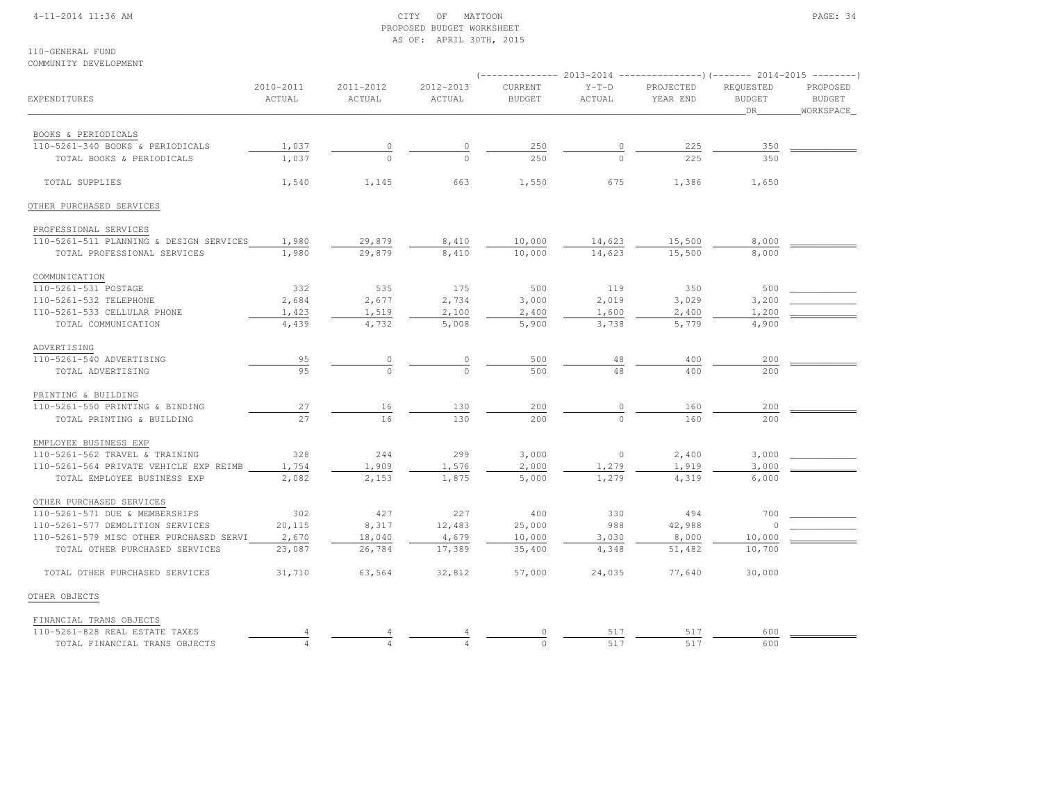CITY OF MATTOON
PROPOSED BUDGET WORKSHEET
AS OF: APRIL 30TH, 2015

110-GENERAL FUND
COMMUNITY DEVELOPMENT

| EXPENDITURES | 2010-2011 ACTUAL | 2011-2012 ACTUAL | 2012-2013 ACTUAL | 2013-2014 CURRENT BUDGET | 2013-2014 Y-T-D ACTUAL | 2013-2014 PROJECTED YEAR END | 2014-2015 REQUESTED BUDGET DR | 2014-2015 PROPOSED BUDGET WORKSPACE |
|---|---|---|---|---|---|---|---|---|
| BOOKS & PERIODICALS | | | | | | | | |
| 110-5261-340 BOOKS & PERIODICALS | 1,037 | 0 | 0 | 250 | 0 | 225 | 350 | |
| TOTAL BOOKS & PERIODICALS | 1,037 | 0 | 0 | 250 | 0 | 225 | 350 | |
| TOTAL SUPPLIES | 1,540 | 1,145 | 663 | 1,550 | 675 | 1,386 | 1,650 | |
| OTHER PURCHASED SERVICES | | | | | | | | |
| PROFESSIONAL SERVICES | | | | | | | | |
| 110-5261-511 PLANNING & DESIGN SERVICES | 1,980 | 29,879 | 8,410 | 10,000 | 14,623 | 15,500 | 8,000 | |
| TOTAL PROFESSIONAL SERVICES | 1,980 | 29,879 | 8,410 | 10,000 | 14,623 | 15,500 | 8,000 | |
| COMMUNICATION | | | | | | | | |
| 110-5261-531 POSTAGE | 332 | 535 | 175 | 500 | 119 | 350 | 500 | |
| 110-5261-532 TELEPHONE | 2,684 | 2,677 | 2,734 | 3,000 | 2,019 | 3,029 | 3,200 | |
| 110-5261-533 CELLULAR PHONE | 1,423 | 1,519 | 2,100 | 2,400 | 1,600 | 2,400 | 1,200 | |
| TOTAL COMMUNICATION | 4,439 | 4,732 | 5,008 | 5,900 | 3,738 | 5,779 | 4,900 | |
| ADVERTISING | | | | | | | | |
| 110-5261-540 ADVERTISING | 95 | 0 | 0 | 500 | 48 | 400 | 200 | |
| TOTAL ADVERTISING | 95 | 0 | 0 | 500 | 48 | 400 | 200 | |
| PRINTING & BUILDING | | | | | | | | |
| 110-5261-550 PRINTING & BINDING | 27 | 16 | 130 | 200 | 0 | 160 | 200 | |
| TOTAL PRINTING & BUILDING | 27 | 16 | 130 | 200 | 0 | 160 | 200 | |
| EMPLOYEE BUSINESS EXP | | | | | | | | |
| 110-5261-562 TRAVEL & TRAINING | 328 | 244 | 299 | 3,000 | 0 | 2,400 | 3,000 | |
| 110-5261-564 PRIVATE VEHICLE EXP REIMB | 1,754 | 1,909 | 1,576 | 2,000 | 1,279 | 1,919 | 3,000 | |
| TOTAL EMPLOYEE BUSINESS EXP | 2,082 | 2,153 | 1,875 | 5,000 | 1,279 | 4,319 | 6,000 | |
| OTHER PURCHASED SERVICES | | | | | | | | |
| 110-5261-571 DUE & MEMBERSHIPS | 302 | 427 | 227 | 400 | 330 | 494 | 700 | |
| 110-5261-577 DEMOLITION SERVICES | 20,115 | 8,317 | 12,483 | 25,000 | 988 | 42,988 | 0 | |
| 110-5261-579 MISC OTHER PURCHASED SERVI | 2,670 | 18,040 | 4,679 | 10,000 | 3,030 | 8,000 | 10,000 | |
| TOTAL OTHER PURCHASED SERVICES | 23,087 | 26,784 | 17,389 | 35,400 | 4,348 | 51,482 | 10,700 | |
| TOTAL OTHER PURCHASED SERVICES | 31,710 | 63,564 | 32,812 | 57,000 | 24,035 | 77,640 | 30,000 | |
| OTHER OBJECTS | | | | | | | | |
| FINANCIAL TRANS OBJECTS | | | | | | | | |
| 110-5261-828 REAL ESTATE TAXES | 4 | 4 | 4 | 0 | 517 | 517 | 600 | |
| TOTAL FINANCIAL TRANS OBJECTS | 4 | 4 | 4 | 0 | 517 | 517 | 600 | |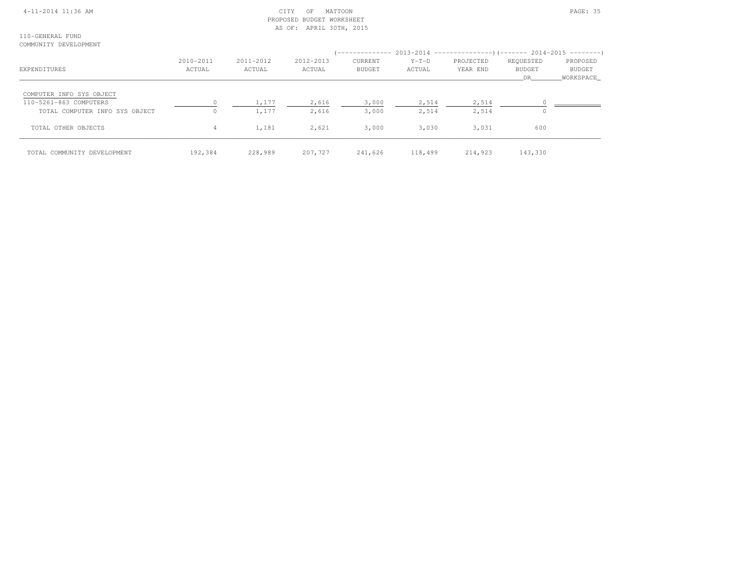CITY OF MATTOON
PROPOSED BUDGET WORKSHEET
AS OF: APRIL 30TH, 2015

110-GENERAL FUND
COMMUNITY DEVELOPMENT

| EXPENDITURES | 2010-2011 ACTUAL | 2011-2012 ACTUAL | 2012-2013 ACTUAL | 2013-2014 CURRENT BUDGET | 2013-2014 Y-T-D ACTUAL | 2013-2014 PROJECTED YEAR END | 2014-2015 REQUESTED BUDGET DR | 2014-2015 PROPOSED BUDGET WORKSPACE |
|---|---|---|---|---|---|---|---|---|
| COMPUTER INFO SYS OBJECT | | | | | | | | |
| 110-5261-863 COMPUTERS | 0 | 1,177 | 2,616 | 3,000 | 2,514 | 2,514 | 0 | |
| TOTAL COMPUTER INFO SYS OBJECT | 0 | 1,177 | 2,616 | 3,000 | 2,514 | 2,514 | 0 | |
| TOTAL OTHER OBJECTS | 4 | 1,181 | 2,621 | 3,000 | 3,030 | 3,031 | 600 | |
| TOTAL COMMUNITY DEVELOPMENT | 192,384 | 228,989 | 207,727 | 241,626 | 118,499 | 214,923 | 143,330 | |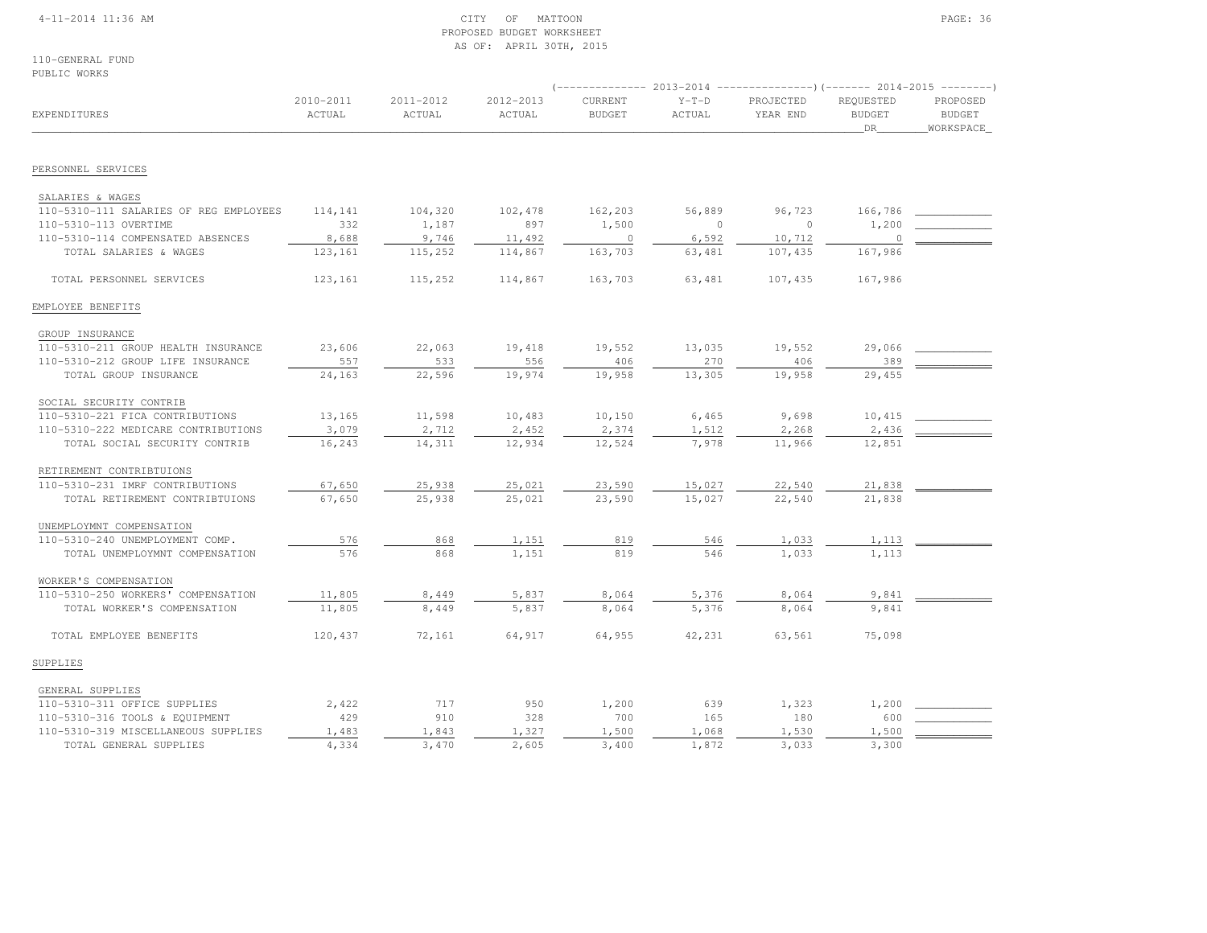CITY OF MATTOON
PROPOSED BUDGET WORKSHEET
AS OF: APRIL 30TH, 2015

110-GENERAL FUND
PUBLIC WORKS

| EXPENDITURES | 2010-2011 ACTUAL | 2011-2012 ACTUAL | 2012-2013 ACTUAL | 2013-2014 CURRENT BUDGET | 2013-2014 Y-T-D ACTUAL | 2013-2014 PROJECTED YEAR END | 2014-2015 REQUESTED BUDGET DR | 2014-2015 PROPOSED BUDGET WORKSPACE |
|---|---|---|---|---|---|---|---|---|
| **PERSONNEL SERVICES** | | | | | | | | |
| SALARIES & WAGES | | | | | | | | |
| 110-5310-111 SALARIES OF REG EMPLOYEES | 114,141 | 104,320 | 102,478 | 162,203 | 56,889 | 96,723 | 166,786 | |
| 110-5310-113 OVERTIME | 332 | 1,187 | 897 | 1,500 | 0 | 0 | 1,200 | |
| 110-5310-114 COMPENSATED ABSENCES | 8,688 | 9,746 | 11,492 | 0 | 6,592 | 10,712 | 0 | |
| TOTAL SALARIES & WAGES | 123,161 | 115,252 | 114,867 | 163,703 | 63,481 | 107,435 | 167,986 | |
| TOTAL PERSONNEL SERVICES | 123,161 | 115,252 | 114,867 | 163,703 | 63,481 | 107,435 | 167,986 | |
| **EMPLOYEE BENEFITS** | | | | | | | | |
| GROUP INSURANCE | | | | | | | | |
| 110-5310-211 GROUP HEALTH INSURANCE | 23,606 | 22,063 | 19,418 | 19,552 | 13,035 | 19,552 | 29,066 | |
| 110-5310-212 GROUP LIFE INSURANCE | 557 | 533 | 556 | 406 | 270 | 406 | 389 | |
| TOTAL GROUP INSURANCE | 24,163 | 22,596 | 19,974 | 19,958 | 13,305 | 19,958 | 29,455 | |
| SOCIAL SECURITY CONTRIB | | | | | | | | |
| 110-5310-221 FICA CONTRIBUTIONS | 13,165 | 11,598 | 10,483 | 10,150 | 6,465 | 9,698 | 10,415 | |
| 110-5310-222 MEDICARE CONTRIBUTIONS | 3,079 | 2,712 | 2,452 | 2,374 | 1,512 | 2,268 | 2,436 | |
| TOTAL SOCIAL SECURITY CONTRIB | 16,243 | 14,311 | 12,934 | 12,524 | 7,978 | 11,966 | 12,851 | |
| RETIREMENT CONTRIBTUIONS | | | | | | | | |
| 110-5310-231 IMRF CONTRIBUTIONS | 67,650 | 25,938 | 25,021 | 23,590 | 15,027 | 22,540 | 21,838 | |
| TOTAL RETIREMENT CONTRIBTUIONS | 67,650 | 25,938 | 25,021 | 23,590 | 15,027 | 22,540 | 21,838 | |
| UNEMPLOYMNT COMPENSATION | | | | | | | | |
| 110-5310-240 UNEMPLOYMENT COMP. | 576 | 868 | 1,151 | 819 | 546 | 1,033 | 1,113 | |
| TOTAL UNEMPLOYMNT COMPENSATION | 576 | 868 | 1,151 | 819 | 546 | 1,033 | 1,113 | |
| WORKER'S COMPENSATION | | | | | | | | |
| 110-5310-250 WORKERS' COMPENSATION | 11,805 | 8,449 | 5,837 | 8,064 | 5,376 | 8,064 | 9,841 | |
| TOTAL WORKER'S COMPENSATION | 11,805 | 8,449 | 5,837 | 8,064 | 5,376 | 8,064 | 9,841 | |
| TOTAL EMPLOYEE BENEFITS | 120,437 | 72,161 | 64,917 | 64,955 | 42,231 | 63,561 | 75,098 | |
| **SUPPLIES** | | | | | | | | |
| GENERAL SUPPLIES | | | | | | | | |
| 110-5310-311 OFFICE SUPPLIES | 2,422 | 717 | 950 | 1,200 | 639 | 1,323 | 1,200 | |
| 110-5310-316 TOOLS & EQUIPMENT | 429 | 910 | 328 | 700 | 165 | 180 | 600 | |
| 110-5310-319 MISCELLANEOUS SUPPLIES | 1,483 | 1,843 | 1,327 | 1,500 | 1,068 | 1,530 | 1,500 | |
| TOTAL GENERAL SUPPLIES | 4,334 | 3,470 | 2,605 | 3,400 | 1,872 | 3,033 | 3,300 | |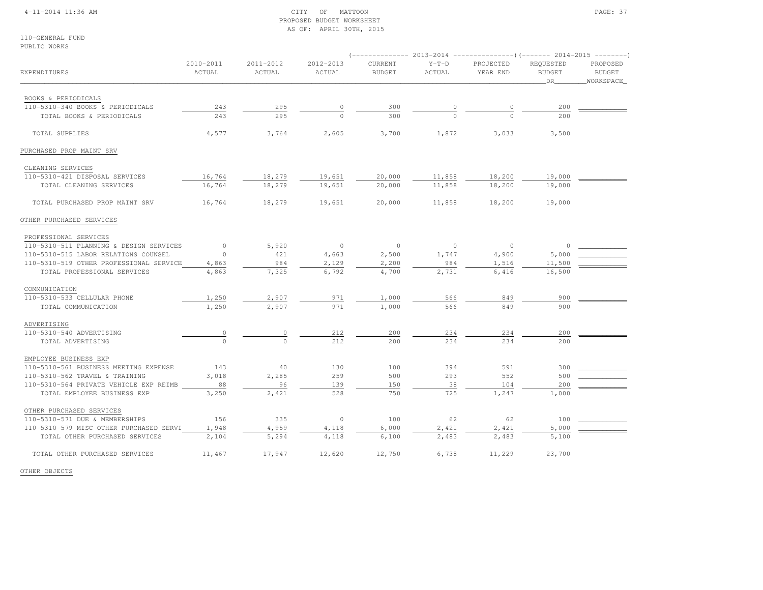CITY OF MATTOON
PROPOSED BUDGET WORKSHEET
AS OF: APRIL 30TH, 2015

110-GENERAL FUND
PUBLIC WORKS

| EXPENDITURES | 2010-2011 ACTUAL | 2011-2012 ACTUAL | 2012-2013 ACTUAL | 2013-2014 CURRENT BUDGET | 2013-2014 Y-T-D ACTUAL | 2013-2014 PROJECTED YEAR END | 2014-2015 REQUESTED BUDGET DR | 2014-2015 PROPOSED BUDGET WORKSPACE |
|---|---|---|---|---|---|---|---|---|
| BOOKS & PERIODICALS | | | | | | | | |
| 110-5310-340 BOOKS & PERIODICALS | 243 | 295 | 0 | 300 | 0 | 0 | 200 | |
| TOTAL BOOKS & PERIODICALS | 243 | 295 | 0 | 300 | 0 | 0 | 200 | |
| TOTAL SUPPLIES | 4,577 | 3,764 | 2,605 | 3,700 | 1,872 | 3,033 | 3,500 | |
| PURCHASED PROP MAINT SRV | | | | | | | | |
| CLEANING SERVICES | | | | | | | | |
| 110-5310-421 DISPOSAL SERVICES | 16,764 | 18,279 | 19,651 | 20,000 | 11,858 | 18,200 | 19,000 | |
| TOTAL CLEANING SERVICES | 16,764 | 18,279 | 19,651 | 20,000 | 11,858 | 18,200 | 19,000 | |
| TOTAL PURCHASED PROP MAINT SRV | 16,764 | 18,279 | 19,651 | 20,000 | 11,858 | 18,200 | 19,000 | |
| OTHER PURCHASED SERVICES | | | | | | | | |
| PROFESSIONAL SERVICES | | | | | | | | |
| 110-5310-511 PLANNING & DESIGN SERVICES | 0 | 5,920 | 0 | 0 | 0 | 0 | 0 | |
| 110-5310-515 LABOR RELATIONS COUNSEL | 0 | 421 | 4,663 | 2,500 | 1,747 | 4,900 | 5,000 | |
| 110-5310-519 OTHER PROFESSIONAL SERVICE | 4,863 | 984 | 2,129 | 2,200 | 984 | 1,516 | 11,500 | |
| TOTAL PROFESSIONAL SERVICES | 4,863 | 7,325 | 6,792 | 4,700 | 2,731 | 6,416 | 16,500 | |
| COMMUNICATION | | | | | | | | |
| 110-5310-533 CELLULAR PHONE | 1,250 | 2,907 | 971 | 1,000 | 566 | 849 | 900 | |
| TOTAL COMMUNICATION | 1,250 | 2,907 | 971 | 1,000 | 566 | 849 | 900 | |
| ADVERTISING | | | | | | | | |
| 110-5310-540 ADVERTISING | 0 | 0 | 212 | 200 | 234 | 234 | 200 | |
| TOTAL ADVERTISING | 0 | 0 | 212 | 200 | 234 | 234 | 200 | |
| EMPLOYEE BUSINESS EXP | | | | | | | | |
| 110-5310-561 BUSINESS MEETING EXPENSE | 143 | 40 | 130 | 100 | 394 | 591 | 300 | |
| 110-5310-562 TRAVEL & TRAINING | 3,018 | 2,285 | 259 | 500 | 293 | 552 | 500 | |
| 110-5310-564 PRIVATE VEHICLE EXP REIMB | 88 | 96 | 139 | 150 | 38 | 104 | 200 | |
| TOTAL EMPLOYEE BUSINESS EXP | 3,250 | 2,421 | 528 | 750 | 725 | 1,247 | 1,000 | |
| OTHER PURCHASED SERVICES | | | | | | | | |
| 110-5310-571 DUE & MEMBERSHIPS | 156 | 335 | 0 | 100 | 62 | 62 | 100 | |
| 110-5310-579 MISC OTHER PURCHASED SERVI | 1,948 | 4,959 | 4,118 | 6,000 | 2,421 | 2,421 | 5,000 | |
| TOTAL OTHER PURCHASED SERVICES | 2,104 | 5,294 | 4,118 | 6,100 | 2,483 | 2,483 | 5,100 | |
| TOTAL OTHER PURCHASED SERVICES | 11,467 | 17,947 | 12,620 | 12,750 | 6,738 | 11,229 | 23,700 | |
| OTHER OBJECTS | | | | | | | | |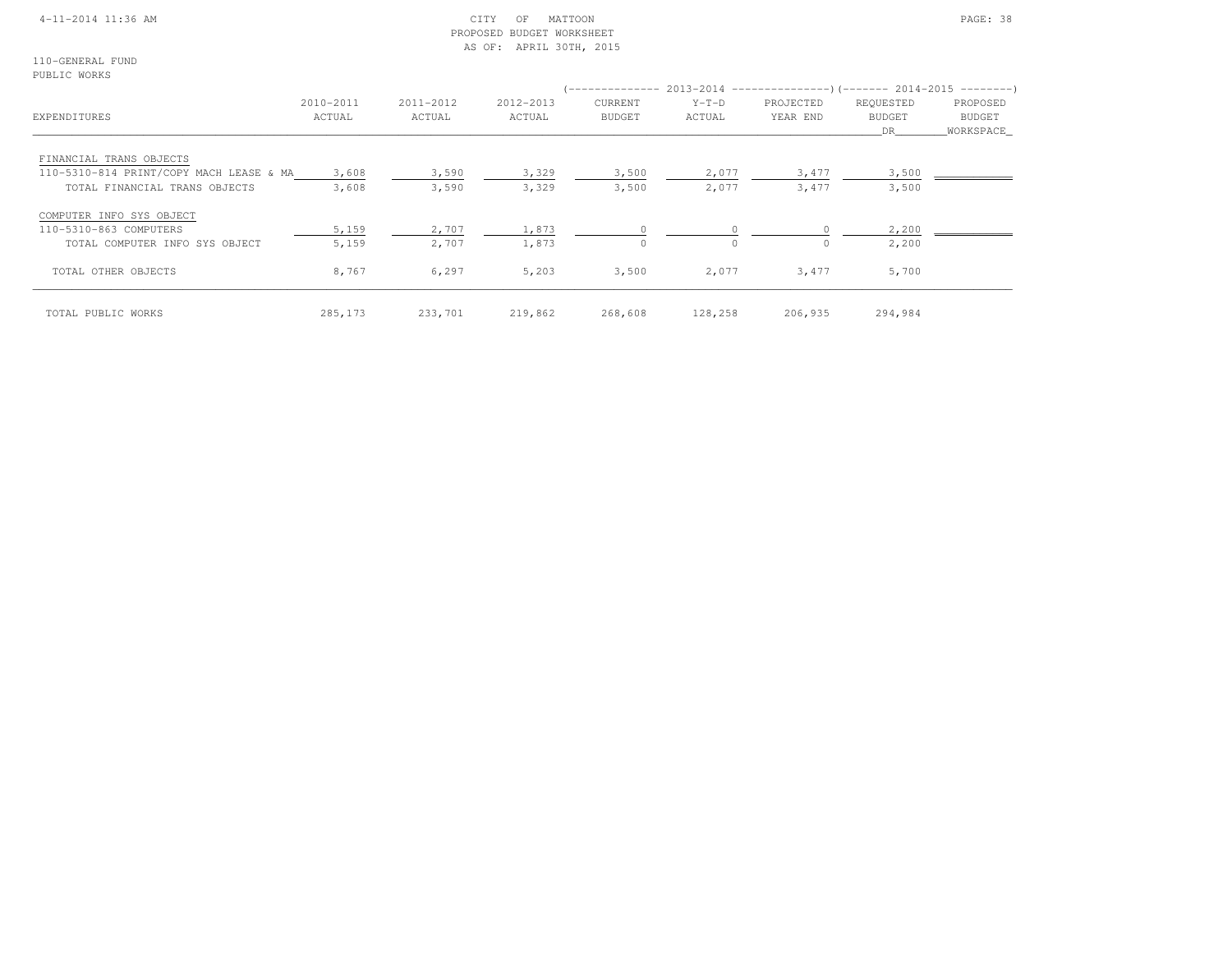CITY OF MATTOON
PROPOSED BUDGET WORKSHEET
AS OF: APRIL 30TH, 2015

110-GENERAL FUND
PUBLIC WORKS

| EXPENDITURES | 2010-2011 ACTUAL | 2011-2012 ACTUAL | 2012-2013 ACTUAL | 2013-2014 CURRENT BUDGET | 2013-2014 Y-T-D ACTUAL | 2013-2014 PROJECTED YEAR END | 2014-2015 REQUESTED BUDGET DR | 2014-2015 PROPOSED BUDGET WORKSPACE |
|---|---|---|---|---|---|---|---|---|
| FINANCIAL TRANS OBJECTS | | | | | | | | |
| 110-5310-814 PRINT/COPY MACH LEASE & MA | 3,608 | 3,590 | 3,329 | 3,500 | 2,077 | 3,477 | 3,500 | |
| TOTAL FINANCIAL TRANS OBJECTS | 3,608 | 3,590 | 3,329 | 3,500 | 2,077 | 3,477 | 3,500 | |
| COMPUTER INFO SYS OBJECT | | | | | | | | |
| 110-5310-863 COMPUTERS | 5,159 | 2,707 | 1,873 | 0 | 0 | 0 | 2,200 | |
| TOTAL COMPUTER INFO SYS OBJECT | 5,159 | 2,707 | 1,873 | 0 | 0 | 0 | 2,200 | |
| TOTAL OTHER OBJECTS | 8,767 | 6,297 | 5,203 | 3,500 | 2,077 | 3,477 | 5,700 | |
| TOTAL PUBLIC WORKS | 285,173 | 233,701 | 219,862 | 268,608 | 128,258 | 206,935 | 294,984 | |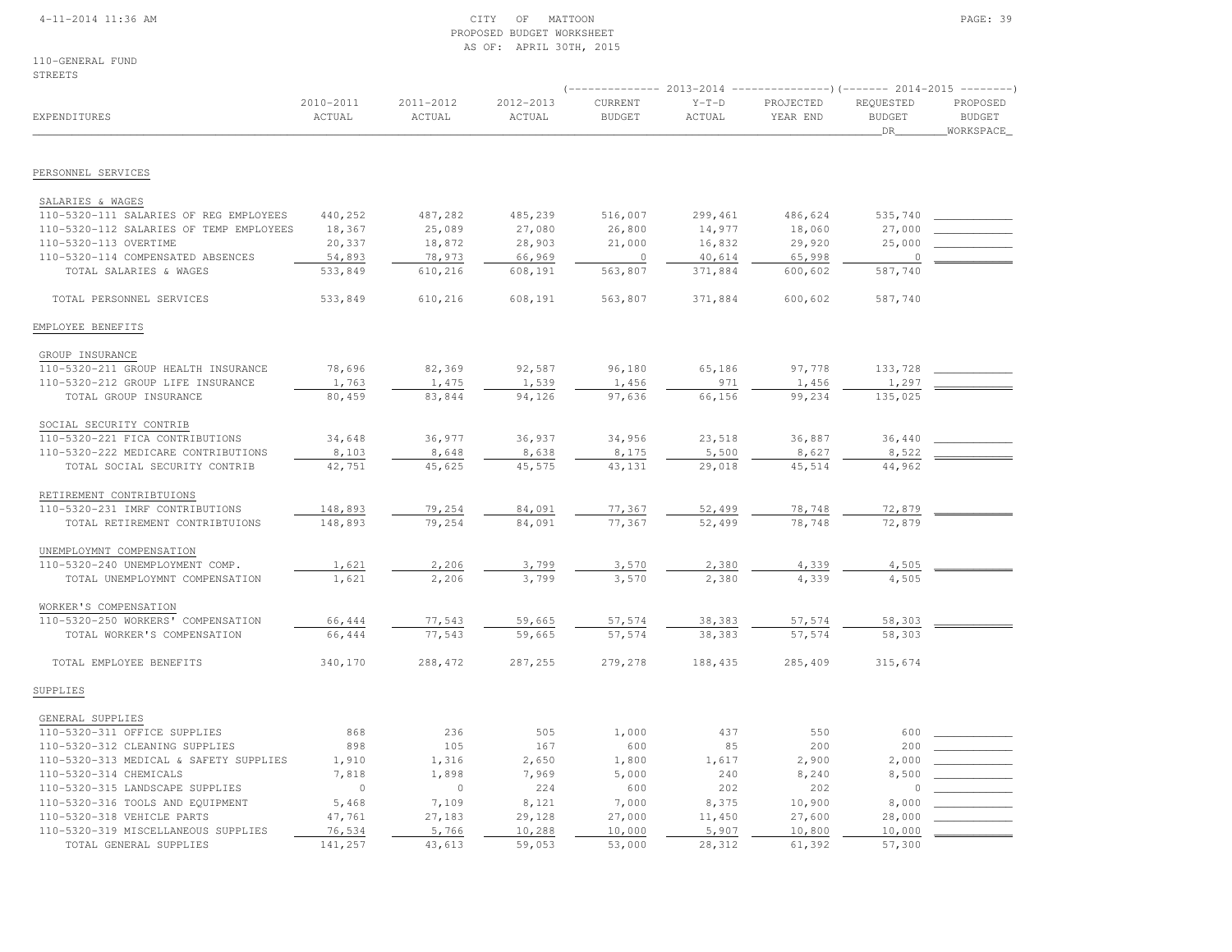CITY OF MATTOON
PROPOSED BUDGET WORKSHEET
AS OF: APRIL 30TH, 2015

110-GENERAL FUND
STREETS

| EXPENDITURES | 2010-2011 ACTUAL | 2011-2012 ACTUAL | 2012-2013 ACTUAL | 2013-2014 CURRENT BUDGET | 2013-2014 Y-T-D ACTUAL | 2013-2014 PROJECTED YEAR END | 2014-2015 REQUESTED BUDGET DR | 2014-2015 PROPOSED BUDGET WORKSPACE |
|---|---|---|---|---|---|---|---|---|
| PERSONNEL SERVICES | | | | | | | | |
| SALARIES & WAGES | | | | | | | | |
| 110-5320-111 SALARIES OF REG EMPLOYEES | 440,252 | 487,282 | 485,239 | 516,007 | 299,461 | 486,624 | 535,740 | |
| 110-5320-112 SALARIES OF TEMP EMPLOYEES | 18,367 | 25,089 | 27,080 | 26,800 | 14,977 | 18,060 | 27,000 | |
| 110-5320-113 OVERTIME | 20,337 | 18,872 | 28,903 | 21,000 | 16,832 | 29,920 | 25,000 | |
| 110-5320-114 COMPENSATED ABSENCES | 54,893 | 78,973 | 66,969 | 0 | 40,614 | 65,998 | 0 | |
| TOTAL SALARIES & WAGES | 533,849 | 610,216 | 608,191 | 563,807 | 371,884 | 600,602 | 587,740 | |
| TOTAL PERSONNEL SERVICES | 533,849 | 610,216 | 608,191 | 563,807 | 371,884 | 600,602 | 587,740 | |
| EMPLOYEE BENEFITS | | | | | | | | |
| GROUP INSURANCE | | | | | | | | |
| 110-5320-211 GROUP HEALTH INSURANCE | 78,696 | 82,369 | 92,587 | 96,180 | 65,186 | 97,778 | 133,728 | |
| 110-5320-212 GROUP LIFE INSURANCE | 1,763 | 1,475 | 1,539 | 1,456 | 971 | 1,456 | 1,297 | |
| TOTAL GROUP INSURANCE | 80,459 | 83,844 | 94,126 | 97,636 | 66,156 | 99,234 | 135,025 | |
| SOCIAL SECURITY CONTRIB | | | | | | | | |
| 110-5320-221 FICA CONTRIBUTIONS | 34,648 | 36,977 | 36,937 | 34,956 | 23,518 | 36,887 | 36,440 | |
| 110-5320-222 MEDICARE CONTRIBUTIONS | 8,103 | 8,648 | 8,638 | 8,175 | 5,500 | 8,627 | 8,522 | |
| TOTAL SOCIAL SECURITY CONTRIB | 42,751 | 45,625 | 45,575 | 43,131 | 29,018 | 45,514 | 44,962 | |
| RETIREMENT CONTRIBTUIONS | | | | | | | | |
| 110-5320-231 IMRF CONTRIBUTIONS | 148,893 | 79,254 | 84,091 | 77,367 | 52,499 | 78,748 | 72,879 | |
| TOTAL RETIREMENT CONTRIBTUIONS | 148,893 | 79,254 | 84,091 | 77,367 | 52,499 | 78,748 | 72,879 | |
| UNEMPLOYMNT COMPENSATION | | | | | | | | |
| 110-5320-240 UNEMPLOYMENT COMP. | 1,621 | 2,206 | 3,799 | 3,570 | 2,380 | 4,339 | 4,505 | |
| TOTAL UNEMPLOYMNT COMPENSATION | 1,621 | 2,206 | 3,799 | 3,570 | 2,380 | 4,339 | 4,505 | |
| WORKER'S COMPENSATION | | | | | | | | |
| 110-5320-250 WORKERS' COMPENSATION | 66,444 | 77,543 | 59,665 | 57,574 | 38,383 | 57,574 | 58,303 | |
| TOTAL WORKER'S COMPENSATION | 66,444 | 77,543 | 59,665 | 57,574 | 38,383 | 57,574 | 58,303 | |
| TOTAL EMPLOYEE BENEFITS | 340,170 | 288,472 | 287,255 | 279,278 | 188,435 | 285,409 | 315,674 | |
| SUPPLIES | | | | | | | | |
| GENERAL SUPPLIES | | | | | | | | |
| 110-5320-311 OFFICE SUPPLIES | 868 | 236 | 505 | 1,000 | 437 | 550 | 600 | |
| 110-5320-312 CLEANING SUPPLIES | 898 | 105 | 167 | 600 | 85 | 200 | 200 | |
| 110-5320-313 MEDICAL & SAFETY SUPPLIES | 1,910 | 1,316 | 2,650 | 1,800 | 1,617 | 2,900 | 2,000 | |
| 110-5320-314 CHEMICALS | 7,818 | 1,898 | 7,969 | 5,000 | 240 | 8,240 | 8,500 | |
| 110-5320-315 LANDSCAPE SUPPLIES | 0 | 0 | 224 | 600 | 202 | 202 | 0 | |
| 110-5320-316 TOOLS AND EQUIPMENT | 5,468 | 7,109 | 8,121 | 7,000 | 8,375 | 10,900 | 8,000 | |
| 110-5320-318 VEHICLE PARTS | 47,761 | 27,183 | 29,128 | 27,000 | 11,450 | 27,600 | 28,000 | |
| 110-5320-319 MISCELLANEOUS SUPPLIES | 76,534 | 5,766 | 10,288 | 10,000 | 5,907 | 10,800 | 10,000 | |
| TOTAL GENERAL SUPPLIES | 141,257 | 43,613 | 59,053 | 53,000 | 28,312 | 61,392 | 57,300 | |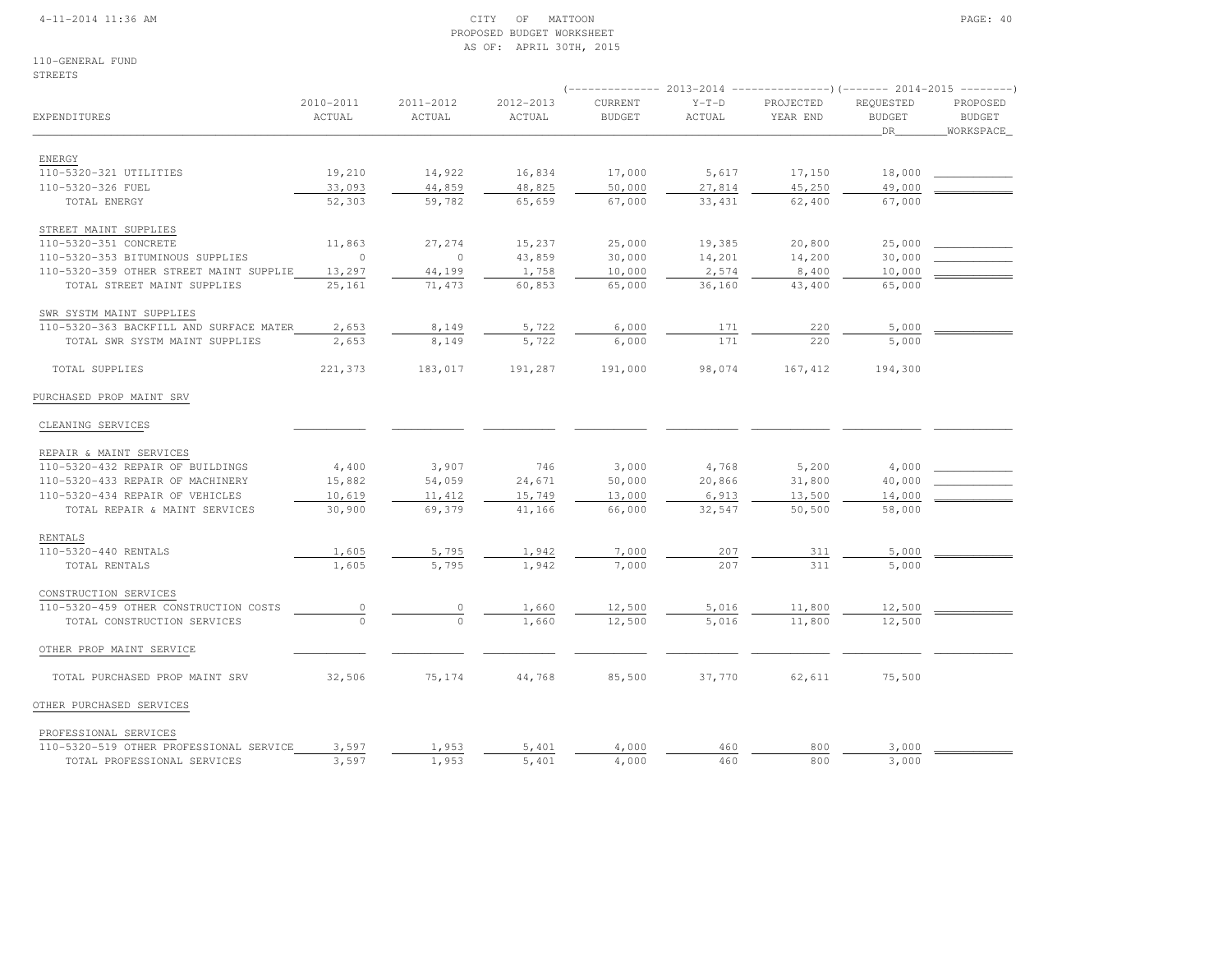CITY OF MATTOON
PROPOSED BUDGET WORKSHEET
AS OF: APRIL 30TH, 2015

110-GENERAL FUND
STREETS

| EXPENDITURES | 2010-2011 ACTUAL | 2011-2012 ACTUAL | 2012-2013 ACTUAL | 2013-2014 CURRENT BUDGET | 2013-2014 Y-T-D ACTUAL | 2013-2014 PROJECTED YEAR END | 2014-2015 REQUESTED BUDGET DR | 2014-2015 PROPOSED BUDGET WORKSPACE |
|---|---|---|---|---|---|---|---|---|
| ENERGY | | | | | | | | |
| 110-5320-321 UTILITIES | 19,210 | 14,922 | 16,834 | 17,000 | 5,617 | 17,150 | 18,000 | |
| 110-5320-326 FUEL | 33,093 | 44,859 | 48,825 | 50,000 | 27,814 | 45,250 | 49,000 | |
| TOTAL ENERGY | 52,303 | 59,782 | 65,659 | 67,000 | 33,431 | 62,400 | 67,000 | |
| STREET MAINT SUPPLIES | | | | | | | | |
| 110-5320-351 CONCRETE | 11,863 | 27,274 | 15,237 | 25,000 | 19,385 | 20,800 | 25,000 | |
| 110-5320-353 BITUMINOUS SUPPLIES | 0 | 0 | 43,859 | 30,000 | 14,201 | 14,200 | 30,000 | |
| 110-5320-359 OTHER STREET MAINT SUPPLIE | 13,297 | 44,199 | 1,758 | 10,000 | 2,574 | 8,400 | 10,000 | |
| TOTAL STREET MAINT SUPPLIES | 25,161 | 71,473 | 60,853 | 65,000 | 36,160 | 43,400 | 65,000 | |
| SWR SYSTM MAINT SUPPLIES | | | | | | | | |
| 110-5320-363 BACKFILL AND SURFACE MATER | 2,653 | 8,149 | 5,722 | 6,000 | 171 | 220 | 5,000 | |
| TOTAL SWR SYSTM MAINT SUPPLIES | 2,653 | 8,149 | 5,722 | 6,000 | 171 | 220 | 5,000 | |
| TOTAL SUPPLIES | 221,373 | 183,017 | 191,287 | 191,000 | 98,074 | 167,412 | 194,300 | |
| PURCHASED PROP MAINT SRV | | | | | | | | |
| CLEANING SERVICES | | | | | | | | |
| REPAIR & MAINT SERVICES | | | | | | | | |
| 110-5320-432 REPAIR OF BUILDINGS | 4,400 | 3,907 | 746 | 3,000 | 4,768 | 5,200 | 4,000 | |
| 110-5320-433 REPAIR OF MACHINERY | 15,882 | 54,059 | 24,671 | 50,000 | 20,866 | 31,800 | 40,000 | |
| 110-5320-434 REPAIR OF VEHICLES | 10,619 | 11,412 | 15,749 | 13,000 | 6,913 | 13,500 | 14,000 | |
| TOTAL REPAIR & MAINT SERVICES | 30,900 | 69,379 | 41,166 | 66,000 | 32,547 | 50,500 | 58,000 | |
| RENTALS | | | | | | | | |
| 110-5320-440 RENTALS | 1,605 | 5,795 | 1,942 | 7,000 | 207 | 311 | 5,000 | |
| TOTAL RENTALS | 1,605 | 5,795 | 1,942 | 7,000 | 207 | 311 | 5,000 | |
| CONSTRUCTION SERVICES | | | | | | | | |
| 110-5320-459 OTHER CONSTRUCTION COSTS | 0 | 0 | 1,660 | 12,500 | 5,016 | 11,800 | 12,500 | |
| TOTAL CONSTRUCTION SERVICES | 0 | 0 | 1,660 | 12,500 | 5,016 | 11,800 | 12,500 | |
| OTHER PROP MAINT SERVICE | | | | | | | | |
| TOTAL PURCHASED PROP MAINT SRV | 32,506 | 75,174 | 44,768 | 85,500 | 37,770 | 62,611 | 75,500 | |
| OTHER PURCHASED SERVICES | | | | | | | | |
| PROFESSIONAL SERVICES | | | | | | | | |
| 110-5320-519 OTHER PROFESSIONAL SERVICE | 3,597 | 1,953 | 5,401 | 4,000 | 460 | 800 | 3,000 | |
| TOTAL PROFESSIONAL SERVICES | 3,597 | 1,953 | 5,401 | 4,000 | 460 | 800 | 3,000 | |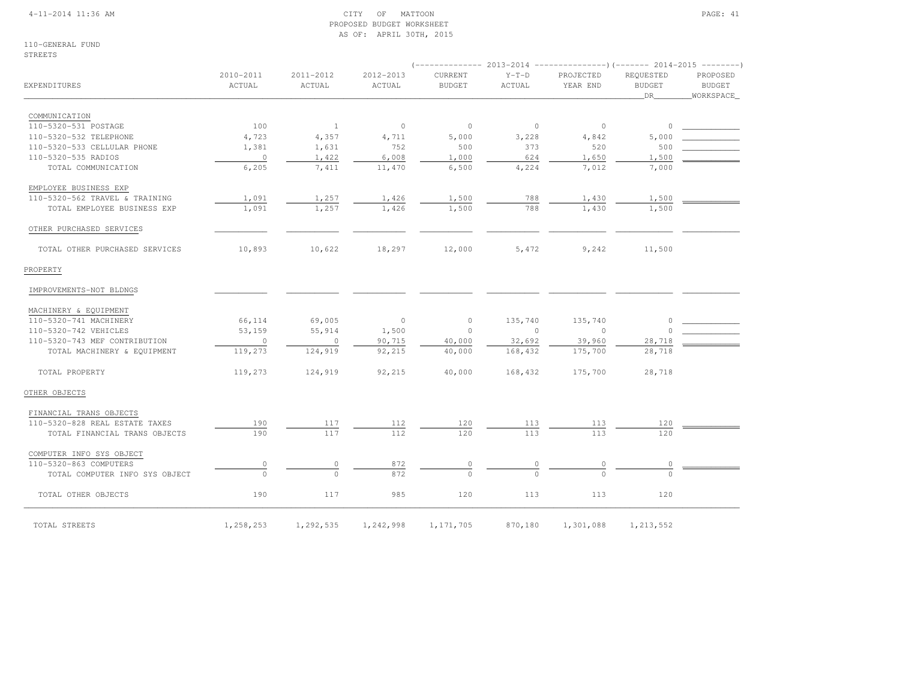CITY OF MATTOON
PROPOSED BUDGET WORKSHEET
AS OF: APRIL 30TH, 2015

110-GENERAL FUND
STREETS

| EXPENDITURES | 2010-2011 ACTUAL | 2011-2012 ACTUAL | 2012-2013 ACTUAL | 2013-2014 CURRENT BUDGET | 2013-2014 Y-T-D ACTUAL | 2013-2014 PROJECTED YEAR END | 2014-2015 REQUESTED BUDGET DR | 2014-2015 PROPOSED BUDGET WORKSPACE |
|---|---|---|---|---|---|---|---|---|
| COMMUNICATION | | | | | | | | |
| 110-5320-531 POSTAGE | 100 | 1 | 0 | 0 | 0 | 0 | 0 | |
| 110-5320-532 TELEPHONE | 4,723 | 4,357 | 4,711 | 5,000 | 3,228 | 4,842 | 5,000 | |
| 110-5320-533 CELLULAR PHONE | 1,381 | 1,631 | 752 | 500 | 373 | 520 | 500 | |
| 110-5320-535 RADIOS | 0 | 1,422 | 6,008 | 1,000 | 624 | 1,650 | 1,500 | |
| TOTAL COMMUNICATION | 6,205 | 7,411 | 11,470 | 6,500 | 4,224 | 7,012 | 7,000 | |
| EMPLOYEE BUSINESS EXP | | | | | | | | |
| 110-5320-562 TRAVEL & TRAINING | 1,091 | 1,257 | 1,426 | 1,500 | 788 | 1,430 | 1,500 | |
| TOTAL EMPLOYEE BUSINESS EXP | 1,091 | 1,257 | 1,426 | 1,500 | 788 | 1,430 | 1,500 | |
| OTHER PURCHASED SERVICES | | | | | | | | |
| TOTAL OTHER PURCHASED SERVICES | 10,893 | 10,622 | 18,297 | 12,000 | 5,472 | 9,242 | 11,500 | |
| PROPERTY | | | | | | | | |
| IMPROVEMENTS-NOT BLDNGS | | | | | | | | |
| MACHINERY & EQUIPMENT | | | | | | | | |
| 110-5320-741 MACHINERY | 66,114 | 69,005 | 0 | 0 | 135,740 | 135,740 | 0 | |
| 110-5320-742 VEHICLES | 53,159 | 55,914 | 1,500 | 0 | 0 | 0 | 0 | |
| 110-5320-743 MEF CONTRIBUTION | 0 | 0 | 90,715 | 40,000 | 32,692 | 39,960 | 28,718 | |
| TOTAL MACHINERY & EQUIPMENT | 119,273 | 124,919 | 92,215 | 40,000 | 168,432 | 175,700 | 28,718 | |
| TOTAL PROPERTY | 119,273 | 124,919 | 92,215 | 40,000 | 168,432 | 175,700 | 28,718 | |
| OTHER OBJECTS | | | | | | | | |
| FINANCIAL TRANS OBJECTS | | | | | | | | |
| 110-5320-828 REAL ESTATE TAXES | 190 | 117 | 112 | 120 | 113 | 113 | 120 | |
| TOTAL FINANCIAL TRANS OBJECTS | 190 | 117 | 112 | 120 | 113 | 113 | 120 | |
| COMPUTER INFO SYS OBJECT | | | | | | | | |
| 110-5320-863 COMPUTERS | 0 | 0 | 872 | 0 | 0 | 0 | 0 | |
| TOTAL COMPUTER INFO SYS OBJECT | 0 | 0 | 872 | 0 | 0 | 0 | 0 | |
| TOTAL OTHER OBJECTS | 190 | 117 | 985 | 120 | 113 | 113 | 120 | |
| TOTAL STREETS | 1,258,253 | 1,292,535 | 1,242,998 | 1,171,705 | 870,180 | 1,301,088 | 1,213,552 | |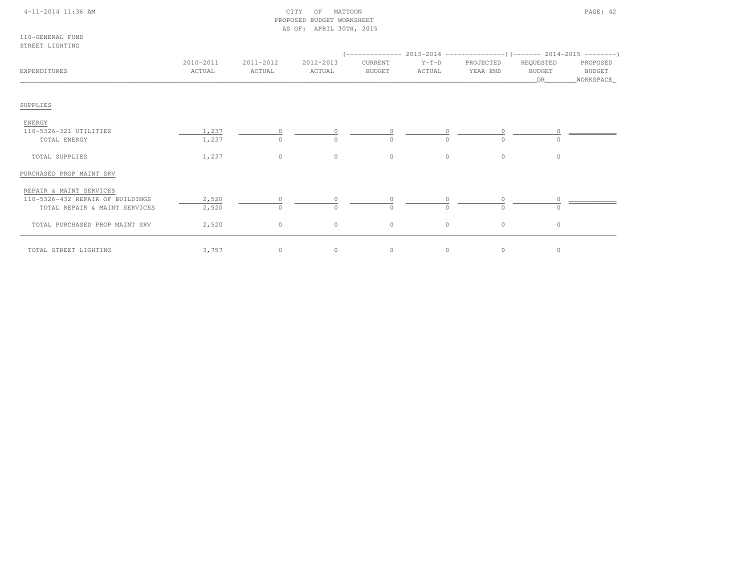CITY OF MATTOON
PROPOSED BUDGET WORKSHEET
AS OF: APRIL 30TH, 2015

110-GENERAL FUND
STREET LIGHTING

| EXPENDITURES | 2010-2011 ACTUAL | 2011-2012 ACTUAL | 2012-2013 ACTUAL | 2013-2014 CURRENT BUDGET | 2013-2014 Y-T-D ACTUAL | 2013-2014 PROJECTED YEAR END | 2014-2015 REQUESTED BUDGET DR | 2014-2015 PROPOSED BUDGET WORKSPACE |
|---|---|---|---|---|---|---|---|---|
| SUPPLIES | | | | | | | | |
| ENERGY | | | | | | | | |
| 110-5326-321 UTILITIES | 1,237 | 0 | 0 | 0 | 0 | 0 | 0 | |
| TOTAL ENERGY | 1,237 | 0 | 0 | 0 | 0 | 0 | 0 | |
| TOTAL SUPPLIES | 1,237 | 0 | 0 | 0 | 0 | 0 | 0 | |
| PURCHASED PROP MAINT SRV | | | | | | | | |
| REPAIR & MAINT SERVICES | | | | | | | | |
| 110-5326-432 REPAIR OF BUILDINGS | 2,520 | 0 | 0 | 0 | 0 | 0 | 0 | |
| TOTAL REPAIR & MAINT SERVICES | 2,520 | 0 | 0 | 0 | 0 | 0 | 0 | |
| TOTAL PURCHASED PROP MAINT SRV | 2,520 | 0 | 0 | 0 | 0 | 0 | 0 | |
| TOTAL STREET LIGHTING | 3,757 | 0 | 0 | 0 | 0 | 0 | 0 | |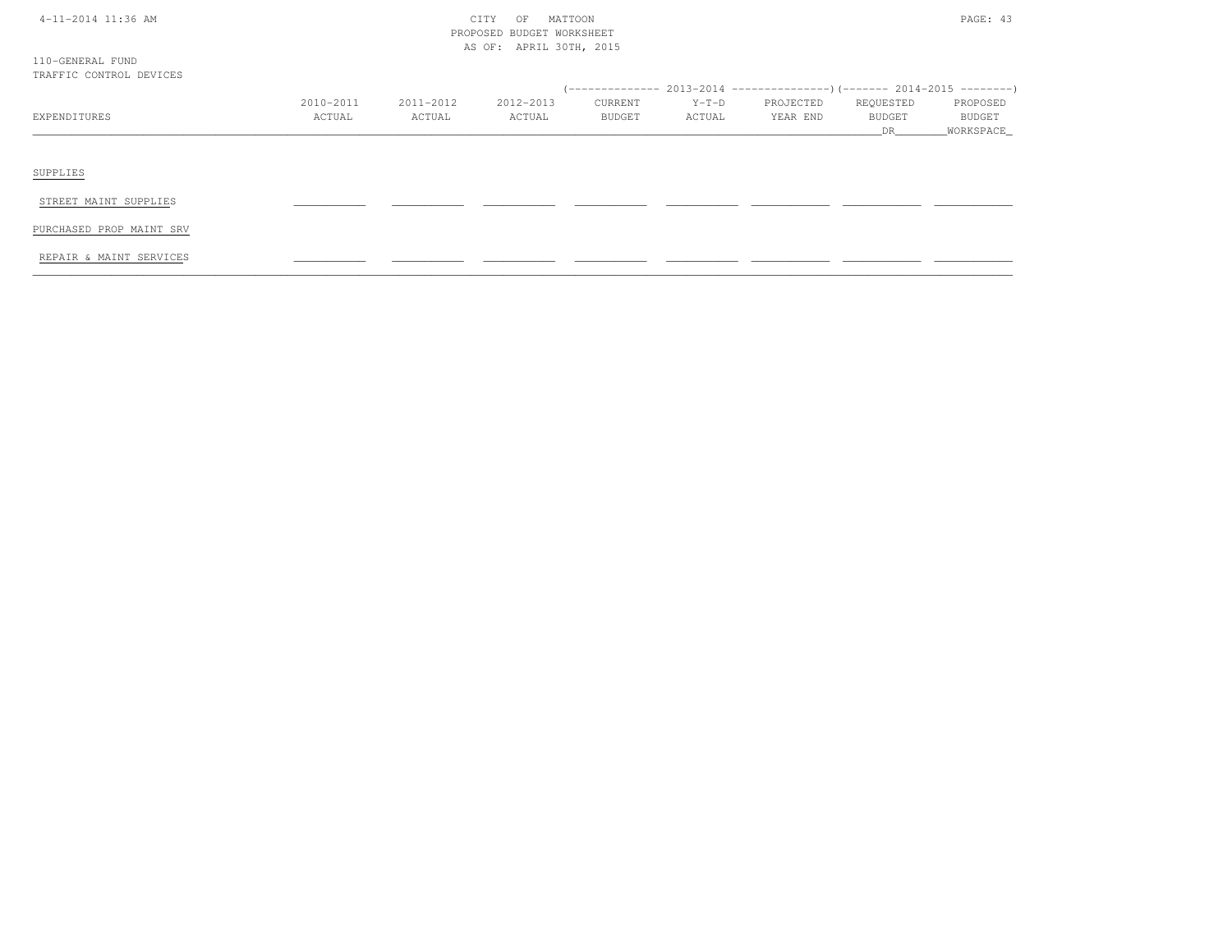CITY OF MATTOON
PROPOSED BUDGET WORKSHEET
AS OF: APRIL 30TH, 2015

110-GENERAL FUND
TRAFFIC CONTROL DEVICES

| EXPENDITURES | 2010-2011 ACTUAL | 2011-2012 ACTUAL | 2012-2013 ACTUAL | 2013-2014 CURRENT BUDGET | 2013-2014 Y-T-D ACTUAL | 2013-2014 PROJECTED YEAR END | 2014-2015 REQUESTED BUDGET DR | 2014-2015 PROPOSED BUDGET WORKSPACE |
|---|---|---|---|---|---|---|---|---|
| SUPPLIES | | | | | | | | |
| STREET MAINT SUPPLIES | | | | | | | | |
| PURCHASED PROP MAINT SRV | | | | | | | | |
| REPAIR & MAINT SERVICES | | | | | | | | |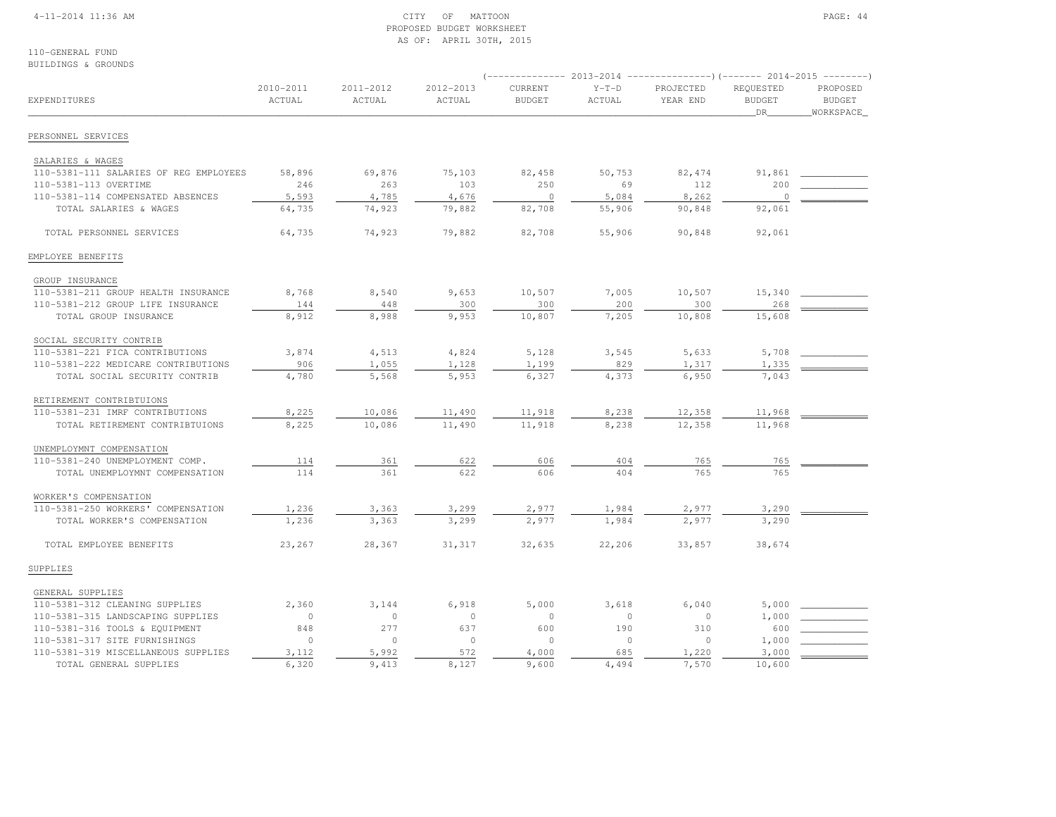CITY OF MATTOON
PROPOSED BUDGET WORKSHEET
AS OF: APRIL 30TH, 2015

110-GENERAL FUND
BUILDINGS & GROUNDS

| | | | | 2013-2014 | | | 2014-2015 | |
|---|---|---|---|---|---|---|---|---|
| EXPENDITURES | 2010-2011 ACTUAL | 2011-2012 ACTUAL | 2012-2013 ACTUAL | CURRENT BUDGET | Y-T-D ACTUAL | PROJECTED YEAR END | REQUESTED BUDGET DR | PROPOSED BUDGET WORKSPACE |
| PERSONNEL SERVICES | | | | | | | | |
| SALARIES & WAGES | | | | | | | | |
| 110-5381-111 SALARIES OF REG EMPLOYEES | 58,896 | 69,876 | 75,103 | 82,458 | 50,753 | 82,474 | 91,861 | |
| 110-5381-113 OVERTIME | 246 | 263 | 103 | 250 | 69 | 112 | 200 | |
| 110-5381-114 COMPENSATED ABSENCES | 5,593 | 4,785 | 4,676 | 0 | 5,084 | 8,262 | 0 | |
| TOTAL SALARIES & WAGES | 64,735 | 74,923 | 79,882 | 82,708 | 55,906 | 90,848 | 92,061 | |
| TOTAL PERSONNEL SERVICES | 64,735 | 74,923 | 79,882 | 82,708 | 55,906 | 90,848 | 92,061 | |
| EMPLOYEE BENEFITS | | | | | | | | |
| GROUP INSURANCE | | | | | | | | |
| 110-5381-211 GROUP HEALTH INSURANCE | 8,768 | 8,540 | 9,653 | 10,507 | 7,005 | 10,507 | 15,340 | |
| 110-5381-212 GROUP LIFE INSURANCE | 144 | 448 | 300 | 300 | 200 | 300 | 268 | |
| TOTAL GROUP INSURANCE | 8,912 | 8,988 | 9,953 | 10,807 | 7,205 | 10,808 | 15,608 | |
| SOCIAL SECURITY CONTRIB | | | | | | | | |
| 110-5381-221 FICA CONTRIBUTIONS | 3,874 | 4,513 | 4,824 | 5,128 | 3,545 | 5,633 | 5,708 | |
| 110-5381-222 MEDICARE CONTRIBUTIONS | 906 | 1,055 | 1,128 | 1,199 | 829 | 1,317 | 1,335 | |
| TOTAL SOCIAL SECURITY CONTRIB | 4,780 | 5,568 | 5,953 | 6,327 | 4,373 | 6,950 | 7,043 | |
| RETIREMENT CONTRIBTUIONS | | | | | | | | |
| 110-5381-231 IMRF CONTRIBUTIONS | 8,225 | 10,086 | 11,490 | 11,918 | 8,238 | 12,358 | 11,968 | |
| TOTAL RETIREMENT CONTRIBTUIONS | 8,225 | 10,086 | 11,490 | 11,918 | 8,238 | 12,358 | 11,968 | |
| UNEMPLOYMNT COMPENSATION | | | | | | | | |
| 110-5381-240 UNEMPLOYMENT COMP. | 114 | 361 | 622 | 606 | 404 | 765 | 765 | |
| TOTAL UNEMPLOYMNT COMPENSATION | 114 | 361 | 622 | 606 | 404 | 765 | 765 | |
| WORKER'S COMPENSATION | | | | | | | | |
| 110-5381-250 WORKERS' COMPENSATION | 1,236 | 3,363 | 3,299 | 2,977 | 1,984 | 2,977 | 3,290 | |
| TOTAL WORKER'S COMPENSATION | 1,236 | 3,363 | 3,299 | 2,977 | 1,984 | 2,977 | 3,290 | |
| TOTAL EMPLOYEE BENEFITS | 23,267 | 28,367 | 31,317 | 32,635 | 22,206 | 33,857 | 38,674 | |
| SUPPLIES | | | | | | | | |
| GENERAL SUPPLIES | | | | | | | | |
| 110-5381-312 CLEANING SUPPLIES | 2,360 | 3,144 | 6,918 | 5,000 | 3,618 | 6,040 | 5,000 | |
| 110-5381-315 LANDSCAPING SUPPLIES | 0 | 0 | 0 | 0 | 0 | 0 | 1,000 | |
| 110-5381-316 TOOLS & EQUIPMENT | 848 | 277 | 637 | 600 | 190 | 310 | 600 | |
| 110-5381-317 SITE FURNISHINGS | 0 | 0 | 0 | 0 | 0 | 0 | 1,000 | |
| 110-5381-319 MISCELLANEOUS SUPPLIES | 3,112 | 5,992 | 572 | 4,000 | 685 | 1,220 | 3,000 | |
| TOTAL GENERAL SUPPLIES | 6,320 | 9,413 | 8,127 | 9,600 | 4,494 | 7,570 | 10,600 | |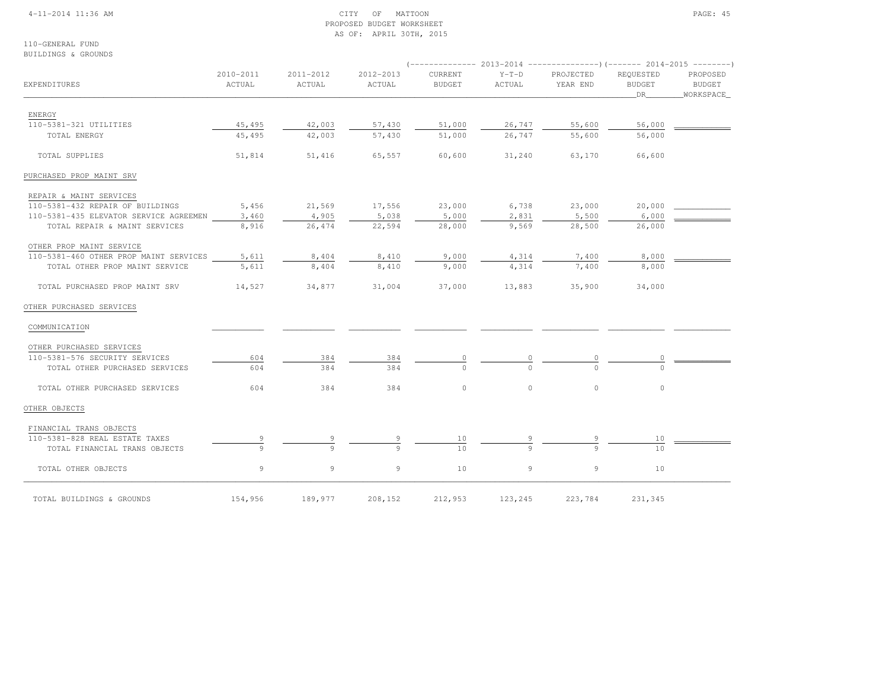CITY OF MATTOON
PROPOSED BUDGET WORKSHEET
AS OF: APRIL 30TH, 2015

110-GENERAL FUND
BUILDINGS & GROUNDS

| EXPENDITURES | 2010-2011 ACTUAL | 2011-2012 ACTUAL | 2012-2013 ACTUAL | 2013-2014 CURRENT BUDGET | 2013-2014 Y-T-D ACTUAL | 2013-2014 PROJECTED YEAR END | 2014-2015 REQUESTED BUDGET DR | 2014-2015 PROPOSED BUDGET WORKSPACE |
|---|---|---|---|---|---|---|---|---|
| ENERGY | | | | | | | | |
| 110-5381-321 UTILITIES | 45,495 | 42,003 | 57,430 | 51,000 | 26,747 | 55,600 | 56,000 | |
| TOTAL ENERGY | 45,495 | 42,003 | 57,430 | 51,000 | 26,747 | 55,600 | 56,000 | |
| TOTAL SUPPLIES | 51,814 | 51,416 | 65,557 | 60,600 | 31,240 | 63,170 | 66,600 | |
| PURCHASED PROP MAINT SRV | | | | | | | | |
| REPAIR & MAINT SERVICES | | | | | | | | |
| 110-5381-432 REPAIR OF BUILDINGS | 5,456 | 21,569 | 17,556 | 23,000 | 6,738 | 23,000 | 20,000 | |
| 110-5381-435 ELEVATOR SERVICE AGREEMEN | 3,460 | 4,905 | 5,038 | 5,000 | 2,831 | 5,500 | 6,000 | |
| TOTAL REPAIR & MAINT SERVICES | 8,916 | 26,474 | 22,594 | 28,000 | 9,569 | 28,500 | 26,000 | |
| OTHER PROP MAINT SERVICE | | | | | | | | |
| 110-5381-460 OTHER PROP MAINT SERVICES | 5,611 | 8,404 | 8,410 | 9,000 | 4,314 | 7,400 | 8,000 | |
| TOTAL OTHER PROP MAINT SERVICE | 5,611 | 8,404 | 8,410 | 9,000 | 4,314 | 7,400 | 8,000 | |
| TOTAL PURCHASED PROP MAINT SRV | 14,527 | 34,877 | 31,004 | 37,000 | 13,883 | 35,900 | 34,000 | |
| OTHER PURCHASED SERVICES | | | | | | | | |
| COMMUNICATION | | | | | | | | |
| OTHER PURCHASED SERVICES | | | | | | | | |
| 110-5381-576 SECURITY SERVICES | 604 | 384 | 384 | 0 | 0 | 0 | 0 | |
| TOTAL OTHER PURCHASED SERVICES | 604 | 384 | 384 | 0 | 0 | 0 | 0 | |
| TOTAL OTHER PURCHASED SERVICES | 604 | 384 | 384 | 0 | 0 | 0 | 0 | |
| OTHER OBJECTS | | | | | | | | |
| FINANCIAL TRANS OBJECTS | | | | | | | | |
| 110-5381-828 REAL ESTATE TAXES | 9 | 9 | 9 | 10 | 9 | 9 | 10 | |
| TOTAL FINANCIAL TRANS OBJECTS | 9 | 9 | 9 | 10 | 9 | 9 | 10 | |
| TOTAL OTHER OBJECTS | 9 | 9 | 9 | 10 | 9 | 9 | 10 | |
| TOTAL BUILDINGS & GROUNDS | 154,956 | 189,977 | 208,152 | 212,953 | 123,245 | 223,784 | 231,345 | |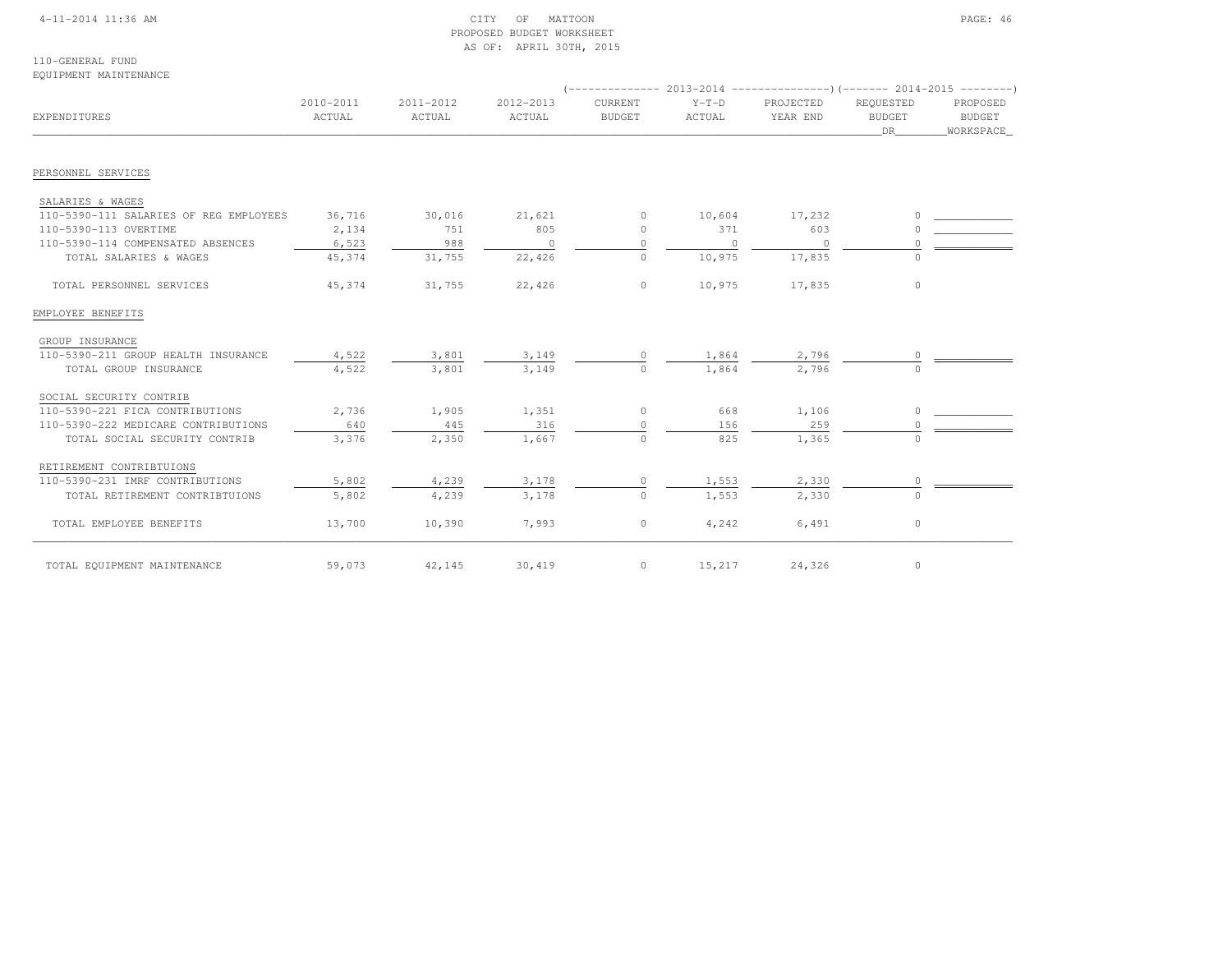CITY OF MATTOON
PROPOSED BUDGET WORKSHEET
AS OF: APRIL 30TH, 2015

110-GENERAL FUND
EQUIPMENT MAINTENANCE

| EXPENDITURES | 2010-2011 ACTUAL | 2011-2012 ACTUAL | 2012-2013 ACTUAL | 2013-2014 CURRENT BUDGET | 2013-2014 Y-T-D ACTUAL | 2013-2014 PROJECTED YEAR END | 2014-2015 REQUESTED BUDGET DR | 2014-2015 PROPOSED BUDGET WORKSPACE |
|---|---|---|---|---|---|---|---|---|
| **PERSONNEL SERVICES** | | | | | | | | |
| SALARIES & WAGES | | | | | | | | |
| 110-5390-111 SALARIES OF REG EMPLOYEES | 36,716 | 30,016 | 21,621 | 0 | 10,604 | 17,232 | 0 | ___________ |
| 110-5390-113 OVERTIME | 2,134 | 751 | 805 | 0 | 371 | 603 | 0 | ___________ |
| 110-5390-114 COMPENSATED ABSENCES | 6,523 | 988 | 0 | 0 | 0 | 0 | 0 | ___________ |
| TOTAL SALARIES & WAGES | 45,374 | 31,755 | 22,426 | 0 | 10,975 | 17,835 | 0 | |
| TOTAL PERSONNEL SERVICES | 45,374 | 31,755 | 22,426 | 0 | 10,975 | 17,835 | 0 | |
| **EMPLOYEE BENEFITS** | | | | | | | | |
| GROUP INSURANCE | | | | | | | | |
| 110-5390-211 GROUP HEALTH INSURANCE | 4,522 | 3,801 | 3,149 | 0 | 1,864 | 2,796 | 0 | ___________ |
| TOTAL GROUP INSURANCE | 4,522 | 3,801 | 3,149 | 0 | 1,864 | 2,796 | 0 | |
| SOCIAL SECURITY CONTRIB | | | | | | | | |
| 110-5390-221 FICA CONTRIBUTIONS | 2,736 | 1,905 | 1,351 | 0 | 668 | 1,106 | 0 | ___________ |
| 110-5390-222 MEDICARE CONTRIBUTIONS | 640 | 445 | 316 | 0 | 156 | 259 | 0 | ___________ |
| TOTAL SOCIAL SECURITY CONTRIB | 3,376 | 2,350 | 1,667 | 0 | 825 | 1,365 | 0 | |
| RETIREMENT CONTRIBTUIONS | | | | | | | | |
| 110-5390-231 IMRF CONTRIBUTIONS | 5,802 | 4,239 | 3,178 | 0 | 1,553 | 2,330 | 0 | ___________ |
| TOTAL RETIREMENT CONTRIBTUIONS | 5,802 | 4,239 | 3,178 | 0 | 1,553 | 2,330 | 0 | |
| TOTAL EMPLOYEE BENEFITS | 13,700 | 10,390 | 7,993 | 0 | 4,242 | 6,491 | 0 | |
| TOTAL EQUIPMENT MAINTENANCE | 59,073 | 42,145 | 30,419 | 0 | 15,217 | 24,326 | 0 | |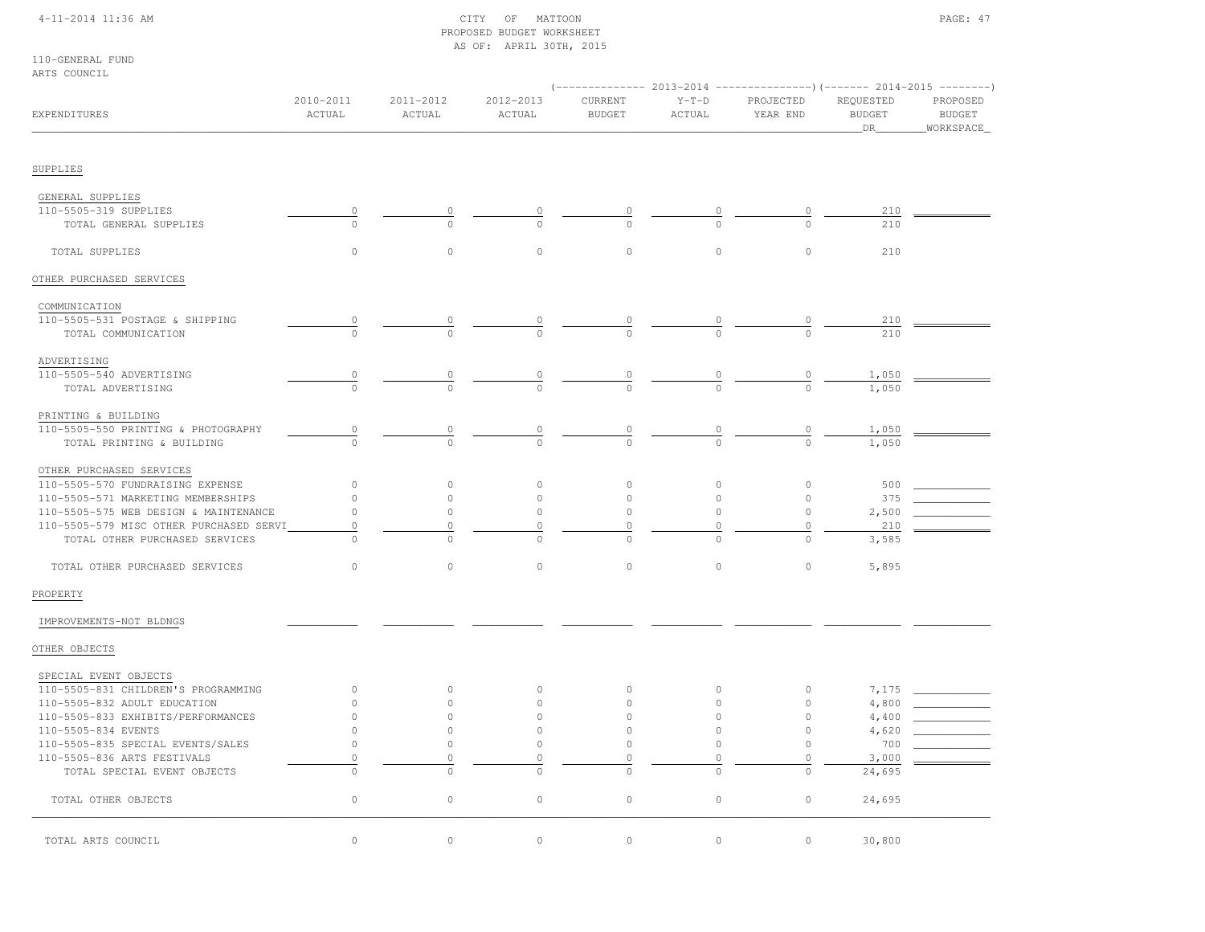CITY OF MATTOON
PROPOSED BUDGET WORKSHEET
AS OF: APRIL 30TH, 2015

110-GENERAL FUND
ARTS COUNCIL

| EXPENDITURES | 2010-2011 ACTUAL | 2011-2012 ACTUAL | 2012-2013 ACTUAL | 2013-2014 CURRENT BUDGET | 2013-2014 Y-T-D ACTUAL | 2013-2014 PROJECTED YEAR END | 2014-2015 REQUESTED BUDGET DR | 2014-2015 PROPOSED BUDGET WORKSPACE |
|---|---|---|---|---|---|---|---|---|
| **SUPPLIES** | | | | | | | | |
| GENERAL SUPPLIES | | | | | | | | |
| 110-5505-319 SUPPLIES | 0 | 0 | 0 | 0 | 0 | 0 | 210 | |
| TOTAL GENERAL SUPPLIES | 0 | 0 | 0 | 0 | 0 | 0 | 210 | |
| TOTAL SUPPLIES | 0 | 0 | 0 | 0 | 0 | 0 | 210 | |
| **OTHER PURCHASED SERVICES** | | | | | | | | |
| COMMUNICATION | | | | | | | | |
| 110-5505-531 POSTAGE & SHIPPING | 0 | 0 | 0 | 0 | 0 | 0 | 210 | |
| TOTAL COMMUNICATION | 0 | 0 | 0 | 0 | 0 | 0 | 210 | |
| ADVERTISING | | | | | | | | |
| 110-5505-540 ADVERTISING | 0 | 0 | 0 | 0 | 0 | 0 | 1,050 | |
| TOTAL ADVERTISING | 0 | 0 | 0 | 0 | 0 | 0 | 1,050 | |
| PRINTING & BUILDING | | | | | | | | |
| 110-5505-550 PRINTING & PHOTOGRAPHY | 0 | 0 | 0 | 0 | 0 | 0 | 1,050 | |
| TOTAL PRINTING & BUILDING | 0 | 0 | 0 | 0 | 0 | 0 | 1,050 | |
| OTHER PURCHASED SERVICES | | | | | | | | |
| 110-5505-570 FUNDRAISING EXPENSE | 0 | 0 | 0 | 0 | 0 | 0 | 500 | |
| 110-5505-571 MARKETING MEMBERSHIPS | 0 | 0 | 0 | 0 | 0 | 0 | 375 | |
| 110-5505-575 WEB DESIGN & MAINTENANCE | 0 | 0 | 0 | 0 | 0 | 0 | 2,500 | |
| 110-5505-579 MISC OTHER PURCHASED SERVI | 0 | 0 | 0 | 0 | 0 | 0 | 210 | |
| TOTAL OTHER PURCHASED SERVICES | 0 | 0 | 0 | 0 | 0 | 0 | 3,585 | |
| TOTAL OTHER PURCHASED SERVICES | 0 | 0 | 0 | 0 | 0 | 0 | 5,895 | |
| **PROPERTY** | | | | | | | | |
| IMPROVEMENTS-NOT BLDNGS | | | | | | | | |
| **OTHER OBJECTS** | | | | | | | | |
| SPECIAL EVENT OBJECTS | | | | | | | | |
| 110-5505-831 CHILDREN'S PROGRAMMING | 0 | 0 | 0 | 0 | 0 | 0 | 7,175 | |
| 110-5505-832 ADULT EDUCATION | 0 | 0 | 0 | 0 | 0 | 0 | 4,800 | |
| 110-5505-833 EXHIBITS/PERFORMANCES | 0 | 0 | 0 | 0 | 0 | 0 | 4,400 | |
| 110-5505-834 EVENTS | 0 | 0 | 0 | 0 | 0 | 0 | 4,620 | |
| 110-5505-835 SPECIAL EVENTS/SALES | 0 | 0 | 0 | 0 | 0 | 0 | 700 | |
| 110-5505-836 ARTS FESTIVALS | 0 | 0 | 0 | 0 | 0 | 0 | 3,000 | |
| TOTAL SPECIAL EVENT OBJECTS | 0 | 0 | 0 | 0 | 0 | 0 | 24,695 | |
| TOTAL OTHER OBJECTS | 0 | 0 | 0 | 0 | 0 | 0 | 24,695 | |
| TOTAL ARTS COUNCIL | 0 | 0 | 0 | 0 | 0 | 0 | 30,800 | |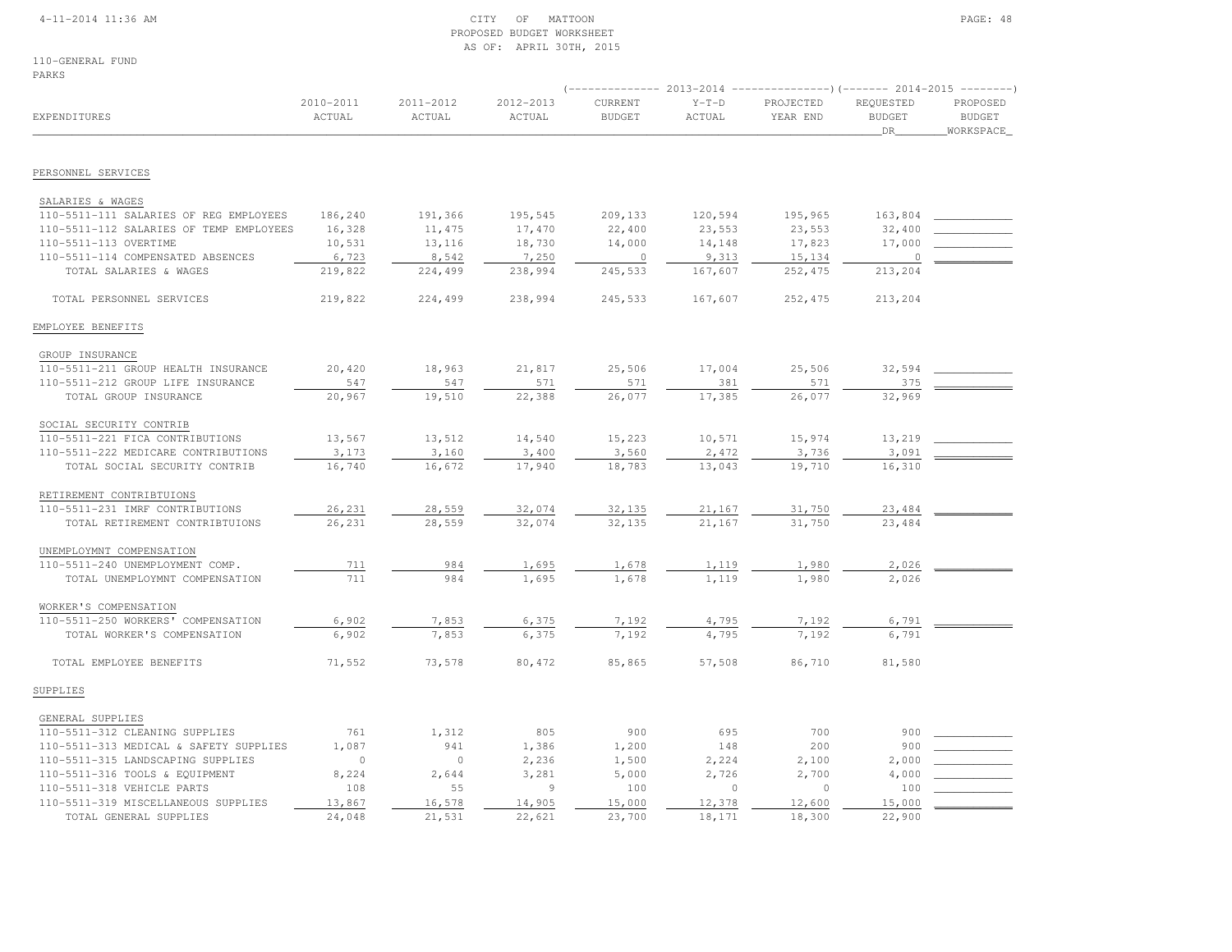CITY OF MATTOON
PROPOSED BUDGET WORKSHEET
AS OF: APRIL 30TH, 2015

110-GENERAL FUND
PARKS

| EXPENDITURES | 2010-2011 ACTUAL | 2011-2012 ACTUAL | 2012-2013 ACTUAL | 2013-2014 CURRENT BUDGET | 2013-2014 Y-T-D ACTUAL | 2013-2014 PROJECTED YEAR END | 2014-2015 REQUESTED BUDGET DR | 2014-2015 PROPOSED BUDGET WORKSPACE |
|---|---|---|---|---|---|---|---|---|
| **PERSONNEL SERVICES** | | | | | | | | |
| SALARIES & WAGES | | | | | | | | |
| 110-5511-111 SALARIES OF REG EMPLOYEES | 186,240 | 191,366 | 195,545 | 209,133 | 120,594 | 195,965 | 163,804 | |
| 110-5511-112 SALARIES OF TEMP EMPLOYEES | 16,328 | 11,475 | 17,470 | 22,400 | 23,553 | 23,553 | 32,400 | |
| 110-5511-113 OVERTIME | 10,531 | 13,116 | 18,730 | 14,000 | 14,148 | 17,823 | 17,000 | |
| 110-5511-114 COMPENSATED ABSENCES | 6,723 | 8,542 | 7,250 | 0 | 9,313 | 15,134 | 0 | |
| TOTAL SALARIES & WAGES | 219,822 | 224,499 | 238,994 | 245,533 | 167,607 | 252,475 | 213,204 | |
| TOTAL PERSONNEL SERVICES | 219,822 | 224,499 | 238,994 | 245,533 | 167,607 | 252,475 | 213,204 | |
| **EMPLOYEE BENEFITS** | | | | | | | | |
| GROUP INSURANCE | | | | | | | | |
| 110-5511-211 GROUP HEALTH INSURANCE | 20,420 | 18,963 | 21,817 | 25,506 | 17,004 | 25,506 | 32,594 | |
| 110-5511-212 GROUP LIFE INSURANCE | 547 | 547 | 571 | 571 | 381 | 571 | 375 | |
| TOTAL GROUP INSURANCE | 20,967 | 19,510 | 22,388 | 26,077 | 17,385 | 26,077 | 32,969 | |
| SOCIAL SECURITY CONTRIB | | | | | | | | |
| 110-5511-221 FICA CONTRIBUTIONS | 13,567 | 13,512 | 14,540 | 15,223 | 10,571 | 15,974 | 13,219 | |
| 110-5511-222 MEDICARE CONTRIBUTIONS | 3,173 | 3,160 | 3,400 | 3,560 | 2,472 | 3,736 | 3,091 | |
| TOTAL SOCIAL SECURITY CONTRIB | 16,740 | 16,672 | 17,940 | 18,783 | 13,043 | 19,710 | 16,310 | |
| RETIREMENT CONTRIBTUIONS | | | | | | | | |
| 110-5511-231 IMRF CONTRIBUTIONS | 26,231 | 28,559 | 32,074 | 32,135 | 21,167 | 31,750 | 23,484 | |
| TOTAL RETIREMENT CONTRIBTUIONS | 26,231 | 28,559 | 32,074 | 32,135 | 21,167 | 31,750 | 23,484 | |
| UNEMPLOYMNT COMPENSATION | | | | | | | | |
| 110-5511-240 UNEMPLOYMENT COMP. | 711 | 984 | 1,695 | 1,678 | 1,119 | 1,980 | 2,026 | |
| TOTAL UNEMPLOYMNT COMPENSATION | 711 | 984 | 1,695 | 1,678 | 1,119 | 1,980 | 2,026 | |
| WORKER'S COMPENSATION | | | | | | | | |
| 110-5511-250 WORKERS' COMPENSATION | 6,902 | 7,853 | 6,375 | 7,192 | 4,795 | 7,192 | 6,791 | |
| TOTAL WORKER'S COMPENSATION | 6,902 | 7,853 | 6,375 | 7,192 | 4,795 | 7,192 | 6,791 | |
| TOTAL EMPLOYEE BENEFITS | 71,552 | 73,578 | 80,472 | 85,865 | 57,508 | 86,710 | 81,580 | |
| **SUPPLIES** | | | | | | | | |
| GENERAL SUPPLIES | | | | | | | | |
| 110-5511-312 CLEANING SUPPLIES | 761 | 1,312 | 805 | 900 | 695 | 700 | 900 | |
| 110-5511-313 MEDICAL & SAFETY SUPPLIES | 1,087 | 941 | 1,386 | 1,200 | 148 | 200 | 900 | |
| 110-5511-315 LANDSCAPING SUPPLIES | 0 | 0 | 2,236 | 1,500 | 2,224 | 2,100 | 2,000 | |
| 110-5511-316 TOOLS & EQUIPMENT | 8,224 | 2,644 | 3,281 | 5,000 | 2,726 | 2,700 | 4,000 | |
| 110-5511-318 VEHICLE PARTS | 108 | 55 | 9 | 100 | 0 | 0 | 100 | |
| 110-5511-319 MISCELLANEOUS SUPPLIES | 13,867 | 16,578 | 14,905 | 15,000 | 12,378 | 12,600 | 15,000 | |
| TOTAL GENERAL SUPPLIES | 24,048 | 21,531 | 22,621 | 23,700 | 18,171 | 18,300 | 22,900 | |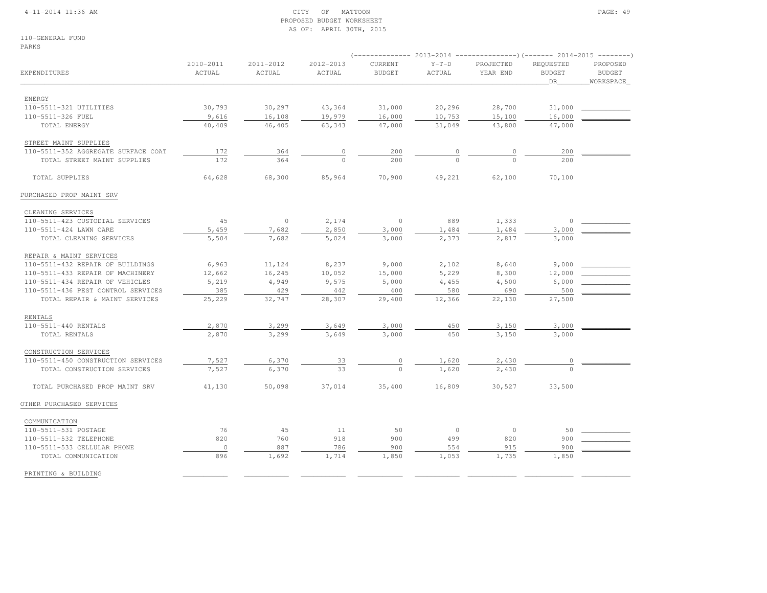CITY OF MATTOON
PROPOSED BUDGET WORKSHEET
AS OF: APRIL 30TH, 2015

110-GENERAL FUND
PARKS

| EXPENDITURES | 2010-2011 ACTUAL | 2011-2012 ACTUAL | 2012-2013 ACTUAL | 2013-2014 CURRENT BUDGET | 2013-2014 Y-T-D ACTUAL | 2013-2014 PROJECTED YEAR END | 2014-2015 REQUESTED BUDGET DR | 2014-2015 PROPOSED BUDGET WORKSPACE |
|---|---|---|---|---|---|---|---|---|
| ENERGY | | | | | | | | |
| 110-5511-321 UTILITIES | 30,793 | 30,297 | 43,364 | 31,000 | 20,296 | 28,700 | 31,000 | |
| 110-5511-326 FUEL | 9,616 | 16,108 | 19,979 | 16,000 | 10,753 | 15,100 | 16,000 | |
| TOTAL ENERGY | 40,409 | 46,405 | 63,343 | 47,000 | 31,049 | 43,800 | 47,000 | |
| STREET MAINT SUPPLIES | | | | | | | | |
| 110-5511-352 AGGREGATE SURFACE COAT | 172 | 364 | 0 | 200 | 0 | 0 | 200 | |
| TOTAL STREET MAINT SUPPLIES | 172 | 364 | 0 | 200 | 0 | 0 | 200 | |
| TOTAL SUPPLIES | 64,628 | 68,300 | 85,964 | 70,900 | 49,221 | 62,100 | 70,100 | |
| PURCHASED PROP MAINT SRV | | | | | | | | |
| CLEANING SERVICES | | | | | | | | |
| 110-5511-423 CUSTODIAL SERVICES | 45 | 0 | 2,174 | 0 | 889 | 1,333 | 0 | |
| 110-5511-424 LAWN CARE | 5,459 | 7,682 | 2,850 | 3,000 | 1,484 | 1,484 | 3,000 | |
| TOTAL CLEANING SERVICES | 5,504 | 7,682 | 5,024 | 3,000 | 2,373 | 2,817 | 3,000 | |
| REPAIR & MAINT SERVICES | | | | | | | | |
| 110-5511-432 REPAIR OF BUILDINGS | 6,963 | 11,124 | 8,237 | 9,000 | 2,102 | 8,640 | 9,000 | |
| 110-5511-433 REPAIR OF MACHINERY | 12,662 | 16,245 | 10,052 | 15,000 | 5,229 | 8,300 | 12,000 | |
| 110-5511-434 REPAIR OF VEHICLES | 5,219 | 4,949 | 9,575 | 5,000 | 4,455 | 4,500 | 6,000 | |
| 110-5511-436 PEST CONTROL SERVICES | 385 | 429 | 442 | 400 | 580 | 690 | 500 | |
| TOTAL REPAIR & MAINT SERVICES | 25,229 | 32,747 | 28,307 | 29,400 | 12,366 | 22,130 | 27,500 | |
| RENTALS | | | | | | | | |
| 110-5511-440 RENTALS | 2,870 | 3,299 | 3,649 | 3,000 | 450 | 3,150 | 3,000 | |
| TOTAL RENTALS | 2,870 | 3,299 | 3,649 | 3,000 | 450 | 3,150 | 3,000 | |
| CONSTRUCTION SERVICES | | | | | | | | |
| 110-5511-450 CONSTRUCTION SERVICES | 7,527 | 6,370 | 33 | 0 | 1,620 | 2,430 | 0 | |
| TOTAL CONSTRUCTION SERVICES | 7,527 | 6,370 | 33 | 0 | 1,620 | 2,430 | 0 | |
| TOTAL PURCHASED PROP MAINT SRV | 41,130 | 50,098 | 37,014 | 35,400 | 16,809 | 30,527 | 33,500 | |
| OTHER PURCHASED SERVICES | | | | | | | | |
| COMMUNICATION | | | | | | | | |
| 110-5511-531 POSTAGE | 76 | 45 | 11 | 50 | 0 | 0 | 50 | |
| 110-5511-532 TELEPHONE | 820 | 760 | 918 | 900 | 499 | 820 | 900 | |
| 110-5511-533 CELLULAR PHONE | 0 | 887 | 786 | 900 | 554 | 915 | 900 | |
| TOTAL COMMUNICATION | 896 | 1,692 | 1,714 | 1,850 | 1,053 | 1,735 | 1,850 | |
| PRINTING & BUILDING | | | | | | | | |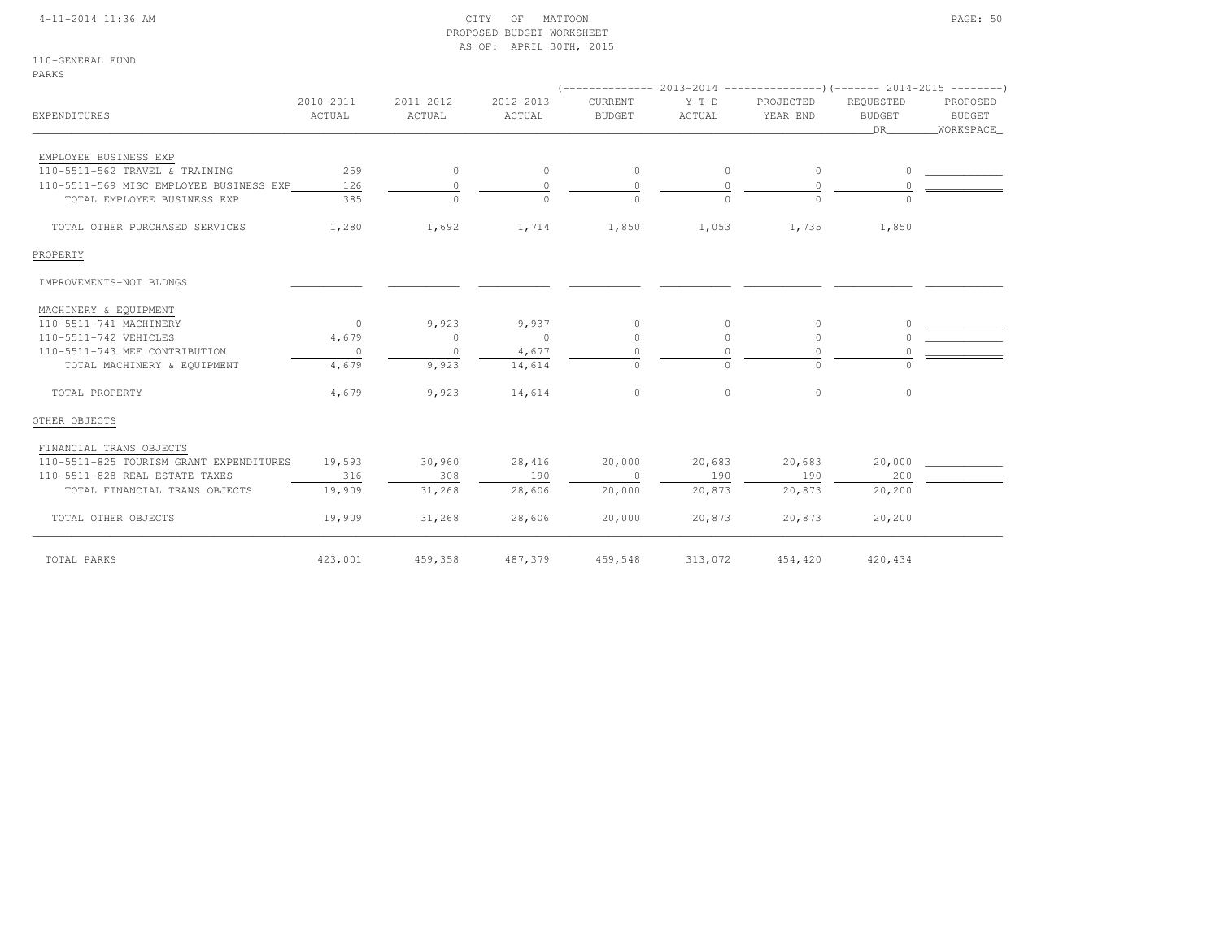CITY OF MATTOON
PROPOSED BUDGET WORKSHEET
AS OF: APRIL 30TH, 2015

110-GENERAL FUND
PARKS

| EXPENDITURES | 2010-2011 ACTUAL | 2011-2012 ACTUAL | 2012-2013 ACTUAL | 2013-2014 CURRENT BUDGET | 2013-2014 Y-T-D ACTUAL | 2013-2014 PROJECTED YEAR END | 2014-2015 REQUESTED BUDGET DR | 2014-2015 PROPOSED BUDGET WORKSPACE |
|---|---|---|---|---|---|---|---|---|
| EMPLOYEE BUSINESS EXP | | | | | | | | |
| 110-5511-562 TRAVEL & TRAINING | 259 | 0 | 0 | 0 | 0 | 0 | 0 | |
| 110-5511-569 MISC EMPLOYEE BUSINESS EXP | 126 | 0 | 0 | 0 | 0 | 0 | 0 | |
| TOTAL EMPLOYEE BUSINESS EXP | 385 | 0 | 0 | 0 | 0 | 0 | 0 | |
| TOTAL OTHER PURCHASED SERVICES | 1,280 | 1,692 | 1,714 | 1,850 | 1,053 | 1,735 | 1,850 | |
| PROPERTY | | | | | | | | |
| IMPROVEMENTS-NOT BLDNGS | | | | | | | | |
| MACHINERY & EQUIPMENT | | | | | | | | |
| 110-5511-741 MACHINERY | 0 | 9,923 | 9,937 | 0 | 0 | 0 | 0 | |
| 110-5511-742 VEHICLES | 4,679 | 0 | 0 | 0 | 0 | 0 | 0 | |
| 110-5511-743 MEF CONTRIBUTION | 0 | 0 | 4,677 | 0 | 0 | 0 | 0 | |
| TOTAL MACHINERY & EQUIPMENT | 4,679 | 9,923 | 14,614 | 0 | 0 | 0 | 0 | |
| TOTAL PROPERTY | 4,679 | 9,923 | 14,614 | 0 | 0 | 0 | 0 | |
| OTHER OBJECTS | | | | | | | | |
| FINANCIAL TRANS OBJECTS | | | | | | | | |
| 110-5511-825 TOURISM GRANT EXPENDITURES | 19,593 | 30,960 | 28,416 | 20,000 | 20,683 | 20,683 | 20,000 | |
| 110-5511-828 REAL ESTATE TAXES | 316 | 308 | 190 | 0 | 190 | 190 | 200 | |
| TOTAL FINANCIAL TRANS OBJECTS | 19,909 | 31,268 | 28,606 | 20,000 | 20,873 | 20,873 | 20,200 | |
| TOTAL OTHER OBJECTS | 19,909 | 31,268 | 28,606 | 20,000 | 20,873 | 20,873 | 20,200 | |
| TOTAL PARKS | 423,001 | 459,358 | 487,379 | 459,548 | 313,072 | 454,420 | 420,434 | |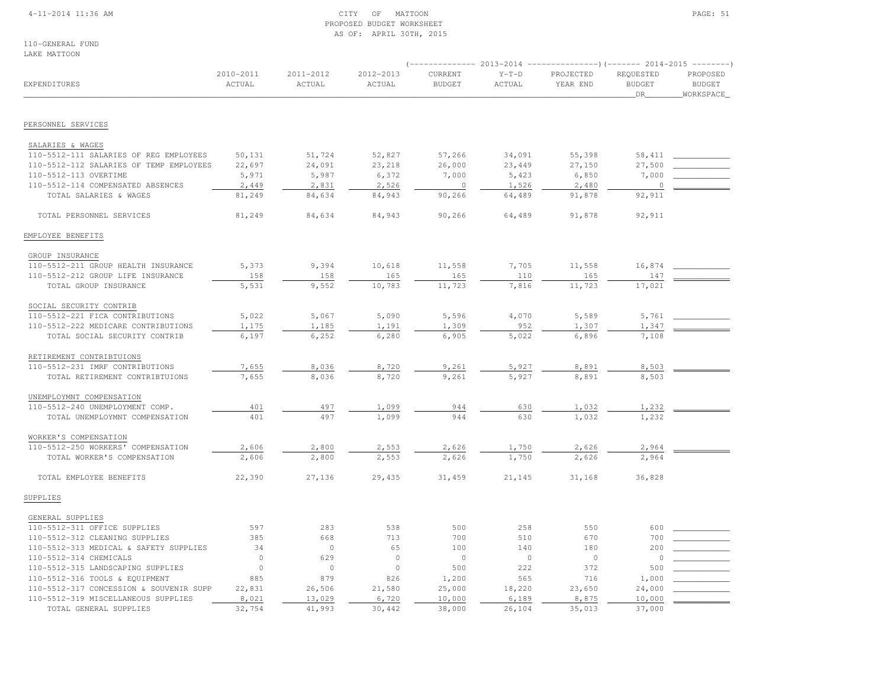CITY OF MATTOON
PROPOSED BUDGET WORKSHEET
AS OF: APRIL 30TH, 2015

110-GENERAL FUND
LAKE MATTOON

| EXPENDITURES | 2010-2011 ACTUAL | 2011-2012 ACTUAL | 2012-2013 ACTUAL | 2013-2014 CURRENT BUDGET | 2013-2014 Y-T-D ACTUAL | 2013-2014 PROJECTED YEAR END | 2014-2015 REQUESTED BUDGET DR | 2014-2015 PROPOSED BUDGET WORKSPACE |
|---|---|---|---|---|---|---|---|---|
| **PERSONNEL SERVICES** | | | | | | | | |
| SALARIES & WAGES | | | | | | | | |
| 110-5512-111 SALARIES OF REG EMPLOYEES | 50,131 | 51,724 | 52,827 | 57,266 | 34,091 | 55,398 | 58,411 | |
| 110-5512-112 SALARIES OF TEMP EMPLOYEES | 22,697 | 24,091 | 23,218 | 26,000 | 23,449 | 27,150 | 27,500 | |
| 110-5512-113 OVERTIME | 5,971 | 5,987 | 6,372 | 7,000 | 5,423 | 6,850 | 7,000 | |
| 110-5512-114 COMPENSATED ABSENCES | 2,449 | 2,831 | 2,526 | 0 | 1,526 | 2,480 | 0 | |
| TOTAL SALARIES & WAGES | 81,249 | 84,634 | 84,943 | 90,266 | 64,489 | 91,878 | 92,911 | |
| TOTAL PERSONNEL SERVICES | 81,249 | 84,634 | 84,943 | 90,266 | 64,489 | 91,878 | 92,911 | |
| **EMPLOYEE BENEFITS** | | | | | | | | |
| GROUP INSURANCE | | | | | | | | |
| 110-5512-211 GROUP HEALTH INSURANCE | 5,373 | 9,394 | 10,618 | 11,558 | 7,705 | 11,558 | 16,874 | |
| 110-5512-212 GROUP LIFE INSURANCE | 158 | 158 | 165 | 165 | 110 | 165 | 147 | |
| TOTAL GROUP INSURANCE | 5,531 | 9,552 | 10,783 | 11,723 | 7,816 | 11,723 | 17,021 | |
| SOCIAL SECURITY CONTRIB | | | | | | | | |
| 110-5512-221 FICA CONTRIBUTIONS | 5,022 | 5,067 | 5,090 | 5,596 | 4,070 | 5,589 | 5,761 | |
| 110-5512-222 MEDICARE CONTRIBUTIONS | 1,175 | 1,185 | 1,191 | 1,309 | 952 | 1,307 | 1,347 | |
| TOTAL SOCIAL SECURITY CONTRIB | 6,197 | 6,252 | 6,280 | 6,905 | 5,022 | 6,896 | 7,108 | |
| RETIREMENT CONTRIBTUIONS | | | | | | | | |
| 110-5512-231 IMRF CONTRIBUTIONS | 7,655 | 8,036 | 8,720 | 9,261 | 5,927 | 8,891 | 8,503 | |
| TOTAL RETIREMENT CONTRIBTUIONS | 7,655 | 8,036 | 8,720 | 9,261 | 5,927 | 8,891 | 8,503 | |
| UNEMPLOYMNT COMPENSATION | | | | | | | | |
| 110-5512-240 UNEMPLOYMENT COMP. | 401 | 497 | 1,099 | 944 | 630 | 1,032 | 1,232 | |
| TOTAL UNEMPLOYMNT COMPENSATION | 401 | 497 | 1,099 | 944 | 630 | 1,032 | 1,232 | |
| WORKER'S COMPENSATION | | | | | | | | |
| 110-5512-250 WORKERS' COMPENSATION | 2,606 | 2,800 | 2,553 | 2,626 | 1,750 | 2,626 | 2,964 | |
| TOTAL WORKER'S COMPENSATION | 2,606 | 2,800 | 2,553 | 2,626 | 1,750 | 2,626 | 2,964 | |
| TOTAL EMPLOYEE BENEFITS | 22,390 | 27,136 | 29,435 | 31,459 | 21,145 | 31,168 | 36,828 | |
| **SUPPLIES** | | | | | | | | |
| GENERAL SUPPLIES | | | | | | | | |
| 110-5512-311 OFFICE SUPPLIES | 597 | 283 | 538 | 500 | 258 | 550 | 600 | |
| 110-5512-312 CLEANING SUPPLIES | 385 | 668 | 713 | 700 | 510 | 670 | 700 | |
| 110-5512-313 MEDICAL & SAFETY SUPPLIES | 34 | 0 | 65 | 100 | 140 | 180 | 200 | |
| 110-5512-314 CHEMICALS | 0 | 629 | 0 | 0 | 0 | 0 | 0 | |
| 110-5512-315 LANDSCAPING SUPPLIES | 0 | 0 | 0 | 500 | 222 | 372 | 500 | |
| 110-5512-316 TOOLS & EQUIPMENT | 885 | 879 | 826 | 1,200 | 565 | 716 | 1,000 | |
| 110-5512-317 CONCESSION & SOUVENIR SUPP | 22,831 | 26,506 | 21,580 | 25,000 | 18,220 | 23,650 | 24,000 | |
| 110-5512-319 MISCELLANEOUS SUPPLIES | 8,021 | 13,029 | 6,720 | 10,000 | 6,189 | 8,875 | 10,000 | |
| TOTAL GENERAL SUPPLIES | 32,754 | 41,993 | 30,442 | 38,000 | 26,104 | 35,013 | 37,000 | |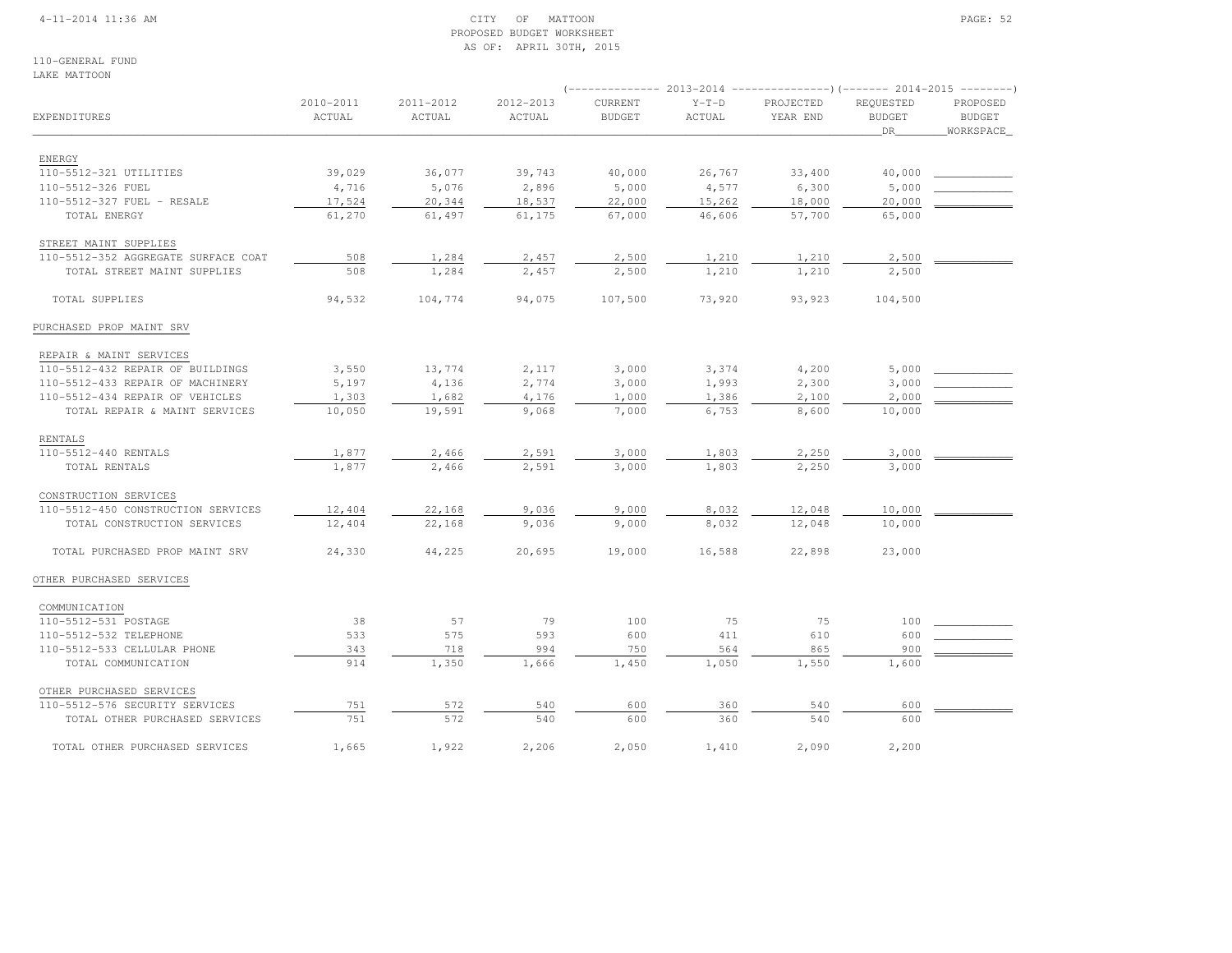CITY OF MATTOON
PROPOSED BUDGET WORKSHEET
AS OF: APRIL 30TH, 2015

110-GENERAL FUND
LAKE MATTOON

| EXPENDITURES | 2010-2011 ACTUAL | 2011-2012 ACTUAL | 2012-2013 ACTUAL | 2013-2014 CURRENT BUDGET | 2013-2014 Y-T-D ACTUAL | 2013-2014 PROJECTED YEAR END | 2014-2015 REQUESTED BUDGET DR | 2014-2015 PROPOSED BUDGET WORKSPACE |
|---|---|---|---|---|---|---|---|---|
| ENERGY | | | | | | | | |
| 110-5512-321 UTILITIES | 39,029 | 36,077 | 39,743 | 40,000 | 26,767 | 33,400 | 40,000 | |
| 110-5512-326 FUEL | 4,716 | 5,076 | 2,896 | 5,000 | 4,577 | 6,300 | 5,000 | |
| 110-5512-327 FUEL - RESALE | 17,524 | 20,344 | 18,537 | 22,000 | 15,262 | 18,000 | 20,000 | |
| TOTAL ENERGY | 61,270 | 61,497 | 61,175 | 67,000 | 46,606 | 57,700 | 65,000 | |
| STREET MAINT SUPPLIES | | | | | | | | |
| 110-5512-352 AGGREGATE SURFACE COAT | 508 | 1,284 | 2,457 | 2,500 | 1,210 | 1,210 | 2,500 | |
| TOTAL STREET MAINT SUPPLIES | 508 | 1,284 | 2,457 | 2,500 | 1,210 | 1,210 | 2,500 | |
| TOTAL SUPPLIES | 94,532 | 104,774 | 94,075 | 107,500 | 73,920 | 93,923 | 104,500 | |
| PURCHASED PROP MAINT SRV | | | | | | | | |
| REPAIR & MAINT SERVICES | | | | | | | | |
| 110-5512-432 REPAIR OF BUILDINGS | 3,550 | 13,774 | 2,117 | 3,000 | 3,374 | 4,200 | 5,000 | |
| 110-5512-433 REPAIR OF MACHINERY | 5,197 | 4,136 | 2,774 | 3,000 | 1,993 | 2,300 | 3,000 | |
| 110-5512-434 REPAIR OF VEHICLES | 1,303 | 1,682 | 4,176 | 1,000 | 1,386 | 2,100 | 2,000 | |
| TOTAL REPAIR & MAINT SERVICES | 10,050 | 19,591 | 9,068 | 7,000 | 6,753 | 8,600 | 10,000 | |
| RENTALS | | | | | | | | |
| 110-5512-440 RENTALS | 1,877 | 2,466 | 2,591 | 3,000 | 1,803 | 2,250 | 3,000 | |
| TOTAL RENTALS | 1,877 | 2,466 | 2,591 | 3,000 | 1,803 | 2,250 | 3,000 | |
| CONSTRUCTION SERVICES | | | | | | | | |
| 110-5512-450 CONSTRUCTION SERVICES | 12,404 | 22,168 | 9,036 | 9,000 | 8,032 | 12,048 | 10,000 | |
| TOTAL CONSTRUCTION SERVICES | 12,404 | 22,168 | 9,036 | 9,000 | 8,032 | 12,048 | 10,000 | |
| TOTAL PURCHASED PROP MAINT SRV | 24,330 | 44,225 | 20,695 | 19,000 | 16,588 | 22,898 | 23,000 | |
| OTHER PURCHASED SERVICES | | | | | | | | |
| COMMUNICATION | | | | | | | | |
| 110-5512-531 POSTAGE | 38 | 57 | 79 | 100 | 75 | 75 | 100 | |
| 110-5512-532 TELEPHONE | 533 | 575 | 593 | 600 | 411 | 610 | 600 | |
| 110-5512-533 CELLULAR PHONE | 343 | 718 | 994 | 750 | 564 | 865 | 900 | |
| TOTAL COMMUNICATION | 914 | 1,350 | 1,666 | 1,450 | 1,050 | 1,550 | 1,600 | |
| OTHER PURCHASED SERVICES | | | | | | | | |
| 110-5512-576 SECURITY SERVICES | 751 | 572 | 540 | 600 | 360 | 540 | 600 | |
| TOTAL OTHER PURCHASED SERVICES | 751 | 572 | 540 | 600 | 360 | 540 | 600 | |
| TOTAL OTHER PURCHASED SERVICES | 1,665 | 1,922 | 2,206 | 2,050 | 1,410 | 2,090 | 2,200 | |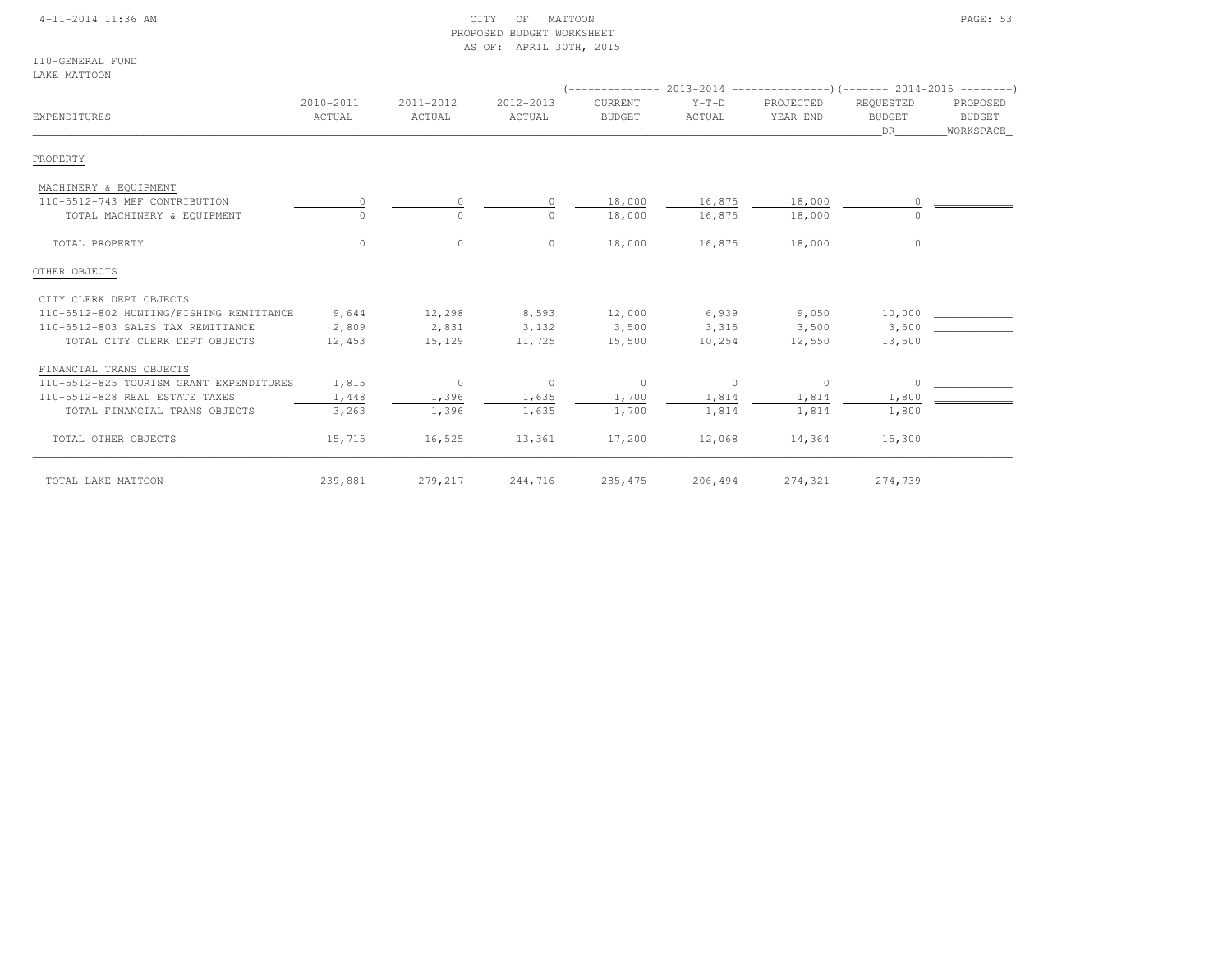CITY OF MATTOON
PROPOSED BUDGET WORKSHEET
AS OF: APRIL 30TH, 2015

110-GENERAL FUND
LAKE MATTOON

| EXPENDITURES | 2010-2011 ACTUAL | 2011-2012 ACTUAL | 2012-2013 ACTUAL | 2013-2014 CURRENT BUDGET | 2013-2014 Y-T-D ACTUAL | 2013-2014 PROJECTED YEAR END | 2014-2015 REQUESTED BUDGET DR | 2014-2015 PROPOSED BUDGET WORKSPACE |
|---|---|---|---|---|---|---|---|---|
| **PROPERTY** | | | | | | | | |
| MACHINERY & EQUIPMENT | | | | | | | | |
| 110-5512-743 MEF CONTRIBUTION | 0 | 0 | 0 | 18,000 | 16,875 | 18,000 | 0 | |
| TOTAL MACHINERY & EQUIPMENT | 0 | 0 | 0 | 18,000 | 16,875 | 18,000 | 0 | |
| TOTAL PROPERTY | 0 | 0 | 0 | 18,000 | 16,875 | 18,000 | 0 | |
| **OTHER OBJECTS** | | | | | | | | |
| CITY CLERK DEPT OBJECTS | | | | | | | | |
| 110-5512-802 HUNTING/FISHING REMITTANCE | 9,644 | 12,298 | 8,593 | 12,000 | 6,939 | 9,050 | 10,000 | |
| 110-5512-803 SALES TAX REMITTANCE | 2,809 | 2,831 | 3,132 | 3,500 | 3,315 | 3,500 | 3,500 | |
| TOTAL CITY CLERK DEPT OBJECTS | 12,453 | 15,129 | 11,725 | 15,500 | 10,254 | 12,550 | 13,500 | |
| FINANCIAL TRANS OBJECTS | | | | | | | | |
| 110-5512-825 TOURISM GRANT EXPENDITURES | 1,815 | 0 | 0 | 0 | 0 | 0 | 0 | |
| 110-5512-828 REAL ESTATE TAXES | 1,448 | 1,396 | 1,635 | 1,700 | 1,814 | 1,814 | 1,800 | |
| TOTAL FINANCIAL TRANS OBJECTS | 3,263 | 1,396 | 1,635 | 1,700 | 1,814 | 1,814 | 1,800 | |
| TOTAL OTHER OBJECTS | 15,715 | 16,525 | 13,361 | 17,200 | 12,068 | 14,364 | 15,300 | |
| TOTAL LAKE MATTOON | 239,881 | 279,217 | 244,716 | 285,475 | 206,494 | 274,321 | 274,739 | |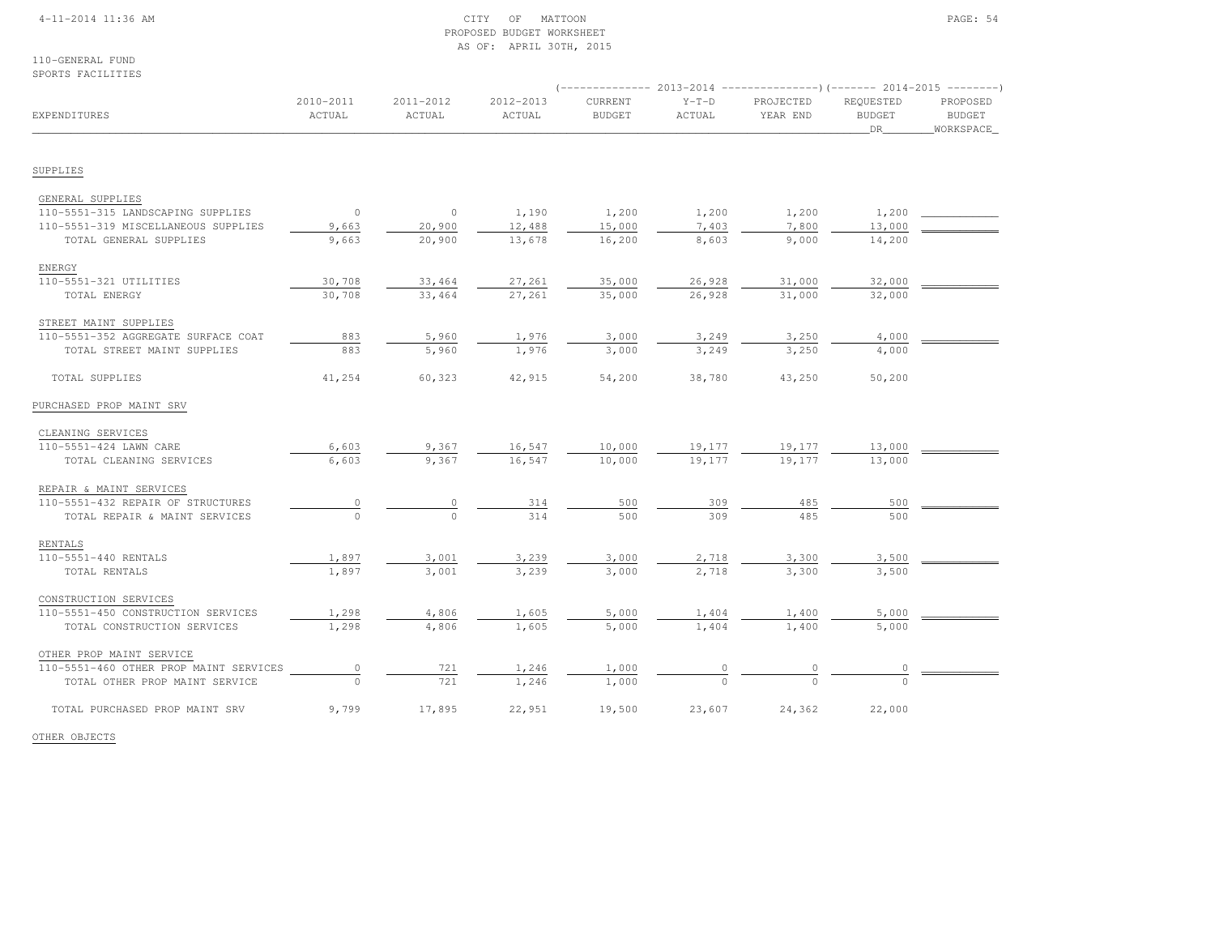CITY OF MATTOON
PROPOSED BUDGET WORKSHEET
AS OF: APRIL 30TH, 2015

110-GENERAL FUND
SPORTS FACILITIES

| EXPENDITURES | 2010-2011 ACTUAL | 2011-2012 ACTUAL | 2012-2013 ACTUAL | 2013-2014 CURRENT BUDGET | 2013-2014 Y-T-D ACTUAL | 2013-2014 PROJECTED YEAR END | 2014-2015 REQUESTED BUDGET DR | 2014-2015 PROPOSED BUDGET WORKSPACE |
|---|---|---|---|---|---|---|---|---|
| **SUPPLIES** | | | | | | | | |
| GENERAL SUPPLIES | | | | | | | | |
| 110-5551-315 LANDSCAPING SUPPLIES | 0 | 0 | 1,190 | 1,200 | 1,200 | 1,200 | 1,200 | |
| 110-5551-319 MISCELLANEOUS SUPPLIES | 9,663 | 20,900 | 12,488 | 15,000 | 7,403 | 7,800 | 13,000 | |
| TOTAL GENERAL SUPPLIES | 9,663 | 20,900 | 13,678 | 16,200 | 8,603 | 9,000 | 14,200 | |
| ENERGY | | | | | | | | |
| 110-5551-321 UTILITIES | 30,708 | 33,464 | 27,261 | 35,000 | 26,928 | 31,000 | 32,000 | |
| TOTAL ENERGY | 30,708 | 33,464 | 27,261 | 35,000 | 26,928 | 31,000 | 32,000 | |
| STREET MAINT SUPPLIES | | | | | | | | |
| 110-5551-352 AGGREGATE SURFACE COAT | 883 | 5,960 | 1,976 | 3,000 | 3,249 | 3,250 | 4,000 | |
| TOTAL STREET MAINT SUPPLIES | 883 | 5,960 | 1,976 | 3,000 | 3,249 | 3,250 | 4,000 | |
| TOTAL SUPPLIES | 41,254 | 60,323 | 42,915 | 54,200 | 38,780 | 43,250 | 50,200 | |
| **PURCHASED PROP MAINT SRV** | | | | | | | | |
| CLEANING SERVICES | | | | | | | | |
| 110-5551-424 LAWN CARE | 6,603 | 9,367 | 16,547 | 10,000 | 19,177 | 19,177 | 13,000 | |
| TOTAL CLEANING SERVICES | 6,603 | 9,367 | 16,547 | 10,000 | 19,177 | 19,177 | 13,000 | |
| REPAIR & MAINT SERVICES | | | | | | | | |
| 110-5551-432 REPAIR OF STRUCTURES | 0 | 0 | 314 | 500 | 309 | 485 | 500 | |
| TOTAL REPAIR & MAINT SERVICES | 0 | 0 | 314 | 500 | 309 | 485 | 500 | |
| RENTALS | | | | | | | | |
| 110-5551-440 RENTALS | 1,897 | 3,001 | 3,239 | 3,000 | 2,718 | 3,300 | 3,500 | |
| TOTAL RENTALS | 1,897 | 3,001 | 3,239 | 3,000 | 2,718 | 3,300 | 3,500 | |
| CONSTRUCTION SERVICES | | | | | | | | |
| 110-5551-450 CONSTRUCTION SERVICES | 1,298 | 4,806 | 1,605 | 5,000 | 1,404 | 1,400 | 5,000 | |
| TOTAL CONSTRUCTION SERVICES | 1,298 | 4,806 | 1,605 | 5,000 | 1,404 | 1,400 | 5,000 | |
| OTHER PROP MAINT SERVICE | | | | | | | | |
| 110-5551-460 OTHER PROP MAINT SERVICES | 0 | 721 | 1,246 | 1,000 | 0 | 0 | 0 | |
| TOTAL OTHER PROP MAINT SERVICE | 0 | 721 | 1,246 | 1,000 | 0 | 0 | 0 | |
| TOTAL PURCHASED PROP MAINT SRV | 9,799 | 17,895 | 22,951 | 19,500 | 23,607 | 24,362 | 22,000 | |
| **OTHER OBJECTS** | | | | | | | | |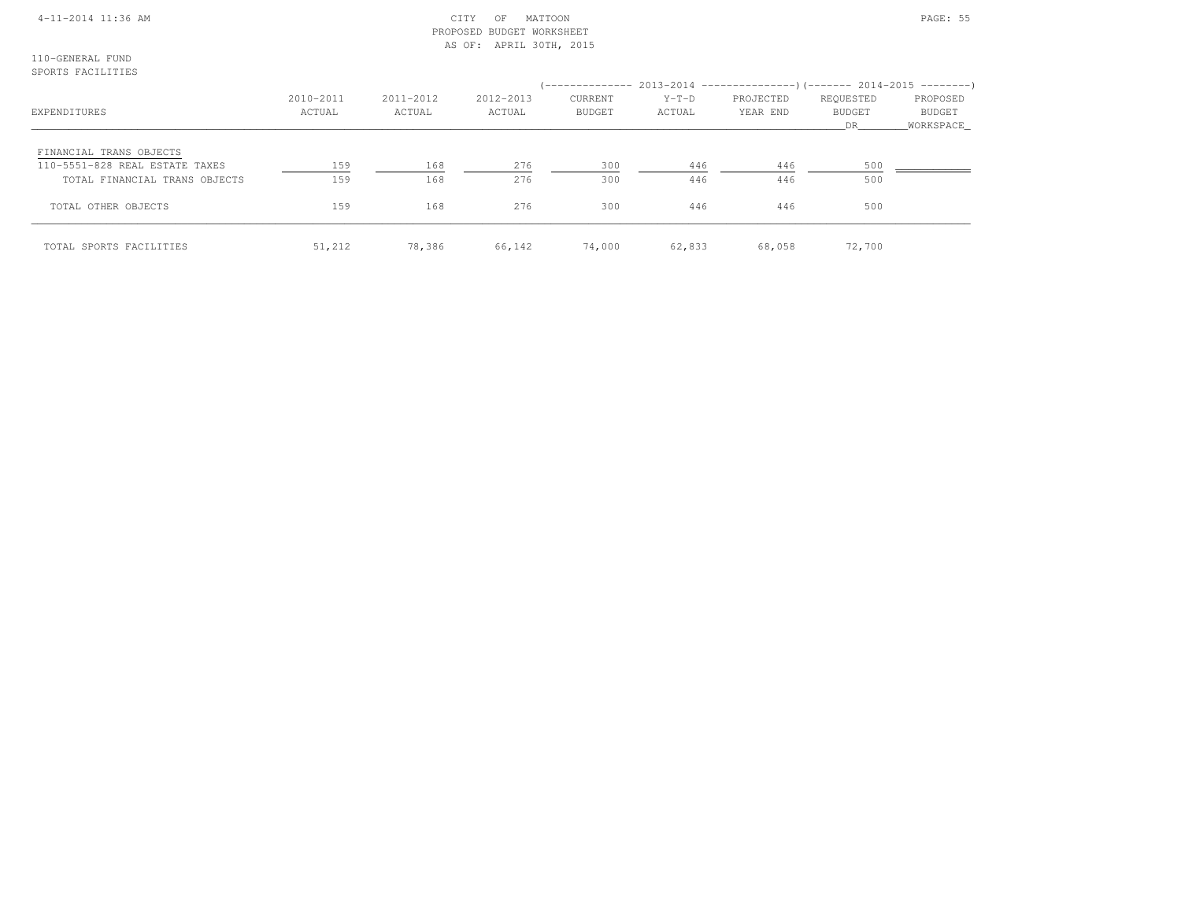CITY OF MATTOON
PROPOSED BUDGET WORKSHEET
AS OF: APRIL 30TH, 2015

110-GENERAL FUND
SPORTS FACILITIES

| EXPENDITURES | 2010-2011 ACTUAL | 2011-2012 ACTUAL | 2012-2013 ACTUAL | 2013-2014 CURRENT BUDGET | 2013-2014 Y-T-D ACTUAL | 2013-2014 PROJECTED YEAR END | 2014-2015 REQUESTED BUDGET DR | 2014-2015 PROPOSED BUDGET WORKSPACE |
|---|---|---|---|---|---|---|---|---|
| FINANCIAL TRANS OBJECTS | | | | | | | | |
| 110-5551-828 REAL ESTATE TAXES | 159 | 168 | 276 | 300 | 446 | 446 | 500 | |
| TOTAL FINANCIAL TRANS OBJECTS | 159 | 168 | 276 | 300 | 446 | 446 | 500 | |
| TOTAL OTHER OBJECTS | 159 | 168 | 276 | 300 | 446 | 446 | 500 | |
| TOTAL SPORTS FACILITIES | 51,212 | 78,386 | 66,142 | 74,000 | 62,833 | 68,058 | 72,700 | |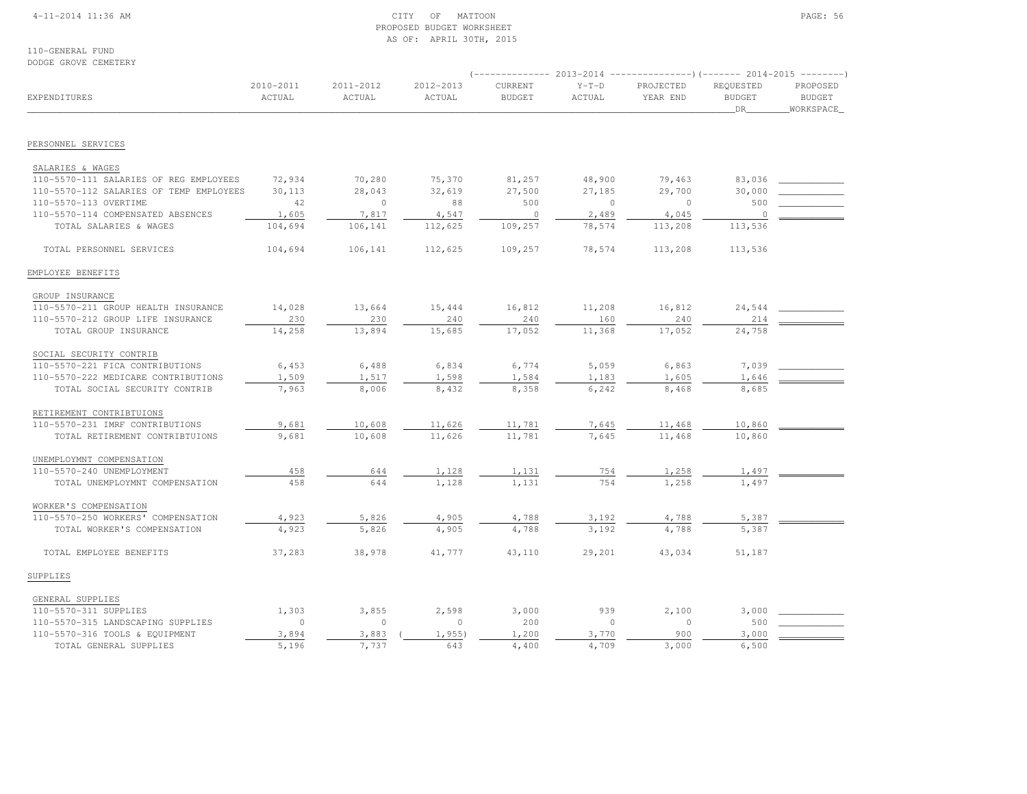CITY OF MATTOON
PROPOSED BUDGET WORKSHEET
AS OF: APRIL 30TH, 2015

110-GENERAL FUND
DODGE GROVE CEMETERY

| | | | | 2013-2014 | | | 2014-2015 | |
|---|---|---|---|---|---|---|---|---|
| EXPENDITURES | 2010-2011 ACTUAL | 2011-2012 ACTUAL | 2012-2013 ACTUAL | CURRENT BUDGET | Y-T-D ACTUAL | PROJECTED YEAR END | REQUESTED BUDGET DR | PROPOSED BUDGET WORKSPACE |
| **PERSONNEL SERVICES** | | | | | | | | |
| SALARIES & WAGES | | | | | | | | |
| 110-5570-111 SALARIES OF REG EMPLOYEES | 72,934 | 70,280 | 75,370 | 81,257 | 48,900 | 79,463 | 83,036 | |
| 110-5570-112 SALARIES OF TEMP EMPLOYEES | 30,113 | 28,043 | 32,619 | 27,500 | 27,185 | 29,700 | 30,000 | |
| 110-5570-113 OVERTIME | 42 | 0 | 88 | 500 | 0 | 0 | 500 | |
| 110-5570-114 COMPENSATED ABSENCES | 1,605 | 7,817 | 4,547 | 0 | 2,489 | 4,045 | 0 | |
| TOTAL SALARIES & WAGES | 104,694 | 106,141 | 112,625 | 109,257 | 78,574 | 113,208 | 113,536 | |
| TOTAL PERSONNEL SERVICES | 104,694 | 106,141 | 112,625 | 109,257 | 78,574 | 113,208 | 113,536 | |
| **EMPLOYEE BENEFITS** | | | | | | | | |
| GROUP INSURANCE | | | | | | | | |
| 110-5570-211 GROUP HEALTH INSURANCE | 14,028 | 13,664 | 15,444 | 16,812 | 11,208 | 16,812 | 24,544 | |
| 110-5570-212 GROUP LIFE INSURANCE | 230 | 230 | 240 | 240 | 160 | 240 | 214 | |
| TOTAL GROUP INSURANCE | 14,258 | 13,894 | 15,685 | 17,052 | 11,368 | 17,052 | 24,758 | |
| SOCIAL SECURITY CONTRIB | | | | | | | | |
| 110-5570-221 FICA CONTRIBUTIONS | 6,453 | 6,488 | 6,834 | 6,774 | 5,059 | 6,863 | 7,039 | |
| 110-5570-222 MEDICARE CONTRIBUTIONS | 1,509 | 1,517 | 1,598 | 1,584 | 1,183 | 1,605 | 1,646 | |
| TOTAL SOCIAL SECURITY CONTRIB | 7,963 | 8,006 | 8,432 | 8,358 | 6,242 | 8,468 | 8,685 | |
| RETIREMENT CONTRIBTUIONS | | | | | | | | |
| 110-5570-231 IMRF CONTRIBUTIONS | 9,681 | 10,608 | 11,626 | 11,781 | 7,645 | 11,468 | 10,860 | |
| TOTAL RETIREMENT CONTRIBTUIONS | 9,681 | 10,608 | 11,626 | 11,781 | 7,645 | 11,468 | 10,860 | |
| UNEMPLOYMNT COMPENSATION | | | | | | | | |
| 110-5570-240 UNEMPLOYMENT | 458 | 644 | 1,128 | 1,131 | 754 | 1,258 | 1,497 | |
| TOTAL UNEMPLOYMNT COMPENSATION | 458 | 644 | 1,128 | 1,131 | 754 | 1,258 | 1,497 | |
| WORKER'S COMPENSATION | | | | | | | | |
| 110-5570-250 WORKERS' COMPENSATION | 4,923 | 5,826 | 4,905 | 4,788 | 3,192 | 4,788 | 5,387 | |
| TOTAL WORKER'S COMPENSATION | 4,923 | 5,826 | 4,905 | 4,788 | 3,192 | 4,788 | 5,387 | |
| TOTAL EMPLOYEE BENEFITS | 37,283 | 38,978 | 41,777 | 43,110 | 29,201 | 43,034 | 51,187 | |
| **SUPPLIES** | | | | | | | | |
| GENERAL SUPPLIES | | | | | | | | |
| 110-5570-311 SUPPLIES | 1,303 | 3,855 | 2,598 | 3,000 | 939 | 2,100 | 3,000 | |
| 110-5570-315 LANDSCAPING SUPPLIES | 0 | 0 | 0 | 200 | 0 | 0 | 500 | |
| 110-5570-316 TOOLS & EQUIPMENT | 3,894 | 3,883 | ( 1,955) | 1,200 | 3,770 | 900 | 3,000 | |
| TOTAL GENERAL SUPPLIES | 5,196 | 7,737 | 643 | 4,400 | 4,709 | 3,000 | 6,500 | |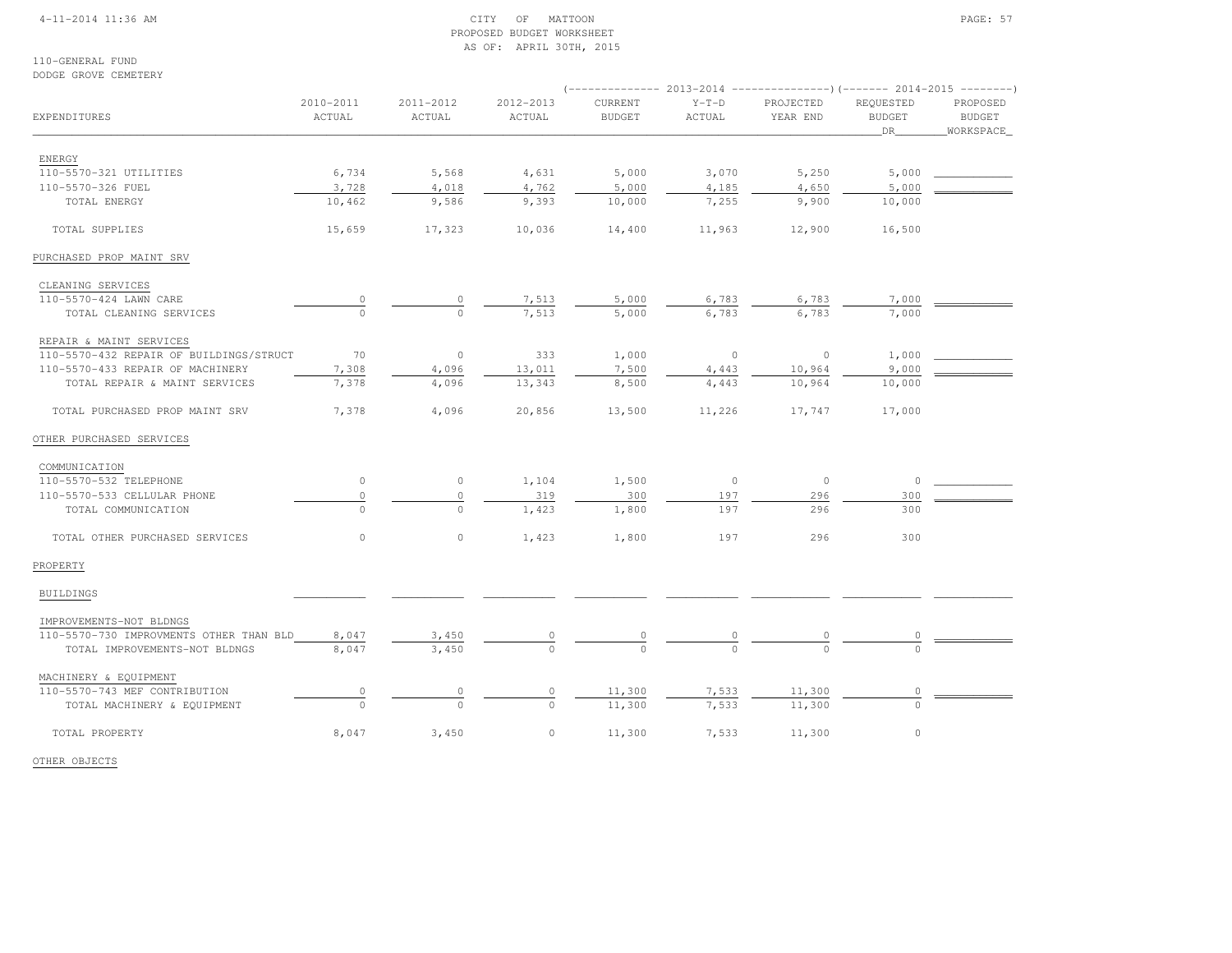CITY OF MATTOON
PROPOSED BUDGET WORKSHEET
AS OF: APRIL 30TH, 2015

110-GENERAL FUND
DODGE GROVE CEMETERY

| EXPENDITURES | 2010-2011 ACTUAL | 2011-2012 ACTUAL | 2012-2013 ACTUAL | 2013-2014 CURRENT BUDGET | 2013-2014 Y-T-D ACTUAL | 2013-2014 PROJECTED YEAR END | 2014-2015 REQUESTED BUDGET DR | 2014-2015 PROPOSED BUDGET WORKSPACE |
|---|---|---|---|---|---|---|---|---|
| ENERGY | | | | | | | | |
| 110-5570-321 UTILITIES | 6,734 | 5,568 | 4,631 | 5,000 | 3,070 | 5,250 | 5,000 | |
| 110-5570-326 FUEL | 3,728 | 4,018 | 4,762 | 5,000 | 4,185 | 4,650 | 5,000 | |
| TOTAL ENERGY | 10,462 | 9,586 | 9,393 | 10,000 | 7,255 | 9,900 | 10,000 | |
| TOTAL SUPPLIES | 15,659 | 17,323 | 10,036 | 14,400 | 11,963 | 12,900 | 16,500 | |
| PURCHASED PROP MAINT SRV | | | | | | | | |
| CLEANING SERVICES | | | | | | | | |
| 110-5570-424 LAWN CARE | 0 | 0 | 7,513 | 5,000 | 6,783 | 6,783 | 7,000 | |
| TOTAL CLEANING SERVICES | 0 | 0 | 7,513 | 5,000 | 6,783 | 6,783 | 7,000 | |
| REPAIR & MAINT SERVICES | | | | | | | | |
| 110-5570-432 REPAIR OF BUILDINGS/STRUCT | 70 | 0 | 333 | 1,000 | 0 | 0 | 1,000 | |
| 110-5570-433 REPAIR OF MACHINERY | 7,308 | 4,096 | 13,011 | 7,500 | 4,443 | 10,964 | 9,000 | |
| TOTAL REPAIR & MAINT SERVICES | 7,378 | 4,096 | 13,343 | 8,500 | 4,443 | 10,964 | 10,000 | |
| TOTAL PURCHASED PROP MAINT SRV | 7,378 | 4,096 | 20,856 | 13,500 | 11,226 | 17,747 | 17,000 | |
| OTHER PURCHASED SERVICES | | | | | | | | |
| COMMUNICATION | | | | | | | | |
| 110-5570-532 TELEPHONE | 0 | 0 | 1,104 | 1,500 | 0 | 0 | 0 | |
| 110-5570-533 CELLULAR PHONE | 0 | 0 | 319 | 300 | 197 | 296 | 300 | |
| TOTAL COMMUNICATION | 0 | 0 | 1,423 | 1,800 | 197 | 296 | 300 | |
| TOTAL OTHER PURCHASED SERVICES | 0 | 0 | 1,423 | 1,800 | 197 | 296 | 300 | |
| PROPERTY | | | | | | | | |
| BUILDINGS | | | | | | | | |
| IMPROVEMENTS-NOT BLDNGS | | | | | | | | |
| 110-5570-730 IMPROVMENTS OTHER THAN BLD | 8,047 | 3,450 | 0 | 0 | 0 | 0 | 0 | |
| TOTAL IMPROVEMENTS-NOT BLDNGS | 8,047 | 3,450 | 0 | 0 | 0 | 0 | 0 | |
| MACHINERY & EQUIPMENT | | | | | | | | |
| 110-5570-743 MEF CONTRIBUTION | 0 | 0 | 0 | 11,300 | 7,533 | 11,300 | 0 | |
| TOTAL MACHINERY & EQUIPMENT | 0 | 0 | 0 | 11,300 | 7,533 | 11,300 | 0 | |
| TOTAL PROPERTY | 8,047 | 3,450 | 0 | 11,300 | 7,533 | 11,300 | 0 | |

OTHER OBJECTS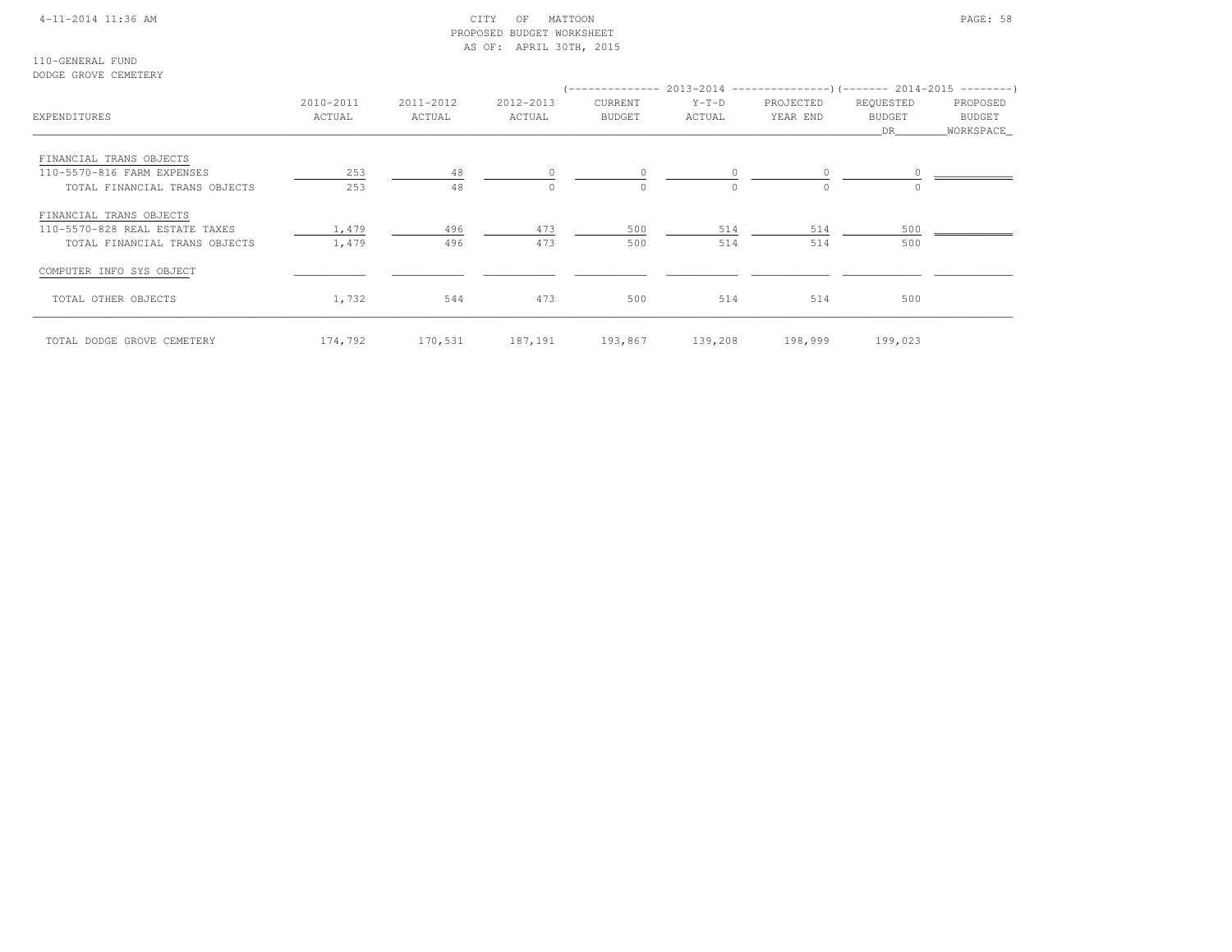110-GENERAL FUND
DODGE GROVE CEMETERY

| EXPENDITURES | 2010-2011 ACTUAL | 2011-2012 ACTUAL | 2012-2013 ACTUAL | 2013-2014 CURRENT BUDGET | 2013-2014 Y-T-D ACTUAL | 2013-2014 PROJECTED YEAR END | 2014-2015 REQUESTED BUDGET DR | 2014-2015 PROPOSED BUDGET WORKSPACE |
|---|---|---|---|---|---|---|---|---|
| FINANCIAL TRANS OBJECTS | | | | | | | | |
| 110-5570-816 FARM EXPENSES | 253 | 48 | 0 | 0 | 0 | 0 | 0 | |
| TOTAL FINANCIAL TRANS OBJECTS | 253 | 48 | 0 | 0 | 0 | 0 | 0 | |
| FINANCIAL TRANS OBJECTS | | | | | | | | |
| 110-5570-828 REAL ESTATE TAXES | 1,479 | 496 | 473 | 500 | 514 | 514 | 500 | |
| TOTAL FINANCIAL TRANS OBJECTS | 1,479 | 496 | 473 | 500 | 514 | 514 | 500 | |
| COMPUTER INFO SYS OBJECT | | | | | | | | |
| TOTAL OTHER OBJECTS | 1,732 | 544 | 473 | 500 | 514 | 514 | 500 | |
| TOTAL DODGE GROVE CEMETERY | 174,792 | 170,531 | 187,191 | 193,867 | 139,208 | 198,999 | 199,023 | |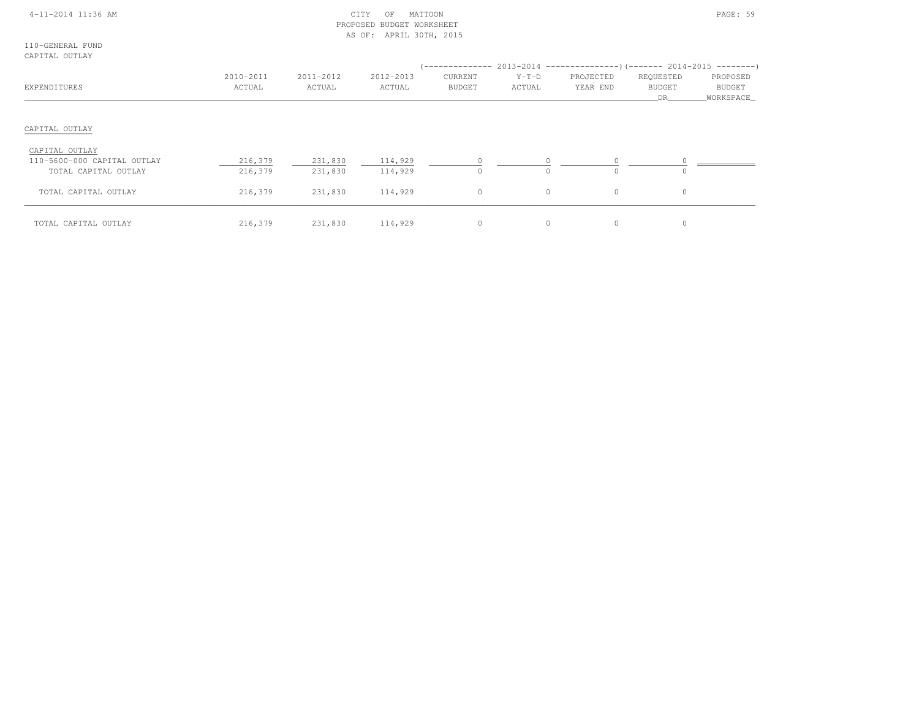CITY OF MATTOON
PROPOSED BUDGET WORKSHEET
AS OF: APRIL 30TH, 2015

110-GENERAL FUND
CAPITAL OUTLAY

| EXPENDITURES | 2010-2011 ACTUAL | 2011-2012 ACTUAL | 2012-2013 ACTUAL | 2013-2014 CURRENT BUDGET | 2013-2014 Y-T-D ACTUAL | 2013-2014 PROJECTED YEAR END | 2014-2015 REQUESTED BUDGET DR | 2014-2015 PROPOSED BUDGET WORKSPACE |
|---|---|---|---|---|---|---|---|---|
| CAPITAL OUTLAY | | | | | | | | |
| CAPITAL OUTLAY | | | | | | | | |
| 110-5600-000 CAPITAL OUTLAY | 216,379 | 231,830 | 114,929 | 0 | 0 | 0 | 0 | |
| TOTAL CAPITAL OUTLAY | 216,379 | 231,830 | 114,929 | 0 | 0 | 0 | 0 | |
| TOTAL CAPITAL OUTLAY | 216,379 | 231,830 | 114,929 | 0 | 0 | 0 | 0 | |
| TOTAL CAPITAL OUTLAY | 216,379 | 231,830 | 114,929 | 0 | 0 | 0 | 0 | |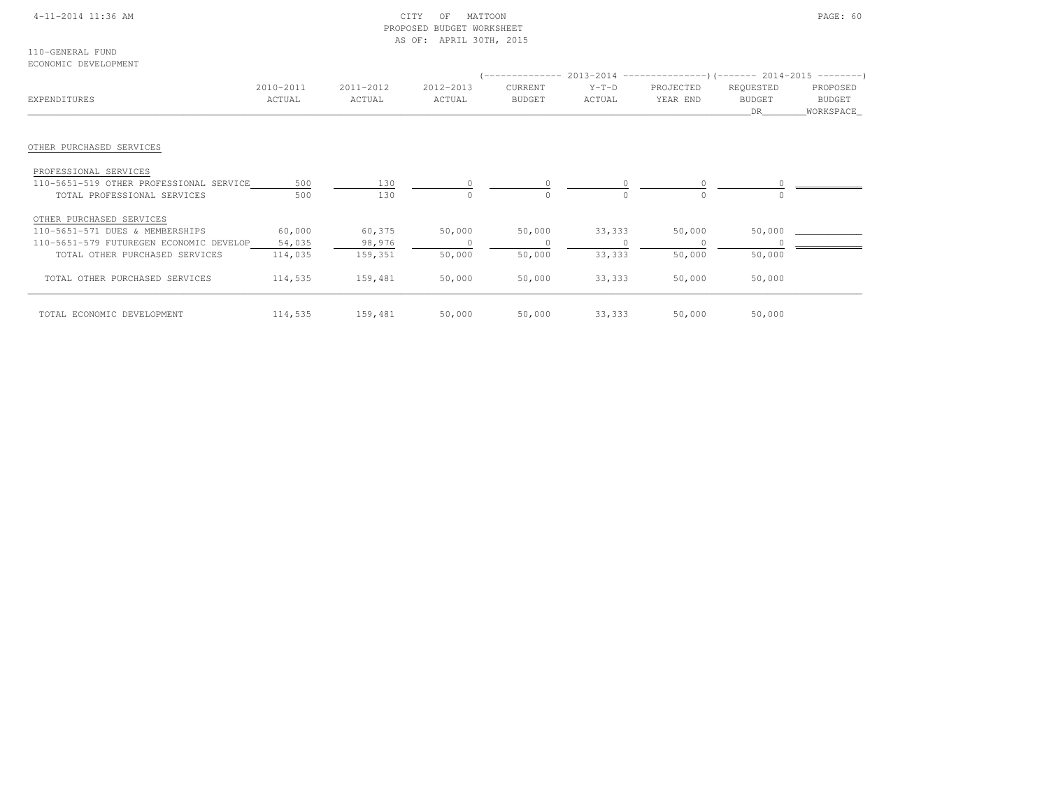CITY OF MATTOON
PROPOSED BUDGET WORKSHEET
AS OF: APRIL 30TH, 2015

110-GENERAL FUND
ECONOMIC DEVELOPMENT

| EXPENDITURES | 2010-2011 ACTUAL | 2011-2012 ACTUAL | 2012-2013 ACTUAL | 2013-2014 CURRENT BUDGET | 2013-2014 Y-T-D ACTUAL | 2013-2014 PROJECTED YEAR END | 2014-2015 REQUESTED BUDGET DR | 2014-2015 PROPOSED BUDGET WORKSPACE |
|---|---|---|---|---|---|---|---|---|
| OTHER PURCHASED SERVICES | | | | | | | | |
| PROFESSIONAL SERVICES | | | | | | | | |
| 110-5651-519 OTHER PROFESSIONAL SERVICE | 500 | 130 | 0 | 0 | 0 | 0 | 0 | |
| TOTAL PROFESSIONAL SERVICES | 500 | 130 | 0 | 0 | 0 | 0 | 0 | |
| OTHER PURCHASED SERVICES | | | | | | | | |
| 110-5651-571 DUES & MEMBERSHIPS | 60,000 | 60,375 | 50,000 | 50,000 | 33,333 | 50,000 | 50,000 | |
| 110-5651-579 FUTUREGEN ECONOMIC DEVELOP | 54,035 | 98,976 | 0 | 0 | 0 | 0 | 0 | |
| TOTAL OTHER PURCHASED SERVICES | 114,035 | 159,351 | 50,000 | 50,000 | 33,333 | 50,000 | 50,000 | |
| TOTAL OTHER PURCHASED SERVICES | 114,535 | 159,481 | 50,000 | 50,000 | 33,333 | 50,000 | 50,000 | |
| TOTAL ECONOMIC DEVELOPMENT | 114,535 | 159,481 | 50,000 | 50,000 | 33,333 | 50,000 | 50,000 | |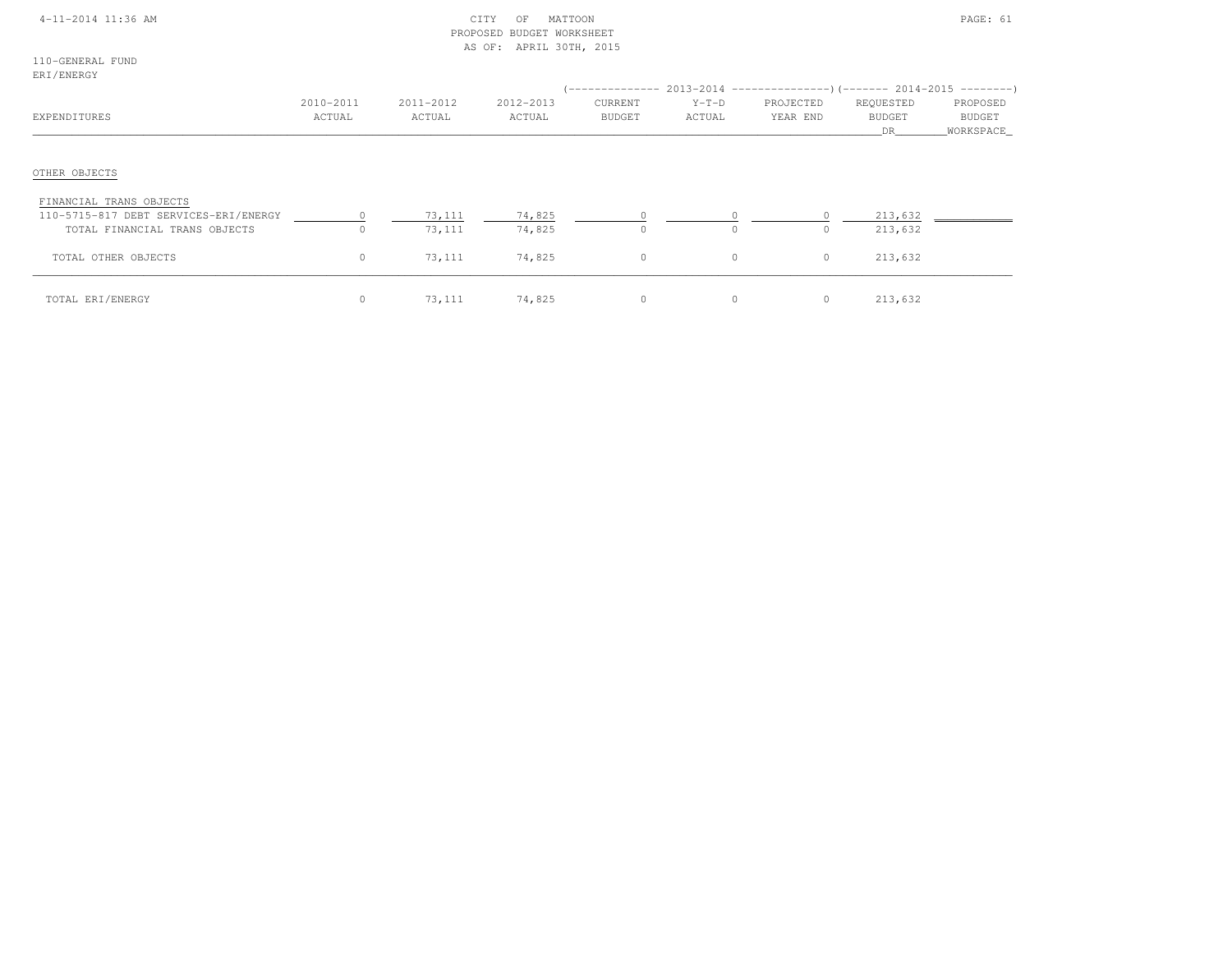CITY OF MATTOON
PROPOSED BUDGET WORKSHEET
AS OF: APRIL 30TH, 2015

110-GENERAL FUND
ERI/ENERGY

| EXPENDITURES | 2010-2011 ACTUAL | 2011-2012 ACTUAL | 2012-2013 ACTUAL | 2013-2014 CURRENT BUDGET | 2013-2014 Y-T-D ACTUAL | 2013-2014 PROJECTED YEAR END | 2014-2015 REQUESTED BUDGET DR | 2014-2015 PROPOSED BUDGET WORKSPACE |
|---|---|---|---|---|---|---|---|---|
| OTHER OBJECTS | | | | | | | | |
| FINANCIAL TRANS OBJECTS | | | | | | | | |
| 110-5715-817 DEBT SERVICES-ERI/ENERGY | 0 | 73,111 | 74,825 | 0 | 0 | 0 | 213,632 | |
| TOTAL FINANCIAL TRANS OBJECTS | 0 | 73,111 | 74,825 | 0 | 0 | 0 | 213,632 | |
| TOTAL OTHER OBJECTS | 0 | 73,111 | 74,825 | 0 | 0 | 0 | 213,632 | |
| TOTAL ERI/ENERGY | 0 | 73,111 | 74,825 | 0 | 0 | 0 | 213,632 | |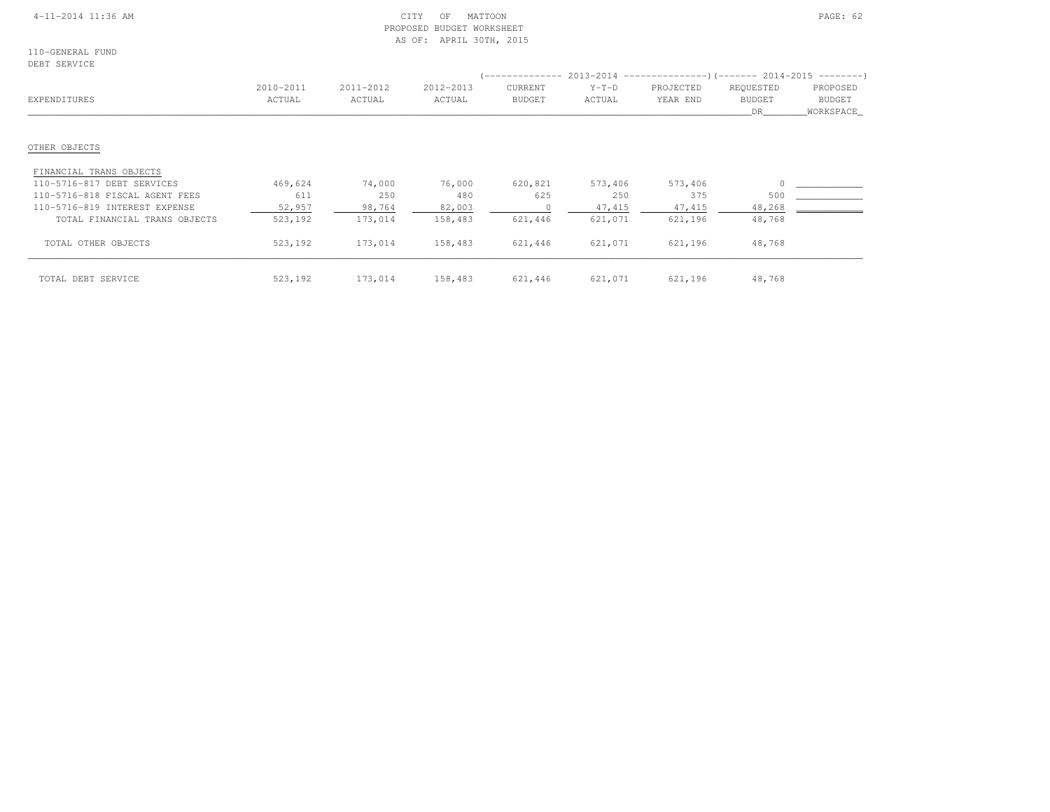110-GENERAL FUND
DEBT SERVICE

PROPOSED BUDGET WORKSHEET
AS OF: APRIL 30TH, 2015

| EXPENDITURES | 2010-2011 ACTUAL | 2011-2012 ACTUAL | 2012-2013 ACTUAL | 2013-2014 CURRENT BUDGET | 2013-2014 Y-T-D ACTUAL | 2013-2014 PROJECTED YEAR END | 2014-2015 REQUESTED BUDGET DR | 2014-2015 PROPOSED BUDGET WORKSPACE |
|---|---|---|---|---|---|---|---|---|
| OTHER OBJECTS | | | | | | | | |
| FINANCIAL TRANS OBJECTS | | | | | | | | |
| 110-5716-817 DEBT SERVICES | 469,624 | 74,000 | 76,000 | 620,821 | 573,406 | 573,406 | 0 | ___________ |
| 110-5716-818 FISCAL AGENT FEES | 611 | 250 | 480 | 625 | 250 | 375 | 500 | ___________ |
| 110-5716-819 INTEREST EXPENSE | 52,957 | 98,764 | 82,003 | 0 | 47,415 | 47,415 | 48,268 | ___________ |
| TOTAL FINANCIAL TRANS OBJECTS | 523,192 | 173,014 | 158,483 | 621,446 | 621,071 | 621,196 | 48,768 | |
| TOTAL OTHER OBJECTS | 523,192 | 173,014 | 158,483 | 621,446 | 621,071 | 621,196 | 48,768 | |
| TOTAL DEBT SERVICE | 523,192 | 173,014 | 158,483 | 621,446 | 621,071 | 621,196 | 48,768 | |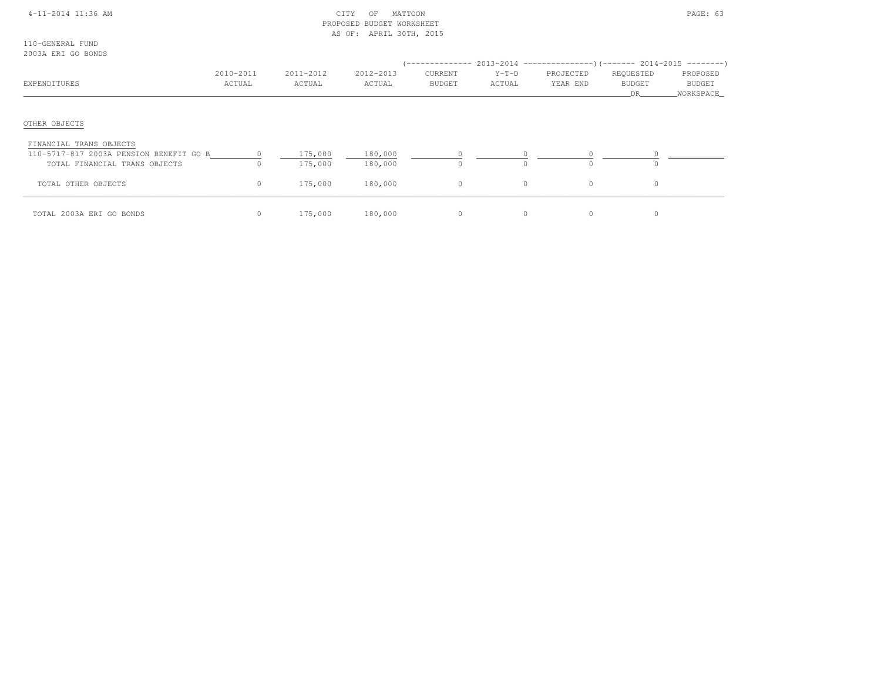CITY OF MATTOON
PROPOSED BUDGET WORKSHEET
AS OF: APRIL 30TH, 2015

110-GENERAL FUND
2003A ERI GO BONDS

| EXPENDITURES | 2010-2011 ACTUAL | 2011-2012 ACTUAL | 2012-2013 ACTUAL | 2013-2014 CURRENT BUDGET | 2013-2014 Y-T-D ACTUAL | 2013-2014 PROJECTED YEAR END | 2014-2015 REQUESTED BUDGET DR | 2014-2015 PROPOSED BUDGET WORKSPACE |
|---|---|---|---|---|---|---|---|---|
| OTHER OBJECTS | | | | | | | | |
| FINANCIAL TRANS OBJECTS | | | | | | | | |
| 110-5717-817 2003A PENSION BENEFIT GO B | 0 | 175,000 | 180,000 | 0 | 0 | 0 | 0 | |
| TOTAL FINANCIAL TRANS OBJECTS | 0 | 175,000 | 180,000 | 0 | 0 | 0 | 0 | |
| TOTAL OTHER OBJECTS | 0 | 175,000 | 180,000 | 0 | 0 | 0 | 0 | |
| TOTAL 2003A ERI GO BONDS | 0 | 175,000 | 180,000 | 0 | 0 | 0 | 0 | |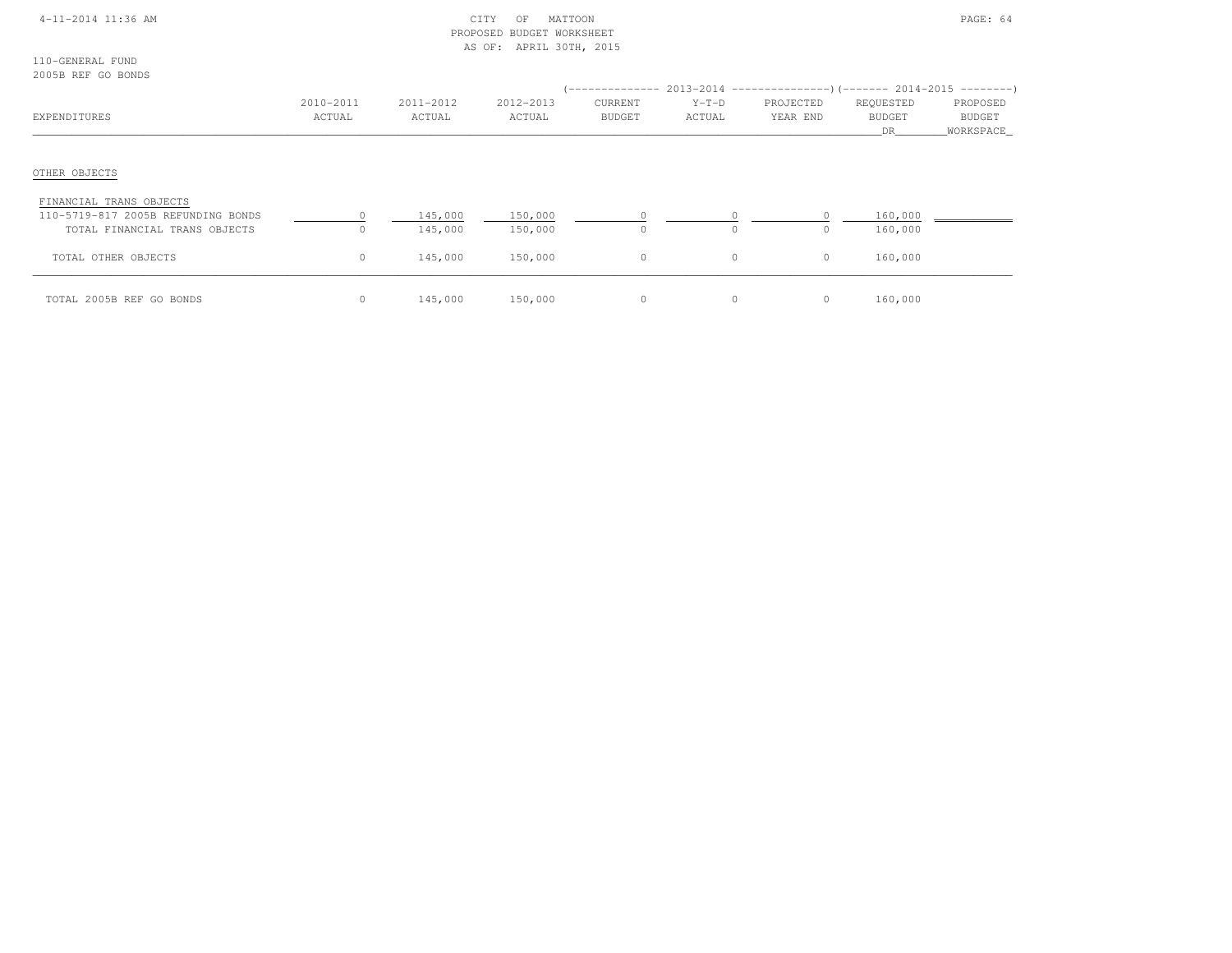CITY OF MATTOON
PROPOSED BUDGET WORKSHEET
AS OF: APRIL 30TH, 2015

110-GENERAL FUND
2005B REF GO BONDS

| EXPENDITURES | 2010-2011 ACTUAL | 2011-2012 ACTUAL | 2012-2013 ACTUAL | 2013-2014 CURRENT BUDGET | 2013-2014 Y-T-D ACTUAL | 2013-2014 PROJECTED YEAR END | 2014-2015 REQUESTED BUDGET DR | 2014-2015 PROPOSED BUDGET WORKSPACE |
|---|---|---|---|---|---|---|---|---|
| OTHER OBJECTS | | | | | | | | |
| FINANCIAL TRANS OBJECTS | | | | | | | | |
| 110-5719-817 2005B REFUNDING BONDS | 0 | 145,000 | 150,000 | 0 | 0 | 0 | 160,000 | |
| TOTAL FINANCIAL TRANS OBJECTS | 0 | 145,000 | 150,000 | 0 | 0 | 0 | 160,000 | |
| TOTAL OTHER OBJECTS | 0 | 145,000 | 150,000 | 0 | 0 | 0 | 160,000 | |
| TOTAL 2005B REF GO BONDS | 0 | 145,000 | 150,000 | 0 | 0 | 0 | 160,000 | |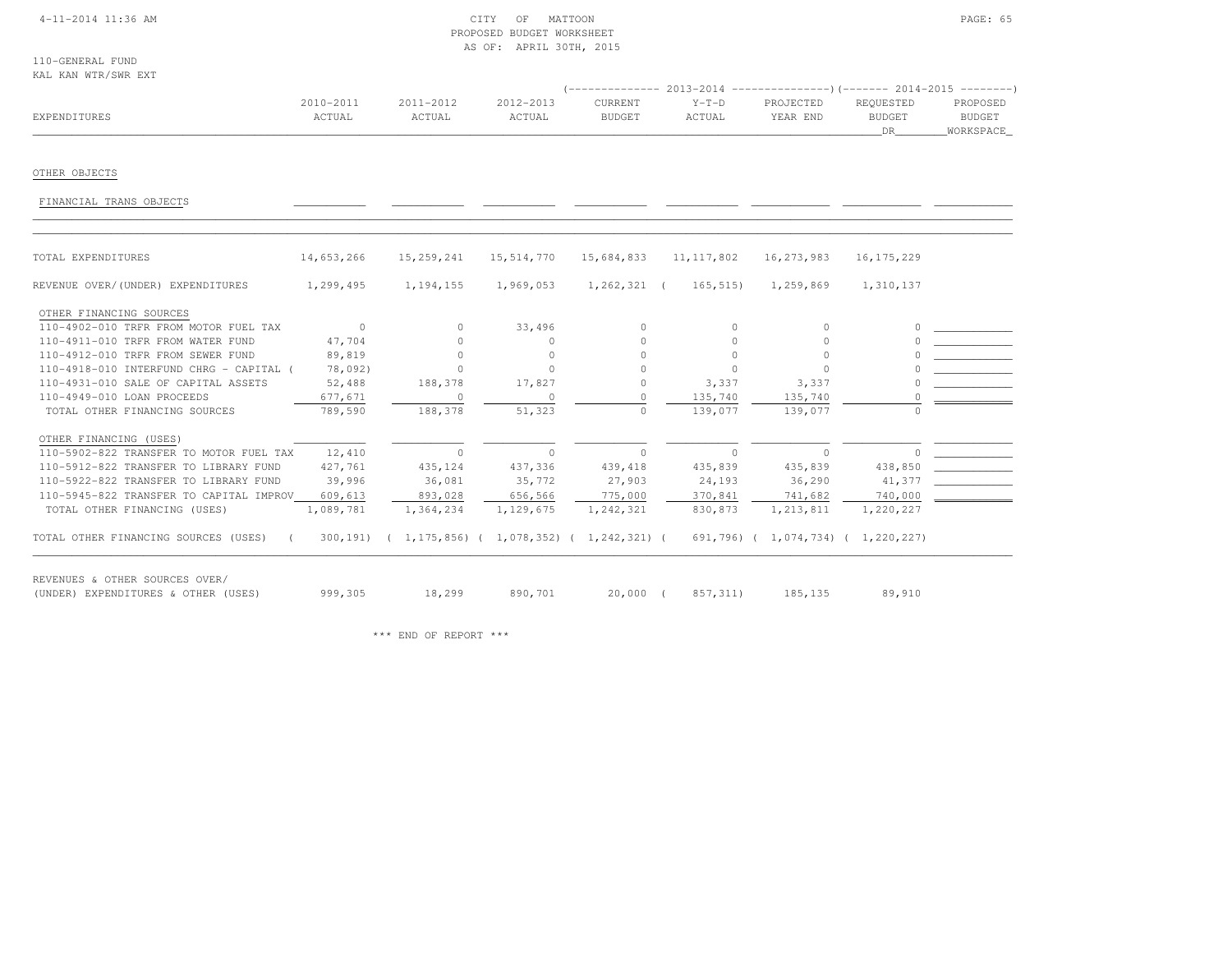CITY OF MATTOON
PROPOSED BUDGET WORKSHEET
AS OF: APRIL 30TH, 2015

110-GENERAL FUND
KAL KAN WTR/SWR EXT

| EXPENDITURES | 2010-2011 ACTUAL | 2011-2012 ACTUAL | 2012-2013 ACTUAL | 2013-2014 CURRENT BUDGET | 2013-2014 Y-T-D ACTUAL | 2013-2014 PROJECTED YEAR END | 2014-2015 REQUESTED BUDGET DR | 2014-2015 PROPOSED BUDGET WORKSPACE |
|---|---|---|---|---|---|---|---|---|
| OTHER OBJECTS | | | | | | | | |
| FINANCIAL TRANS OBJECTS | | | | | | | | |
| TOTAL EXPENDITURES | 14,653,266 | 15,259,241 | 15,514,770 | 15,684,833 | 11,117,802 | 16,273,983 | 16,175,229 | |
| REVENUE OVER/(UNDER) EXPENDITURES | 1,299,495 | 1,194,155 | 1,969,053 | 1,262,321 | ( 165,515) | 1,259,869 | 1,310,137 | |
| OTHER FINANCING SOURCES | | | | | | | | |
| 110-4902-010 TRFR FROM MOTOR FUEL TAX | 0 | 0 | 33,496 | 0 | 0 | 0 | 0 | |
| 110-4911-010 TRFR FROM WATER FUND | 47,704 | 0 | 0 | 0 | 0 | 0 | 0 | |
| 110-4912-010 TRFR FROM SEWER FUND | 89,819 | 0 | 0 | 0 | 0 | 0 | 0 | |
| 110-4918-010 INTERFUND CHRG - CAPITAL ( | 78,092) | 0 | 0 | 0 | 0 | 0 | 0 | |
| 110-4931-010 SALE OF CAPITAL ASSETS | 52,488 | 188,378 | 17,827 | 0 | 3,337 | 3,337 | 0 | |
| 110-4949-010 LOAN PROCEEDS | 677,671 | 0 | 0 | 0 | 135,740 | 135,740 | 0 | |
| TOTAL OTHER FINANCING SOURCES | 789,590 | 188,378 | 51,323 | 0 | 139,077 | 139,077 | 0 | |
| OTHER FINANCING (USES) | | | | | | | | |
| 110-5902-822 TRANSFER TO MOTOR FUEL TAX | 12,410 | 0 | 0 | 0 | 0 | 0 | 0 | |
| 110-5912-822 TRANSFER TO LIBRARY FUND | 427,761 | 435,124 | 437,336 | 439,418 | 435,839 | 435,839 | 438,850 | |
| 110-5922-822 TRANSFER TO LIBRARY FUND | 39,996 | 36,081 | 35,772 | 27,903 | 24,193 | 36,290 | 41,377 | |
| 110-5945-822 TRANSFER TO CAPITAL IMPROV | 609,613 | 893,028 | 656,566 | 775,000 | 370,841 | 741,682 | 740,000 | |
| TOTAL OTHER FINANCING (USES) | 1,089,781 | 1,364,234 | 1,129,675 | 1,242,321 | 830,873 | 1,213,811 | 1,220,227 | |
| TOTAL OTHER FINANCING SOURCES (USES) | ( 300,191) | ( 1,175,856) | ( 1,078,352) | ( 1,242,321) | ( 691,796) | ( 1,074,734) | ( 1,220,227) | |
| REVENUES & OTHER SOURCES OVER/ (UNDER) EXPENDITURES & OTHER (USES) | 999,305 | 18,299 | 890,701 | 20,000 | ( 857,311) | 185,135 | 89,910 | |

\*\*\* END OF REPORT \*\*\*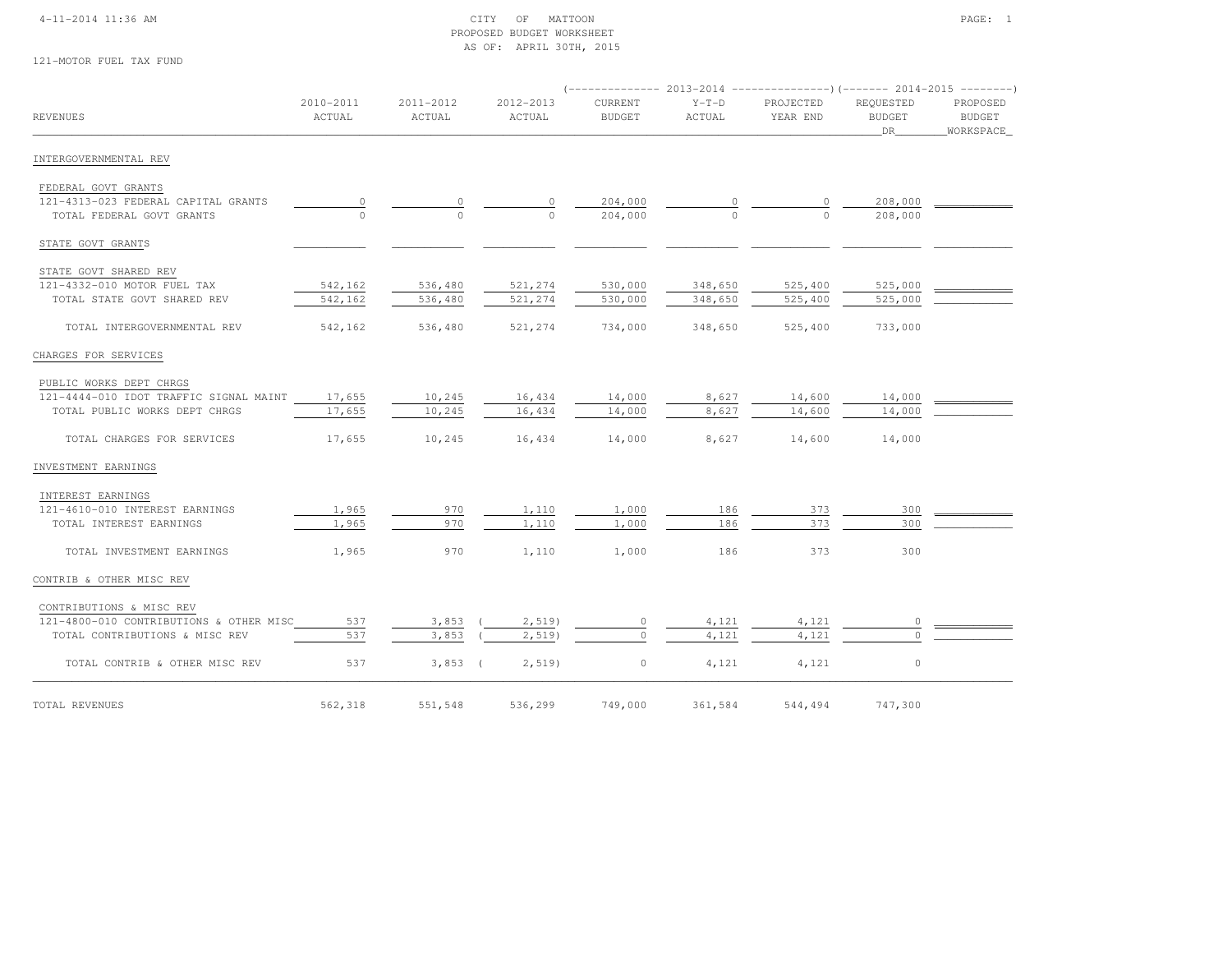CITY OF MATTOON
PROPOSED BUDGET WORKSHEET
AS OF: APRIL 30TH, 2015

121-MOTOR FUEL TAX FUND

| REVENUES | 2010-2011 ACTUAL | 2011-2012 ACTUAL | 2012-2013 ACTUAL | 2013-2014 CURRENT BUDGET | 2013-2014 Y-T-D ACTUAL | 2013-2014 PROJECTED YEAR END | 2014-2015 REQUESTED BUDGET DR | 2014-2015 PROPOSED BUDGET WORKSPACE |
|---|---|---|---|---|---|---|---|---|
| INTERGOVERNMENTAL REV | | | | | | | | |
| FEDERAL GOVT GRANTS | | | | | | | | |
| 121-4313-023 FEDERAL CAPITAL GRANTS | 0 | 0 | 0 | 204,000 | 0 | 0 | 208,000 | |
| TOTAL FEDERAL GOVT GRANTS | 0 | 0 | 0 | 204,000 | 0 | 0 | 208,000 | |
| STATE GOVT GRANTS | | | | | | | | |
| STATE GOVT SHARED REV | | | | | | | | |
| 121-4332-010 MOTOR FUEL TAX | 542,162 | 536,480 | 521,274 | 530,000 | 348,650 | 525,400 | 525,000 | |
| TOTAL STATE GOVT SHARED REV | 542,162 | 536,480 | 521,274 | 530,000 | 348,650 | 525,400 | 525,000 | |
| TOTAL INTERGOVERNMENTAL REV | 542,162 | 536,480 | 521,274 | 734,000 | 348,650 | 525,400 | 733,000 | |
| CHARGES FOR SERVICES | | | | | | | | |
| PUBLIC WORKS DEPT CHRGS | | | | | | | | |
| 121-4444-010 IDOT TRAFFIC SIGNAL MAINT | 17,655 | 10,245 | 16,434 | 14,000 | 8,627 | 14,600 | 14,000 | |
| TOTAL PUBLIC WORKS DEPT CHRGS | 17,655 | 10,245 | 16,434 | 14,000 | 8,627 | 14,600 | 14,000 | |
| TOTAL CHARGES FOR SERVICES | 17,655 | 10,245 | 16,434 | 14,000 | 8,627 | 14,600 | 14,000 | |
| INVESTMENT EARNINGS | | | | | | | | |
| INTEREST EARNINGS | | | | | | | | |
| 121-4610-010 INTEREST EARNINGS | 1,965 | 970 | 1,110 | 1,000 | 186 | 373 | 300 | |
| TOTAL INTEREST EARNINGS | 1,965 | 970 | 1,110 | 1,000 | 186 | 373 | 300 | |
| TOTAL INVESTMENT EARNINGS | 1,965 | 970 | 1,110 | 1,000 | 186 | 373 | 300 | |
| CONTRIB & OTHER MISC REV | | | | | | | | |
| CONTRIBUTIONS & MISC REV | | | | | | | | |
| 121-4800-010 CONTRIBUTIONS & OTHER MISC | 537 | 3,853 | ( 2,519) | 0 | 4,121 | 4,121 | 0 | |
| TOTAL CONTRIBUTIONS & MISC REV | 537 | 3,853 | ( 2,519) | 0 | 4,121 | 4,121 | 0 | |
| TOTAL CONTRIB & OTHER MISC REV | 537 | 3,853 | ( 2,519) | 0 | 4,121 | 4,121 | 0 | |
| TOTAL REVENUES | 562,318 | 551,548 | 536,299 | 749,000 | 361,584 | 544,494 | 747,300 | |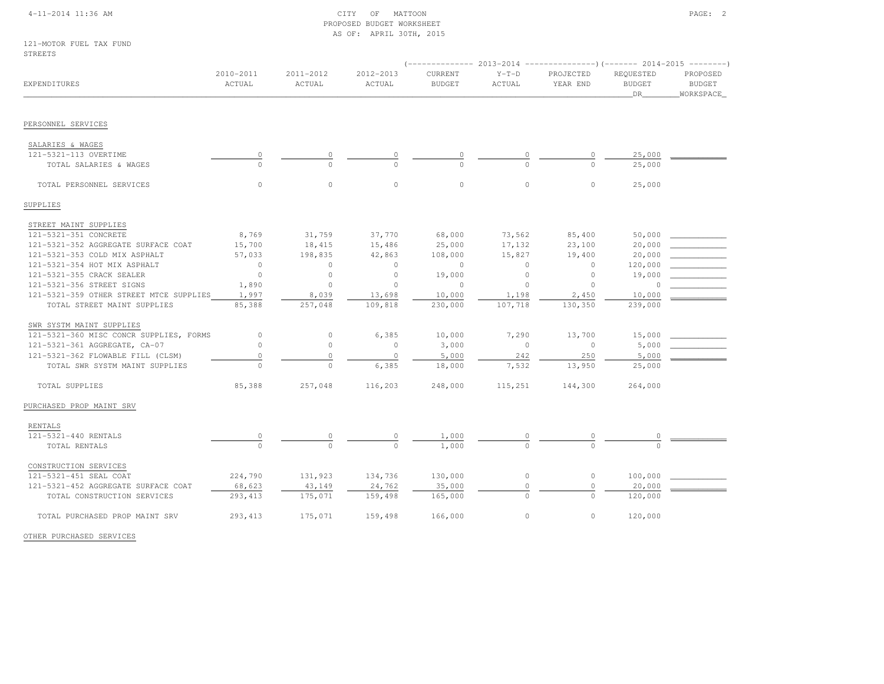CITY OF MATTOON
PROPOSED BUDGET WORKSHEET
AS OF: APRIL 30TH, 2015

121-MOTOR FUEL TAX FUND
STREETS

| EXPENDITURES | 2010-2011 ACTUAL | 2011-2012 ACTUAL | 2012-2013 ACTUAL | 2013-2014 CURRENT BUDGET | 2013-2014 Y-T-D ACTUAL | 2013-2014 PROJECTED YEAR END | 2014-2015 REQUESTED BUDGET DR | 2014-2015 PROPOSED BUDGET WORKSPACE |
|---|---|---|---|---|---|---|---|---|
| **PERSONNEL SERVICES** | | | | | | | | |
| SALARIES & WAGES | | | | | | | | |
| 121-5321-113 OVERTIME | 0 | 0 | 0 | 0 | 0 | 0 | 25,000 | |
| TOTAL SALARIES & WAGES | 0 | 0 | 0 | 0 | 0 | 0 | 25,000 | |
| TOTAL PERSONNEL SERVICES | 0 | 0 | 0 | 0 | 0 | 0 | 25,000 | |
| **SUPPLIES** | | | | | | | | |
| STREET MAINT SUPPLIES | | | | | | | | |
| 121-5321-351 CONCRETE | 8,769 | 31,759 | 37,770 | 68,000 | 73,562 | 85,400 | 50,000 | |
| 121-5321-352 AGGREGATE SURFACE COAT | 15,700 | 18,415 | 15,486 | 25,000 | 17,132 | 23,100 | 20,000 | |
| 121-5321-353 COLD MIX ASPHALT | 57,033 | 198,835 | 42,863 | 108,000 | 15,827 | 19,400 | 20,000 | |
| 121-5321-354 HOT MIX ASPHALT | 0 | 0 | 0 | 0 | 0 | 0 | 120,000 | |
| 121-5321-355 CRACK SEALER | 0 | 0 | 0 | 19,000 | 0 | 0 | 19,000 | |
| 121-5321-356 STREET SIGNS | 1,890 | 0 | 0 | 0 | 0 | 0 | 0 | |
| 121-5321-359 OTHER STREET MTCE SUPPLIES | 1,997 | 8,039 | 13,698 | 10,000 | 1,198 | 2,450 | 10,000 | |
| TOTAL STREET MAINT SUPPLIES | 85,388 | 257,048 | 109,818 | 230,000 | 107,718 | 130,350 | 239,000 | |
| SWR SYSTM MAINT SUPPLIES | | | | | | | | |
| 121-5321-360 MISC CONCR SUPPLIES, FORMS | 0 | 0 | 6,385 | 10,000 | 7,290 | 13,700 | 15,000 | |
| 121-5321-361 AGGREGATE, CA-07 | 0 | 0 | 0 | 3,000 | 0 | 0 | 5,000 | |
| 121-5321-362 FLOWABLE FILL (CLSM) | 0 | 0 | 0 | 5,000 | 242 | 250 | 5,000 | |
| TOTAL SWR SYSTM MAINT SUPPLIES | 0 | 0 | 6,385 | 18,000 | 7,532 | 13,950 | 25,000 | |
| TOTAL SUPPLIES | 85,388 | 257,048 | 116,203 | 248,000 | 115,251 | 144,300 | 264,000 | |
| **PURCHASED PROP MAINT SRV** | | | | | | | | |
| RENTALS | | | | | | | | |
| 121-5321-440 RENTALS | 0 | 0 | 0 | 1,000 | 0 | 0 | 0 | |
| TOTAL RENTALS | 0 | 0 | 0 | 1,000 | 0 | 0 | 0 | |
| CONSTRUCTION SERVICES | | | | | | | | |
| 121-5321-451 SEAL COAT | 224,790 | 131,923 | 134,736 | 130,000 | 0 | 0 | 100,000 | |
| 121-5321-452 AGGREGATE SURFACE COAT | 68,623 | 43,149 | 24,762 | 35,000 | 0 | 0 | 20,000 | |
| TOTAL CONSTRUCTION SERVICES | 293,413 | 175,071 | 159,498 | 165,000 | 0 | 0 | 120,000 | |
| TOTAL PURCHASED PROP MAINT SRV | 293,413 | 175,071 | 159,498 | 166,000 | 0 | 0 | 120,000 | |
| **OTHER PURCHASED SERVICES** | | | | | | | | |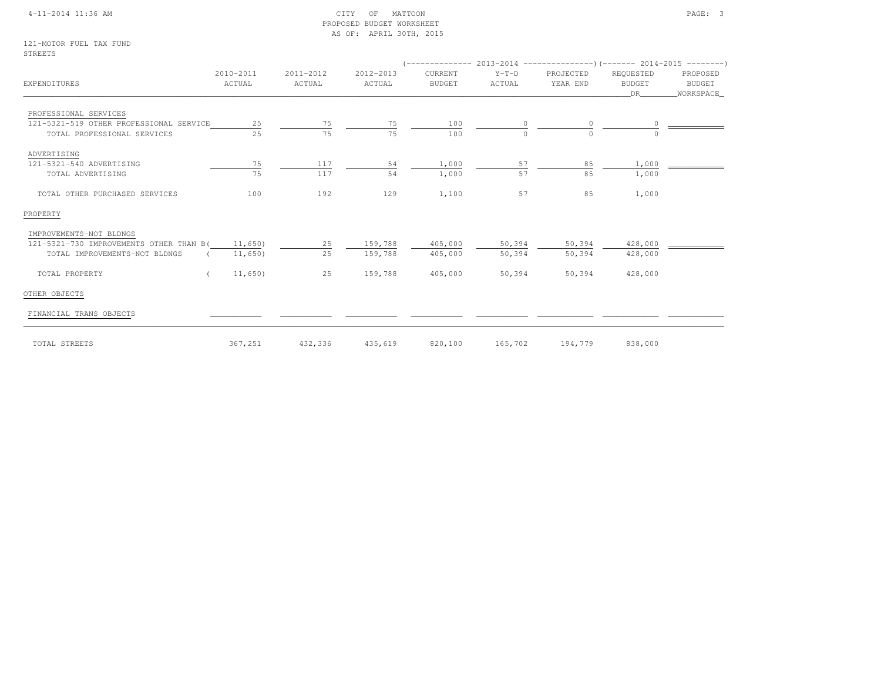CITY OF MATTOON
PROPOSED BUDGET WORKSHEET
AS OF: APRIL 30TH, 2015

121-MOTOR FUEL TAX FUND
STREETS

| EXPENDITURES | 2010-2011 ACTUAL | 2011-2012 ACTUAL | 2012-2013 ACTUAL | 2013-2014 CURRENT BUDGET | 2013-2014 Y-T-D ACTUAL | 2013-2014 PROJECTED YEAR END | 2014-2015 REQUESTED BUDGET DR | 2014-2015 PROPOSED BUDGET WORKSPACE |
|---|---|---|---|---|---|---|---|---|
| PROFESSIONAL SERVICES | | | | | | | | |
| 121-5321-519 OTHER PROFESSIONAL SERVICE | 25 | 75 | 75 | 100 | 0 | 0 | 0 | |
| TOTAL PROFESSIONAL SERVICES | 25 | 75 | 75 | 100 | 0 | 0 | 0 | |
| ADVERTISING | | | | | | | | |
| 121-5321-540 ADVERTISING | 75 | 117 | 54 | 1,000 | 57 | 85 | 1,000 | |
| TOTAL ADVERTISING | 75 | 117 | 54 | 1,000 | 57 | 85 | 1,000 | |
| TOTAL OTHER PURCHASED SERVICES | 100 | 192 | 129 | 1,100 | 57 | 85 | 1,000 | |
| PROPERTY | | | | | | | | |
| IMPROVEMENTS-NOT BLDNGS | | | | | | | | |
| 121-5321-730 IMPROVEMENTS OTHER THAN B | (11,650) | 25 | 159,788 | 405,000 | 50,394 | 50,394 | 428,000 | |
| TOTAL IMPROVEMENTS-NOT BLDNGS | (11,650) | 25 | 159,788 | 405,000 | 50,394 | 50,394 | 428,000 | |
| TOTAL PROPERTY | (11,650) | 25 | 159,788 | 405,000 | 50,394 | 50,394 | 428,000 | |
| OTHER OBJECTS | | | | | | | | |
| FINANCIAL TRANS OBJECTS | | | | | | | | |
| TOTAL STREETS | 367,251 | 432,336 | 435,619 | 820,100 | 165,702 | 194,779 | 838,000 | |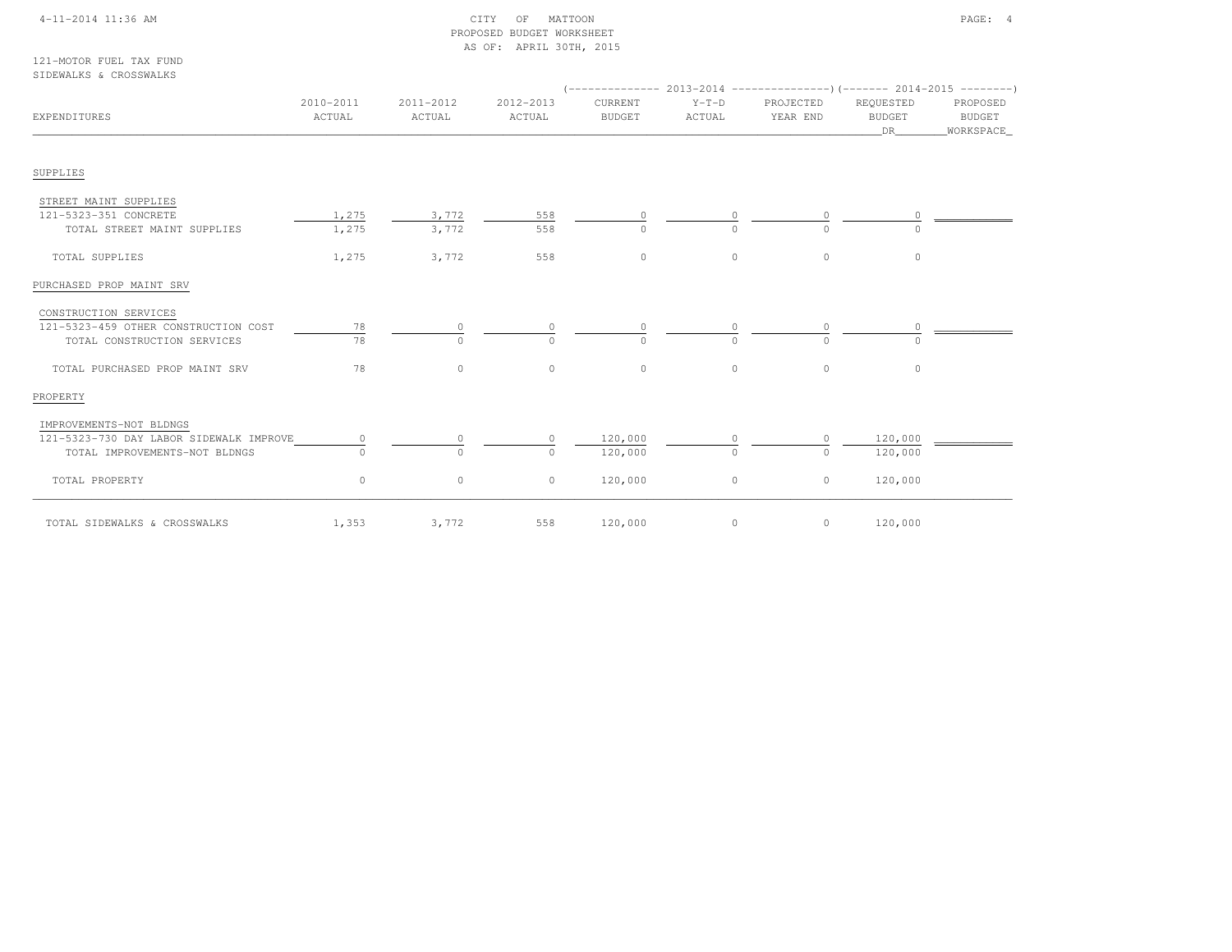CITY OF MATTOON
PROPOSED BUDGET WORKSHEET
AS OF: APRIL 30TH, 2015

121-MOTOR FUEL TAX FUND
SIDEWALKS & CROSSWALKS

| EXPENDITURES | 2010-2011 ACTUAL | 2011-2012 ACTUAL | 2012-2013 ACTUAL | 2013-2014 CURRENT BUDGET | 2013-2014 Y-T-D ACTUAL | 2013-2014 PROJECTED YEAR END | 2014-2015 REQUESTED BUDGET DR | 2014-2015 PROPOSED BUDGET WORKSPACE |
|---|---|---|---|---|---|---|---|---|
| **SUPPLIES** | | | | | | | | |
| STREET MAINT SUPPLIES | | | | | | | | |
| 121-5323-351 CONCRETE | 1,275 | 3,772 | 558 | 0 | 0 | 0 | 0 | |
| TOTAL STREET MAINT SUPPLIES | 1,275 | 3,772 | 558 | 0 | 0 | 0 | 0 | |
| TOTAL SUPPLIES | 1,275 | 3,772 | 558 | 0 | 0 | 0 | 0 | |
| **PURCHASED PROP MAINT SRV** | | | | | | | | |
| CONSTRUCTION SERVICES | | | | | | | | |
| 121-5323-459 OTHER CONSTRUCTION COST | 78 | 0 | 0 | 0 | 0 | 0 | 0 | |
| TOTAL CONSTRUCTION SERVICES | 78 | 0 | 0 | 0 | 0 | 0 | 0 | |
| TOTAL PURCHASED PROP MAINT SRV | 78 | 0 | 0 | 0 | 0 | 0 | 0 | |
| **PROPERTY** | | | | | | | | |
| IMPROVEMENTS-NOT BLDNGS | | | | | | | | |
| 121-5323-730 DAY LABOR SIDEWALK IMPROVE | 0 | 0 | 0 | 120,000 | 0 | 0 | 120,000 | |
| TOTAL IMPROVEMENTS-NOT BLDNGS | 0 | 0 | 0 | 120,000 | 0 | 0 | 120,000 | |
| TOTAL PROPERTY | 0 | 0 | 0 | 120,000 | 0 | 0 | 120,000 | |
| TOTAL SIDEWALKS & CROSSWALKS | 1,353 | 3,772 | 558 | 120,000 | 0 | 0 | 120,000 | |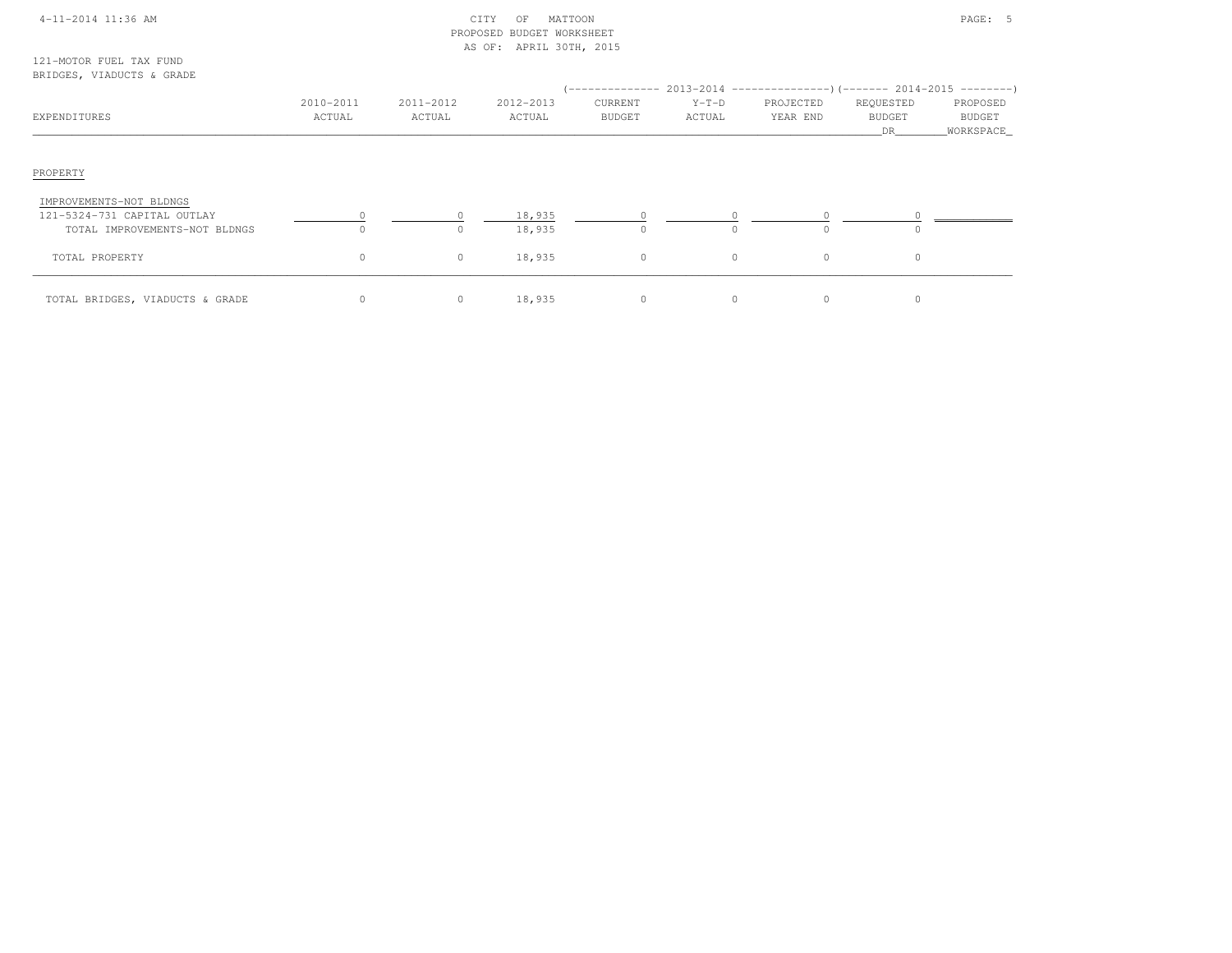4-11-2014 11:36 AM

CITY OF MATTOON
PROPOSED BUDGET WORKSHEET
AS OF: APRIL 30TH, 2015

121-MOTOR FUEL TAX FUND
BRIDGES, VIADUCTS & GRADE

| EXPENDITURES | 2010-2011 ACTUAL | 2011-2012 ACTUAL | 2012-2013 ACTUAL | 2013-2014 CURRENT BUDGET | 2013-2014 Y-T-D ACTUAL | 2013-2014 PROJECTED YEAR END | 2014-2015 REQUESTED BUDGET DR | 2014-2015 PROPOSED BUDGET WORKSPACE |
|---|---|---|---|---|---|---|---|---|
| PROPERTY | | | | | | | | |
| IMPROVEMENTS-NOT BLDNGS | | | | | | | | |
| 121-5324-731 CAPITAL OUTLAY | 0 | 0 | 18,935 | 0 | 0 | 0 | 0 | |
| TOTAL IMPROVEMENTS-NOT BLDNGS | 0 | 0 | 18,935 | 0 | 0 | 0 | 0 | |
| TOTAL PROPERTY | 0 | 0 | 18,935 | 0 | 0 | 0 | 0 | |
| TOTAL BRIDGES, VIADUCTS & GRADE | 0 | 0 | 18,935 | 0 | 0 | 0 | 0 | |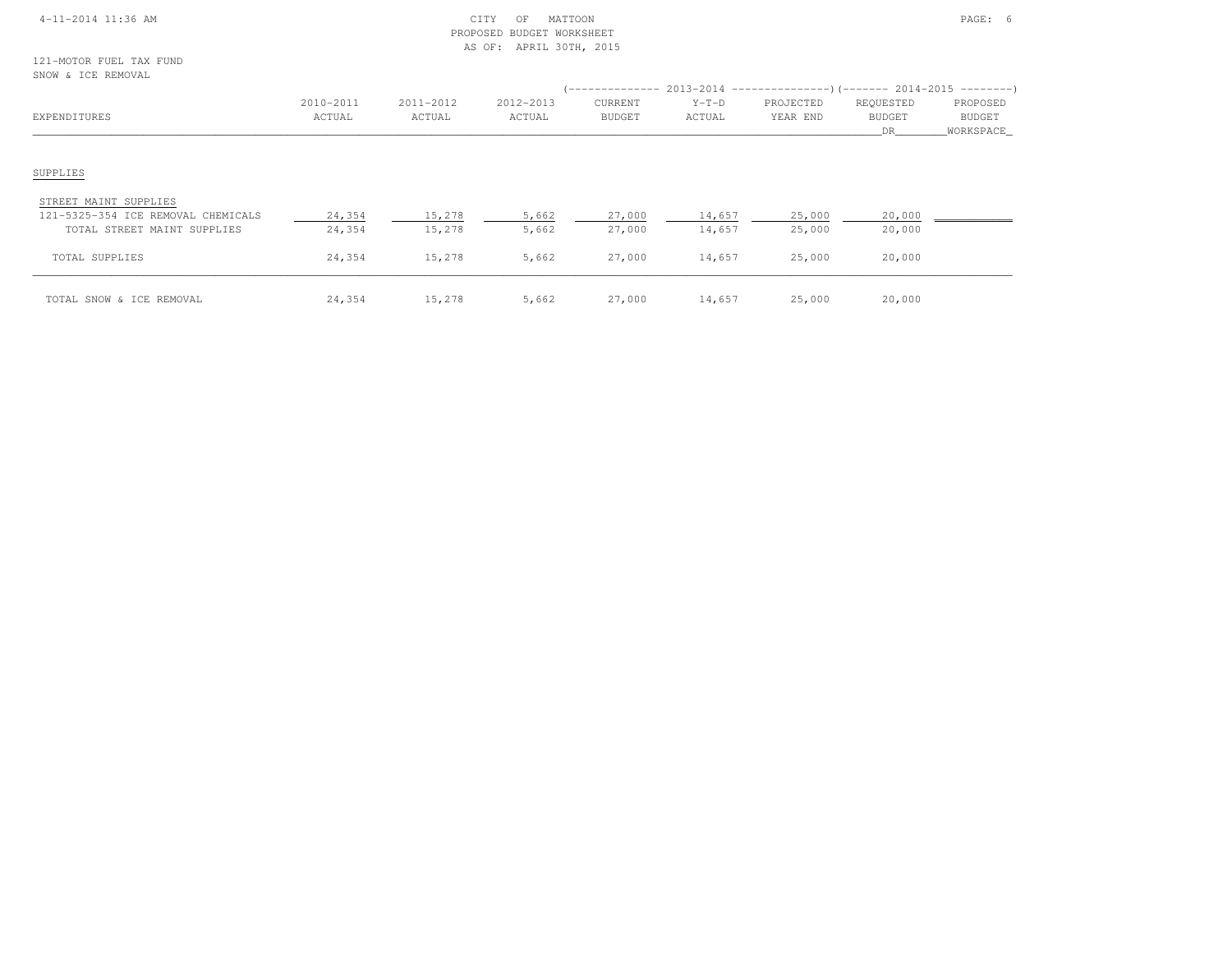CITY OF MATTOON
PROPOSED BUDGET WORKSHEET
AS OF: APRIL 30TH, 2015

121-MOTOR FUEL TAX FUND
SNOW & ICE REMOVAL

| EXPENDITURES | 2010-2011 ACTUAL | 2011-2012 ACTUAL | 2012-2013 ACTUAL | 2013-2014 CURRENT BUDGET | 2013-2014 Y-T-D ACTUAL | 2013-2014 PROJECTED YEAR END | 2014-2015 REQUESTED BUDGET DR | 2014-2015 PROPOSED BUDGET WORKSPACE |
|---|---|---|---|---|---|---|---|---|
| SUPPLIES | | | | | | | | |
| STREET MAINT SUPPLIES | | | | | | | | |
| 121-5325-354 ICE REMOVAL CHEMICALS | 24,354 | 15,278 | 5,662 | 27,000 | 14,657 | 25,000 | 20,000 | |
| TOTAL STREET MAINT SUPPLIES | 24,354 | 15,278 | 5,662 | 27,000 | 14,657 | 25,000 | 20,000 | |
| TOTAL SUPPLIES | 24,354 | 15,278 | 5,662 | 27,000 | 14,657 | 25,000 | 20,000 | |
| TOTAL SNOW & ICE REMOVAL | 24,354 | 15,278 | 5,662 | 27,000 | 14,657 | 25,000 | 20,000 | |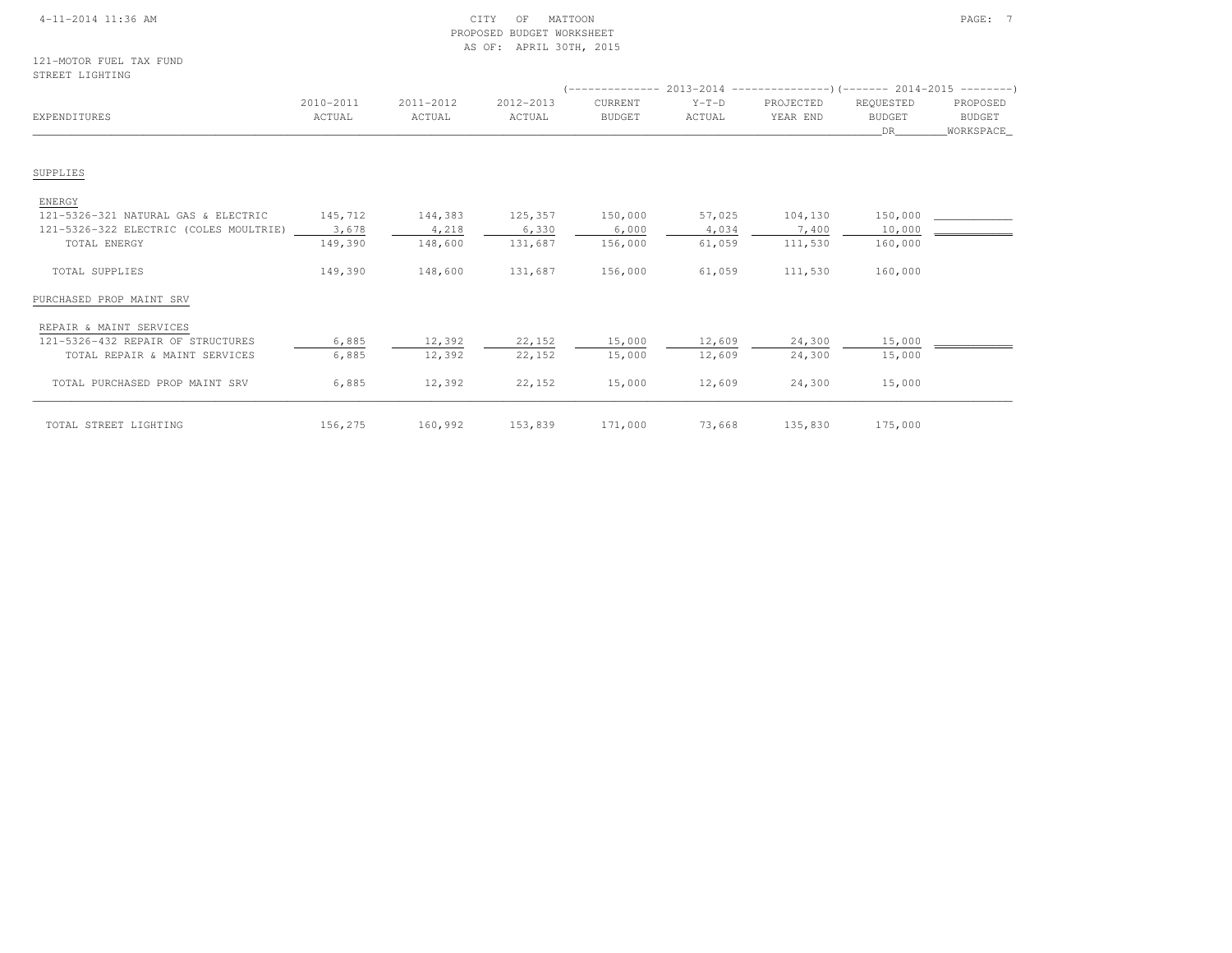CITY OF MATTOON
PROPOSED BUDGET WORKSHEET
AS OF: APRIL 30TH, 2015

121-MOTOR FUEL TAX FUND
STREET LIGHTING

| | | | | 2013-2014 | | | 2014-2015 | |
|---|---|---|---|---|---|---|---|---|
| EXPENDITURES | 2010-2011 ACTUAL | 2011-2012 ACTUAL | 2012-2013 ACTUAL | CURRENT BUDGET | Y-T-D ACTUAL | PROJECTED YEAR END | REQUESTED BUDGET DR | PROPOSED BUDGET WORKSPACE |
| **SUPPLIES** | | | | | | | | |
| ENERGY | | | | | | | | |
| 121-5326-321 NATURAL GAS & ELECTRIC | 145,712 | 144,383 | 125,357 | 150,000 | 57,025 | 104,130 | 150,000 | |
| 121-5326-322 ELECTRIC (COLES MOULTRIE) | 3,678 | 4,218 | 6,330 | 6,000 | 4,034 | 7,400 | 10,000 | |
| TOTAL ENERGY | 149,390 | 148,600 | 131,687 | 156,000 | 61,059 | 111,530 | 160,000 | |
| TOTAL SUPPLIES | 149,390 | 148,600 | 131,687 | 156,000 | 61,059 | 111,530 | 160,000 | |
| **PURCHASED PROP MAINT SRV** | | | | | | | | |
| REPAIR & MAINT SERVICES | | | | | | | | |
| 121-5326-432 REPAIR OF STRUCTURES | 6,885 | 12,392 | 22,152 | 15,000 | 12,609 | 24,300 | 15,000 | |
| TOTAL REPAIR & MAINT SERVICES | 6,885 | 12,392 | 22,152 | 15,000 | 12,609 | 24,300 | 15,000 | |
| TOTAL PURCHASED PROP MAINT SRV | 6,885 | 12,392 | 22,152 | 15,000 | 12,609 | 24,300 | 15,000 | |
| TOTAL STREET LIGHTING | 156,275 | 160,992 | 153,839 | 171,000 | 73,668 | 135,830 | 175,000 | |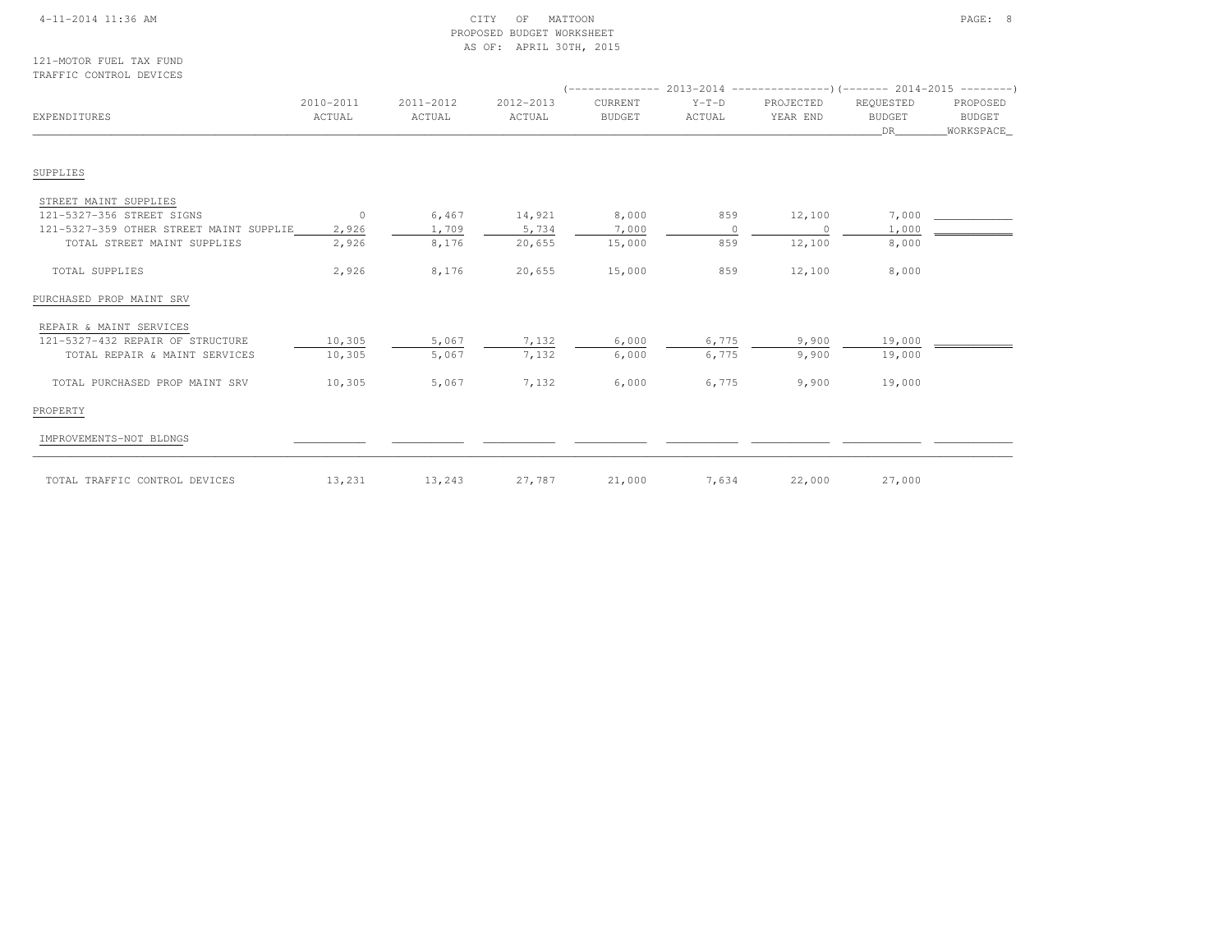CITY OF MATTOON
PROPOSED BUDGET WORKSHEET
AS OF: APRIL 30TH, 2015

121-MOTOR FUEL TAX FUND
TRAFFIC CONTROL DEVICES

| EXPENDITURES | 2010-2011 ACTUAL | 2011-2012 ACTUAL | 2012-2013 ACTUAL | 2013-2014 CURRENT BUDGET | 2013-2014 Y-T-D ACTUAL | 2013-2014 PROJECTED YEAR END | 2014-2015 REQUESTED BUDGET DR | 2014-2015 PROPOSED BUDGET WORKSPACE |
|---|---|---|---|---|---|---|---|---|
| SUPPLIES | | | | | | | | |
| STREET MAINT SUPPLIES | | | | | | | | |
| 121-5327-356 STREET SIGNS | 0 | 6,467 | 14,921 | 8,000 | 859 | 12,100 | 7,000 | |
| 121-5327-359 OTHER STREET MAINT SUPPLIE | 2,926 | 1,709 | 5,734 | 7,000 | 0 | 0 | 1,000 | |
| TOTAL STREET MAINT SUPPLIES | 2,926 | 8,176 | 20,655 | 15,000 | 859 | 12,100 | 8,000 | |
| TOTAL SUPPLIES | 2,926 | 8,176 | 20,655 | 15,000 | 859 | 12,100 | 8,000 | |
| PURCHASED PROP MAINT SRV | | | | | | | | |
| REPAIR & MAINT SERVICES | | | | | | | | |
| 121-5327-432 REPAIR OF STRUCTURE | 10,305 | 5,067 | 7,132 | 6,000 | 6,775 | 9,900 | 19,000 | |
| TOTAL REPAIR & MAINT SERVICES | 10,305 | 5,067 | 7,132 | 6,000 | 6,775 | 9,900 | 19,000 | |
| TOTAL PURCHASED PROP MAINT SRV | 10,305 | 5,067 | 7,132 | 6,000 | 6,775 | 9,900 | 19,000 | |
| PROPERTY | | | | | | | | |
| IMPROVEMENTS-NOT BLDNGS | | | | | | | | |
| TOTAL TRAFFIC CONTROL DEVICES | 13,231 | 13,243 | 27,787 | 21,000 | 7,634 | 22,000 | 27,000 | |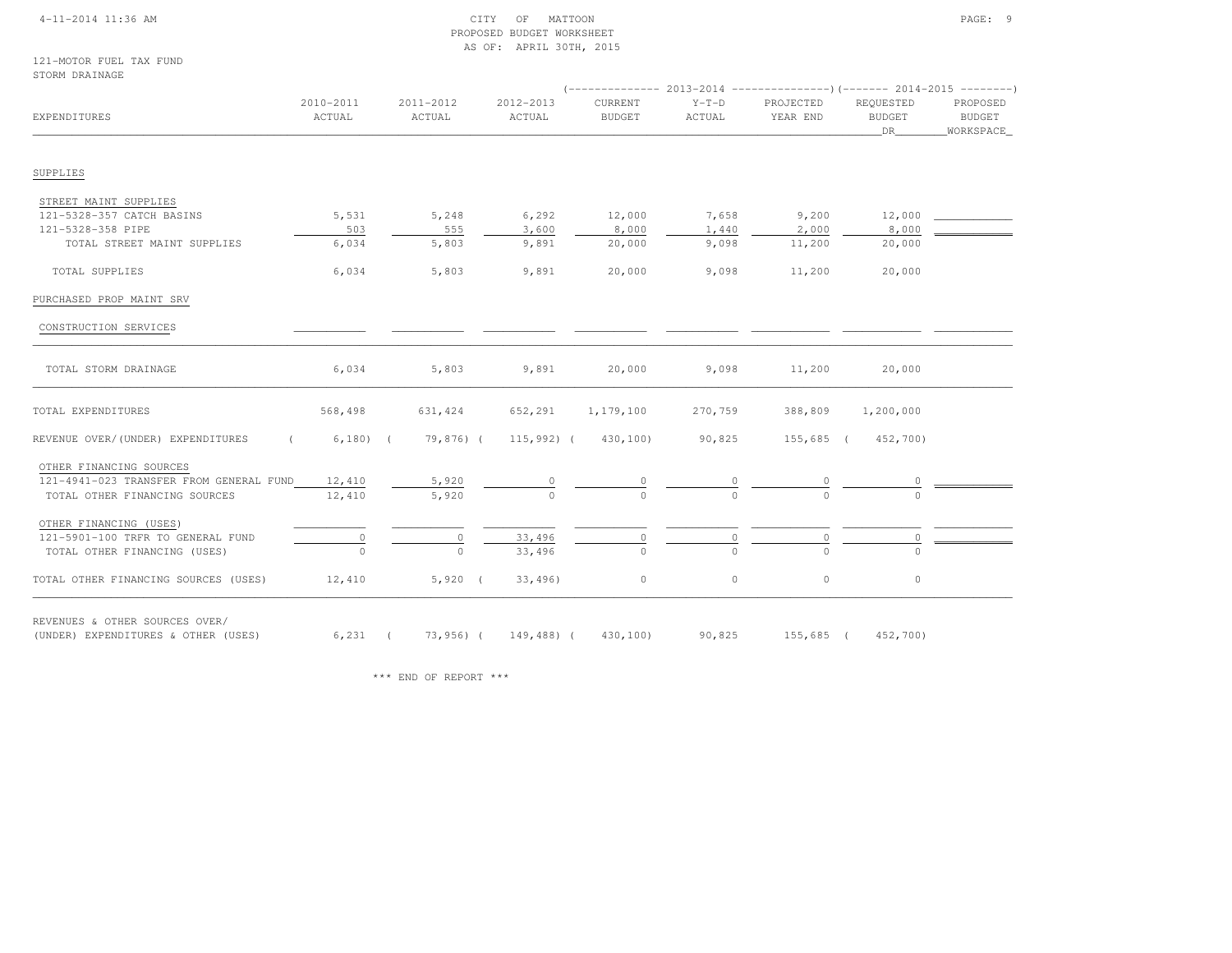CITY OF MATTOON
PROPOSED BUDGET WORKSHEET
AS OF: APRIL 30TH, 2015

121-MOTOR FUEL TAX FUND
STORM DRAINAGE

| EXPENDITURES | 2010-2011 ACTUAL | 2011-2012 ACTUAL | 2012-2013 ACTUAL | 2013-2014 CURRENT BUDGET | 2013-2014 Y-T-D ACTUAL | 2013-2014 PROJECTED YEAR END | 2014-2015 REQUESTED BUDGET DR | 2014-2015 PROPOSED BUDGET WORKSPACE |
|---|---|---|---|---|---|---|---|---|
| SUPPLIES | | | | | | | | |
| STREET MAINT SUPPLIES | | | | | | | | |
| 121-5328-357 CATCH BASINS | 5,531 | 5,248 | 6,292 | 12,000 | 7,658 | 9,200 | 12,000 | |
| 121-5328-358 PIPE | 503 | 555 | 3,600 | 8,000 | 1,440 | 2,000 | 8,000 | |
| TOTAL STREET MAINT SUPPLIES | 6,034 | 5,803 | 9,891 | 20,000 | 9,098 | 11,200 | 20,000 | |
| TOTAL SUPPLIES | 6,034 | 5,803 | 9,891 | 20,000 | 9,098 | 11,200 | 20,000 | |
| PURCHASED PROP MAINT SRV | | | | | | | | |
| CONSTRUCTION SERVICES | | | | | | | | |
| TOTAL STORM DRAINAGE | 6,034 | 5,803 | 9,891 | 20,000 | 9,098 | 11,200 | 20,000 | |
| TOTAL EXPENDITURES | 568,498 | 631,424 | 652,291 | 1,179,100 | 270,759 | 388,809 | 1,200,000 | |
| REVENUE OVER/(UNDER) EXPENDITURES | ( 6,180) | ( 79,876) | ( 115,992) | ( 430,100) | 90,825 | 155,685 | ( 452,700) | |
| OTHER FINANCING SOURCES | | | | | | | | |
| 121-4941-023 TRANSFER FROM GENERAL FUND | 12,410 | 5,920 | 0 | 0 | 0 | 0 | 0 | |
| TOTAL OTHER FINANCING SOURCES | 12,410 | 5,920 | 0 | 0 | 0 | 0 | 0 | |
| OTHER FINANCING (USES) | | | | | | | | |
| 121-5901-100 TRFR TO GENERAL FUND | 0 | 0 | 33,496 | 0 | 0 | 0 | 0 | |
| TOTAL OTHER FINANCING (USES) | 0 | 0 | 33,496 | 0 | 0 | 0 | 0 | |
| TOTAL OTHER FINANCING SOURCES (USES) | 12,410 | 5,920 | ( 33,496) | 0 | 0 | 0 | 0 | |
| REVENUES & OTHER SOURCES OVER/ (UNDER) EXPENDITURES & OTHER (USES) | 6,231 | ( 73,956) | ( 149,488) | ( 430,100) | 90,825 | 155,685 | ( 452,700) | |

*** END OF REPORT ***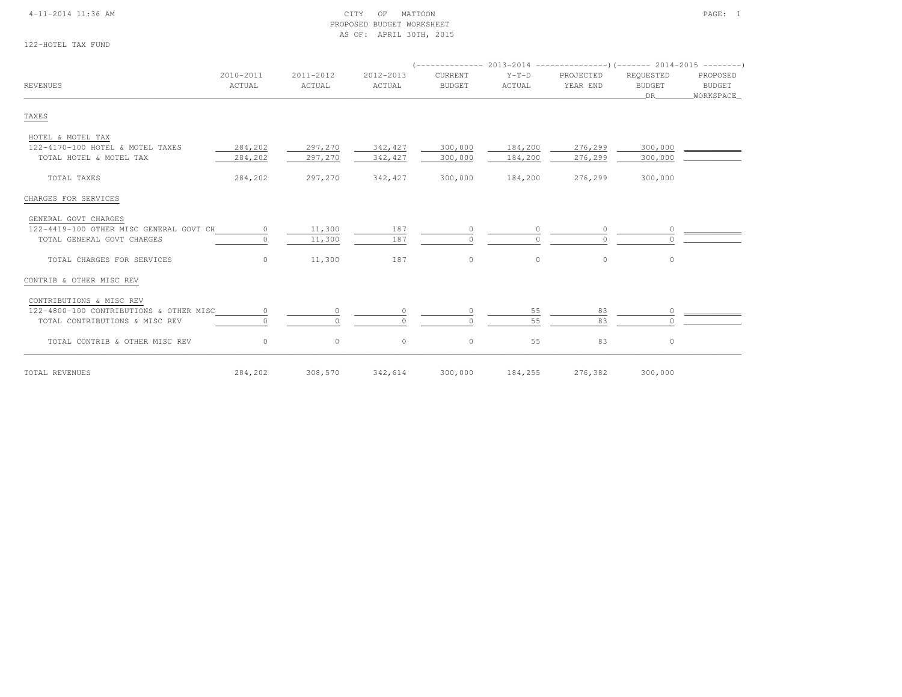CITY OF MATTOON
PROPOSED BUDGET WORKSHEET
AS OF: APRIL 30TH, 2015

122-HOTEL TAX FUND

| REVENUES | 2010-2011 ACTUAL | 2011-2012 ACTUAL | 2012-2013 ACTUAL | 2013-2014 CURRENT BUDGET | 2013-2014 Y-T-D ACTUAL | 2013-2014 PROJECTED YEAR END | 2014-2015 REQUESTED BUDGET DR | 2014-2015 PROPOSED BUDGET WORKSPACE |
|---|---|---|---|---|---|---|---|---|
| **TAXES** | | | | | | | | |
| HOTEL & MOTEL TAX | | | | | | | | |
| 122-4170-100 HOTEL & MOTEL TAXES | 284,202 | 297,270 | 342,427 | 300,000 | 184,200 | 276,299 | 300,000 | |
| TOTAL HOTEL & MOTEL TAX | 284,202 | 297,270 | 342,427 | 300,000 | 184,200 | 276,299 | 300,000 | |
| TOTAL TAXES | 284,202 | 297,270 | 342,427 | 300,000 | 184,200 | 276,299 | 300,000 | |
| **CHARGES FOR SERVICES** | | | | | | | | |
| GENERAL GOVT CHARGES | | | | | | | | |
| 122-4419-100 OTHER MISC GENERAL GOVT CH | 0 | 11,300 | 187 | 0 | 0 | 0 | 0 | |
| TOTAL GENERAL GOVT CHARGES | 0 | 11,300 | 187 | 0 | 0 | 0 | 0 | |
| TOTAL CHARGES FOR SERVICES | 0 | 11,300 | 187 | 0 | 0 | 0 | 0 | |
| **CONTRIB & OTHER MISC REV** | | | | | | | | |
| CONTRIBUTIONS & MISC REV | | | | | | | | |
| 122-4800-100 CONTRIBUTIONS & OTHER MISC | 0 | 0 | 0 | 0 | 55 | 83 | 0 | |
| TOTAL CONTRIBUTIONS & MISC REV | 0 | 0 | 0 | 0 | 55 | 83 | 0 | |
| TOTAL CONTRIB & OTHER MISC REV | 0 | 0 | 0 | 0 | 55 | 83 | 0 | |
| TOTAL REVENUES | 284,202 | 308,570 | 342,614 | 300,000 | 184,255 | 276,382 | 300,000 | |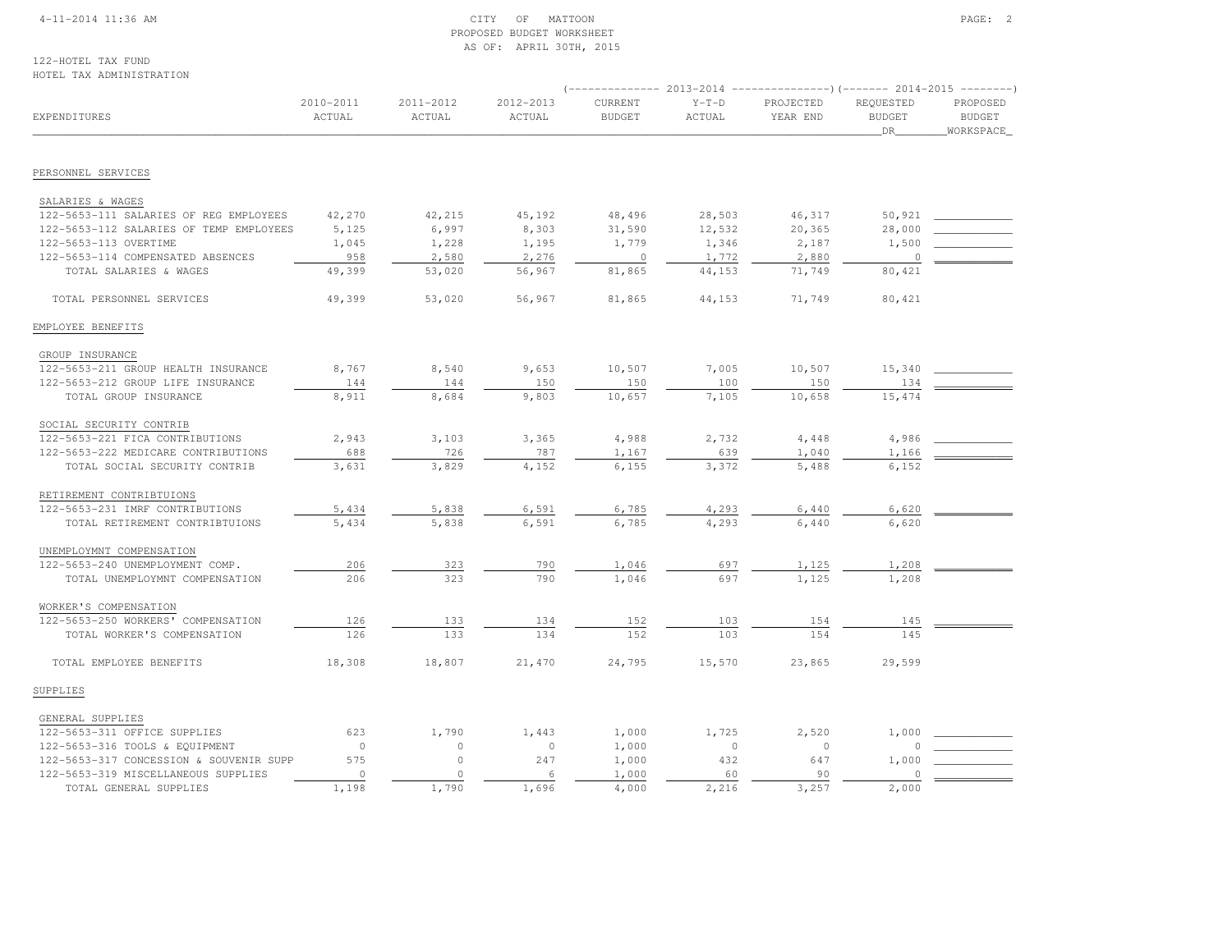CITY OF MATTOON
PROPOSED BUDGET WORKSHEET
AS OF: APRIL 30TH, 2015

122-HOTEL TAX FUND
HOTEL TAX ADMINISTRATION

| EXPENDITURES | 2010-2011 ACTUAL | 2011-2012 ACTUAL | 2012-2013 ACTUAL | 2013-2014 CURRENT BUDGET | 2013-2014 Y-T-D ACTUAL | 2013-2014 PROJECTED YEAR END | 2014-2015 REQUESTED BUDGET DR | 2014-2015 PROPOSED BUDGET WORKSPACE |
|---|---|---|---|---|---|---|---|---|
| **PERSONNEL SERVICES** | | | | | | | | |
| SALARIES & WAGES | | | | | | | | |
| 122-5653-111 SALARIES OF REG EMPLOYEES | 42,270 | 42,215 | 45,192 | 48,496 | 28,503 | 46,317 | 50,921 | |
| 122-5653-112 SALARIES OF TEMP EMPLOYEES | 5,125 | 6,997 | 8,303 | 31,590 | 12,532 | 20,365 | 28,000 | |
| 122-5653-113 OVERTIME | 1,045 | 1,228 | 1,195 | 1,779 | 1,346 | 2,187 | 1,500 | |
| 122-5653-114 COMPENSATED ABSENCES | 958 | 2,580 | 2,276 | 0 | 1,772 | 2,880 | 0 | |
| TOTAL SALARIES & WAGES | 49,399 | 53,020 | 56,967 | 81,865 | 44,153 | 71,749 | 80,421 | |
| TOTAL PERSONNEL SERVICES | 49,399 | 53,020 | 56,967 | 81,865 | 44,153 | 71,749 | 80,421 | |
| **EMPLOYEE BENEFITS** | | | | | | | | |
| GROUP INSURANCE | | | | | | | | |
| 122-5653-211 GROUP HEALTH INSURANCE | 8,767 | 8,540 | 9,653 | 10,507 | 7,005 | 10,507 | 15,340 | |
| 122-5653-212 GROUP LIFE INSURANCE | 144 | 144 | 150 | 150 | 100 | 150 | 134 | |
| TOTAL GROUP INSURANCE | 8,911 | 8,684 | 9,803 | 10,657 | 7,105 | 10,658 | 15,474 | |
| SOCIAL SECURITY CONTRIB | | | | | | | | |
| 122-5653-221 FICA CONTRIBUTIONS | 2,943 | 3,103 | 3,365 | 4,988 | 2,732 | 4,448 | 4,986 | |
| 122-5653-222 MEDICARE CONTRIBUTIONS | 688 | 726 | 787 | 1,167 | 639 | 1,040 | 1,166 | |
| TOTAL SOCIAL SECURITY CONTRIB | 3,631 | 3,829 | 4,152 | 6,155 | 3,372 | 5,488 | 6,152 | |
| RETIREMENT CONTRIBTUIONS | | | | | | | | |
| 122-5653-231 IMRF CONTRIBUTIONS | 5,434 | 5,838 | 6,591 | 6,785 | 4,293 | 6,440 | 6,620 | |
| TOTAL RETIREMENT CONTRIBTUIONS | 5,434 | 5,838 | 6,591 | 6,785 | 4,293 | 6,440 | 6,620 | |
| UNEMPLOYMNT COMPENSATION | | | | | | | | |
| 122-5653-240 UNEMPLOYMENT COMP. | 206 | 323 | 790 | 1,046 | 697 | 1,125 | 1,208 | |
| TOTAL UNEMPLOYMNT COMPENSATION | 206 | 323 | 790 | 1,046 | 697 | 1,125 | 1,208 | |
| WORKER'S COMPENSATION | | | | | | | | |
| 122-5653-250 WORKERS' COMPENSATION | 126 | 133 | 134 | 152 | 103 | 154 | 145 | |
| TOTAL WORKER'S COMPENSATION | 126 | 133 | 134 | 152 | 103 | 154 | 145 | |
| TOTAL EMPLOYEE BENEFITS | 18,308 | 18,807 | 21,470 | 24,795 | 15,570 | 23,865 | 29,599 | |
| **SUPPLIES** | | | | | | | | |
| GENERAL SUPPLIES | | | | | | | | |
| 122-5653-311 OFFICE SUPPLIES | 623 | 1,790 | 1,443 | 1,000 | 1,725 | 2,520 | 1,000 | |
| 122-5653-316 TOOLS & EQUIPMENT | 0 | 0 | 0 | 1,000 | 0 | 0 | 0 | |
| 122-5653-317 CONCESSION & SOUVENIR SUPP | 575 | 0 | 247 | 1,000 | 432 | 647 | 1,000 | |
| 122-5653-319 MISCELLANEOUS SUPPLIES | 0 | 0 | 6 | 1,000 | 60 | 90 | 0 | |
| TOTAL GENERAL SUPPLIES | 1,198 | 1,790 | 1,696 | 4,000 | 2,216 | 3,257 | 2,000 | |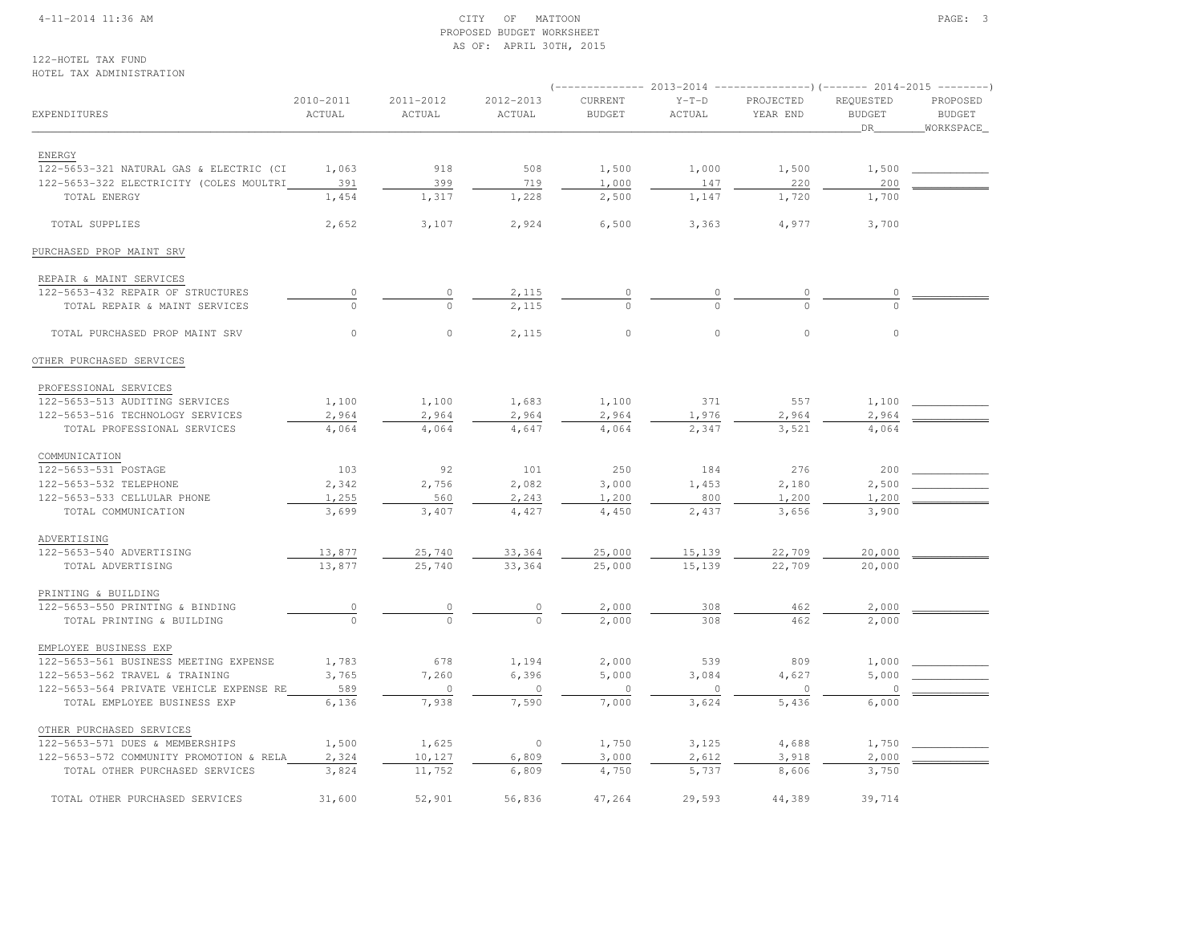CITY OF MATTOON
PROPOSED BUDGET WORKSHEET
AS OF: APRIL 30TH, 2015

122-HOTEL TAX FUND
HOTEL TAX ADMINISTRATION

| EXPENDITURES | 2010-2011 ACTUAL | 2011-2012 ACTUAL | 2012-2013 ACTUAL | 2013-2014 CURRENT BUDGET | 2013-2014 Y-T-D ACTUAL | 2013-2014 PROJECTED YEAR END | 2014-2015 REQUESTED BUDGET DR | 2014-2015 PROPOSED BUDGET WORKSPACE |
|---|---|---|---|---|---|---|---|---|
| ENERGY | | | | | | | | |
| 122-5653-321 NATURAL GAS & ELECTRIC (CI | 1,063 | 918 | 508 | 1,500 | 1,000 | 1,500 | 1,500 | |
| 122-5653-322 ELECTRICITY (COLES MOULTRI | 391 | 399 | 719 | 1,000 | 147 | 220 | 200 | |
| TOTAL ENERGY | 1,454 | 1,317 | 1,228 | 2,500 | 1,147 | 1,720 | 1,700 | |
| TOTAL SUPPLIES | 2,652 | 3,107 | 2,924 | 6,500 | 3,363 | 4,977 | 3,700 | |
| PURCHASED PROP MAINT SRV | | | | | | | | |
| REPAIR & MAINT SERVICES | | | | | | | | |
| 122-5653-432 REPAIR OF STRUCTURES | 0 | 0 | 2,115 | 0 | 0 | 0 | 0 | |
| TOTAL REPAIR & MAINT SERVICES | 0 | 0 | 2,115 | 0 | 0 | 0 | 0 | |
| TOTAL PURCHASED PROP MAINT SRV | 0 | 0 | 2,115 | 0 | 0 | 0 | 0 | |
| OTHER PURCHASED SERVICES | | | | | | | | |
| PROFESSIONAL SERVICES | | | | | | | | |
| 122-5653-513 AUDITING SERVICES | 1,100 | 1,100 | 1,683 | 1,100 | 371 | 557 | 1,100 | |
| 122-5653-516 TECHNOLOGY SERVICES | 2,964 | 2,964 | 2,964 | 2,964 | 1,976 | 2,964 | 2,964 | |
| TOTAL PROFESSIONAL SERVICES | 4,064 | 4,064 | 4,647 | 4,064 | 2,347 | 3,521 | 4,064 | |
| COMMUNICATION | | | | | | | | |
| 122-5653-531 POSTAGE | 103 | 92 | 101 | 250 | 184 | 276 | 200 | |
| 122-5653-532 TELEPHONE | 2,342 | 2,756 | 2,082 | 3,000 | 1,453 | 2,180 | 2,500 | |
| 122-5653-533 CELLULAR PHONE | 1,255 | 560 | 2,243 | 1,200 | 800 | 1,200 | 1,200 | |
| TOTAL COMMUNICATION | 3,699 | 3,407 | 4,427 | 4,450 | 2,437 | 3,656 | 3,900 | |
| ADVERTISING | | | | | | | | |
| 122-5653-540 ADVERTISING | 13,877 | 25,740 | 33,364 | 25,000 | 15,139 | 22,709 | 20,000 | |
| TOTAL ADVERTISING | 13,877 | 25,740 | 33,364 | 25,000 | 15,139 | 22,709 | 20,000 | |
| PRINTING & BUILDING | | | | | | | | |
| 122-5653-550 PRINTING & BINDING | 0 | 0 | 0 | 2,000 | 308 | 462 | 2,000 | |
| TOTAL PRINTING & BUILDING | 0 | 0 | 0 | 2,000 | 308 | 462 | 2,000 | |
| EMPLOYEE BUSINESS EXP | | | | | | | | |
| 122-5653-561 BUSINESS MEETING EXPENSE | 1,783 | 678 | 1,194 | 2,000 | 539 | 809 | 1,000 | |
| 122-5653-562 TRAVEL & TRAINING | 3,765 | 7,260 | 6,396 | 5,000 | 3,084 | 4,627 | 5,000 | |
| 122-5653-564 PRIVATE VEHICLE EXPENSE RE | 589 | 0 | 0 | 0 | 0 | 0 | 0 | |
| TOTAL EMPLOYEE BUSINESS EXP | 6,136 | 7,938 | 7,590 | 7,000 | 3,624 | 5,436 | 6,000 | |
| OTHER PURCHASED SERVICES | | | | | | | | |
| 122-5653-571 DUES & MEMBERSHIPS | 1,500 | 1,625 | 0 | 1,750 | 3,125 | 4,688 | 1,750 | |
| 122-5653-572 COMMUNITY PROMOTION & RELA | 2,324 | 10,127 | 6,809 | 3,000 | 2,612 | 3,918 | 2,000 | |
| TOTAL OTHER PURCHASED SERVICES | 3,824 | 11,752 | 6,809 | 4,750 | 5,737 | 8,606 | 3,750 | |
| TOTAL OTHER PURCHASED SERVICES | 31,600 | 52,901 | 56,836 | 47,264 | 29,593 | 44,389 | 39,714 | |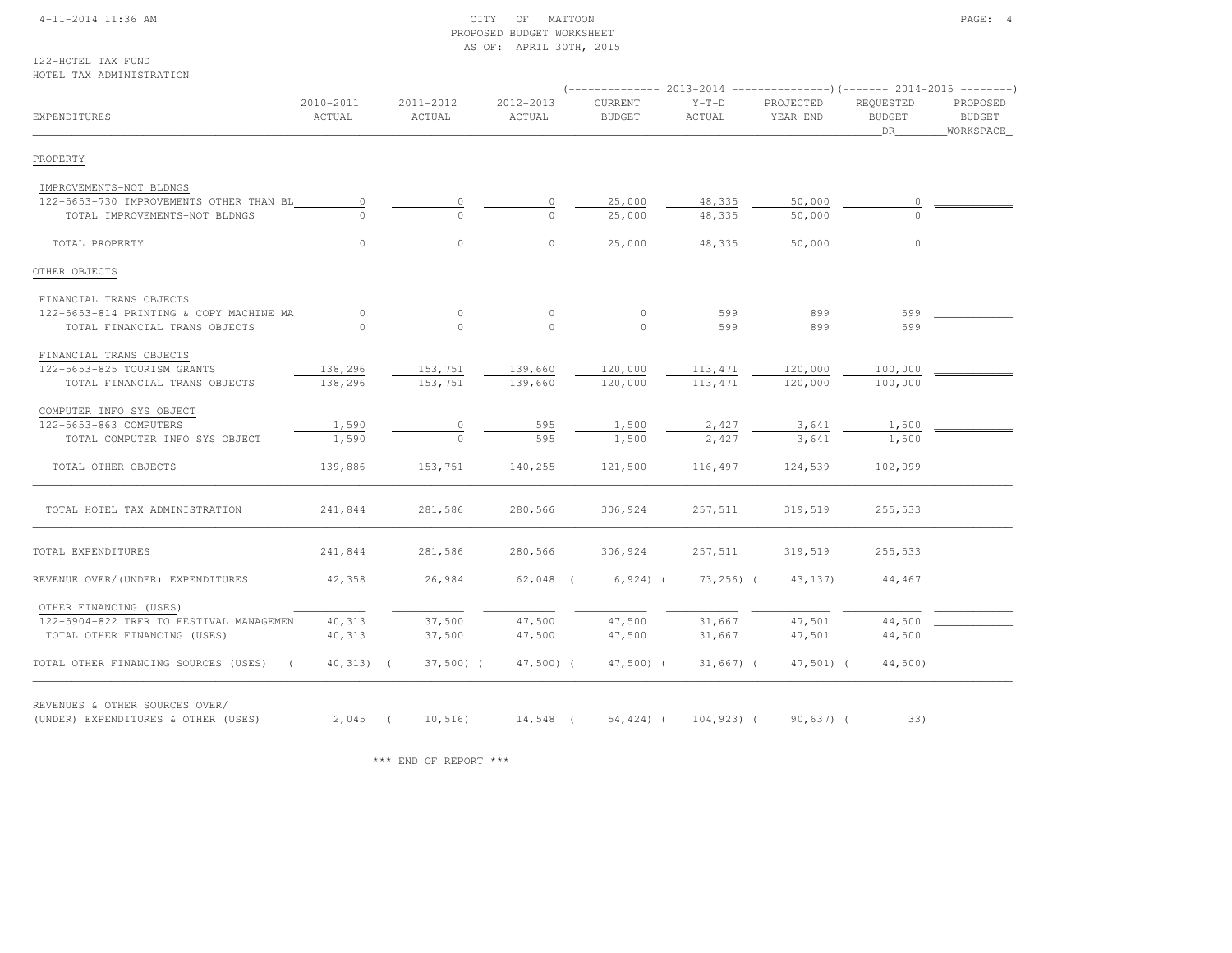CITY OF MATTOON
PROPOSED BUDGET WORKSHEET
AS OF: APRIL 30TH, 2015

122-HOTEL TAX FUND
HOTEL TAX ADMINISTRATION

| EXPENDITURES | 2010-2011 ACTUAL | 2011-2012 ACTUAL | 2012-2013 ACTUAL | 2013-2014 CURRENT BUDGET | 2013-2014 Y-T-D ACTUAL | 2013-2014 PROJECTED YEAR END | 2014-2015 REQUESTED BUDGET DR | 2014-2015 PROPOSED BUDGET WORKSPACE |
|---|---|---|---|---|---|---|---|---|
| PROPERTY | | | | | | | | |
| IMPROVEMENTS-NOT BLDNGS | | | | | | | | |
| 122-5653-730 IMPROVEMENTS OTHER THAN BL | 0 | 0 | 0 | 25,000 | 48,335 | 50,000 | 0 | |
| TOTAL IMPROVEMENTS-NOT BLDNGS | 0 | 0 | 0 | 25,000 | 48,335 | 50,000 | 0 | |
| TOTAL PROPERTY | 0 | 0 | 0 | 25,000 | 48,335 | 50,000 | 0 | |
| OTHER OBJECTS | | | | | | | | |
| FINANCIAL TRANS OBJECTS | | | | | | | | |
| 122-5653-814 PRINTING & COPY MACHINE MA | 0 | 0 | 0 | 0 | 599 | 899 | 599 | |
| TOTAL FINANCIAL TRANS OBJECTS | 0 | 0 | 0 | 0 | 599 | 899 | 599 | |
| FINANCIAL TRANS OBJECTS | | | | | | | | |
| 122-5653-825 TOURISM GRANTS | 138,296 | 153,751 | 139,660 | 120,000 | 113,471 | 120,000 | 100,000 | |
| TOTAL FINANCIAL TRANS OBJECTS | 138,296 | 153,751 | 139,660 | 120,000 | 113,471 | 120,000 | 100,000 | |
| COMPUTER INFO SYS OBJECT | | | | | | | | |
| 122-5653-863 COMPUTERS | 1,590 | 0 | 595 | 1,500 | 2,427 | 3,641 | 1,500 | |
| TOTAL COMPUTER INFO SYS OBJECT | 1,590 | 0 | 595 | 1,500 | 2,427 | 3,641 | 1,500 | |
| TOTAL OTHER OBJECTS | 139,886 | 153,751 | 140,255 | 121,500 | 116,497 | 124,539 | 102,099 | |
| TOTAL HOTEL TAX ADMINISTRATION | 241,844 | 281,586 | 280,566 | 306,924 | 257,511 | 319,519 | 255,533 | |
| TOTAL EXPENDITURES | 241,844 | 281,586 | 280,566 | 306,924 | 257,511 | 319,519 | 255,533 | |
| REVENUE OVER/(UNDER) EXPENDITURES | 42,358 | 26,984 | 62,048 | ( 6,924) | ( 73,256) | ( 43,137) | 44,467 | |
| OTHER FINANCING (USES) | | | | | | | | |
| 122-5904-822 TRFR TO FESTIVAL MANAGEMEN | 40,313 | 37,500 | 47,500 | 47,500 | 31,667 | 47,501 | 44,500 | |
| TOTAL OTHER FINANCING (USES) | 40,313 | 37,500 | 47,500 | 47,500 | 31,667 | 47,501 | 44,500 | |
| TOTAL OTHER FINANCING SOURCES (USES) | ( 40,313) | ( 37,500) | ( 47,500) | ( 47,500) | ( 31,667) | ( 47,501) | ( 44,500) | |
| REVENUES & OTHER SOURCES OVER/ (UNDER) EXPENDITURES & OTHER (USES) | 2,045 | ( 10,516) | 14,548 | ( 54,424) | ( 104,923) | ( 90,637) | ( 33) | |

*** END OF REPORT ***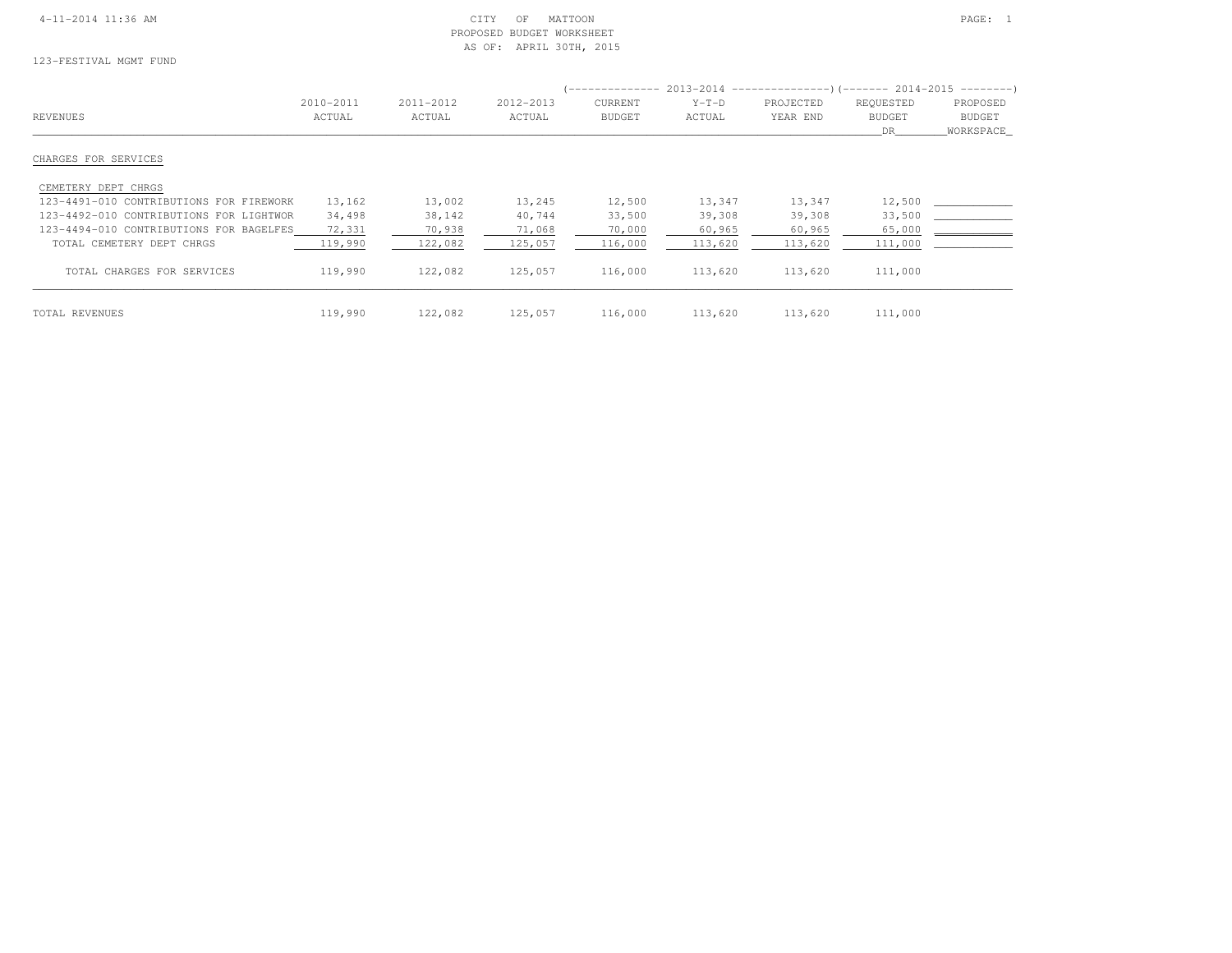CITY OF MATTOON
PROPOSED BUDGET WORKSHEET
AS OF: APRIL 30TH, 2015

123-FESTIVAL MGMT FUND

| REVENUES | 2010-2011 ACTUAL | 2011-2012 ACTUAL | 2012-2013 ACTUAL | 2013-2014 CURRENT BUDGET | 2013-2014 Y-T-D ACTUAL | 2013-2014 PROJECTED YEAR END | 2014-2015 REQUESTED BUDGET DR | 2014-2015 PROPOSED BUDGET WORKSPACE |
|---|---|---|---|---|---|---|---|---|
| CHARGES FOR SERVICES | | | | | | | | |
| CEMETERY DEPT CHRGS | | | | | | | | |
| 123-4491-010 CONTRIBUTIONS FOR FIREWORK | 13,162 | 13,002 | 13,245 | 12,500 | 13,347 | 13,347 | 12,500 | ____________ |
| 123-4492-010 CONTRIBUTIONS FOR LIGHTWOR | 34,498 | 38,142 | 40,744 | 33,500 | 39,308 | 39,308 | 33,500 | ____________ |
| 123-4494-010 CONTRIBUTIONS FOR BAGELFES | 72,331 | 70,938 | 71,068 | 70,000 | 60,965 | 60,965 | 65,000 | ____________ |
| TOTAL CEMETERY DEPT CHRGS | 119,990 | 122,082 | 125,057 | 116,000 | 113,620 | 113,620 | 111,000 | ____________ |
| TOTAL CHARGES FOR SERVICES | 119,990 | 122,082 | 125,057 | 116,000 | 113,620 | 113,620 | 111,000 | |
| TOTAL REVENUES | 119,990 | 122,082 | 125,057 | 116,000 | 113,620 | 113,620 | 111,000 | |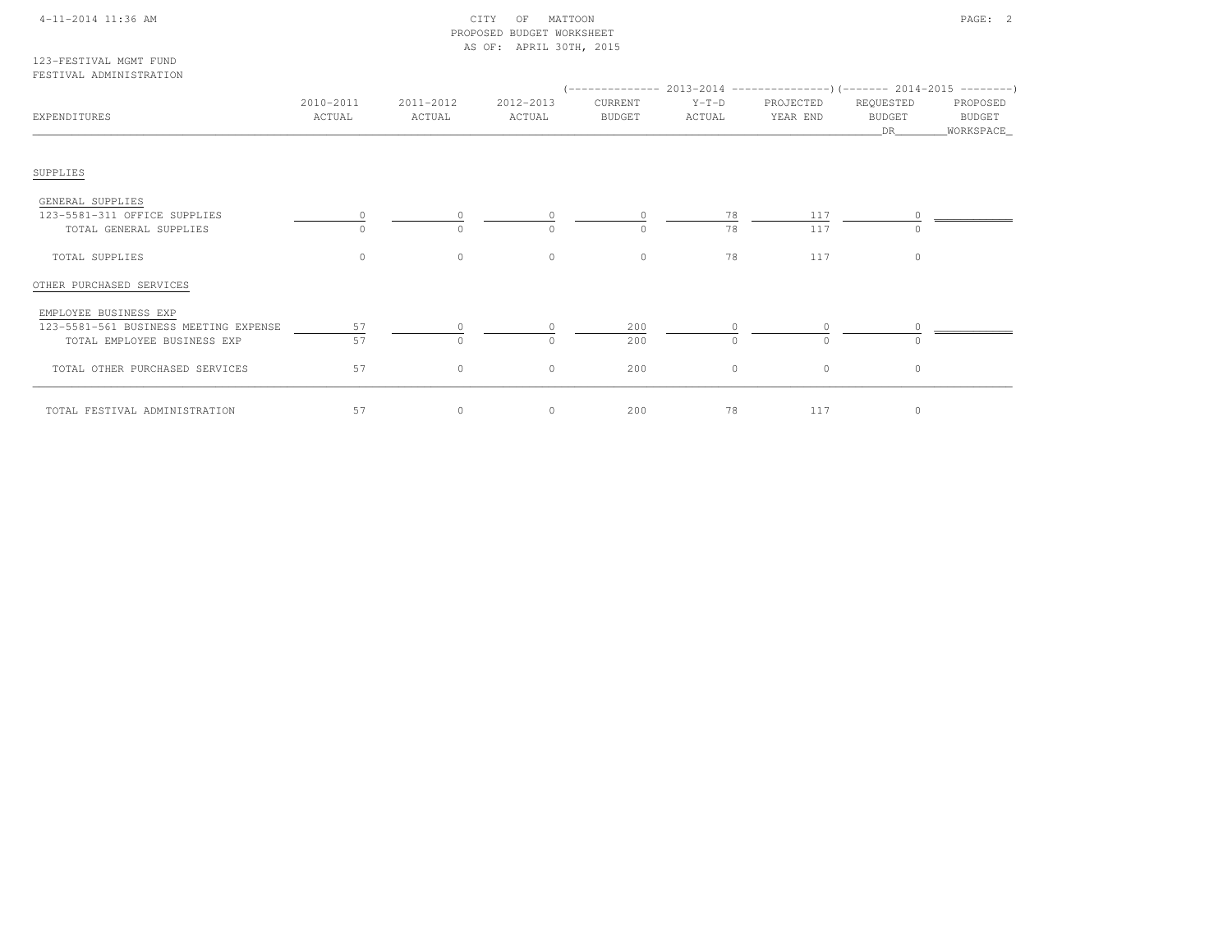CITY OF MATTOON
PROPOSED BUDGET WORKSHEET
AS OF: APRIL 30TH, 2015

123-FESTIVAL MGMT FUND
FESTIVAL ADMINISTRATION

| EXPENDITURES | 2010-2011 ACTUAL | 2011-2012 ACTUAL | 2012-2013 ACTUAL | 2013-2014 CURRENT BUDGET | 2013-2014 Y-T-D ACTUAL | 2013-2014 PROJECTED YEAR END | 2014-2015 REQUESTED BUDGET DR | 2014-2015 PROPOSED BUDGET WORKSPACE |
|---|---|---|---|---|---|---|---|---|
| SUPPLIES | | | | | | | | |
| GENERAL SUPPLIES | | | | | | | | |
| 123-5581-311 OFFICE SUPPLIES | 0 | 0 | 0 | 0 | 78 | 117 | 0 | |
| TOTAL GENERAL SUPPLIES | 0 | 0 | 0 | 0 | 78 | 117 | 0 | |
| TOTAL SUPPLIES | 0 | 0 | 0 | 0 | 78 | 117 | 0 | |
| OTHER PURCHASED SERVICES | | | | | | | | |
| EMPLOYEE BUSINESS EXP | | | | | | | | |
| 123-5581-561 BUSINESS MEETING EXPENSE | 57 | 0 | 0 | 200 | 0 | 0 | 0 | |
| TOTAL EMPLOYEE BUSINESS EXP | 57 | 0 | 0 | 200 | 0 | 0 | 0 | |
| TOTAL OTHER PURCHASED SERVICES | 57 | 0 | 0 | 200 | 0 | 0 | 0 | |
| TOTAL FESTIVAL ADMINISTRATION | 57 | 0 | 0 | 200 | 78 | 117 | 0 | |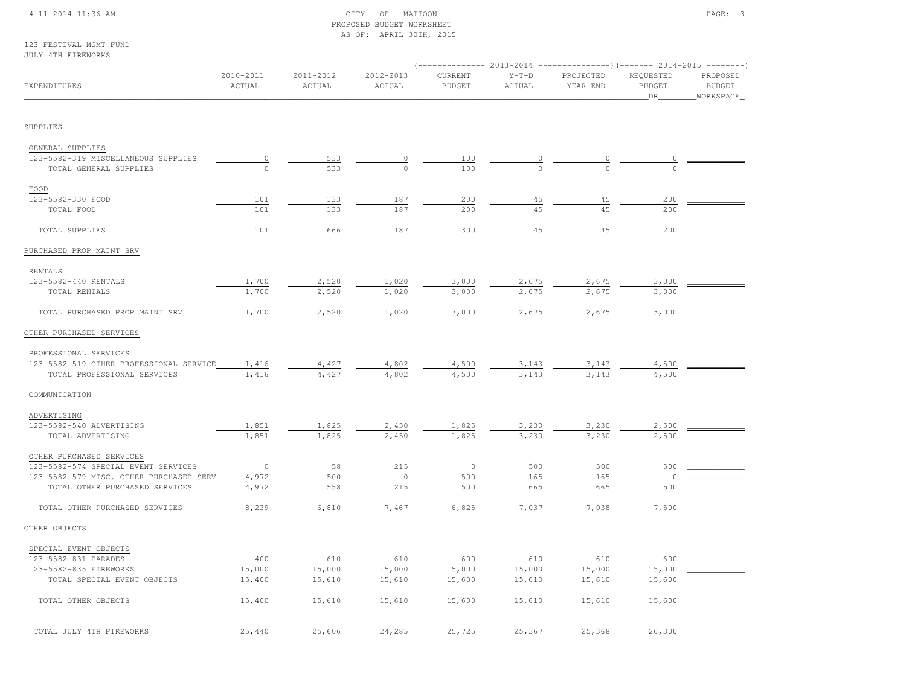CITY OF MATTOON
PROPOSED BUDGET WORKSHEET
AS OF: APRIL 30TH, 2015

123-FESTIVAL MGMT FUND
JULY 4TH FIREWORKS

| EXPENDITURES | 2010-2011 ACTUAL | 2011-2012 ACTUAL | 2012-2013 ACTUAL | 2013-2014 CURRENT BUDGET | 2013-2014 Y-T-D ACTUAL | 2013-2014 PROJECTED YEAR END | 2014-2015 REQUESTED BUDGET DR | 2014-2015 PROPOSED BUDGET WORKSPACE |
|---|---|---|---|---|---|---|---|---|
| **SUPPLIES** | | | | | | | | |
| GENERAL SUPPLIES | | | | | | | | |
| 123-5582-319 MISCELLANEOUS SUPPLIES | 0 | 533 | 0 | 100 | 0 | 0 | 0 | |
| TOTAL GENERAL SUPPLIES | 0 | 533 | 0 | 100 | 0 | 0 | 0 | |
| FOOD | | | | | | | | |
| 123-5582-330 FOOD | 101 | 133 | 187 | 200 | 45 | 45 | 200 | |
| TOTAL FOOD | 101 | 133 | 187 | 200 | 45 | 45 | 200 | |
| TOTAL SUPPLIES | 101 | 666 | 187 | 300 | 45 | 45 | 200 | |
| **PURCHASED PROP MAINT SRV** | | | | | | | | |
| RENTALS | | | | | | | | |
| 123-5582-440 RENTALS | 1,700 | 2,520 | 1,020 | 3,000 | 2,675 | 2,675 | 3,000 | |
| TOTAL RENTALS | 1,700 | 2,520 | 1,020 | 3,000 | 2,675 | 2,675 | 3,000 | |
| TOTAL PURCHASED PROP MAINT SRV | 1,700 | 2,520 | 1,020 | 3,000 | 2,675 | 2,675 | 3,000 | |
| **OTHER PURCHASED SERVICES** | | | | | | | | |
| PROFESSIONAL SERVICES | | | | | | | | |
| 123-5582-519 OTHER PROFESSIONAL SERVICE | 1,416 | 4,427 | 4,802 | 4,500 | 3,143 | 3,143 | 4,500 | |
| TOTAL PROFESSIONAL SERVICES | 1,416 | 4,427 | 4,802 | 4,500 | 3,143 | 3,143 | 4,500 | |
| COMMUNICATION | | | | | | | | |
| ADVERTISING | | | | | | | | |
| 123-5582-540 ADVERTISING | 1,851 | 1,825 | 2,450 | 1,825 | 3,230 | 3,230 | 2,500 | |
| TOTAL ADVERTISING | 1,851 | 1,825 | 2,450 | 1,825 | 3,230 | 3,230 | 2,500 | |
| OTHER PURCHASED SERVICES | | | | | | | | |
| 123-5582-574 SPECIAL EVENT SERVICES | 0 | 58 | 215 | 0 | 500 | 500 | 500 | |
| 123-5582-579 MISC. OTHER PURCHASED SERV | 4,972 | 500 | 0 | 500 | 165 | 165 | 0 | |
| TOTAL OTHER PURCHASED SERVICES | 4,972 | 558 | 215 | 500 | 665 | 665 | 500 | |
| TOTAL OTHER PURCHASED SERVICES | 8,239 | 6,810 | 7,467 | 6,825 | 7,037 | 7,038 | 7,500 | |
| **OTHER OBJECTS** | | | | | | | | |
| SPECIAL EVENT OBJECTS | | | | | | | | |
| 123-5582-831 PARADES | 400 | 610 | 610 | 600 | 610 | 610 | 600 | |
| 123-5582-835 FIREWORKS | 15,000 | 15,000 | 15,000 | 15,000 | 15,000 | 15,000 | 15,000 | |
| TOTAL SPECIAL EVENT OBJECTS | 15,400 | 15,610 | 15,610 | 15,600 | 15,610 | 15,610 | 15,600 | |
| TOTAL OTHER OBJECTS | 15,400 | 15,610 | 15,610 | 15,600 | 15,610 | 15,610 | 15,600 | |
| TOTAL JULY 4TH FIREWORKS | 25,440 | 25,606 | 24,285 | 25,725 | 25,367 | 25,368 | 26,300 | |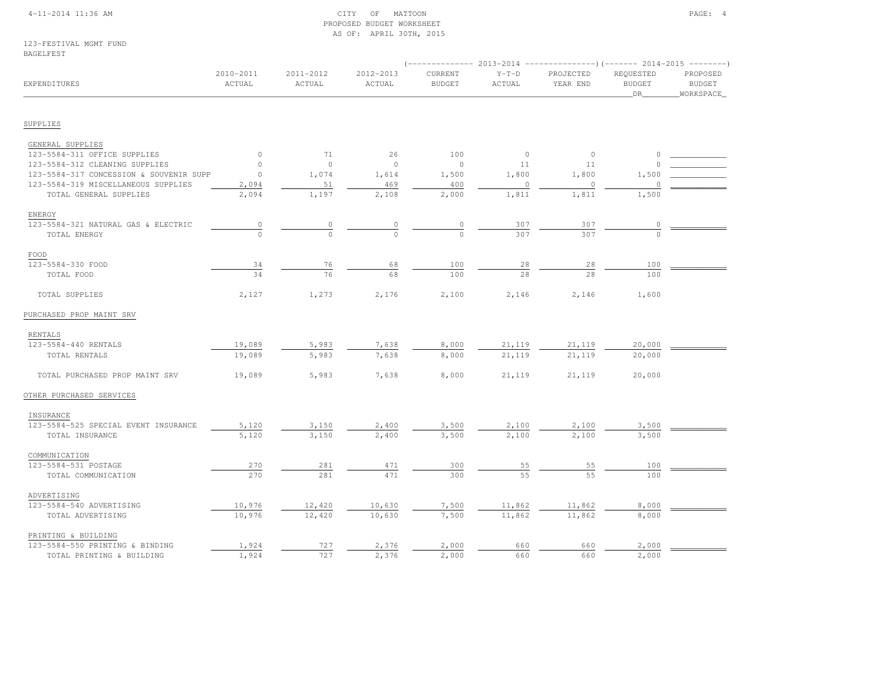CITY OF MATTOON
PROPOSED BUDGET WORKSHEET
AS OF: APRIL 30TH, 2015

123-FESTIVAL MGMT FUND
BAGELFEST

| EXPENDITURES | 2010-2011 ACTUAL | 2011-2012 ACTUAL | 2012-2013 ACTUAL | 2013-2014 CURRENT BUDGET | 2013-2014 Y-T-D ACTUAL | 2013-2014 PROJECTED YEAR END | 2014-2015 REQUESTED BUDGET DR | 2014-2015 PROPOSED BUDGET WORKSPACE |
|---|---|---|---|---|---|---|---|---|
| **SUPPLIES** | | | | | | | | |
| GENERAL SUPPLIES | | | | | | | | |
| 123-5584-311 OFFICE SUPPLIES | 0 | 71 | 26 | 100 | 0 | 0 | 0 | |
| 123-5584-312 CLEANING SUPPLIES | 0 | 0 | 0 | 0 | 11 | 11 | 0 | |
| 123-5584-317 CONCESSION & SOUVENIR SUPP | 0 | 1,074 | 1,614 | 1,500 | 1,800 | 1,800 | 1,500 | |
| 123-5584-319 MISCELLANEOUS SUPPLIES | 2,094 | 51 | 469 | 400 | 0 | 0 | 0 | |
| TOTAL GENERAL SUPPLIES | 2,094 | 1,197 | 2,108 | 2,000 | 1,811 | 1,811 | 1,500 | |
| ENERGY | | | | | | | | |
| 123-5584-321 NATURAL GAS & ELECTRIC | 0 | 0 | 0 | 0 | 307 | 307 | 0 | |
| TOTAL ENERGY | 0 | 0 | 0 | 0 | 307 | 307 | 0 | |
| FOOD | | | | | | | | |
| 123-5584-330 FOOD | 34 | 76 | 68 | 100 | 28 | 28 | 100 | |
| TOTAL FOOD | 34 | 76 | 68 | 100 | 28 | 28 | 100 | |
| TOTAL SUPPLIES | 2,127 | 1,273 | 2,176 | 2,100 | 2,146 | 2,146 | 1,600 | |
| **PURCHASED PROP MAINT SRV** | | | | | | | | |
| RENTALS | | | | | | | | |
| 123-5584-440 RENTALS | 19,089 | 5,983 | 7,638 | 8,000 | 21,119 | 21,119 | 20,000 | |
| TOTAL RENTALS | 19,089 | 5,983 | 7,638 | 8,000 | 21,119 | 21,119 | 20,000 | |
| TOTAL PURCHASED PROP MAINT SRV | 19,089 | 5,983 | 7,638 | 8,000 | 21,119 | 21,119 | 20,000 | |
| **OTHER PURCHASED SERVICES** | | | | | | | | |
| INSURANCE | | | | | | | | |
| 123-5584-525 SPECIAL EVENT INSURANCE | 5,120 | 3,150 | 2,400 | 3,500 | 2,100 | 2,100 | 3,500 | |
| TOTAL INSURANCE | 5,120 | 3,150 | 2,400 | 3,500 | 2,100 | 2,100 | 3,500 | |
| COMMUNICATION | | | | | | | | |
| 123-5584-531 POSTAGE | 270 | 281 | 471 | 300 | 55 | 55 | 100 | |
| TOTAL COMMUNICATION | 270 | 281 | 471 | 300 | 55 | 55 | 100 | |
| ADVERTISING | | | | | | | | |
| 123-5584-540 ADVERTISING | 10,976 | 12,420 | 10,630 | 7,500 | 11,862 | 11,862 | 8,000 | |
| TOTAL ADVERTISING | 10,976 | 12,420 | 10,630 | 7,500 | 11,862 | 11,862 | 8,000 | |
| PRINTING & BUILDING | | | | | | | | |
| 123-5584-550 PRINTING & BINDING | 1,924 | 727 | 2,376 | 2,000 | 660 | 660 | 2,000 | |
| TOTAL PRINTING & BUILDING | 1,924 | 727 | 2,376 | 2,000 | 660 | 660 | 2,000 | |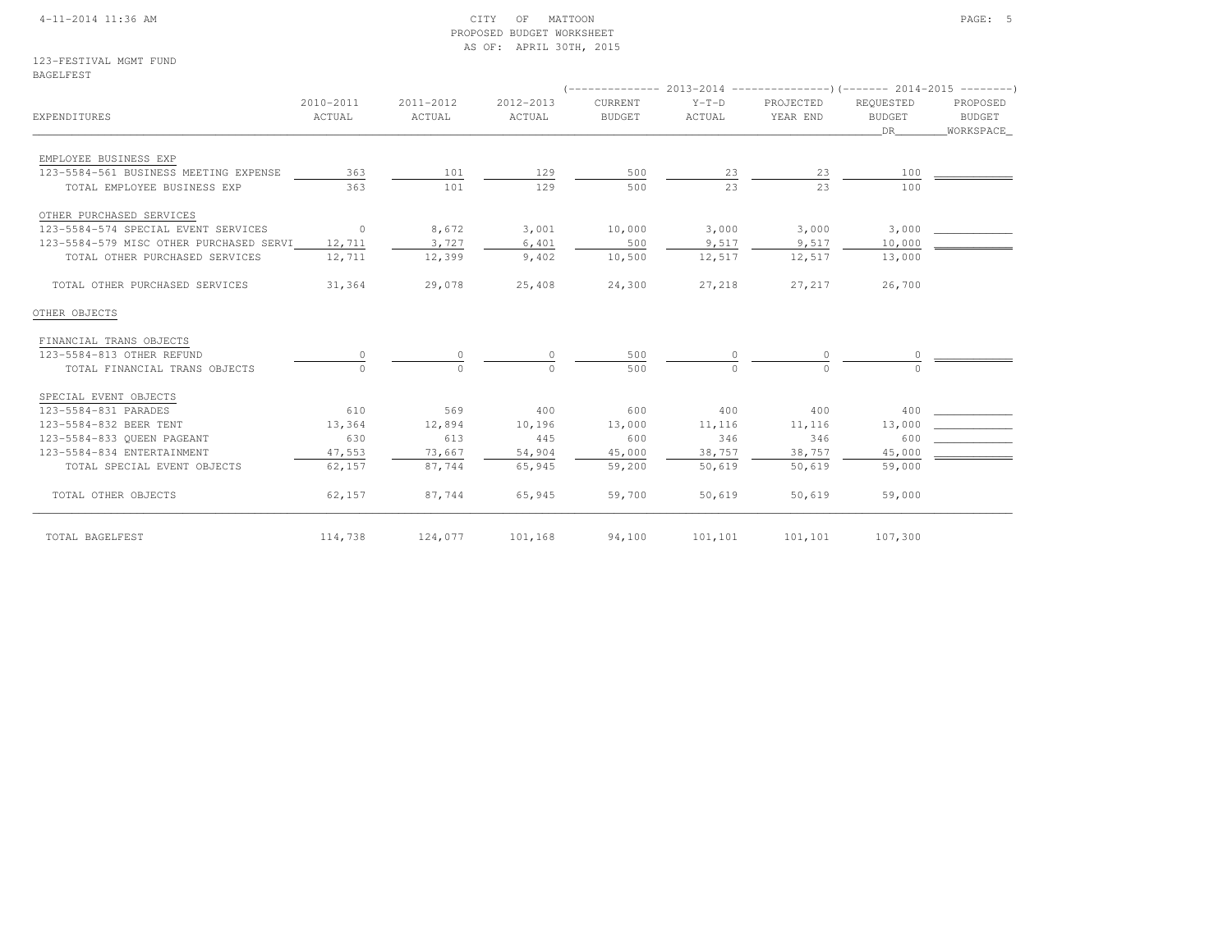CITY OF MATTOON
PROPOSED BUDGET WORKSHEET
AS OF: APRIL 30TH, 2015

123-FESTIVAL MGMT FUND
BAGELFEST

| EXPENDITURES | 2010-2011 ACTUAL | 2011-2012 ACTUAL | 2012-2013 ACTUAL | 2013-2014 CURRENT BUDGET | 2013-2014 Y-T-D ACTUAL | 2013-2014 PROJECTED YEAR END | 2014-2015 REQUESTED BUDGET DR | 2014-2015 PROPOSED BUDGET WORKSPACE |
|---|---|---|---|---|---|---|---|---|
| EMPLOYEE BUSINESS EXP | | | | | | | | |
| 123-5584-561 BUSINESS MEETING EXPENSE | 363 | 101 | 129 | 500 | 23 | 23 | 100 | |
| TOTAL EMPLOYEE BUSINESS EXP | 363 | 101 | 129 | 500 | 23 | 23 | 100 | |
| OTHER PURCHASED SERVICES | | | | | | | | |
| 123-5584-574 SPECIAL EVENT SERVICES | 0 | 8,672 | 3,001 | 10,000 | 3,000 | 3,000 | 3,000 | |
| 123-5584-579 MISC OTHER PURCHASED SERVI | 12,711 | 3,727 | 6,401 | 500 | 9,517 | 9,517 | 10,000 | |
| TOTAL OTHER PURCHASED SERVICES | 12,711 | 12,399 | 9,402 | 10,500 | 12,517 | 12,517 | 13,000 | |
| TOTAL OTHER PURCHASED SERVICES | 31,364 | 29,078 | 25,408 | 24,300 | 27,218 | 27,217 | 26,700 | |
| OTHER OBJECTS | | | | | | | | |
| FINANCIAL TRANS OBJECTS | | | | | | | | |
| 123-5584-813 OTHER REFUND | 0 | 0 | 0 | 500 | 0 | 0 | 0 | |
| TOTAL FINANCIAL TRANS OBJECTS | 0 | 0 | 0 | 500 | 0 | 0 | 0 | |
| SPECIAL EVENT OBJECTS | | | | | | | | |
| 123-5584-831 PARADES | 610 | 569 | 400 | 600 | 400 | 400 | 400 | |
| 123-5584-832 BEER TENT | 13,364 | 12,894 | 10,196 | 13,000 | 11,116 | 11,116 | 13,000 | |
| 123-5584-833 QUEEN PAGEANT | 630 | 613 | 445 | 600 | 346 | 346 | 600 | |
| 123-5584-834 ENTERTAINMENT | 47,553 | 73,667 | 54,904 | 45,000 | 38,757 | 38,757 | 45,000 | |
| TOTAL SPECIAL EVENT OBJECTS | 62,157 | 87,744 | 65,945 | 59,200 | 50,619 | 50,619 | 59,000 | |
| TOTAL OTHER OBJECTS | 62,157 | 87,744 | 65,945 | 59,700 | 50,619 | 50,619 | 59,000 | |
| TOTAL BAGELFEST | 114,738 | 124,077 | 101,168 | 94,100 | 101,101 | 101,101 | 107,300 | |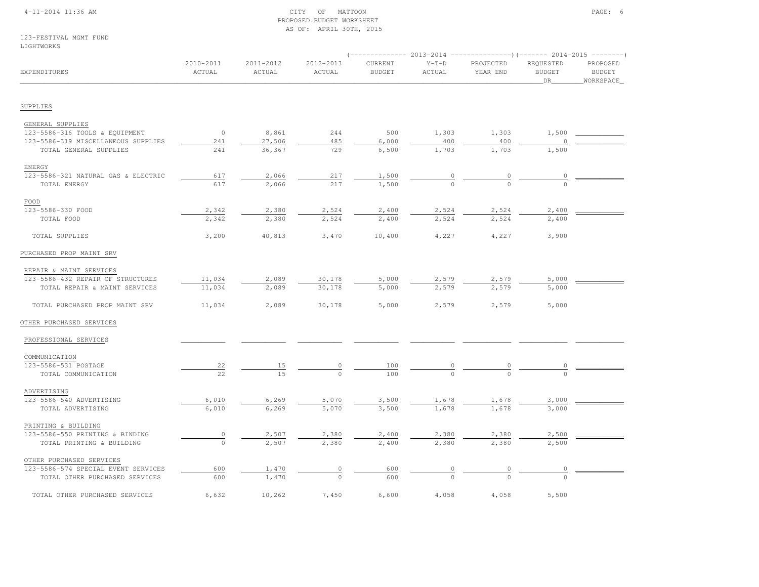CITY OF MATTOON
PROPOSED BUDGET WORKSHEET
AS OF: APRIL 30TH, 2015

123-FESTIVAL MGMT FUND
LIGHTWORKS

| EXPENDITURES | 2010-2011 ACTUAL | 2011-2012 ACTUAL | 2012-2013 ACTUAL | 2013-2014 CURRENT BUDGET | 2013-2014 Y-T-D ACTUAL | 2013-2014 PROJECTED YEAR END | 2014-2015 REQUESTED BUDGET DR | 2014-2015 PROPOSED BUDGET WORKSPACE |
|---|---|---|---|---|---|---|---|---|
| SUPPLIES | | | | | | | | |
| GENERAL SUPPLIES | | | | | | | | |
| 123-5586-316 TOOLS & EQUIPMENT | 0 | 8,861 | 244 | 500 | 1,303 | 1,303 | 1,500 | |
| 123-5586-319 MISCELLANEOUS SUPPLIES | 241 | 27,506 | 485 | 6,000 | 400 | 400 | 0 | |
| TOTAL GENERAL SUPPLIES | 241 | 36,367 | 729 | 6,500 | 1,703 | 1,703 | 1,500 | |
| ENERGY | | | | | | | | |
| 123-5586-321 NATURAL GAS & ELECTRIC | 617 | 2,066 | 217 | 1,500 | 0 | 0 | 0 | |
| TOTAL ENERGY | 617 | 2,066 | 217 | 1,500 | 0 | 0 | 0 | |
| FOOD | | | | | | | | |
| 123-5586-330 FOOD | 2,342 | 2,380 | 2,524 | 2,400 | 2,524 | 2,524 | 2,400 | |
| TOTAL FOOD | 2,342 | 2,380 | 2,524 | 2,400 | 2,524 | 2,524 | 2,400 | |
| TOTAL SUPPLIES | 3,200 | 40,813 | 3,470 | 10,400 | 4,227 | 4,227 | 3,900 | |
| PURCHASED PROP MAINT SRV | | | | | | | | |
| REPAIR & MAINT SERVICES | | | | | | | | |
| 123-5586-432 REPAIR OF STRUCTURES | 11,034 | 2,089 | 30,178 | 5,000 | 2,579 | 2,579 | 5,000 | |
| TOTAL REPAIR & MAINT SERVICES | 11,034 | 2,089 | 30,178 | 5,000 | 2,579 | 2,579 | 5,000 | |
| TOTAL PURCHASED PROP MAINT SRV | 11,034 | 2,089 | 30,178 | 5,000 | 2,579 | 2,579 | 5,000 | |
| OTHER PURCHASED SERVICES | | | | | | | | |
| PROFESSIONAL SERVICES | | | | | | | | |
| COMMUNICATION | | | | | | | | |
| 123-5586-531 POSTAGE | 22 | 15 | 0 | 100 | 0 | 0 | 0 | |
| TOTAL COMMUNICATION | 22 | 15 | 0 | 100 | 0 | 0 | 0 | |
| ADVERTISING | | | | | | | | |
| 123-5586-540 ADVERTISING | 6,010 | 6,269 | 5,070 | 3,500 | 1,678 | 1,678 | 3,000 | |
| TOTAL ADVERTISING | 6,010 | 6,269 | 5,070 | 3,500 | 1,678 | 1,678 | 3,000 | |
| PRINTING & BUILDING | | | | | | | | |
| 123-5586-550 PRINTING & BINDING | 0 | 2,507 | 2,380 | 2,400 | 2,380 | 2,380 | 2,500 | |
| TOTAL PRINTING & BUILDING | 0 | 2,507 | 2,380 | 2,400 | 2,380 | 2,380 | 2,500 | |
| OTHER PURCHASED SERVICES | | | | | | | | |
| 123-5586-574 SPECIAL EVENT SERVICES | 600 | 1,470 | 0 | 600 | 0 | 0 | 0 | |
| TOTAL OTHER PURCHASED SERVICES | 600 | 1,470 | 0 | 600 | 0 | 0 | 0 | |
| TOTAL OTHER PURCHASED SERVICES | 6,632 | 10,262 | 7,450 | 6,600 | 4,058 | 4,058 | 5,500 | |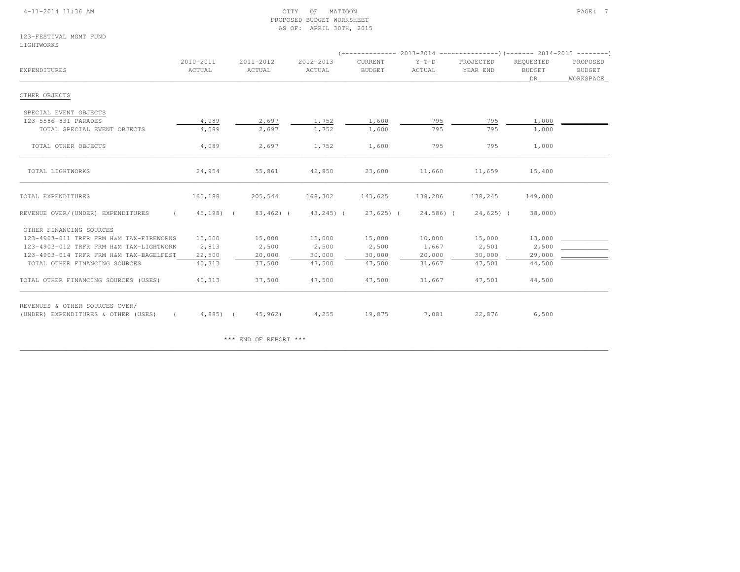CITY OF MATTOON
PROPOSED BUDGET WORKSHEET
AS OF: APRIL 30TH, 2015

123-FESTIVAL MGMT FUND
LIGHTWORKS

| EXPENDITURES | 2010-2011 ACTUAL | 2011-2012 ACTUAL | 2012-2013 ACTUAL | 2013-2014 CURRENT BUDGET | 2013-2014 Y-T-D ACTUAL | 2013-2014 PROJECTED YEAR END | 2014-2015 REQUESTED BUDGET DR | 2014-2015 PROPOSED BUDGET WORKSPACE |
|---|---|---|---|---|---|---|---|---|
| OTHER OBJECTS | | | | | | | | |
| SPECIAL EVENT OBJECTS | | | | | | | | |
| 123-5586-831 PARADES | 4,089 | 2,697 | 1,752 | 1,600 | 795 | 795 | 1,000 | |
| TOTAL SPECIAL EVENT OBJECTS | 4,089 | 2,697 | 1,752 | 1,600 | 795 | 795 | 1,000 | |
| TOTAL OTHER OBJECTS | 4,089 | 2,697 | 1,752 | 1,600 | 795 | 795 | 1,000 | |
| TOTAL LIGHTWORKS | 24,954 | 55,861 | 42,850 | 23,600 | 11,660 | 11,659 | 15,400 | |
| TOTAL EXPENDITURES | 165,188 | 205,544 | 168,302 | 143,625 | 138,206 | 138,245 | 149,000 | |
| REVENUE OVER/(UNDER) EXPENDITURES | ( 45,198) | ( 83,462) | ( 43,245) | ( 27,625) | ( 24,586) | ( 24,625) | ( 38,000) | |
| OTHER FINANCING SOURCES | | | | | | | | |
| 123-4903-011 TRFR FRM H&M TAX-FIREWORKS | 15,000 | 15,000 | 15,000 | 15,000 | 10,000 | 15,000 | 13,000 | |
| 123-4903-012 TRFR FRM H&M TAX-LIGHTWORK | 2,813 | 2,500 | 2,500 | 2,500 | 1,667 | 2,501 | 2,500 | |
| 123-4903-014 TRFR FRM H&M TAX-BAGELFEST | 22,500 | 20,000 | 30,000 | 30,000 | 20,000 | 30,000 | 29,000 | |
| TOTAL OTHER FINANCING SOURCES | 40,313 | 37,500 | 47,500 | 47,500 | 31,667 | 47,501 | 44,500 | |
| TOTAL OTHER FINANCING SOURCES (USES) | 40,313 | 37,500 | 47,500 | 47,500 | 31,667 | 47,501 | 44,500 | |
| REVENUES & OTHER SOURCES OVER/ (UNDER) EXPENDITURES & OTHER (USES) | ( 4,885) | ( 45,962) | 4,255 | 19,875 | 7,081 | 22,876 | 6,500 | |

*** END OF REPORT ***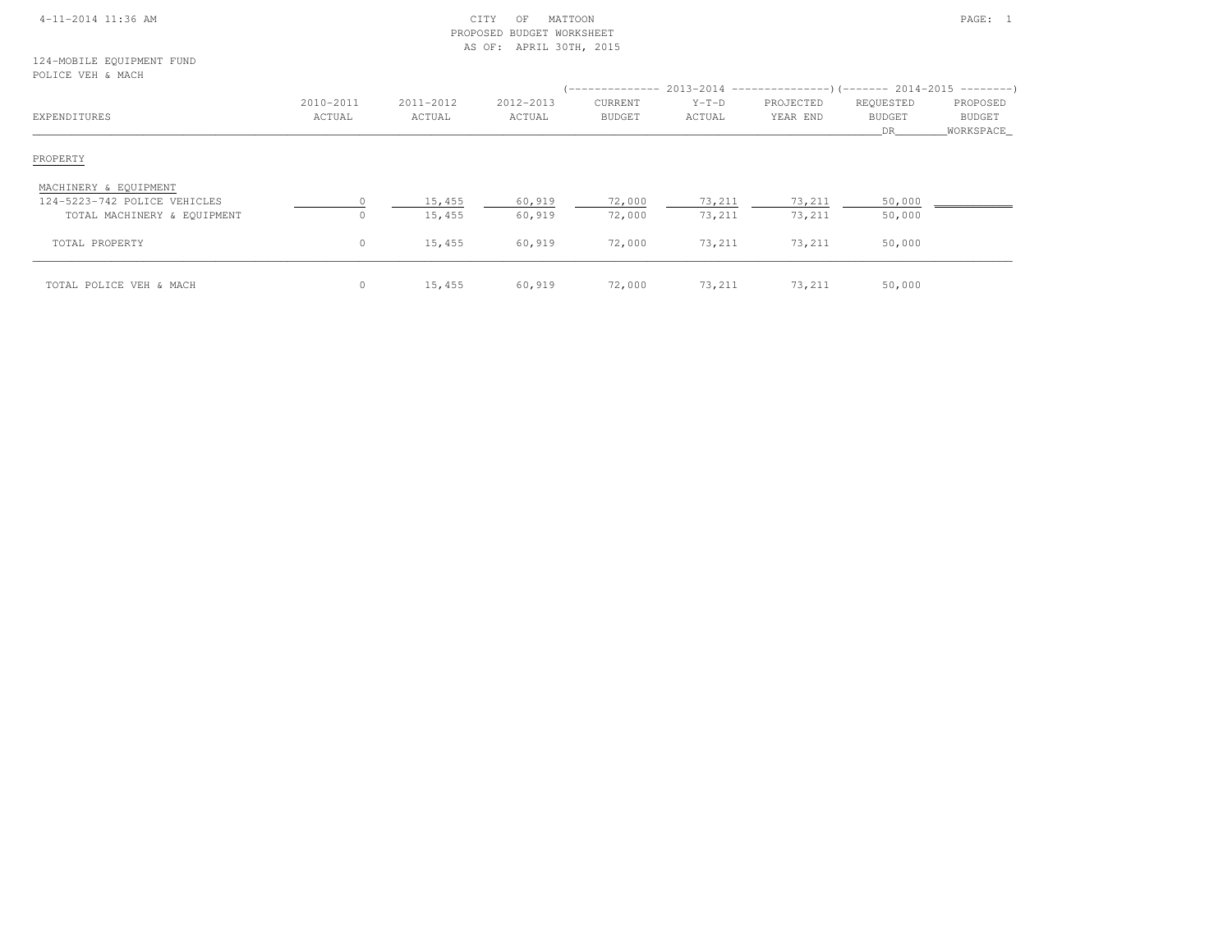CITY OF MATTOON
PROPOSED BUDGET WORKSHEET
AS OF: APRIL 30TH, 2015

4-11-2014 11:36 AM

124-MOBILE EQUIPMENT FUND
POLICE VEH & MACH

| EXPENDITURES | 2010-2011 ACTUAL | 2011-2012 ACTUAL | 2012-2013 ACTUAL | 2013-2014 CURRENT BUDGET | 2013-2014 Y-T-D ACTUAL | 2013-2014 PROJECTED YEAR END | 2014-2015 REQUESTED BUDGET DR | 2014-2015 PROPOSED BUDGET WORKSPACE |
|---|---|---|---|---|---|---|---|---|
| PROPERTY | | | | | | | | |
| MACHINERY & EQUIPMENT | | | | | | | | |
| 124-5223-742 POLICE VEHICLES | 0 | 15,455 | 60,919 | 72,000 | 73,211 | 73,211 | 50,000 | |
| TOTAL MACHINERY & EQUIPMENT | 0 | 15,455 | 60,919 | 72,000 | 73,211 | 73,211 | 50,000 | |
| TOTAL PROPERTY | 0 | 15,455 | 60,919 | 72,000 | 73,211 | 73,211 | 50,000 | |
| TOTAL POLICE VEH & MACH | 0 | 15,455 | 60,919 | 72,000 | 73,211 | 73,211 | 50,000 | |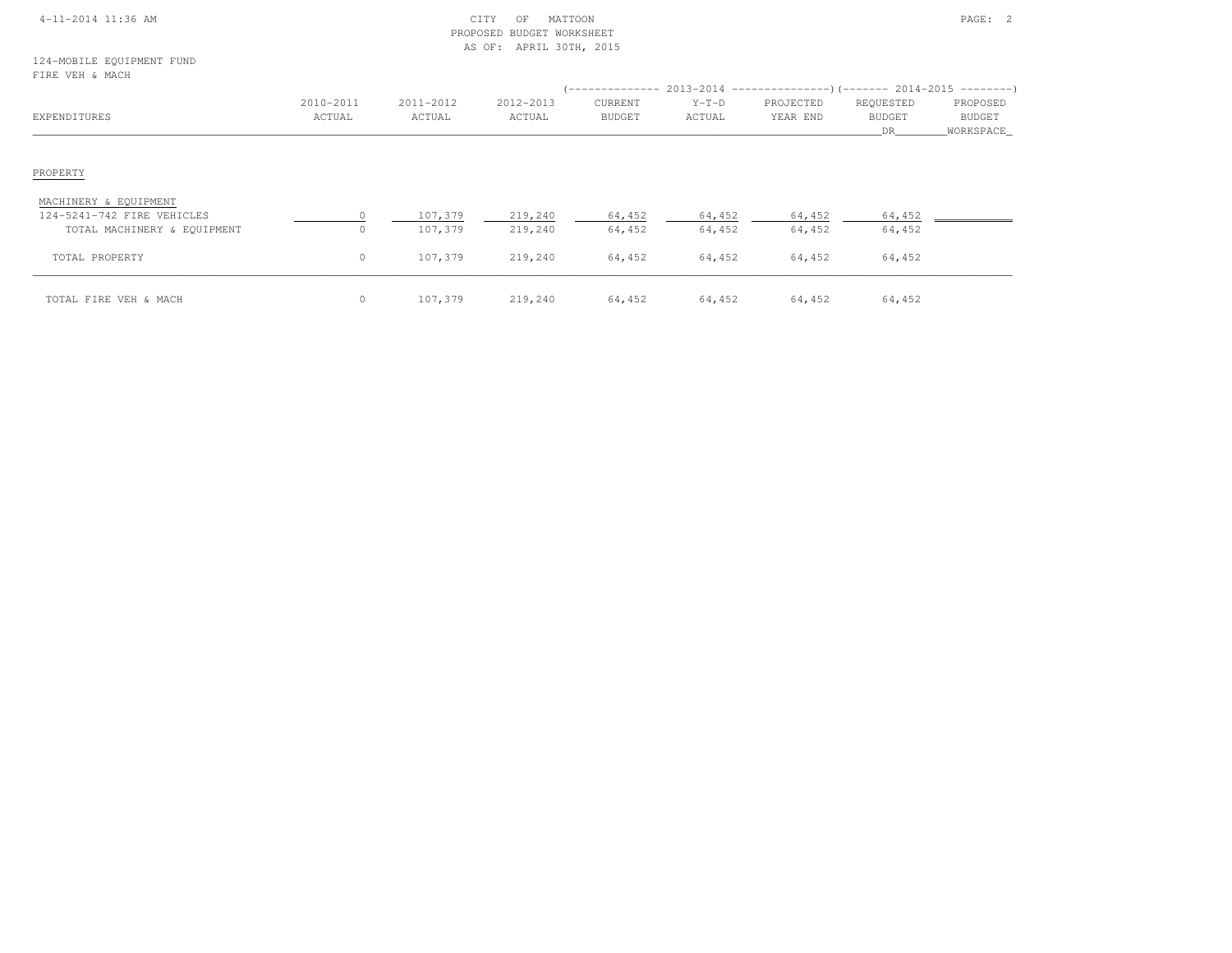CITY OF MATTOON
PROPOSED BUDGET WORKSHEET
AS OF: APRIL 30TH, 2015

124-MOBILE EQUIPMENT FUND
FIRE VEH & MACH

| EXPENDITURES | 2010-2011 ACTUAL | 2011-2012 ACTUAL | 2012-2013 ACTUAL | 2013-2014 CURRENT BUDGET | 2013-2014 Y-T-D ACTUAL | 2013-2014 PROJECTED YEAR END | 2014-2015 REQUESTED BUDGET DR | 2014-2015 PROPOSED BUDGET WORKSPACE |
|---|---|---|---|---|---|---|---|---|
| PROPERTY | | | | | | | | |
| MACHINERY & EQUIPMENT | | | | | | | | |
| 124-5241-742 FIRE VEHICLES | 0 | 107,379 | 219,240 | 64,452 | 64,452 | 64,452 | 64,452 | |
| TOTAL MACHINERY & EQUIPMENT | 0 | 107,379 | 219,240 | 64,452 | 64,452 | 64,452 | 64,452 | |
| TOTAL PROPERTY | 0 | 107,379 | 219,240 | 64,452 | 64,452 | 64,452 | 64,452 | |
| TOTAL FIRE VEH & MACH | 0 | 107,379 | 219,240 | 64,452 | 64,452 | 64,452 | 64,452 | |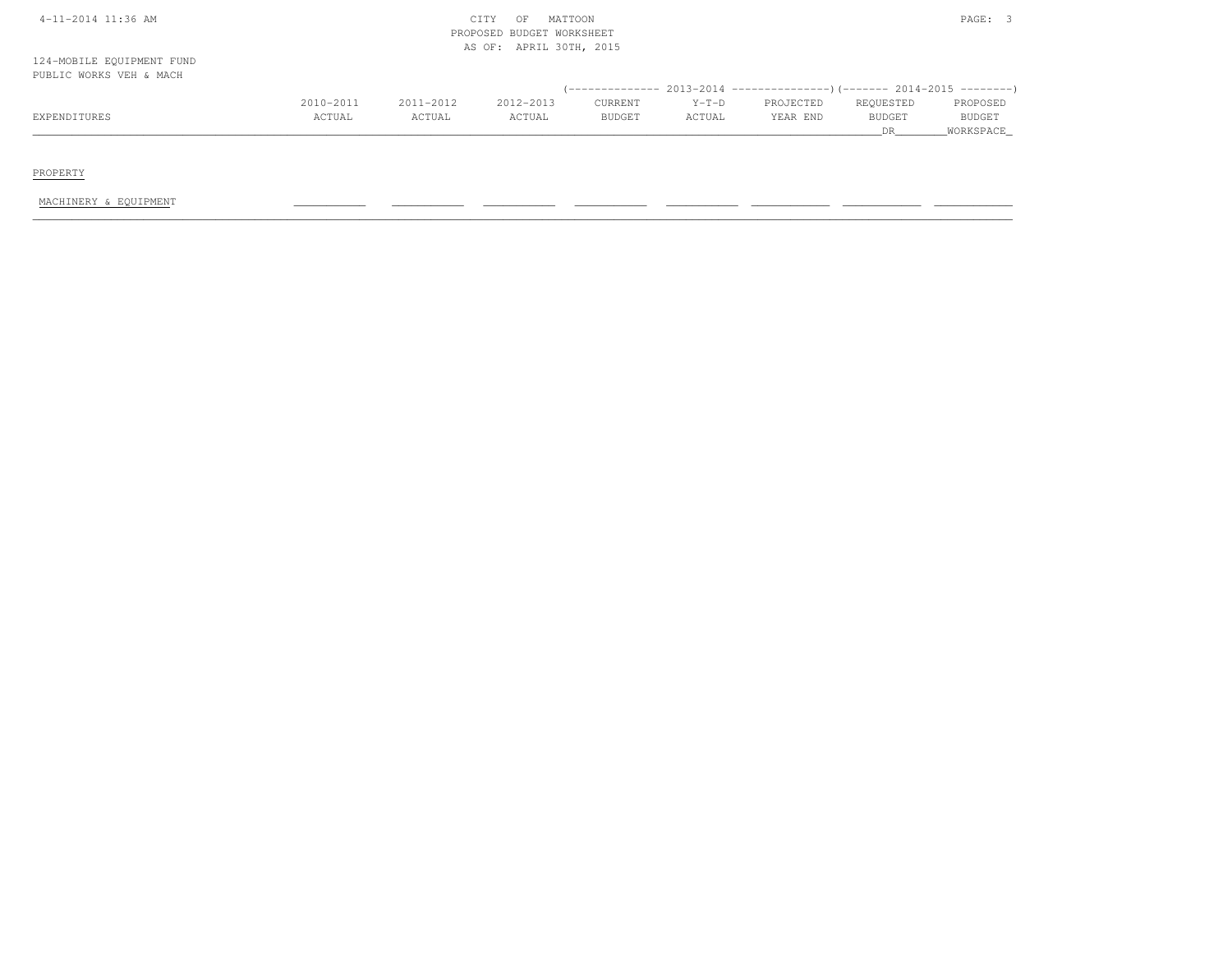CITY OF MATTOON
PROPOSED BUDGET WORKSHEET
AS OF: APRIL 30TH, 2015

124-MOBILE EQUIPMENT FUND
PUBLIC WORKS VEH & MACH

| EXPENDITURES | 2010-2011 ACTUAL | 2011-2012 ACTUAL | 2012-2013 ACTUAL | 2013-2014 CURRENT BUDGET | 2013-2014 Y-T-D ACTUAL | 2013-2014 PROJECTED YEAR END | 2014-2015 REQUESTED BUDGET DR | 2014-2015 PROPOSED BUDGET WORKSPACE |
|---|---|---|---|---|---|---|---|---|
| PROPERTY | | | | | | | | |
| MACHINERY & EQUIPMENT | | | | | | | | |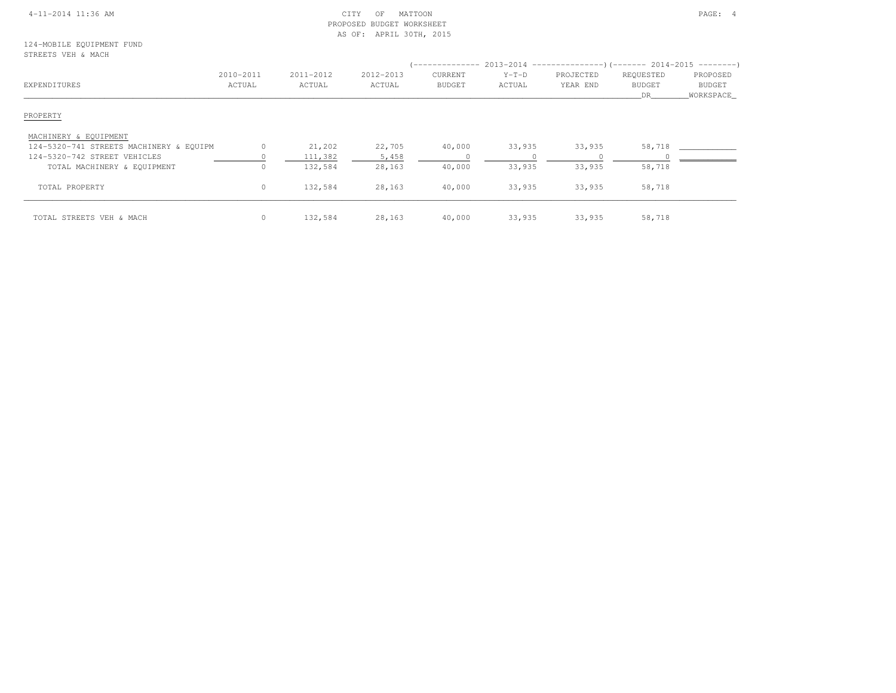124-MOBILE EQUIPMENT FUND
STREETS VEH & MACH

| EXPENDITURES | 2010-2011 ACTUAL | 2011-2012 ACTUAL | 2012-2013 ACTUAL | 2013-2014 CURRENT BUDGET | 2013-2014 Y-T-D ACTUAL | 2013-2014 PROJECTED YEAR END | 2014-2015 REQUESTED BUDGET DR | 2014-2015 PROPOSED BUDGET WORKSPACE |
|---|---|---|---|---|---|---|---|---|
| PROPERTY | | | | | | | | |
| MACHINERY & EQUIPMENT | | | | | | | | |
| 124-5320-741 STREETS MACHINERY & EQUIPM | 0 | 21,202 | 22,705 | 40,000 | 33,935 | 33,935 | 58,718 | ____________ |
| 124-5320-742 STREET VEHICLES | 0 | 111,382 | 5,458 | 0 | 0 | 0 | 0 | ____________ |
| TOTAL MACHINERY & EQUIPMENT | 0 | 132,584 | 28,163 | 40,000 | 33,935 | 33,935 | 58,718 | |
| TOTAL PROPERTY | 0 | 132,584 | 28,163 | 40,000 | 33,935 | 33,935 | 58,718 | |
| TOTAL STREETS VEH & MACH | 0 | 132,584 | 28,163 | 40,000 | 33,935 | 33,935 | 58,718 | |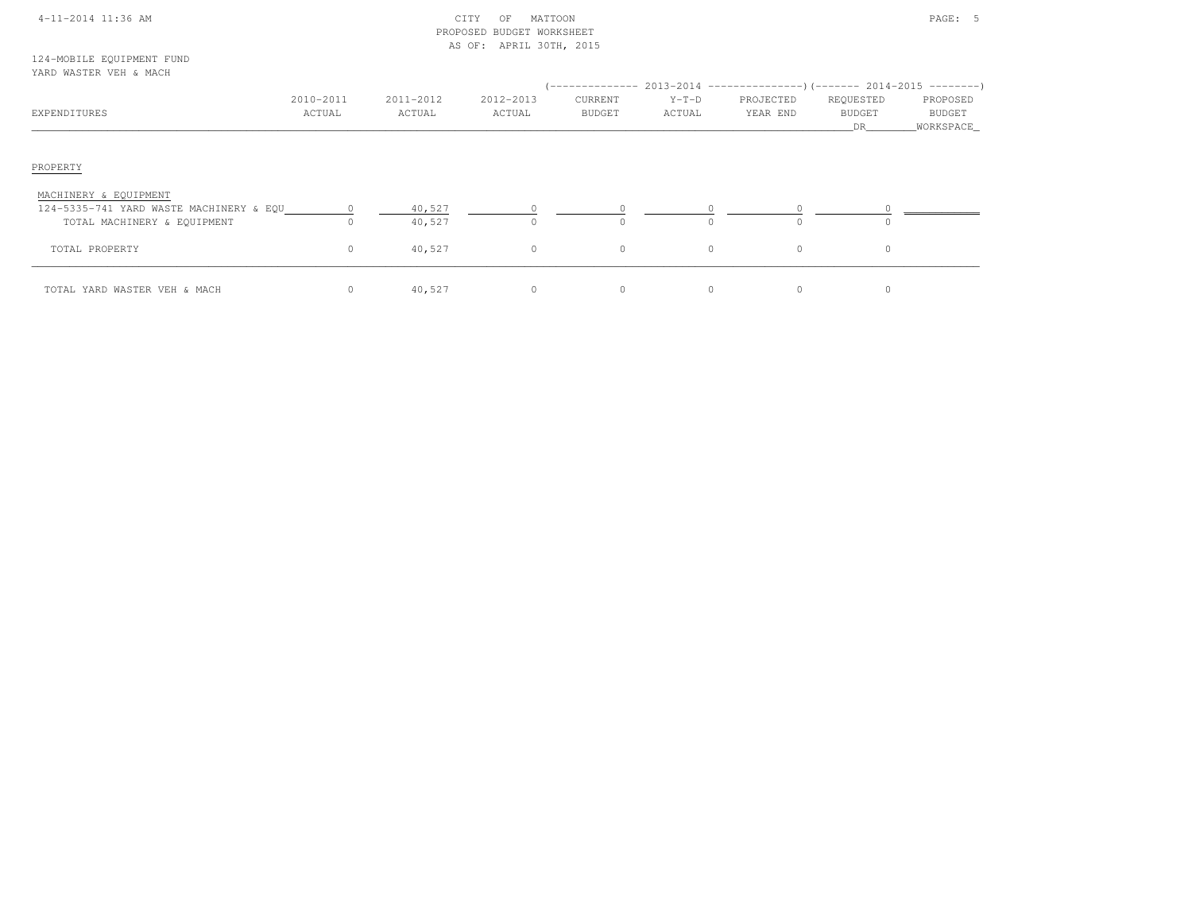CITY OF MATTOON
PROPOSED BUDGET WORKSHEET
AS OF: APRIL 30TH, 2015

124-MOBILE EQUIPMENT FUND
YARD WASTER VEH & MACH

| EXPENDITURES | 2010-2011 ACTUAL | 2011-2012 ACTUAL | 2012-2013 ACTUAL | 2013-2014 CURRENT BUDGET | 2013-2014 Y-T-D ACTUAL | 2013-2014 PROJECTED YEAR END | 2014-2015 REQUESTED BUDGET DR | 2014-2015 PROPOSED BUDGET WORKSPACE |
|---|---|---|---|---|---|---|---|---|
| **PROPERTY** | | | | | | | | |
| MACHINERY & EQUIPMENT | | | | | | | | |
| 124-5335-741 YARD WASTE MACHINERY & EQU | 0 | 40,527 | 0 | 0 | 0 | 0 | 0 | |
| TOTAL MACHINERY & EQUIPMENT | 0 | 40,527 | 0 | 0 | 0 | 0 | 0 | |
| TOTAL PROPERTY | 0 | 40,527 | 0 | 0 | 0 | 0 | 0 | |
| TOTAL YARD WASTER VEH & MACH | 0 | 40,527 | 0 | 0 | 0 | 0 | 0 | |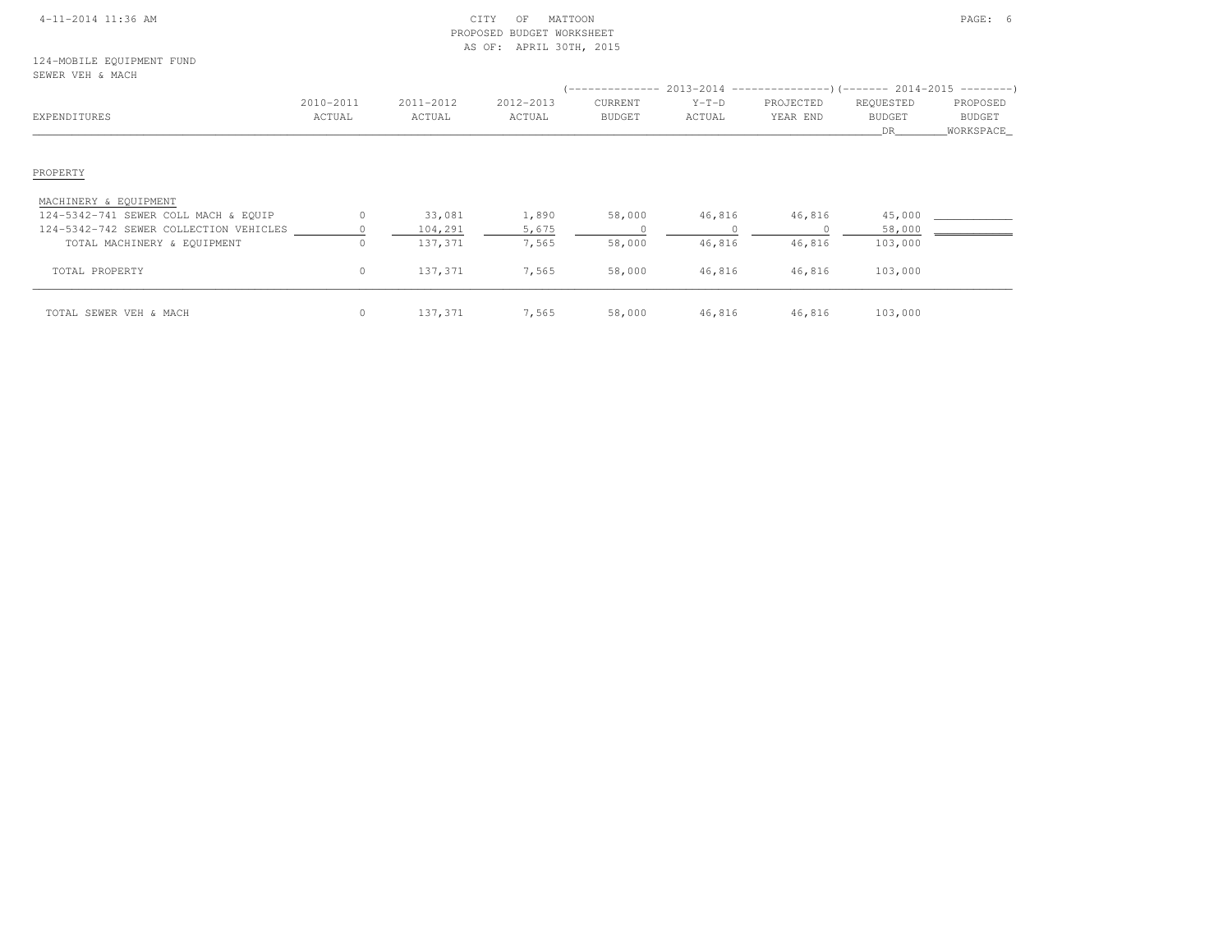CITY OF MATTOON
PROPOSED BUDGET WORKSHEET
AS OF: APRIL 30TH, 2015

124-MOBILE EQUIPMENT FUND
SEWER VEH & MACH

| EXPENDITURES | 2010-2011 ACTUAL | 2011-2012 ACTUAL | 2012-2013 ACTUAL | 2013-2014 CURRENT BUDGET | 2013-2014 Y-T-D ACTUAL | 2013-2014 PROJECTED YEAR END | 2014-2015 REQUESTED BUDGET DR | 2014-2015 PROPOSED BUDGET WORKSPACE |
|---|---|---|---|---|---|---|---|---|
| PROPERTY | | | | | | | | |
| MACHINERY & EQUIPMENT | | | | | | | | |
| 124-5342-741 SEWER COLL MACH & EQUIP | 0 | 33,081 | 1,890 | 58,000 | 46,816 | 46,816 | 45,000 | |
| 124-5342-742 SEWER COLLECTION VEHICLES | 0 | 104,291 | 5,675 | 0 | 0 | 0 | 58,000 | |
| TOTAL MACHINERY & EQUIPMENT | 0 | 137,371 | 7,565 | 58,000 | 46,816 | 46,816 | 103,000 | |
| TOTAL PROPERTY | 0 | 137,371 | 7,565 | 58,000 | 46,816 | 46,816 | 103,000 | |
| TOTAL SEWER VEH & MACH | 0 | 137,371 | 7,565 | 58,000 | 46,816 | 46,816 | 103,000 | |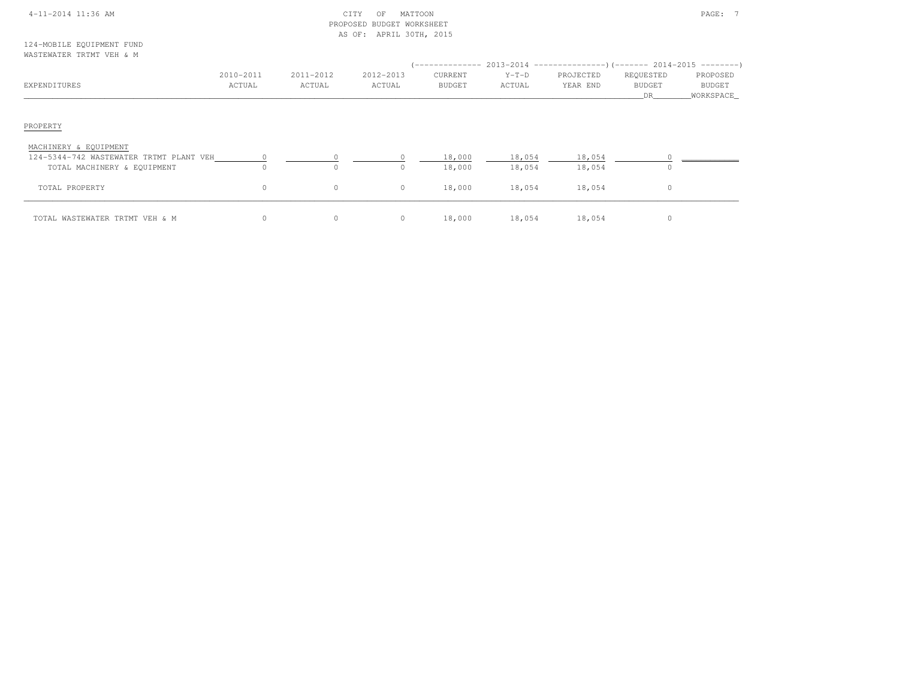CITY OF MATTOON
PROPOSED BUDGET WORKSHEET
AS OF: APRIL 30TH, 2015

124-MOBILE EQUIPMENT FUND
WASTEWATER TRTMT VEH & M

| EXPENDITURES | 2010-2011 ACTUAL | 2011-2012 ACTUAL | 2012-2013 ACTUAL | 2013-2014 CURRENT BUDGET | 2013-2014 Y-T-D ACTUAL | 2013-2014 PROJECTED YEAR END | 2014-2015 REQUESTED BUDGET DR | 2014-2015 PROPOSED BUDGET WORKSPACE |
|---|---|---|---|---|---|---|---|---|
| **PROPERTY** | | | | | | | | |
| MACHINERY & EQUIPMENT | | | | | | | | |
| 124-5344-742 WASTEWATER TRTMT PLANT VEH | 0 | 0 | 0 | 18,000 | 18,054 | 18,054 | 0 | |
| TOTAL MACHINERY & EQUIPMENT | 0 | 0 | 0 | 18,000 | 18,054 | 18,054 | 0 | |
| TOTAL PROPERTY | 0 | 0 | 0 | 18,000 | 18,054 | 18,054 | 0 | |
| TOTAL WASTEWATER TRTMT VEH & M | 0 | 0 | 0 | 18,000 | 18,054 | 18,054 | 0 | |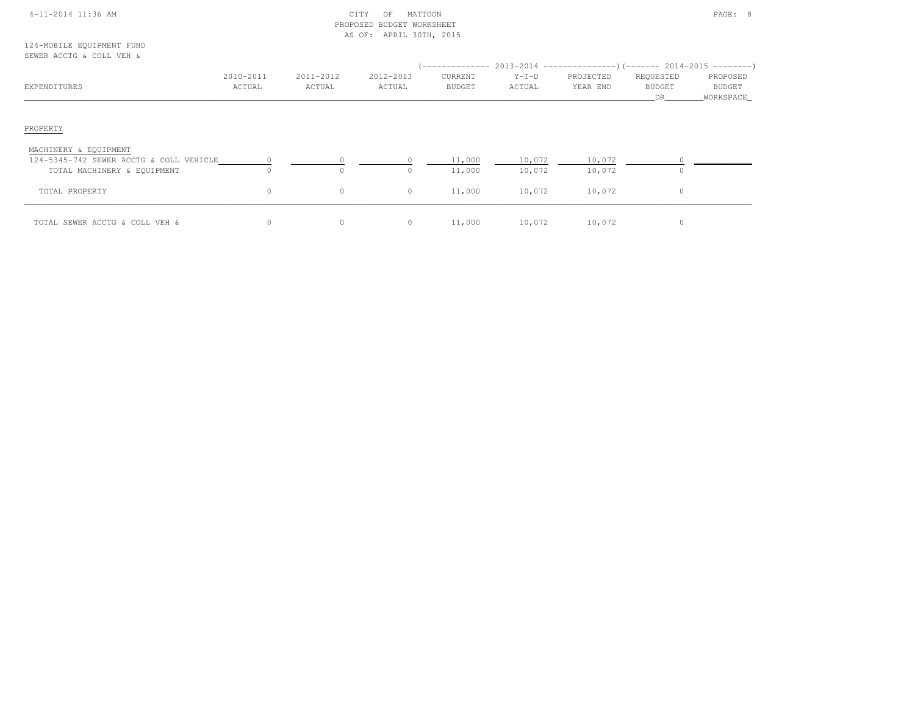CITY OF MATTOON
PROPOSED BUDGET WORKSHEET
AS OF: APRIL 30TH, 2015

124-MOBILE EQUIPMENT FUND
SEWER ACCTG & COLL VEH &

| EXPENDITURES | 2010-2011 ACTUAL | 2011-2012 ACTUAL | 2012-2013 ACTUAL | 2013-2014 CURRENT BUDGET | 2013-2014 Y-T-D ACTUAL | 2013-2014 PROJECTED YEAR END | 2014-2015 REQUESTED BUDGET DR | 2014-2015 PROPOSED BUDGET WORKSPACE |
|---|---|---|---|---|---|---|---|---|
| PROPERTY | | | | | | | | |
| MACHINERY & EQUIPMENT | | | | | | | | |
| 124-5345-742 SEWER ACCTG & COLL VEHICLE | 0 | 0 | 0 | 11,000 | 10,072 | 10,072 | 0 | |
| TOTAL MACHINERY & EQUIPMENT | 0 | 0 | 0 | 11,000 | 10,072 | 10,072 | 0 | |
| TOTAL PROPERTY | 0 | 0 | 0 | 11,000 | 10,072 | 10,072 | 0 | |
| TOTAL SEWER ACCTG & COLL VEH & | 0 | 0 | 0 | 11,000 | 10,072 | 10,072 | 0 | |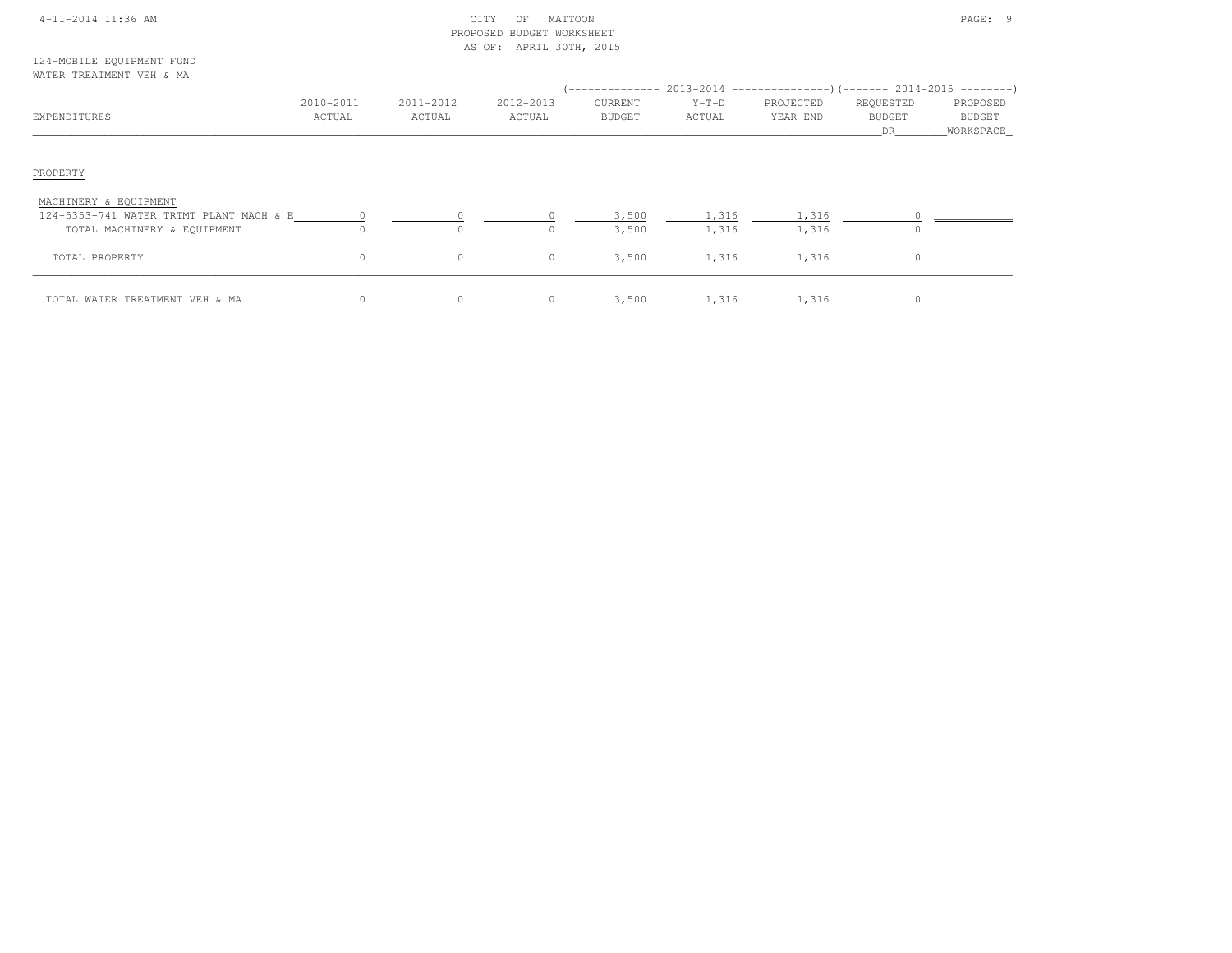CITY OF MATTOON
PROPOSED BUDGET WORKSHEET
AS OF: APRIL 30TH, 2015

124-MOBILE EQUIPMENT FUND
WATER TREATMENT VEH & MA

| EXPENDITURES | 2010-2011 ACTUAL | 2011-2012 ACTUAL | 2012-2013 ACTUAL | 2013-2014 CURRENT BUDGET | 2013-2014 Y-T-D ACTUAL | 2013-2014 PROJECTED YEAR END | 2014-2015 REQUESTED BUDGET DR | 2014-2015 PROPOSED BUDGET WORKSPACE |
|---|---|---|---|---|---|---|---|---|
| PROPERTY | | | | | | | | |
| MACHINERY & EQUIPMENT | | | | | | | | |
| 124-5353-741 WATER TRTMT PLANT MACH & E | 0 | 0 | 0 | 3,500 | 1,316 | 1,316 | 0 | |
| TOTAL MACHINERY & EQUIPMENT | 0 | 0 | 0 | 3,500 | 1,316 | 1,316 | 0 | |
| TOTAL PROPERTY | 0 | 0 | 0 | 3,500 | 1,316 | 1,316 | 0 | |
| TOTAL WATER TREATMENT VEH & MA | 0 | 0 | 0 | 3,500 | 1,316 | 1,316 | 0 | |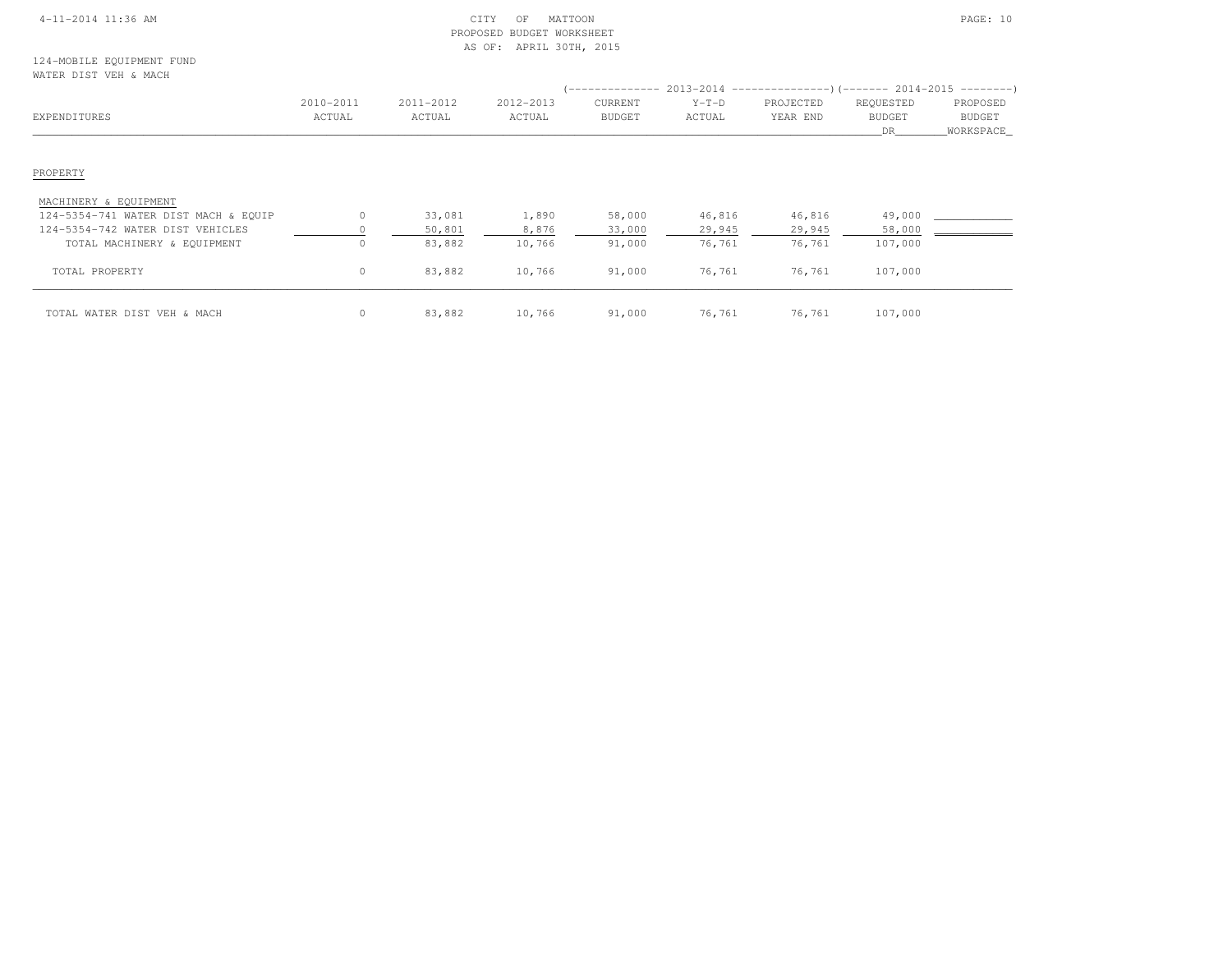CITY OF MATTOON
PROPOSED BUDGET WORKSHEET
AS OF: APRIL 30TH, 2015

124-MOBILE EQUIPMENT FUND
WATER DIST VEH & MACH

| EXPENDITURES | 2010-2011 ACTUAL | 2011-2012 ACTUAL | 2012-2013 ACTUAL | 2013-2014 CURRENT BUDGET | 2013-2014 Y-T-D ACTUAL | 2013-2014 PROJECTED YEAR END | 2014-2015 REQUESTED BUDGET DR | 2014-2015 PROPOSED BUDGET WORKSPACE |
|---|---|---|---|---|---|---|---|---|
| PROPERTY | | | | | | | | |
| MACHINERY & EQUIPMENT | | | | | | | | |
| 124-5354-741 WATER DIST MACH & EQUIP | 0 | 33,081 | 1,890 | 58,000 | 46,816 | 46,816 | 49,000 | |
| 124-5354-742 WATER DIST VEHICLES | 0 | 50,801 | 8,876 | 33,000 | 29,945 | 29,945 | 58,000 | |
| TOTAL MACHINERY & EQUIPMENT | 0 | 83,882 | 10,766 | 91,000 | 76,761 | 76,761 | 107,000 | |
| TOTAL PROPERTY | 0 | 83,882 | 10,766 | 91,000 | 76,761 | 76,761 | 107,000 | |
| TOTAL WATER DIST VEH & MACH | 0 | 83,882 | 10,766 | 91,000 | 76,761 | 76,761 | 107,000 | |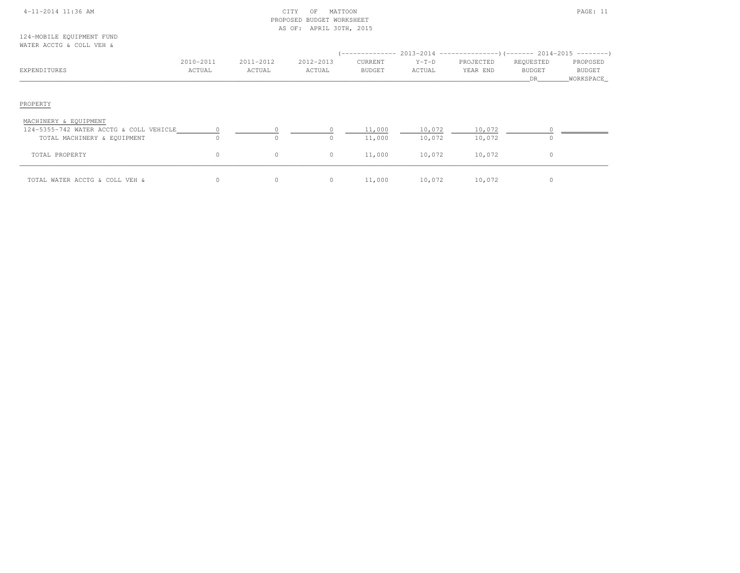CITY OF MATTOON
PROPOSED BUDGET WORKSHEET
AS OF: APRIL 30TH, 2015

124-MOBILE EQUIPMENT FUND
WATER ACCTG & COLL VEH &

| EXPENDITURES | 2010-2011 ACTUAL | 2011-2012 ACTUAL | 2012-2013 ACTUAL | 2013-2014 CURRENT BUDGET | 2013-2014 Y-T-D ACTUAL | 2013-2014 PROJECTED YEAR END | 2014-2015 REQUESTED BUDGET DR | 2014-2015 PROPOSED BUDGET WORKSPACE |
|---|---|---|---|---|---|---|---|---|
| PROPERTY | | | | | | | | |
| MACHINERY & EQUIPMENT | | | | | | | | |
| 124-5355-742 WATER ACCTG & COLL VEHICLE | 0 | 0 | 0 | 11,000 | 10,072 | 10,072 | 0 | |
| TOTAL MACHINERY & EQUIPMENT | 0 | 0 | 0 | 11,000 | 10,072 | 10,072 | 0 | |
| TOTAL PROPERTY | 0 | 0 | 0 | 11,000 | 10,072 | 10,072 | 0 | |
| TOTAL WATER ACCTG & COLL VEH & | 0 | 0 | 0 | 11,000 | 10,072 | 10,072 | 0 | |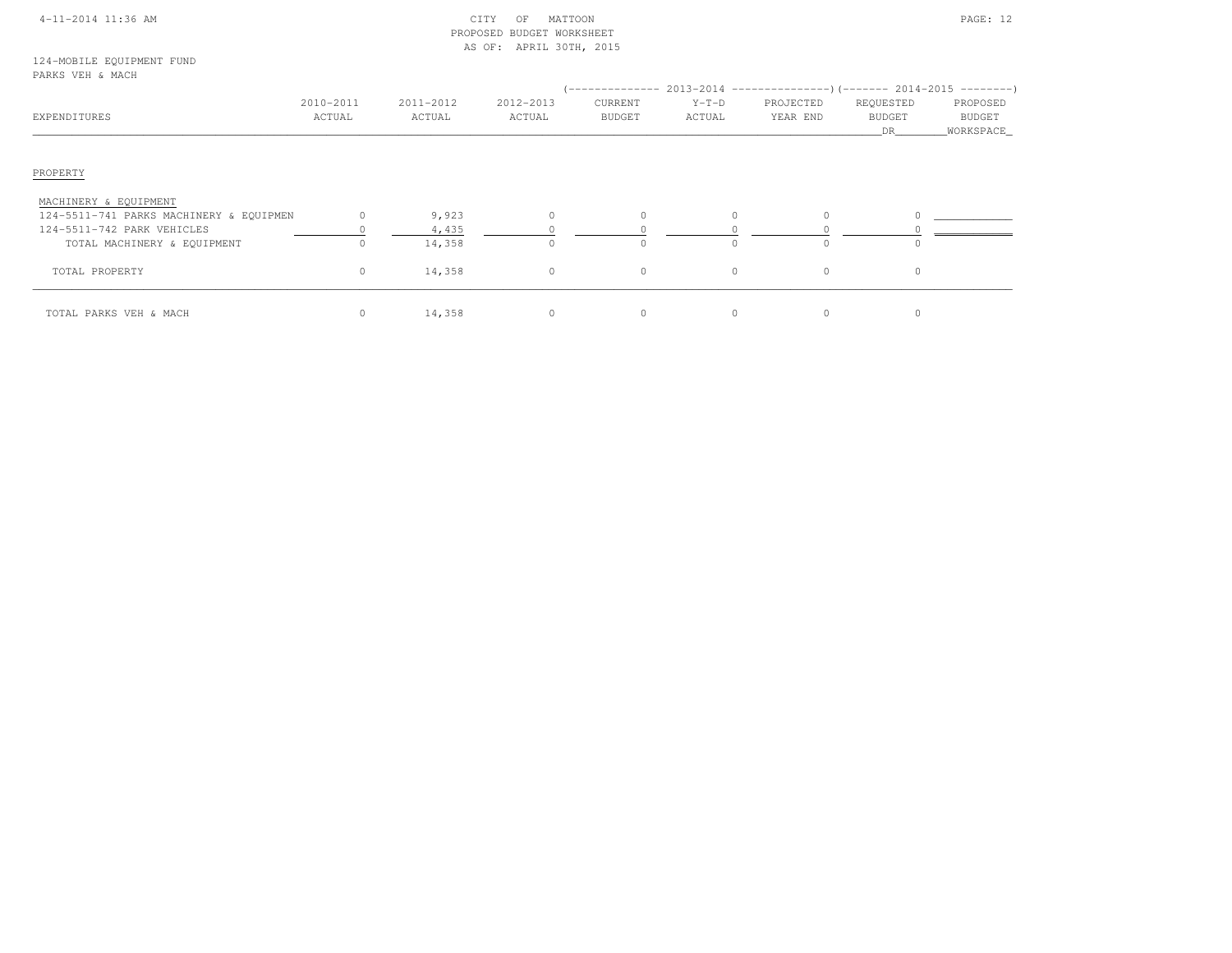CITY OF MATTOON
PROPOSED BUDGET WORKSHEET
AS OF: APRIL 30TH, 2015

124-MOBILE EQUIPMENT FUND
PARKS VEH & MACH

| EXPENDITURES | 2010-2011 ACTUAL | 2011-2012 ACTUAL | 2012-2013 ACTUAL | 2013-2014 CURRENT BUDGET | 2013-2014 Y-T-D ACTUAL | 2013-2014 PROJECTED YEAR END | 2014-2015 REQUESTED BUDGET DR | 2014-2015 PROPOSED BUDGET WORKSPACE |
|---|---|---|---|---|---|---|---|---|
| PROPERTY | | | | | | | | |
| MACHINERY & EQUIPMENT | | | | | | | | |
| 124-5511-741 PARKS MACHINERY & EQUIPMEN | 0 | 9,923 | 0 | 0 | 0 | 0 | 0 | |
| 124-5511-742 PARK VEHICLES | 0 | 4,435 | 0 | 0 | 0 | 0 | 0 | |
| TOTAL MACHINERY & EQUIPMENT | 0 | 14,358 | 0 | 0 | 0 | 0 | 0 | |
| TOTAL PROPERTY | 0 | 14,358 | 0 | 0 | 0 | 0 | 0 | |
| TOTAL PARKS VEH & MACH | 0 | 14,358 | 0 | 0 | 0 | 0 | 0 | |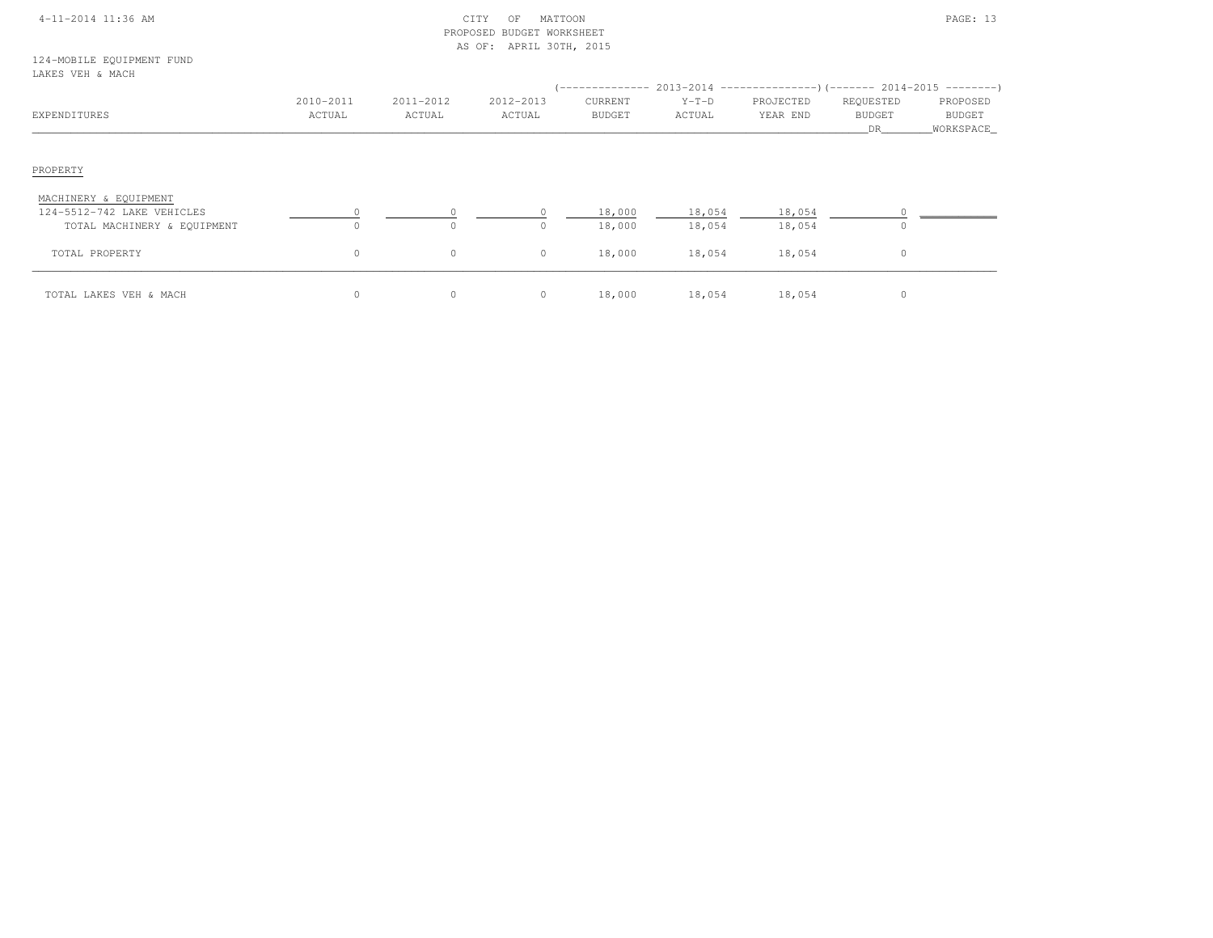CITY OF MATTOON
PROPOSED BUDGET WORKSHEET
AS OF: APRIL 30TH, 2015

124-MOBILE EQUIPMENT FUND
LAKES VEH & MACH

| | | | | 2013-2014 | | | 2014-2015 | |
|---|---|---|---|---|---|---|---|---|
| EXPENDITURES | 2010-2011 ACTUAL | 2011-2012 ACTUAL | 2012-2013 ACTUAL | CURRENT BUDGET | Y-T-D ACTUAL | PROJECTED YEAR END | REQUESTED BUDGET DR | PROPOSED BUDGET WORKSPACE |
| **PROPERTY** | | | | | | | | |
| MACHINERY & EQUIPMENT | | | | | | | | |
| 124-5512-742 LAKE VEHICLES | 0 | 0 | 0 | 18,000 | 18,054 | 18,054 | 0 | |
| TOTAL MACHINERY & EQUIPMENT | 0 | 0 | 0 | 18,000 | 18,054 | 18,054 | 0 | |
| TOTAL PROPERTY | 0 | 0 | 0 | 18,000 | 18,054 | 18,054 | 0 | |
| TOTAL LAKES VEH & MACH | 0 | 0 | 0 | 18,000 | 18,054 | 18,054 | 0 | |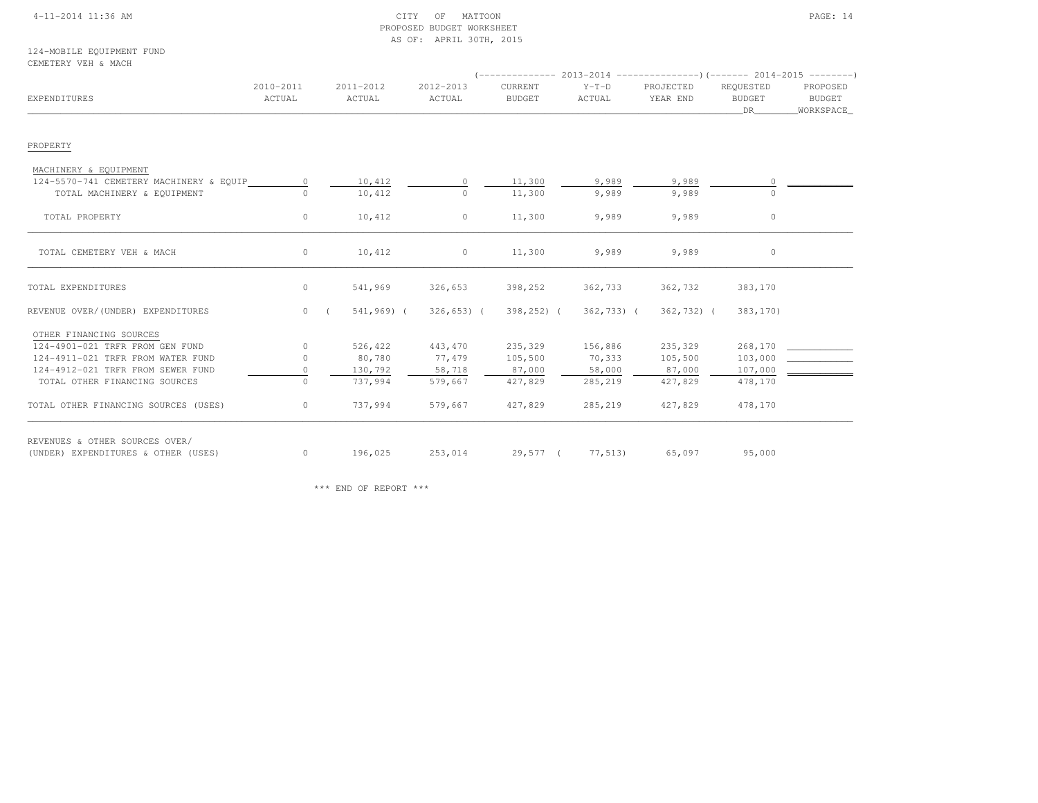CITY OF MATTOON
PROPOSED BUDGET WORKSHEET
AS OF: APRIL 30TH, 2015

124-MOBILE EQUIPMENT FUND
CEMETERY VEH & MACH

| EXPENDITURES | 2010-2011 ACTUAL | 2011-2012 ACTUAL | 2012-2013 ACTUAL | 2013-2014 CURRENT BUDGET | 2013-2014 Y-T-D ACTUAL | 2013-2014 PROJECTED YEAR END | 2014-2015 REQUESTED BUDGET DR | 2014-2015 PROPOSED BUDGET WORKSPACE |
|---|---|---|---|---|---|---|---|---|
| PROPERTY | | | | | | | | |
| MACHINERY & EQUIPMENT | | | | | | | | |
| 124-5570-741 CEMETERY MACHINERY & EQUIP | 0 | 10,412 | 0 | 11,300 | 9,989 | 9,989 | 0 | |
| TOTAL MACHINERY & EQUIPMENT | 0 | 10,412 | 0 | 11,300 | 9,989 | 9,989 | 0 | |
| TOTAL PROPERTY | 0 | 10,412 | 0 | 11,300 | 9,989 | 9,989 | 0 | |
| TOTAL CEMETERY VEH & MACH | 0 | 10,412 | 0 | 11,300 | 9,989 | 9,989 | 0 | |
| TOTAL EXPENDITURES | 0 | 541,969 | 326,653 | 398,252 | 362,733 | 362,732 | 383,170 | |
| REVENUE OVER/(UNDER) EXPENDITURES | 0 | (541,969) | (326,653) | (398,252) | (362,733) | (362,732) | (383,170) | |
| OTHER FINANCING SOURCES | | | | | | | | |
| 124-4901-021 TRFR FROM GEN FUND | 0 | 526,422 | 443,470 | 235,329 | 156,886 | 235,329 | 268,170 | |
| 124-4911-021 TRFR FROM WATER FUND | 0 | 80,780 | 77,479 | 105,500 | 70,333 | 105,500 | 103,000 | |
| 124-4912-021 TRFR FROM SEWER FUND | 0 | 130,792 | 58,718 | 87,000 | 58,000 | 87,000 | 107,000 | |
| TOTAL OTHER FINANCING SOURCES | 0 | 737,994 | 579,667 | 427,829 | 285,219 | 427,829 | 478,170 | |
| TOTAL OTHER FINANCING SOURCES (USES) | 0 | 737,994 | 579,667 | 427,829 | 285,219 | 427,829 | 478,170 | |
| REVENUES & OTHER SOURCES OVER/ (UNDER) EXPENDITURES & OTHER (USES) | 0 | 196,025 | 253,014 | 29,577 | (77,513) | 65,097 | 95,000 | |

\*\*\* END OF REPORT \*\*\*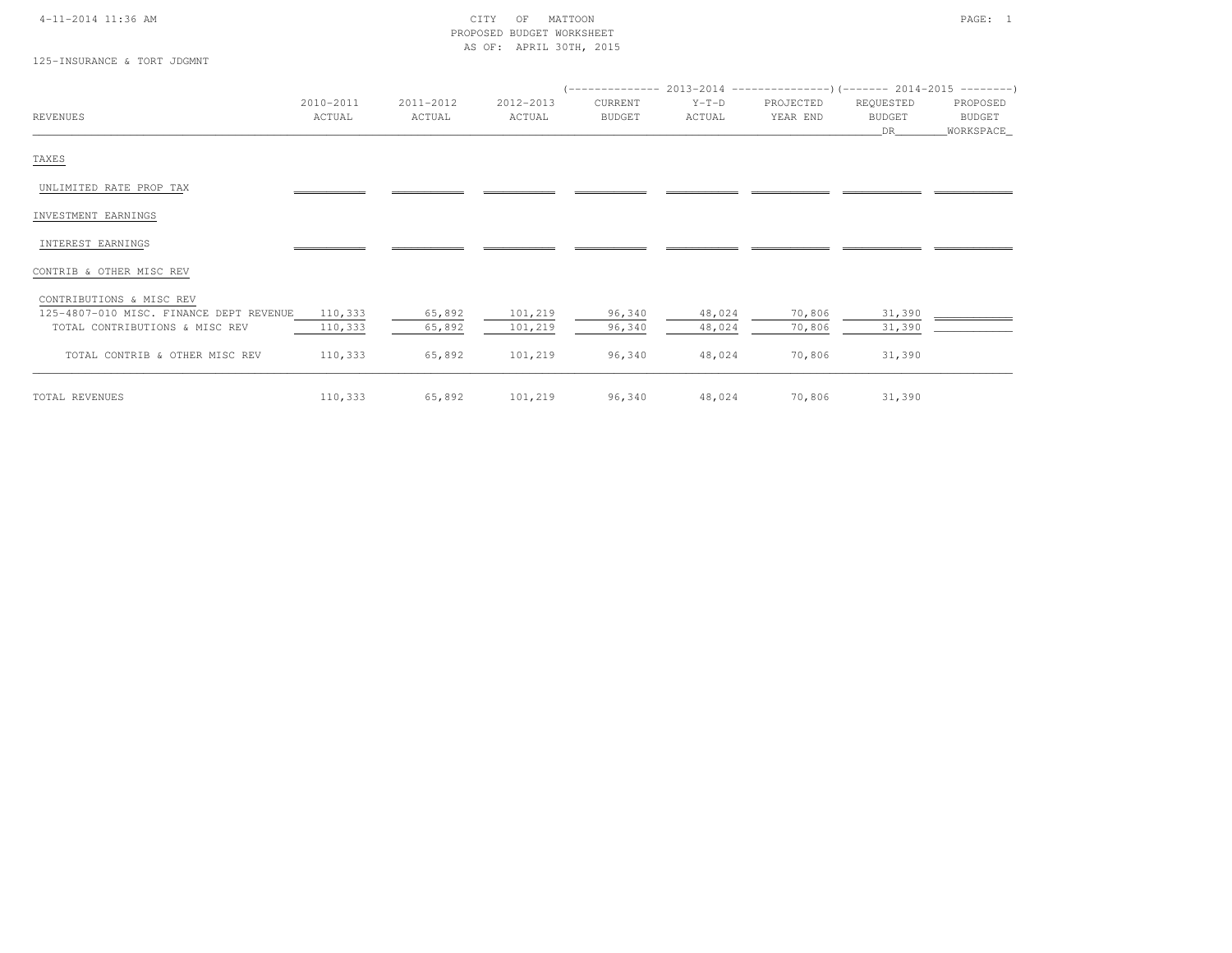4-11-2014 11:36 AM

CITY OF MATTOON
PROPOSED BUDGET WORKSHEET
AS OF: APRIL 30TH, 2015

125-INSURANCE & TORT JDGMNT

| REVENUES | 2010-2011 ACTUAL | 2011-2012 ACTUAL | 2012-2013 ACTUAL | 2013-2014 CURRENT BUDGET | 2013-2014 Y-T-D ACTUAL | 2013-2014 PROJECTED YEAR END | 2014-2015 REQUESTED BUDGET DR | 2014-2015 PROPOSED BUDGET WORKSPACE |
|---|---|---|---|---|---|---|---|---|
| TAXES | | | | | | | | |
| UNLIMITED RATE PROP TAX | | | | | | | | |
| INVESTMENT EARNINGS | | | | | | | | |
| INTEREST EARNINGS | | | | | | | | |
| CONTRIB & OTHER MISC REV | | | | | | | | |
| CONTRIBUTIONS & MISC REV | | | | | | | | |
| 125-4807-010 MISC. FINANCE DEPT REVENUE | 110,333 | 65,892 | 101,219 | 96,340 | 48,024 | 70,806 | 31,390 | |
| TOTAL CONTRIBUTIONS & MISC REV | 110,333 | 65,892 | 101,219 | 96,340 | 48,024 | 70,806 | 31,390 | |
| TOTAL CONTRIB & OTHER MISC REV | 110,333 | 65,892 | 101,219 | 96,340 | 48,024 | 70,806 | 31,390 | |
| TOTAL REVENUES | 110,333 | 65,892 | 101,219 | 96,340 | 48,024 | 70,806 | 31,390 | |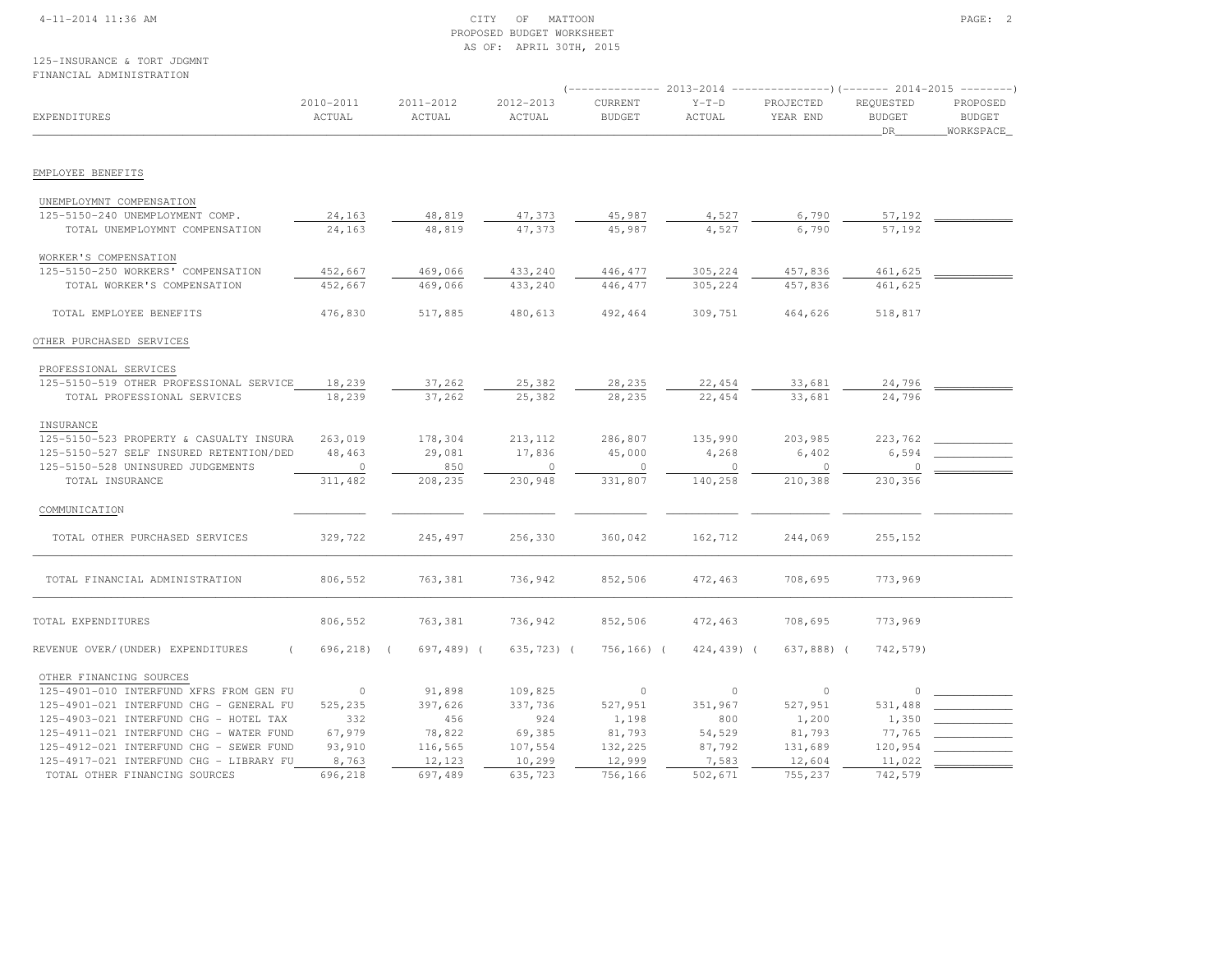CITY OF MATTOON
PROPOSED BUDGET WORKSHEET
AS OF: APRIL 30TH, 2015

125-INSURANCE & TORT JDGMNT
FINANCIAL ADMINISTRATION

| EXPENDITURES | 2010-2011 ACTUAL | 2011-2012 ACTUAL | 2012-2013 ACTUAL | 2013-2014 CURRENT BUDGET | 2013-2014 Y-T-D ACTUAL | 2013-2014 PROJECTED YEAR END | 2014-2015 REQUESTED BUDGET DR | 2014-2015 PROPOSED BUDGET WORKSPACE |
|---|---|---|---|---|---|---|---|---|
| **EMPLOYEE BENEFITS** | | | | | | | | |
| UNEMPLOYMNT COMPENSATION | | | | | | | | |
| 125-5150-240 UNEMPLOYMENT COMP. | 24,163 | 48,819 | 47,373 | 45,987 | 4,527 | 6,790 | 57,192 | |
| TOTAL UNEMPLOYMNT COMPENSATION | 24,163 | 48,819 | 47,373 | 45,987 | 4,527 | 6,790 | 57,192 | |
| WORKER'S COMPENSATION | | | | | | | | |
| 125-5150-250 WORKERS' COMPENSATION | 452,667 | 469,066 | 433,240 | 446,477 | 305,224 | 457,836 | 461,625 | |
| TOTAL WORKER'S COMPENSATION | 452,667 | 469,066 | 433,240 | 446,477 | 305,224 | 457,836 | 461,625 | |
| TOTAL EMPLOYEE BENEFITS | 476,830 | 517,885 | 480,613 | 492,464 | 309,751 | 464,626 | 518,817 | |
| **OTHER PURCHASED SERVICES** | | | | | | | | |
| PROFESSIONAL SERVICES | | | | | | | | |
| 125-5150-519 OTHER PROFESSIONAL SERVICE | 18,239 | 37,262 | 25,382 | 28,235 | 22,454 | 33,681 | 24,796 | |
| TOTAL PROFESSIONAL SERVICES | 18,239 | 37,262 | 25,382 | 28,235 | 22,454 | 33,681 | 24,796 | |
| INSURANCE | | | | | | | | |
| 125-5150-523 PROPERTY & CASUALTY INSURA | 263,019 | 178,304 | 213,112 | 286,807 | 135,990 | 203,985 | 223,762 | |
| 125-5150-527 SELF INSURED RETENTION/DED | 48,463 | 29,081 | 17,836 | 45,000 | 4,268 | 6,402 | 6,594 | |
| 125-5150-528 UNINSURED JUDGEMENTS | 0 | 850 | 0 | 0 | 0 | 0 | 0 | |
| TOTAL INSURANCE | 311,482 | 208,235 | 230,948 | 331,807 | 140,258 | 210,388 | 230,356 | |
| COMMUNICATION | | | | | | | | |
| TOTAL OTHER PURCHASED SERVICES | 329,722 | 245,497 | 256,330 | 360,042 | 162,712 | 244,069 | 255,152 | |
| TOTAL FINANCIAL ADMINISTRATION | 806,552 | 763,381 | 736,942 | 852,506 | 472,463 | 708,695 | 773,969 | |
| TOTAL EXPENDITURES | 806,552 | 763,381 | 736,942 | 852,506 | 472,463 | 708,695 | 773,969 | |
| REVENUE OVER/(UNDER) EXPENDITURES | ( 696,218) | ( 697,489) | ( 635,723) | ( 756,166) | ( 424,439) | ( 637,888) | ( 742,579) | |
| OTHER FINANCING SOURCES | | | | | | | | |
| 125-4901-010 INTERFUND XFRS FROM GEN FU | 0 | 91,898 | 109,825 | 0 | 0 | 0 | 0 | |
| 125-4901-021 INTERFUND CHG - GENERAL FU | 525,235 | 397,626 | 337,736 | 527,951 | 351,967 | 527,951 | 531,488 | |
| 125-4903-021 INTERFUND CHG - HOTEL TAX | 332 | 456 | 924 | 1,198 | 800 | 1,200 | 1,350 | |
| 125-4911-021 INTERFUND CHG - WATER FUND | 67,979 | 78,822 | 69,385 | 81,793 | 54,529 | 81,793 | 77,765 | |
| 125-4912-021 INTERFUND CHG - SEWER FUND | 93,910 | 116,565 | 107,554 | 132,225 | 87,792 | 131,689 | 120,954 | |
| 125-4917-021 INTERFUND CHG - LIBRARY FU | 8,763 | 12,123 | 10,299 | 12,999 | 7,583 | 12,604 | 11,022 | |
| TOTAL OTHER FINANCING SOURCES | 696,218 | 697,489 | 635,723 | 756,166 | 502,671 | 755,237 | 742,579 | |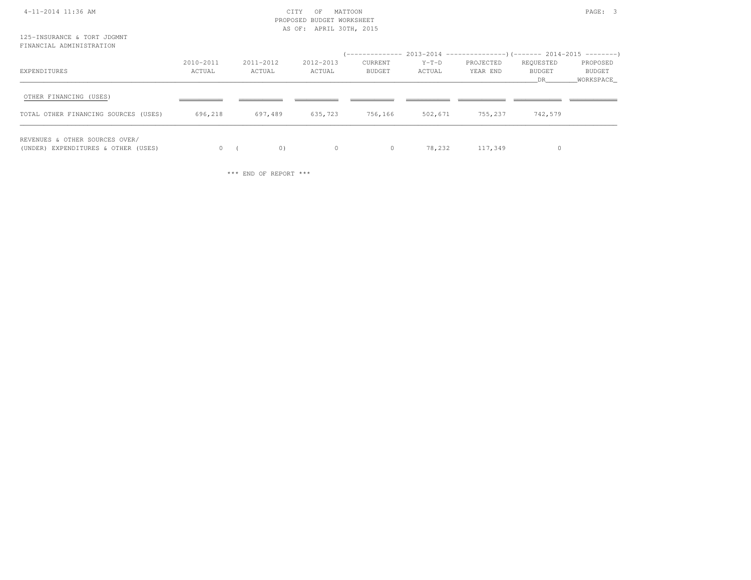CITY OF MATTOON
PROPOSED BUDGET WORKSHEET
AS OF: APRIL 30TH, 2015

125-INSURANCE & TORT JDGMNT
FINANCIAL ADMINISTRATION

| EXPENDITURES | 2010-2011 ACTUAL | 2011-2012 ACTUAL | 2012-2013 ACTUAL | 2013-2014 CURRENT BUDGET | 2013-2014 Y-T-D ACTUAL | 2013-2014 PROJECTED YEAR END | 2014-2015 REQUESTED BUDGET DR | 2014-2015 PROPOSED BUDGET WORKSPACE |
|---|---|---|---|---|---|---|---|---|
| OTHER FINANCING (USES) | | | | | | | | |
| TOTAL OTHER FINANCING SOURCES (USES) | 696,218 | 697,489 | 635,723 | 756,166 | 502,671 | 755,237 | 742,579 | |
| REVENUES & OTHER SOURCES OVER/ (UNDER) EXPENDITURES & OTHER (USES) | 0 | ( 0) | 0 | 0 | 78,232 | 117,349 | 0 | |

*** END OF REPORT ***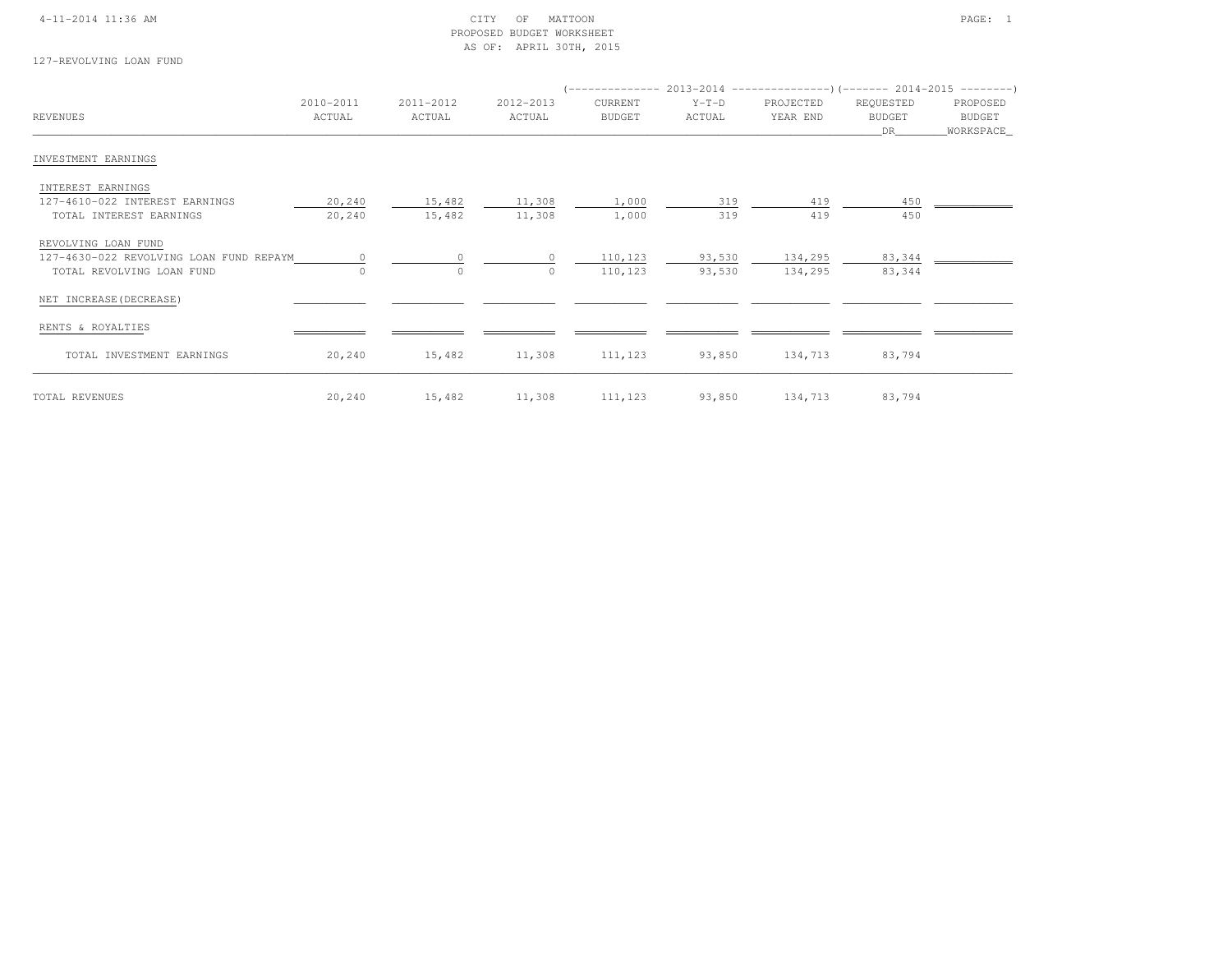CITY OF MATTOON
PROPOSED BUDGET WORKSHEET
AS OF: APRIL 30TH, 2015

127-REVOLVING LOAN FUND

| REVENUES | 2010-2011 ACTUAL | 2011-2012 ACTUAL | 2012-2013 ACTUAL | 2013-2014 CURRENT BUDGET | 2013-2014 Y-T-D ACTUAL | 2013-2014 PROJECTED YEAR END | 2014-2015 REQUESTED BUDGET DR | 2014-2015 PROPOSED BUDGET WORKSPACE |
|---|---|---|---|---|---|---|---|---|
| INVESTMENT EARNINGS | | | | | | | | |
| INTEREST EARNINGS | | | | | | | | |
| 127-4610-022 INTEREST EARNINGS | 20,240 | 15,482 | 11,308 | 1,000 | 319 | 419 | 450 | |
| TOTAL INTEREST EARNINGS | 20,240 | 15,482 | 11,308 | 1,000 | 319 | 419 | 450 | |
| REVOLVING LOAN FUND | | | | | | | | |
| 127-4630-022 REVOLVING LOAN FUND REPAYM | 0 | 0 | 0 | 110,123 | 93,530 | 134,295 | 83,344 | |
| TOTAL REVOLVING LOAN FUND | 0 | 0 | 0 | 110,123 | 93,530 | 134,295 | 83,344 | |
| NET INCREASE(DECREASE) | | | | | | | | |
| RENTS & ROYALTIES | | | | | | | | |
| TOTAL INVESTMENT EARNINGS | 20,240 | 15,482 | 11,308 | 111,123 | 93,850 | 134,713 | 83,794 | |
| TOTAL REVENUES | 20,240 | 15,482 | 11,308 | 111,123 | 93,850 | 134,713 | 83,794 | |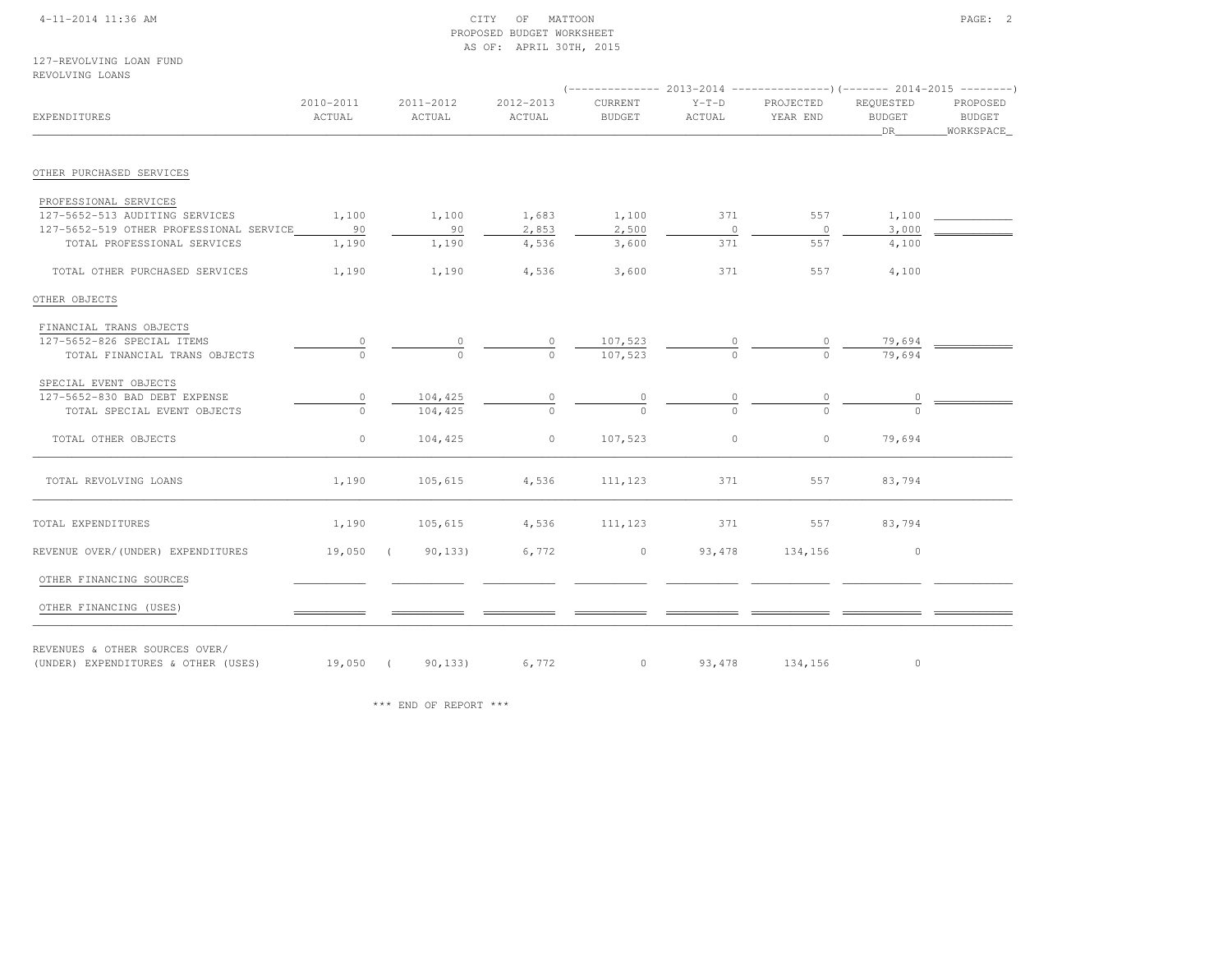CITY OF MATTOON
PROPOSED BUDGET WORKSHEET
AS OF: APRIL 30TH, 2015

127-REVOLVING LOAN FUND
REVOLVING LOANS

| EXPENDITURES | 2010-2011 ACTUAL | 2011-2012 ACTUAL | 2012-2013 ACTUAL | 2013-2014 CURRENT BUDGET | 2013-2014 Y-T-D ACTUAL | 2013-2014 PROJECTED YEAR END | 2014-2015 REQUESTED BUDGET DR | 2014-2015 PROPOSED BUDGET WORKSPACE |
|---|---|---|---|---|---|---|---|---|
| **OTHER PURCHASED SERVICES** | | | | | | | | |
| PROFESSIONAL SERVICES | | | | | | | | |
| 127-5652-513 AUDITING SERVICES | 1,100 | 1,100 | 1,683 | 1,100 | 371 | 557 | 1,100 | |
| 127-5652-519 OTHER PROFESSIONAL SERVICE | 90 | 90 | 2,853 | 2,500 | 0 | 0 | 3,000 | |
| TOTAL PROFESSIONAL SERVICES | 1,190 | 1,190 | 4,536 | 3,600 | 371 | 557 | 4,100 | |
| TOTAL OTHER PURCHASED SERVICES | 1,190 | 1,190 | 4,536 | 3,600 | 371 | 557 | 4,100 | |
| **OTHER OBJECTS** | | | | | | | | |
| FINANCIAL TRANS OBJECTS | | | | | | | | |
| 127-5652-826 SPECIAL ITEMS | 0 | 0 | 0 | 107,523 | 0 | 0 | 79,694 | |
| TOTAL FINANCIAL TRANS OBJECTS | 0 | 0 | 0 | 107,523 | 0 | 0 | 79,694 | |
| SPECIAL EVENT OBJECTS | | | | | | | | |
| 127-5652-830 BAD DEBT EXPENSE | 0 | 104,425 | 0 | 0 | 0 | 0 | 0 | |
| TOTAL SPECIAL EVENT OBJECTS | 0 | 104,425 | 0 | 0 | 0 | 0 | 0 | |
| TOTAL OTHER OBJECTS | 0 | 104,425 | 0 | 107,523 | 0 | 0 | 79,694 | |
| TOTAL REVOLVING LOANS | 1,190 | 105,615 | 4,536 | 111,123 | 371 | 557 | 83,794 | |
| TOTAL EXPENDITURES | 1,190 | 105,615 | 4,536 | 111,123 | 371 | 557 | 83,794 | |
| REVENUE OVER/(UNDER) EXPENDITURES | 19,050 | ( 90,133) | 6,772 | 0 | 93,478 | 134,156 | 0 | |
| OTHER FINANCING SOURCES | | | | | | | | |
| OTHER FINANCING (USES) | | | | | | | | |
| REVENUES & OTHER SOURCES OVER/ (UNDER) EXPENDITURES & OTHER (USES) | 19,050 | ( 90,133) | 6,772 | 0 | 93,478 | 134,156 | 0 | |

*** END OF REPORT ***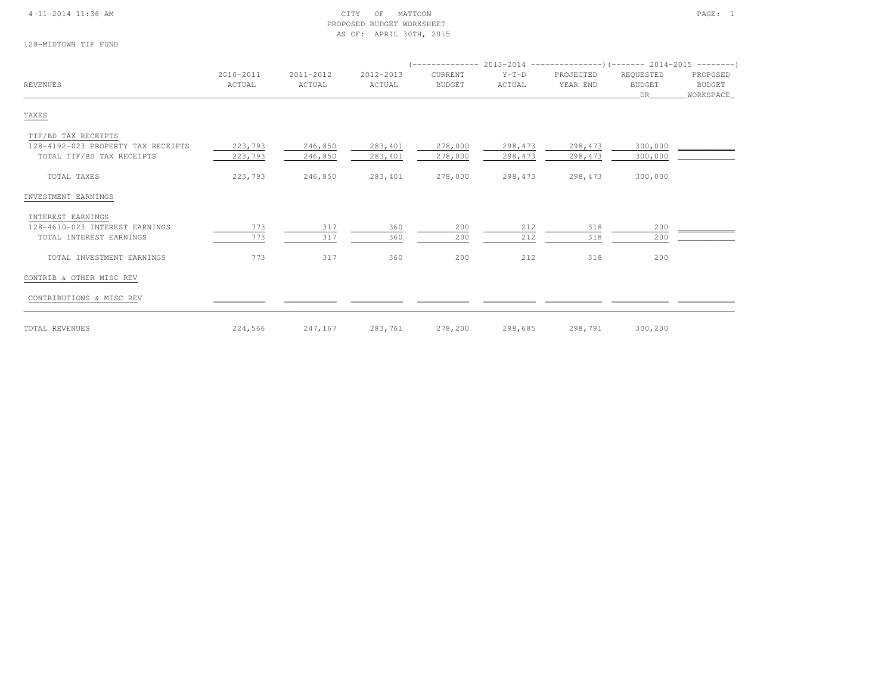CITY OF MATTOON
PROPOSED BUDGET WORKSHEET
AS OF: APRIL 30TH, 2015

128-MIDTOWN TIF FUND

| REVENUES | 2010-2011 ACTUAL | 2011-2012 ACTUAL | 2012-2013 ACTUAL | 2013-2014 CURRENT BUDGET | 2013-2014 Y-T-D ACTUAL | 2013-2014 PROJECTED YEAR END | 2014-2015 REQUESTED BUDGET DR | 2014-2015 PROPOSED BUDGET WORKSPACE |
|---|---|---|---|---|---|---|---|---|
| **TAXES** | | | | | | | | |
| TIF/BD TAX RECEIPTS | | | | | | | | |
| 128-4192-023 PROPERTY TAX RECEIPTS | 223,793 | 246,850 | 283,401 | 278,000 | 298,473 | 298,473 | 300,000 | |
| TOTAL TIF/BD TAX RECEIPTS | 223,793 | 246,850 | 283,401 | 278,000 | 298,473 | 298,473 | 300,000 | |
| TOTAL TAXES | 223,793 | 246,850 | 283,401 | 278,000 | 298,473 | 298,473 | 300,000 | |
| **INVESTMENT EARNINGS** | | | | | | | | |
| INTEREST EARNINGS | | | | | | | | |
| 128-4610-023 INTEREST EARNINGS | 773 | 317 | 360 | 200 | 212 | 318 | 200 | |
| TOTAL INTEREST EARNINGS | 773 | 317 | 360 | 200 | 212 | 318 | 200 | |
| TOTAL INVESTMENT EARNINGS | 773 | 317 | 360 | 200 | 212 | 318 | 200 | |
| **CONTRIB & OTHER MISC REV** | | | | | | | | |
| CONTRIBUTIONS & MISC REV | | | | | | | | |
| TOTAL REVENUES | 224,566 | 247,167 | 283,761 | 278,200 | 298,685 | 298,791 | 300,200 | |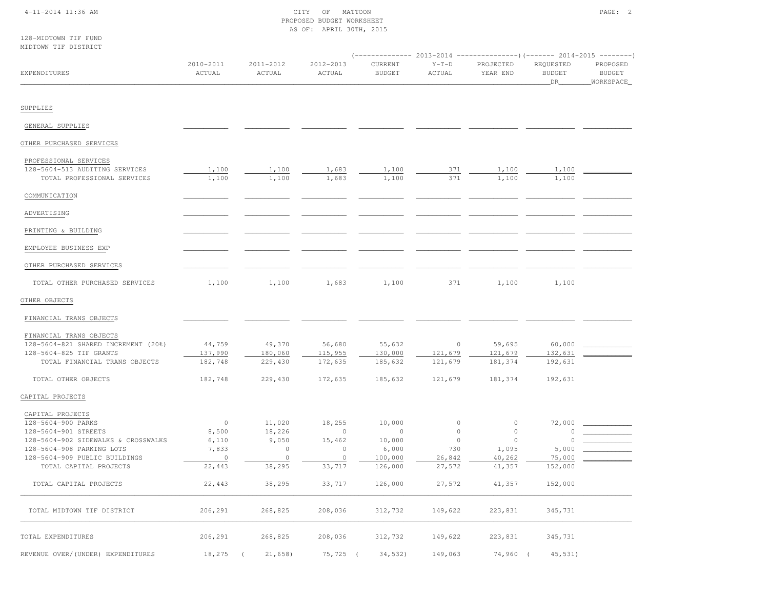CITY OF MATTOON
PROPOSED BUDGET WORKSHEET
AS OF: APRIL 30TH, 2015

128-MIDTOWN TIF FUND
MIDTOWN TIF DISTRICT

| EXPENDITURES | 2010-2011 ACTUAL | 2011-2012 ACTUAL | 2012-2013 ACTUAL | 2013-2014 CURRENT BUDGET | 2013-2014 Y-T-D ACTUAL | 2013-2014 PROJECTED YEAR END | 2014-2015 REQUESTED BUDGET DR | 2014-2015 PROPOSED BUDGET WORKSPACE |
|---|---|---|---|---|---|---|---|---|
| SUPPLIES | | | | | | | | |
| GENERAL SUPPLIES | | | | | | | | |
| OTHER PURCHASED SERVICES | | | | | | | | |
| PROFESSIONAL SERVICES | | | | | | | | |
| 128-5604-513 AUDITING SERVICES | 1,100 | 1,100 | 1,683 | 1,100 | 371 | 1,100 | 1,100 | |
| TOTAL PROFESSIONAL SERVICES | 1,100 | 1,100 | 1,683 | 1,100 | 371 | 1,100 | 1,100 | |
| COMMUNICATION | | | | | | | | |
| ADVERTISING | | | | | | | | |
| PRINTING & BUILDING | | | | | | | | |
| EMPLOYEE BUSINESS EXP | | | | | | | | |
| OTHER PURCHASED SERVICES | | | | | | | | |
| TOTAL OTHER PURCHASED SERVICES | 1,100 | 1,100 | 1,683 | 1,100 | 371 | 1,100 | 1,100 | |
| OTHER OBJECTS | | | | | | | | |
| FINANCIAL TRANS OBJECTS | | | | | | | | |
| FINANCIAL TRANS OBJECTS | | | | | | | | |
| 128-5604-821 SHARED INCREMENT (20%) | 44,759 | 49,370 | 56,680 | 55,632 | 0 | 59,695 | 60,000 | |
| 128-5604-825 TIF GRANTS | 137,990 | 180,060 | 115,955 | 130,000 | 121,679 | 121,679 | 132,631 | |
| TOTAL FINANCIAL TRANS OBJECTS | 182,748 | 229,430 | 172,635 | 185,632 | 121,679 | 181,374 | 192,631 | |
| TOTAL OTHER OBJECTS | 182,748 | 229,430 | 172,635 | 185,632 | 121,679 | 181,374 | 192,631 | |
| CAPITAL PROJECTS | | | | | | | | |
| CAPITAL PROJECTS | | | | | | | | |
| 128-5604-900 PARKS | 0 | 11,020 | 18,255 | 10,000 | 0 | 0 | 72,000 | |
| 128-5604-901 STREETS | 8,500 | 18,226 | 0 | 0 | 0 | 0 | 0 | |
| 128-5604-902 SIDEWALKS & CROSSWALKS | 6,110 | 9,050 | 15,462 | 10,000 | 0 | 0 | 0 | |
| 128-5604-908 PARKING LOTS | 7,833 | 0 | 0 | 6,000 | 730 | 1,095 | 5,000 | |
| 128-5604-909 PUBLIC BUILDINGS | 0 | 0 | 0 | 100,000 | 26,842 | 40,262 | 75,000 | |
| TOTAL CAPITAL PROJECTS | 22,443 | 38,295 | 33,717 | 126,000 | 27,572 | 41,357 | 152,000 | |
| TOTAL CAPITAL PROJECTS | 22,443 | 38,295 | 33,717 | 126,000 | 27,572 | 41,357 | 152,000 | |
| TOTAL MIDTOWN TIF DISTRICT | 206,291 | 268,825 | 208,036 | 312,732 | 149,622 | 223,831 | 345,731 | |
| TOTAL EXPENDITURES | 206,291 | 268,825 | 208,036 | 312,732 | 149,622 | 223,831 | 345,731 | |
| REVENUE OVER/(UNDER) EXPENDITURES | 18,275 | ( 21,658) | 75,725 | ( 34,532) | 149,063 | 74,960 | ( 45,531) | |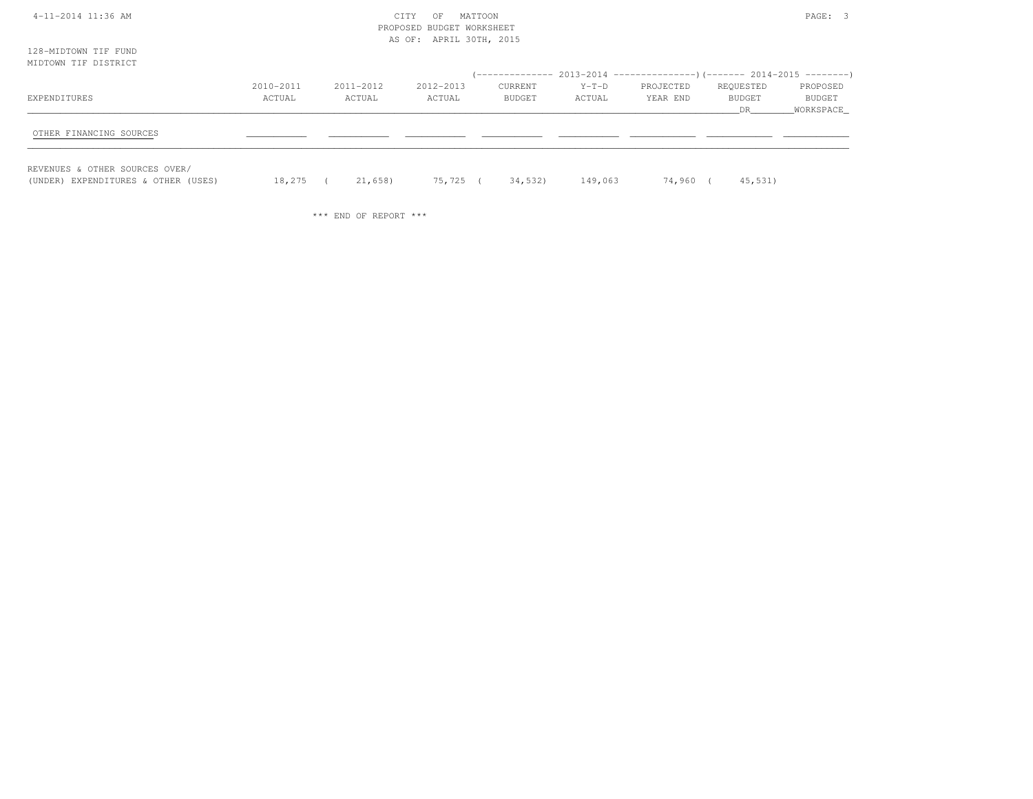CITY OF MATTOON
PROPOSED BUDGET WORKSHEET
AS OF: APRIL 30TH, 2015

128-MIDTOWN TIF FUND
MIDTOWN TIF DISTRICT

| EXPENDITURES | 2010-2011 ACTUAL | 2011-2012 ACTUAL | 2012-2013 ACTUAL | 2013-2014 CURRENT BUDGET | 2013-2014 Y-T-D ACTUAL | 2013-2014 PROJECTED YEAR END | 2014-2015 REQUESTED BUDGET DR | 2014-2015 PROPOSED BUDGET WORKSPACE |
|---|---|---|---|---|---|---|---|---|
| OTHER FINANCING SOURCES | | | | | | | | |
| REVENUES & OTHER SOURCES OVER/ (UNDER) EXPENDITURES & OTHER (USES) | 18,275 | ( 21,658) | 75,725 | ( 34,532) | 149,063 | 74,960 | ( 45,531) | |

*** END OF REPORT ***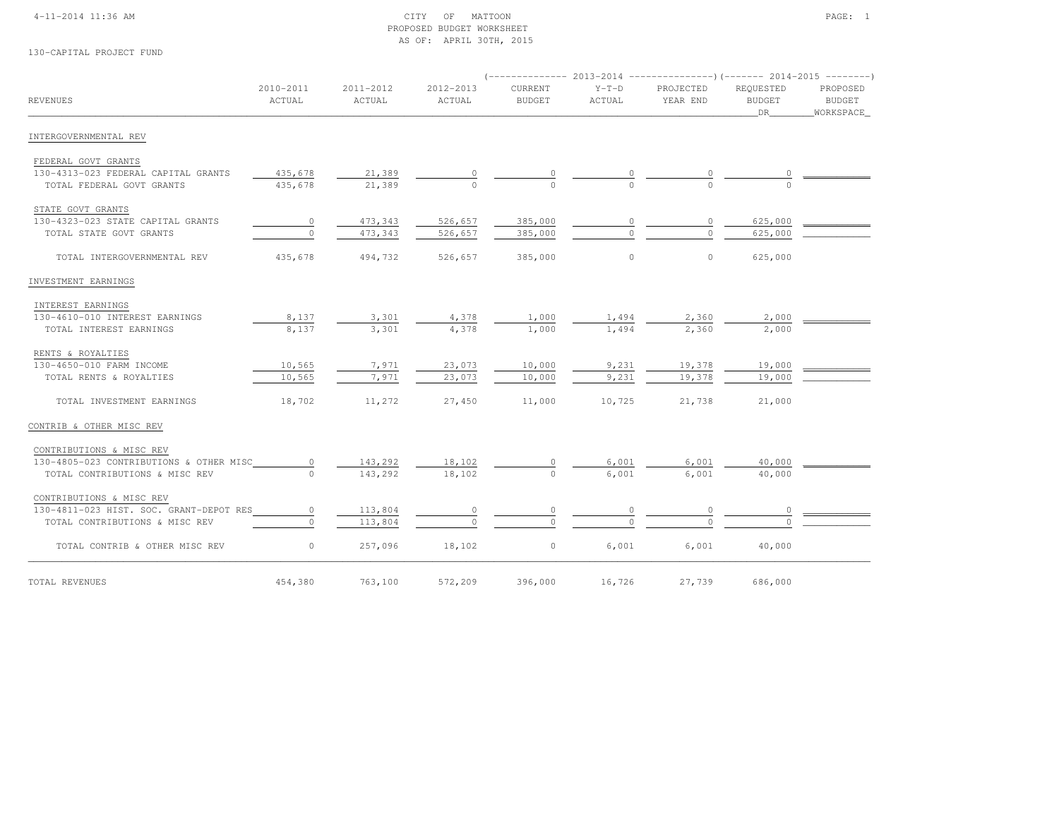CITY OF MATTOON
PROPOSED BUDGET WORKSHEET
AS OF: APRIL 30TH, 2015

130-CAPITAL PROJECT FUND

| REVENUES | 2010-2011 ACTUAL | 2011-2012 ACTUAL | 2012-2013 ACTUAL | 2013-2014 CURRENT BUDGET | 2013-2014 Y-T-D ACTUAL | 2013-2014 PROJECTED YEAR END | 2014-2015 REQUESTED BUDGET DR | 2014-2015 PROPOSED BUDGET WORKSPACE |
|---|---|---|---|---|---|---|---|---|
| **INTERGOVERNMENTAL REV** | | | | | | | | |
| FEDERAL GOVT GRANTS | | | | | | | | |
| 130-4313-023 FEDERAL CAPITAL GRANTS | 435,678 | 21,389 | 0 | 0 | 0 | 0 | 0 | |
| TOTAL FEDERAL GOVT GRANTS | 435,678 | 21,389 | 0 | 0 | 0 | 0 | 0 | |
| STATE GOVT GRANTS | | | | | | | | |
| 130-4323-023 STATE CAPITAL GRANTS | 0 | 473,343 | 526,657 | 385,000 | 0 | 0 | 625,000 | |
| TOTAL STATE GOVT GRANTS | 0 | 473,343 | 526,657 | 385,000 | 0 | 0 | 625,000 | |
| TOTAL INTERGOVERNMENTAL REV | 435,678 | 494,732 | 526,657 | 385,000 | 0 | 0 | 625,000 | |
| **INVESTMENT EARNINGS** | | | | | | | | |
| INTEREST EARNINGS | | | | | | | | |
| 130-4610-010 INTEREST EARNINGS | 8,137 | 3,301 | 4,378 | 1,000 | 1,494 | 2,360 | 2,000 | |
| TOTAL INTEREST EARNINGS | 8,137 | 3,301 | 4,378 | 1,000 | 1,494 | 2,360 | 2,000 | |
| RENTS & ROYALTIES | | | | | | | | |
| 130-4650-010 FARM INCOME | 10,565 | 7,971 | 23,073 | 10,000 | 9,231 | 19,378 | 19,000 | |
| TOTAL RENTS & ROYALTIES | 10,565 | 7,971 | 23,073 | 10,000 | 9,231 | 19,378 | 19,000 | |
| TOTAL INVESTMENT EARNINGS | 18,702 | 11,272 | 27,450 | 11,000 | 10,725 | 21,738 | 21,000 | |
| **CONTRIB & OTHER MISC REV** | | | | | | | | |
| CONTRIBUTIONS & MISC REV | | | | | | | | |
| 130-4805-023 CONTRIBUTIONS & OTHER MISC | 0 | 143,292 | 18,102 | 0 | 6,001 | 6,001 | 40,000 | |
| TOTAL CONTRIBUTIONS & MISC REV | 0 | 143,292 | 18,102 | 0 | 6,001 | 6,001 | 40,000 | |
| CONTRIBUTIONS & MISC REV | | | | | | | | |
| 130-4811-023 HIST. SOC. GRANT-DEPOT RES | 0 | 113,804 | 0 | 0 | 0 | 0 | 0 | |
| TOTAL CONTRIBUTIONS & MISC REV | 0 | 113,804 | 0 | 0 | 0 | 0 | 0 | |
| TOTAL CONTRIB & OTHER MISC REV | 0 | 257,096 | 18,102 | 0 | 6,001 | 6,001 | 40,000 | |
| **TOTAL REVENUES** | 454,380 | 763,100 | 572,209 | 396,000 | 16,726 | 27,739 | 686,000 | |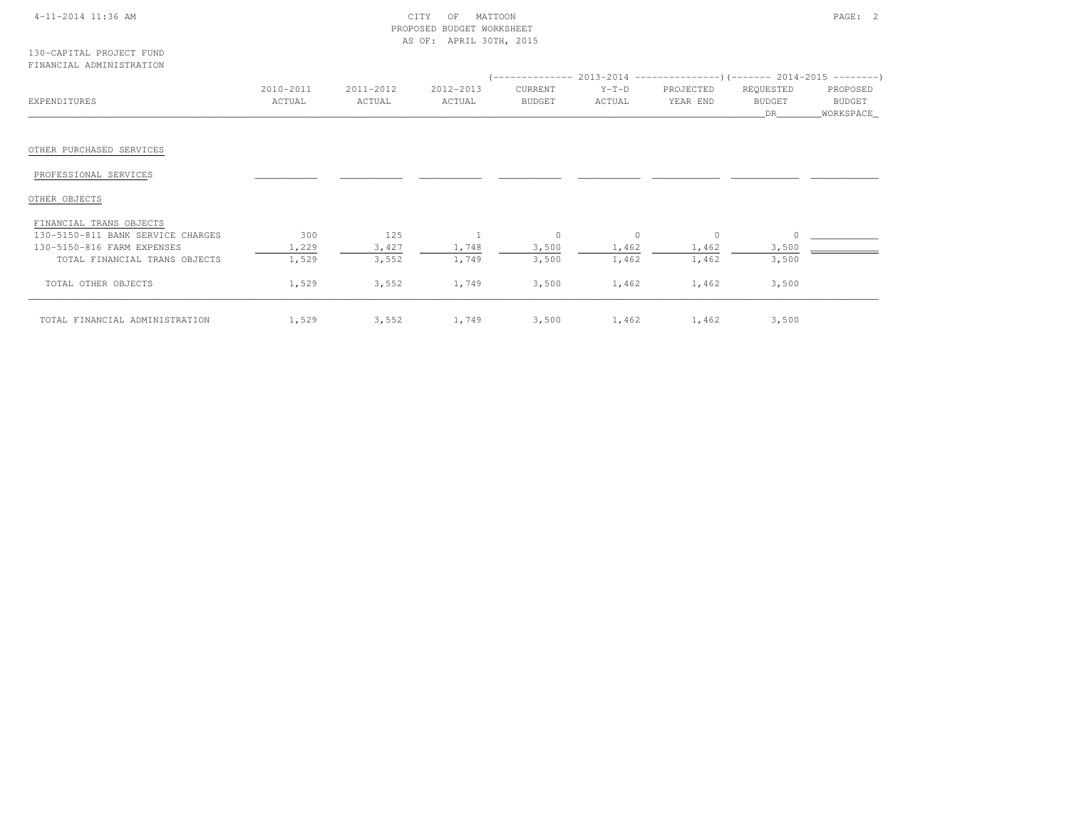CITY OF MATTOON
PROPOSED BUDGET WORKSHEET
AS OF: APRIL 30TH, 2015

130-CAPITAL PROJECT FUND
FINANCIAL ADMINISTRATION

| EXPENDITURES | 2010-2011 ACTUAL | 2011-2012 ACTUAL | 2012-2013 ACTUAL | 2013-2014 CURRENT BUDGET | 2013-2014 Y-T-D ACTUAL | 2013-2014 PROJECTED YEAR END | 2014-2015 REQUESTED BUDGET DR | 2014-2015 PROPOSED BUDGET WORKSPACE |
|---|---|---|---|---|---|---|---|---|
| OTHER PURCHASED SERVICES | | | | | | | | |
| PROFESSIONAL SERVICES | | | | | | | | |
| OTHER OBJECTS | | | | | | | | |
| FINANCIAL TRANS OBJECTS | | | | | | | | |
| 130-5150-811 BANK SERVICE CHARGES | 300 | 125 | 1 | 0 | 0 | 0 | 0 | |
| 130-5150-816 FARM EXPENSES | 1,229 | 3,427 | 1,748 | 3,500 | 1,462 | 1,462 | 3,500 | |
| TOTAL FINANCIAL TRANS OBJECTS | 1,529 | 3,552 | 1,749 | 3,500 | 1,462 | 1,462 | 3,500 | |
| TOTAL OTHER OBJECTS | 1,529 | 3,552 | 1,749 | 3,500 | 1,462 | 1,462 | 3,500 | |
| TOTAL FINANCIAL ADMINISTRATION | 1,529 | 3,552 | 1,749 | 3,500 | 1,462 | 1,462 | 3,500 | |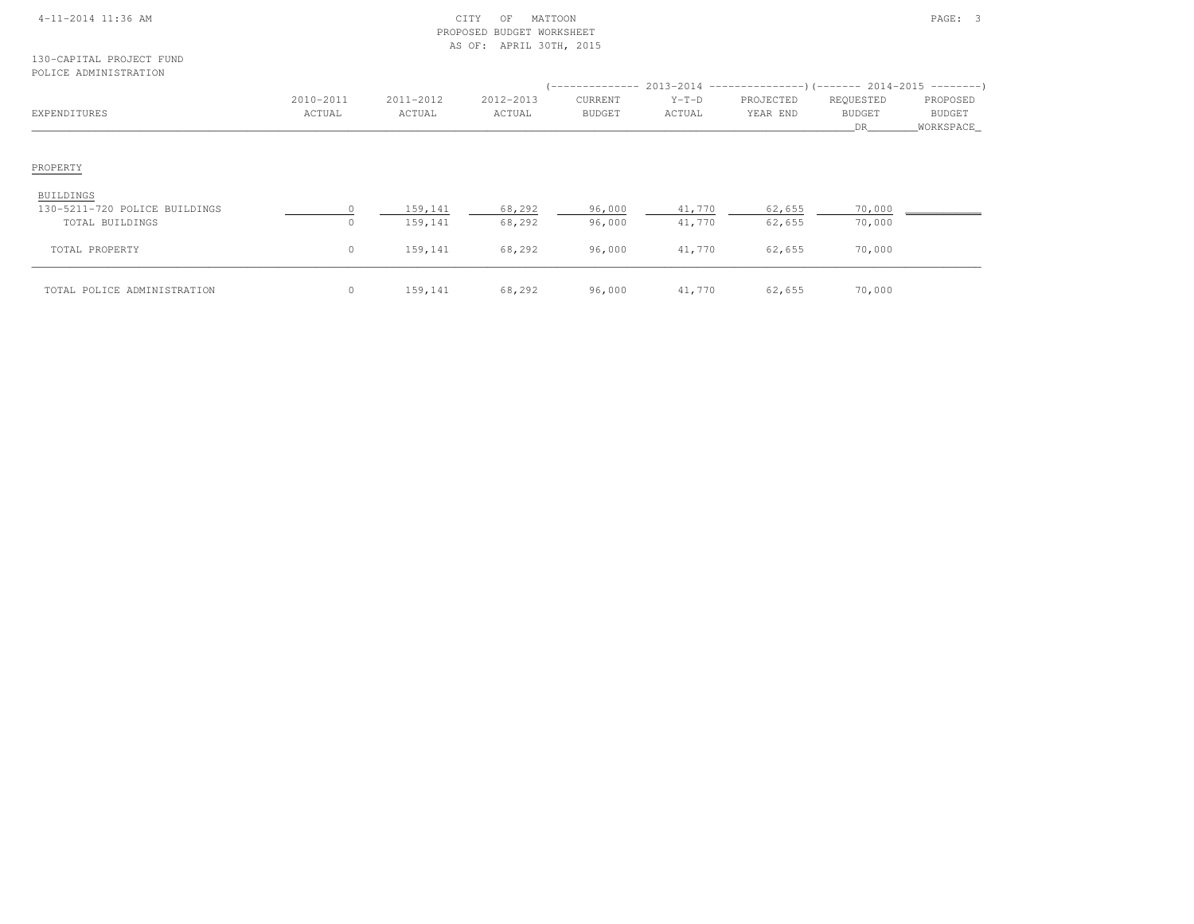CITY OF MATTOON
PROPOSED BUDGET WORKSHEET
AS OF: APRIL 30TH, 2015

130-CAPITAL PROJECT FUND
POLICE ADMINISTRATION

| EXPENDITURES | 2010-2011 ACTUAL | 2011-2012 ACTUAL | 2012-2013 ACTUAL | 2013-2014 CURRENT BUDGET | 2013-2014 Y-T-D ACTUAL | 2013-2014 PROJECTED YEAR END | 2014-2015 REQUESTED BUDGET DR | 2014-2015 PROPOSED BUDGET WORKSPACE |
|---|---|---|---|---|---|---|---|---|
| PROPERTY | | | | | | | | |
| BUILDINGS | | | | | | | | |
| 130-5211-720 POLICE BUILDINGS | 0 | 159,141 | 68,292 | 96,000 | 41,770 | 62,655 | 70,000 | |
| TOTAL BUILDINGS | 0 | 159,141 | 68,292 | 96,000 | 41,770 | 62,655 | 70,000 | |
| TOTAL PROPERTY | 0 | 159,141 | 68,292 | 96,000 | 41,770 | 62,655 | 70,000 | |
| TOTAL POLICE ADMINISTRATION | 0 | 159,141 | 68,292 | 96,000 | 41,770 | 62,655 | 70,000 | |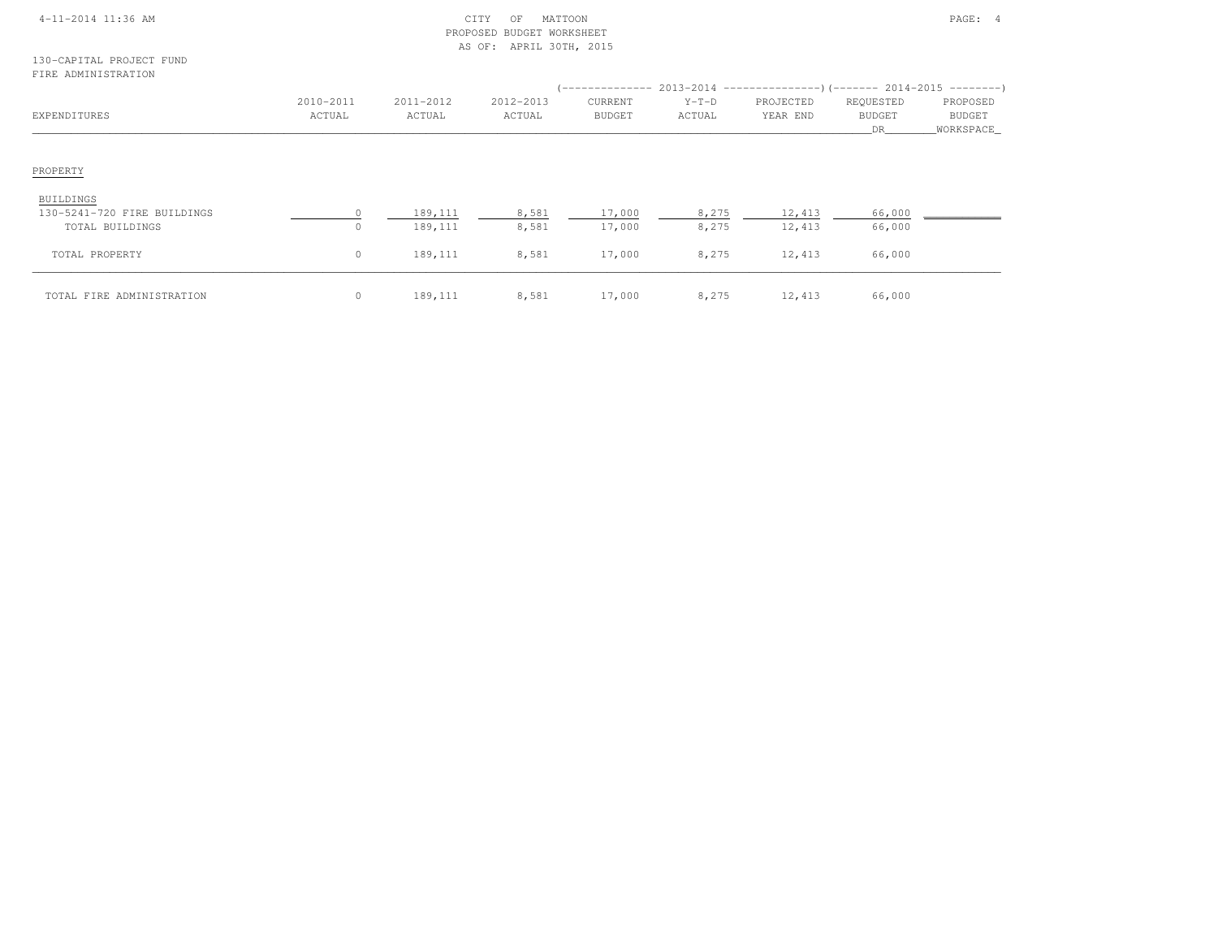CITY OF MATTOON
PROPOSED BUDGET WORKSHEET
AS OF: APRIL 30TH, 2015

4-11-2014 11:36 AM

130-CAPITAL PROJECT FUND
FIRE ADMINISTRATION

| EXPENDITURES | 2010-2011 ACTUAL | 2011-2012 ACTUAL | 2012-2013 ACTUAL | 2013-2014 CURRENT BUDGET | 2013-2014 Y-T-D ACTUAL | 2013-2014 PROJECTED YEAR END | 2014-2015 REQUESTED BUDGET DR | 2014-2015 PROPOSED BUDGET WORKSPACE |
|---|---|---|---|---|---|---|---|---|
| PROPERTY | | | | | | | | |
| BUILDINGS | | | | | | | | |
| 130-5241-720 FIRE BUILDINGS | 0 | 189,111 | 8,581 | 17,000 | 8,275 | 12,413 | 66,000 | |
| TOTAL BUILDINGS | 0 | 189,111 | 8,581 | 17,000 | 8,275 | 12,413 | 66,000 | |
| TOTAL PROPERTY | 0 | 189,111 | 8,581 | 17,000 | 8,275 | 12,413 | 66,000 | |
| TOTAL FIRE ADMINISTRATION | 0 | 189,111 | 8,581 | 17,000 | 8,275 | 12,413 | 66,000 | |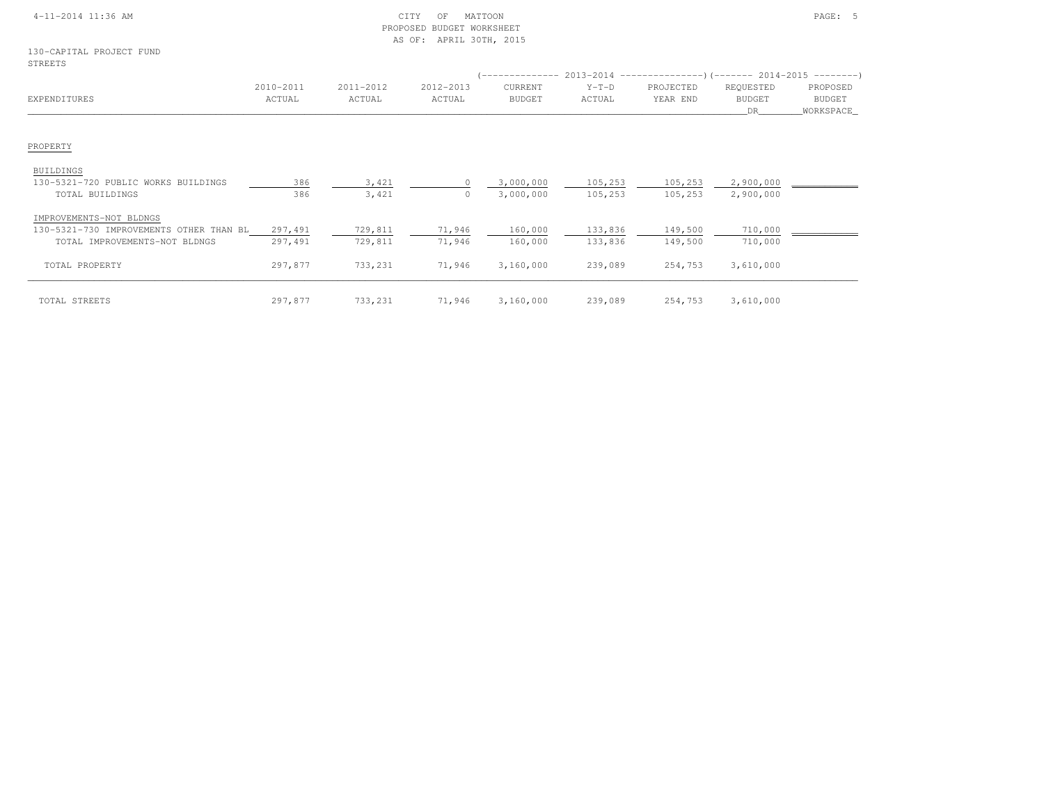CITY OF MATTOON
PROPOSED BUDGET WORKSHEET
AS OF: APRIL 30TH, 2015

130-CAPITAL PROJECT FUND
STREETS

| EXPENDITURES | 2010-2011 ACTUAL | 2011-2012 ACTUAL | 2012-2013 ACTUAL | 2013-2014 CURRENT BUDGET | 2013-2014 Y-T-D ACTUAL | 2013-2014 PROJECTED YEAR END | 2014-2015 REQUESTED BUDGET DR | 2014-2015 PROPOSED BUDGET WORKSPACE |
|---|---|---|---|---|---|---|---|---|
| **PROPERTY** | | | | | | | | |
| BUILDINGS | | | | | | | | |
| 130-5321-720 PUBLIC WORKS BUILDINGS | 386 | 3,421 | 0 | 3,000,000 | 105,253 | 105,253 | 2,900,000 | |
| TOTAL BUILDINGS | 386 | 3,421 | 0 | 3,000,000 | 105,253 | 105,253 | 2,900,000 | |
| IMPROVEMENTS-NOT BLDNGS | | | | | | | | |
| 130-5321-730 IMPROVEMENTS OTHER THAN BL | 297,491 | 729,811 | 71,946 | 160,000 | 133,836 | 149,500 | 710,000 | |
| TOTAL IMPROVEMENTS-NOT BLDNGS | 297,491 | 729,811 | 71,946 | 160,000 | 133,836 | 149,500 | 710,000 | |
| TOTAL PROPERTY | 297,877 | 733,231 | 71,946 | 3,160,000 | 239,089 | 254,753 | 3,610,000 | |
| TOTAL STREETS | 297,877 | 733,231 | 71,946 | 3,160,000 | 239,089 | 254,753 | 3,610,000 | |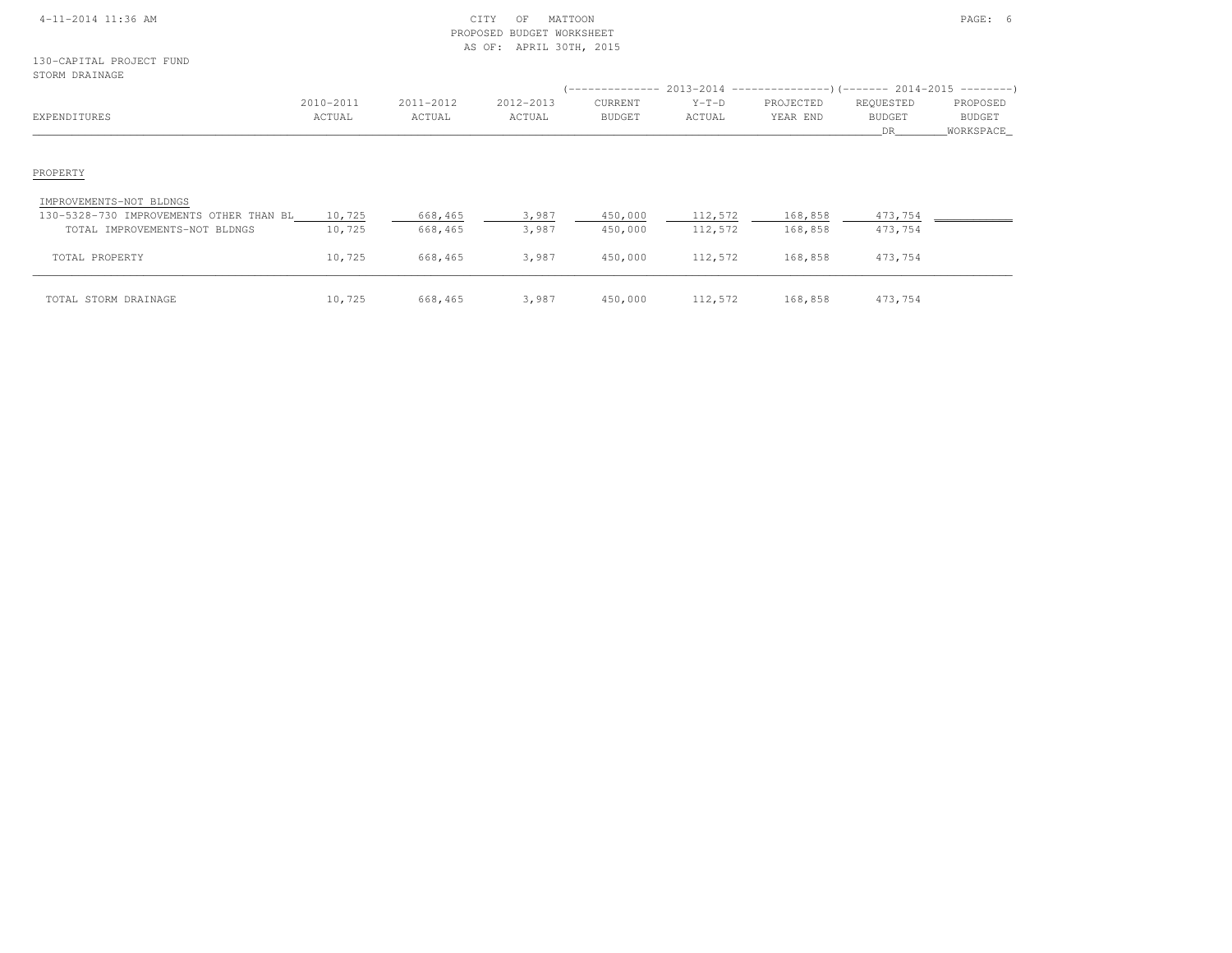CITY OF MATTOON
PROPOSED BUDGET WORKSHEET
AS OF: APRIL 30TH, 2015

130-CAPITAL PROJECT FUND
STORM DRAINAGE

| EXPENDITURES | 2010-2011 ACTUAL | 2011-2012 ACTUAL | 2012-2013 ACTUAL | 2013-2014 CURRENT BUDGET | 2013-2014 Y-T-D ACTUAL | 2013-2014 PROJECTED YEAR END | 2014-2015 REQUESTED BUDGET DR | 2014-2015 PROPOSED BUDGET WORKSPACE |
|---|---|---|---|---|---|---|---|---|
| PROPERTY | | | | | | | | |
| IMPROVEMENTS-NOT BLDNGS | | | | | | | | |
| 130-5328-730 IMPROVEMENTS OTHER THAN BL | 10,725 | 668,465 | 3,987 | 450,000 | 112,572 | 168,858 | 473,754 | |
| TOTAL IMPROVEMENTS-NOT BLDNGS | 10,725 | 668,465 | 3,987 | 450,000 | 112,572 | 168,858 | 473,754 | |
| TOTAL PROPERTY | 10,725 | 668,465 | 3,987 | 450,000 | 112,572 | 168,858 | 473,754 | |
| TOTAL STORM DRAINAGE | 10,725 | 668,465 | 3,987 | 450,000 | 112,572 | 168,858 | 473,754 | |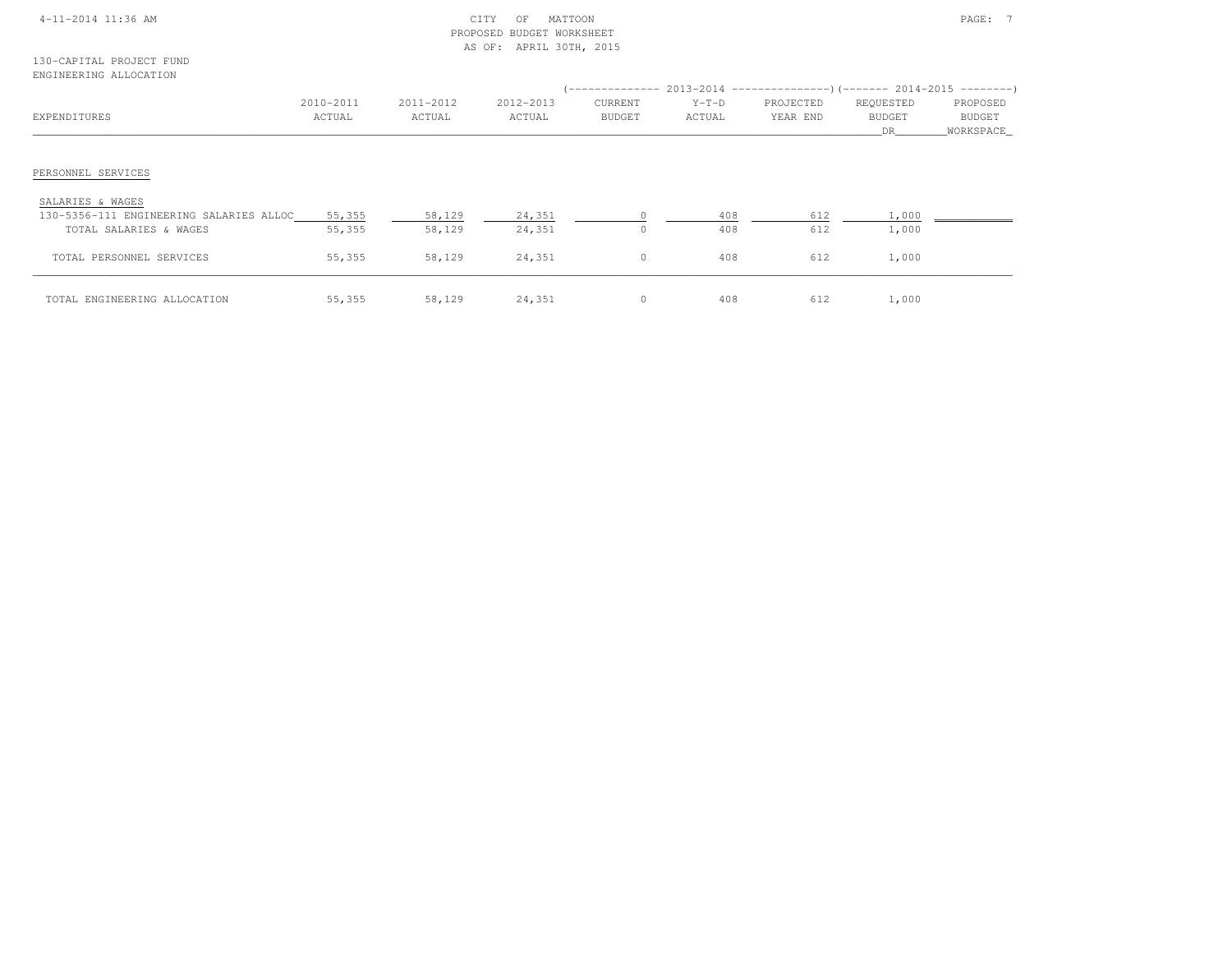CITY OF MATTOON
PROPOSED BUDGET WORKSHEET
AS OF: APRIL 30TH, 2015

130-CAPITAL PROJECT FUND
ENGINEERING ALLOCATION

| EXPENDITURES | 2010-2011 ACTUAL | 2011-2012 ACTUAL | 2012-2013 ACTUAL | 2013-2014 CURRENT BUDGET | 2013-2014 Y-T-D ACTUAL | 2013-2014 PROJECTED YEAR END | 2014-2015 REQUESTED BUDGET DR | 2014-2015 PROPOSED BUDGET WORKSPACE |
|---|---|---|---|---|---|---|---|---|
| PERSONNEL SERVICES | | | | | | | | |
| SALARIES & WAGES | | | | | | | | |
| 130-5356-111 ENGINEERING SALARIES ALLOC | 55,355 | 58,129 | 24,351 | 0 | 408 | 612 | 1,000 | |
| TOTAL SALARIES & WAGES | 55,355 | 58,129 | 24,351 | 0 | 408 | 612 | 1,000 | |
| TOTAL PERSONNEL SERVICES | 55,355 | 58,129 | 24,351 | 0 | 408 | 612 | 1,000 | |
| TOTAL ENGINEERING ALLOCATION | 55,355 | 58,129 | 24,351 | 0 | 408 | 612 | 1,000 | |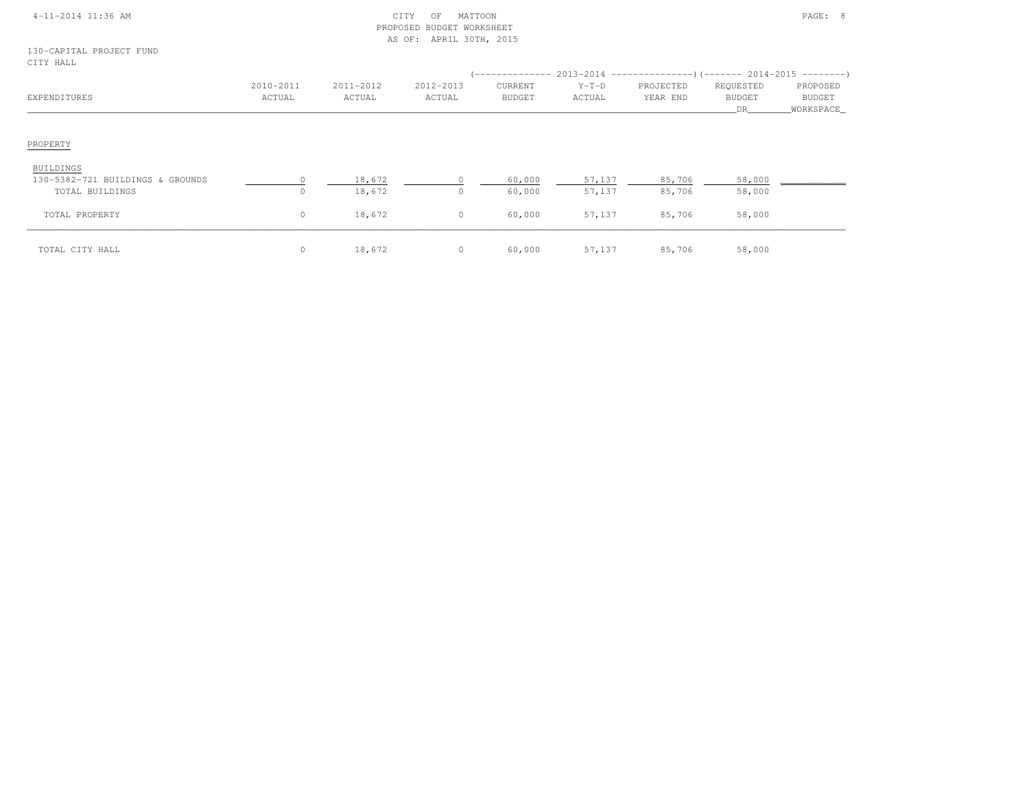CITY OF MATTOON
PROPOSED BUDGET WORKSHEET
AS OF: APRIL 30TH, 2015

130-CAPITAL PROJECT FUND
CITY HALL

| EXPENDITURES | 2010-2011 ACTUAL | 2011-2012 ACTUAL | 2012-2013 ACTUAL | 2013-2014 CURRENT BUDGET | 2013-2014 Y-T-D ACTUAL | 2013-2014 PROJECTED YEAR END | 2014-2015 REQUESTED BUDGET DR | 2014-2015 PROPOSED BUDGET WORKSPACE |
|---|---|---|---|---|---|---|---|---|
| PROPERTY | | | | | | | | |
| BUILDINGS | | | | | | | | |
| 130-5382-721 BUILDINGS & GROUNDS | 0 | 18,672 | 0 | 60,000 | 57,137 | 85,706 | 58,000 | |
| TOTAL BUILDINGS | 0 | 18,672 | 0 | 60,000 | 57,137 | 85,706 | 58,000 | |
| TOTAL PROPERTY | 0 | 18,672 | 0 | 60,000 | 57,137 | 85,706 | 58,000 | |
| TOTAL CITY HALL | 0 | 18,672 | 0 | 60,000 | 57,137 | 85,706 | 58,000 | |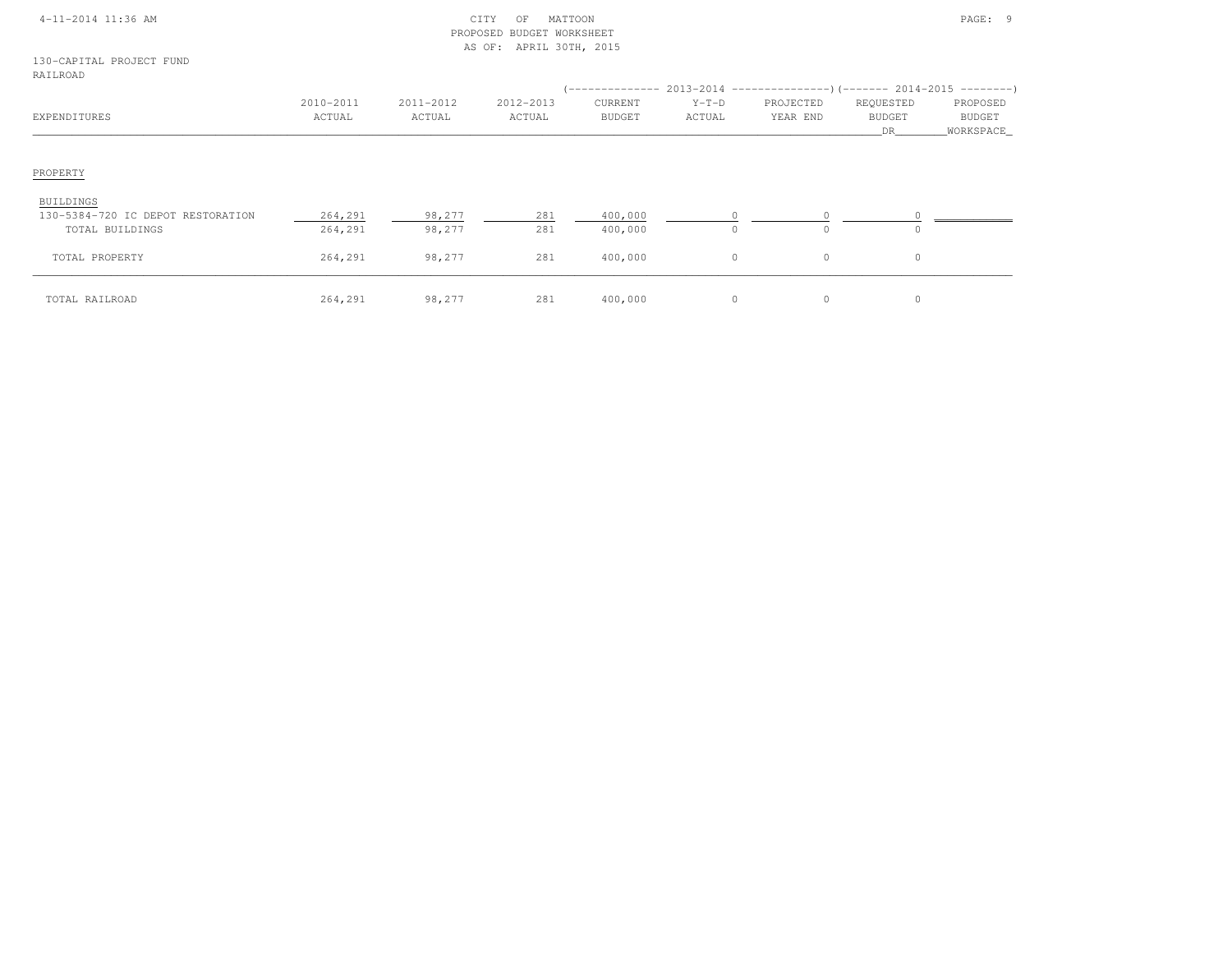CITY OF MATTOON
PROPOSED BUDGET WORKSHEET
AS OF: APRIL 30TH, 2015

130-CAPITAL PROJECT FUND
RAILROAD

| EXPENDITURES | 2010-2011 ACTUAL | 2011-2012 ACTUAL | 2012-2013 ACTUAL | 2013-2014 CURRENT BUDGET | 2013-2014 Y-T-D ACTUAL | 2013-2014 PROJECTED YEAR END | 2014-2015 REQUESTED BUDGET DR | 2014-2015 PROPOSED BUDGET WORKSPACE |
|---|---|---|---|---|---|---|---|---|
| **PROPERTY** | | | | | | | | |
| BUILDINGS | | | | | | | | |
| 130-5384-720 IC DEPOT RESTORATION | 264,291 | 98,277 | 281 | 400,000 | 0 | 0 | 0 | |
| TOTAL BUILDINGS | 264,291 | 98,277 | 281 | 400,000 | 0 | 0 | 0 | |
| TOTAL PROPERTY | 264,291 | 98,277 | 281 | 400,000 | 0 | 0 | 0 | |
| TOTAL RAILROAD | 264,291 | 98,277 | 281 | 400,000 | 0 | 0 | 0 | |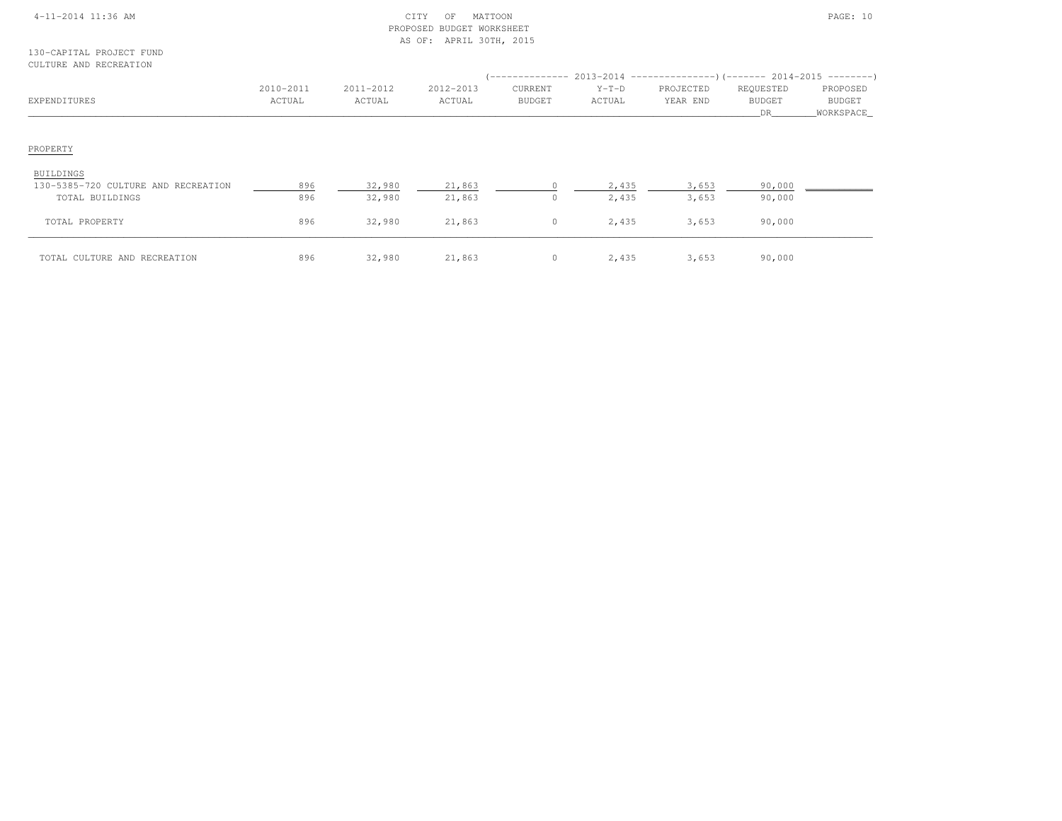CITY OF MATTOON
PROPOSED BUDGET WORKSHEET
AS OF: APRIL 30TH, 2015

130-CAPITAL PROJECT FUND
CULTURE AND RECREATION

| EXPENDITURES | 2010-2011 ACTUAL | 2011-2012 ACTUAL | 2012-2013 ACTUAL | 2013-2014 CURRENT BUDGET | 2013-2014 Y-T-D ACTUAL | 2013-2014 PROJECTED YEAR END | 2014-2015 REQUESTED BUDGET DR | 2014-2015 PROPOSED BUDGET WORKSPACE |
|---|---|---|---|---|---|---|---|---|
| PROPERTY | | | | | | | | |
| BUILDINGS | | | | | | | | |
| 130-5385-720 CULTURE AND RECREATION | 896 | 32,980 | 21,863 | 0 | 2,435 | 3,653 | 90,000 | |
| TOTAL BUILDINGS | 896 | 32,980 | 21,863 | 0 | 2,435 | 3,653 | 90,000 | |
| TOTAL PROPERTY | 896 | 32,980 | 21,863 | 0 | 2,435 | 3,653 | 90,000 | |
| TOTAL CULTURE AND RECREATION | 896 | 32,980 | 21,863 | 0 | 2,435 | 3,653 | 90,000 | |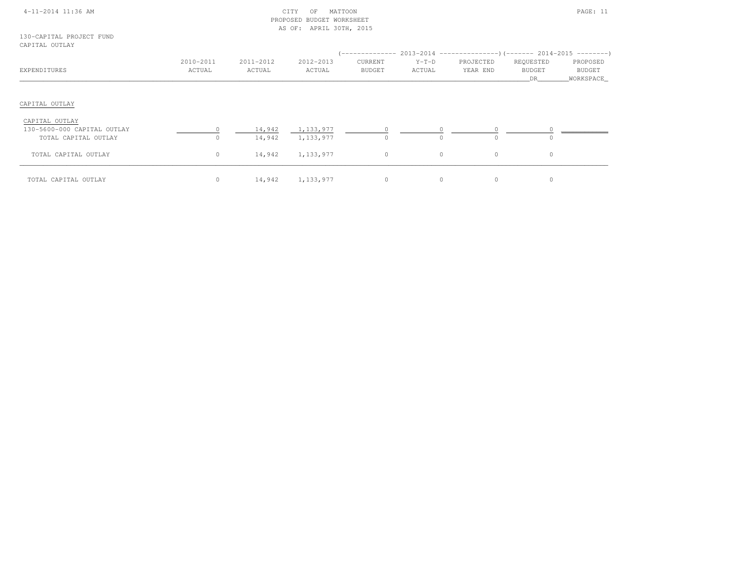CITY OF MATTOON
PROPOSED BUDGET WORKSHEET
AS OF: APRIL 30TH, 2015

130-CAPITAL PROJECT FUND
CAPITAL OUTLAY

| EXPENDITURES | 2010-2011 ACTUAL | 2011-2012 ACTUAL | 2012-2013 ACTUAL | 2013-2014 CURRENT BUDGET | 2013-2014 Y-T-D ACTUAL | 2013-2014 PROJECTED YEAR END | 2014-2015 REQUESTED BUDGET DR | 2014-2015 PROPOSED BUDGET WORKSPACE |
|---|---|---|---|---|---|---|---|---|
| **CAPITAL OUTLAY** | | | | | | | | |
| CAPITAL OUTLAY | | | | | | | | |
| 130-5600-000 CAPITAL OUTLAY | 0 | 14,942 | 1,133,977 | 0 | 0 | 0 | 0 | |
| TOTAL CAPITAL OUTLAY | 0 | 14,942 | 1,133,977 | 0 | 0 | 0 | 0 | |
| TOTAL CAPITAL OUTLAY | 0 | 14,942 | 1,133,977 | 0 | 0 | 0 | 0 | |
| TOTAL CAPITAL OUTLAY | 0 | 14,942 | 1,133,977 | 0 | 0 | 0 | 0 | |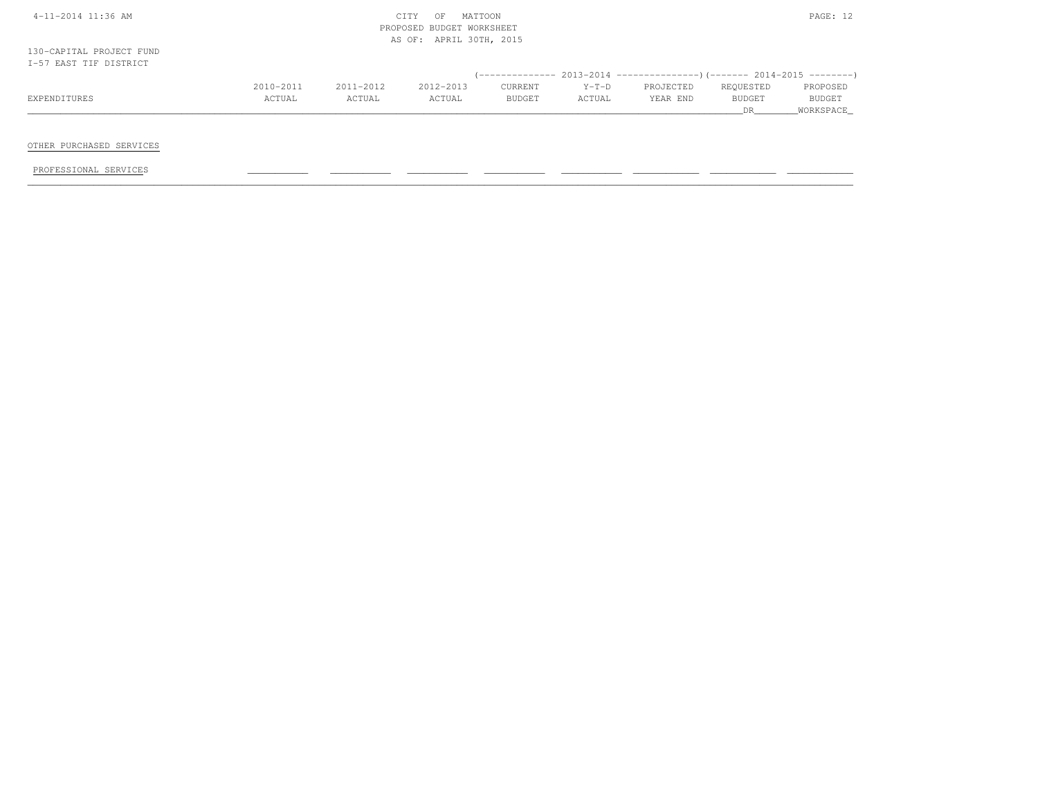130-CAPITAL PROJECT FUND
I-57 EAST TIF DISTRICT

| EXPENDITURES | 2010-2011 ACTUAL | 2011-2012 ACTUAL | 2012-2013 ACTUAL | 2013-2014 CURRENT BUDGET | 2013-2014 Y-T-D ACTUAL | 2013-2014 PROJECTED YEAR END | 2014-2015 REQUESTED BUDGET DR | 2014-2015 PROPOSED BUDGET WORKSPACE |
|---|---|---|---|---|---|---|---|---|
| OTHER PURCHASED SERVICES | | | | | | | | |
| PROFESSIONAL SERVICES | | | | | | | | |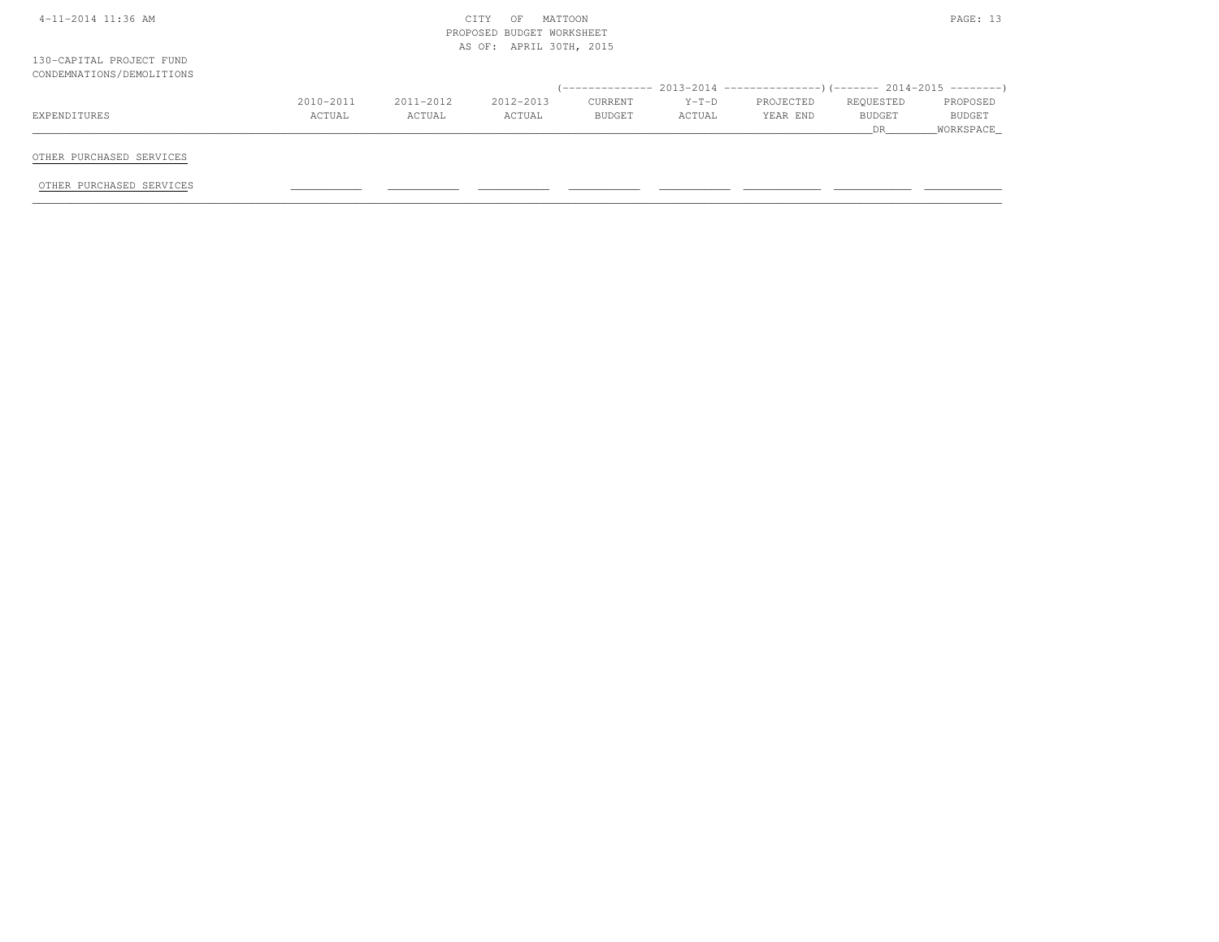CITY OF MATTOON
PROPOSED BUDGET WORKSHEET
AS OF: APRIL 30TH, 2015

130-CAPITAL PROJECT FUND
CONDEMNATIONS/DEMOLITIONS

| EXPENDITURES | 2010-2011 ACTUAL | 2011-2012 ACTUAL | 2012-2013 ACTUAL | 2013-2014 CURRENT BUDGET | 2013-2014 Y-T-D ACTUAL | 2013-2014 PROJECTED YEAR END | 2014-2015 REQUESTED BUDGET DR | 2014-2015 PROPOSED BUDGET WORKSPACE |
|---|---|---|---|---|---|---|---|---|
| OTHER PURCHASED SERVICES | | | | | | | | |
| OTHER PURCHASED SERVICES | | | | | | | | |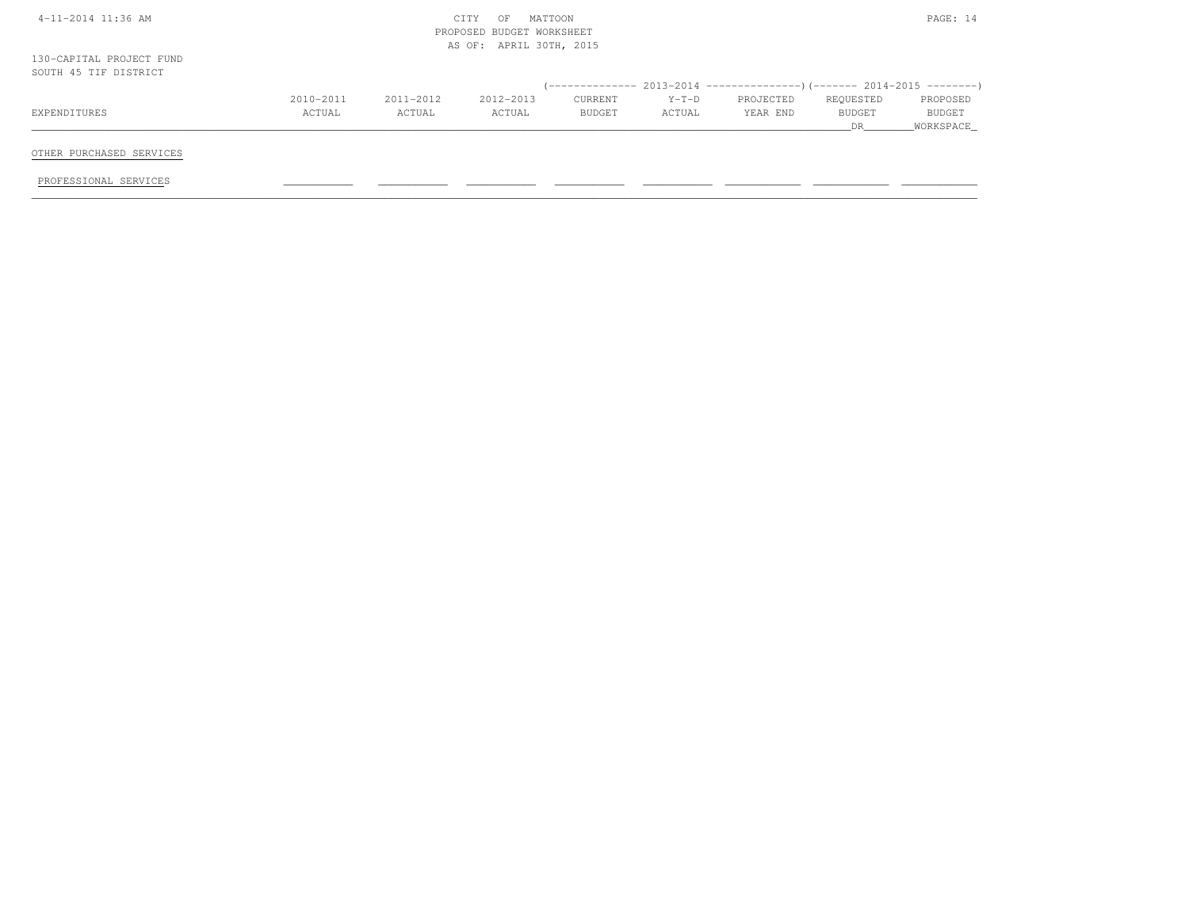CITY OF MATTOON
PROPOSED BUDGET WORKSHEET
AS OF: APRIL 30TH, 2015

130-CAPITAL PROJECT FUND
SOUTH 45 TIF DISTRICT

| EXPENDITURES | 2010-2011 ACTUAL | 2011-2012 ACTUAL | 2012-2013 ACTUAL | 2013-2014 CURRENT BUDGET | 2013-2014 Y-T-D ACTUAL | 2013-2014 PROJECTED YEAR END | 2014-2015 REQUESTED BUDGET DR | 2014-2015 PROPOSED BUDGET WORKSPACE |
|---|---|---|---|---|---|---|---|---|
| **OTHER PURCHASED SERVICES** | | | | | | | | |
| PROFESSIONAL SERVICES | | | | | | | | |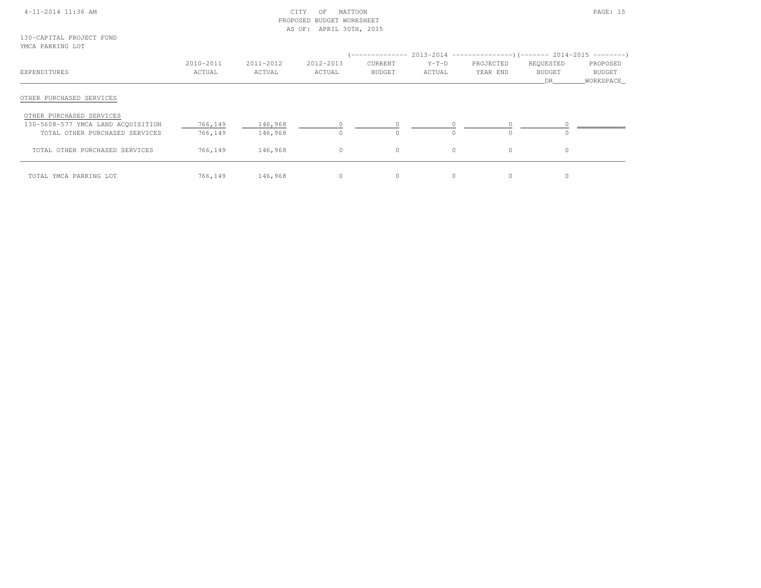CITY OF MATTOON
PROPOSED BUDGET WORKSHEET
AS OF: APRIL 30TH, 2015

130-CAPITAL PROJECT FUND
YMCA PARKING LOT

| | | | | 2013-2014 | | | 2014-2015 | |
|---|---|---|---|---|---|---|---|---|
| EXPENDITURES | 2010-2011 ACTUAL | 2011-2012 ACTUAL | 2012-2013 ACTUAL | CURRENT BUDGET | Y-T-D ACTUAL | PROJECTED YEAR END | REQUESTED BUDGET DR | PROPOSED BUDGET WORKSPACE |
| **OTHER PURCHASED SERVICES** | | | | | | | | |
| OTHER PURCHASED SERVICES | | | | | | | | |
| 130-5608-577 YMCA LAND ACQUISITION | 766,149 | 146,968 | 0 | 0 | 0 | 0 | 0 | |
| TOTAL OTHER PURCHASED SERVICES | 766,149 | 146,968 | 0 | 0 | 0 | 0 | 0 | |
| TOTAL OTHER PURCHASED SERVICES | 766,149 | 146,968 | 0 | 0 | 0 | 0 | 0 | |
| TOTAL YMCA PARKING LOT | 766,149 | 146,968 | 0 | 0 | 0 | 0 | 0 | |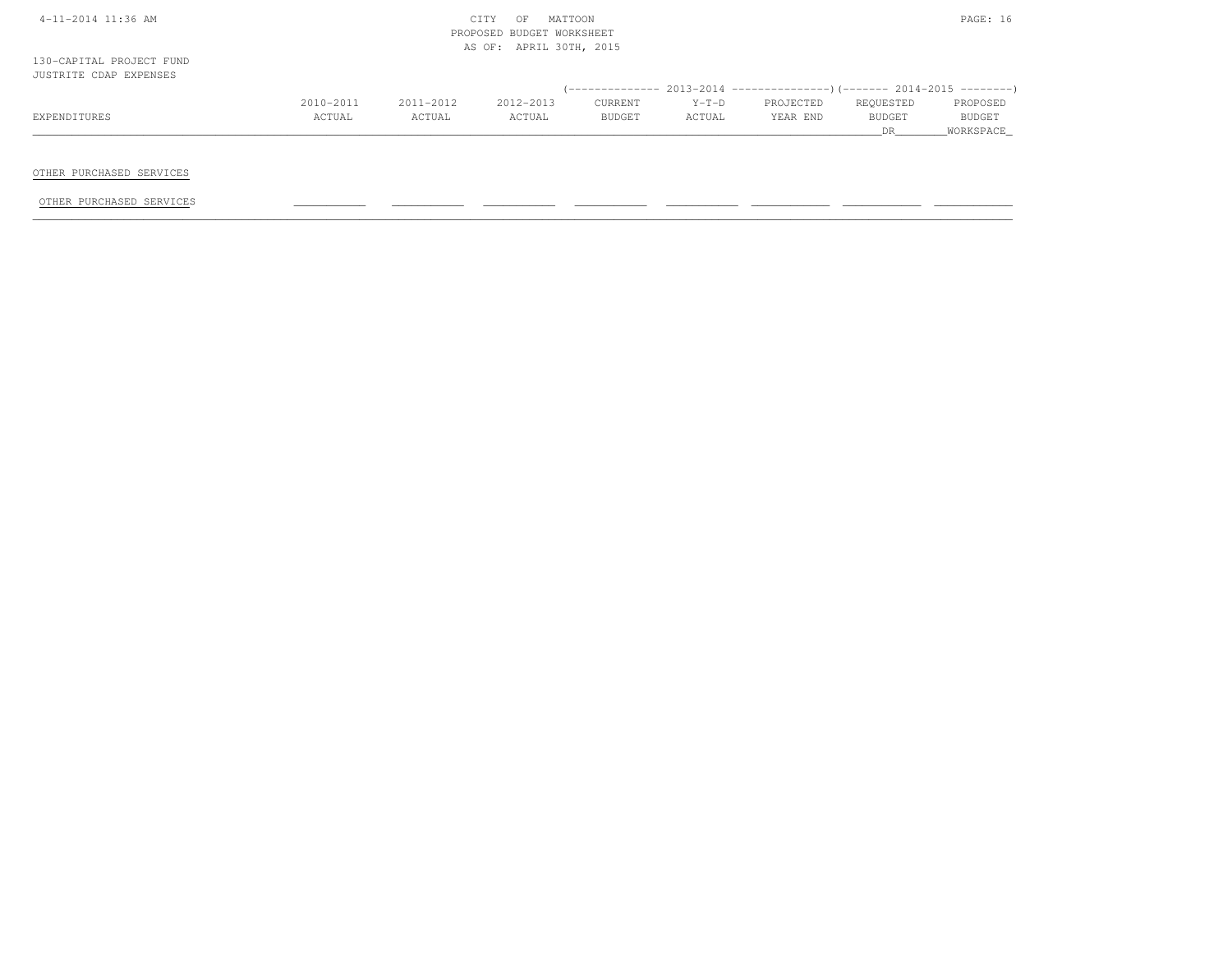130-CAPITAL PROJECT FUND
JUSTRITE CDAP EXPENSES

CITY OF MATTOON
PROPOSED BUDGET WORKSHEET
AS OF: APRIL 30TH, 2015

| EXPENDITURES | 2010-2011 ACTUAL | 2011-2012 ACTUAL | 2012-2013 ACTUAL | 2013-2014 CURRENT BUDGET | 2013-2014 Y-T-D ACTUAL | 2013-2014 PROJECTED YEAR END | 2014-2015 REQUESTED BUDGET DR | 2014-2015 PROPOSED BUDGET WORKSPACE |
|---|---|---|---|---|---|---|---|---|
| OTHER PURCHASED SERVICES | | | | | | | | |
| OTHER PURCHASED SERVICES | | | | | | | | |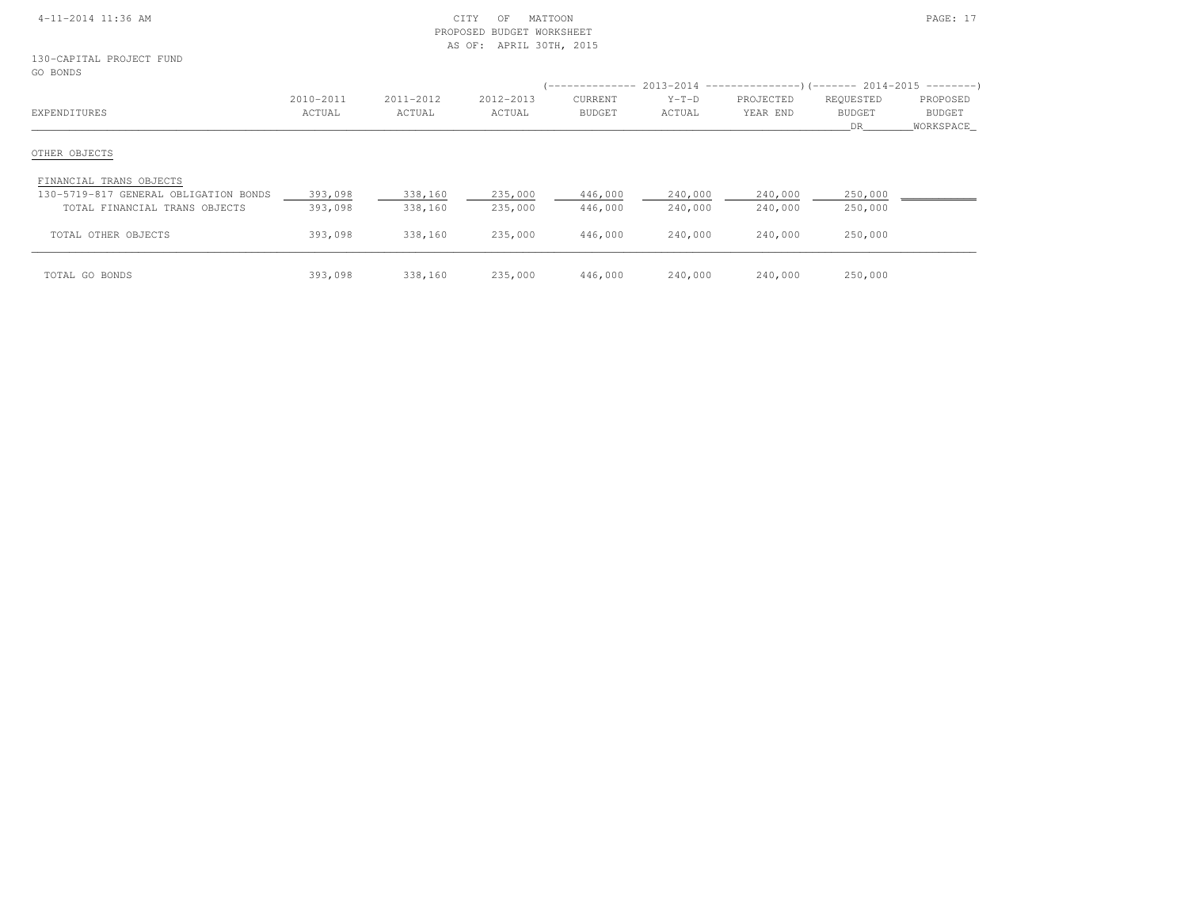CITY OF MATTOON
PROPOSED BUDGET WORKSHEET
AS OF: APRIL 30TH, 2015

130-CAPITAL PROJECT FUND
GO BONDS

| EXPENDITURES | 2010-2011 ACTUAL | 2011-2012 ACTUAL | 2012-2013 ACTUAL | 2013-2014 CURRENT BUDGET | 2013-2014 Y-T-D ACTUAL | 2013-2014 PROJECTED YEAR END | 2014-2015 REQUESTED BUDGET DR | 2014-2015 PROPOSED BUDGET WORKSPACE |
|---|---|---|---|---|---|---|---|---|
| OTHER OBJECTS | | | | | | | | |
| FINANCIAL TRANS OBJECTS | | | | | | | | |
| 130-5719-817 GENERAL OBLIGATION BONDS | 393,098 | 338,160 | 235,000 | 446,000 | 240,000 | 240,000 | 250,000 | |
| TOTAL FINANCIAL TRANS OBJECTS | 393,098 | 338,160 | 235,000 | 446,000 | 240,000 | 240,000 | 250,000 | |
| TOTAL OTHER OBJECTS | 393,098 | 338,160 | 235,000 | 446,000 | 240,000 | 240,000 | 250,000 | |
| TOTAL GO BONDS | 393,098 | 338,160 | 235,000 | 446,000 | 240,000 | 240,000 | 250,000 | |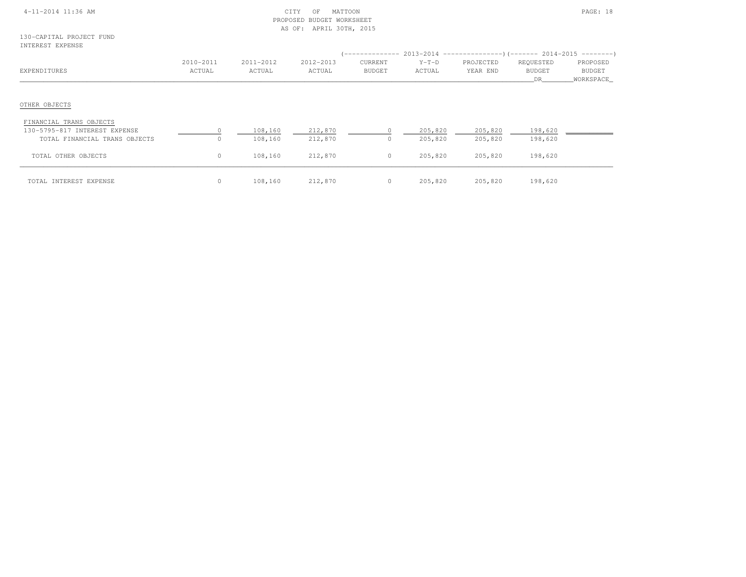CITY OF MATTOON
PROPOSED BUDGET WORKSHEET
AS OF: APRIL 30TH, 2015

130-CAPITAL PROJECT FUND
INTEREST EXPENSE

| EXPENDITURES | 2010-2011 ACTUAL | 2011-2012 ACTUAL | 2012-2013 ACTUAL | 2013-2014 CURRENT BUDGET | 2013-2014 Y-T-D ACTUAL | 2013-2014 PROJECTED YEAR END | 2014-2015 REQUESTED BUDGET DR | 2014-2015 PROPOSED BUDGET WORKSPACE |
|---|---|---|---|---|---|---|---|---|
| OTHER OBJECTS | | | | | | | | |
| FINANCIAL TRANS OBJECTS | | | | | | | | |
| 130-5795-817 INTEREST EXPENSE | 0 | 108,160 | 212,870 | 0 | 205,820 | 205,820 | 198,620 | |
| TOTAL FINANCIAL TRANS OBJECTS | 0 | 108,160 | 212,870 | 0 | 205,820 | 205,820 | 198,620 | |
| TOTAL OTHER OBJECTS | 0 | 108,160 | 212,870 | 0 | 205,820 | 205,820 | 198,620 | |
| TOTAL INTEREST EXPENSE | 0 | 108,160 | 212,870 | 0 | 205,820 | 205,820 | 198,620 | |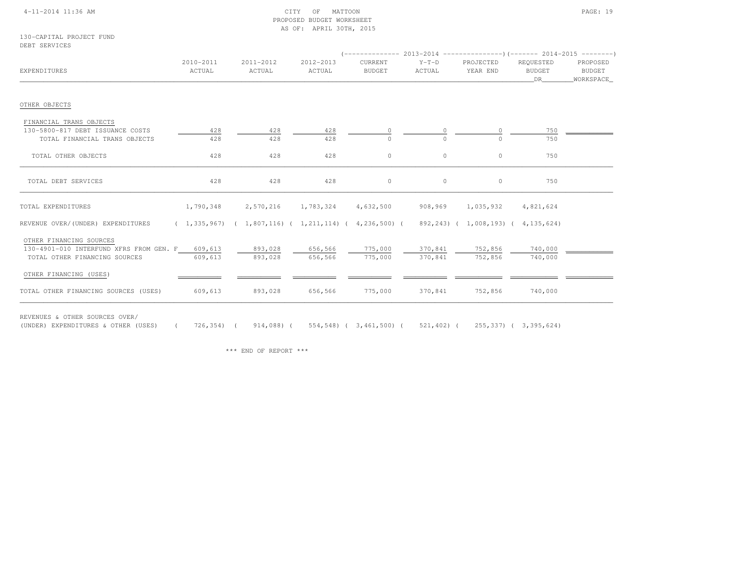CITY OF MATTOON
PROPOSED BUDGET WORKSHEET
AS OF: APRIL 30TH, 2015

130-CAPITAL PROJECT FUND
DEBT SERVICES

| EXPENDITURES | 2010-2011 ACTUAL | 2011-2012 ACTUAL | 2012-2013 ACTUAL | 2013-2014 CURRENT BUDGET | 2013-2014 Y-T-D ACTUAL | 2013-2014 PROJECTED YEAR END | 2014-2015 REQUESTED BUDGET DR | 2014-2015 PROPOSED BUDGET WORKSPACE |
|---|---|---|---|---|---|---|---|---|
| OTHER OBJECTS | | | | | | | | |
| FINANCIAL TRANS OBJECTS | | | | | | | | |
| 130-5800-817 DEBT ISSUANCE COSTS | 428 | 428 | 428 | 0 | 0 | 0 | 750 | |
| TOTAL FINANCIAL TRANS OBJECTS | 428 | 428 | 428 | 0 | 0 | 0 | 750 | |
| TOTAL OTHER OBJECTS | 428 | 428 | 428 | 0 | 0 | 0 | 750 | |
| TOTAL DEBT SERVICES | 428 | 428 | 428 | 0 | 0 | 0 | 750 | |
| TOTAL EXPENDITURES | 1,790,348 | 2,570,216 | 1,783,324 | 4,632,500 | 908,969 | 1,035,932 | 4,821,624 | |
| REVENUE OVER/(UNDER) EXPENDITURES | ( 1,335,967) | ( 1,807,116) | ( 1,211,114) | ( 4,236,500) | ( 892,243) | ( 1,008,193) | ( 4,135,624) | |
| OTHER FINANCING SOURCES | | | | | | | | |
| 130-4901-010 INTERFUND XFRS FROM GEN. F | 609,613 | 893,028 | 656,566 | 775,000 | 370,841 | 752,856 | 740,000 | |
| TOTAL OTHER FINANCING SOURCES | 609,613 | 893,028 | 656,566 | 775,000 | 370,841 | 752,856 | 740,000 | |
| OTHER FINANCING (USES) | | | | | | | | |
| TOTAL OTHER FINANCING SOURCES (USES) | 609,613 | 893,028 | 656,566 | 775,000 | 370,841 | 752,856 | 740,000 | |
| REVENUES & OTHER SOURCES OVER/ (UNDER) EXPENDITURES & OTHER (USES) | ( 726,354) | ( 914,088) | ( 554,548) | ( 3,461,500) | ( 521,402) | ( 255,337) | ( 3,395,624) | |

*** END OF REPORT ***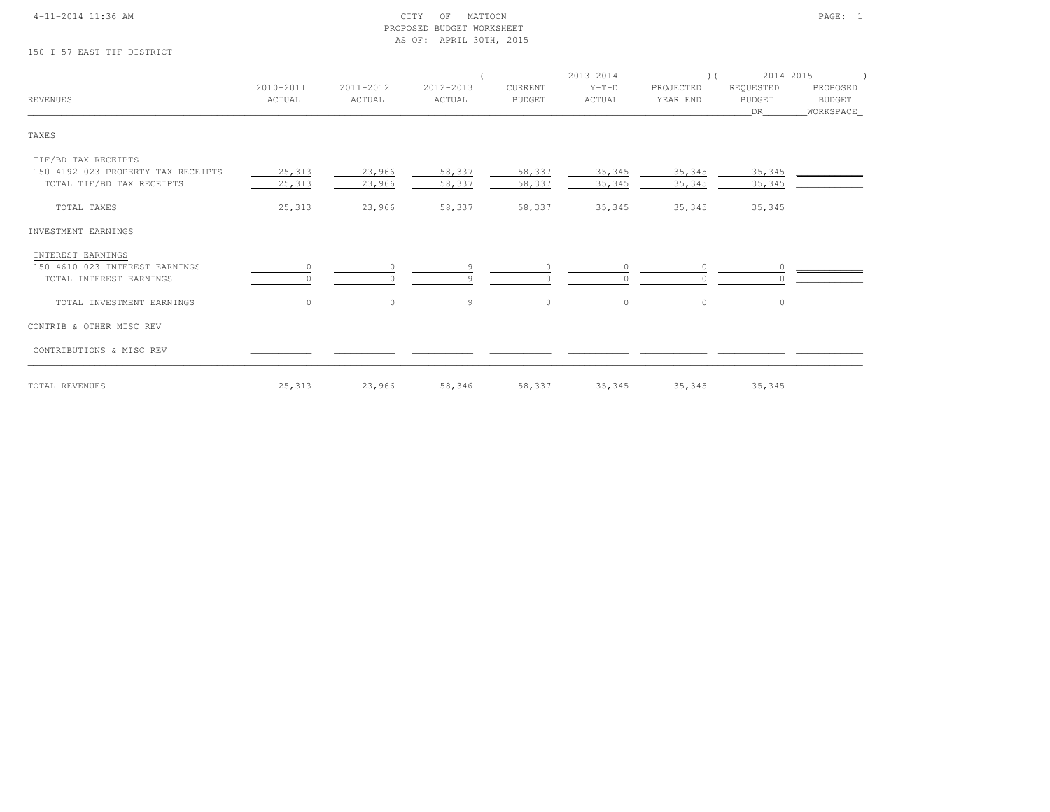CITY OF MATTOON
PROPOSED BUDGET WORKSHEET
AS OF: APRIL 30TH, 2015

150-I-57 EAST TIF DISTRICT

| REVENUES | 2010-2011 ACTUAL | 2011-2012 ACTUAL | 2012-2013 ACTUAL | 2013-2014 CURRENT BUDGET | 2013-2014 Y-T-D ACTUAL | 2013-2014 PROJECTED YEAR END | 2014-2015 REQUESTED BUDGET DR | 2014-2015 PROPOSED BUDGET WORKSPACE |
|---|---|---|---|---|---|---|---|---|
| TAXES | | | | | | | | |
| TIF/BD TAX RECEIPTS | | | | | | | | |
| 150-4192-023 PROPERTY TAX RECEIPTS | 25,313 | 23,966 | 58,337 | 58,337 | 35,345 | 35,345 | 35,345 | |
| TOTAL TIF/BD TAX RECEIPTS | 25,313 | 23,966 | 58,337 | 58,337 | 35,345 | 35,345 | 35,345 | |
| TOTAL TAXES | 25,313 | 23,966 | 58,337 | 58,337 | 35,345 | 35,345 | 35,345 | |
| INVESTMENT EARNINGS | | | | | | | | |
| INTEREST EARNINGS | | | | | | | | |
| 150-4610-023 INTEREST EARNINGS | 0 | 0 | 9 | 0 | 0 | 0 | 0 | |
| TOTAL INTEREST EARNINGS | 0 | 0 | 9 | 0 | 0 | 0 | 0 | |
| TOTAL INVESTMENT EARNINGS | 0 | 0 | 9 | 0 | 0 | 0 | 0 | |
| CONTRIB & OTHER MISC REV | | | | | | | | |
| CONTRIBUTIONS & MISC REV | | | | | | | | |
| TOTAL REVENUES | 25,313 | 23,966 | 58,346 | 58,337 | 35,345 | 35,345 | 35,345 | |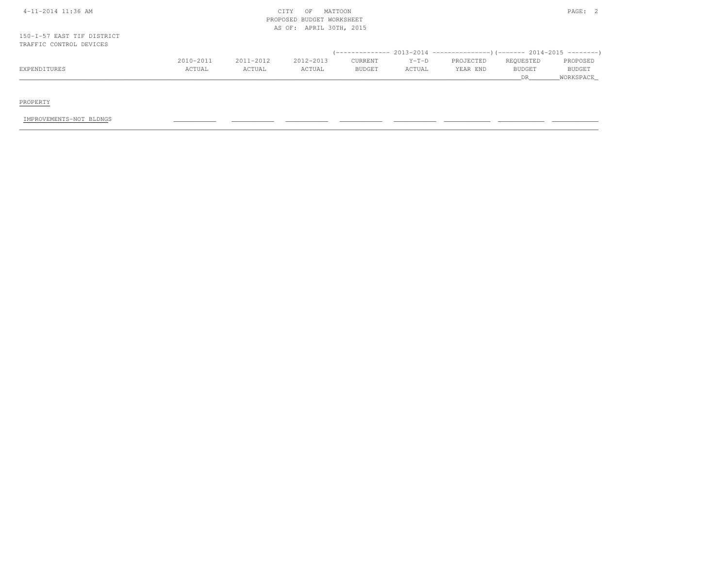CITY OF MATTOON
PROPOSED BUDGET WORKSHEET
AS OF: APRIL 30TH, 2015

150-I-57 EAST TIF DISTRICT
TRAFFIC CONTROL DEVICES

| EXPENDITURES | 2010-2011 ACTUAL | 2011-2012 ACTUAL | 2012-2013 ACTUAL | 2013-2014 CURRENT BUDGET | 2013-2014 Y-T-D ACTUAL | 2013-2014 PROJECTED YEAR END | 2014-2015 REQUESTED BUDGET DR | 2014-2015 PROPOSED BUDGET WORKSPACE |
|---|---|---|---|---|---|---|---|---|
| PROPERTY | | | | | | | | |
| IMPROVEMENTS-NOT BLDNGS | | | | | | | | |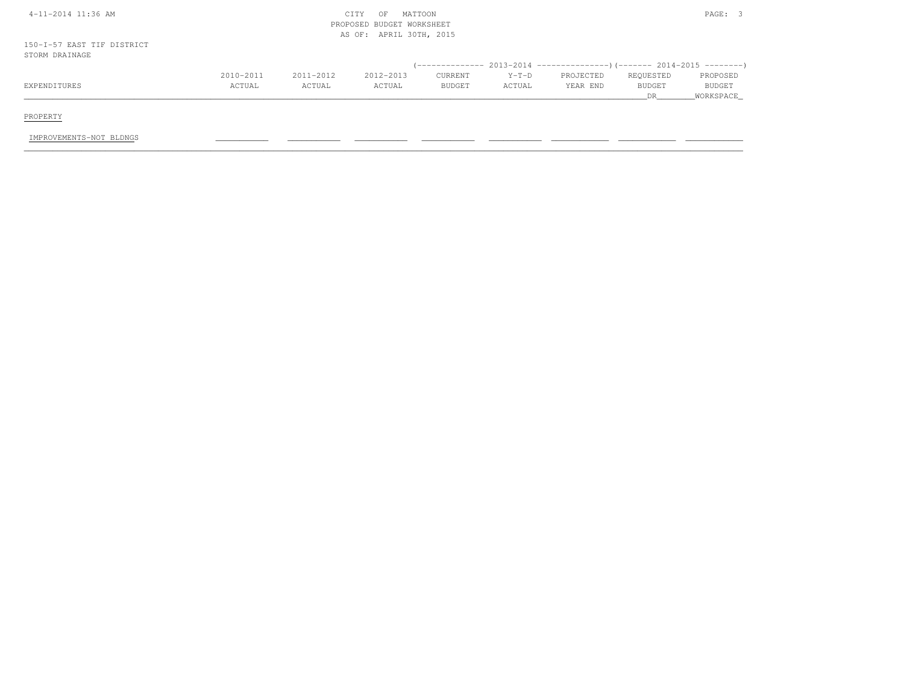CITY OF MATTOON
PROPOSED BUDGET WORKSHEET
AS OF: APRIL 30TH, 2015

150-I-57 EAST TIF DISTRICT
STORM DRAINAGE

| EXPENDITURES | 2010-2011 ACTUAL | 2011-2012 ACTUAL | 2012-2013 ACTUAL | 2013-2014 CURRENT BUDGET | 2013-2014 Y-T-D ACTUAL | 2013-2014 PROJECTED YEAR END | 2014-2015 REQUESTED BUDGET DR | 2014-2015 PROPOSED BUDGET WORKSPACE |
|---|---|---|---|---|---|---|---|---|
| PROPERTY | | | | | | | | |
| IMPROVEMENTS-NOT BLDNGS | | | | | | | | |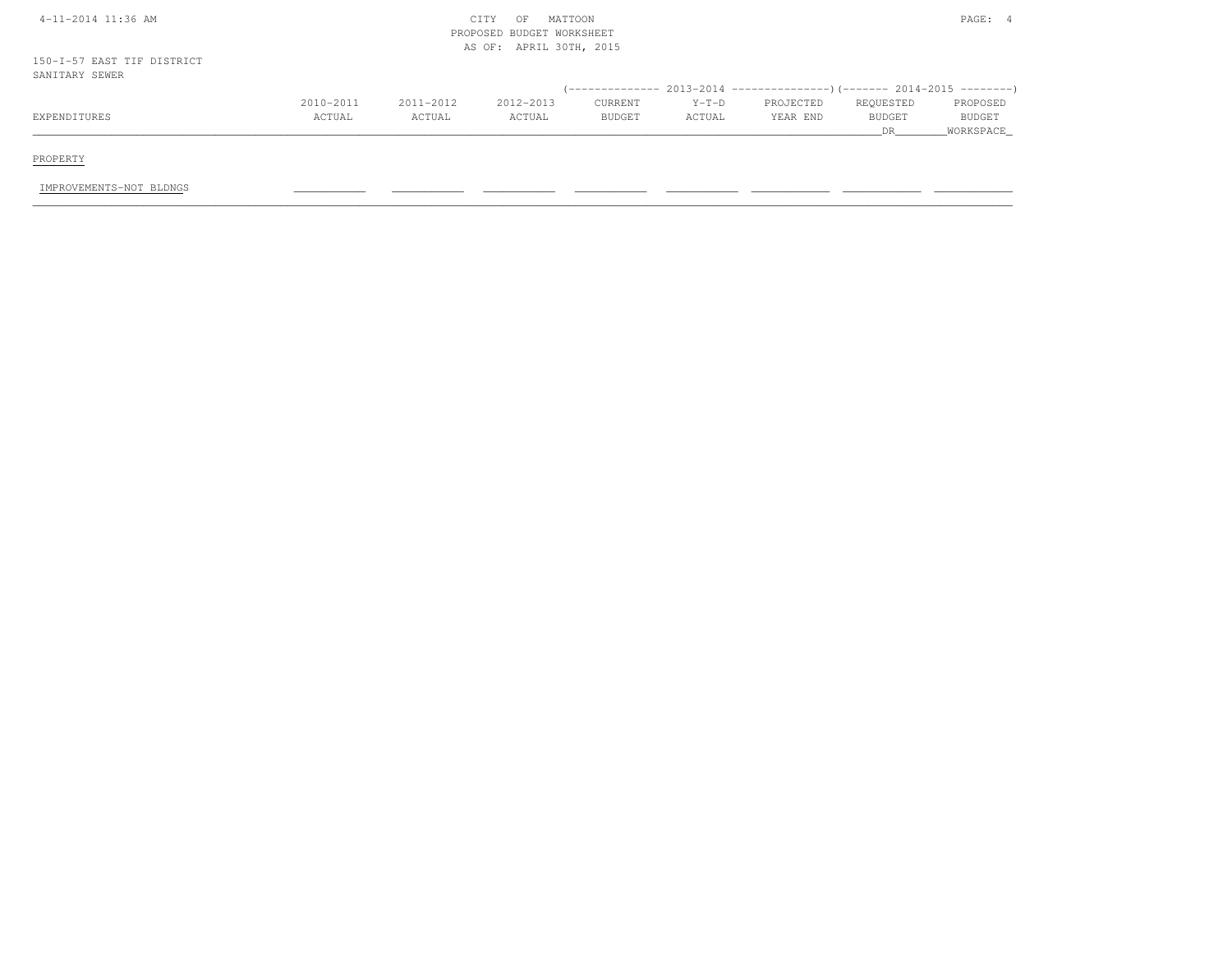CITY OF MATTOON
PROPOSED BUDGET WORKSHEET
AS OF: APRIL 30TH, 2015

150-I-57 EAST TIF DISTRICT
SANITARY SEWER

| | | | | 2013-2014 | | | 2014-2015 | |
|---|---|---|---|---|---|---|---|---|
| EXPENDITURES | 2010-2011 ACTUAL | 2011-2012 ACTUAL | 2012-2013 ACTUAL | CURRENT BUDGET | Y-T-D ACTUAL | PROJECTED YEAR END | REQUESTED BUDGET DR | PROPOSED BUDGET WORKSPACE |
| **PROPERTY** | | | | | | | | |
| IMPROVEMENTS-NOT BLDNGS | | | | | | | | |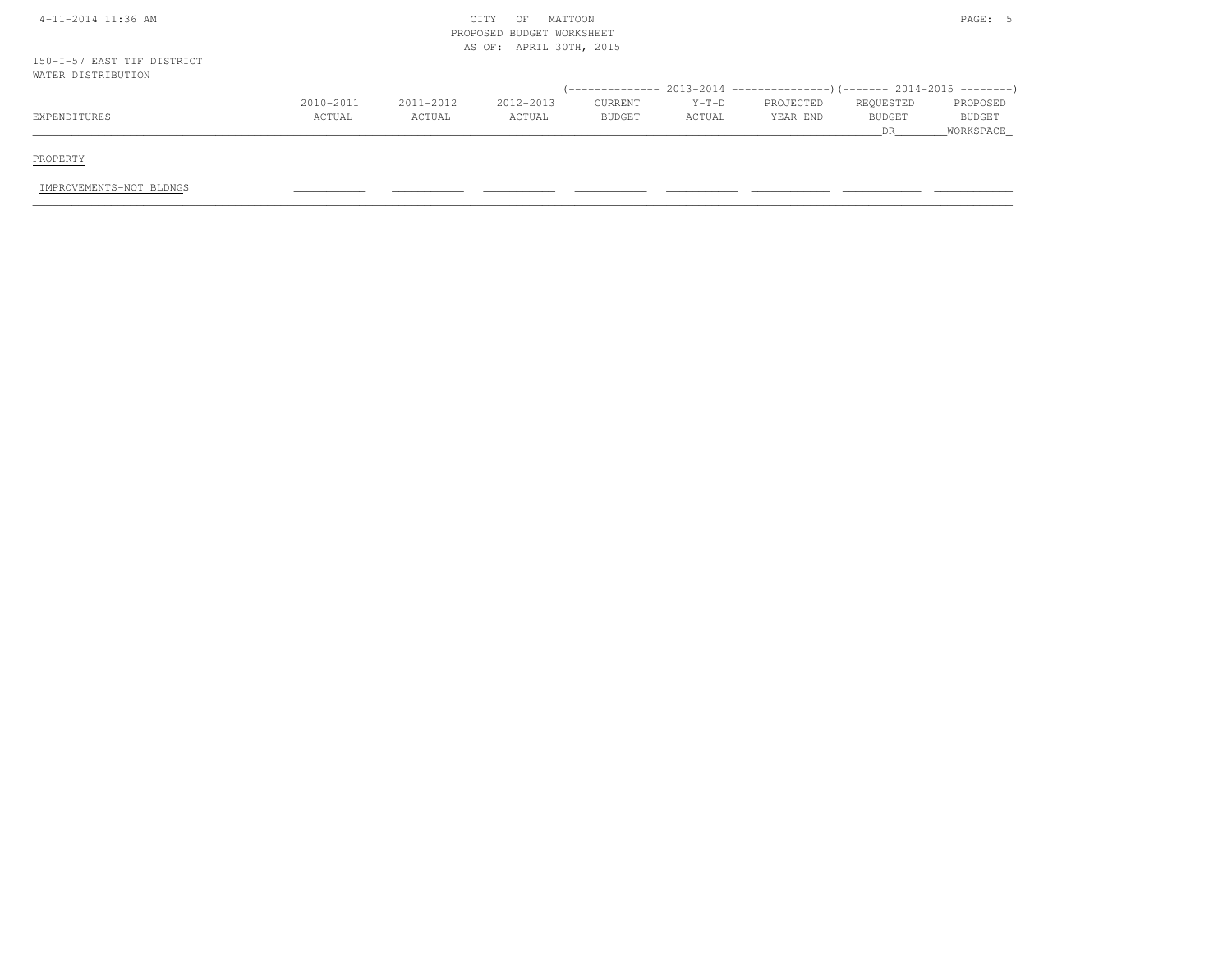CITY OF MATTOON
PROPOSED BUDGET WORKSHEET
AS OF: APRIL 30TH, 2015

150-I-57 EAST TIF DISTRICT
WATER DISTRIBUTION

| EXPENDITURES | 2010-2011 ACTUAL | 2011-2012 ACTUAL | 2012-2013 ACTUAL | 2013-2014 CURRENT BUDGET | 2013-2014 Y-T-D ACTUAL | 2013-2014 PROJECTED YEAR END | 2014-2015 REQUESTED BUDGET DR | 2014-2015 PROPOSED BUDGET WORKSPACE |
|---|---|---|---|---|---|---|---|---|
| PROPERTY | | | | | | | | |
| IMPROVEMENTS-NOT BLDNGS | | | | | | | | |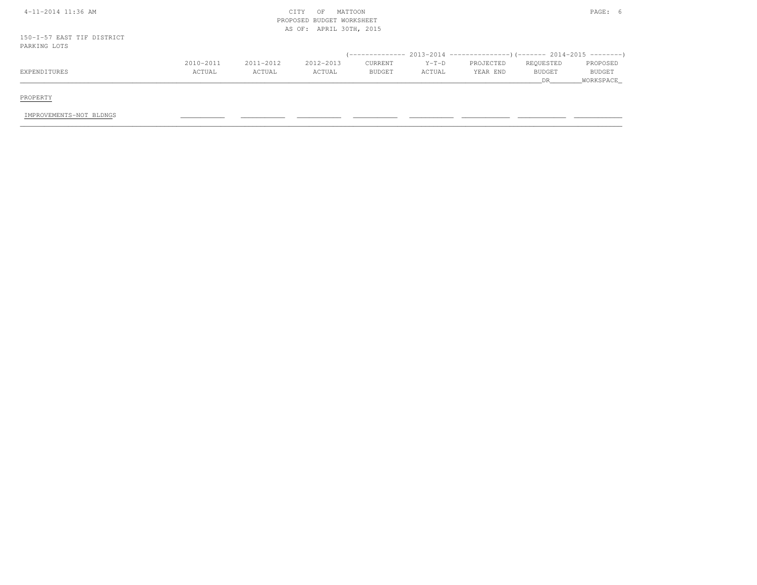CITY OF MATTOON
PROPOSED BUDGET WORKSHEET
AS OF: APRIL 30TH, 2015

150-I-57 EAST TIF DISTRICT
PARKING LOTS

| EXPENDITURES | 2010-2011 ACTUAL | 2011-2012 ACTUAL | 2012-2013 ACTUAL | 2013-2014 CURRENT BUDGET | 2013-2014 Y-T-D ACTUAL | 2013-2014 PROJECTED YEAR END | 2014-2015 REQUESTED BUDGET DR | 2014-2015 PROPOSED BUDGET WORKSPACE |
|---|---|---|---|---|---|---|---|---|
| PROPERTY | | | | | | | | |
| IMPROVEMENTS-NOT BLDNGS | | | | | | | | |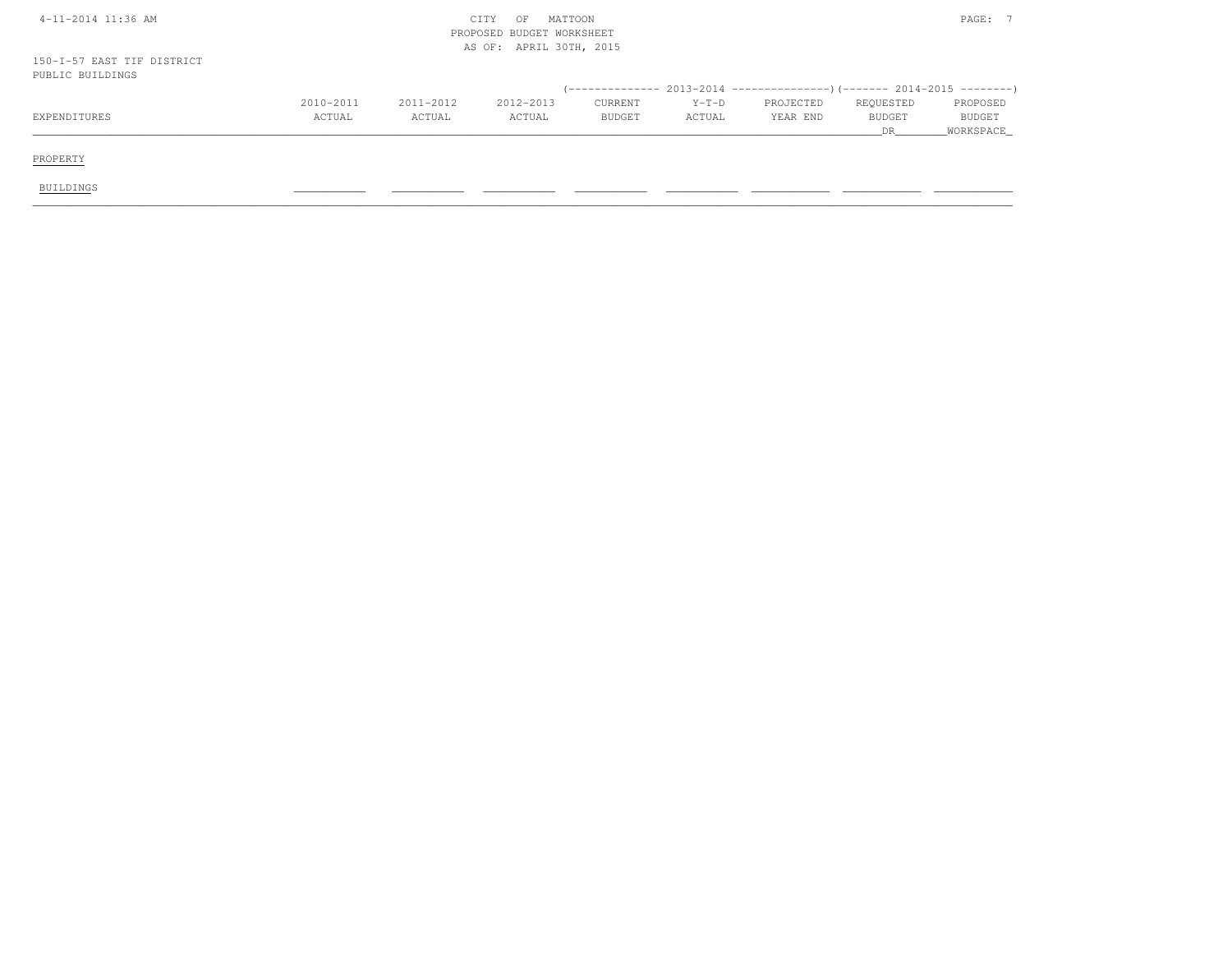4-11-2014 11:36 AM

CITY OF MATTOON
PROPOSED BUDGET WORKSHEET
AS OF: APRIL 30TH, 2015

150-I-57 EAST TIF DISTRICT
PUBLIC BUILDINGS

| EXPENDITURES | 2010-2011 ACTUAL | 2011-2012 ACTUAL | 2012-2013 ACTUAL | 2013-2014 CURRENT BUDGET | 2013-2014 Y-T-D ACTUAL | 2013-2014 PROJECTED YEAR END | 2014-2015 REQUESTED BUDGET DR | 2014-2015 PROPOSED BUDGET WORKSPACE |
|---|---|---|---|---|---|---|---|---|
| PROPERTY | | | | | | | | |
| BUILDINGS | | | | | | | | |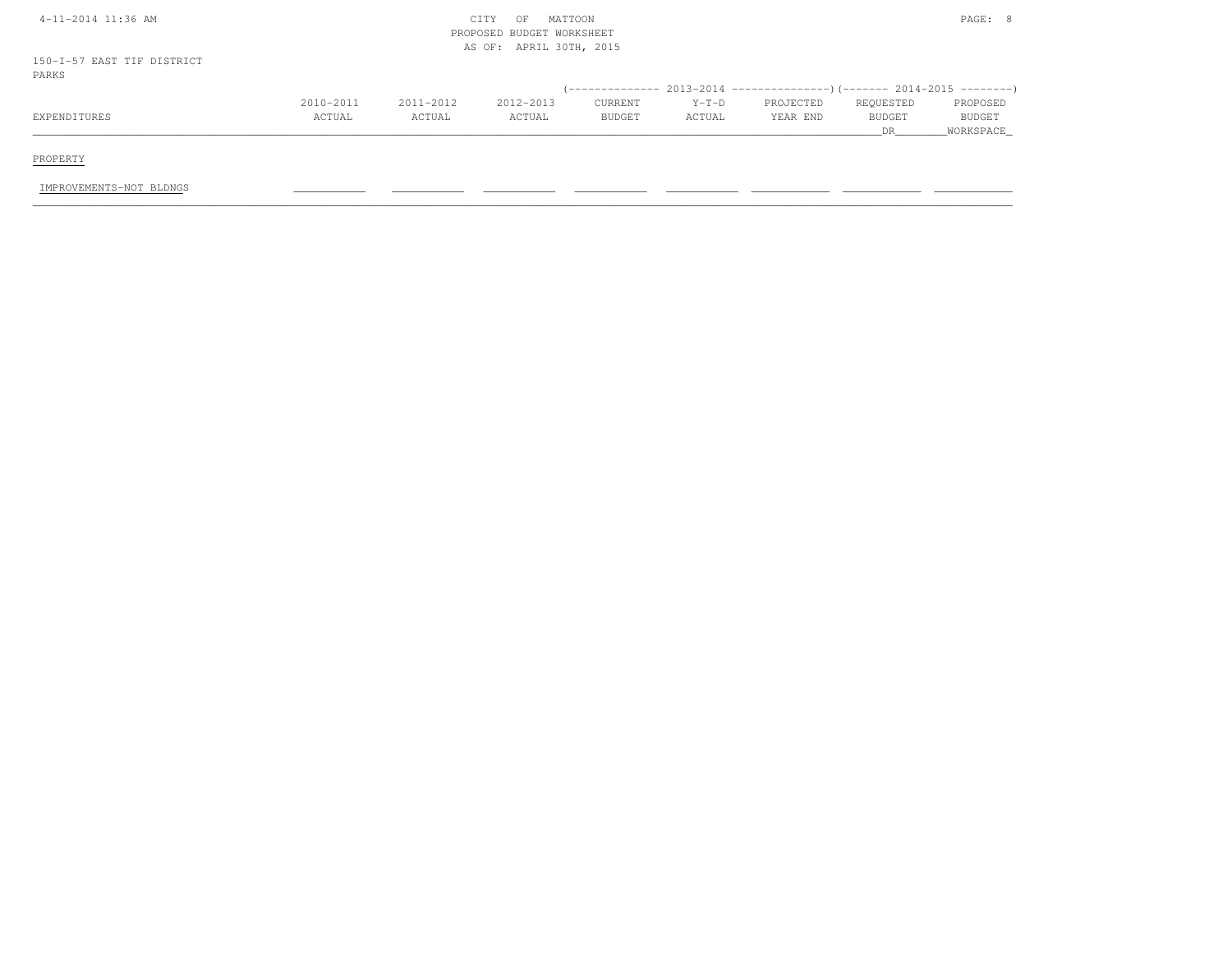CITY OF MATTOON
PROPOSED BUDGET WORKSHEET
AS OF: APRIL 30TH, 2015

150-I-57 EAST TIF DISTRICT
PARKS

| EXPENDITURES | 2010-2011 ACTUAL | 2011-2012 ACTUAL | 2012-2013 ACTUAL | 2013-2014 CURRENT BUDGET | 2013-2014 Y-T-D ACTUAL | 2013-2014 PROJECTED YEAR END | 2014-2015 REQUESTED BUDGET DR | 2014-2015 PROPOSED BUDGET WORKSPACE |
|---|---|---|---|---|---|---|---|---|
| PROPERTY | | | | | | | | |
| IMPROVEMENTS-NOT BLDNGS | | | | | | | | |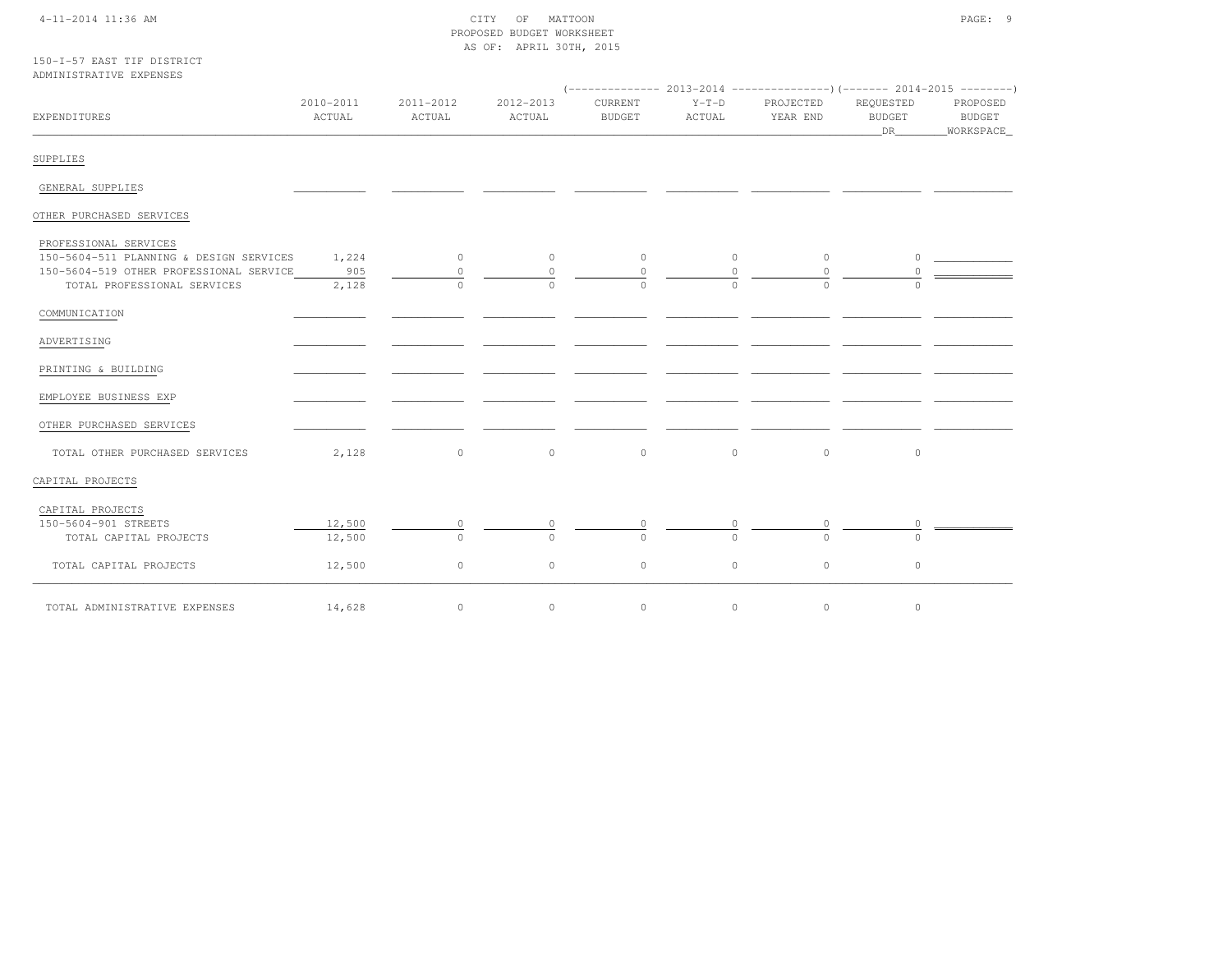CITY OF MATTOON
PROPOSED BUDGET WORKSHEET
AS OF: APRIL 30TH, 2015

150-I-57 EAST TIF DISTRICT
ADMINISTRATIVE EXPENSES

| EXPENDITURES | 2010-2011 ACTUAL | 2011-2012 ACTUAL | 2012-2013 ACTUAL | 2013-2014 CURRENT BUDGET | 2013-2014 Y-T-D ACTUAL | 2013-2014 PROJECTED YEAR END | 2014-2015 REQUESTED BUDGET DR | 2014-2015 PROPOSED BUDGET WORKSPACE |
|---|---|---|---|---|---|---|---|---|
| SUPPLIES | | | | | | | | |
| GENERAL SUPPLIES | | | | | | | | |
| OTHER PURCHASED SERVICES | | | | | | | | |
| PROFESSIONAL SERVICES | | | | | | | | |
| 150-5604-511 PLANNING & DESIGN SERVICES | 1,224 | 0 | 0 | 0 | 0 | 0 | 0 | |
| 150-5604-519 OTHER PROFESSIONAL SERVICE | 905 | 0 | 0 | 0 | 0 | 0 | 0 | |
| TOTAL PROFESSIONAL SERVICES | 2,128 | 0 | 0 | 0 | 0 | 0 | 0 | |
| COMMUNICATION | | | | | | | | |
| ADVERTISING | | | | | | | | |
| PRINTING & BUILDING | | | | | | | | |
| EMPLOYEE BUSINESS EXP | | | | | | | | |
| OTHER PURCHASED SERVICES | | | | | | | | |
| TOTAL OTHER PURCHASED SERVICES | 2,128 | 0 | 0 | 0 | 0 | 0 | 0 | |
| CAPITAL PROJECTS | | | | | | | | |
| CAPITAL PROJECTS | | | | | | | | |
| 150-5604-901 STREETS | 12,500 | 0 | 0 | 0 | 0 | 0 | 0 | |
| TOTAL CAPITAL PROJECTS | 12,500 | 0 | 0 | 0 | 0 | 0 | 0 | |
| TOTAL CAPITAL PROJECTS | 12,500 | 0 | 0 | 0 | 0 | 0 | 0 | |
| TOTAL ADMINISTRATIVE EXPENSES | 14,628 | 0 | 0 | 0 | 0 | 0 | 0 | |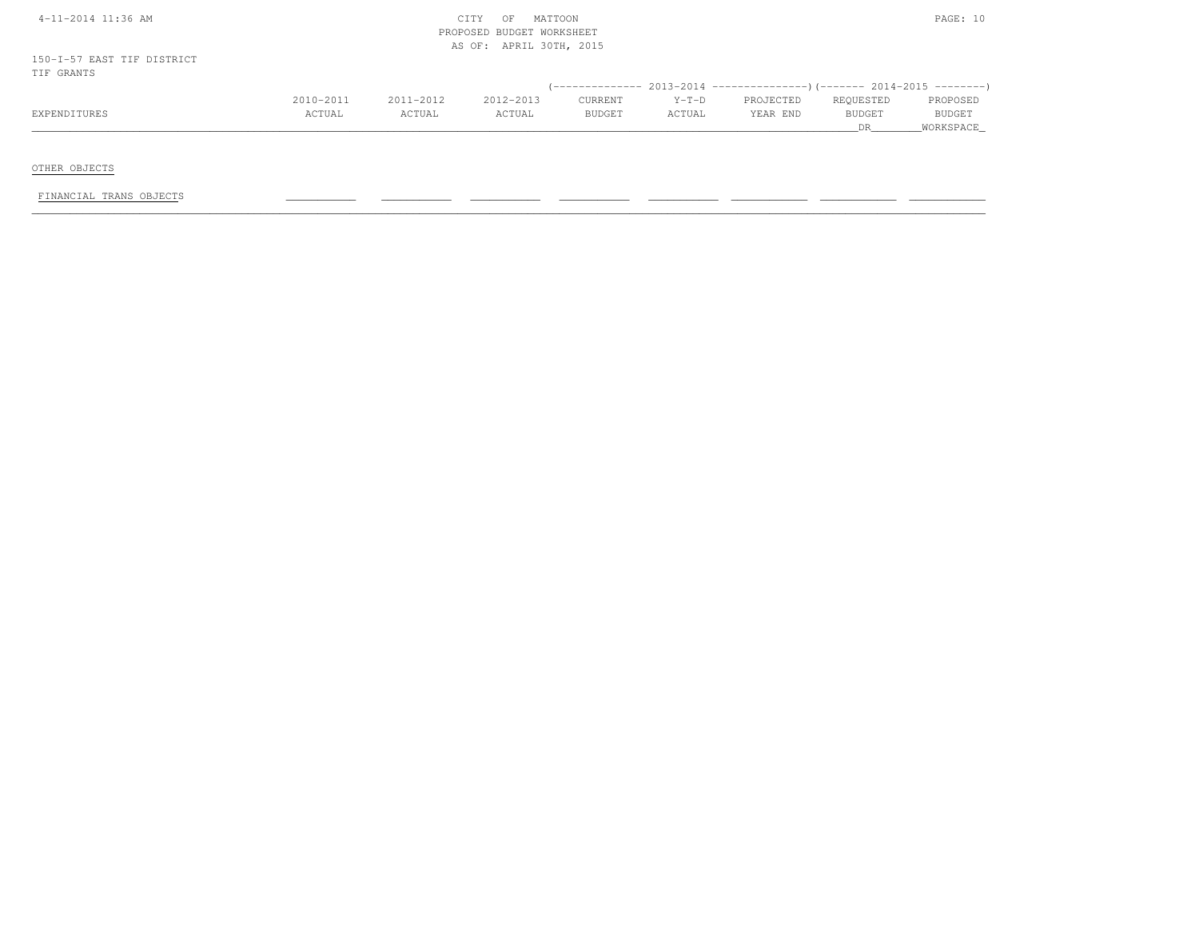CITY OF MATTOON
PROPOSED BUDGET WORKSHEET
AS OF: APRIL 30TH, 2015

150-I-57 EAST TIF DISTRICT
TIF GRANTS

| EXPENDITURES | 2010-2011 ACTUAL | 2011-2012 ACTUAL | 2012-2013 ACTUAL | 2013-2014 CURRENT BUDGET | 2013-2014 Y-T-D ACTUAL | 2013-2014 PROJECTED YEAR END | 2014-2015 REQUESTED BUDGET DR | 2014-2015 PROPOSED BUDGET WORKSPACE |
|---|---|---|---|---|---|---|---|---|
| OTHER OBJECTS | | | | | | | | |
| FINANCIAL TRANS OBJECTS | | | | | | | | |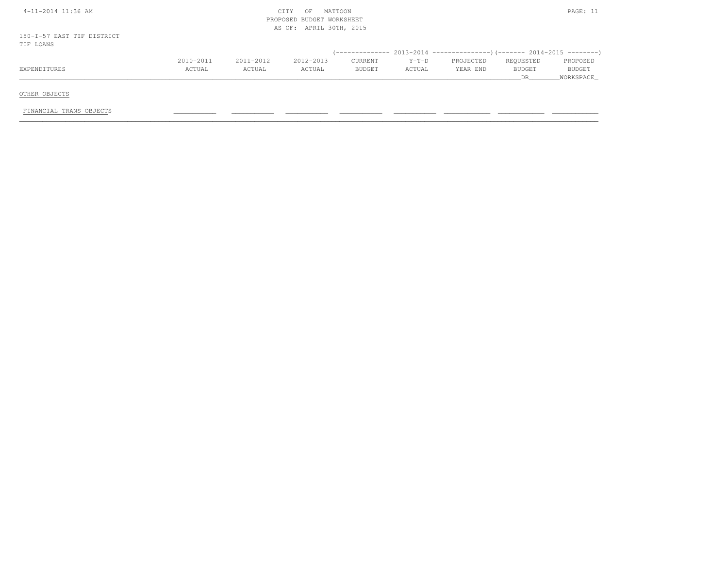CITY OF MATTOON
PROPOSED BUDGET WORKSHEET
AS OF: APRIL 30TH, 2015

150-I-57 EAST TIF DISTRICT
TIF LOANS

| EXPENDITURES | 2010-2011 ACTUAL | 2011-2012 ACTUAL | 2012-2013 ACTUAL | 2013-2014 CURRENT BUDGET | 2013-2014 Y-T-D ACTUAL | 2013-2014 PROJECTED YEAR END | 2014-2015 REQUESTED BUDGET DR | 2014-2015 PROPOSED BUDGET WORKSPACE |
|---|---|---|---|---|---|---|---|---|
| OTHER OBJECTS | | | | | | | | |
| FINANCIAL TRANS OBJECTS | | | | | | | | |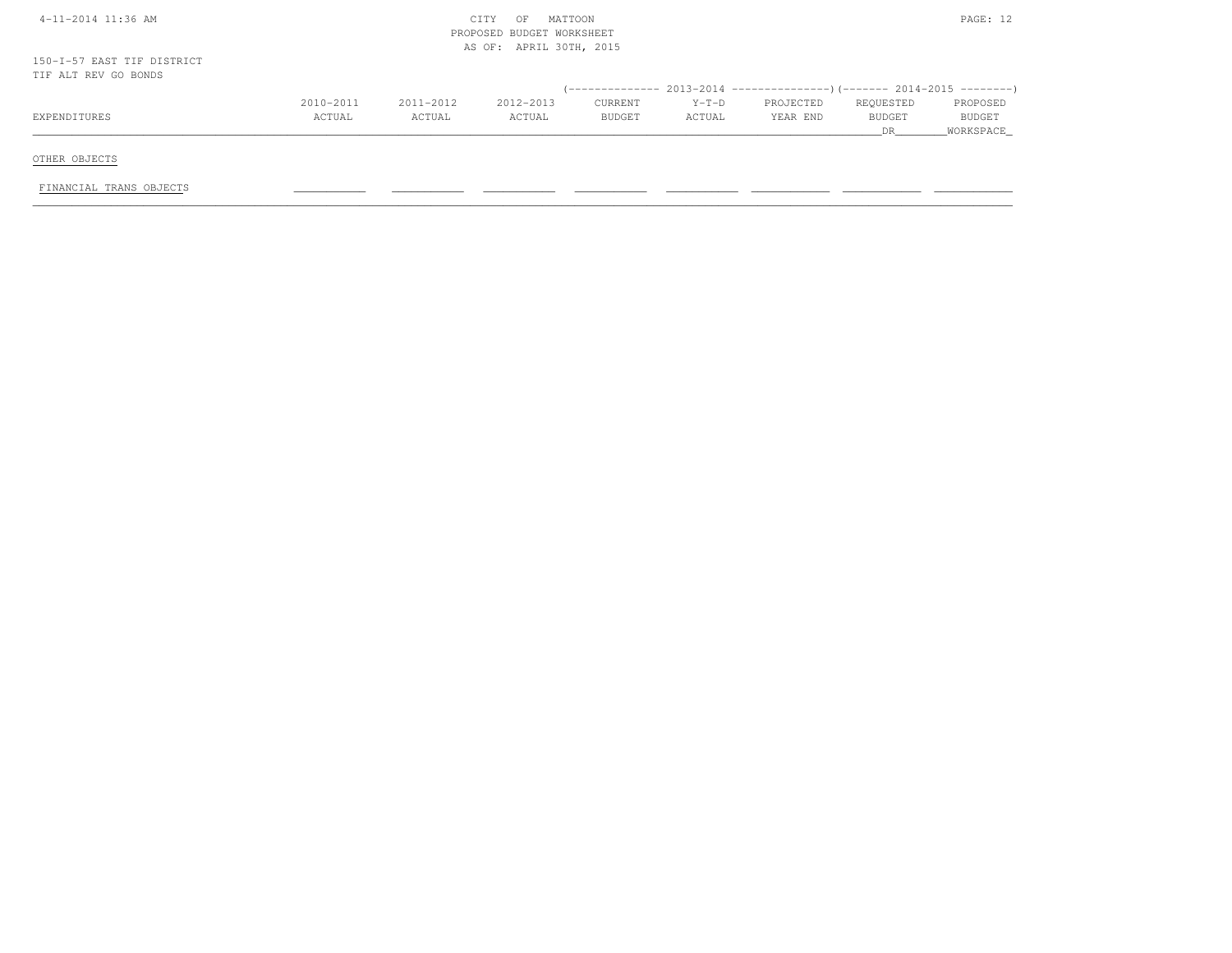CITY OF MATTOON
PROPOSED BUDGET WORKSHEET
AS OF: APRIL 30TH, 2015

150-I-57 EAST TIF DISTRICT
TIF ALT REV GO BONDS

| EXPENDITURES | 2010-2011 ACTUAL | 2011-2012 ACTUAL | 2012-2013 ACTUAL | 2013-2014 CURRENT BUDGET | 2013-2014 Y-T-D ACTUAL | 2013-2014 PROJECTED YEAR END | 2014-2015 REQUESTED BUDGET DR | 2014-2015 PROPOSED BUDGET WORKSPACE |
|---|---|---|---|---|---|---|---|---|
| OTHER OBJECTS | | | | | | | | |
| FINANCIAL TRANS OBJECTS | | | | | | | | |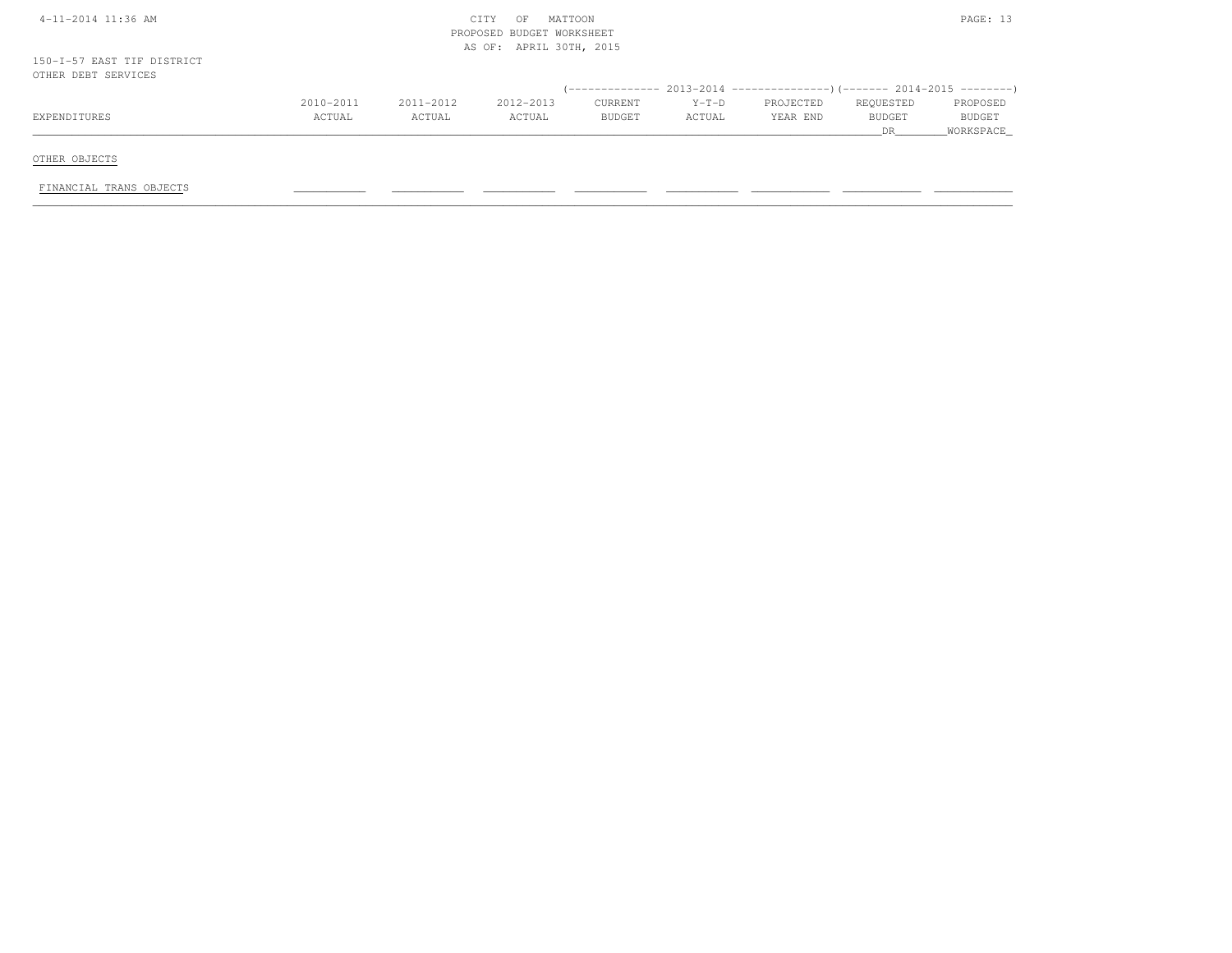CITY OF MATTOON
PROPOSED BUDGET WORKSHEET
AS OF: APRIL 30TH, 2015

150-I-57 EAST TIF DISTRICT
OTHER DEBT SERVICES

| EXPENDITURES | 2010-2011 ACTUAL | 2011-2012 ACTUAL | 2012-2013 ACTUAL | 2013-2014 CURRENT BUDGET | 2013-2014 Y-T-D ACTUAL | 2013-2014 PROJECTED YEAR END | 2014-2015 REQUESTED BUDGET DR | 2014-2015 PROPOSED BUDGET WORKSPACE |
|---|---|---|---|---|---|---|---|---|
| OTHER OBJECTS | | | | | | | | |
| FINANCIAL TRANS OBJECTS | | | | | | | | |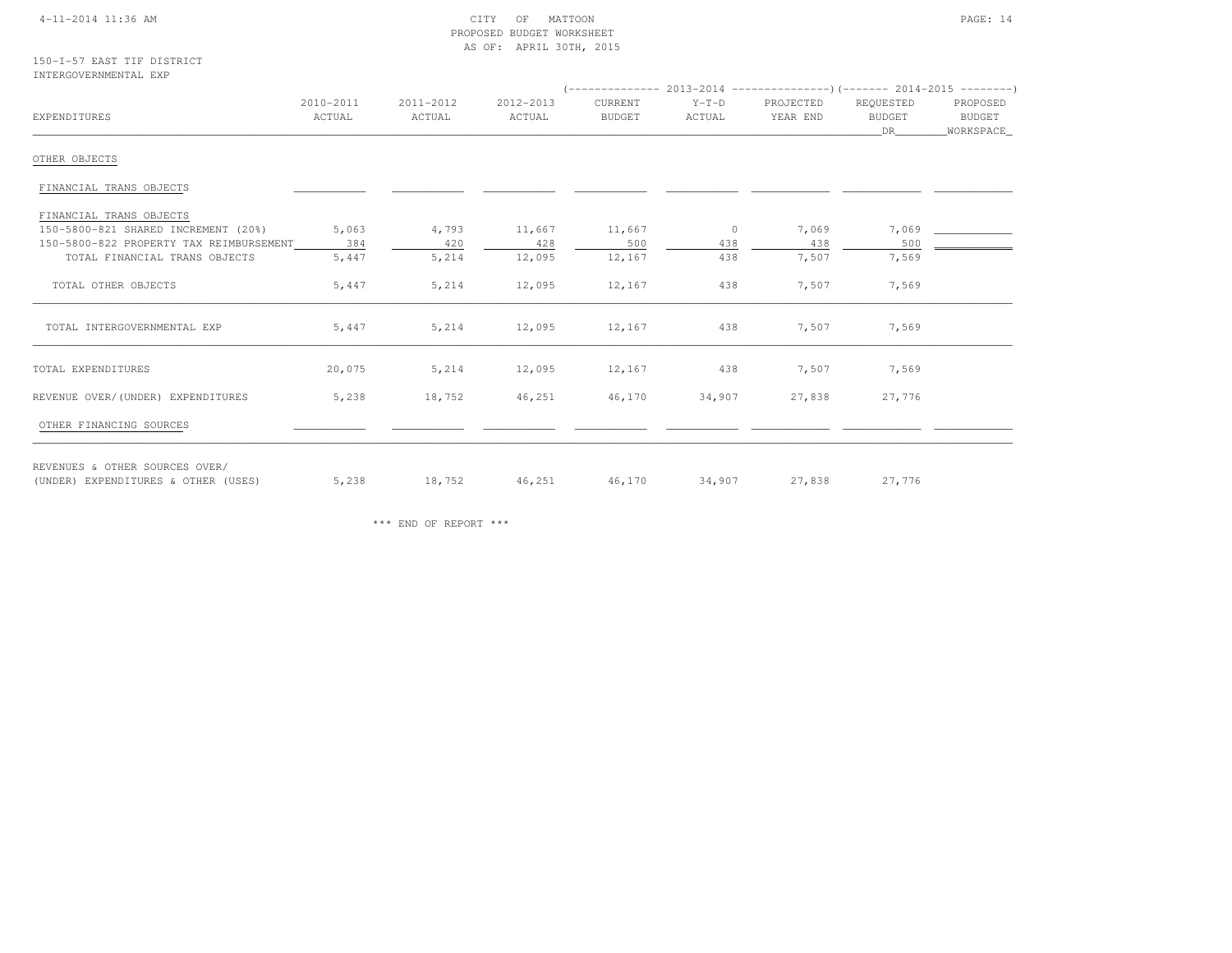CITY OF MATTOON
PROPOSED BUDGET WORKSHEET
AS OF: APRIL 30TH, 2015

150-I-57 EAST TIF DISTRICT
INTERGOVERNMENTAL EXP

| EXPENDITURES | 2010-2011 ACTUAL | 2011-2012 ACTUAL | 2012-2013 ACTUAL | 2013-2014 CURRENT BUDGET | 2013-2014 Y-T-D ACTUAL | 2013-2014 PROJECTED YEAR END | 2014-2015 REQUESTED BUDGET DR | 2014-2015 PROPOSED BUDGET WORKSPACE |
|---|---|---|---|---|---|---|---|---|
| OTHER OBJECTS | | | | | | | | |
| FINANCIAL TRANS OBJECTS | | | | | | | | |
| FINANCIAL TRANS OBJECTS | | | | | | | | |
| 150-5800-821 SHARED INCREMENT (20%) | 5,063 | 4,793 | 11,667 | 11,667 | 0 | 7,069 | 7,069 | |
| 150-5800-822 PROPERTY TAX REIMBURSEMENT | 384 | 420 | 428 | 500 | 438 | 438 | 500 | |
| TOTAL FINANCIAL TRANS OBJECTS | 5,447 | 5,214 | 12,095 | 12,167 | 438 | 7,507 | 7,569 | |
| TOTAL OTHER OBJECTS | 5,447 | 5,214 | 12,095 | 12,167 | 438 | 7,507 | 7,569 | |
| TOTAL INTERGOVERNMENTAL EXP | 5,447 | 5,214 | 12,095 | 12,167 | 438 | 7,507 | 7,569 | |
| TOTAL EXPENDITURES | 20,075 | 5,214 | 12,095 | 12,167 | 438 | 7,507 | 7,569 | |
| REVENUE OVER/(UNDER) EXPENDITURES | 5,238 | 18,752 | 46,251 | 46,170 | 34,907 | 27,838 | 27,776 | |
| OTHER FINANCING SOURCES | | | | | | | | |
| REVENUES & OTHER SOURCES OVER/ (UNDER) EXPENDITURES & OTHER (USES) | 5,238 | 18,752 | 46,251 | 46,170 | 34,907 | 27,838 | 27,776 | |

*** END OF REPORT ***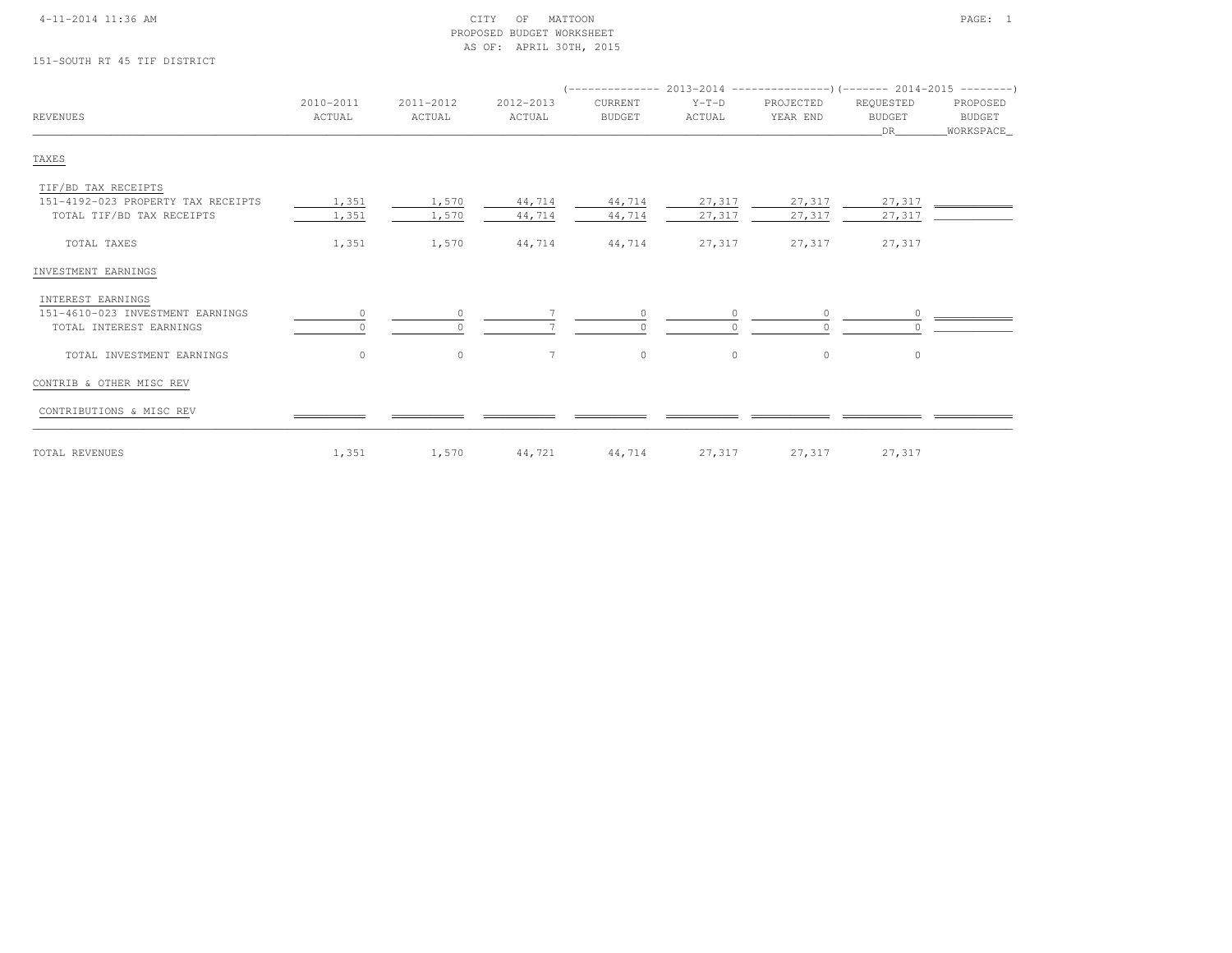CITY OF MATTOON
PROPOSED BUDGET WORKSHEET
AS OF: APRIL 30TH, 2015

151-SOUTH RT 45 TIF DISTRICT

| REVENUES | 2010-2011 ACTUAL | 2011-2012 ACTUAL | 2012-2013 ACTUAL | 2013-2014 CURRENT BUDGET | 2013-2014 Y-T-D ACTUAL | 2013-2014 PROJECTED YEAR END | 2014-2015 REQUESTED BUDGET DR | 2014-2015 PROPOSED BUDGET WORKSPACE |
|---|---|---|---|---|---|---|---|---|
| **TAXES** | | | | | | | | |
| TIF/BD TAX RECEIPTS | | | | | | | | |
| 151-4192-023 PROPERTY TAX RECEIPTS | 1,351 | 1,570 | 44,714 | 44,714 | 27,317 | 27,317 | 27,317 | |
| TOTAL TIF/BD TAX RECEIPTS | 1,351 | 1,570 | 44,714 | 44,714 | 27,317 | 27,317 | 27,317 | |
| TOTAL TAXES | 1,351 | 1,570 | 44,714 | 44,714 | 27,317 | 27,317 | 27,317 | |
| **INVESTMENT EARNINGS** | | | | | | | | |
| INTEREST EARNINGS | | | | | | | | |
| 151-4610-023 INVESTMENT EARNINGS | 0 | 0 | 7 | 0 | 0 | 0 | 0 | |
| TOTAL INTEREST EARNINGS | 0 | 0 | 7 | 0 | 0 | 0 | 0 | |
| TOTAL INVESTMENT EARNINGS | 0 | 0 | 7 | 0 | 0 | 0 | 0 | |
| **CONTRIB & OTHER MISC REV** | | | | | | | | |
| CONTRIBUTIONS & MISC REV | | | | | | | | |
| TOTAL REVENUES | 1,351 | 1,570 | 44,721 | 44,714 | 27,317 | 27,317 | 27,317 | |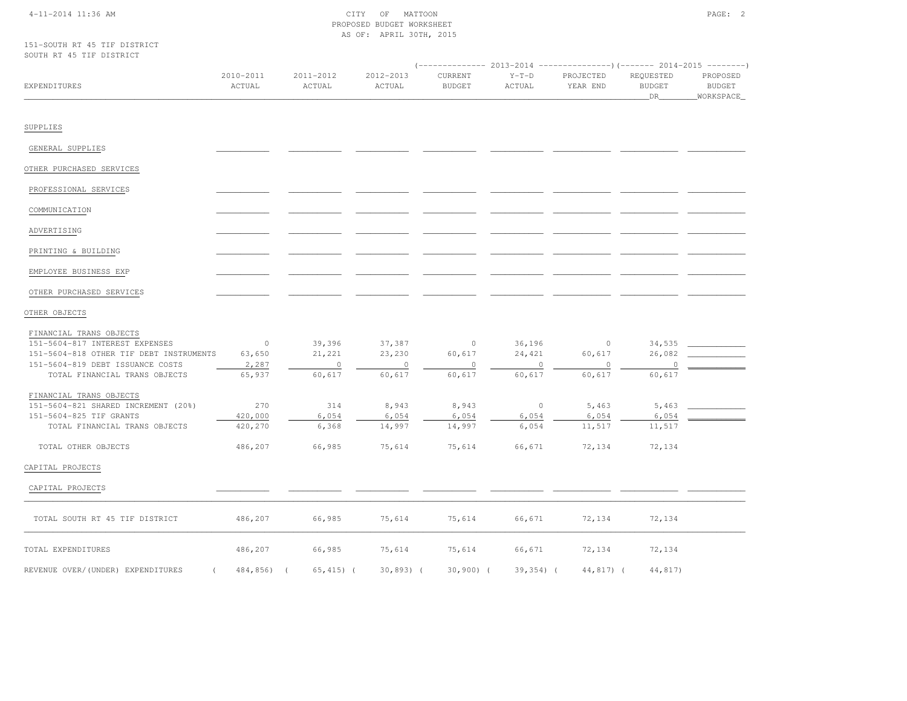CITY OF MATTOON
PROPOSED BUDGET WORKSHEET
AS OF: APRIL 30TH, 2015

151-SOUTH RT 45 TIF DISTRICT
SOUTH RT 45 TIF DISTRICT

| EXPENDITURES | 2010-2011 ACTUAL | 2011-2012 ACTUAL | 2012-2013 ACTUAL | 2013-2014 CURRENT BUDGET | 2013-2014 Y-T-D ACTUAL | 2013-2014 PROJECTED YEAR END | 2014-2015 REQUESTED BUDGET DR | 2014-2015 PROPOSED BUDGET WORKSPACE |
|---|---|---|---|---|---|---|---|---|
| SUPPLIES | | | | | | | | |
| GENERAL SUPPLIES | | | | | | | | |
| OTHER PURCHASED SERVICES | | | | | | | | |
| PROFESSIONAL SERVICES | | | | | | | | |
| COMMUNICATION | | | | | | | | |
| ADVERTISING | | | | | | | | |
| PRINTING & BUILDING | | | | | | | | |
| EMPLOYEE BUSINESS EXP | | | | | | | | |
| OTHER PURCHASED SERVICES | | | | | | | | |
| OTHER OBJECTS | | | | | | | | |
| FINANCIAL TRANS OBJECTS | | | | | | | | |
| 151-5604-817 INTEREST EXPENSES | 0 | 39,396 | 37,387 | 0 | 36,196 | 0 | 34,535 | |
| 151-5604-818 OTHER TIF DEBT INSTRUMENTS | 63,650 | 21,221 | 23,230 | 60,617 | 24,421 | 60,617 | 26,082 | |
| 151-5604-819 DEBT ISSUANCE COSTS | 2,287 | 0 | 0 | 0 | 0 | 0 | 0 | |
| TOTAL FINANCIAL TRANS OBJECTS | 65,937 | 60,617 | 60,617 | 60,617 | 60,617 | 60,617 | 60,617 | |
| FINANCIAL TRANS OBJECTS | | | | | | | | |
| 151-5604-821 SHARED INCREMENT (20%) | 270 | 314 | 8,943 | 8,943 | 0 | 5,463 | 5,463 | |
| 151-5604-825 TIF GRANTS | 420,000 | 6,054 | 6,054 | 6,054 | 6,054 | 6,054 | 6,054 | |
| TOTAL FINANCIAL TRANS OBJECTS | 420,270 | 6,368 | 14,997 | 14,997 | 6,054 | 11,517 | 11,517 | |
| TOTAL OTHER OBJECTS | 486,207 | 66,985 | 75,614 | 75,614 | 66,671 | 72,134 | 72,134 | |
| CAPITAL PROJECTS | | | | | | | | |
| CAPITAL PROJECTS | | | | | | | | |
| TOTAL SOUTH RT 45 TIF DISTRICT | 486,207 | 66,985 | 75,614 | 75,614 | 66,671 | 72,134 | 72,134 | |
| TOTAL EXPENDITURES | 486,207 | 66,985 | 75,614 | 75,614 | 66,671 | 72,134 | 72,134 | |
| REVENUE OVER/(UNDER) EXPENDITURES | ( 484,856) | ( 65,415) | ( 30,893) | ( 30,900) | ( 39,354) | ( 44,817) | ( 44,817) | |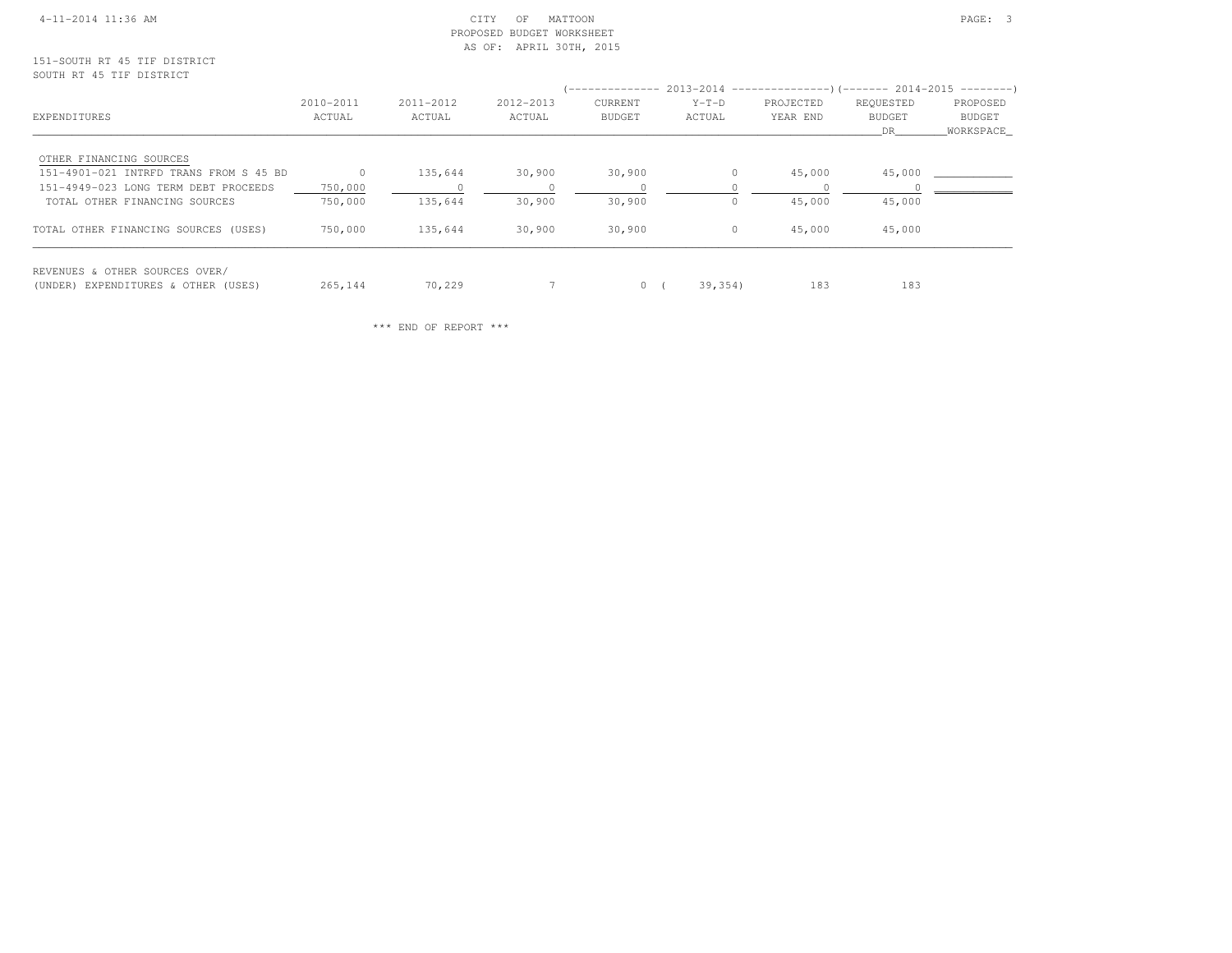CITY OF MATTOON
PROPOSED BUDGET WORKSHEET
AS OF: APRIL 30TH, 2015

151-SOUTH RT 45 TIF DISTRICT
SOUTH RT 45 TIF DISTRICT

| EXPENDITURES | 2010-2011 ACTUAL | 2011-2012 ACTUAL | 2012-2013 ACTUAL | 2013-2014 CURRENT BUDGET | 2013-2014 Y-T-D ACTUAL | 2013-2014 PROJECTED YEAR END | 2014-2015 REQUESTED BUDGET DR | 2014-2015 PROPOSED BUDGET WORKSPACE |
|---|---|---|---|---|---|---|---|---|
| OTHER FINANCING SOURCES | | | | | | | | |
| 151-4901-021 INTRFD TRANS FROM S 45 BD | 0 | 135,644 | 30,900 | 30,900 | 0 | 45,000 | 45,000 | ___________ |
| 151-4949-023 LONG TERM DEBT PROCEEDS | 750,000 | 0 | 0 | 0 | 0 | 0 | 0 | ___________ |
| TOTAL OTHER FINANCING SOURCES | 750,000 | 135,644 | 30,900 | 30,900 | 0 | 45,000 | 45,000 | |
| TOTAL OTHER FINANCING SOURCES (USES) | 750,000 | 135,644 | 30,900 | 30,900 | 0 | 45,000 | 45,000 | |
| REVENUES & OTHER SOURCES OVER/ (UNDER) EXPENDITURES & OTHER (USES) | 265,144 | 70,229 | 7 | 0 | ( 39,354) | 183 | 183 | |

\*\*\* END OF REPORT \*\*\*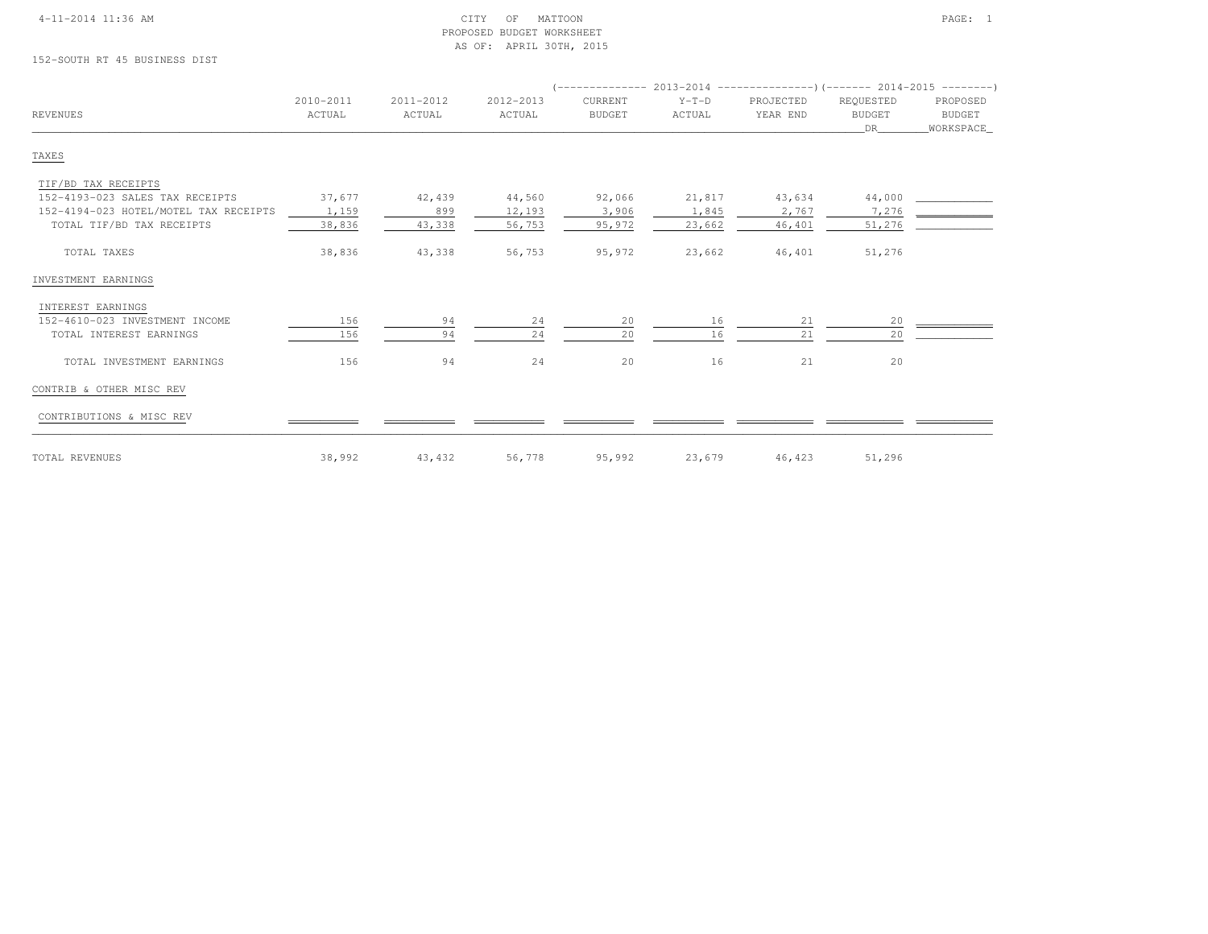CITY OF MATTOON
PROPOSED BUDGET WORKSHEET
AS OF: APRIL 30TH, 2015

152-SOUTH RT 45 BUSINESS DIST

| REVENUES | 2010-2011 ACTUAL | 2011-2012 ACTUAL | 2012-2013 ACTUAL | 2013-2014 CURRENT BUDGET | 2013-2014 Y-T-D ACTUAL | 2013-2014 PROJECTED YEAR END | 2014-2015 REQUESTED BUDGET DR | 2014-2015 PROPOSED BUDGET WORKSPACE |
|---|---|---|---|---|---|---|---|---|
| **TAXES** | | | | | | | | |
| TIF/BD TAX RECEIPTS | | | | | | | | |
| 152-4193-023 SALES TAX RECEIPTS | 37,677 | 42,439 | 44,560 | 92,066 | 21,817 | 43,634 | 44,000 | |
| 152-4194-023 HOTEL/MOTEL TAX RECEIPTS | 1,159 | 899 | 12,193 | 3,906 | 1,845 | 2,767 | 7,276 | |
| TOTAL TIF/BD TAX RECEIPTS | 38,836 | 43,338 | 56,753 | 95,972 | 23,662 | 46,401 | 51,276 | |
| TOTAL TAXES | 38,836 | 43,338 | 56,753 | 95,972 | 23,662 | 46,401 | 51,276 | |
| **INVESTMENT EARNINGS** | | | | | | | | |
| INTEREST EARNINGS | | | | | | | | |
| 152-4610-023 INVESTMENT INCOME | 156 | 94 | 24 | 20 | 16 | 21 | 20 | |
| TOTAL INTEREST EARNINGS | 156 | 94 | 24 | 20 | 16 | 21 | 20 | |
| TOTAL INVESTMENT EARNINGS | 156 | 94 | 24 | 20 | 16 | 21 | 20 | |
| **CONTRIB & OTHER MISC REV** | | | | | | | | |
| CONTRIBUTIONS & MISC REV | | | | | | | | |
| TOTAL REVENUES | 38,992 | 43,432 | 56,778 | 95,992 | 23,679 | 46,423 | 51,296 | |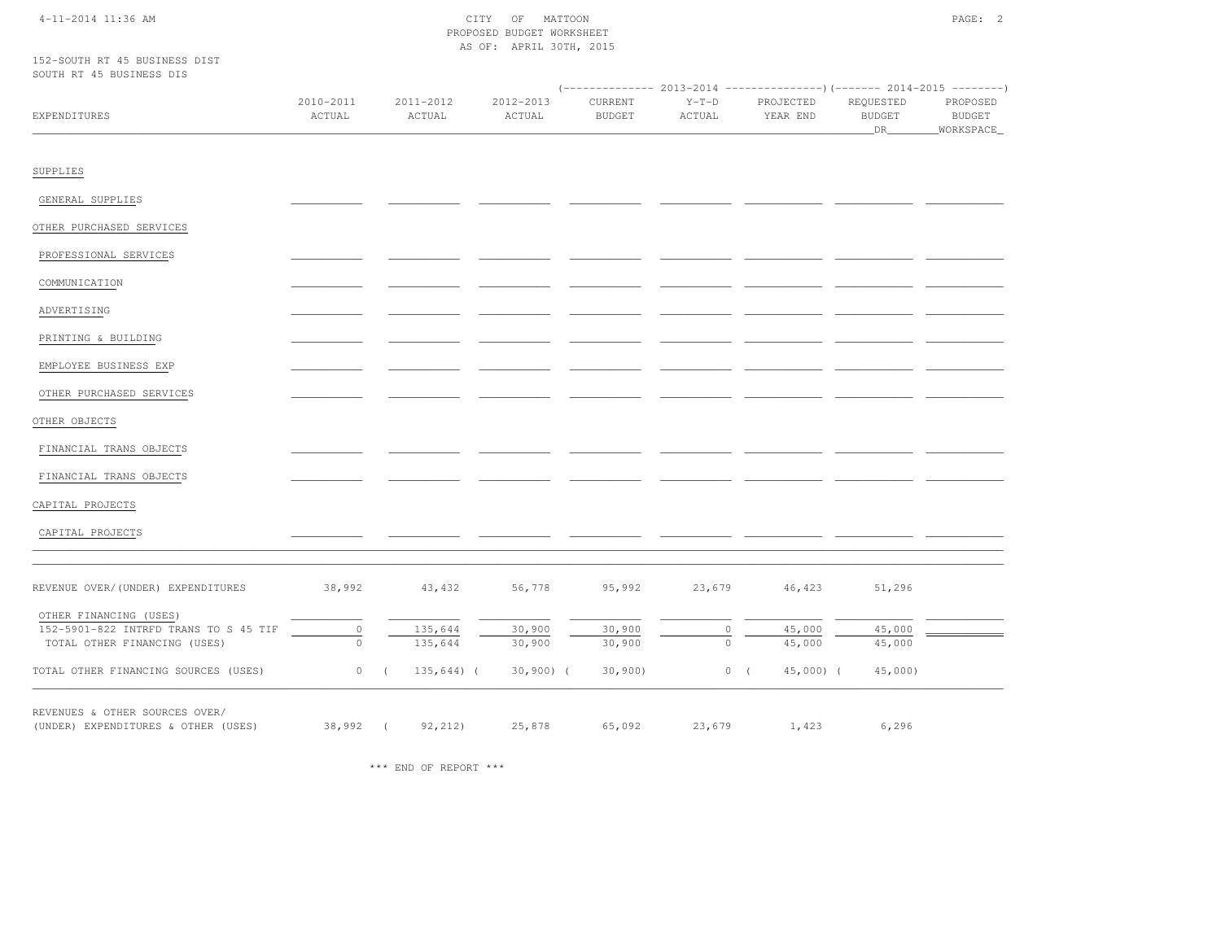CITY OF MATTOON
PROPOSED BUDGET WORKSHEET
AS OF: APRIL 30TH, 2015

152-SOUTH RT 45 BUSINESS DIST
SOUTH RT 45 BUSINESS DIS

| EXPENDITURES | 2010-2011 ACTUAL | 2011-2012 ACTUAL | 2012-2013 ACTUAL | 2013-2014 CURRENT BUDGET | 2013-2014 Y-T-D ACTUAL | 2013-2014 PROJECTED YEAR END | 2014-2015 REQUESTED BUDGET DR | 2014-2015 PROPOSED BUDGET WORKSPACE |
|---|---|---|---|---|---|---|---|---|
| SUPPLIES | | | | | | | | |
| GENERAL SUPPLIES | | | | | | | | |
| OTHER PURCHASED SERVICES | | | | | | | | |
| PROFESSIONAL SERVICES | | | | | | | | |
| COMMUNICATION | | | | | | | | |
| ADVERTISING | | | | | | | | |
| PRINTING & BUILDING | | | | | | | | |
| EMPLOYEE BUSINESS EXP | | | | | | | | |
| OTHER PURCHASED SERVICES | | | | | | | | |
| OTHER OBJECTS | | | | | | | | |
| FINANCIAL TRANS OBJECTS | | | | | | | | |
| FINANCIAL TRANS OBJECTS | | | | | | | | |
| CAPITAL PROJECTS | | | | | | | | |
| CAPITAL PROJECTS | | | | | | | | |
| REVENUE OVER/(UNDER) EXPENDITURES | 38,992 | 43,432 | 56,778 | 95,992 | 23,679 | 46,423 | 51,296 | |
| OTHER FINANCING (USES) | | | | | | | | |
| 152-5901-822 INTRFD TRANS TO S 45 TIF | 0 | 135,644 | 30,900 | 30,900 | 0 | 45,000 | 45,000 | |
| TOTAL OTHER FINANCING (USES) | 0 | 135,644 | 30,900 | 30,900 | 0 | 45,000 | 45,000 | |
| TOTAL OTHER FINANCING SOURCES (USES) | 0 | ( 135,644) | ( 30,900) | ( 30,900) | 0 | ( 45,000) | ( 45,000) | |
| REVENUES & OTHER SOURCES OVER/ (UNDER) EXPENDITURES & OTHER (USES) | 38,992 | ( 92,212) | 25,878 | 65,092 | 23,679 | 1,423 | 6,296 | |

\*\*\* END OF REPORT \*\*\*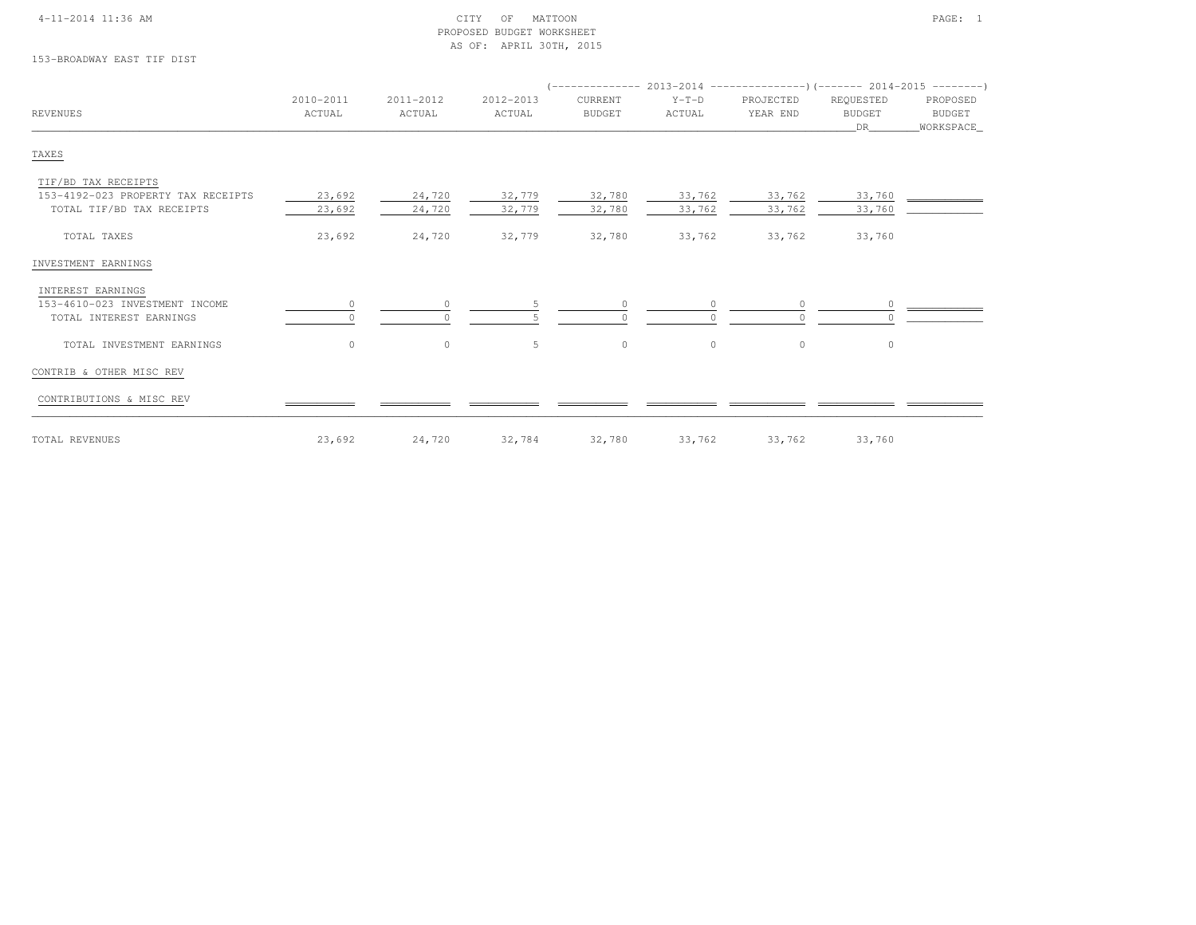CITY OF MATTOON
PROPOSED BUDGET WORKSHEET
AS OF: APRIL 30TH, 2015

153-BROADWAY EAST TIF DIST

| REVENUES | 2010-2011 ACTUAL | 2011-2012 ACTUAL | 2012-2013 ACTUAL | 2013-2014 CURRENT BUDGET | 2013-2014 Y-T-D ACTUAL | 2013-2014 PROJECTED YEAR END | 2014-2015 REQUESTED BUDGET DR | 2014-2015 PROPOSED BUDGET WORKSPACE |
|---|---|---|---|---|---|---|---|---|
| **TAXES** | | | | | | | | |
| TIF/BD TAX RECEIPTS | | | | | | | | |
| 153-4192-023 PROPERTY TAX RECEIPTS | 23,692 | 24,720 | 32,779 | 32,780 | 33,762 | 33,762 | 33,760 | |
| TOTAL TIF/BD TAX RECEIPTS | 23,692 | 24,720 | 32,779 | 32,780 | 33,762 | 33,762 | 33,760 | |
| TOTAL TAXES | 23,692 | 24,720 | 32,779 | 32,780 | 33,762 | 33,762 | 33,760 | |
| **INVESTMENT EARNINGS** | | | | | | | | |
| INTEREST EARNINGS | | | | | | | | |
| 153-4610-023 INVESTMENT INCOME | 0 | 0 | 5 | 0 | 0 | 0 | 0 | |
| TOTAL INTEREST EARNINGS | 0 | 0 | 5 | 0 | 0 | 0 | 0 | |
| TOTAL INVESTMENT EARNINGS | 0 | 0 | 5 | 0 | 0 | 0 | 0 | |
| **CONTRIB & OTHER MISC REV** | | | | | | | | |
| CONTRIBUTIONS & MISC REV | | | | | | | | |
| TOTAL REVENUES | 23,692 | 24,720 | 32,784 | 32,780 | 33,762 | 33,762 | 33,760 | |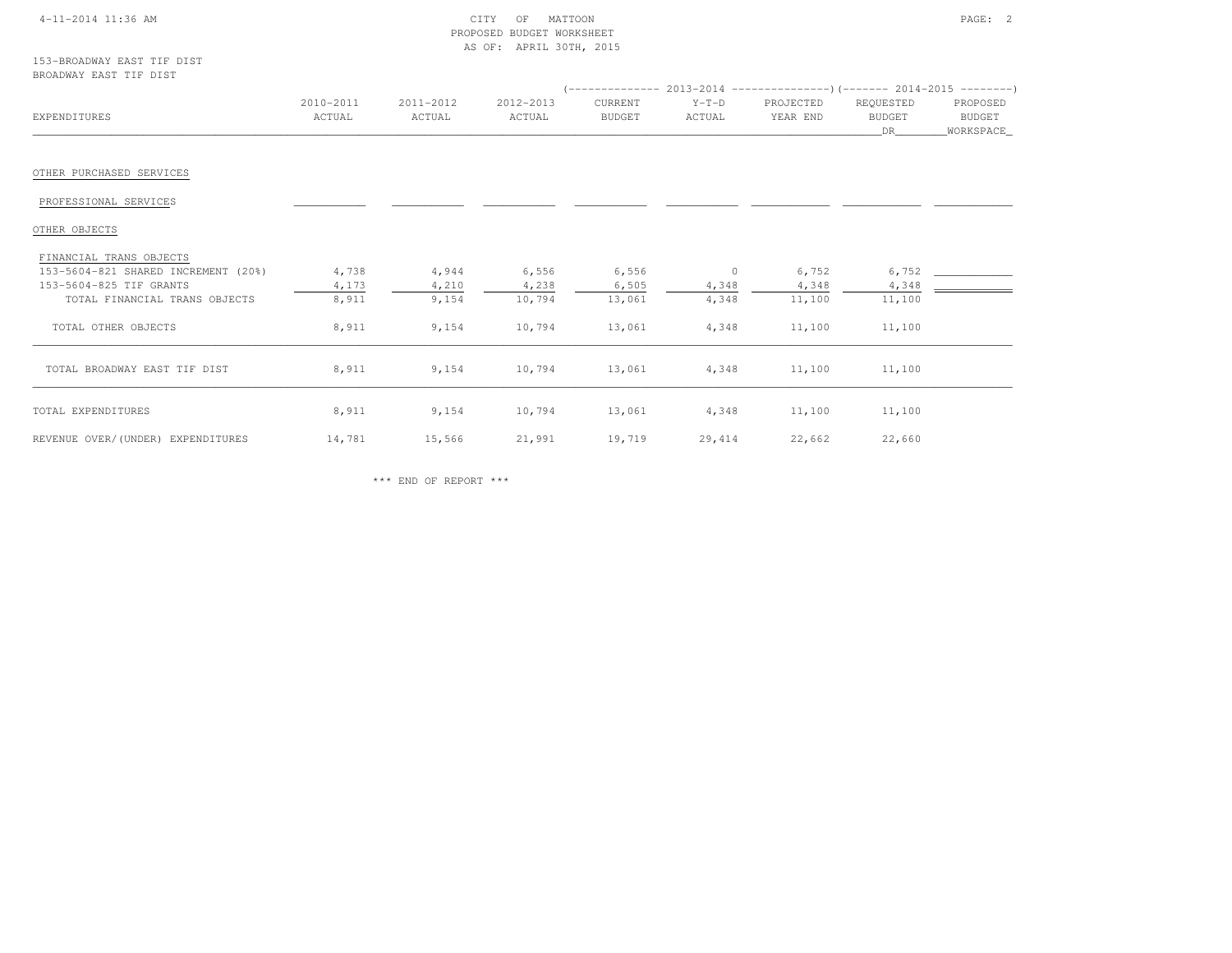CITY OF MATTOON
PROPOSED BUDGET WORKSHEET
AS OF: APRIL 30TH, 2015

153-BROADWAY EAST TIF DIST
BROADWAY EAST TIF DIST

| EXPENDITURES | 2010-2011 ACTUAL | 2011-2012 ACTUAL | 2012-2013 ACTUAL | 2013-2014 CURRENT BUDGET | 2013-2014 Y-T-D ACTUAL | 2013-2014 PROJECTED YEAR END | 2014-2015 REQUESTED BUDGET DR | 2014-2015 PROPOSED BUDGET WORKSPACE |
|---|---|---|---|---|---|---|---|---|
| OTHER PURCHASED SERVICES | | | | | | | | |
| PROFESSIONAL SERVICES | | | | | | | | |
| OTHER OBJECTS | | | | | | | | |
| FINANCIAL TRANS OBJECTS | | | | | | | | |
| 153-5604-821 SHARED INCREMENT (20%) | 4,738 | 4,944 | 6,556 | 6,556 | 0 | 6,752 | 6,752 | |
| 153-5604-825 TIF GRANTS | 4,173 | 4,210 | 4,238 | 6,505 | 4,348 | 4,348 | 4,348 | |
| TOTAL FINANCIAL TRANS OBJECTS | 8,911 | 9,154 | 10,794 | 13,061 | 4,348 | 11,100 | 11,100 | |
| TOTAL OTHER OBJECTS | 8,911 | 9,154 | 10,794 | 13,061 | 4,348 | 11,100 | 11,100 | |
| TOTAL BROADWAY EAST TIF DIST | 8,911 | 9,154 | 10,794 | 13,061 | 4,348 | 11,100 | 11,100 | |
| TOTAL EXPENDITURES | 8,911 | 9,154 | 10,794 | 13,061 | 4,348 | 11,100 | 11,100 | |
| REVENUE OVER/(UNDER) EXPENDITURES | 14,781 | 15,566 | 21,991 | 19,719 | 29,414 | 22,662 | 22,660 | |

*** END OF REPORT ***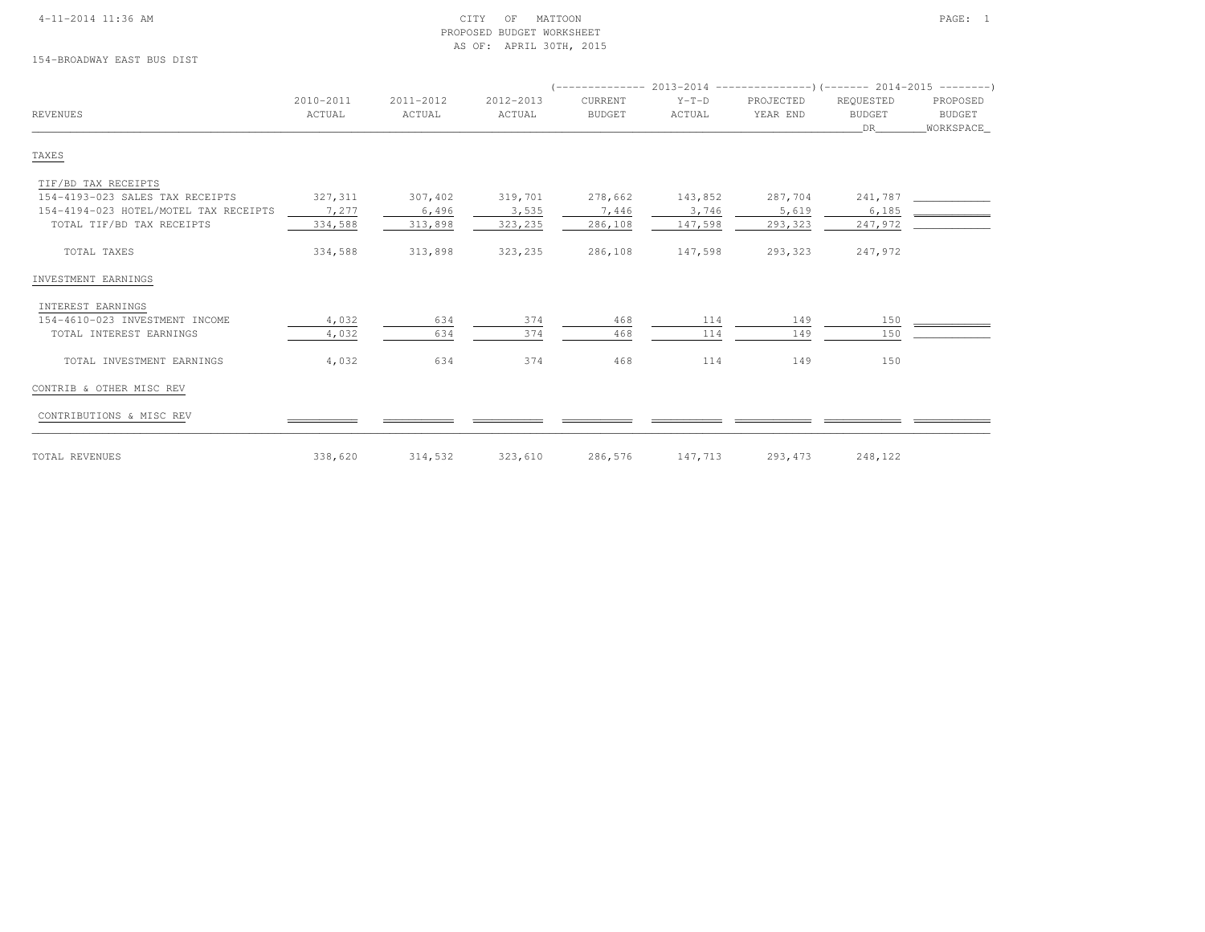CITY OF MATTOON
PROPOSED BUDGET WORKSHEET
AS OF: APRIL 30TH, 2015

154-BROADWAY EAST BUS DIST

| REVENUES | 2010-2011 ACTUAL | 2011-2012 ACTUAL | 2012-2013 ACTUAL | 2013-2014 CURRENT BUDGET | 2013-2014 Y-T-D ACTUAL | 2013-2014 PROJECTED YEAR END | 2014-2015 REQUESTED BUDGET DR | 2014-2015 PROPOSED BUDGET WORKSPACE |
|---|---|---|---|---|---|---|---|---|
| TAXES | | | | | | | | |
| TIF/BD TAX RECEIPTS | | | | | | | | |
| 154-4193-023 SALES TAX RECEIPTS | 327,311 | 307,402 | 319,701 | 278,662 | 143,852 | 287,704 | 241,787 | |
| 154-4194-023 HOTEL/MOTEL TAX RECEIPTS | 7,277 | 6,496 | 3,535 | 7,446 | 3,746 | 5,619 | 6,185 | |
| TOTAL TIF/BD TAX RECEIPTS | 334,588 | 313,898 | 323,235 | 286,108 | 147,598 | 293,323 | 247,972 | |
| TOTAL TAXES | 334,588 | 313,898 | 323,235 | 286,108 | 147,598 | 293,323 | 247,972 | |
| INVESTMENT EARNINGS | | | | | | | | |
| INTEREST EARNINGS | | | | | | | | |
| 154-4610-023 INVESTMENT INCOME | 4,032 | 634 | 374 | 468 | 114 | 149 | 150 | |
| TOTAL INTEREST EARNINGS | 4,032 | 634 | 374 | 468 | 114 | 149 | 150 | |
| TOTAL INVESTMENT EARNINGS | 4,032 | 634 | 374 | 468 | 114 | 149 | 150 | |
| CONTRIB & OTHER MISC REV | | | | | | | | |
| CONTRIBUTIONS & MISC REV | | | | | | | | |
| TOTAL REVENUES | 338,620 | 314,532 | 323,610 | 286,576 | 147,713 | 293,473 | 248,122 | |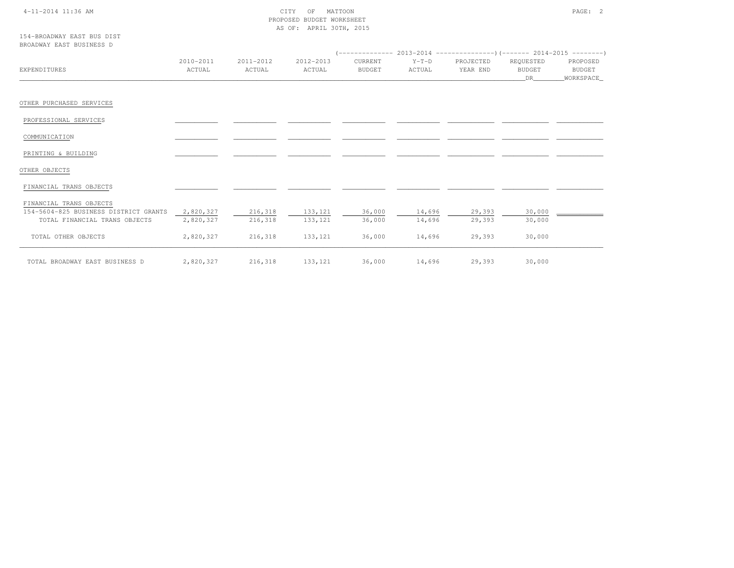CITY OF MATTOON
PROPOSED BUDGET WORKSHEET
AS OF: APRIL 30TH, 2015

154-BROADWAY EAST BUS DIST
BROADWAY EAST BUSINESS D

| EXPENDITURES | 2010-2011 ACTUAL | 2011-2012 ACTUAL | 2012-2013 ACTUAL | 2013-2014 CURRENT BUDGET | 2013-2014 Y-T-D ACTUAL | 2013-2014 PROJECTED YEAR END | 2014-2015 REQUESTED BUDGET DR | 2014-2015 PROPOSED BUDGET WORKSPACE |
|---|---|---|---|---|---|---|---|---|
| OTHER PURCHASED SERVICES | | | | | | | | |
| PROFESSIONAL SERVICES | | | | | | | | |
| COMMUNICATION | | | | | | | | |
| PRINTING & BUILDING | | | | | | | | |
| OTHER OBJECTS | | | | | | | | |
| FINANCIAL TRANS OBJECTS | | | | | | | | |
| FINANCIAL TRANS OBJECTS | | | | | | | | |
| 154-5604-825 BUSINESS DISTRICT GRANTS | 2,820,327 | 216,318 | 133,121 | 36,000 | 14,696 | 29,393 | 30,000 | |
| TOTAL FINANCIAL TRANS OBJECTS | 2,820,327 | 216,318 | 133,121 | 36,000 | 14,696 | 29,393 | 30,000 | |
| TOTAL OTHER OBJECTS | 2,820,327 | 216,318 | 133,121 | 36,000 | 14,696 | 29,393 | 30,000 | |
| TOTAL BROADWAY EAST BUSINESS D | 2,820,327 | 216,318 | 133,121 | 36,000 | 14,696 | 29,393 | 30,000 | |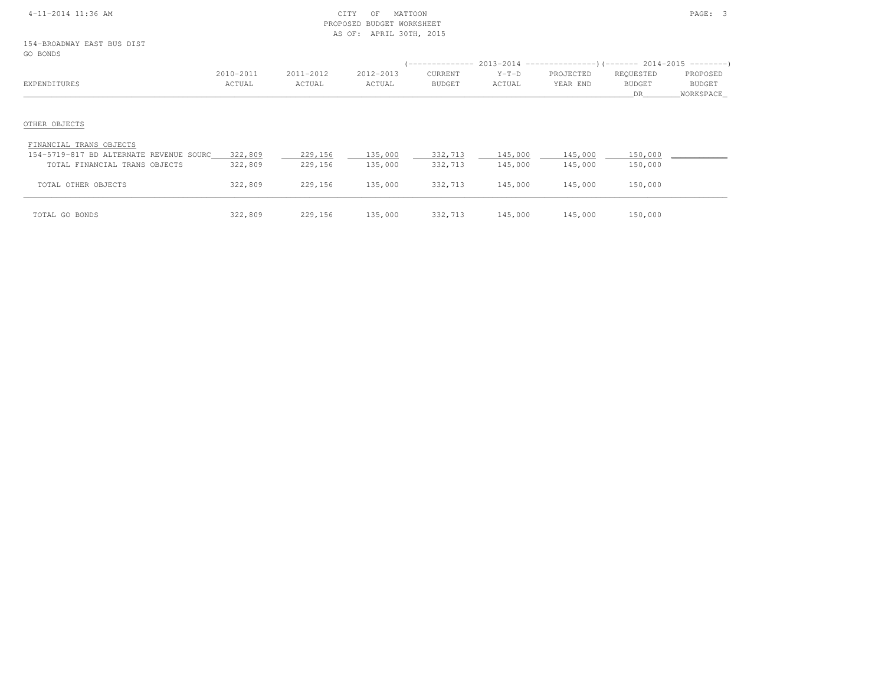CITY OF MATTOON
PROPOSED BUDGET WORKSHEET
AS OF: APRIL 30TH, 2015

154-BROADWAY EAST BUS DIST
GO BONDS

| EXPENDITURES | 2010-2011 ACTUAL | 2011-2012 ACTUAL | 2012-2013 ACTUAL | 2013-2014 CURRENT BUDGET | 2013-2014 Y-T-D ACTUAL | 2013-2014 PROJECTED YEAR END | 2014-2015 REQUESTED BUDGET DR | 2014-2015 PROPOSED BUDGET WORKSPACE |
|---|---|---|---|---|---|---|---|---|
| OTHER OBJECTS | | | | | | | | |
| FINANCIAL TRANS OBJECTS | | | | | | | | |
| 154-5719-817 BD ALTERNATE REVENUE SOURC | 322,809 | 229,156 | 135,000 | 332,713 | 145,000 | 145,000 | 150,000 | |
| TOTAL FINANCIAL TRANS OBJECTS | 322,809 | 229,156 | 135,000 | 332,713 | 145,000 | 145,000 | 150,000 | |
| TOTAL OTHER OBJECTS | 322,809 | 229,156 | 135,000 | 332,713 | 145,000 | 145,000 | 150,000 | |
| TOTAL GO BONDS | 322,809 | 229,156 | 135,000 | 332,713 | 145,000 | 145,000 | 150,000 | |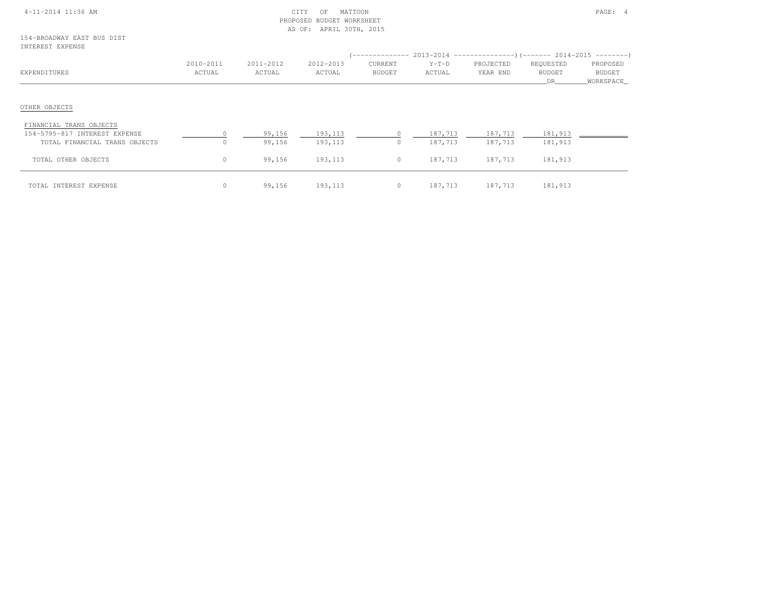CITY OF MATTOON
PROPOSED BUDGET WORKSHEET
AS OF: APRIL 30TH, 2015

154-BROADWAY EAST BUS DIST
INTEREST EXPENSE

| EXPENDITURES | 2010-2011 ACTUAL | 2011-2012 ACTUAL | 2012-2013 ACTUAL | 2013-2014 CURRENT BUDGET | 2013-2014 Y-T-D ACTUAL | 2013-2014 PROJECTED YEAR END | 2014-2015 REQUESTED BUDGET DR | 2014-2015 PROPOSED BUDGET WORKSPACE |
|---|---|---|---|---|---|---|---|---|
| OTHER OBJECTS | | | | | | | | |
| FINANCIAL TRANS OBJECTS | | | | | | | | |
| 154-5795-817 INTEREST EXPENSE | 0 | 99,156 | 193,113 | 0 | 187,713 | 187,713 | 181,913 | |
| TOTAL FINANCIAL TRANS OBJECTS | 0 | 99,156 | 193,113 | 0 | 187,713 | 187,713 | 181,913 | |
| TOTAL OTHER OBJECTS | 0 | 99,156 | 193,113 | 0 | 187,713 | 187,713 | 181,913 | |
| TOTAL INTEREST EXPENSE | 0 | 99,156 | 193,113 | 0 | 187,713 | 187,713 | 181,913 | |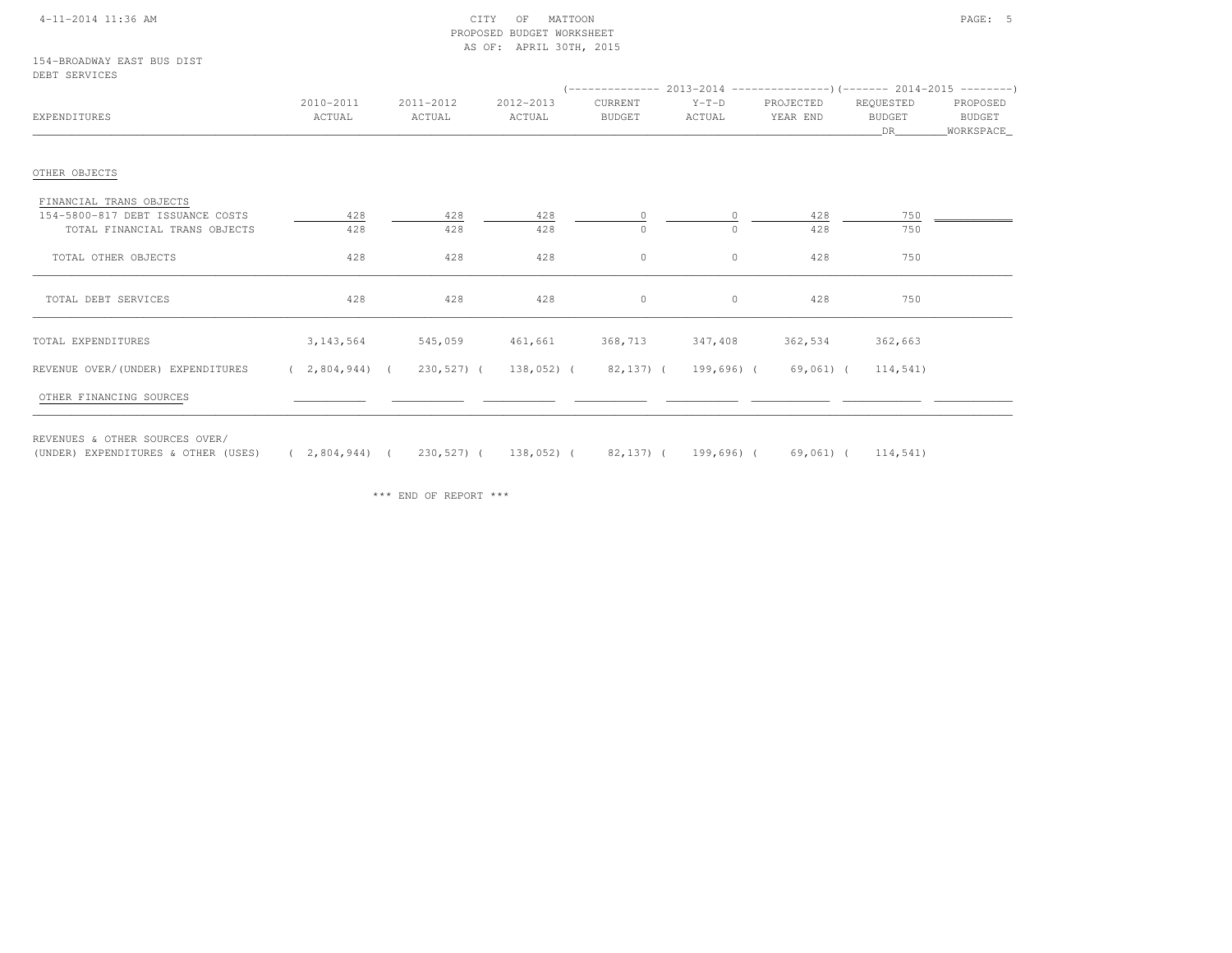CITY OF MATTOON
PROPOSED BUDGET WORKSHEET
AS OF: APRIL 30TH, 2015

154-BROADWAY EAST BUS DIST
DEBT SERVICES

| EXPENDITURES | 2010-2011 ACTUAL | 2011-2012 ACTUAL | 2012-2013 ACTUAL | 2013-2014 CURRENT BUDGET | 2013-2014 Y-T-D ACTUAL | 2013-2014 PROJECTED YEAR END | 2014-2015 REQUESTED BUDGET DR | 2014-2015 PROPOSED BUDGET WORKSPACE |
|---|---|---|---|---|---|---|---|---|
| OTHER OBJECTS | | | | | | | | |
| FINANCIAL TRANS OBJECTS | | | | | | | | |
| 154-5800-817 DEBT ISSUANCE COSTS | 428 | 428 | 428 | 0 | 0 | 428 | 750 | |
| TOTAL FINANCIAL TRANS OBJECTS | 428 | 428 | 428 | 0 | 0 | 428 | 750 | |
| TOTAL OTHER OBJECTS | 428 | 428 | 428 | 0 | 0 | 428 | 750 | |
| TOTAL DEBT SERVICES | 428 | 428 | 428 | 0 | 0 | 428 | 750 | |
| TOTAL EXPENDITURES | 3,143,564 | 545,059 | 461,661 | 368,713 | 347,408 | 362,534 | 362,663 | |
| REVENUE OVER/(UNDER) EXPENDITURES | ( 2,804,944) | ( 230,527) | ( 138,052) | ( 82,137) | ( 199,696) | ( 69,061) | ( 114,541) | |
| OTHER FINANCING SOURCES | | | | | | | | |
| REVENUES & OTHER SOURCES OVER/ (UNDER) EXPENDITURES & OTHER (USES) | ( 2,804,944) | ( 230,527) | ( 138,052) | ( 82,137) | ( 199,696) | ( 69,061) | ( 114,541) | |

*** END OF REPORT ***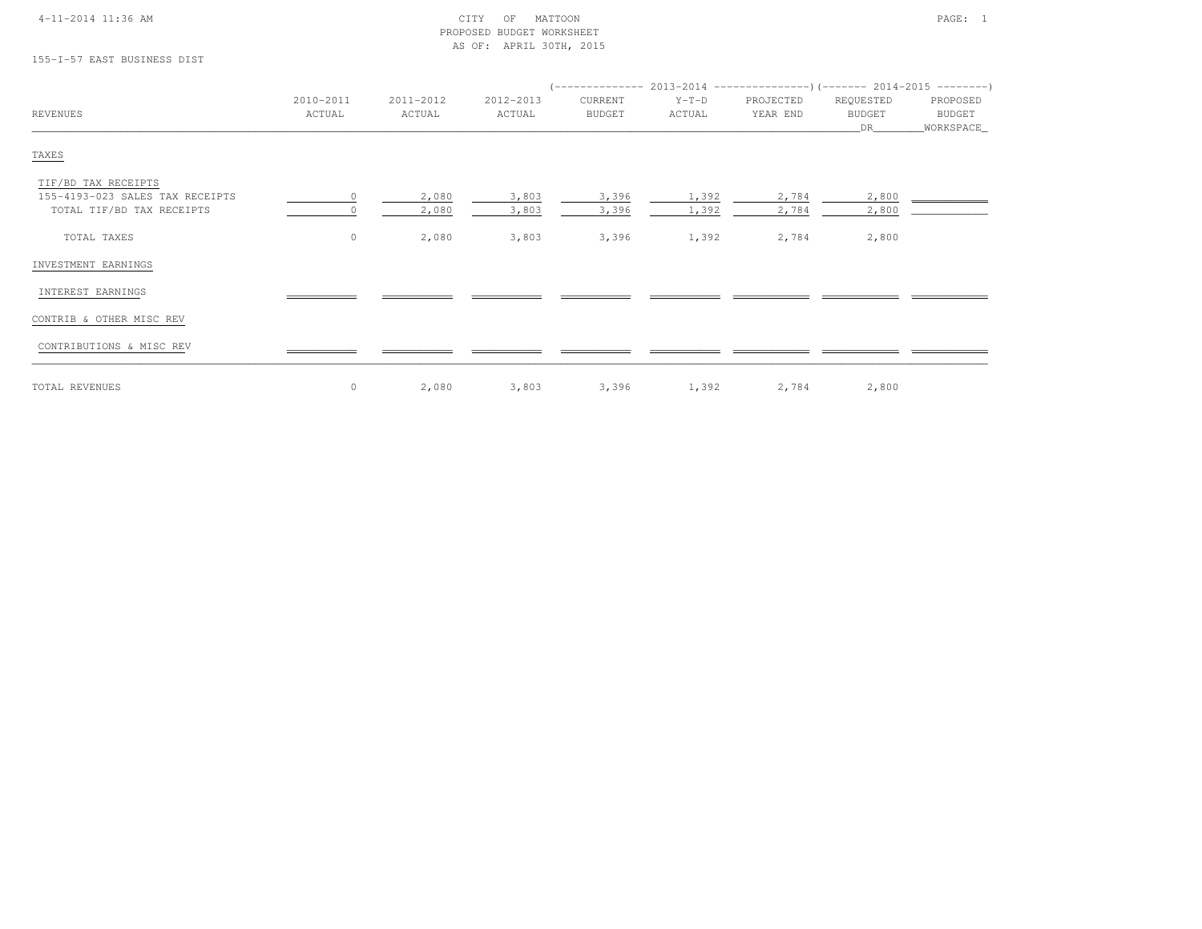CITY OF MATTOON
PROPOSED BUDGET WORKSHEET
AS OF: APRIL 30TH, 2015

155-I-57 EAST BUSINESS DIST

| REVENUES | 2010-2011 ACTUAL | 2011-2012 ACTUAL | 2012-2013 ACTUAL | 2013-2014 CURRENT BUDGET | 2013-2014 Y-T-D ACTUAL | 2013-2014 PROJECTED YEAR END | 2014-2015 REQUESTED BUDGET DR | 2014-2015 PROPOSED BUDGET WORKSPACE |
|---|---|---|---|---|---|---|---|---|
| TAXES | | | | | | | | |
| TIF/BD TAX RECEIPTS | | | | | | | | |
| 155-4193-023 SALES TAX RECEIPTS | 0 | 2,080 | 3,803 | 3,396 | 1,392 | 2,784 | 2,800 | |
| TOTAL TIF/BD TAX RECEIPTS | 0 | 2,080 | 3,803 | 3,396 | 1,392 | 2,784 | 2,800 | |
| TOTAL TAXES | 0 | 2,080 | 3,803 | 3,396 | 1,392 | 2,784 | 2,800 | |
| INVESTMENT EARNINGS | | | | | | | | |
| INTEREST EARNINGS | | | | | | | | |
| CONTRIB & OTHER MISC REV | | | | | | | | |
| CONTRIBUTIONS & MISC REV | | | | | | | | |
| TOTAL REVENUES | 0 | 2,080 | 3,803 | 3,396 | 1,392 | 2,784 | 2,800 | |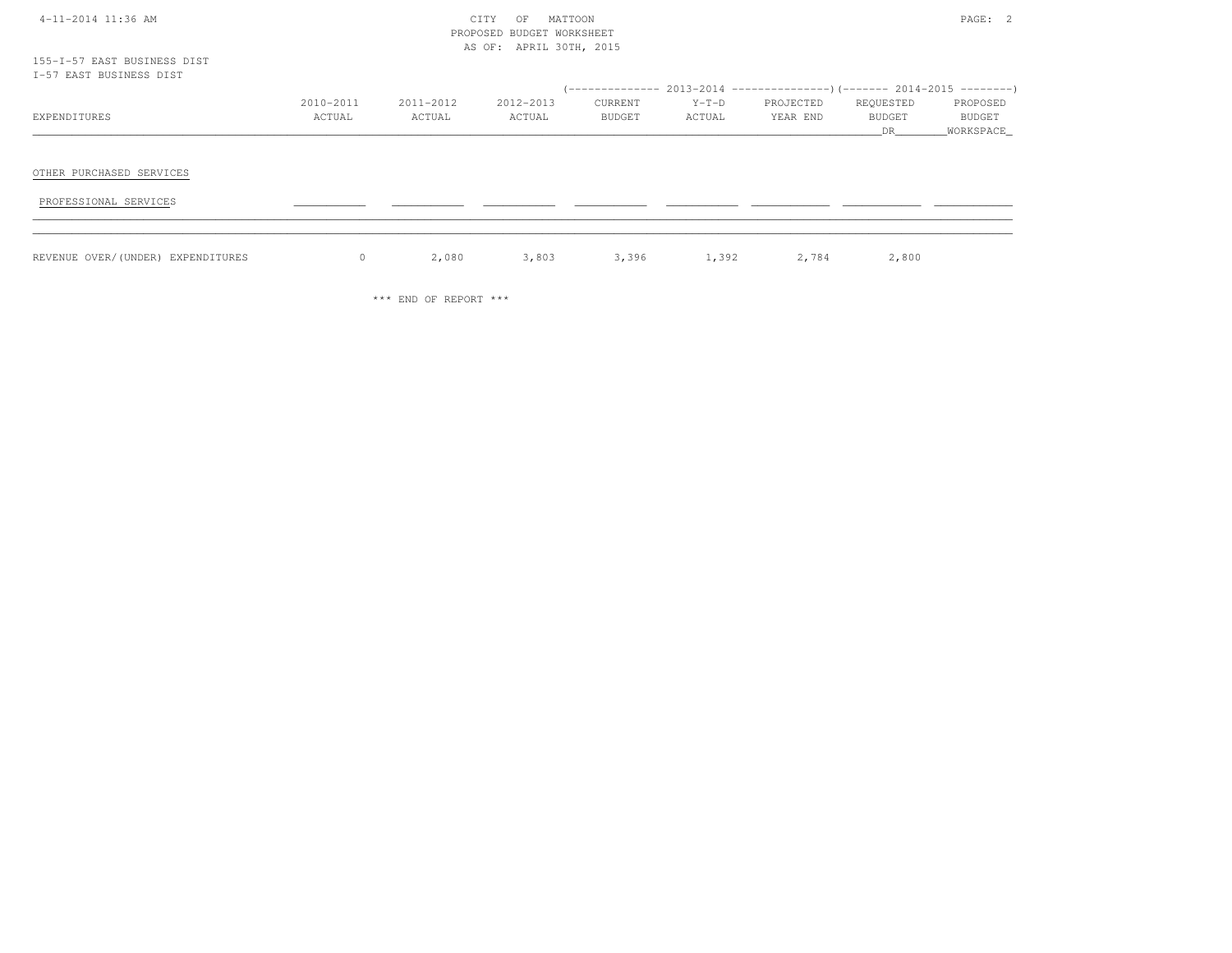CITY OF MATTOON
PROPOSED BUDGET WORKSHEET
AS OF: APRIL 30TH, 2015

155-I-57 EAST BUSINESS DIST
I-57 EAST BUSINESS DIST

| EXPENDITURES | 2010-2011 ACTUAL | 2011-2012 ACTUAL | 2012-2013 ACTUAL | 2013-2014 CURRENT BUDGET | 2013-2014 Y-T-D ACTUAL | 2013-2014 PROJECTED YEAR END | 2014-2015 REQUESTED BUDGET DR | 2014-2015 PROPOSED BUDGET WORKSPACE |
|---|---|---|---|---|---|---|---|---|
| OTHER PURCHASED SERVICES | | | | | | | | |
| PROFESSIONAL SERVICES | | | | | | | | |
| REVENUE OVER/(UNDER) EXPENDITURES | 0 | 2,080 | 3,803 | 3,396 | 1,392 | 2,784 | 2,800 | |

*** END OF REPORT ***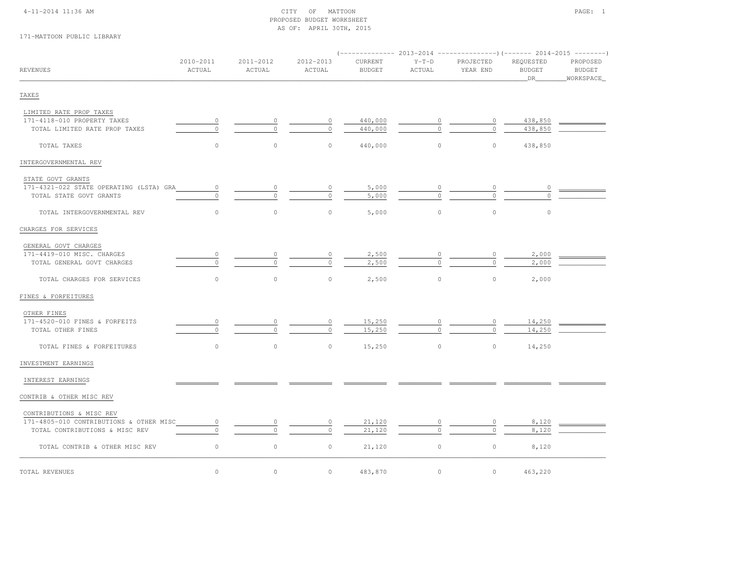CITY OF MATTOON
PROPOSED BUDGET WORKSHEET
AS OF: APRIL 30TH, 2015

171-MATTOON PUBLIC LIBRARY

| REVENUES | 2010-2011 ACTUAL | 2011-2012 ACTUAL | 2012-2013 ACTUAL | 2013-2014 CURRENT BUDGET | 2013-2014 Y-T-D ACTUAL | 2013-2014 PROJECTED YEAR END | 2014-2015 REQUESTED BUDGET DR | 2014-2015 PROPOSED BUDGET WORKSPACE |
|---|---|---|---|---|---|---|---|---|
| TAXES | | | | | | | | |
| LIMITED RATE PROP TAXES | | | | | | | | |
| 171-4118-010 PROPERTY TAXES | 0 | 0 | 0 | 440,000 | 0 | 0 | 438,850 | |
| TOTAL LIMITED RATE PROP TAXES | 0 | 0 | 0 | 440,000 | 0 | 0 | 438,850 | |
| TOTAL TAXES | 0 | 0 | 0 | 440,000 | 0 | 0 | 438,850 | |
| INTERGOVERNMENTAL REV | | | | | | | | |
| STATE GOVT GRANTS | | | | | | | | |
| 171-4321-022 STATE OPERATING (LSTA) GRA | 0 | 0 | 0 | 5,000 | 0 | 0 | 0 | |
| TOTAL STATE GOVT GRANTS | 0 | 0 | 0 | 5,000 | 0 | 0 | 0 | |
| TOTAL INTERGOVERNMENTAL REV | 0 | 0 | 0 | 5,000 | 0 | 0 | 0 | |
| CHARGES FOR SERVICES | | | | | | | | |
| GENERAL GOVT CHARGES | | | | | | | | |
| 171-4419-010 MISC. CHARGES | 0 | 0 | 0 | 2,500 | 0 | 0 | 2,000 | |
| TOTAL GENERAL GOVT CHARGES | 0 | 0 | 0 | 2,500 | 0 | 0 | 2,000 | |
| TOTAL CHARGES FOR SERVICES | 0 | 0 | 0 | 2,500 | 0 | 0 | 2,000 | |
| FINES & FORFEITURES | | | | | | | | |
| OTHER FINES | | | | | | | | |
| 171-4520-010 FINES & FORFEITS | 0 | 0 | 0 | 15,250 | 0 | 0 | 14,250 | |
| TOTAL OTHER FINES | 0 | 0 | 0 | 15,250 | 0 | 0 | 14,250 | |
| TOTAL FINES & FORFEITURES | 0 | 0 | 0 | 15,250 | 0 | 0 | 14,250 | |
| INVESTMENT EARNINGS | | | | | | | | |
| INTEREST EARNINGS | | | | | | | | |
| CONTRIB & OTHER MISC REV | | | | | | | | |
| CONTRIBUTIONS & MISC REV | | | | | | | | |
| 171-4805-010 CONTRIBUTIONS & OTHER MISC | 0 | 0 | 0 | 21,120 | 0 | 0 | 8,120 | |
| TOTAL CONTRIBUTIONS & MISC REV | 0 | 0 | 0 | 21,120 | 0 | 0 | 8,120 | |
| TOTAL CONTRIB & OTHER MISC REV | 0 | 0 | 0 | 21,120 | 0 | 0 | 8,120 | |
| TOTAL REVENUES | 0 | 0 | 0 | 483,870 | 0 | 0 | 463,220 | |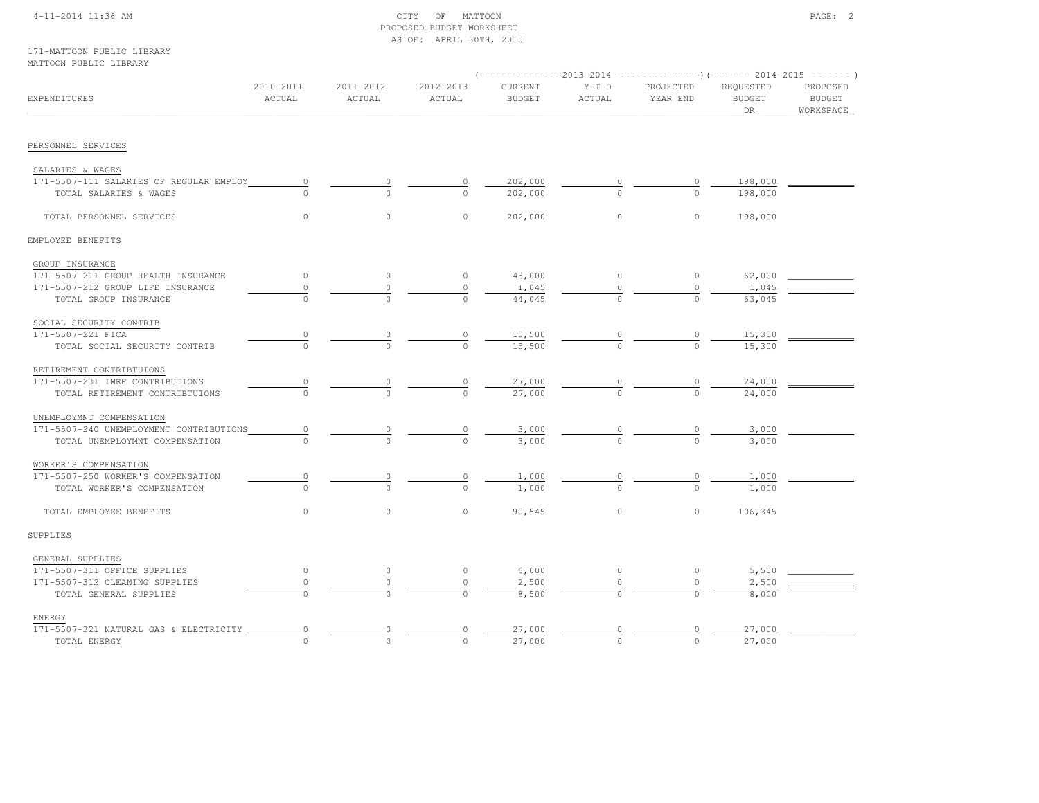CITY OF MATTOON
PROPOSED BUDGET WORKSHEET
AS OF: APRIL 30TH, 2015

171-MATTOON PUBLIC LIBRARY
MATTOON PUBLIC LIBRARY

| EXPENDITURES | 2010-2011 ACTUAL | 2011-2012 ACTUAL | 2012-2013 ACTUAL | 2013-2014 CURRENT BUDGET | 2013-2014 Y-T-D ACTUAL | 2013-2014 PROJECTED YEAR END | 2014-2015 REQUESTED BUDGET DR | 2014-2015 PROPOSED BUDGET WORKSPACE |
|---|---|---|---|---|---|---|---|---|
| **PERSONNEL SERVICES** | | | | | | | | |
| SALARIES & WAGES | | | | | | | | |
| 171-5507-111 SALARIES OF REGULAR EMPLOY | 0 | 0 | 0 | 202,000 | 0 | 0 | 198,000 | |
| TOTAL SALARIES & WAGES | 0 | 0 | 0 | 202,000 | 0 | 0 | 198,000 | |
| TOTAL PERSONNEL SERVICES | 0 | 0 | 0 | 202,000 | 0 | 0 | 198,000 | |
| **EMPLOYEE BENEFITS** | | | | | | | | |
| GROUP INSURANCE | | | | | | | | |
| 171-5507-211 GROUP HEALTH INSURANCE | 0 | 0 | 0 | 43,000 | 0 | 0 | 62,000 | |
| 171-5507-212 GROUP LIFE INSURANCE | 0 | 0 | 0 | 1,045 | 0 | 0 | 1,045 | |
| TOTAL GROUP INSURANCE | 0 | 0 | 0 | 44,045 | 0 | 0 | 63,045 | |
| SOCIAL SECURITY CONTRIB | | | | | | | | |
| 171-5507-221 FICA | 0 | 0 | 0 | 15,500 | 0 | 0 | 15,300 | |
| TOTAL SOCIAL SECURITY CONTRIB | 0 | 0 | 0 | 15,500 | 0 | 0 | 15,300 | |
| RETIREMENT CONTRIBTUIONS | | | | | | | | |
| 171-5507-231 IMRF CONTRIBUTIONS | 0 | 0 | 0 | 27,000 | 0 | 0 | 24,000 | |
| TOTAL RETIREMENT CONTRIBTUIONS | 0 | 0 | 0 | 27,000 | 0 | 0 | 24,000 | |
| UNEMPLOYMNT COMPENSATION | | | | | | | | |
| 171-5507-240 UNEMPLOYMENT CONTRIBUTIONS | 0 | 0 | 0 | 3,000 | 0 | 0 | 3,000 | |
| TOTAL UNEMPLOYMNT COMPENSATION | 0 | 0 | 0 | 3,000 | 0 | 0 | 3,000 | |
| WORKER'S COMPENSATION | | | | | | | | |
| 171-5507-250 WORKER'S COMPENSATION | 0 | 0 | 0 | 1,000 | 0 | 0 | 1,000 | |
| TOTAL WORKER'S COMPENSATION | 0 | 0 | 0 | 1,000 | 0 | 0 | 1,000 | |
| TOTAL EMPLOYEE BENEFITS | 0 | 0 | 0 | 90,545 | 0 | 0 | 106,345 | |
| **SUPPLIES** | | | | | | | | |
| GENERAL SUPPLIES | | | | | | | | |
| 171-5507-311 OFFICE SUPPLIES | 0 | 0 | 0 | 6,000 | 0 | 0 | 5,500 | |
| 171-5507-312 CLEANING SUPPLIES | 0 | 0 | 0 | 2,500 | 0 | 0 | 2,500 | |
| TOTAL GENERAL SUPPLIES | 0 | 0 | 0 | 8,500 | 0 | 0 | 8,000 | |
| ENERGY | | | | | | | | |
| 171-5507-321 NATURAL GAS & ELECTRICITY | 0 | 0 | 0 | 27,000 | 0 | 0 | 27,000 | |
| TOTAL ENERGY | 0 | 0 | 0 | 27,000 | 0 | 0 | 27,000 | |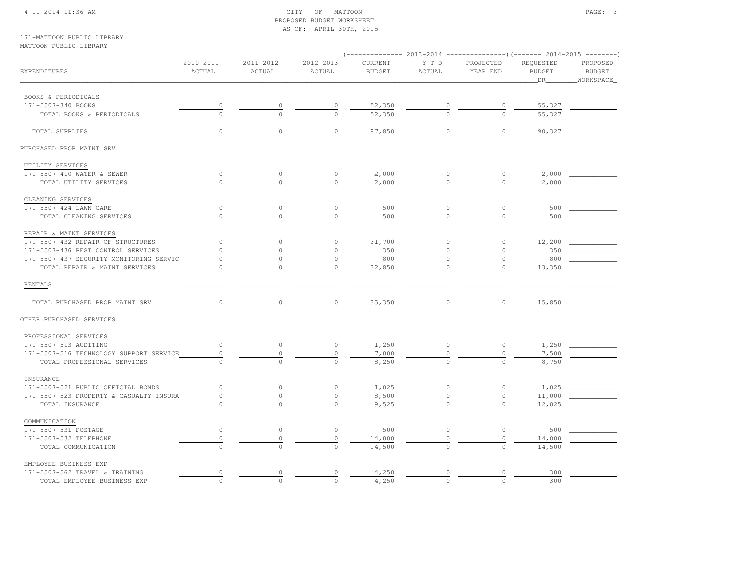CITY OF MATTOON
PROPOSED BUDGET WORKSHEET
AS OF: APRIL 30TH, 2015

171-MATTOON PUBLIC LIBRARY
MATTOON PUBLIC LIBRARY

| EXPENDITURES | 2010-2011 ACTUAL | 2011-2012 ACTUAL | 2012-2013 ACTUAL | 2013-2014 CURRENT BUDGET | 2013-2014 Y-T-D ACTUAL | 2013-2014 PROJECTED YEAR END | 2014-2015 REQUESTED BUDGET DR | 2014-2015 PROPOSED BUDGET WORKSPACE |
|---|---|---|---|---|---|---|---|---|
| BOOKS & PERIODICALS | | | | | | | | |
| 171-5507-340 BOOKS | 0 | 0 | 0 | 52,350 | 0 | 0 | 55,327 | |
| TOTAL BOOKS & PERIODICALS | 0 | 0 | 0 | 52,350 | 0 | 0 | 55,327 | |
| TOTAL SUPPLIES | 0 | 0 | 0 | 87,850 | 0 | 0 | 90,327 | |
| PURCHASED PROP MAINT SRV | | | | | | | | |
| UTILITY SERVICES | | | | | | | | |
| 171-5507-410 WATER & SEWER | 0 | 0 | 0 | 2,000 | 0 | 0 | 2,000 | |
| TOTAL UTILITY SERVICES | 0 | 0 | 0 | 2,000 | 0 | 0 | 2,000 | |
| CLEANING SERVICES | | | | | | | | |
| 171-5507-424 LAWN CARE | 0 | 0 | 0 | 500 | 0 | 0 | 500 | |
| TOTAL CLEANING SERVICES | 0 | 0 | 0 | 500 | 0 | 0 | 500 | |
| REPAIR & MAINT SERVICES | | | | | | | | |
| 171-5507-432 REPAIR OF STRUCTURES | 0 | 0 | 0 | 31,700 | 0 | 0 | 12,200 | |
| 171-5507-436 PEST CONTROL SERVICES | 0 | 0 | 0 | 350 | 0 | 0 | 350 | |
| 171-5507-437 SECURITY MONITORING SERVIC | 0 | 0 | 0 | 800 | 0 | 0 | 800 | |
| TOTAL REPAIR & MAINT SERVICES | 0 | 0 | 0 | 32,850 | 0 | 0 | 13,350 | |
| RENTALS | | | | | | | | |
| TOTAL PURCHASED PROP MAINT SRV | 0 | 0 | 0 | 35,350 | 0 | 0 | 15,850 | |
| OTHER PURCHASED SERVICES | | | | | | | | |
| PROFESSIONAL SERVICES | | | | | | | | |
| 171-5507-513 AUDITING | 0 | 0 | 0 | 1,250 | 0 | 0 | 1,250 | |
| 171-5507-516 TECHNOLOGY SUPPORT SERVICE | 0 | 0 | 0 | 7,000 | 0 | 0 | 7,500 | |
| TOTAL PROFESSIONAL SERVICES | 0 | 0 | 0 | 8,250 | 0 | 0 | 8,750 | |
| INSURANCE | | | | | | | | |
| 171-5507-521 PUBLIC OFFICIAL BONDS | 0 | 0 | 0 | 1,025 | 0 | 0 | 1,025 | |
| 171-5507-523 PROPERTY & CASUALTY INSURA | 0 | 0 | 0 | 8,500 | 0 | 0 | 11,000 | |
| TOTAL INSURANCE | 0 | 0 | 0 | 9,525 | 0 | 0 | 12,025 | |
| COMMUNICATION | | | | | | | | |
| 171-5507-531 POSTAGE | 0 | 0 | 0 | 500 | 0 | 0 | 500 | |
| 171-5507-532 TELEPHONE | 0 | 0 | 0 | 14,000 | 0 | 0 | 14,000 | |
| TOTAL COMMUNICATION | 0 | 0 | 0 | 14,500 | 0 | 0 | 14,500 | |
| EMPLOYEE BUSINESS EXP | | | | | | | | |
| 171-5507-562 TRAVEL & TRAINING | 0 | 0 | 0 | 4,250 | 0 | 0 | 300 | |
| TOTAL EMPLOYEE BUSINESS EXP | 0 | 0 | 0 | 4,250 | 0 | 0 | 300 | |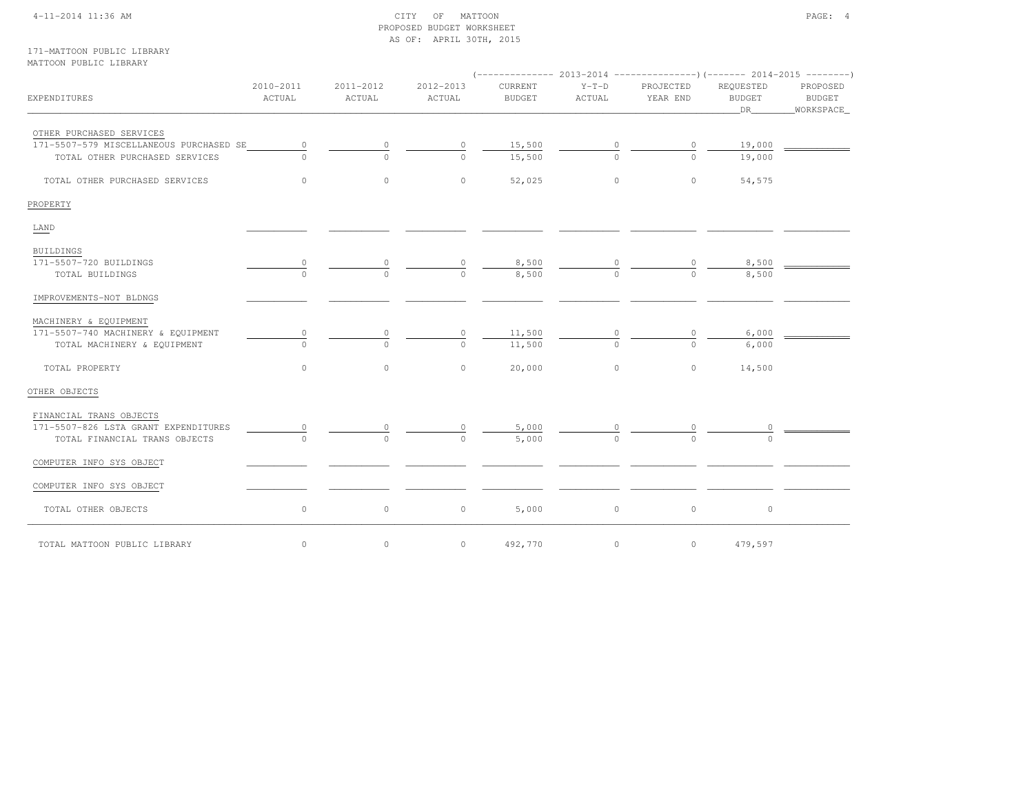CITY OF MATTOON
PROPOSED BUDGET WORKSHEET
AS OF: APRIL 30TH, 2015

171-MATTOON PUBLIC LIBRARY
MATTOON PUBLIC LIBRARY

| EXPENDITURES | 2010-2011 ACTUAL | 2011-2012 ACTUAL | 2012-2013 ACTUAL | 2013-2014 CURRENT BUDGET | 2013-2014 Y-T-D ACTUAL | 2013-2014 PROJECTED YEAR END | 2014-2015 REQUESTED BUDGET DR | 2014-2015 PROPOSED BUDGET WORKSPACE |
|---|---|---|---|---|---|---|---|---|
| OTHER PURCHASED SERVICES | | | | | | | | |
| 171-5507-579 MISCELLANEOUS PURCHASED SE | 0 | 0 | 0 | 15,500 | 0 | 0 | 19,000 | |
| TOTAL OTHER PURCHASED SERVICES | 0 | 0 | 0 | 15,500 | 0 | 0 | 19,000 | |
| TOTAL OTHER PURCHASED SERVICES | 0 | 0 | 0 | 52,025 | 0 | 0 | 54,575 | |
| PROPERTY | | | | | | | | |
| LAND | | | | | | | | |
| BUILDINGS | | | | | | | | |
| 171-5507-720 BUILDINGS | 0 | 0 | 0 | 8,500 | 0 | 0 | 8,500 | |
| TOTAL BUILDINGS | 0 | 0 | 0 | 8,500 | 0 | 0 | 8,500 | |
| IMPROVEMENTS-NOT BLDNGS | | | | | | | | |
| MACHINERY & EQUIPMENT | | | | | | | | |
| 171-5507-740 MACHINERY & EQUIPMENT | 0 | 0 | 0 | 11,500 | 0 | 0 | 6,000 | |
| TOTAL MACHINERY & EQUIPMENT | 0 | 0 | 0 | 11,500 | 0 | 0 | 6,000 | |
| TOTAL PROPERTY | 0 | 0 | 0 | 20,000 | 0 | 0 | 14,500 | |
| OTHER OBJECTS | | | | | | | | |
| FINANCIAL TRANS OBJECTS | | | | | | | | |
| 171-5507-826 LSTA GRANT EXPENDITURES | 0 | 0 | 0 | 5,000 | 0 | 0 | 0 | |
| TOTAL FINANCIAL TRANS OBJECTS | 0 | 0 | 0 | 5,000 | 0 | 0 | 0 | |
| COMPUTER INFO SYS OBJECT | | | | | | | | |
| COMPUTER INFO SYS OBJECT | | | | | | | | |
| TOTAL OTHER OBJECTS | 0 | 0 | 0 | 5,000 | 0 | 0 | 0 | |
| TOTAL MATTOON PUBLIC LIBRARY | 0 | 0 | 0 | 492,770 | 0 | 0 | 479,597 | |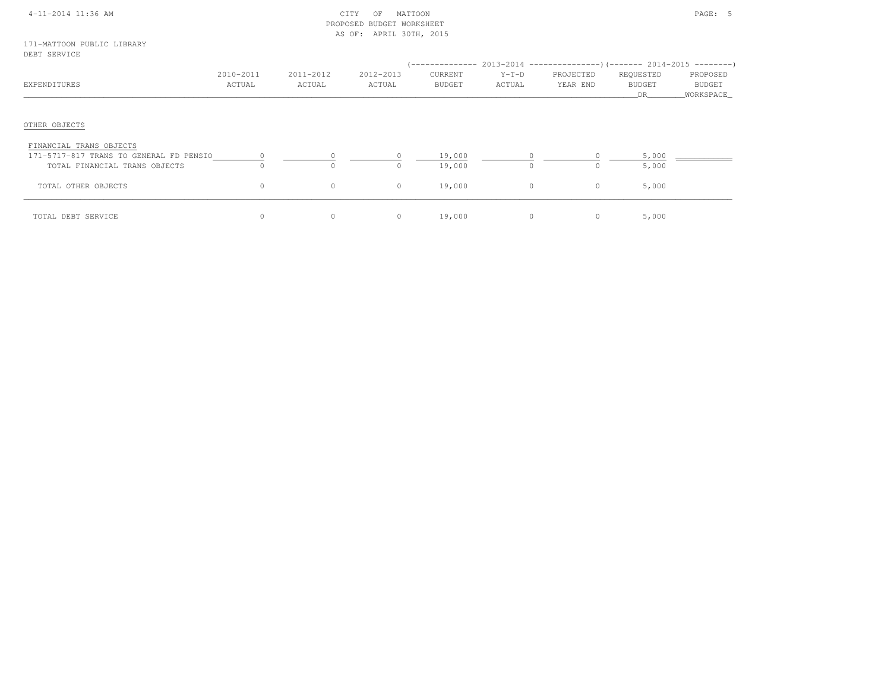CITY OF MATTOON
PROPOSED BUDGET WORKSHEET
AS OF: APRIL 30TH, 2015

171-MATTOON PUBLIC LIBRARY
DEBT SERVICE

| EXPENDITURES | 2010-2011 ACTUAL | 2011-2012 ACTUAL | 2012-2013 ACTUAL | 2013-2014 CURRENT BUDGET | 2013-2014 Y-T-D ACTUAL | 2013-2014 PROJECTED YEAR END | 2014-2015 REQUESTED BUDGET DR | 2014-2015 PROPOSED BUDGET WORKSPACE |
|---|---|---|---|---|---|---|---|---|
| **OTHER OBJECTS** | | | | | | | | |
| FINANCIAL TRANS OBJECTS | | | | | | | | |
| 171-5717-817 TRANS TO GENERAL FD PENSIO | 0 | 0 | 0 | 19,000 | 0 | 0 | 5,000 | |
| TOTAL FINANCIAL TRANS OBJECTS | 0 | 0 | 0 | 19,000 | 0 | 0 | 5,000 | |
| TOTAL OTHER OBJECTS | 0 | 0 | 0 | 19,000 | 0 | 0 | 5,000 | |
| TOTAL DEBT SERVICE | 0 | 0 | 0 | 19,000 | 0 | 0 | 5,000 | |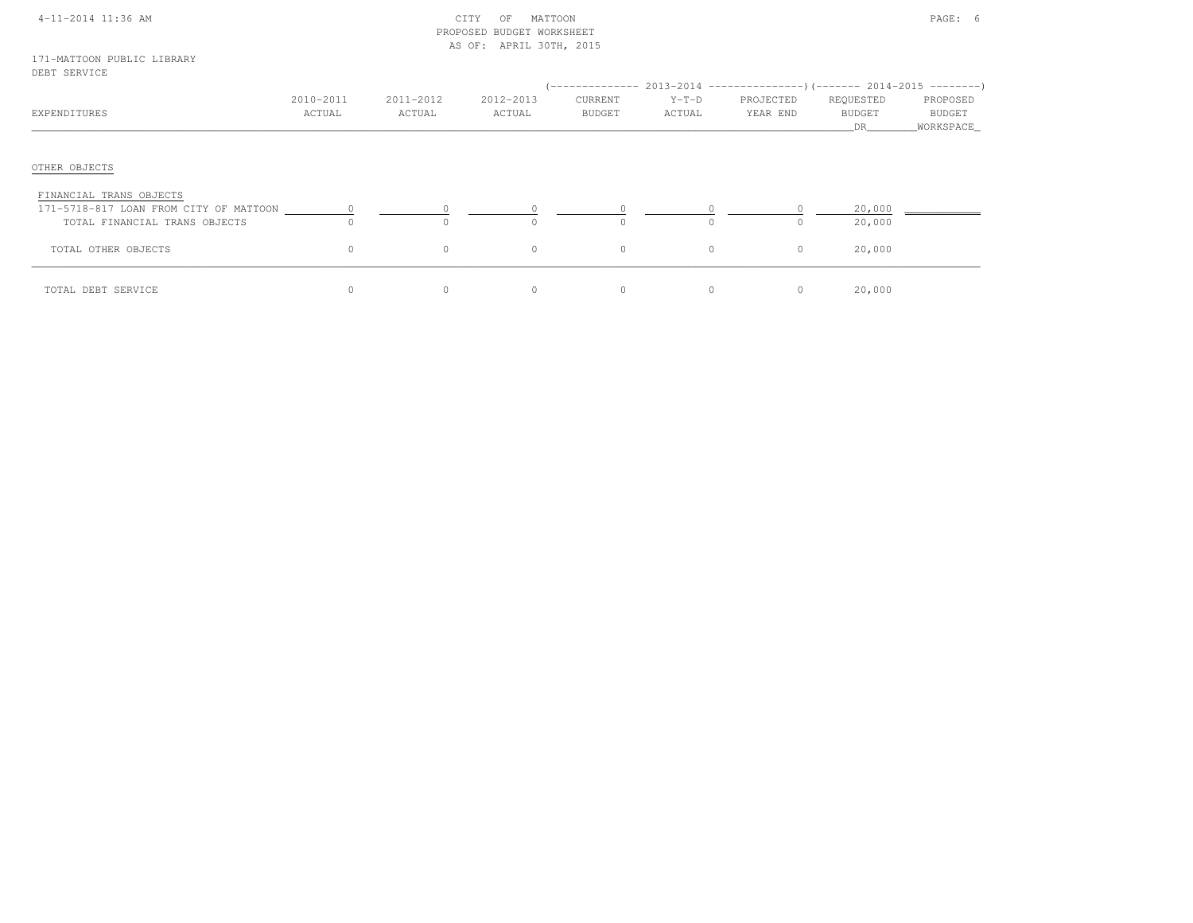CITY OF MATTOON
PROPOSED BUDGET WORKSHEET
AS OF: APRIL 30TH, 2015

171-MATTOON PUBLIC LIBRARY
DEBT SERVICE

| EXPENDITURES | 2010-2011 ACTUAL | 2011-2012 ACTUAL | 2012-2013 ACTUAL | 2013-2014 CURRENT BUDGET | 2013-2014 Y-T-D ACTUAL | 2013-2014 PROJECTED YEAR END | 2014-2015 REQUESTED BUDGET DR | 2014-2015 PROPOSED BUDGET WORKSPACE |
|---|---|---|---|---|---|---|---|---|
| OTHER OBJECTS | | | | | | | | |
| FINANCIAL TRANS OBJECTS | | | | | | | | |
| 171-5718-817 LOAN FROM CITY OF MATTOON | 0 | 0 | 0 | 0 | 0 | 0 | 20,000 | |
| TOTAL FINANCIAL TRANS OBJECTS | 0 | 0 | 0 | 0 | 0 | 0 | 20,000 | |
| TOTAL OTHER OBJECTS | 0 | 0 | 0 | 0 | 0 | 0 | 20,000 | |
| TOTAL DEBT SERVICE | 0 | 0 | 0 | 0 | 0 | 0 | 20,000 | |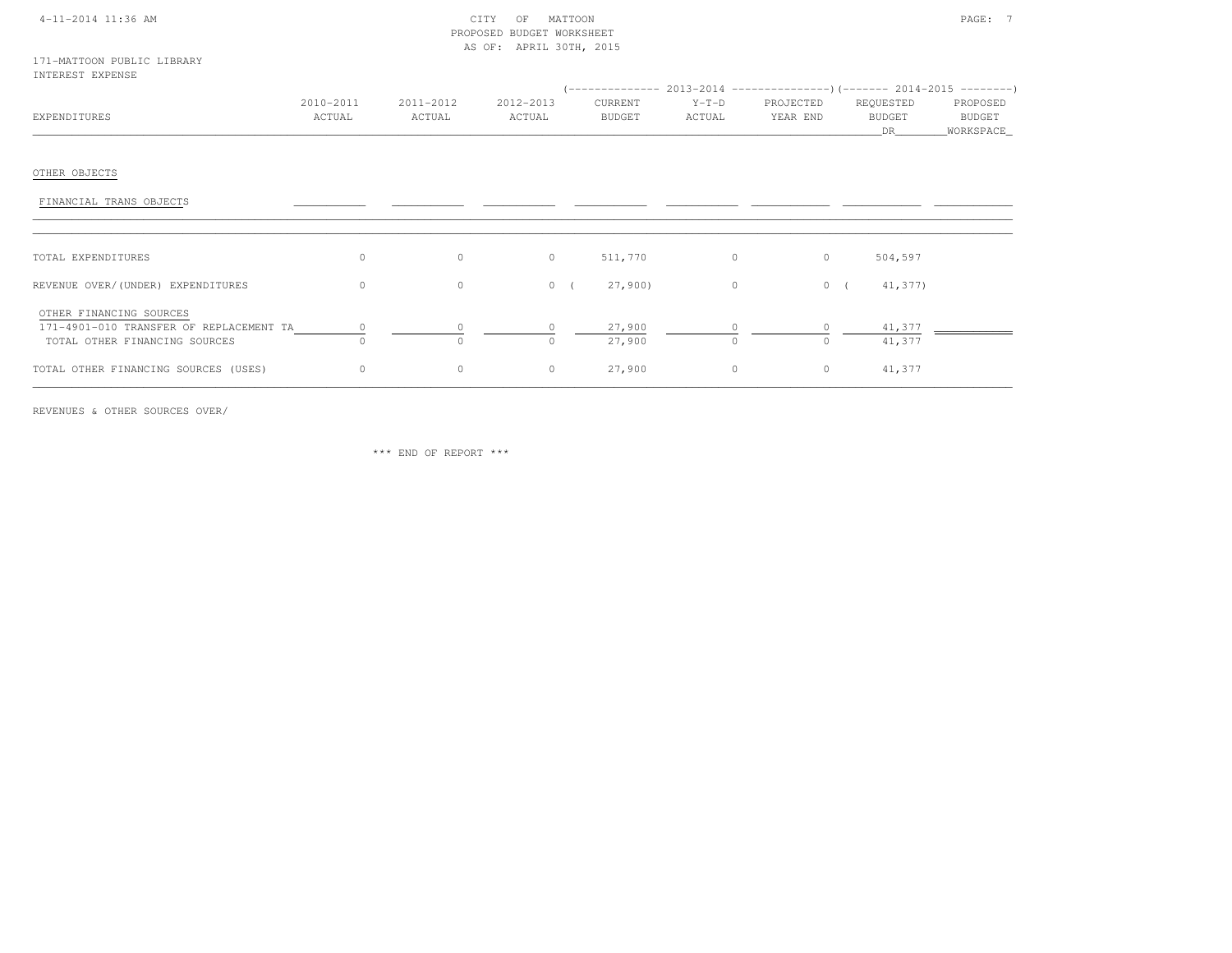4-11-2014 11:36 AM CITY OF MATTOON PAGE: 7

PROPOSED BUDGET WORKSHEET

AS OF: APRIL 30TH, 2015

171-MATTOON PUBLIC LIBRARY

INTEREST EXPENSE

| EXPENDITURES | 2010-2011 ACTUAL | 2011-2012 ACTUAL | 2012-2013 ACTUAL | 2013-2014 CURRENT BUDGET | 2013-2014 Y-T-D ACTUAL | 2013-2014 PROJECTED YEAR END | 2014-2015 REQUESTED BUDGET DR | 2014-2015 PROPOSED BUDGET WORKSPACE |
|---|---|---|---|---|---|---|---|---|
| OTHER OBJECTS | | | | | | | | |
| FINANCIAL TRANS OBJECTS | | | | | | | | |
| TOTAL EXPENDITURES | 0 | 0 | 0 | 511,770 | 0 | 0 | 504,597 | |
| REVENUE OVER/(UNDER) EXPENDITURES | 0 | 0 | 0 | ( 27,900) | 0 | 0 | ( 41,377) | |
| OTHER FINANCING SOURCES | | | | | | | | |
| 171-4901-010 TRANSFER OF REPLACEMENT TA | 0 | 0 | 0 | 27,900 | 0 | 0 | 41,377 | |
| TOTAL OTHER FINANCING SOURCES | 0 | 0 | 0 | 27,900 | 0 | 0 | 41,377 | |
| TOTAL OTHER FINANCING SOURCES (USES) | 0 | 0 | 0 | 27,900 | 0 | 0 | 41,377 | |

REVENUES & OTHER SOURCES OVER/

\*\*\* END OF REPORT \*\*\*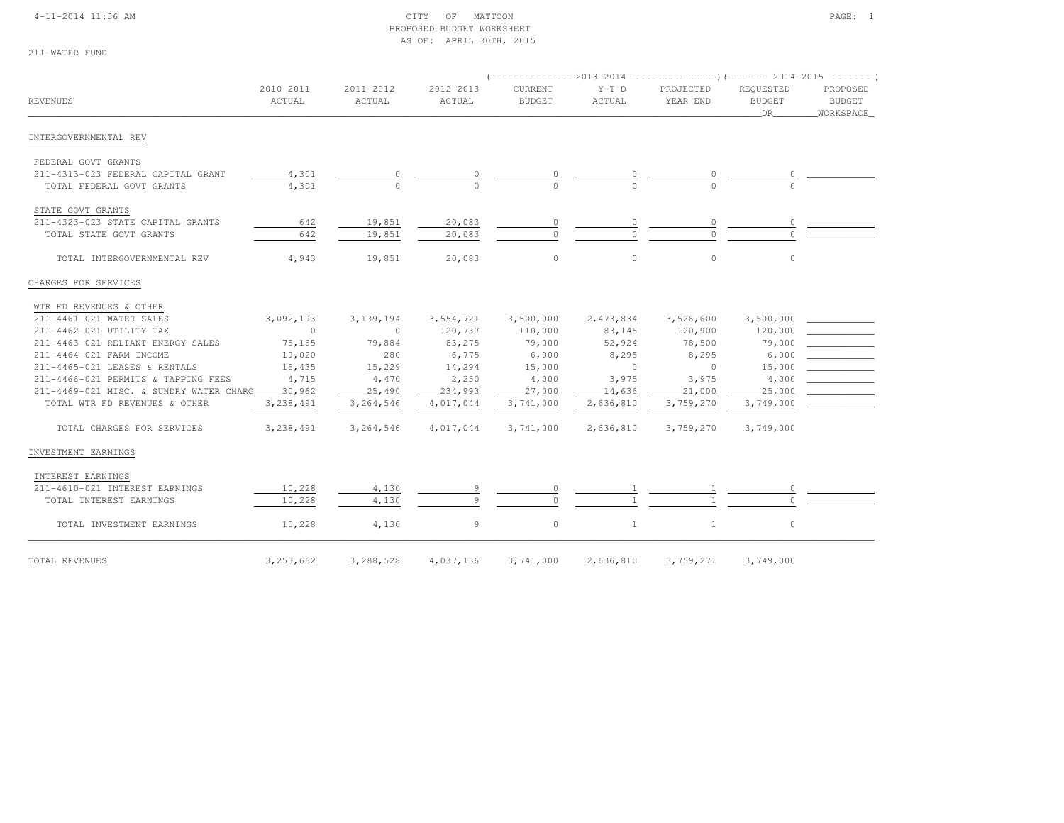CITY OF MATTOON
PROPOSED BUDGET WORKSHEET
AS OF: APRIL 30TH, 2015

211-WATER FUND

| REVENUES | 2010-2011 ACTUAL | 2011-2012 ACTUAL | 2012-2013 ACTUAL | 2013-2014 CURRENT BUDGET | 2013-2014 Y-T-D ACTUAL | 2013-2014 PROJECTED YEAR END | 2014-2015 REQUESTED BUDGET DR | 2014-2015 PROPOSED BUDGET WORKSPACE |
|---|---|---|---|---|---|---|---|---|
| **INTERGOVERNMENTAL REV** | | | | | | | | |
| FEDERAL GOVT GRANTS | | | | | | | | |
| 211-4313-023 FEDERAL CAPITAL GRANT | 4,301 | 0 | 0 | 0 | 0 | 0 | 0 | |
| TOTAL FEDERAL GOVT GRANTS | 4,301 | 0 | 0 | 0 | 0 | 0 | 0 | |
| STATE GOVT GRANTS | | | | | | | | |
| 211-4323-023 STATE CAPITAL GRANTS | 642 | 19,851 | 20,083 | 0 | 0 | 0 | 0 | |
| TOTAL STATE GOVT GRANTS | 642 | 19,851 | 20,083 | 0 | 0 | 0 | 0 | |
| TOTAL INTERGOVERNMENTAL REV | 4,943 | 19,851 | 20,083 | 0 | 0 | 0 | 0 | |
| **CHARGES FOR SERVICES** | | | | | | | | |
| WTR FD REVENUES & OTHER | | | | | | | | |
| 211-4461-021 WATER SALES | 3,092,193 | 3,139,194 | 3,554,721 | 3,500,000 | 2,473,834 | 3,526,600 | 3,500,000 | |
| 211-4462-021 UTILITY TAX | 0 | 0 | 120,737 | 110,000 | 83,145 | 120,900 | 120,000 | |
| 211-4463-021 RELIANT ENERGY SALES | 75,165 | 79,884 | 83,275 | 79,000 | 52,924 | 78,500 | 79,000 | |
| 211-4464-021 FARM INCOME | 19,020 | 280 | 6,775 | 6,000 | 8,295 | 8,295 | 6,000 | |
| 211-4465-021 LEASES & RENTALS | 16,435 | 15,229 | 14,294 | 15,000 | 0 | 0 | 15,000 | |
| 211-4466-021 PERMITS & TAPPING FEES | 4,715 | 4,470 | 2,250 | 4,000 | 3,975 | 3,975 | 4,000 | |
| 211-4469-021 MISC. & SUNDRY WATER CHARG | 30,962 | 25,490 | 234,993 | 27,000 | 14,636 | 21,000 | 25,000 | |
| TOTAL WTR FD REVENUES & OTHER | 3,238,491 | 3,264,546 | 4,017,044 | 3,741,000 | 2,636,810 | 3,759,270 | 3,749,000 | |
| TOTAL CHARGES FOR SERVICES | 3,238,491 | 3,264,546 | 4,017,044 | 3,741,000 | 2,636,810 | 3,759,270 | 3,749,000 | |
| **INVESTMENT EARNINGS** | | | | | | | | |
| INTEREST EARNINGS | | | | | | | | |
| 211-4610-021 INTEREST EARNINGS | 10,228 | 4,130 | 9 | 0 | 1 | 1 | 0 | |
| TOTAL INTEREST EARNINGS | 10,228 | 4,130 | 9 | 0 | 1 | 1 | 0 | |
| TOTAL INVESTMENT EARNINGS | 10,228 | 4,130 | 9 | 0 | 1 | 1 | 0 | |
| **TOTAL REVENUES** | 3,253,662 | 3,288,528 | 4,037,136 | 3,741,000 | 2,636,810 | 3,759,271 | 3,749,000 | |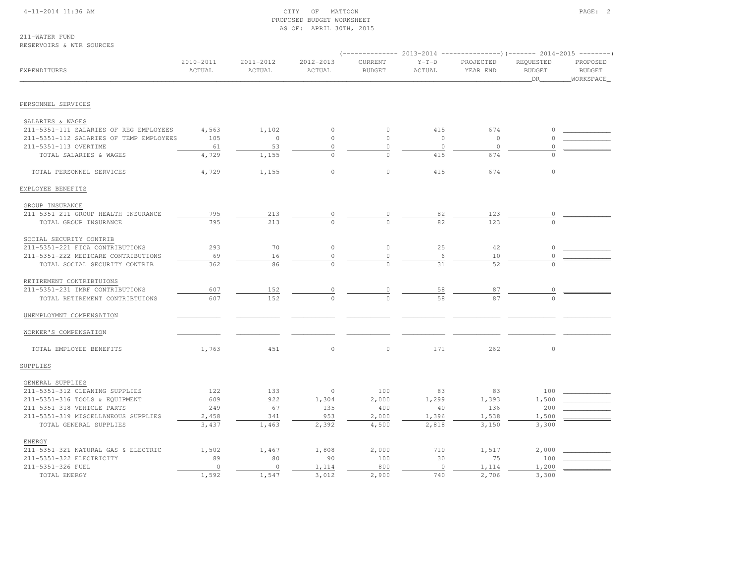CITY OF MATTOON
PROPOSED BUDGET WORKSHEET
AS OF: APRIL 30TH, 2015

211-WATER FUND
RESERVOIRS & WTR SOURCES

| EXPENDITURES | 2010-2011 ACTUAL | 2011-2012 ACTUAL | 2012-2013 ACTUAL | 2013-2014 CURRENT BUDGET | 2013-2014 Y-T-D ACTUAL | 2013-2014 PROJECTED YEAR END | 2014-2015 REQUESTED BUDGET DR | 2014-2015 PROPOSED BUDGET WORKSPACE |
|---|---|---|---|---|---|---|---|---|
| **PERSONNEL SERVICES** | | | | | | | | |
| SALARIES & WAGES | | | | | | | | |
| 211-5351-111 SALARIES OF REG EMPLOYEES | 4,563 | 1,102 | 0 | 0 | 415 | 674 | 0 | |
| 211-5351-112 SALARIES OF TEMP EMPLOYEES | 105 | 0 | 0 | 0 | 0 | 0 | 0 | |
| 211-5351-113 OVERTIME | 61 | 53 | 0 | 0 | 0 | 0 | 0 | |
| TOTAL SALARIES & WAGES | 4,729 | 1,155 | 0 | 0 | 415 | 674 | 0 | |
| TOTAL PERSONNEL SERVICES | 4,729 | 1,155 | 0 | 0 | 415 | 674 | 0 | |
| **EMPLOYEE BENEFITS** | | | | | | | | |
| GROUP INSURANCE | | | | | | | | |
| 211-5351-211 GROUP HEALTH INSURANCE | 795 | 213 | 0 | 0 | 82 | 123 | 0 | |
| TOTAL GROUP INSURANCE | 795 | 213 | 0 | 0 | 82 | 123 | 0 | |
| SOCIAL SECURITY CONTRIB | | | | | | | | |
| 211-5351-221 FICA CONTRIBUTIONS | 293 | 70 | 0 | 0 | 25 | 42 | 0 | |
| 211-5351-222 MEDICARE CONTRIBUTIONS | 69 | 16 | 0 | 0 | 6 | 10 | 0 | |
| TOTAL SOCIAL SECURITY CONTRIB | 362 | 86 | 0 | 0 | 31 | 52 | 0 | |
| RETIREMENT CONTRIBTUIONS | | | | | | | | |
| 211-5351-231 IMRF CONTRIBUTIONS | 607 | 152 | 0 | 0 | 58 | 87 | 0 | |
| TOTAL RETIREMENT CONTRIBTUIONS | 607 | 152 | 0 | 0 | 58 | 87 | 0 | |
| UNEMPLOYMNT COMPENSATION | | | | | | | | |
| WORKER'S COMPENSATION | | | | | | | | |
| TOTAL EMPLOYEE BENEFITS | 1,763 | 451 | 0 | 0 | 171 | 262 | 0 | |
| **SUPPLIES** | | | | | | | | |
| GENERAL SUPPLIES | | | | | | | | |
| 211-5351-312 CLEANING SUPPLIES | 122 | 133 | 0 | 100 | 83 | 83 | 100 | |
| 211-5351-316 TOOLS & EQUIPMENT | 609 | 922 | 1,304 | 2,000 | 1,299 | 1,393 | 1,500 | |
| 211-5351-318 VEHICLE PARTS | 249 | 67 | 135 | 400 | 40 | 136 | 200 | |
| 211-5351-319 MISCELLANEOUS SUPPLIES | 2,458 | 341 | 953 | 2,000 | 1,396 | 1,538 | 1,500 | |
| TOTAL GENERAL SUPPLIES | 3,437 | 1,463 | 2,392 | 4,500 | 2,818 | 3,150 | 3,300 | |
| ENERGY | | | | | | | | |
| 211-5351-321 NATURAL GAS & ELECTRIC | 1,502 | 1,467 | 1,808 | 2,000 | 710 | 1,517 | 2,000 | |
| 211-5351-322 ELECTRICITY | 89 | 80 | 90 | 100 | 30 | 75 | 100 | |
| 211-5351-326 FUEL | 0 | 0 | 1,114 | 800 | 0 | 1,114 | 1,200 | |
| TOTAL ENERGY | 1,592 | 1,547 | 3,012 | 2,900 | 740 | 2,706 | 3,300 | |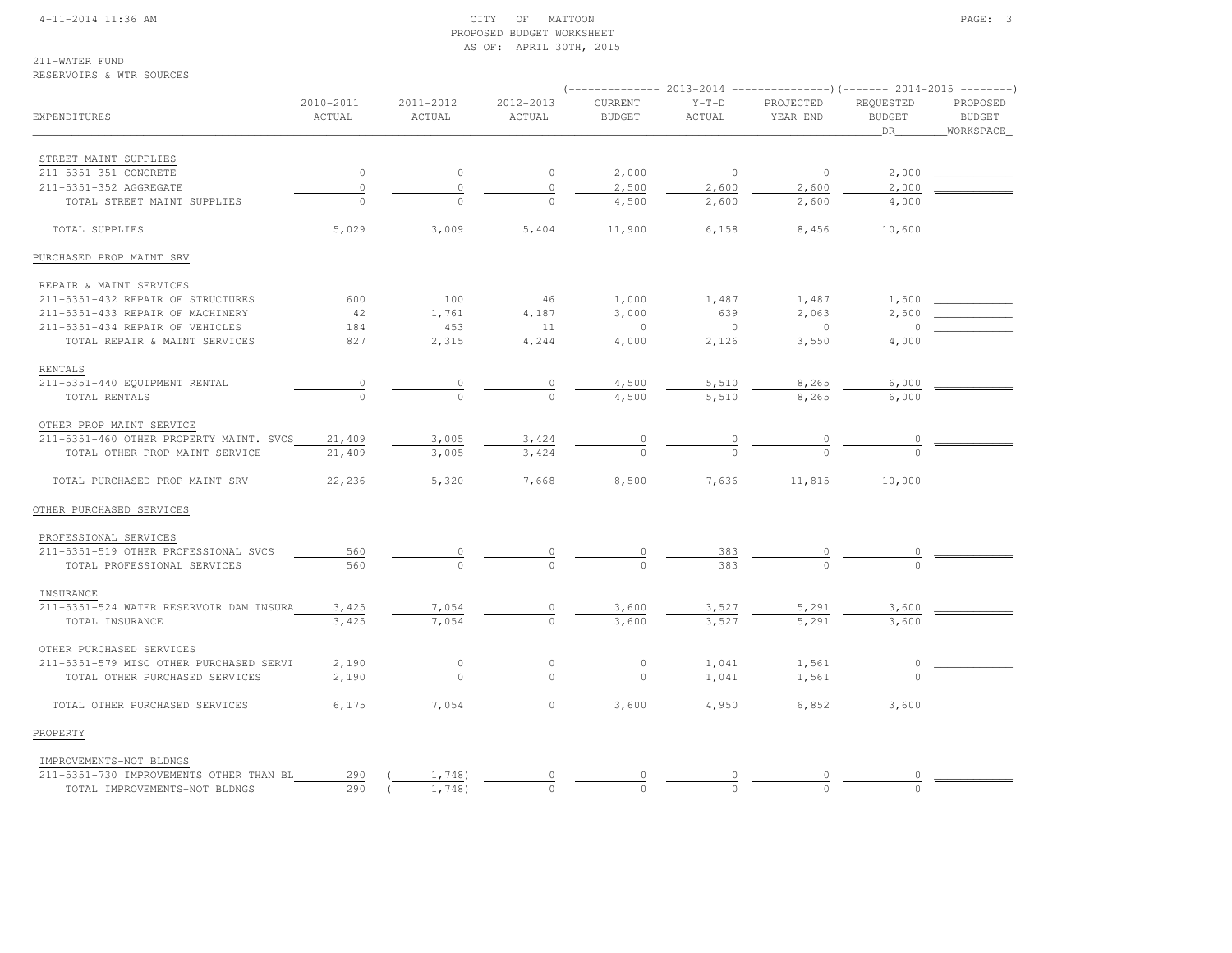CITY OF MATTOON
PROPOSED BUDGET WORKSHEET
AS OF: APRIL 30TH, 2015

211-WATER FUND
RESERVOIRS & WTR SOURCES

| EXPENDITURES | 2010-2011 ACTUAL | 2011-2012 ACTUAL | 2012-2013 ACTUAL | 2013-2014 CURRENT BUDGET | 2013-2014 Y-T-D ACTUAL | 2013-2014 PROJECTED YEAR END | 2014-2015 REQUESTED BUDGET DR | 2014-2015 PROPOSED BUDGET WORKSPACE |
|---|---|---|---|---|---|---|---|---|
| STREET MAINT SUPPLIES | | | | | | | | |
| 211-5351-351 CONCRETE | 0 | 0 | 0 | 2,000 | 0 | 0 | 2,000 | |
| 211-5351-352 AGGREGATE | 0 | 0 | 0 | 2,500 | 2,600 | 2,600 | 2,000 | |
| TOTAL STREET MAINT SUPPLIES | 0 | 0 | 0 | 4,500 | 2,600 | 2,600 | 4,000 | |
| TOTAL SUPPLIES | 5,029 | 3,009 | 5,404 | 11,900 | 6,158 | 8,456 | 10,600 | |
| PURCHASED PROP MAINT SRV | | | | | | | | |
| REPAIR & MAINT SERVICES | | | | | | | | |
| 211-5351-432 REPAIR OF STRUCTURES | 600 | 100 | 46 | 1,000 | 1,487 | 1,487 | 1,500 | |
| 211-5351-433 REPAIR OF MACHINERY | 42 | 1,761 | 4,187 | 3,000 | 639 | 2,063 | 2,500 | |
| 211-5351-434 REPAIR OF VEHICLES | 184 | 453 | 11 | 0 | 0 | 0 | 0 | |
| TOTAL REPAIR & MAINT SERVICES | 827 | 2,315 | 4,244 | 4,000 | 2,126 | 3,550 | 4,000 | |
| RENTALS | | | | | | | | |
| 211-5351-440 EQUIPMENT RENTAL | 0 | 0 | 0 | 4,500 | 5,510 | 8,265 | 6,000 | |
| TOTAL RENTALS | 0 | 0 | 0 | 4,500 | 5,510 | 8,265 | 6,000 | |
| OTHER PROP MAINT SERVICE | | | | | | | | |
| 211-5351-460 OTHER PROPERTY MAINT. SVCS | 21,409 | 3,005 | 3,424 | 0 | 0 | 0 | 0 | |
| TOTAL OTHER PROP MAINT SERVICE | 21,409 | 3,005 | 3,424 | 0 | 0 | 0 | 0 | |
| TOTAL PURCHASED PROP MAINT SRV | 22,236 | 5,320 | 7,668 | 8,500 | 7,636 | 11,815 | 10,000 | |
| OTHER PURCHASED SERVICES | | | | | | | | |
| PROFESSIONAL SERVICES | | | | | | | | |
| 211-5351-519 OTHER PROFESSIONAL SVCS | 560 | 0 | 0 | 0 | 383 | 0 | 0 | |
| TOTAL PROFESSIONAL SERVICES | 560 | 0 | 0 | 0 | 383 | 0 | 0 | |
| INSURANCE | | | | | | | | |
| 211-5351-524 WATER RESERVOIR DAM INSURA | 3,425 | 7,054 | 0 | 3,600 | 3,527 | 5,291 | 3,600 | |
| TOTAL INSURANCE | 3,425 | 7,054 | 0 | 3,600 | 3,527 | 5,291 | 3,600 | |
| OTHER PURCHASED SERVICES | | | | | | | | |
| 211-5351-579 MISC OTHER PURCHASED SERVI | 2,190 | 0 | 0 | 0 | 1,041 | 1,561 | 0 | |
| TOTAL OTHER PURCHASED SERVICES | 2,190 | 0 | 0 | 0 | 1,041 | 1,561 | 0 | |
| TOTAL OTHER PURCHASED SERVICES | 6,175 | 7,054 | 0 | 3,600 | 4,950 | 6,852 | 3,600 | |
| PROPERTY | | | | | | | | |
| IMPROVEMENTS-NOT BLDNGS | | | | | | | | |
| 211-5351-730 IMPROVEMENTS OTHER THAN BL | 290 | ( 1,748) | 0 | 0 | 0 | 0 | 0 | |
| TOTAL IMPROVEMENTS-NOT BLDNGS | 290 | ( 1,748) | 0 | 0 | 0 | 0 | 0 | |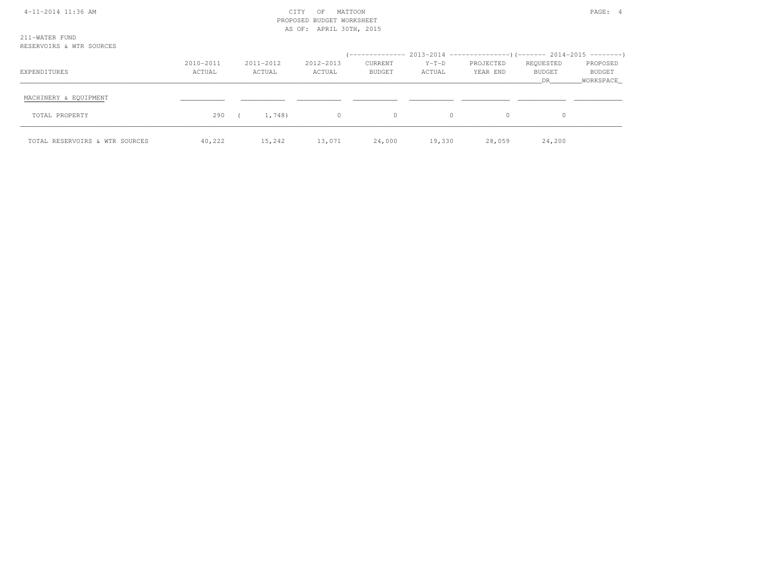CITY OF MATTOON
PROPOSED BUDGET WORKSHEET
AS OF: APRIL 30TH, 2015

211-WATER FUND
RESERVOIRS & WTR SOURCES

| EXPENDITURES | 2010-2011 ACTUAL | 2011-2012 ACTUAL | 2012-2013 ACTUAL | 2013-2014 CURRENT BUDGET | 2013-2014 Y-T-D ACTUAL | 2013-2014 PROJECTED YEAR END | 2014-2015 REQUESTED BUDGET DR | 2014-2015 PROPOSED BUDGET WORKSPACE |
|---|---|---|---|---|---|---|---|---|
| MACHINERY & EQUIPMENT | | | | | | | | |
| TOTAL PROPERTY | 290 | ( 1,748) | 0 | 0 | 0 | 0 | 0 | |
| TOTAL RESERVOIRS & WTR SOURCES | 40,222 | 15,242 | 13,071 | 24,000 | 19,330 | 28,059 | 24,200 | |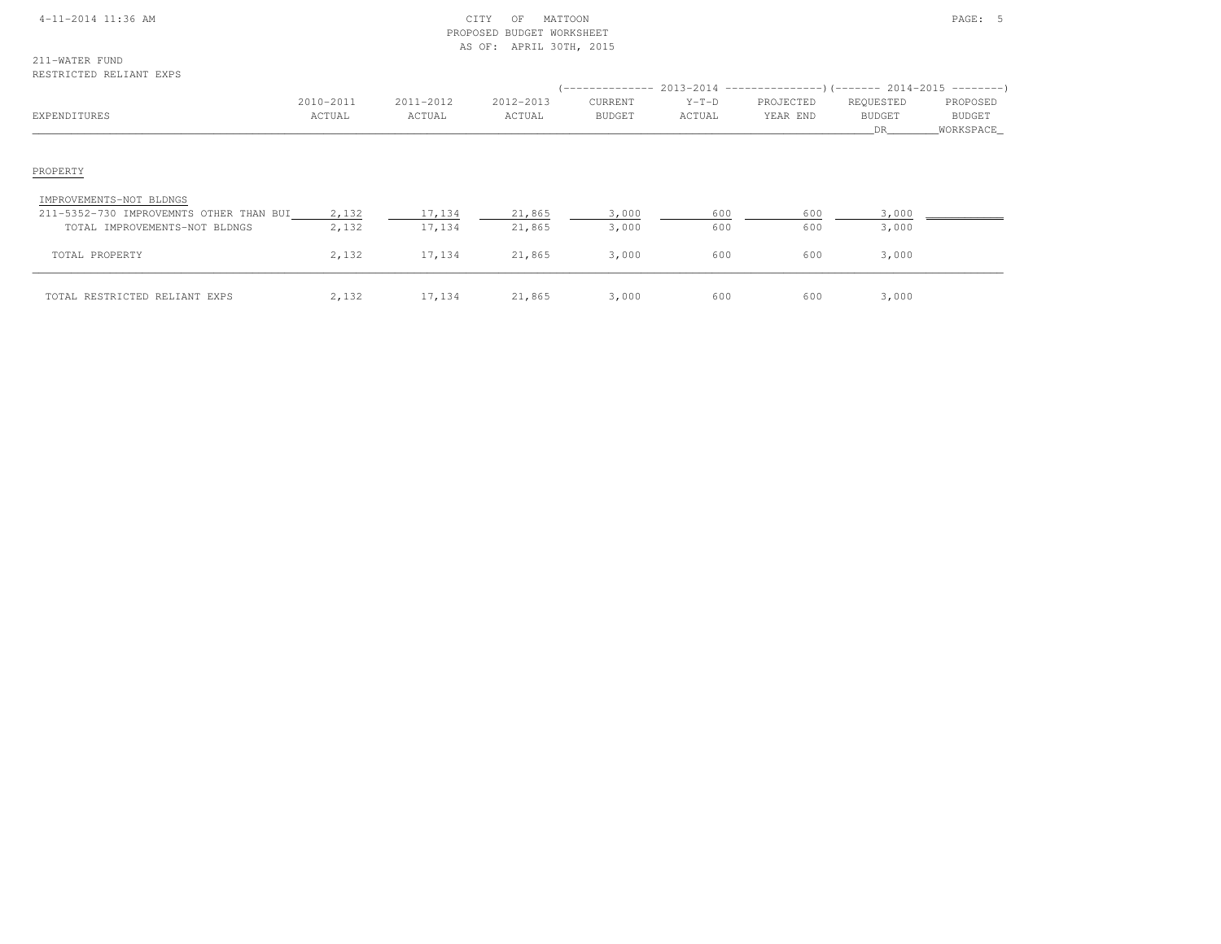CITY OF MATTOON
PROPOSED BUDGET WORKSHEET
AS OF: APRIL 30TH, 2015

211-WATER FUND
RESTRICTED RELIANT EXPS

| EXPENDITURES | 2010-2011 ACTUAL | 2011-2012 ACTUAL | 2012-2013 ACTUAL | 2013-2014 CURRENT BUDGET | 2013-2014 Y-T-D ACTUAL | 2013-2014 PROJECTED YEAR END | 2014-2015 REQUESTED BUDGET DR | 2014-2015 PROPOSED BUDGET WORKSPACE |
|---|---|---|---|---|---|---|---|---|
| PROPERTY | | | | | | | | |
| IMPROVEMENTS-NOT BLDNGS | | | | | | | | |
| 211-5352-730 IMPROVEMNTS OTHER THAN BUI | 2,132 | 17,134 | 21,865 | 3,000 | 600 | 600 | 3,000 | |
| TOTAL IMPROVEMENTS-NOT BLDNGS | 2,132 | 17,134 | 21,865 | 3,000 | 600 | 600 | 3,000 | |
| TOTAL PROPERTY | 2,132 | 17,134 | 21,865 | 3,000 | 600 | 600 | 3,000 | |
| TOTAL RESTRICTED RELIANT EXPS | 2,132 | 17,134 | 21,865 | 3,000 | 600 | 600 | 3,000 | |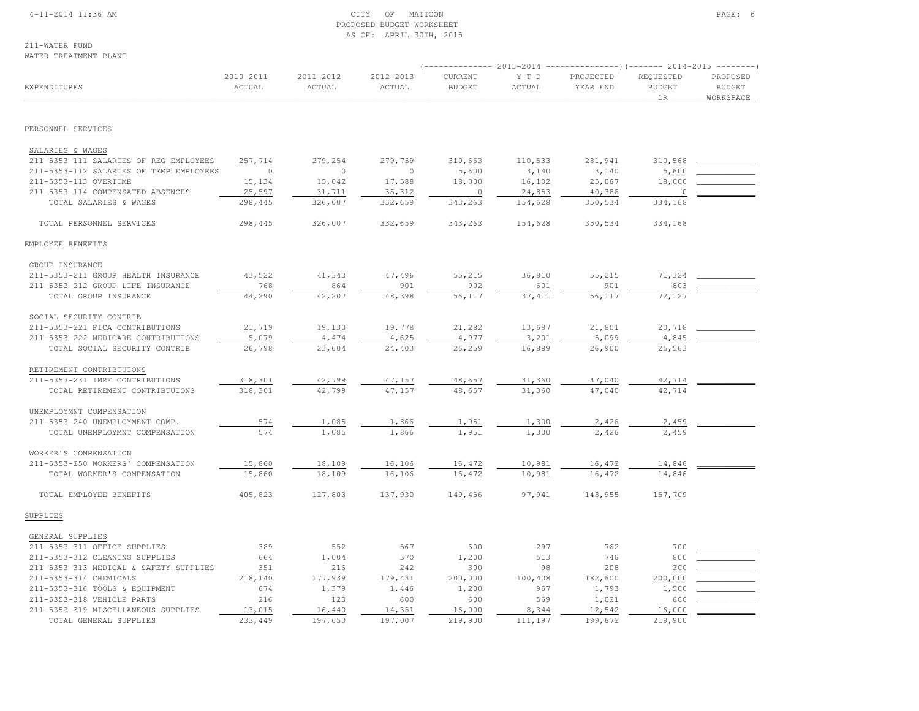CITY OF MATTOON
PROPOSED BUDGET WORKSHEET
AS OF: APRIL 30TH, 2015

211-WATER FUND
WATER TREATMENT PLANT

| EXPENDITURES | 2010-2011 ACTUAL | 2011-2012 ACTUAL | 2012-2013 ACTUAL | 2013-2014 CURRENT BUDGET | 2013-2014 Y-T-D ACTUAL | 2013-2014 PROJECTED YEAR END | 2014-2015 REQUESTED BUDGET DR | 2014-2015 PROPOSED BUDGET WORKSPACE |
|---|---|---|---|---|---|---|---|---|
| **PERSONNEL SERVICES** | | | | | | | | |
| SALARIES & WAGES | | | | | | | | |
| 211-5353-111 SALARIES OF REG EMPLOYEES | 257,714 | 279,254 | 279,759 | 319,663 | 110,533 | 281,941 | 310,568 | |
| 211-5353-112 SALARIES OF TEMP EMPLOYEES | 0 | 0 | 0 | 5,600 | 3,140 | 3,140 | 5,600 | |
| 211-5353-113 OVERTIME | 15,134 | 15,042 | 17,588 | 18,000 | 16,102 | 25,067 | 18,000 | |
| 211-5353-114 COMPENSATED ABSENCES | 25,597 | 31,711 | 35,312 | 0 | 24,853 | 40,386 | 0 | |
| TOTAL SALARIES & WAGES | 298,445 | 326,007 | 332,659 | 343,263 | 154,628 | 350,534 | 334,168 | |
| TOTAL PERSONNEL SERVICES | 298,445 | 326,007 | 332,659 | 343,263 | 154,628 | 350,534 | 334,168 | |
| **EMPLOYEE BENEFITS** | | | | | | | | |
| GROUP INSURANCE | | | | | | | | |
| 211-5353-211 GROUP HEALTH INSURANCE | 43,522 | 41,343 | 47,496 | 55,215 | 36,810 | 55,215 | 71,324 | |
| 211-5353-212 GROUP LIFE INSURANCE | 768 | 864 | 901 | 902 | 601 | 901 | 803 | |
| TOTAL GROUP INSURANCE | 44,290 | 42,207 | 48,398 | 56,117 | 37,411 | 56,117 | 72,127 | |
| SOCIAL SECURITY CONTRIB | | | | | | | | |
| 211-5353-221 FICA CONTRIBUTIONS | 21,719 | 19,130 | 19,778 | 21,282 | 13,687 | 21,801 | 20,718 | |
| 211-5353-222 MEDICARE CONTRIBUTIONS | 5,079 | 4,474 | 4,625 | 4,977 | 3,201 | 5,099 | 4,845 | |
| TOTAL SOCIAL SECURITY CONTRIB | 26,798 | 23,604 | 24,403 | 26,259 | 16,889 | 26,900 | 25,563 | |
| RETIREMENT CONTRIBTUIONS | | | | | | | | |
| 211-5353-231 IMRF CONTRIBUTIONS | 318,301 | 42,799 | 47,157 | 48,657 | 31,360 | 47,040 | 42,714 | |
| TOTAL RETIREMENT CONTRIBTUIONS | 318,301 | 42,799 | 47,157 | 48,657 | 31,360 | 47,040 | 42,714 | |
| UNEMPLOYMNT COMPENSATION | | | | | | | | |
| 211-5353-240 UNEMPLOYMENT COMP. | 574 | 1,085 | 1,866 | 1,951 | 1,300 | 2,426 | 2,459 | |
| TOTAL UNEMPLOYMNT COMPENSATION | 574 | 1,085 | 1,866 | 1,951 | 1,300 | 2,426 | 2,459 | |
| WORKER'S COMPENSATION | | | | | | | | |
| 211-5353-250 WORKERS' COMPENSATION | 15,860 | 18,109 | 16,106 | 16,472 | 10,981 | 16,472 | 14,846 | |
| TOTAL WORKER'S COMPENSATION | 15,860 | 18,109 | 16,106 | 16,472 | 10,981 | 16,472 | 14,846 | |
| TOTAL EMPLOYEE BENEFITS | 405,823 | 127,803 | 137,930 | 149,456 | 97,941 | 148,955 | 157,709 | |
| **SUPPLIES** | | | | | | | | |
| GENERAL SUPPLIES | | | | | | | | |
| 211-5353-311 OFFICE SUPPLIES | 389 | 552 | 567 | 600 | 297 | 762 | 700 | |
| 211-5353-312 CLEANING SUPPLIES | 664 | 1,004 | 370 | 1,200 | 513 | 746 | 800 | |
| 211-5353-313 MEDICAL & SAFETY SUPPLIES | 351 | 216 | 242 | 300 | 98 | 208 | 300 | |
| 211-5353-314 CHEMICALS | 218,140 | 177,939 | 179,431 | 200,000 | 100,408 | 182,600 | 200,000 | |
| 211-5353-316 TOOLS & EQUIPMENT | 674 | 1,379 | 1,446 | 1,200 | 967 | 1,793 | 1,500 | |
| 211-5353-318 VEHICLE PARTS | 216 | 123 | 600 | 600 | 569 | 1,021 | 600 | |
| 211-5353-319 MISCELLANEOUS SUPPLIES | 13,015 | 16,440 | 14,351 | 16,000 | 8,344 | 12,542 | 16,000 | |
| TOTAL GENERAL SUPPLIES | 233,449 | 197,653 | 197,007 | 219,900 | 111,197 | 199,672 | 219,900 | |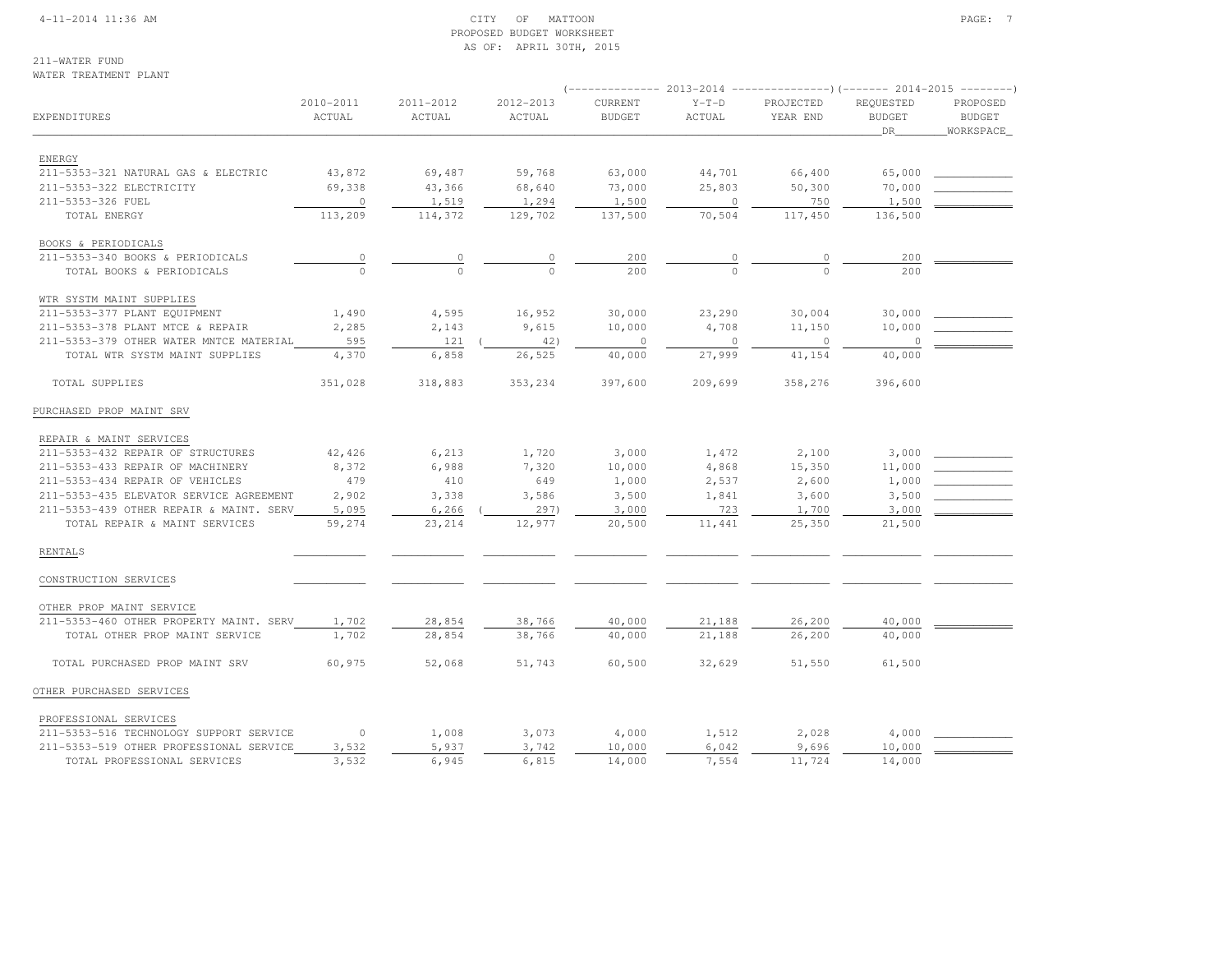CITY OF MATTOON
PROPOSED BUDGET WORKSHEET
AS OF: APRIL 30TH, 2015

211-WATER FUND
WATER TREATMENT PLANT

| EXPENDITURES | 2010-2011 ACTUAL | 2011-2012 ACTUAL | 2012-2013 ACTUAL | 2013-2014 CURRENT BUDGET | 2013-2014 Y-T-D ACTUAL | 2013-2014 PROJECTED YEAR END | 2014-2015 REQUESTED BUDGET DR | 2014-2015 PROPOSED BUDGET WORKSPACE |
|---|---|---|---|---|---|---|---|---|
| ENERGY | | | | | | | | |
| 211-5353-321 NATURAL GAS & ELECTRIC | 43,872 | 69,487 | 59,768 | 63,000 | 44,701 | 66,400 | 65,000 | |
| 211-5353-322 ELECTRICITY | 69,338 | 43,366 | 68,640 | 73,000 | 25,803 | 50,300 | 70,000 | |
| 211-5353-326 FUEL | 0 | 1,519 | 1,294 | 1,500 | 0 | 750 | 1,500 | |
| TOTAL ENERGY | 113,209 | 114,372 | 129,702 | 137,500 | 70,504 | 117,450 | 136,500 | |
| BOOKS & PERIODICALS | | | | | | | | |
| 211-5353-340 BOOKS & PERIODICALS | 0 | 0 | 0 | 200 | 0 | 0 | 200 | |
| TOTAL BOOKS & PERIODICALS | 0 | 0 | 0 | 200 | 0 | 0 | 200 | |
| WTR SYSTM MAINT SUPPLIES | | | | | | | | |
| 211-5353-377 PLANT EQUIPMENT | 1,490 | 4,595 | 16,952 | 30,000 | 23,290 | 30,004 | 30,000 | |
| 211-5353-378 PLANT MTCE & REPAIR | 2,285 | 2,143 | 9,615 | 10,000 | 4,708 | 11,150 | 10,000 | |
| 211-5353-379 OTHER WATER MNTCE MATERIAL | 595 | 121 | ( 42) | 0 | 0 | 0 | 0 | |
| TOTAL WTR SYSTM MAINT SUPPLIES | 4,370 | 6,858 | 26,525 | 40,000 | 27,999 | 41,154 | 40,000 | |
| TOTAL SUPPLIES | 351,028 | 318,883 | 353,234 | 397,600 | 209,699 | 358,276 | 396,600 | |
| PURCHASED PROP MAINT SRV | | | | | | | | |
| REPAIR & MAINT SERVICES | | | | | | | | |
| 211-5353-432 REPAIR OF STRUCTURES | 42,426 | 6,213 | 1,720 | 3,000 | 1,472 | 2,100 | 3,000 | |
| 211-5353-433 REPAIR OF MACHINERY | 8,372 | 6,988 | 7,320 | 10,000 | 4,868 | 15,350 | 11,000 | |
| 211-5353-434 REPAIR OF VEHICLES | 479 | 410 | 649 | 1,000 | 2,537 | 2,600 | 1,000 | |
| 211-5353-435 ELEVATOR SERVICE AGREEMENT | 2,902 | 3,338 | 3,586 | 3,500 | 1,841 | 3,600 | 3,500 | |
| 211-5353-439 OTHER REPAIR & MAINT. SERV | 5,095 | 6,266 | ( 297) | 3,000 | 723 | 1,700 | 3,000 | |
| TOTAL REPAIR & MAINT SERVICES | 59,274 | 23,214 | 12,977 | 20,500 | 11,441 | 25,350 | 21,500 | |
| RENTALS | | | | | | | | |
| CONSTRUCTION SERVICES | | | | | | | | |
| OTHER PROP MAINT SERVICE | | | | | | | | |
| 211-5353-460 OTHER PROPERTY MAINT. SERV | 1,702 | 28,854 | 38,766 | 40,000 | 21,188 | 26,200 | 40,000 | |
| TOTAL OTHER PROP MAINT SERVICE | 1,702 | 28,854 | 38,766 | 40,000 | 21,188 | 26,200 | 40,000 | |
| TOTAL PURCHASED PROP MAINT SRV | 60,975 | 52,068 | 51,743 | 60,500 | 32,629 | 51,550 | 61,500 | |
| OTHER PURCHASED SERVICES | | | | | | | | |
| PROFESSIONAL SERVICES | | | | | | | | |
| 211-5353-516 TECHNOLOGY SUPPORT SERVICE | 0 | 1,008 | 3,073 | 4,000 | 1,512 | 2,028 | 4,000 | |
| 211-5353-519 OTHER PROFESSIONAL SERVICE | 3,532 | 5,937 | 3,742 | 10,000 | 6,042 | 9,696 | 10,000 | |
| TOTAL PROFESSIONAL SERVICES | 3,532 | 6,945 | 6,815 | 14,000 | 7,554 | 11,724 | 14,000 | |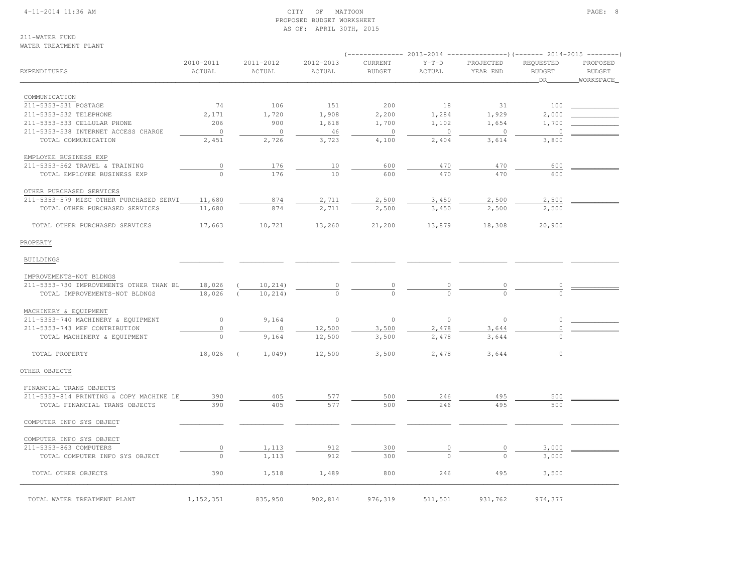CITY OF MATTOON
PROPOSED BUDGET WORKSHEET
AS OF: APRIL 30TH, 2015

211-WATER FUND
WATER TREATMENT PLANT

| EXPENDITURES | 2010-2011 ACTUAL | 2011-2012 ACTUAL | 2012-2013 ACTUAL | 2013-2014 CURRENT BUDGET | 2013-2014 Y-T-D ACTUAL | 2013-2014 PROJECTED YEAR END | 2014-2015 REQUESTED BUDGET DR | 2014-2015 PROPOSED BUDGET WORKSPACE |
|---|---|---|---|---|---|---|---|---|
| **COMMUNICATION** | | | | | | | | |
| 211-5353-531 POSTAGE | 74 | 106 | 151 | 200 | 18 | 31 | 100 | |
| 211-5353-532 TELEPHONE | 2,171 | 1,720 | 1,908 | 2,200 | 1,284 | 1,929 | 2,000 | |
| 211-5353-533 CELLULAR PHONE | 206 | 900 | 1,618 | 1,700 | 1,102 | 1,654 | 1,700 | |
| 211-5353-538 INTERNET ACCESS CHARGE | 0 | 0 | 46 | 0 | 0 | 0 | 0 | |
| TOTAL COMMUNICATION | 2,451 | 2,726 | 3,723 | 4,100 | 2,404 | 3,614 | 3,800 | |
| **EMPLOYEE BUSINESS EXP** | | | | | | | | |
| 211-5353-562 TRAVEL & TRAINING | 0 | 176 | 10 | 600 | 470 | 470 | 600 | |
| TOTAL EMPLOYEE BUSINESS EXP | 0 | 176 | 10 | 600 | 470 | 470 | 600 | |
| **OTHER PURCHASED SERVICES** | | | | | | | | |
| 211-5353-579 MISC OTHER PURCHASED SERVI | 11,680 | 874 | 2,711 | 2,500 | 3,450 | 2,500 | 2,500 | |
| TOTAL OTHER PURCHASED SERVICES | 11,680 | 874 | 2,711 | 2,500 | 3,450 | 2,500 | 2,500 | |
| TOTAL OTHER PURCHASED SERVICES | 17,663 | 10,721 | 13,260 | 21,200 | 13,879 | 18,308 | 20,900 | |
| **PROPERTY** | | | | | | | | |
| BUILDINGS | | | | | | | | |
| **IMPROVEMENTS-NOT BLDNGS** | | | | | | | | |
| 211-5353-730 IMPROVEMENTS OTHER THAN BL | 18,026 | ( 10,214) | 0 | 0 | 0 | 0 | 0 | |
| TOTAL IMPROVEMENTS-NOT BLDNGS | 18,026 | ( 10,214) | 0 | 0 | 0 | 0 | 0 | |
| **MACHINERY & EQUIPMENT** | | | | | | | | |
| 211-5353-740 MACHINERY & EQUIPMENT | 0 | 9,164 | 0 | 0 | 0 | 0 | 0 | |
| 211-5353-743 MEF CONTRIBUTION | 0 | 0 | 12,500 | 3,500 | 2,478 | 3,644 | 0 | |
| TOTAL MACHINERY & EQUIPMENT | 0 | 9,164 | 12,500 | 3,500 | 2,478 | 3,644 | 0 | |
| TOTAL PROPERTY | 18,026 | ( 1,049) | 12,500 | 3,500 | 2,478 | 3,644 | 0 | |
| **OTHER OBJECTS** | | | | | | | | |
| **FINANCIAL TRANS OBJECTS** | | | | | | | | |
| 211-5353-814 PRINTING & COPY MACHINE LE | 390 | 405 | 577 | 500 | 246 | 495 | 500 | |
| TOTAL FINANCIAL TRANS OBJECTS | 390 | 405 | 577 | 500 | 246 | 495 | 500 | |
| COMPUTER INFO SYS OBJECT | | | | | | | | |
| **COMPUTER INFO SYS OBJECT** | | | | | | | | |
| 211-5353-863 COMPUTERS | 0 | 1,113 | 912 | 300 | 0 | 0 | 3,000 | |
| TOTAL COMPUTER INFO SYS OBJECT | 0 | 1,113 | 912 | 300 | 0 | 0 | 3,000 | |
| TOTAL OTHER OBJECTS | 390 | 1,518 | 1,489 | 800 | 246 | 495 | 3,500 | |
| TOTAL WATER TREATMENT PLANT | 1,152,351 | 835,950 | 902,814 | 976,319 | 511,501 | 931,762 | 974,377 | |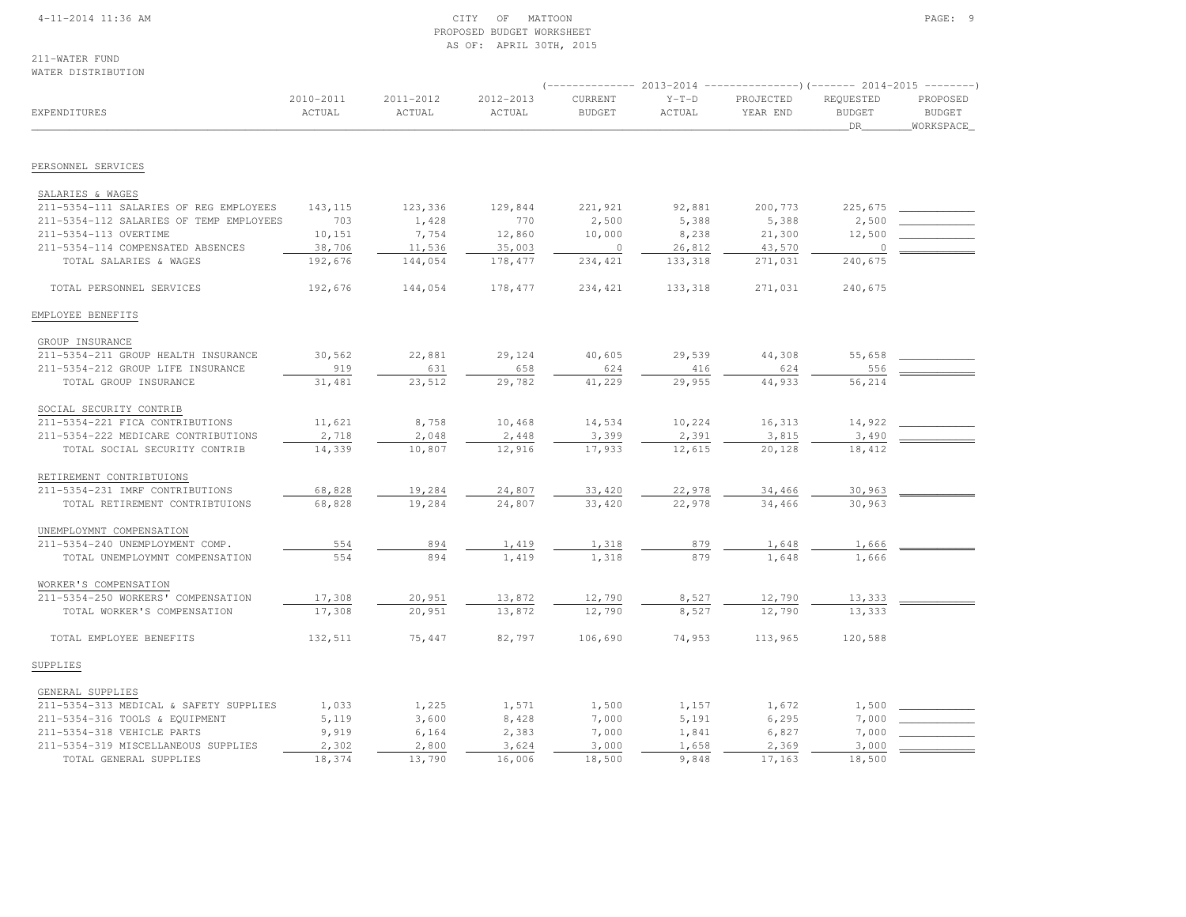CITY OF MATTOON
PROPOSED BUDGET WORKSHEET
AS OF: APRIL 30TH, 2015

211-WATER FUND
WATER DISTRIBUTION

| EXPENDITURES | 2010-2011 ACTUAL | 2011-2012 ACTUAL | 2012-2013 ACTUAL | 2013-2014 CURRENT BUDGET | 2013-2014 Y-T-D ACTUAL | 2013-2014 PROJECTED YEAR END | 2014-2015 REQUESTED BUDGET DR | 2014-2015 PROPOSED BUDGET WORKSPACE |
|---|---|---|---|---|---|---|---|---|
| **PERSONNEL SERVICES** | | | | | | | | |
| SALARIES & WAGES | | | | | | | | |
| 211-5354-111 SALARIES OF REG EMPLOYEES | 143,115 | 123,336 | 129,844 | 221,921 | 92,881 | 200,773 | 225,675 | |
| 211-5354-112 SALARIES OF TEMP EMPLOYEES | 703 | 1,428 | 770 | 2,500 | 5,388 | 5,388 | 2,500 | |
| 211-5354-113 OVERTIME | 10,151 | 7,754 | 12,860 | 10,000 | 8,238 | 21,300 | 12,500 | |
| 211-5354-114 COMPENSATED ABSENCES | 38,706 | 11,536 | 35,003 | 0 | 26,812 | 43,570 | 0 | |
| TOTAL SALARIES & WAGES | 192,676 | 144,054 | 178,477 | 234,421 | 133,318 | 271,031 | 240,675 | |
| TOTAL PERSONNEL SERVICES | 192,676 | 144,054 | 178,477 | 234,421 | 133,318 | 271,031 | 240,675 | |
| **EMPLOYEE BENEFITS** | | | | | | | | |
| GROUP INSURANCE | | | | | | | | |
| 211-5354-211 GROUP HEALTH INSURANCE | 30,562 | 22,881 | 29,124 | 40,605 | 29,539 | 44,308 | 55,658 | |
| 211-5354-212 GROUP LIFE INSURANCE | 919 | 631 | 658 | 624 | 416 | 624 | 556 | |
| TOTAL GROUP INSURANCE | 31,481 | 23,512 | 29,782 | 41,229 | 29,955 | 44,933 | 56,214 | |
| SOCIAL SECURITY CONTRIB | | | | | | | | |
| 211-5354-221 FICA CONTRIBUTIONS | 11,621 | 8,758 | 10,468 | 14,534 | 10,224 | 16,313 | 14,922 | |
| 211-5354-222 MEDICARE CONTRIBUTIONS | 2,718 | 2,048 | 2,448 | 3,399 | 2,391 | 3,815 | 3,490 | |
| TOTAL SOCIAL SECURITY CONTRIB | 14,339 | 10,807 | 12,916 | 17,933 | 12,615 | 20,128 | 18,412 | |
| RETIREMENT CONTRIBTUIONS | | | | | | | | |
| 211-5354-231 IMRF CONTRIBUTIONS | 68,828 | 19,284 | 24,807 | 33,420 | 22,978 | 34,466 | 30,963 | |
| TOTAL RETIREMENT CONTRIBTUIONS | 68,828 | 19,284 | 24,807 | 33,420 | 22,978 | 34,466 | 30,963 | |
| UNEMPLOYMNT COMPENSATION | | | | | | | | |
| 211-5354-240 UNEMPLOYMENT COMP. | 554 | 894 | 1,419 | 1,318 | 879 | 1,648 | 1,666 | |
| TOTAL UNEMPLOYMNT COMPENSATION | 554 | 894 | 1,419 | 1,318 | 879 | 1,648 | 1,666 | |
| WORKER'S COMPENSATION | | | | | | | | |
| 211-5354-250 WORKERS' COMPENSATION | 17,308 | 20,951 | 13,872 | 12,790 | 8,527 | 12,790 | 13,333 | |
| TOTAL WORKER'S COMPENSATION | 17,308 | 20,951 | 13,872 | 12,790 | 8,527 | 12,790 | 13,333 | |
| TOTAL EMPLOYEE BENEFITS | 132,511 | 75,447 | 82,797 | 106,690 | 74,953 | 113,965 | 120,588 | |
| **SUPPLIES** | | | | | | | | |
| GENERAL SUPPLIES | | | | | | | | |
| 211-5354-313 MEDICAL & SAFETY SUPPLIES | 1,033 | 1,225 | 1,571 | 1,500 | 1,157 | 1,672 | 1,500 | |
| 211-5354-316 TOOLS & EQUIPMENT | 5,119 | 3,600 | 8,428 | 7,000 | 5,191 | 6,295 | 7,000 | |
| 211-5354-318 VEHICLE PARTS | 9,919 | 6,164 | 2,383 | 7,000 | 1,841 | 6,827 | 7,000 | |
| 211-5354-319 MISCELLANEOUS SUPPLIES | 2,302 | 2,800 | 3,624 | 3,000 | 1,658 | 2,369 | 3,000 | |
| TOTAL GENERAL SUPPLIES | 18,374 | 13,790 | 16,006 | 18,500 | 9,848 | 17,163 | 18,500 | |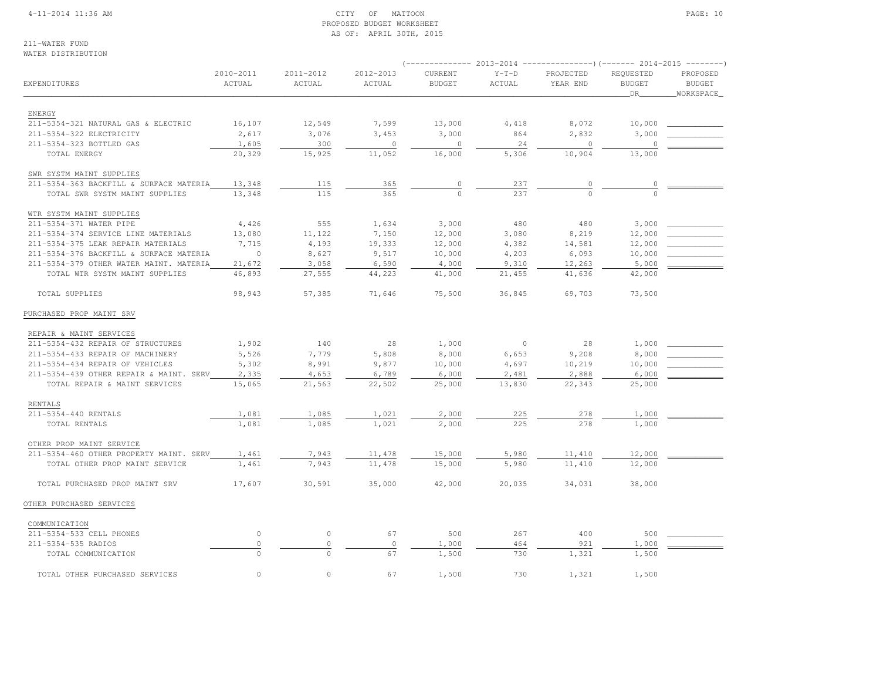CITY OF MATTOON
PROPOSED BUDGET WORKSHEET
AS OF: APRIL 30TH, 2015

211-WATER FUND
WATER DISTRIBUTION

| EXPENDITURES | 2010-2011 ACTUAL | 2011-2012 ACTUAL | 2012-2013 ACTUAL | 2013-2014 CURRENT BUDGET | 2013-2014 Y-T-D ACTUAL | 2013-2014 PROJECTED YEAR END | 2014-2015 REQUESTED BUDGET DR | 2014-2015 PROPOSED BUDGET WORKSPACE |
|---|---|---|---|---|---|---|---|---|
| **ENERGY** | | | | | | | | |
| 211-5354-321 NATURAL GAS & ELECTRIC | 16,107 | 12,549 | 7,599 | 13,000 | 4,418 | 8,072 | 10,000 | |
| 211-5354-322 ELECTRICITY | 2,617 | 3,076 | 3,453 | 3,000 | 864 | 2,832 | 3,000 | |
| 211-5354-323 BOTTLED GAS | 1,605 | 300 | 0 | 0 | 24 | 0 | 0 | |
| TOTAL ENERGY | 20,329 | 15,925 | 11,052 | 16,000 | 5,306 | 10,904 | 13,000 | |
| **SWR SYSTM MAINT SUPPLIES** | | | | | | | | |
| 211-5354-363 BACKFILL & SURFACE MATERIA | 13,348 | 115 | 365 | 0 | 237 | 0 | 0 | |
| TOTAL SWR SYSTM MAINT SUPPLIES | 13,348 | 115 | 365 | 0 | 237 | 0 | 0 | |
| **WTR SYSTM MAINT SUPPLIES** | | | | | | | | |
| 211-5354-371 WATER PIPE | 4,426 | 555 | 1,634 | 3,000 | 480 | 480 | 3,000 | |
| 211-5354-374 SERVICE LINE MATERIALS | 13,080 | 11,122 | 7,150 | 12,000 | 3,080 | 8,219 | 12,000 | |
| 211-5354-375 LEAK REPAIR MATERIALS | 7,715 | 4,193 | 19,333 | 12,000 | 4,382 | 14,581 | 12,000 | |
| 211-5354-376 BACKFILL & SURFACE MATERIA | 0 | 8,627 | 9,517 | 10,000 | 4,203 | 6,093 | 10,000 | |
| 211-5354-379 OTHER WATER MAINT. MATERIA | 21,672 | 3,058 | 6,590 | 4,000 | 9,310 | 12,263 | 5,000 | |
| TOTAL WTR SYSTM MAINT SUPPLIES | 46,893 | 27,555 | 44,223 | 41,000 | 21,455 | 41,636 | 42,000 | |
| TOTAL SUPPLIES | 98,943 | 57,385 | 71,646 | 75,500 | 36,845 | 69,703 | 73,500 | |
| **PURCHASED PROP MAINT SRV** | | | | | | | | |
| **REPAIR & MAINT SERVICES** | | | | | | | | |
| 211-5354-432 REPAIR OF STRUCTURES | 1,902 | 140 | 28 | 1,000 | 0 | 28 | 1,000 | |
| 211-5354-433 REPAIR OF MACHINERY | 5,526 | 7,779 | 5,808 | 8,000 | 6,653 | 9,208 | 8,000 | |
| 211-5354-434 REPAIR OF VEHICLES | 5,302 | 8,991 | 9,877 | 10,000 | 4,697 | 10,219 | 10,000 | |
| 211-5354-439 OTHER REPAIR & MAINT. SERV | 2,335 | 4,653 | 6,789 | 6,000 | 2,481 | 2,888 | 6,000 | |
| TOTAL REPAIR & MAINT SERVICES | 15,065 | 21,563 | 22,502 | 25,000 | 13,830 | 22,343 | 25,000 | |
| **RENTALS** | | | | | | | | |
| 211-5354-440 RENTALS | 1,081 | 1,085 | 1,021 | 2,000 | 225 | 278 | 1,000 | |
| TOTAL RENTALS | 1,081 | 1,085 | 1,021 | 2,000 | 225 | 278 | 1,000 | |
| **OTHER PROP MAINT SERVICE** | | | | | | | | |
| 211-5354-460 OTHER PROPERTY MAINT. SERV | 1,461 | 7,943 | 11,478 | 15,000 | 5,980 | 11,410 | 12,000 | |
| TOTAL OTHER PROP MAINT SERVICE | 1,461 | 7,943 | 11,478 | 15,000 | 5,980 | 11,410 | 12,000 | |
| TOTAL PURCHASED PROP MAINT SRV | 17,607 | 30,591 | 35,000 | 42,000 | 20,035 | 34,031 | 38,000 | |
| **OTHER PURCHASED SERVICES** | | | | | | | | |
| **COMMUNICATION** | | | | | | | | |
| 211-5354-533 CELL PHONES | 0 | 0 | 67 | 500 | 267 | 400 | 500 | |
| 211-5354-535 RADIOS | 0 | 0 | 0 | 1,000 | 464 | 921 | 1,000 | |
| TOTAL COMMUNICATION | 0 | 0 | 67 | 1,500 | 730 | 1,321 | 1,500 | |
| TOTAL OTHER PURCHASED SERVICES | 0 | 0 | 67 | 1,500 | 730 | 1,321 | 1,500 | |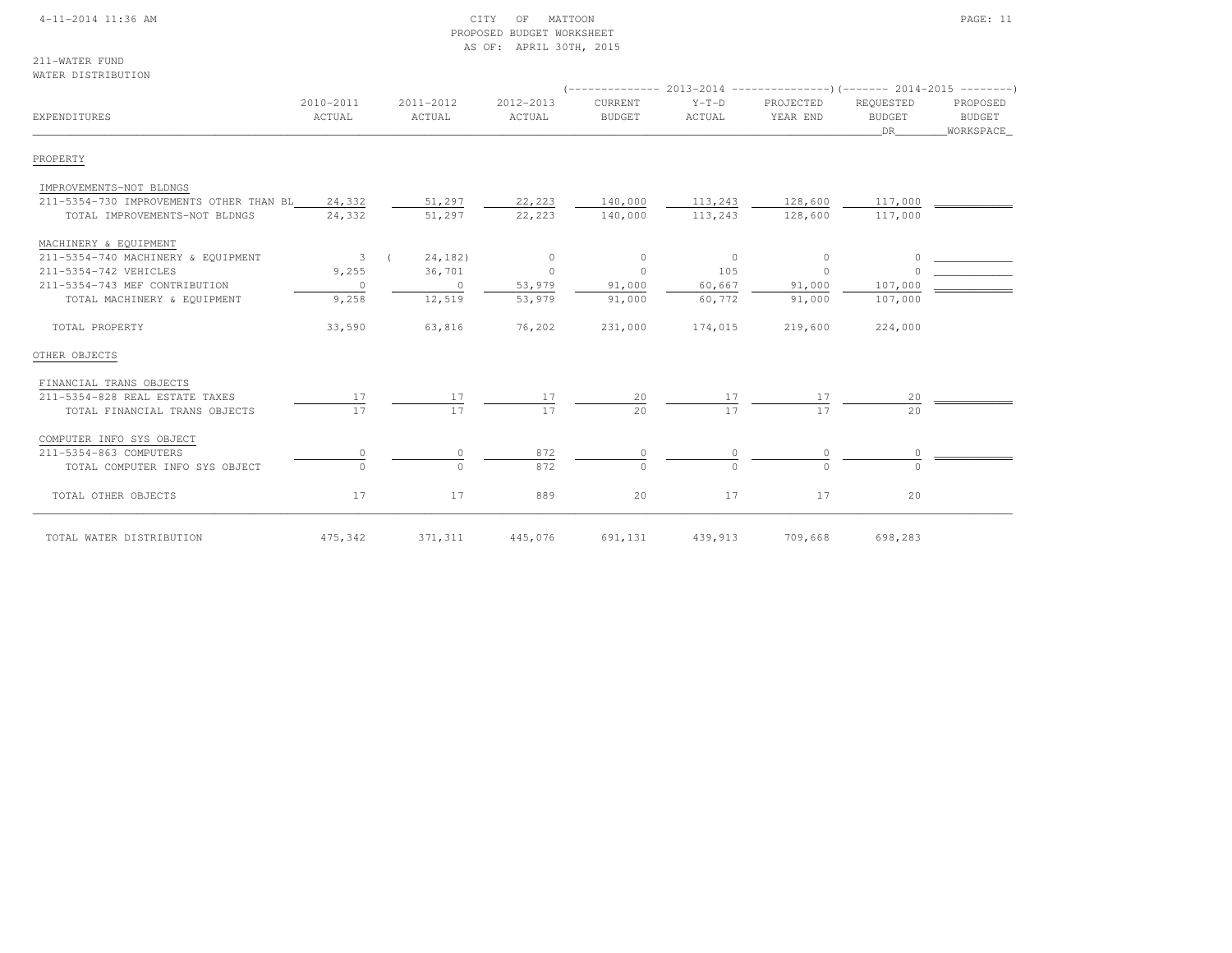CITY OF MATTOON
PROPOSED BUDGET WORKSHEET
AS OF: APRIL 30TH, 2015

211-WATER FUND
WATER DISTRIBUTION

| EXPENDITURES | 2010-2011 ACTUAL | 2011-2012 ACTUAL | 2012-2013 ACTUAL | 2013-2014 CURRENT BUDGET | 2013-2014 Y-T-D ACTUAL | 2013-2014 PROJECTED YEAR END | 2014-2015 REQUESTED BUDGET DR | 2014-2015 PROPOSED BUDGET WORKSPACE |
|---|---|---|---|---|---|---|---|---|
| PROPERTY | | | | | | | | |
| IMPROVEMENTS-NOT BLDNGS | | | | | | | | |
| 211-5354-730 IMPROVEMENTS OTHER THAN BL | 24,332 | 51,297 | 22,223 | 140,000 | 113,243 | 128,600 | 117,000 | |
| TOTAL IMPROVEMENTS-NOT BLDNGS | 24,332 | 51,297 | 22,223 | 140,000 | 113,243 | 128,600 | 117,000 | |
| MACHINERY & EQUIPMENT | | | | | | | | |
| 211-5354-740 MACHINERY & EQUIPMENT | 3 | ( 24,182) | 0 | 0 | 0 | 0 | 0 | |
| 211-5354-742 VEHICLES | 9,255 | 36,701 | 0 | 0 | 105 | 0 | 0 | |
| 211-5354-743 MEF CONTRIBUTION | 0 | 0 | 53,979 | 91,000 | 60,667 | 91,000 | 107,000 | |
| TOTAL MACHINERY & EQUIPMENT | 9,258 | 12,519 | 53,979 | 91,000 | 60,772 | 91,000 | 107,000 | |
| TOTAL PROPERTY | 33,590 | 63,816 | 76,202 | 231,000 | 174,015 | 219,600 | 224,000 | |
| OTHER OBJECTS | | | | | | | | |
| FINANCIAL TRANS OBJECTS | | | | | | | | |
| 211-5354-828 REAL ESTATE TAXES | 17 | 17 | 17 | 20 | 17 | 17 | 20 | |
| TOTAL FINANCIAL TRANS OBJECTS | 17 | 17 | 17 | 20 | 17 | 17 | 20 | |
| COMPUTER INFO SYS OBJECT | | | | | | | | |
| 211-5354-863 COMPUTERS | 0 | 0 | 872 | 0 | 0 | 0 | 0 | |
| TOTAL COMPUTER INFO SYS OBJECT | 0 | 0 | 872 | 0 | 0 | 0 | 0 | |
| TOTAL OTHER OBJECTS | 17 | 17 | 889 | 20 | 17 | 17 | 20 | |
| TOTAL WATER DISTRIBUTION | 475,342 | 371,311 | 445,076 | 691,131 | 439,913 | 709,668 | 698,283 | |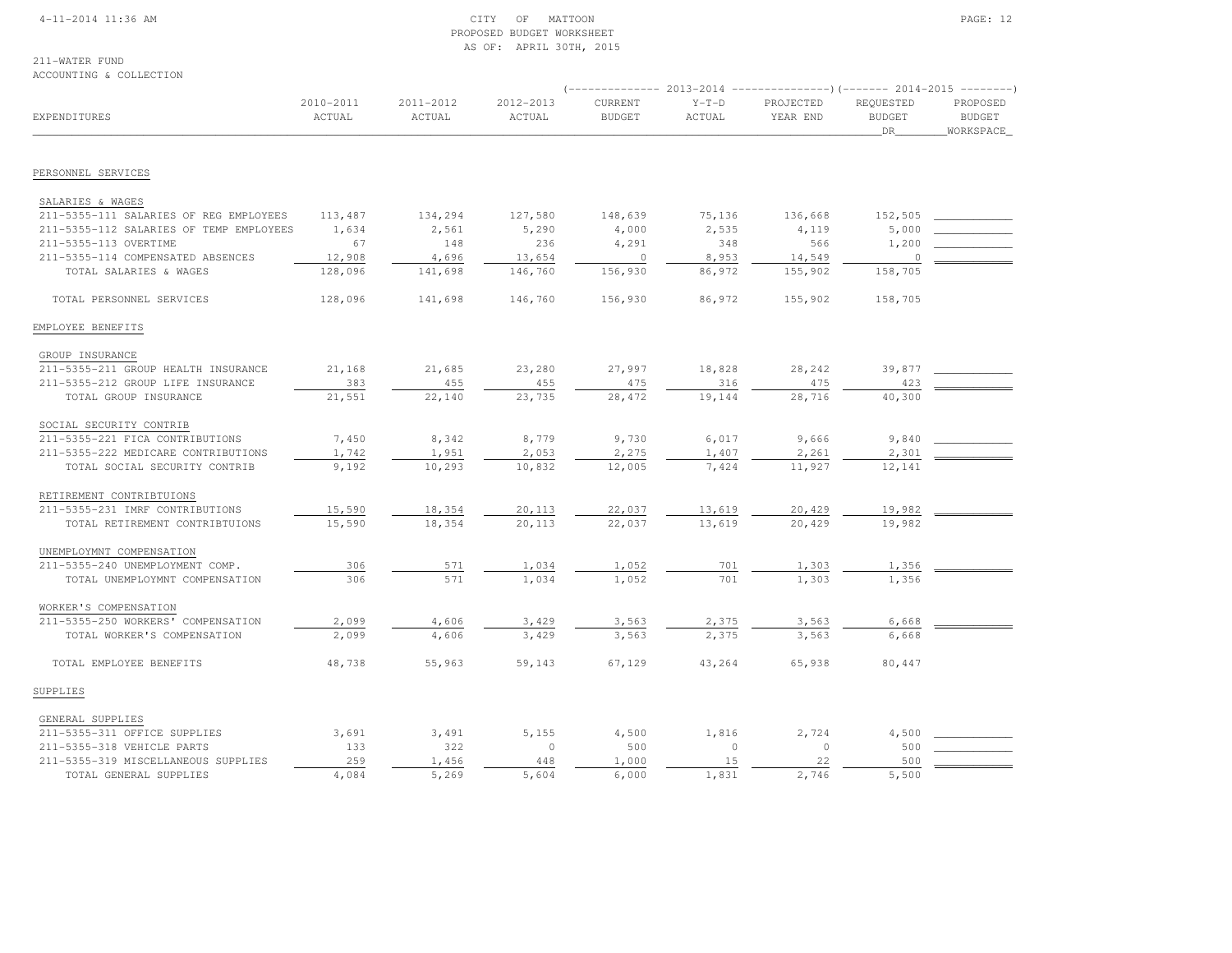CITY OF MATTOON
PROPOSED BUDGET WORKSHEET
AS OF: APRIL 30TH, 2015

211-WATER FUND
ACCOUNTING & COLLECTION

| EXPENDITURES | 2010-2011 ACTUAL | 2011-2012 ACTUAL | 2012-2013 ACTUAL | 2013-2014 CURRENT BUDGET | 2013-2014 Y-T-D ACTUAL | 2013-2014 PROJECTED YEAR END | 2014-2015 REQUESTED BUDGET DR | 2014-2015 PROPOSED BUDGET WORKSPACE |
|---|---|---|---|---|---|---|---|---|
| **PERSONNEL SERVICES** | | | | | | | | |
| SALARIES & WAGES | | | | | | | | |
| 211-5355-111 SALARIES OF REG EMPLOYEES | 113,487 | 134,294 | 127,580 | 148,639 | 75,136 | 136,668 | 152,505 | |
| 211-5355-112 SALARIES OF TEMP EMPLOYEES | 1,634 | 2,561 | 5,290 | 4,000 | 2,535 | 4,119 | 5,000 | |
| 211-5355-113 OVERTIME | 67 | 148 | 236 | 4,291 | 348 | 566 | 1,200 | |
| 211-5355-114 COMPENSATED ABSENCES | 12,908 | 4,696 | 13,654 | 0 | 8,953 | 14,549 | 0 | |
| TOTAL SALARIES & WAGES | 128,096 | 141,698 | 146,760 | 156,930 | 86,972 | 155,902 | 158,705 | |
| TOTAL PERSONNEL SERVICES | 128,096 | 141,698 | 146,760 | 156,930 | 86,972 | 155,902 | 158,705 | |
| **EMPLOYEE BENEFITS** | | | | | | | | |
| GROUP INSURANCE | | | | | | | | |
| 211-5355-211 GROUP HEALTH INSURANCE | 21,168 | 21,685 | 23,280 | 27,997 | 18,828 | 28,242 | 39,877 | |
| 211-5355-212 GROUP LIFE INSURANCE | 383 | 455 | 455 | 475 | 316 | 475 | 423 | |
| TOTAL GROUP INSURANCE | 21,551 | 22,140 | 23,735 | 28,472 | 19,144 | 28,716 | 40,300 | |
| SOCIAL SECURITY CONTRIB | | | | | | | | |
| 211-5355-221 FICA CONTRIBUTIONS | 7,450 | 8,342 | 8,779 | 9,730 | 6,017 | 9,666 | 9,840 | |
| 211-5355-222 MEDICARE CONTRIBUTIONS | 1,742 | 1,951 | 2,053 | 2,275 | 1,407 | 2,261 | 2,301 | |
| TOTAL SOCIAL SECURITY CONTRIB | 9,192 | 10,293 | 10,832 | 12,005 | 7,424 | 11,927 | 12,141 | |
| RETIREMENT CONTRIBTUIONS | | | | | | | | |
| 211-5355-231 IMRF CONTRIBUTIONS | 15,590 | 18,354 | 20,113 | 22,037 | 13,619 | 20,429 | 19,982 | |
| TOTAL RETIREMENT CONTRIBTUIONS | 15,590 | 18,354 | 20,113 | 22,037 | 13,619 | 20,429 | 19,982 | |
| UNEMPLOYMNT COMPENSATION | | | | | | | | |
| 211-5355-240 UNEMPLOYMENT COMP. | 306 | 571 | 1,034 | 1,052 | 701 | 1,303 | 1,356 | |
| TOTAL UNEMPLOYMNT COMPENSATION | 306 | 571 | 1,034 | 1,052 | 701 | 1,303 | 1,356 | |
| WORKER'S COMPENSATION | | | | | | | | |
| 211-5355-250 WORKERS' COMPENSATION | 2,099 | 4,606 | 3,429 | 3,563 | 2,375 | 3,563 | 6,668 | |
| TOTAL WORKER'S COMPENSATION | 2,099 | 4,606 | 3,429 | 3,563 | 2,375 | 3,563 | 6,668 | |
| TOTAL EMPLOYEE BENEFITS | 48,738 | 55,963 | 59,143 | 67,129 | 43,264 | 65,938 | 80,447 | |
| **SUPPLIES** | | | | | | | | |
| GENERAL SUPPLIES | | | | | | | | |
| 211-5355-311 OFFICE SUPPLIES | 3,691 | 3,491 | 5,155 | 4,500 | 1,816 | 2,724 | 4,500 | |
| 211-5355-318 VEHICLE PARTS | 133 | 322 | 0 | 500 | 0 | 0 | 500 | |
| 211-5355-319 MISCELLANEOUS SUPPLIES | 259 | 1,456 | 448 | 1,000 | 15 | 22 | 500 | |
| TOTAL GENERAL SUPPLIES | 4,084 | 5,269 | 5,604 | 6,000 | 1,831 | 2,746 | 5,500 | |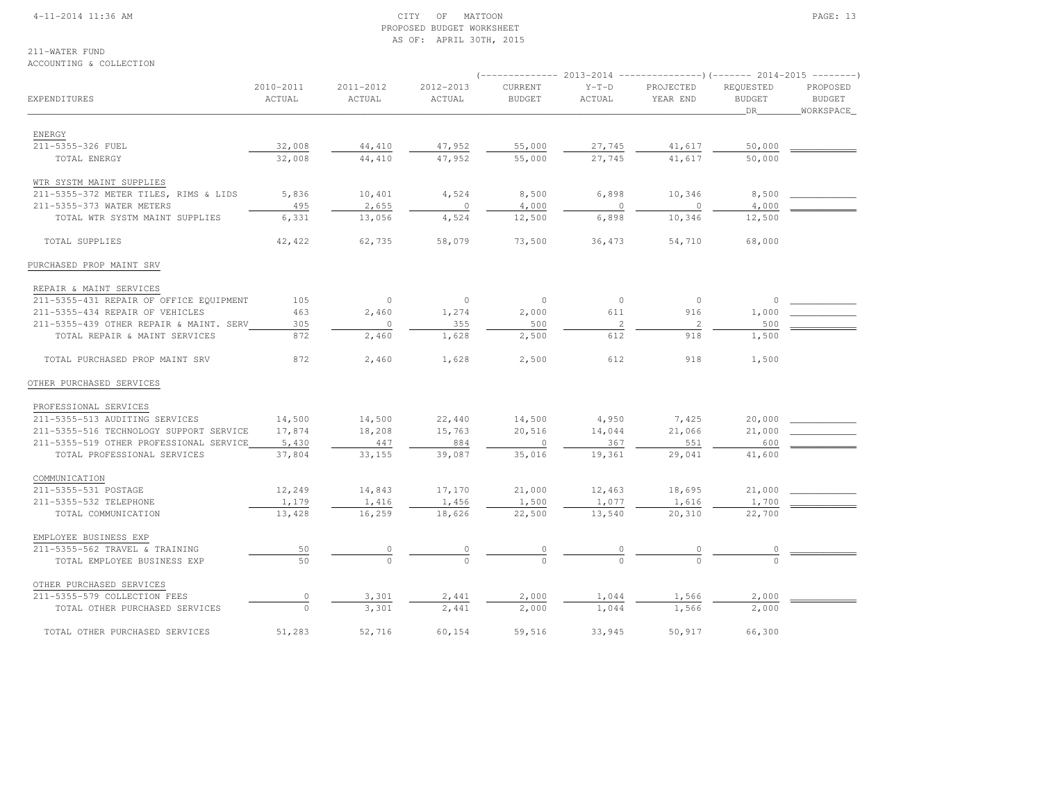CITY OF MATTOON
PROPOSED BUDGET WORKSHEET
AS OF: APRIL 30TH, 2015

211-WATER FUND
ACCOUNTING & COLLECTION

| EXPENDITURES | 2010-2011 ACTUAL | 2011-2012 ACTUAL | 2012-2013 ACTUAL | 2013-2014 CURRENT BUDGET | 2013-2014 Y-T-D ACTUAL | 2013-2014 PROJECTED YEAR END | 2014-2015 REQUESTED BUDGET DR | 2014-2015 PROPOSED BUDGET WORKSPACE |
|---|---|---|---|---|---|---|---|---|
| ENERGY | | | | | | | | |
| 211-5355-326 FUEL | 32,008 | 44,410 | 47,952 | 55,000 | 27,745 | 41,617 | 50,000 | |
| TOTAL ENERGY | 32,008 | 44,410 | 47,952 | 55,000 | 27,745 | 41,617 | 50,000 | |
| WTR SYSTM MAINT SUPPLIES | | | | | | | | |
| 211-5355-372 METER TILES, RIMS & LIDS | 5,836 | 10,401 | 4,524 | 8,500 | 6,898 | 10,346 | 8,500 | |
| 211-5355-373 WATER METERS | 495 | 2,655 | 0 | 4,000 | 0 | 0 | 4,000 | |
| TOTAL WTR SYSTM MAINT SUPPLIES | 6,331 | 13,056 | 4,524 | 12,500 | 6,898 | 10,346 | 12,500 | |
| TOTAL SUPPLIES | 42,422 | 62,735 | 58,079 | 73,500 | 36,473 | 54,710 | 68,000 | |
| PURCHASED PROP MAINT SRV | | | | | | | | |
| REPAIR & MAINT SERVICES | | | | | | | | |
| 211-5355-431 REPAIR OF OFFICE EQUIPMENT | 105 | 0 | 0 | 0 | 0 | 0 | 0 | |
| 211-5355-434 REPAIR OF VEHICLES | 463 | 2,460 | 1,274 | 2,000 | 611 | 916 | 1,000 | |
| 211-5355-439 OTHER REPAIR & MAINT. SERV | 305 | 0 | 355 | 500 | 2 | 2 | 500 | |
| TOTAL REPAIR & MAINT SERVICES | 872 | 2,460 | 1,628 | 2,500 | 612 | 918 | 1,500 | |
| TOTAL PURCHASED PROP MAINT SRV | 872 | 2,460 | 1,628 | 2,500 | 612 | 918 | 1,500 | |
| OTHER PURCHASED SERVICES | | | | | | | | |
| PROFESSIONAL SERVICES | | | | | | | | |
| 211-5355-513 AUDITING SERVICES | 14,500 | 14,500 | 22,440 | 14,500 | 4,950 | 7,425 | 20,000 | |
| 211-5355-516 TECHNOLOGY SUPPORT SERVICE | 17,874 | 18,208 | 15,763 | 20,516 | 14,044 | 21,066 | 21,000 | |
| 211-5355-519 OTHER PROFESSIONAL SERVICE | 5,430 | 447 | 884 | 0 | 367 | 551 | 600 | |
| TOTAL PROFESSIONAL SERVICES | 37,804 | 33,155 | 39,087 | 35,016 | 19,361 | 29,041 | 41,600 | |
| COMMUNICATION | | | | | | | | |
| 211-5355-531 POSTAGE | 12,249 | 14,843 | 17,170 | 21,000 | 12,463 | 18,695 | 21,000 | |
| 211-5355-532 TELEPHONE | 1,179 | 1,416 | 1,456 | 1,500 | 1,077 | 1,616 | 1,700 | |
| TOTAL COMMUNICATION | 13,428 | 16,259 | 18,626 | 22,500 | 13,540 | 20,310 | 22,700 | |
| EMPLOYEE BUSINESS EXP | | | | | | | | |
| 211-5355-562 TRAVEL & TRAINING | 50 | 0 | 0 | 0 | 0 | 0 | 0 | |
| TOTAL EMPLOYEE BUSINESS EXP | 50 | 0 | 0 | 0 | 0 | 0 | 0 | |
| OTHER PURCHASED SERVICES | | | | | | | | |
| 211-5355-579 COLLECTION FEES | 0 | 3,301 | 2,441 | 2,000 | 1,044 | 1,566 | 2,000 | |
| TOTAL OTHER PURCHASED SERVICES | 0 | 3,301 | 2,441 | 2,000 | 1,044 | 1,566 | 2,000 | |
| TOTAL OTHER PURCHASED SERVICES | 51,283 | 52,716 | 60,154 | 59,516 | 33,945 | 50,917 | 66,300 | |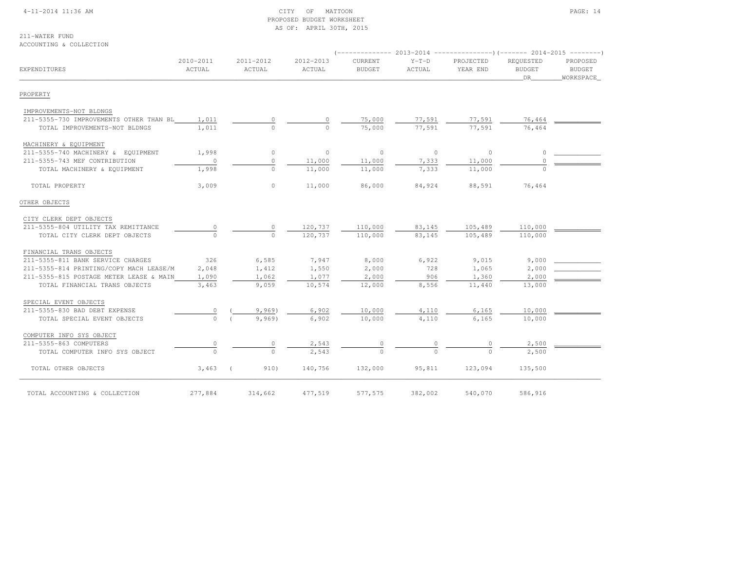CITY OF MATTOON
PROPOSED BUDGET WORKSHEET
AS OF: APRIL 30TH, 2015

211-WATER FUND
ACCOUNTING & COLLECTION

| EXPENDITURES | 2010-2011 ACTUAL | 2011-2012 ACTUAL | 2012-2013 ACTUAL | 2013-2014 CURRENT BUDGET | 2013-2014 Y-T-D ACTUAL | 2013-2014 PROJECTED YEAR END | 2014-2015 REQUESTED BUDGET DR | 2014-2015 PROPOSED BUDGET WORKSPACE |
|---|---|---|---|---|---|---|---|---|
| **PROPERTY** | | | | | | | | |
| IMPROVEMENTS-NOT BLDNGS | | | | | | | | |
| 211-5355-730 IMPROVEMENTS OTHER THAN BL | 1,011 | 0 | 0 | 75,000 | 77,591 | 77,591 | 76,464 | |
| TOTAL IMPROVEMENTS-NOT BLDNGS | 1,011 | 0 | 0 | 75,000 | 77,591 | 77,591 | 76,464 | |
| MACHINERY & EQUIPMENT | | | | | | | | |
| 211-5355-740 MACHINERY & EQUIPMENT | 1,998 | 0 | 0 | 0 | 0 | 0 | 0 | |
| 211-5355-743 MEF CONTRIBUTION | 0 | 0 | 11,000 | 11,000 | 7,333 | 11,000 | 0 | |
| TOTAL MACHINERY & EQUIPMENT | 1,998 | 0 | 11,000 | 11,000 | 7,333 | 11,000 | 0 | |
| TOTAL PROPERTY | 3,009 | 0 | 11,000 | 86,000 | 84,924 | 88,591 | 76,464 | |
| **OTHER OBJECTS** | | | | | | | | |
| CITY CLERK DEPT OBJECTS | | | | | | | | |
| 211-5355-804 UTILITY TAX REMITTANCE | 0 | 0 | 120,737 | 110,000 | 83,145 | 105,489 | 110,000 | |
| TOTAL CITY CLERK DEPT OBJECTS | 0 | 0 | 120,737 | 110,000 | 83,145 | 105,489 | 110,000 | |
| FINANCIAL TRANS OBJECTS | | | | | | | | |
| 211-5355-811 BANK SERVICE CHARGES | 326 | 6,585 | 7,947 | 8,000 | 6,922 | 9,015 | 9,000 | |
| 211-5355-814 PRINTING/COPY MACH LEASE/M | 2,048 | 1,412 | 1,550 | 2,000 | 728 | 1,065 | 2,000 | |
| 211-5355-815 POSTAGE METER LEASE & MAIN | 1,090 | 1,062 | 1,077 | 2,000 | 906 | 1,360 | 2,000 | |
| TOTAL FINANCIAL TRANS OBJECTS | 3,463 | 9,059 | 10,574 | 12,000 | 8,556 | 11,440 | 13,000 | |
| SPECIAL EVENT OBJECTS | | | | | | | | |
| 211-5355-830 BAD DEBT EXPENSE | 0 | ( 9,969) | 6,902 | 10,000 | 4,110 | 6,165 | 10,000 | |
| TOTAL SPECIAL EVENT OBJECTS | 0 | ( 9,969) | 6,902 | 10,000 | 4,110 | 6,165 | 10,000 | |
| COMPUTER INFO SYS OBJECT | | | | | | | | |
| 211-5355-863 COMPUTERS | 0 | 0 | 2,543 | 0 | 0 | 0 | 2,500 | |
| TOTAL COMPUTER INFO SYS OBJECT | 0 | 0 | 2,543 | 0 | 0 | 0 | 2,500 | |
| TOTAL OTHER OBJECTS | 3,463 | ( 910) | 140,756 | 132,000 | 95,811 | 123,094 | 135,500 | |
| TOTAL ACCOUNTING & COLLECTION | 277,884 | 314,662 | 477,519 | 577,575 | 382,002 | 540,070 | 586,916 | |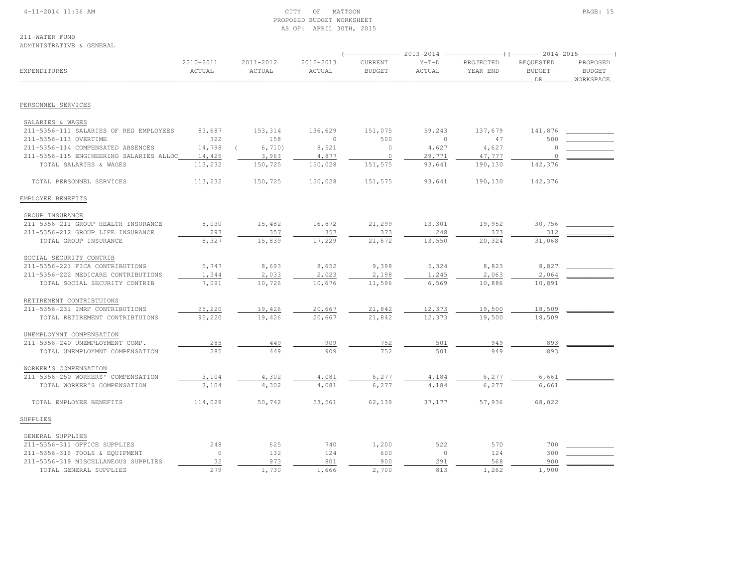CITY OF MATTOON
PROPOSED BUDGET WORKSHEET
AS OF: APRIL 30TH, 2015

211-WATER FUND
ADMINISTRATIVE & GENERAL

| EXPENDITURES | 2010-2011 ACTUAL | 2011-2012 ACTUAL | 2012-2013 ACTUAL | 2013-2014 CURRENT BUDGET | 2013-2014 Y-T-D ACTUAL | 2013-2014 PROJECTED YEAR END | 2014-2015 REQUESTED BUDGET DR | 2014-2015 PROPOSED BUDGET WORKSPACE |
|---|---|---|---|---|---|---|---|---|
| **PERSONNEL SERVICES** | | | | | | | | |
| SALARIES & WAGES | | | | | | | | |
| 211-5356-111 SALARIES OF REG EMPLOYEES | 83,687 | 153,314 | 136,629 | 151,075 | 59,243 | 137,679 | 141,876 | |
| 211-5356-113 OVERTIME | 322 | 158 | 0 | 500 | 0 | 47 | 500 | |
| 211-5356-114 COMPENSATED ABSENCES | 14,798 | ( 6,710) | 8,521 | 0 | 4,627 | 4,627 | 0 | |
| 211-5356-115 ENGINEERING SALARIES ALLOC | 14,425 | 3,963 | 4,877 | 0 | 29,771 | 47,777 | 0 | |
| TOTAL SALARIES & WAGES | 113,232 | 150,725 | 150,028 | 151,575 | 93,641 | 190,130 | 142,376 | |
| TOTAL PERSONNEL SERVICES | 113,232 | 150,725 | 150,028 | 151,575 | 93,641 | 190,130 | 142,376 | |
| **EMPLOYEE BENEFITS** | | | | | | | | |
| GROUP INSURANCE | | | | | | | | |
| 211-5356-211 GROUP HEALTH INSURANCE | 8,030 | 15,482 | 16,872 | 21,299 | 13,301 | 19,952 | 30,756 | |
| 211-5356-212 GROUP LIFE INSURANCE | 297 | 357 | 357 | 373 | 248 | 373 | 312 | |
| TOTAL GROUP INSURANCE | 8,327 | 15,839 | 17,229 | 21,672 | 13,550 | 20,324 | 31,068 | |
| SOCIAL SECURITY CONTRIB | | | | | | | | |
| 211-5356-221 FICA CONTRIBUTIONS | 5,747 | 8,693 | 8,652 | 9,398 | 5,324 | 8,823 | 8,827 | |
| 211-5356-222 MEDICARE CONTRIBUTIONS | 1,344 | 2,033 | 2,023 | 2,198 | 1,245 | 2,063 | 2,064 | |
| TOTAL SOCIAL SECURITY CONTRIB | 7,091 | 10,726 | 10,676 | 11,596 | 6,569 | 10,886 | 10,891 | |
| RETIREMENT CONTRIBTUIONS | | | | | | | | |
| 211-5356-231 IMRF CONTRIBUTIONS | 95,220 | 19,426 | 20,667 | 21,842 | 12,373 | 19,500 | 18,509 | |
| TOTAL RETIREMENT CONTRIBTUIONS | 95,220 | 19,426 | 20,667 | 21,842 | 12,373 | 19,500 | 18,509 | |
| UNEMPLOYMNT COMPENSATION | | | | | | | | |
| 211-5356-240 UNEMPLOYMENT COMP. | 285 | 449 | 909 | 752 | 501 | 949 | 893 | |
| TOTAL UNEMPLOYMNT COMPENSATION | 285 | 449 | 909 | 752 | 501 | 949 | 893 | |
| WORKER'S COMPENSATION | | | | | | | | |
| 211-5356-250 WORKERS' COMPENSATION | 3,104 | 4,302 | 4,081 | 6,277 | 4,184 | 6,277 | 6,661 | |
| TOTAL WORKER'S COMPENSATION | 3,104 | 4,302 | 4,081 | 6,277 | 4,184 | 6,277 | 6,661 | |
| TOTAL EMPLOYEE BENEFITS | 114,029 | 50,742 | 53,561 | 62,139 | 37,177 | 57,936 | 68,022 | |
| **SUPPLIES** | | | | | | | | |
| GENERAL SUPPLIES | | | | | | | | |
| 211-5356-311 OFFICE SUPPLIES | 248 | 625 | 740 | 1,200 | 522 | 570 | 700 | |
| 211-5356-316 TOOLS & EQUIPMENT | 0 | 132 | 124 | 600 | 0 | 124 | 300 | |
| 211-5356-319 MISCELLANEOUS SUPPLIES | 32 | 973 | 801 | 900 | 291 | 568 | 900 | |
| TOTAL GENERAL SUPPLIES | 279 | 1,730 | 1,666 | 2,700 | 813 | 1,262 | 1,900 | |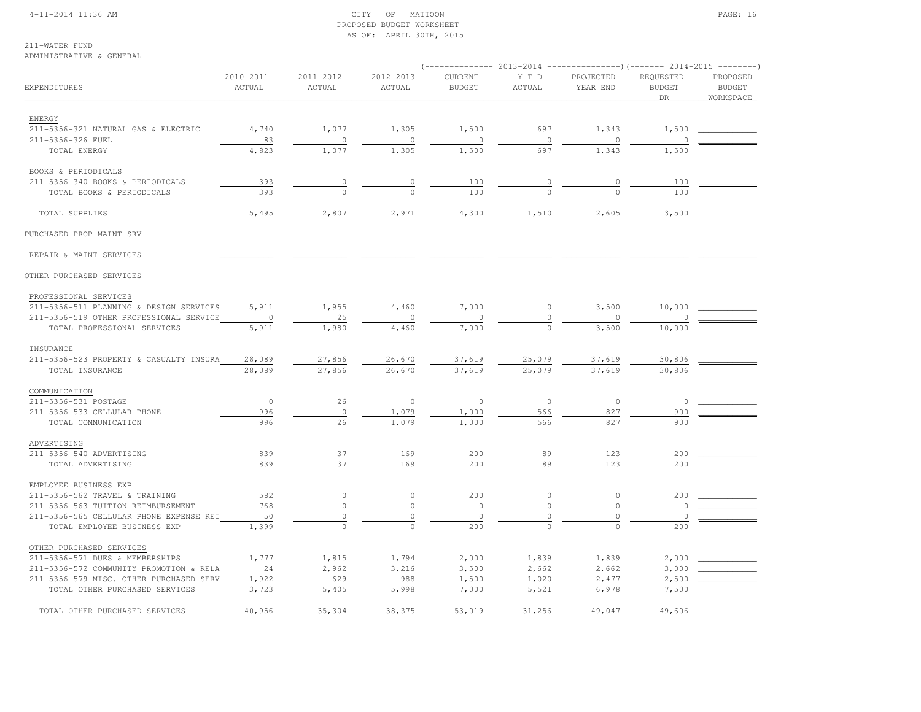CITY OF MATTOON
PROPOSED BUDGET WORKSHEET
AS OF: APRIL 30TH, 2015

211-WATER FUND
ADMINISTRATIVE & GENERAL

| EXPENDITURES | 2010-2011 ACTUAL | 2011-2012 ACTUAL | 2012-2013 ACTUAL | 2013-2014 CURRENT BUDGET | 2013-2014 Y-T-D ACTUAL | 2013-2014 PROJECTED YEAR END | 2014-2015 REQUESTED BUDGET DR | 2014-2015 PROPOSED BUDGET WORKSPACE |
|---|---|---|---|---|---|---|---|---|
| ENERGY | | | | | | | | |
| 211-5356-321 NATURAL GAS & ELECTRIC | 4,740 | 1,077 | 1,305 | 1,500 | 697 | 1,343 | 1,500 | |
| 211-5356-326 FUEL | 83 | 0 | 0 | 0 | 0 | 0 | 0 | |
| TOTAL ENERGY | 4,823 | 1,077 | 1,305 | 1,500 | 697 | 1,343 | 1,500 | |
| BOOKS & PERIODICALS | | | | | | | | |
| 211-5356-340 BOOKS & PERIODICALS | 393 | 0 | 0 | 100 | 0 | 0 | 100 | |
| TOTAL BOOKS & PERIODICALS | 393 | 0 | 0 | 100 | 0 | 0 | 100 | |
| TOTAL SUPPLIES | 5,495 | 2,807 | 2,971 | 4,300 | 1,510 | 2,605 | 3,500 | |
| PURCHASED PROP MAINT SRV | | | | | | | | |
| REPAIR & MAINT SERVICES | | | | | | | | |
| OTHER PURCHASED SERVICES | | | | | | | | |
| PROFESSIONAL SERVICES | | | | | | | | |
| 211-5356-511 PLANNING & DESIGN SERVICES | 5,911 | 1,955 | 4,460 | 7,000 | 0 | 3,500 | 10,000 | |
| 211-5356-519 OTHER PROFESSIONAL SERVICE | 0 | 25 | 0 | 0 | 0 | 0 | 0 | |
| TOTAL PROFESSIONAL SERVICES | 5,911 | 1,980 | 4,460 | 7,000 | 0 | 3,500 | 10,000 | |
| INSURANCE | | | | | | | | |
| 211-5356-523 PROPERTY & CASUALTY INSURA | 28,089 | 27,856 | 26,670 | 37,619 | 25,079 | 37,619 | 30,806 | |
| TOTAL INSURANCE | 28,089 | 27,856 | 26,670 | 37,619 | 25,079 | 37,619 | 30,806 | |
| COMMUNICATION | | | | | | | | |
| 211-5356-531 POSTAGE | 0 | 26 | 0 | 0 | 0 | 0 | 0 | |
| 211-5356-533 CELLULAR PHONE | 996 | 0 | 1,079 | 1,000 | 566 | 827 | 900 | |
| TOTAL COMMUNICATION | 996 | 26 | 1,079 | 1,000 | 566 | 827 | 900 | |
| ADVERTISING | | | | | | | | |
| 211-5356-540 ADVERTISING | 839 | 37 | 169 | 200 | 89 | 123 | 200 | |
| TOTAL ADVERTISING | 839 | 37 | 169 | 200 | 89 | 123 | 200 | |
| EMPLOYEE BUSINESS EXP | | | | | | | | |
| 211-5356-562 TRAVEL & TRAINING | 582 | 0 | 0 | 200 | 0 | 0 | 200 | |
| 211-5356-563 TUITION REIMBURSEMENT | 768 | 0 | 0 | 0 | 0 | 0 | 0 | |
| 211-5356-565 CELLULAR PHONE EXPENSE REI | 50 | 0 | 0 | 0 | 0 | 0 | 0 | |
| TOTAL EMPLOYEE BUSINESS EXP | 1,399 | 0 | 0 | 200 | 0 | 0 | 200 | |
| OTHER PURCHASED SERVICES | | | | | | | | |
| 211-5356-571 DUES & MEMBERSHIPS | 1,777 | 1,815 | 1,794 | 2,000 | 1,839 | 1,839 | 2,000 | |
| 211-5356-572 COMMUNITY PROMOTION & RELA | 24 | 2,962 | 3,216 | 3,500 | 2,662 | 2,662 | 3,000 | |
| 211-5356-579 MISC. OTHER PURCHASED SERV | 1,922 | 629 | 988 | 1,500 | 1,020 | 2,477 | 2,500 | |
| TOTAL OTHER PURCHASED SERVICES | 3,723 | 5,405 | 5,998 | 7,000 | 5,521 | 6,978 | 7,500 | |
| TOTAL OTHER PURCHASED SERVICES | 40,956 | 35,304 | 38,375 | 53,019 | 31,256 | 49,047 | 49,606 | |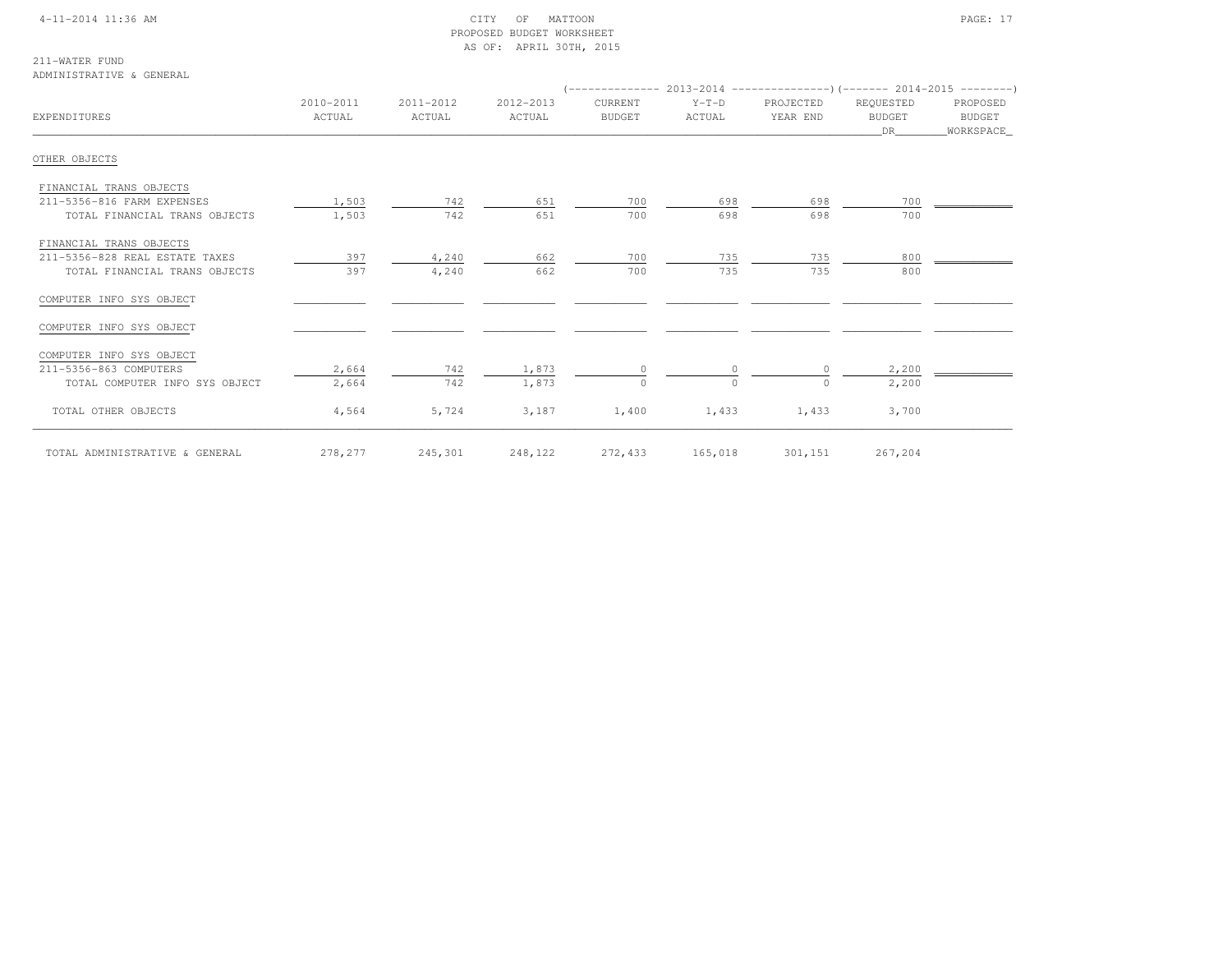CITY OF MATTOON
PROPOSED BUDGET WORKSHEET
AS OF: APRIL 30TH, 2015

211-WATER FUND
ADMINISTRATIVE & GENERAL

| EXPENDITURES | 2010-2011 ACTUAL | 2011-2012 ACTUAL | 2012-2013 ACTUAL | 2013-2014 CURRENT BUDGET | 2013-2014 Y-T-D ACTUAL | 2013-2014 PROJECTED YEAR END | 2014-2015 REQUESTED BUDGET DR | 2014-2015 PROPOSED BUDGET WORKSPACE |
|---|---|---|---|---|---|---|---|---|
| OTHER OBJECTS | | | | | | | | |
| FINANCIAL TRANS OBJECTS | | | | | | | | |
| 211-5356-816 FARM EXPENSES | 1,503 | 742 | 651 | 700 | 698 | 698 | 700 | |
| TOTAL FINANCIAL TRANS OBJECTS | 1,503 | 742 | 651 | 700 | 698 | 698 | 700 | |
| FINANCIAL TRANS OBJECTS | | | | | | | | |
| 211-5356-828 REAL ESTATE TAXES | 397 | 4,240 | 662 | 700 | 735 | 735 | 800 | |
| TOTAL FINANCIAL TRANS OBJECTS | 397 | 4,240 | 662 | 700 | 735 | 735 | 800 | |
| COMPUTER INFO SYS OBJECT | | | | | | | | |
| COMPUTER INFO SYS OBJECT | | | | | | | | |
| COMPUTER INFO SYS OBJECT | | | | | | | | |
| 211-5356-863 COMPUTERS | 2,664 | 742 | 1,873 | 0 | 0 | 0 | 2,200 | |
| TOTAL COMPUTER INFO SYS OBJECT | 2,664 | 742 | 1,873 | 0 | 0 | 0 | 2,200 | |
| TOTAL OTHER OBJECTS | 4,564 | 5,724 | 3,187 | 1,400 | 1,433 | 1,433 | 3,700 | |
| TOTAL ADMINISTRATIVE & GENERAL | 278,277 | 245,301 | 248,122 | 272,433 | 165,018 | 301,151 | 267,204 | |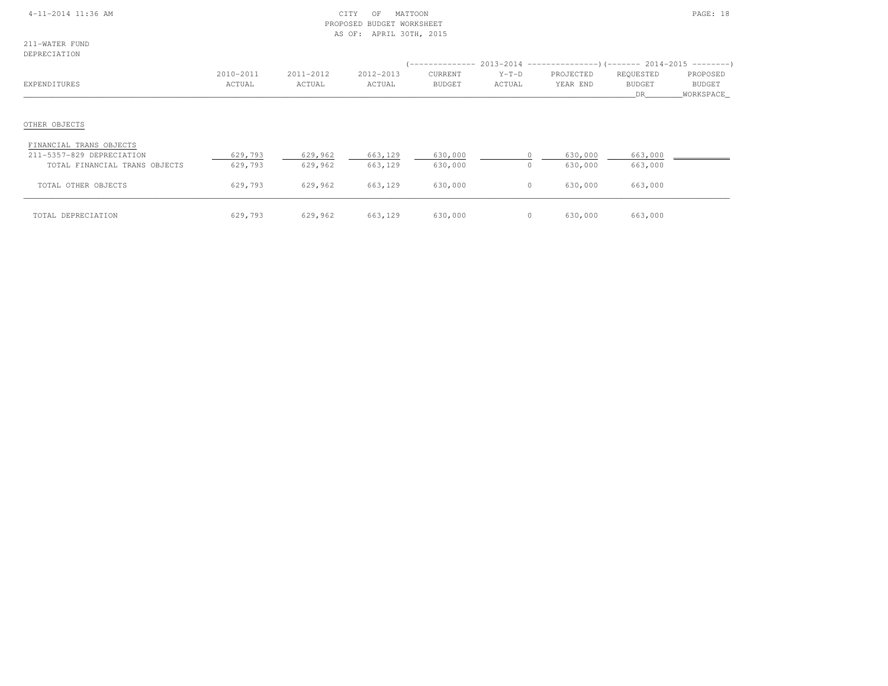CITY OF MATTOON
PROPOSED BUDGET WORKSHEET
AS OF: APRIL 30TH, 2015

211-WATER FUND
DEPRECIATION

| EXPENDITURES | 2010-2011 ACTUAL | 2011-2012 ACTUAL | 2012-2013 ACTUAL | 2013-2014 CURRENT BUDGET | 2013-2014 Y-T-D ACTUAL | 2013-2014 PROJECTED YEAR END | 2014-2015 REQUESTED BUDGET DR | 2014-2015 PROPOSED BUDGET WORKSPACE |
|---|---|---|---|---|---|---|---|---|
| OTHER OBJECTS | | | | | | | | |
| FINANCIAL TRANS OBJECTS | | | | | | | | |
| 211-5357-829 DEPRECIATION | 629,793 | 629,962 | 663,129 | 630,000 | 0 | 630,000 | 663,000 | |
| TOTAL FINANCIAL TRANS OBJECTS | 629,793 | 629,962 | 663,129 | 630,000 | 0 | 630,000 | 663,000 | |
| TOTAL OTHER OBJECTS | 629,793 | 629,962 | 663,129 | 630,000 | 0 | 630,000 | 663,000 | |
| TOTAL DEPRECIATION | 629,793 | 629,962 | 663,129 | 630,000 | 0 | 630,000 | 663,000 | |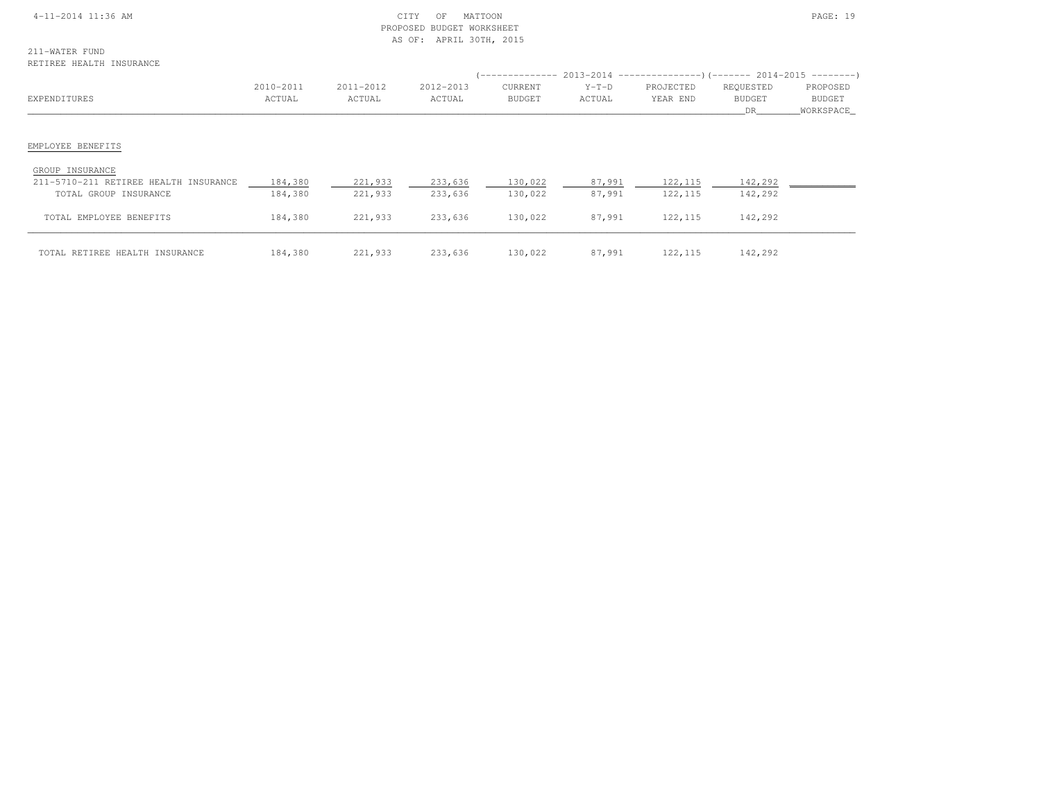CITY OF MATTOON
PROPOSED BUDGET WORKSHEET
AS OF: APRIL 30TH, 2015

211-WATER FUND
RETIREE HEALTH INSURANCE

| EXPENDITURES | 2010-2011 ACTUAL | 2011-2012 ACTUAL | 2012-2013 ACTUAL | 2013-2014 CURRENT BUDGET | 2013-2014 Y-T-D ACTUAL | 2013-2014 PROJECTED YEAR END | 2014-2015 REQUESTED BUDGET DR | 2014-2015 PROPOSED BUDGET WORKSPACE |
|---|---|---|---|---|---|---|---|---|
| **EMPLOYEE BENEFITS** | | | | | | | | |
| GROUP INSURANCE | | | | | | | | |
| 211-5710-211 RETIREE HEALTH INSURANCE | 184,380 | 221,933 | 233,636 | 130,022 | 87,991 | 122,115 | 142,292 | |
| TOTAL GROUP INSURANCE | 184,380 | 221,933 | 233,636 | 130,022 | 87,991 | 122,115 | 142,292 | |
| TOTAL EMPLOYEE BENEFITS | 184,380 | 221,933 | 233,636 | 130,022 | 87,991 | 122,115 | 142,292 | |
| TOTAL RETIREE HEALTH INSURANCE | 184,380 | 221,933 | 233,636 | 130,022 | 87,991 | 122,115 | 142,292 | |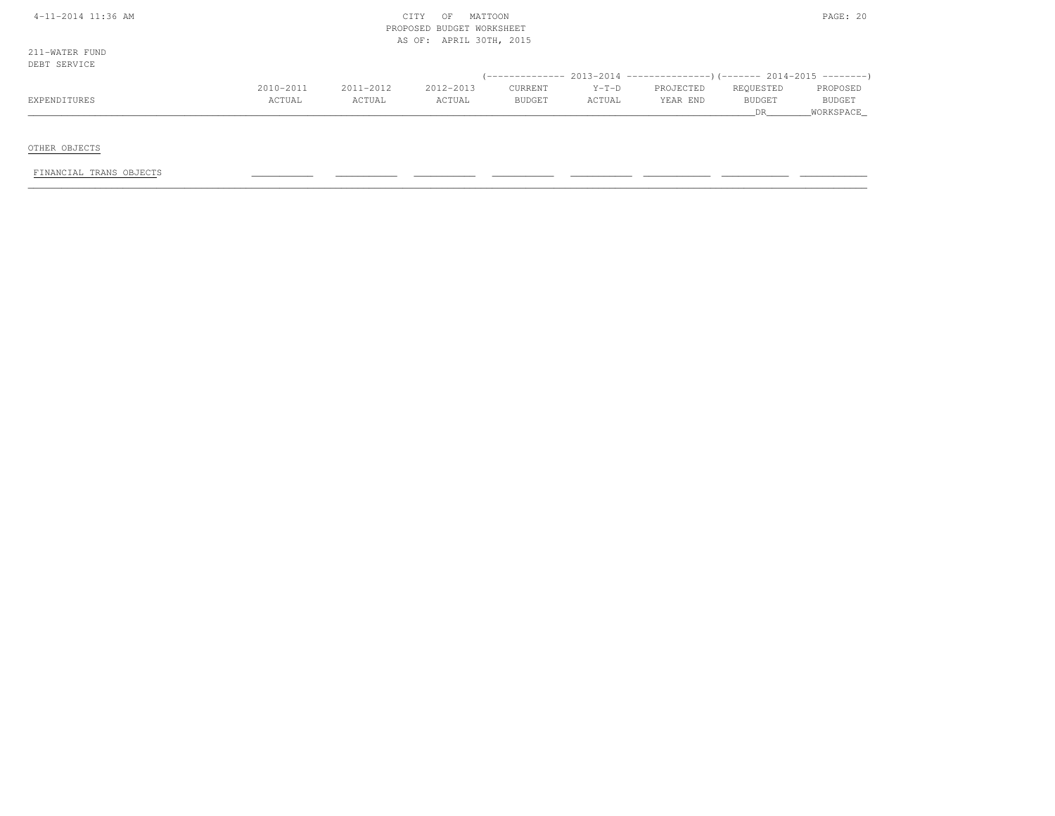CITY OF MATTOON
PROPOSED BUDGET WORKSHEET
AS OF: APRIL 30TH, 2015

211-WATER FUND
DEBT SERVICE

| EXPENDITURES | 2010-2011 ACTUAL | 2011-2012 ACTUAL | 2012-2013 ACTUAL | (-- 2013-2014 -- CURRENT BUDGET | Y-T-D ACTUAL | PROJECTED YEAR END --) | (-- 2014-2015 -- REQUESTED BUDGET DR | PROPOSED BUDGET WORKSPACE --) |
|---|---|---|---|---|---|---|---|---|
| OTHER OBJECTS | | | | | | | | |
| FINANCIAL TRANS OBJECTS | | | | | | | | |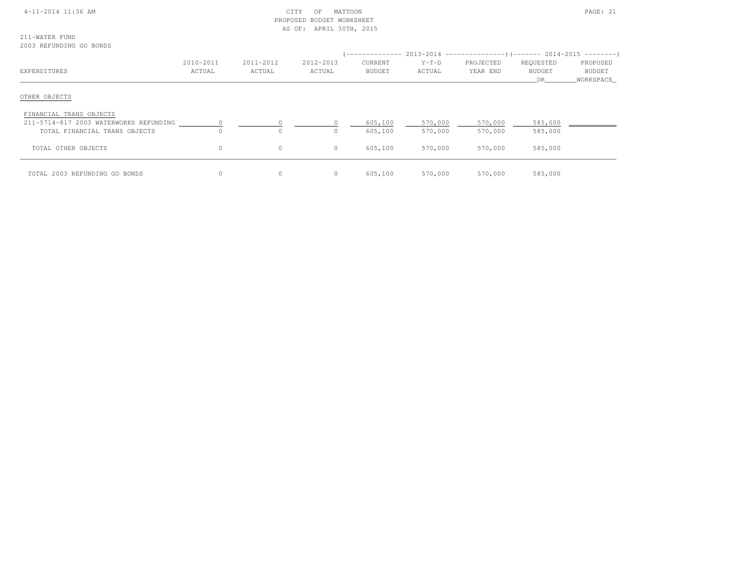211-WATER FUND
2003 REFUNDING GO BONDS

| EXPENDITURES | 2010-2011 ACTUAL | 2011-2012 ACTUAL | 2012-2013 ACTUAL | 2013-2014 CURRENT BUDGET | 2013-2014 Y-T-D ACTUAL | 2013-2014 PROJECTED YEAR END | 2014-2015 REQUESTED BUDGET DR | 2014-2015 PROPOSED BUDGET WORKSPACE |
|---|---|---|---|---|---|---|---|---|
| OTHER OBJECTS | | | | | | | | |
| FINANCIAL TRANS OBJECTS | | | | | | | | |
| 211-5714-817 2003 WATERWORKS REFUNDING | 0 | 0 | 0 | 605,100 | 570,000 | 570,000 | 585,000 | |
| TOTAL FINANCIAL TRANS OBJECTS | 0 | 0 | 0 | 605,100 | 570,000 | 570,000 | 585,000 | |
| TOTAL OTHER OBJECTS | 0 | 0 | 0 | 605,100 | 570,000 | 570,000 | 585,000 | |
| TOTAL 2003 REFUNDING GO BONDS | 0 | 0 | 0 | 605,100 | 570,000 | 570,000 | 585,000 | |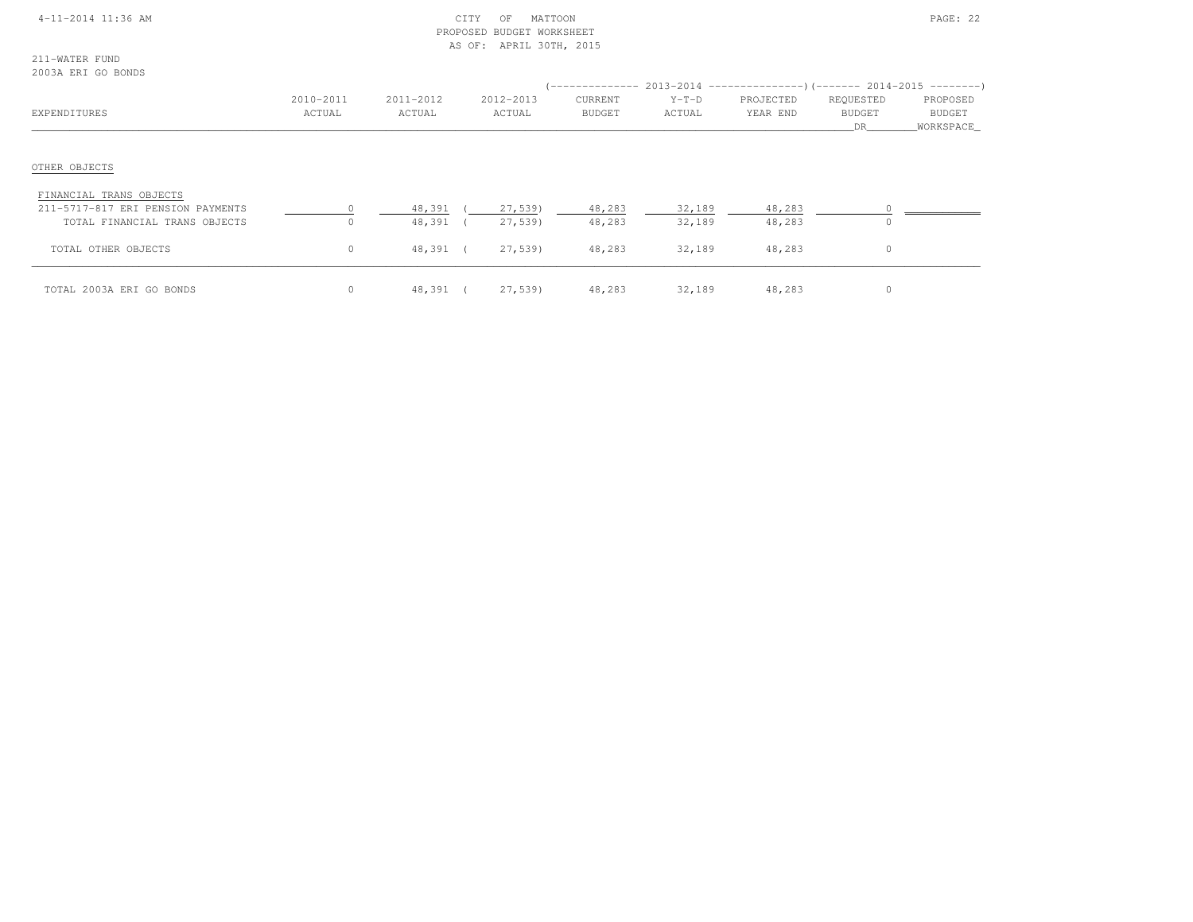211-WATER FUND
2003A ERI GO BONDS

| EXPENDITURES | 2010-2011 ACTUAL | 2011-2012 ACTUAL | 2012-2013 ACTUAL | 2013-2014 CURRENT BUDGET | 2013-2014 Y-T-D ACTUAL | 2013-2014 PROJECTED YEAR END | 2014-2015 REQUESTED BUDGET DR | 2014-2015 PROPOSED BUDGET WORKSPACE |
|---|---|---|---|---|---|---|---|---|
| OTHER OBJECTS | | | | | | | | |
| FINANCIAL TRANS OBJECTS | | | | | | | | |
| 211-5717-817 ERI PENSION PAYMENTS | 0 | 48,391 | ( 27,539) | 48,283 | 32,189 | 48,283 | 0 | |
| TOTAL FINANCIAL TRANS OBJECTS | 0 | 48,391 | ( 27,539) | 48,283 | 32,189 | 48,283 | 0 | |
| TOTAL OTHER OBJECTS | 0 | 48,391 | ( 27,539) | 48,283 | 32,189 | 48,283 | 0 | |
| TOTAL 2003A ERI GO BONDS | 0 | 48,391 | ( 27,539) | 48,283 | 32,189 | 48,283 | 0 | |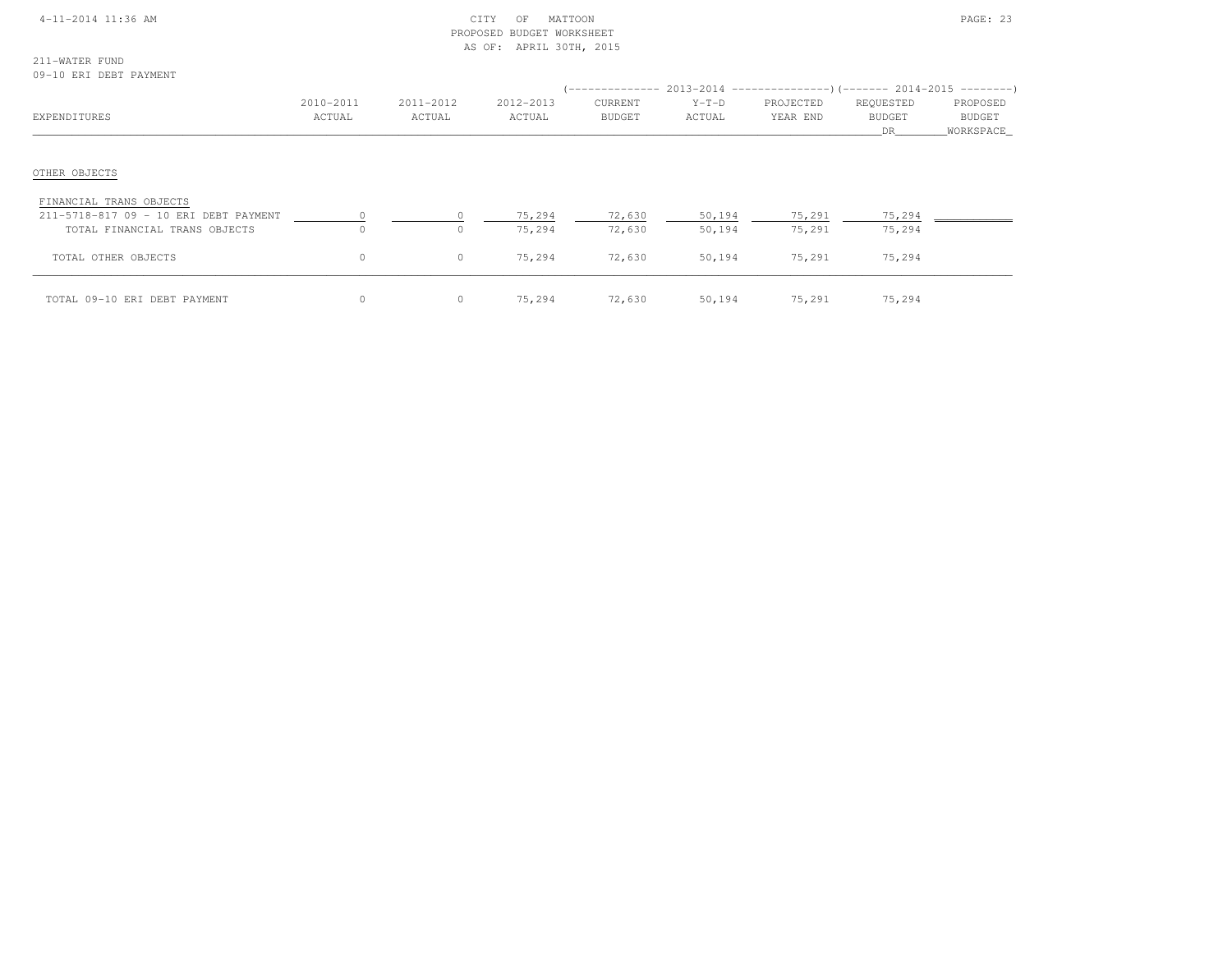CITY OF MATTOON
PROPOSED BUDGET WORKSHEET
AS OF: APRIL 30TH, 2015

211-WATER FUND
09-10 ERI DEBT PAYMENT

| EXPENDITURES | 2010-2011 ACTUAL | 2011-2012 ACTUAL | 2012-2013 ACTUAL | 2013-2014 CURRENT BUDGET | 2013-2014 Y-T-D ACTUAL | 2013-2014 PROJECTED YEAR END | 2014-2015 REQUESTED BUDGET DR | 2014-2015 PROPOSED BUDGET WORKSPACE |
|---|---|---|---|---|---|---|---|---|
| OTHER OBJECTS | | | | | | | | |
| FINANCIAL TRANS OBJECTS | | | | | | | | |
| 211-5718-817 09 - 10 ERI DEBT PAYMENT | 0 | 0 | 75,294 | 72,630 | 50,194 | 75,291 | 75,294 | |
| TOTAL FINANCIAL TRANS OBJECTS | 0 | 0 | 75,294 | 72,630 | 50,194 | 75,291 | 75,294 | |
| TOTAL OTHER OBJECTS | 0 | 0 | 75,294 | 72,630 | 50,194 | 75,291 | 75,294 | |
| TOTAL 09-10 ERI DEBT PAYMENT | 0 | 0 | 75,294 | 72,630 | 50,194 | 75,291 | 75,294 | |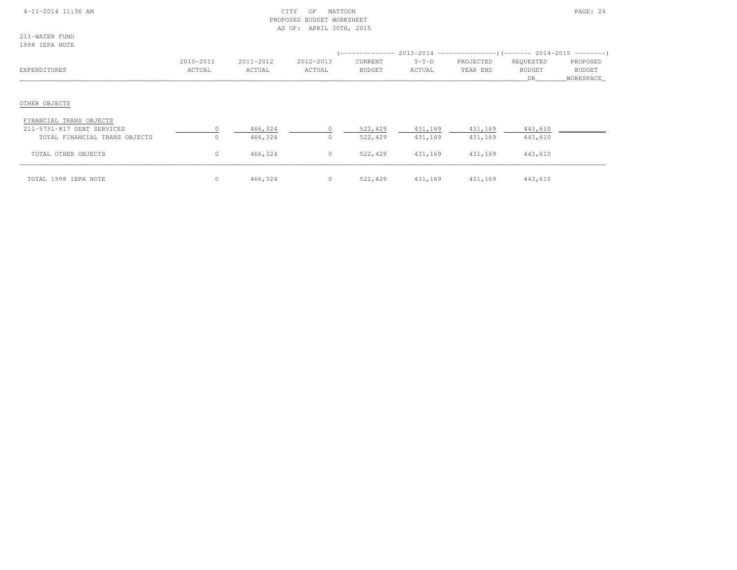CITY OF MATTOON
PROPOSED BUDGET WORKSHEET
AS OF: APRIL 30TH, 2015

211-WATER FUND
1998 IEPA NOTE

| EXPENDITURES | 2010-2011 ACTUAL | 2011-2012 ACTUAL | 2012-2013 ACTUAL | 2013-2014 CURRENT BUDGET | 2013-2014 Y-T-D ACTUAL | 2013-2014 PROJECTED YEAR END | 2014-2015 REQUESTED BUDGET DR | 2014-2015 PROPOSED BUDGET WORKSPACE |
|---|---|---|---|---|---|---|---|---|
| OTHER OBJECTS | | | | | | | | |
| FINANCIAL TRANS OBJECTS | | | | | | | | |
| 211-5731-817 DEBT SERVICES | 0 | 466,324 | 0 | 522,429 | 431,169 | 431,169 | 443,610 | |
| TOTAL FINANCIAL TRANS OBJECTS | 0 | 466,324 | 0 | 522,429 | 431,169 | 431,169 | 443,610 | |
| TOTAL OTHER OBJECTS | 0 | 466,324 | 0 | 522,429 | 431,169 | 431,169 | 443,610 | |
| TOTAL 1998 IEPA NOTE | 0 | 466,324 | 0 | 522,429 | 431,169 | 431,169 | 443,610 | |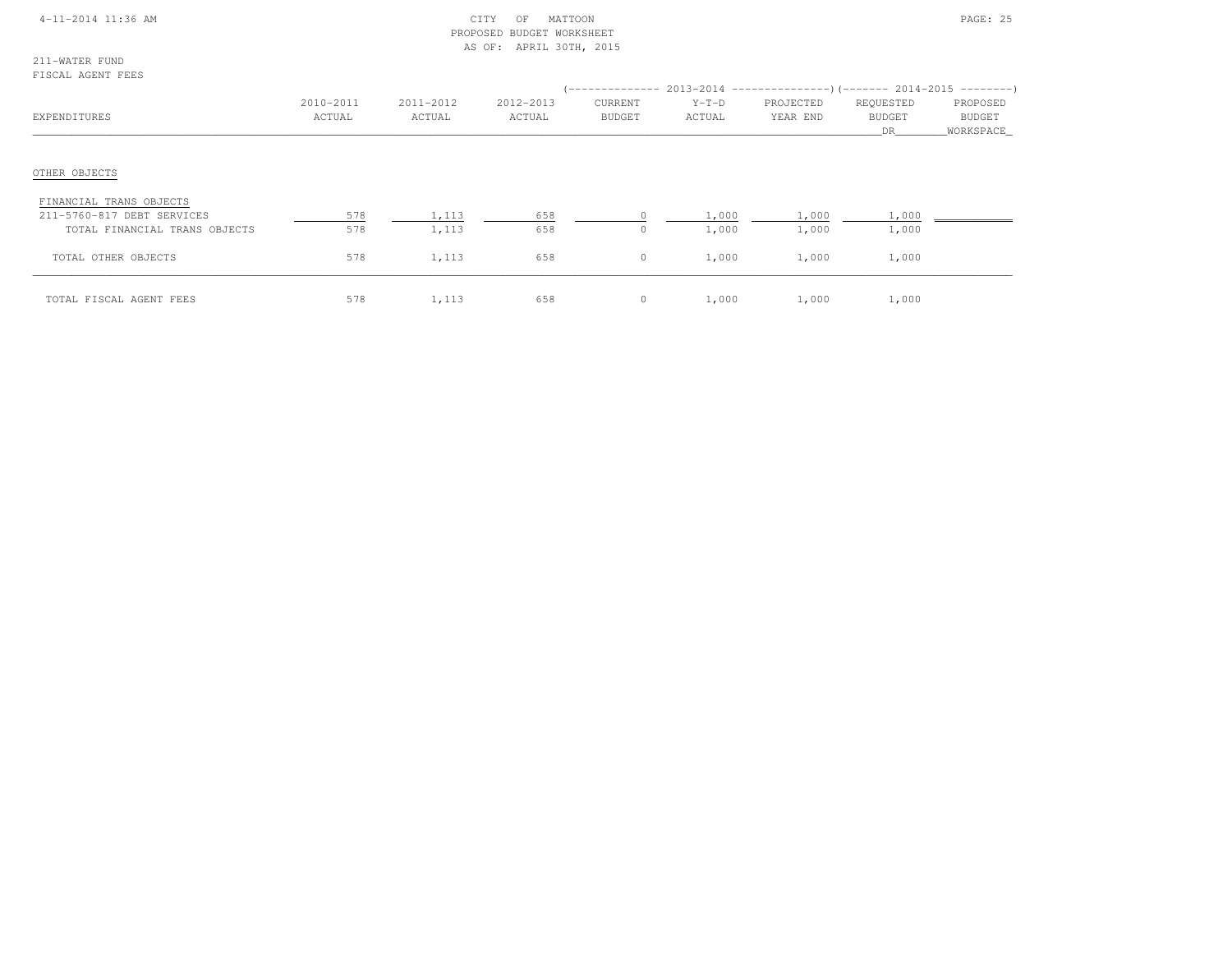CITY OF MATTOON
PROPOSED BUDGET WORKSHEET
AS OF: APRIL 30TH, 2015

211-WATER FUND
FISCAL AGENT FEES

| EXPENDITURES | 2010-2011 ACTUAL | 2011-2012 ACTUAL | 2012-2013 ACTUAL | 2013-2014 CURRENT BUDGET | 2013-2014 Y-T-D ACTUAL | 2013-2014 PROJECTED YEAR END | 2014-2015 REQUESTED BUDGET DR | 2014-2015 PROPOSED BUDGET WORKSPACE |
|---|---|---|---|---|---|---|---|---|
| OTHER OBJECTS | | | | | | | | |
| FINANCIAL TRANS OBJECTS | | | | | | | | |
| 211-5760-817 DEBT SERVICES | 578 | 1,113 | 658 | 0 | 1,000 | 1,000 | 1,000 | |
| TOTAL FINANCIAL TRANS OBJECTS | 578 | 1,113 | 658 | 0 | 1,000 | 1,000 | 1,000 | |
| TOTAL OTHER OBJECTS | 578 | 1,113 | 658 | 0 | 1,000 | 1,000 | 1,000 | |
| TOTAL FISCAL AGENT FEES | 578 | 1,113 | 658 | 0 | 1,000 | 1,000 | 1,000 | |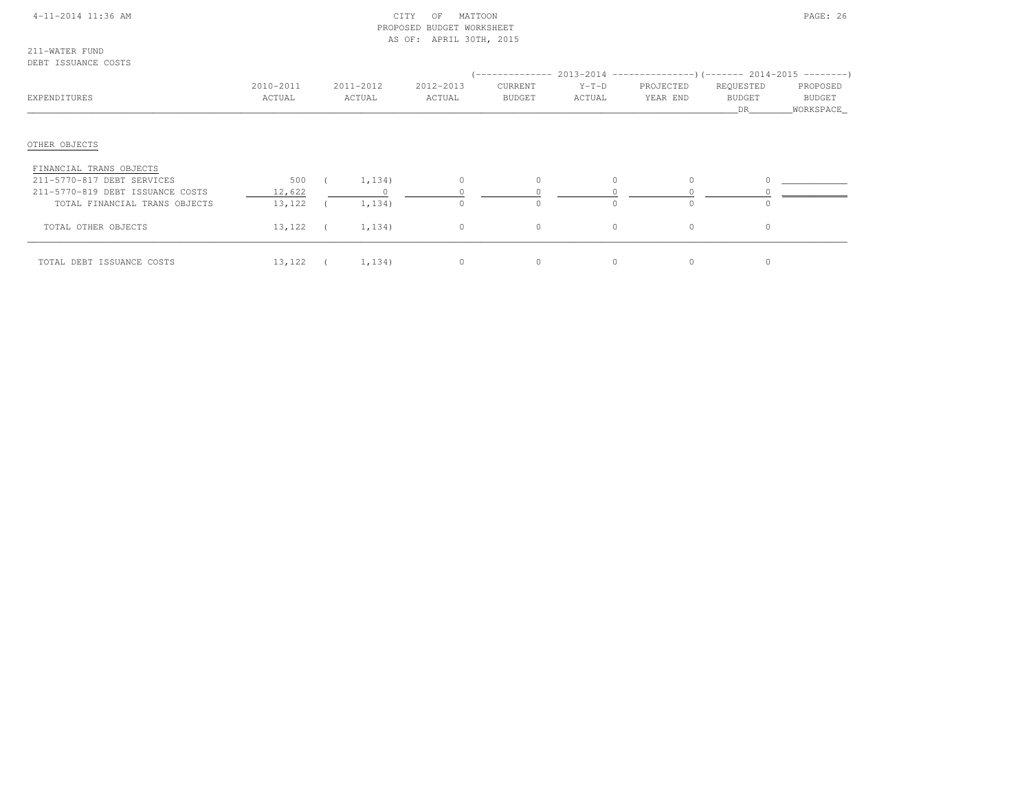CITY OF MATTOON
PROPOSED BUDGET WORKSHEET
AS OF: APRIL 30TH, 2015

211-WATER FUND
DEBT ISSUANCE COSTS

| EXPENDITURES | 2010-2011 ACTUAL | 2011-2012 ACTUAL | 2012-2013 ACTUAL | 2013-2014 CURRENT BUDGET | 2013-2014 Y-T-D ACTUAL | 2013-2014 PROJECTED YEAR END | 2014-2015 REQUESTED BUDGET DR | 2014-2015 PROPOSED BUDGET WORKSPACE |
|---|---|---|---|---|---|---|---|---|
| **OTHER OBJECTS** | | | | | | | | |
| FINANCIAL TRANS OBJECTS | | | | | | | | |
| 211-5770-817 DEBT SERVICES | 500 | ( 1,134) | 0 | 0 | 0 | 0 | 0 | |
| 211-5770-819 DEBT ISSUANCE COSTS | 12,622 | 0 | 0 | 0 | 0 | 0 | 0 | |
| TOTAL FINANCIAL TRANS OBJECTS | 13,122 | ( 1,134) | 0 | 0 | 0 | 0 | 0 | |
| TOTAL OTHER OBJECTS | 13,122 | ( 1,134) | 0 | 0 | 0 | 0 | 0 | |
| TOTAL DEBT ISSUANCE COSTS | 13,122 | ( 1,134) | 0 | 0 | 0 | 0 | 0 | |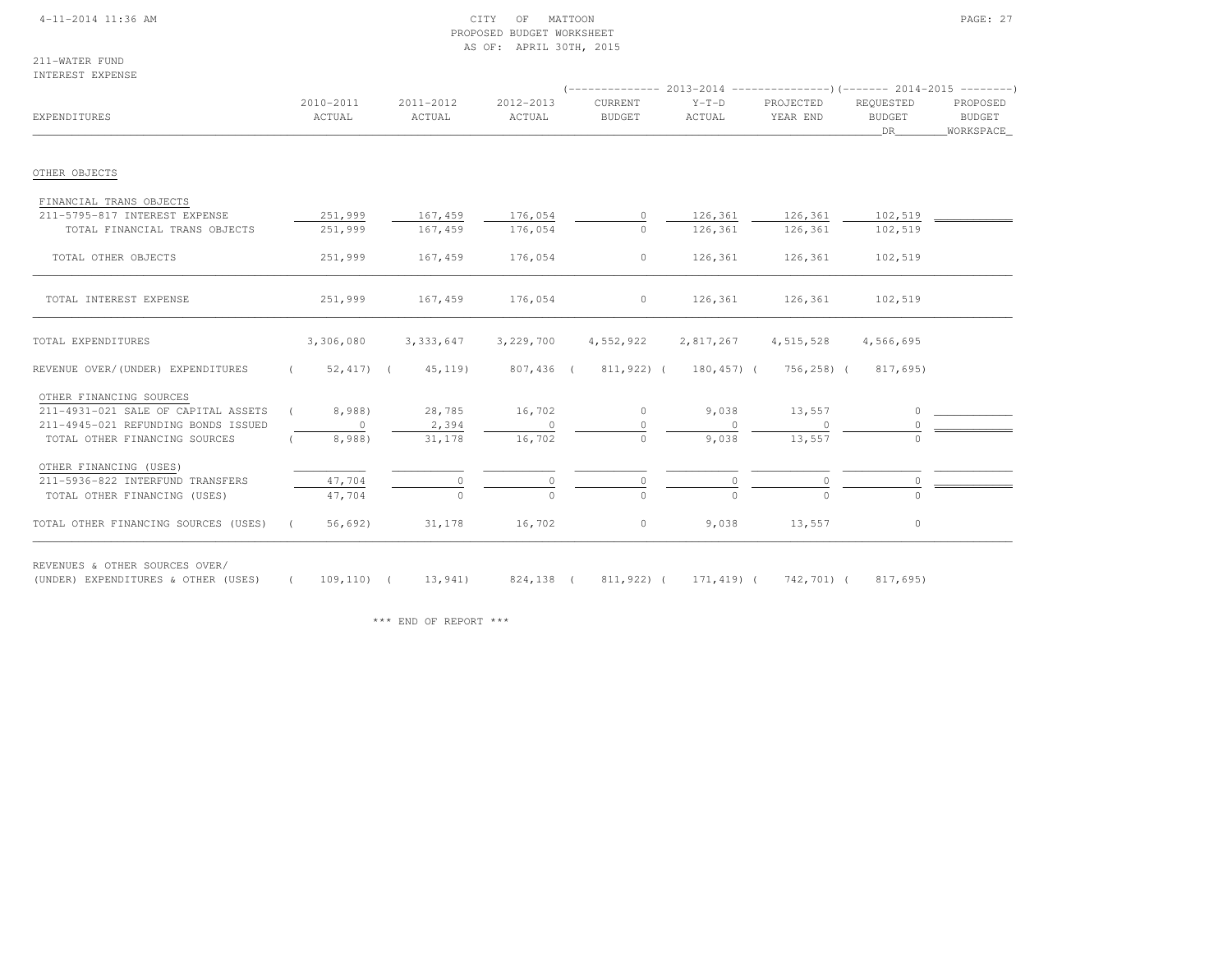CITY OF MATTOON
PROPOSED BUDGET WORKSHEET
AS OF: APRIL 30TH, 2015

211-WATER FUND
INTEREST EXPENSE

| EXPENDITURES | 2010-2011 ACTUAL | 2011-2012 ACTUAL | 2012-2013 ACTUAL | 2013-2014 CURRENT BUDGET | 2013-2014 Y-T-D ACTUAL | 2013-2014 PROJECTED YEAR END | 2014-2015 REQUESTED BUDGET DR | 2014-2015 PROPOSED BUDGET WORKSPACE |
|---|---|---|---|---|---|---|---|---|
| OTHER OBJECTS | | | | | | | | |
| FINANCIAL TRANS OBJECTS | | | | | | | | |
| 211-5795-817 INTEREST EXPENSE | 251,999 | 167,459 | 176,054 | 0 | 126,361 | 126,361 | 102,519 | |
| TOTAL FINANCIAL TRANS OBJECTS | 251,999 | 167,459 | 176,054 | 0 | 126,361 | 126,361 | 102,519 | |
| TOTAL OTHER OBJECTS | 251,999 | 167,459 | 176,054 | 0 | 126,361 | 126,361 | 102,519 | |
| TOTAL INTEREST EXPENSE | 251,999 | 167,459 | 176,054 | 0 | 126,361 | 126,361 | 102,519 | |
| TOTAL EXPENDITURES | 3,306,080 | 3,333,647 | 3,229,700 | 4,552,922 | 2,817,267 | 4,515,528 | 4,566,695 | |
| REVENUE OVER/(UNDER) EXPENDITURES | ( 52,417) | ( 45,119) | 807,436 | ( 811,922) | ( 180,457) | ( 756,258) | ( 817,695) | |
| OTHER FINANCING SOURCES | | | | | | | | |
| 211-4931-021 SALE OF CAPITAL ASSETS | ( 8,988) | 28,785 | 16,702 | 0 | 9,038 | 13,557 | 0 | |
| 211-4945-021 REFUNDING BONDS ISSUED | 0 | 2,394 | 0 | 0 | 0 | 0 | 0 | |
| TOTAL OTHER FINANCING SOURCES | ( 8,988) | 31,178 | 16,702 | 0 | 9,038 | 13,557 | 0 | |
| OTHER FINANCING (USES) | | | | | | | | |
| 211-5936-822 INTERFUND TRANSFERS | 47,704 | 0 | 0 | 0 | 0 | 0 | 0 | |
| TOTAL OTHER FINANCING (USES) | 47,704 | 0 | 0 | 0 | 0 | 0 | 0 | |
| TOTAL OTHER FINANCING SOURCES (USES) | ( 56,692) | 31,178 | 16,702 | 0 | 9,038 | 13,557 | 0 | |
| REVENUES & OTHER SOURCES OVER/ (UNDER) EXPENDITURES & OTHER (USES) | ( 109,110) | ( 13,941) | 824,138 | ( 811,922) | ( 171,419) | ( 742,701) | ( 817,695) | |

*** END OF REPORT ***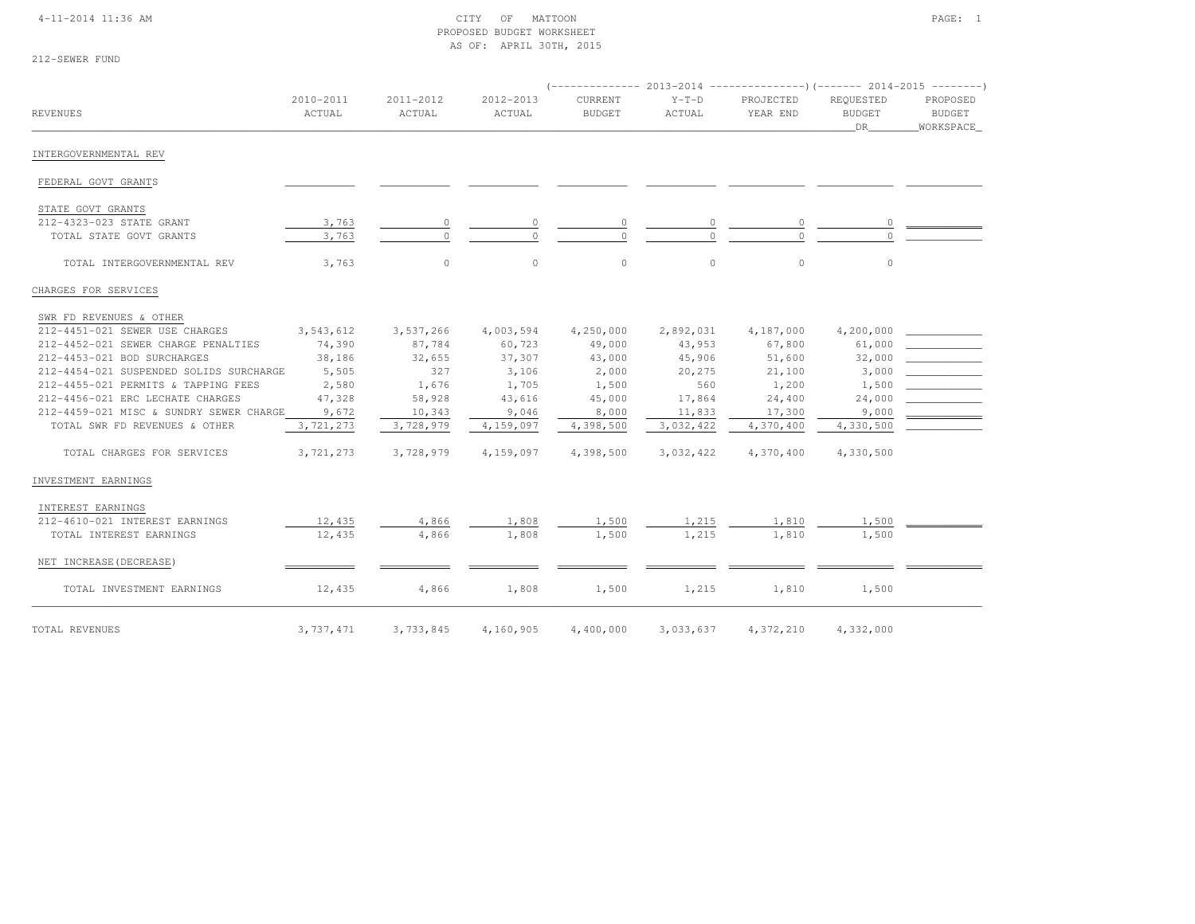CITY OF MATTOON
PROPOSED BUDGET WORKSHEET
AS OF: APRIL 30TH, 2015

212-SEWER FUND

| REVENUES | 2010-2011 ACTUAL | 2011-2012 ACTUAL | 2012-2013 ACTUAL | 2013-2014 CURRENT BUDGET | 2013-2014 Y-T-D ACTUAL | 2013-2014 PROJECTED YEAR END | 2014-2015 REQUESTED BUDGET DR | 2014-2015 PROPOSED BUDGET WORKSPACE |
|---|---|---|---|---|---|---|---|---|
| **INTERGOVERNMENTAL REV** | | | | | | | | |
| FEDERAL GOVT GRANTS | | | | | | | | |
| STATE GOVT GRANTS | | | | | | | | |
| 212-4323-023 STATE GRANT | 3,763 | 0 | 0 | 0 | 0 | 0 | 0 | |
| TOTAL STATE GOVT GRANTS | 3,763 | 0 | 0 | 0 | 0 | 0 | 0 | |
| TOTAL INTERGOVERNMENTAL REV | 3,763 | 0 | 0 | 0 | 0 | 0 | 0 | |
| **CHARGES FOR SERVICES** | | | | | | | | |
| SWR FD REVENUES & OTHER | | | | | | | | |
| 212-4451-021 SEWER USE CHARGES | 3,543,612 | 3,537,266 | 4,003,594 | 4,250,000 | 2,892,031 | 4,187,000 | 4,200,000 | |
| 212-4452-021 SEWER CHARGE PENALTIES | 74,390 | 87,784 | 60,723 | 49,000 | 43,953 | 67,800 | 61,000 | |
| 212-4453-021 BOD SURCHARGES | 38,186 | 32,655 | 37,307 | 43,000 | 45,906 | 51,600 | 32,000 | |
| 212-4454-021 SUSPENDED SOLIDS SURCHARGE | 5,505 | 327 | 3,106 | 2,000 | 20,275 | 21,100 | 3,000 | |
| 212-4455-021 PERMITS & TAPPING FEES | 2,580 | 1,676 | 1,705 | 1,500 | 560 | 1,200 | 1,500 | |
| 212-4456-021 ERC LECHATE CHARGES | 47,328 | 58,928 | 43,616 | 45,000 | 17,864 | 24,400 | 24,000 | |
| 212-4459-021 MISC & SUNDRY SEWER CHARGE | 9,672 | 10,343 | 9,046 | 8,000 | 11,833 | 17,300 | 9,000 | |
| TOTAL SWR FD REVENUES & OTHER | 3,721,273 | 3,728,979 | 4,159,097 | 4,398,500 | 3,032,422 | 4,370,400 | 4,330,500 | |
| TOTAL CHARGES FOR SERVICES | 3,721,273 | 3,728,979 | 4,159,097 | 4,398,500 | 3,032,422 | 4,370,400 | 4,330,500 | |
| **INVESTMENT EARNINGS** | | | | | | | | |
| INTEREST EARNINGS | | | | | | | | |
| 212-4610-021 INTEREST EARNINGS | 12,435 | 4,866 | 1,808 | 1,500 | 1,215 | 1,810 | 1,500 | |
| TOTAL INTEREST EARNINGS | 12,435 | 4,866 | 1,808 | 1,500 | 1,215 | 1,810 | 1,500 | |
| NET INCREASE(DECREASE) | | | | | | | | |
| TOTAL INVESTMENT EARNINGS | 12,435 | 4,866 | 1,808 | 1,500 | 1,215 | 1,810 | 1,500 | |
| **TOTAL REVENUES** | 3,737,471 | 3,733,845 | 4,160,905 | 4,400,000 | 3,033,637 | 4,372,210 | 4,332,000 | |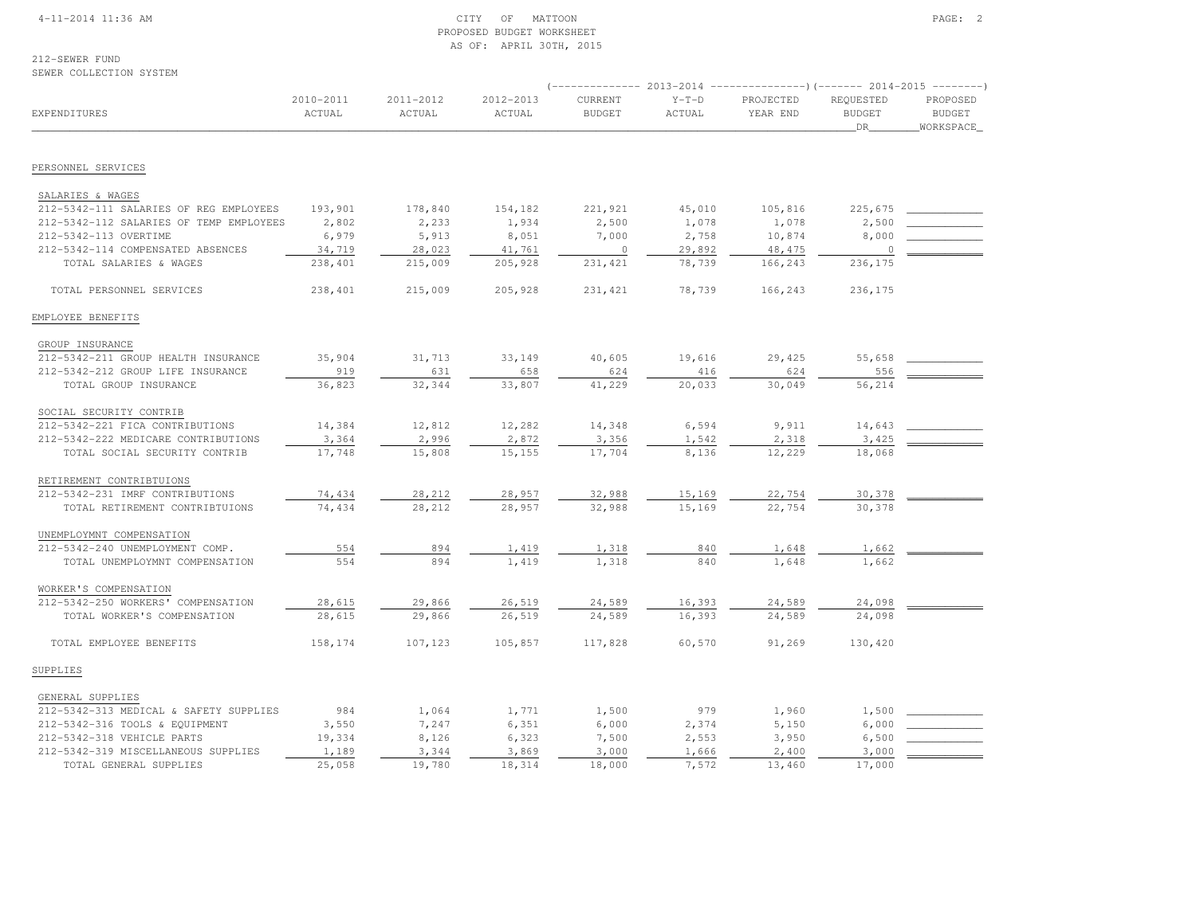CITY OF MATTOON
PROPOSED BUDGET WORKSHEET
AS OF: APRIL 30TH, 2015

212-SEWER FUND
SEWER COLLECTION SYSTEM

| EXPENDITURES | 2010-2011 ACTUAL | 2011-2012 ACTUAL | 2012-2013 ACTUAL | 2013-2014 CURRENT BUDGET | 2013-2014 Y-T-D ACTUAL | 2013-2014 PROJECTED YEAR END | 2014-2015 REQUESTED BUDGET DR | 2014-2015 PROPOSED BUDGET WORKSPACE |
|---|---|---|---|---|---|---|---|---|
| **PERSONNEL SERVICES** | | | | | | | | |
| SALARIES & WAGES | | | | | | | | |
| 212-5342-111 SALARIES OF REG EMPLOYEES | 193,901 | 178,840 | 154,182 | 221,921 | 45,010 | 105,816 | 225,675 | |
| 212-5342-112 SALARIES OF TEMP EMPLOYEES | 2,802 | 2,233 | 1,934 | 2,500 | 1,078 | 1,078 | 2,500 | |
| 212-5342-113 OVERTIME | 6,979 | 5,913 | 8,051 | 7,000 | 2,758 | 10,874 | 8,000 | |
| 212-5342-114 COMPENSATED ABSENCES | 34,719 | 28,023 | 41,761 | 0 | 29,892 | 48,475 | 0 | |
| TOTAL SALARIES & WAGES | 238,401 | 215,009 | 205,928 | 231,421 | 78,739 | 166,243 | 236,175 | |
| TOTAL PERSONNEL SERVICES | 238,401 | 215,009 | 205,928 | 231,421 | 78,739 | 166,243 | 236,175 | |
| **EMPLOYEE BENEFITS** | | | | | | | | |
| GROUP INSURANCE | | | | | | | | |
| 212-5342-211 GROUP HEALTH INSURANCE | 35,904 | 31,713 | 33,149 | 40,605 | 19,616 | 29,425 | 55,658 | |
| 212-5342-212 GROUP LIFE INSURANCE | 919 | 631 | 658 | 624 | 416 | 624 | 556 | |
| TOTAL GROUP INSURANCE | 36,823 | 32,344 | 33,807 | 41,229 | 20,033 | 30,049 | 56,214 | |
| SOCIAL SECURITY CONTRIB | | | | | | | | |
| 212-5342-221 FICA CONTRIBUTIONS | 14,384 | 12,812 | 12,282 | 14,348 | 6,594 | 9,911 | 14,643 | |
| 212-5342-222 MEDICARE CONTRIBUTIONS | 3,364 | 2,996 | 2,872 | 3,356 | 1,542 | 2,318 | 3,425 | |
| TOTAL SOCIAL SECURITY CONTRIB | 17,748 | 15,808 | 15,155 | 17,704 | 8,136 | 12,229 | 18,068 | |
| RETIREMENT CONTRIBTUIONS | | | | | | | | |
| 212-5342-231 IMRF CONTRIBUTIONS | 74,434 | 28,212 | 28,957 | 32,988 | 15,169 | 22,754 | 30,378 | |
| TOTAL RETIREMENT CONTRIBTUIONS | 74,434 | 28,212 | 28,957 | 32,988 | 15,169 | 22,754 | 30,378 | |
| UNEMPLOYMNT COMPENSATION | | | | | | | | |
| 212-5342-240 UNEMPLOYMENT COMP. | 554 | 894 | 1,419 | 1,318 | 840 | 1,648 | 1,662 | |
| TOTAL UNEMPLOYMNT COMPENSATION | 554 | 894 | 1,419 | 1,318 | 840 | 1,648 | 1,662 | |
| WORKER'S COMPENSATION | | | | | | | | |
| 212-5342-250 WORKERS' COMPENSATION | 28,615 | 29,866 | 26,519 | 24,589 | 16,393 | 24,589 | 24,098 | |
| TOTAL WORKER'S COMPENSATION | 28,615 | 29,866 | 26,519 | 24,589 | 16,393 | 24,589 | 24,098 | |
| TOTAL EMPLOYEE BENEFITS | 158,174 | 107,123 | 105,857 | 117,828 | 60,570 | 91,269 | 130,420 | |
| **SUPPLIES** | | | | | | | | |
| GENERAL SUPPLIES | | | | | | | | |
| 212-5342-313 MEDICAL & SAFETY SUPPLIES | 984 | 1,064 | 1,771 | 1,500 | 979 | 1,960 | 1,500 | |
| 212-5342-316 TOOLS & EQUIPMENT | 3,550 | 7,247 | 6,351 | 6,000 | 2,374 | 5,150 | 6,000 | |
| 212-5342-318 VEHICLE PARTS | 19,334 | 8,126 | 6,323 | 7,500 | 2,553 | 3,950 | 6,500 | |
| 212-5342-319 MISCELLANEOUS SUPPLIES | 1,189 | 3,344 | 3,869 | 3,000 | 1,666 | 2,400 | 3,000 | |
| TOTAL GENERAL SUPPLIES | 25,058 | 19,780 | 18,314 | 18,000 | 7,572 | 13,460 | 17,000 | |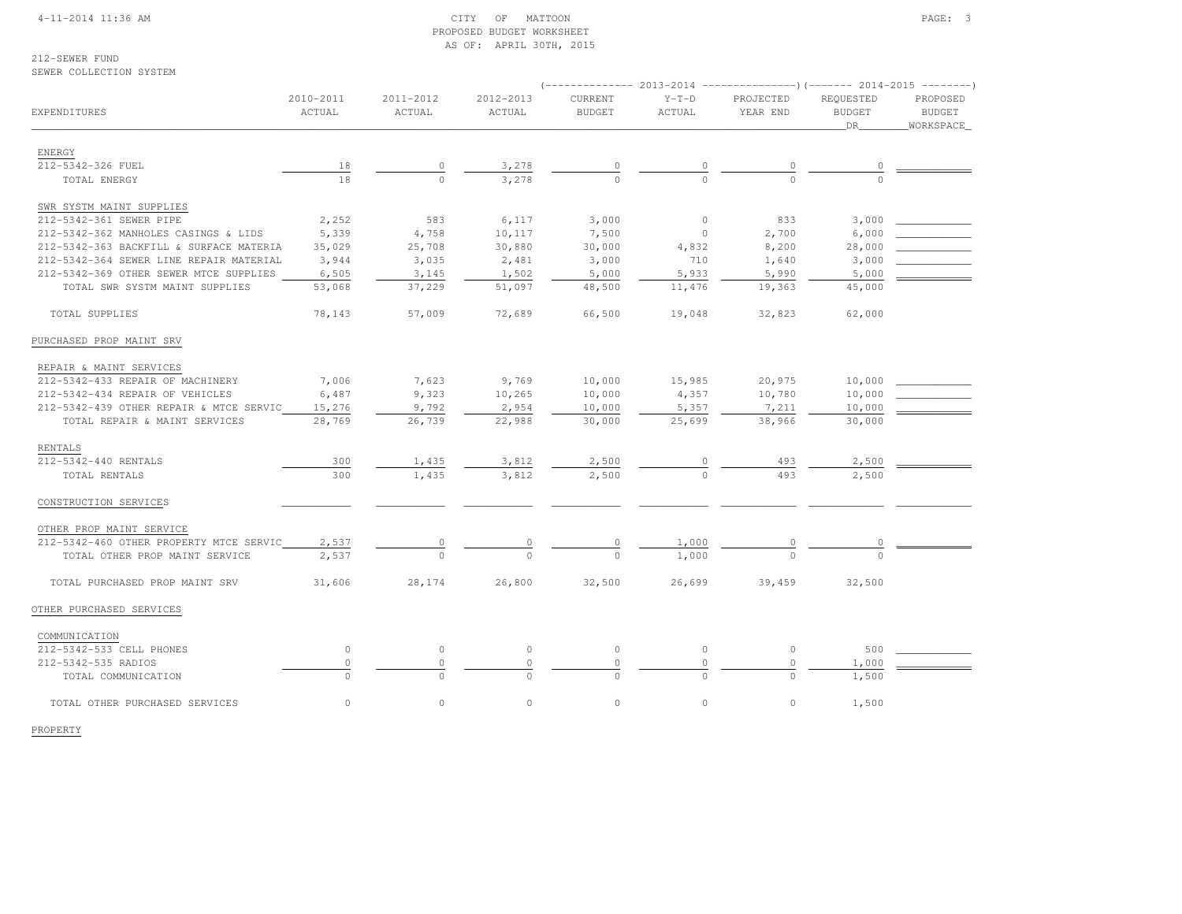# CITY OF MATTOON
## PROPOSED BUDGET WORKSHEET
### AS OF: APRIL 30TH, 2015

212-SEWER FUND
SEWER COLLECTION SYSTEM

| EXPENDITURES | 2010-2011 ACTUAL | 2011-2012 ACTUAL | 2012-2013 ACTUAL | 2013-2014 CURRENT BUDGET | 2013-2014 Y-T-D ACTUAL | 2013-2014 PROJECTED YEAR END | 2014-2015 REQUESTED BUDGET DR | 2014-2015 PROPOSED BUDGET WORKSPACE |
|---|---|---|---|---|---|---|---|---|
| ENERGY | | | | | | | | |
| 212-5342-326 FUEL | 18 | 0 | 3,278 | 0 | 0 | 0 | 0 | |
| TOTAL ENERGY | 18 | 0 | 3,278 | 0 | 0 | 0 | 0 | |
| SWR SYSTM MAINT SUPPLIES | | | | | | | | |
| 212-5342-361 SEWER PIPE | 2,252 | 583 | 6,117 | 3,000 | 0 | 833 | 3,000 | |
| 212-5342-362 MANHOLES CASINGS & LIDS | 5,339 | 4,758 | 10,117 | 7,500 | 0 | 2,700 | 6,000 | |
| 212-5342-363 BACKFILL & SURFACE MATERIA | 35,029 | 25,708 | 30,880 | 30,000 | 4,832 | 8,200 | 28,000 | |
| 212-5342-364 SEWER LINE REPAIR MATERIAL | 3,944 | 3,035 | 2,481 | 3,000 | 710 | 1,640 | 3,000 | |
| 212-5342-369 OTHER SEWER MTCE SUPPLIES | 6,505 | 3,145 | 1,502 | 5,000 | 5,933 | 5,990 | 5,000 | |
| TOTAL SWR SYSTM MAINT SUPPLIES | 53,068 | 37,229 | 51,097 | 48,500 | 11,476 | 19,363 | 45,000 | |
| TOTAL SUPPLIES | 78,143 | 57,009 | 72,689 | 66,500 | 19,048 | 32,823 | 62,000 | |
| PURCHASED PROP MAINT SRV | | | | | | | | |
| REPAIR & MAINT SERVICES | | | | | | | | |
| 212-5342-433 REPAIR OF MACHINERY | 7,006 | 7,623 | 9,769 | 10,000 | 15,985 | 20,975 | 10,000 | |
| 212-5342-434 REPAIR OF VEHICLES | 6,487 | 9,323 | 10,265 | 10,000 | 4,357 | 10,780 | 10,000 | |
| 212-5342-439 OTHER REPAIR & MTCE SERVIC | 15,276 | 9,792 | 2,954 | 10,000 | 5,357 | 7,211 | 10,000 | |
| TOTAL REPAIR & MAINT SERVICES | 28,769 | 26,739 | 22,988 | 30,000 | 25,699 | 38,966 | 30,000 | |
| RENTALS | | | | | | | | |
| 212-5342-440 RENTALS | 300 | 1,435 | 3,812 | 2,500 | 0 | 493 | 2,500 | |
| TOTAL RENTALS | 300 | 1,435 | 3,812 | 2,500 | 0 | 493 | 2,500 | |
| CONSTRUCTION SERVICES | | | | | | | | |
| OTHER PROP MAINT SERVICE | | | | | | | | |
| 212-5342-460 OTHER PROPERTY MTCE SERVIC | 2,537 | 0 | 0 | 0 | 1,000 | 0 | 0 | |
| TOTAL OTHER PROP MAINT SERVICE | 2,537 | 0 | 0 | 0 | 1,000 | 0 | 0 | |
| TOTAL PURCHASED PROP MAINT SRV | 31,606 | 28,174 | 26,800 | 32,500 | 26,699 | 39,459 | 32,500 | |
| OTHER PURCHASED SERVICES | | | | | | | | |
| COMMUNICATION | | | | | | | | |
| 212-5342-533 CELL PHONES | 0 | 0 | 0 | 0 | 0 | 0 | 500 | |
| 212-5342-535 RADIOS | 0 | 0 | 0 | 0 | 0 | 0 | 1,000 | |
| TOTAL COMMUNICATION | 0 | 0 | 0 | 0 | 0 | 0 | 1,500 | |
| TOTAL OTHER PURCHASED SERVICES | 0 | 0 | 0 | 0 | 0 | 0 | 1,500 | |
| PROPERTY | | | | | | | | |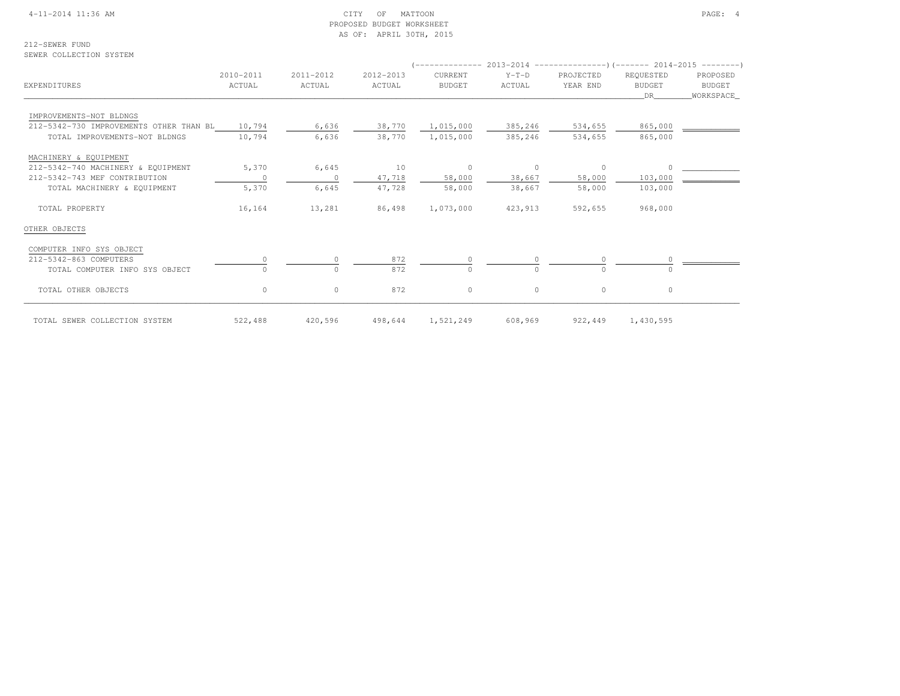CITY OF MATTOON
PROPOSED BUDGET WORKSHEET
AS OF: APRIL 30TH, 2015

212-SEWER FUND
SEWER COLLECTION SYSTEM

| EXPENDITURES | 2010-2011 ACTUAL | 2011-2012 ACTUAL | 2012-2013 ACTUAL | 2013-2014 CURRENT BUDGET | 2013-2014 Y-T-D ACTUAL | 2013-2014 PROJECTED YEAR END | 2014-2015 REQUESTED BUDGET DR | 2014-2015 PROPOSED BUDGET WORKSPACE |
|---|---|---|---|---|---|---|---|---|
| IMPROVEMENTS-NOT BLDNGS | | | | | | | | |
| 212-5342-730 IMPROVEMENTS OTHER THAN BL | 10,794 | 6,636 | 38,770 | 1,015,000 | 385,246 | 534,655 | 865,000 | |
| TOTAL IMPROVEMENTS-NOT BLDNGS | 10,794 | 6,636 | 38,770 | 1,015,000 | 385,246 | 534,655 | 865,000 | |
| MACHINERY & EQUIPMENT | | | | | | | | |
| 212-5342-740 MACHINERY & EQUIPMENT | 5,370 | 6,645 | 10 | 0 | 0 | 0 | 0 | |
| 212-5342-743 MEF CONTRIBUTION | 0 | 0 | 47,718 | 58,000 | 38,667 | 58,000 | 103,000 | |
| TOTAL MACHINERY & EQUIPMENT | 5,370 | 6,645 | 47,728 | 58,000 | 38,667 | 58,000 | 103,000 | |
| TOTAL PROPERTY | 16,164 | 13,281 | 86,498 | 1,073,000 | 423,913 | 592,655 | 968,000 | |
| OTHER OBJECTS | | | | | | | | |
| COMPUTER INFO SYS OBJECT | | | | | | | | |
| 212-5342-863 COMPUTERS | 0 | 0 | 872 | 0 | 0 | 0 | 0 | |
| TOTAL COMPUTER INFO SYS OBJECT | 0 | 0 | 872 | 0 | 0 | 0 | 0 | |
| TOTAL OTHER OBJECTS | 0 | 0 | 872 | 0 | 0 | 0 | 0 | |
| TOTAL SEWER COLLECTION SYSTEM | 522,488 | 420,596 | 498,644 | 1,521,249 | 608,969 | 922,449 | 1,430,595 | |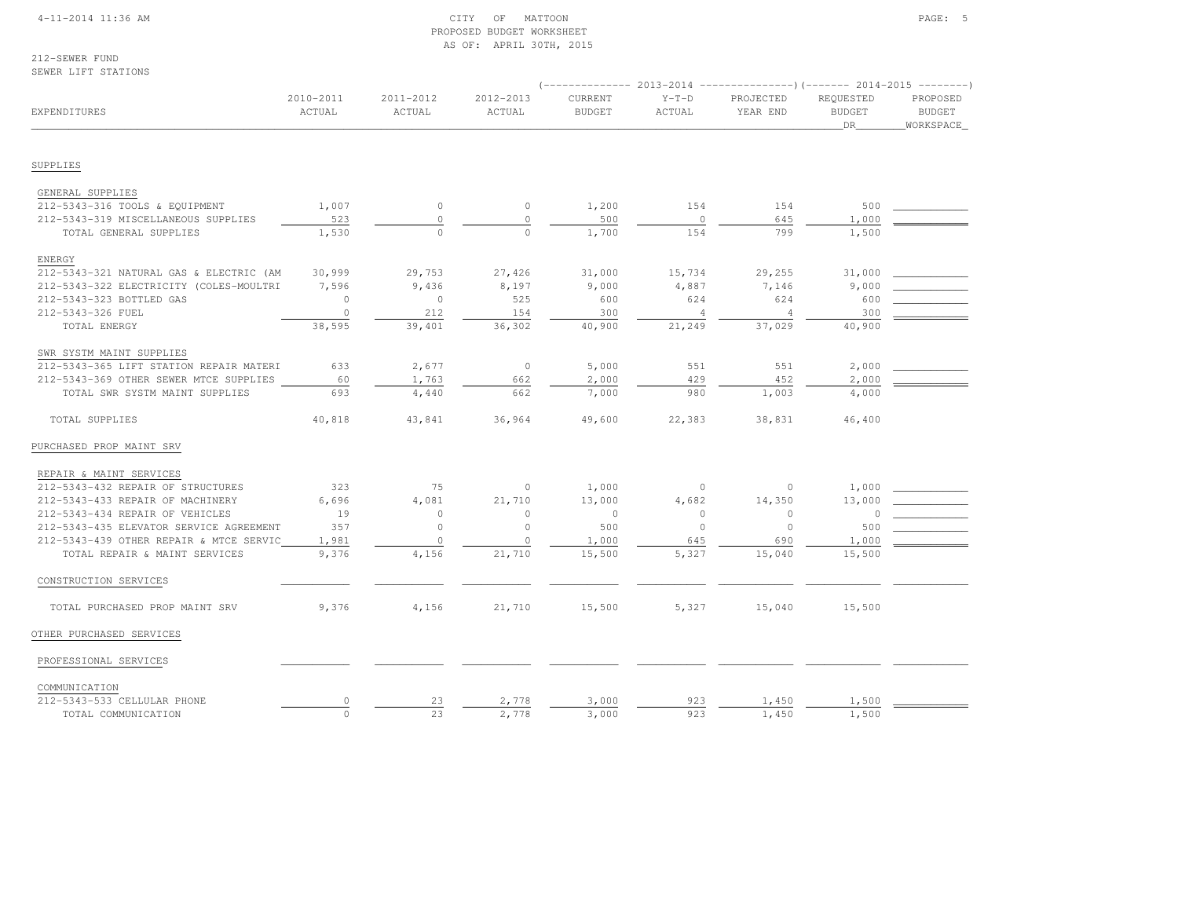CITY OF MATTOON
PROPOSED BUDGET WORKSHEET
AS OF: APRIL 30TH, 2015

212-SEWER FUND
SEWER LIFT STATIONS

| EXPENDITURES | 2010-2011 ACTUAL | 2011-2012 ACTUAL | 2012-2013 ACTUAL | 2013-2014 CURRENT BUDGET | 2013-2014 Y-T-D ACTUAL | 2013-2014 PROJECTED YEAR END | 2014-2015 REQUESTED BUDGET DR | 2014-2015 PROPOSED BUDGET WORKSPACE |
|---|---|---|---|---|---|---|---|---|
| **SUPPLIES** | | | | | | | | |
| GENERAL SUPPLIES | | | | | | | | |
| 212-5343-316 TOOLS & EQUIPMENT | 1,007 | 0 | 0 | 1,200 | 154 | 154 | 500 | |
| 212-5343-319 MISCELLANEOUS SUPPLIES | 523 | 0 | 0 | 500 | 0 | 645 | 1,000 | |
| TOTAL GENERAL SUPPLIES | 1,530 | 0 | 0 | 1,700 | 154 | 799 | 1,500 | |
| ENERGY | | | | | | | | |
| 212-5343-321 NATURAL GAS & ELECTRIC (AM | 30,999 | 29,753 | 27,426 | 31,000 | 15,734 | 29,255 | 31,000 | |
| 212-5343-322 ELECTRICITY (COLES-MOULTRI | 7,596 | 9,436 | 8,197 | 9,000 | 4,887 | 7,146 | 9,000 | |
| 212-5343-323 BOTTLED GAS | 0 | 0 | 525 | 600 | 624 | 624 | 600 | |
| 212-5343-326 FUEL | 0 | 212 | 154 | 300 | 4 | 4 | 300 | |
| TOTAL ENERGY | 38,595 | 39,401 | 36,302 | 40,900 | 21,249 | 37,029 | 40,900 | |
| SWR SYSTM MAINT SUPPLIES | | | | | | | | |
| 212-5343-365 LIFT STATION REPAIR MATERI | 633 | 2,677 | 0 | 5,000 | 551 | 551 | 2,000 | |
| 212-5343-369 OTHER SEWER MTCE SUPPLIES | 60 | 1,763 | 662 | 2,000 | 429 | 452 | 2,000 | |
| TOTAL SWR SYSTM MAINT SUPPLIES | 693 | 4,440 | 662 | 7,000 | 980 | 1,003 | 4,000 | |
| TOTAL SUPPLIES | 40,818 | 43,841 | 36,964 | 49,600 | 22,383 | 38,831 | 46,400 | |
| **PURCHASED PROP MAINT SRV** | | | | | | | | |
| REPAIR & MAINT SERVICES | | | | | | | | |
| 212-5343-432 REPAIR OF STRUCTURES | 323 | 75 | 0 | 1,000 | 0 | 0 | 1,000 | |
| 212-5343-433 REPAIR OF MACHINERY | 6,696 | 4,081 | 21,710 | 13,000 | 4,682 | 14,350 | 13,000 | |
| 212-5343-434 REPAIR OF VEHICLES | 19 | 0 | 0 | 0 | 0 | 0 | 0 | |
| 212-5343-435 ELEVATOR SERVICE AGREEMENT | 357 | 0 | 0 | 500 | 0 | 0 | 500 | |
| 212-5343-439 OTHER REPAIR & MTCE SERVIC | 1,981 | 0 | 0 | 1,000 | 645 | 690 | 1,000 | |
| TOTAL REPAIR & MAINT SERVICES | 9,376 | 4,156 | 21,710 | 15,500 | 5,327 | 15,040 | 15,500 | |
| CONSTRUCTION SERVICES | | | | | | | | |
| TOTAL PURCHASED PROP MAINT SRV | 9,376 | 4,156 | 21,710 | 15,500 | 5,327 | 15,040 | 15,500 | |
| **OTHER PURCHASED SERVICES** | | | | | | | | |
| PROFESSIONAL SERVICES | | | | | | | | |
| COMMUNICATION | | | | | | | | |
| 212-5343-533 CELLULAR PHONE | 0 | 23 | 2,778 | 3,000 | 923 | 1,450 | 1,500 | |
| TOTAL COMMUNICATION | 0 | 23 | 2,778 | 3,000 | 923 | 1,450 | 1,500 | |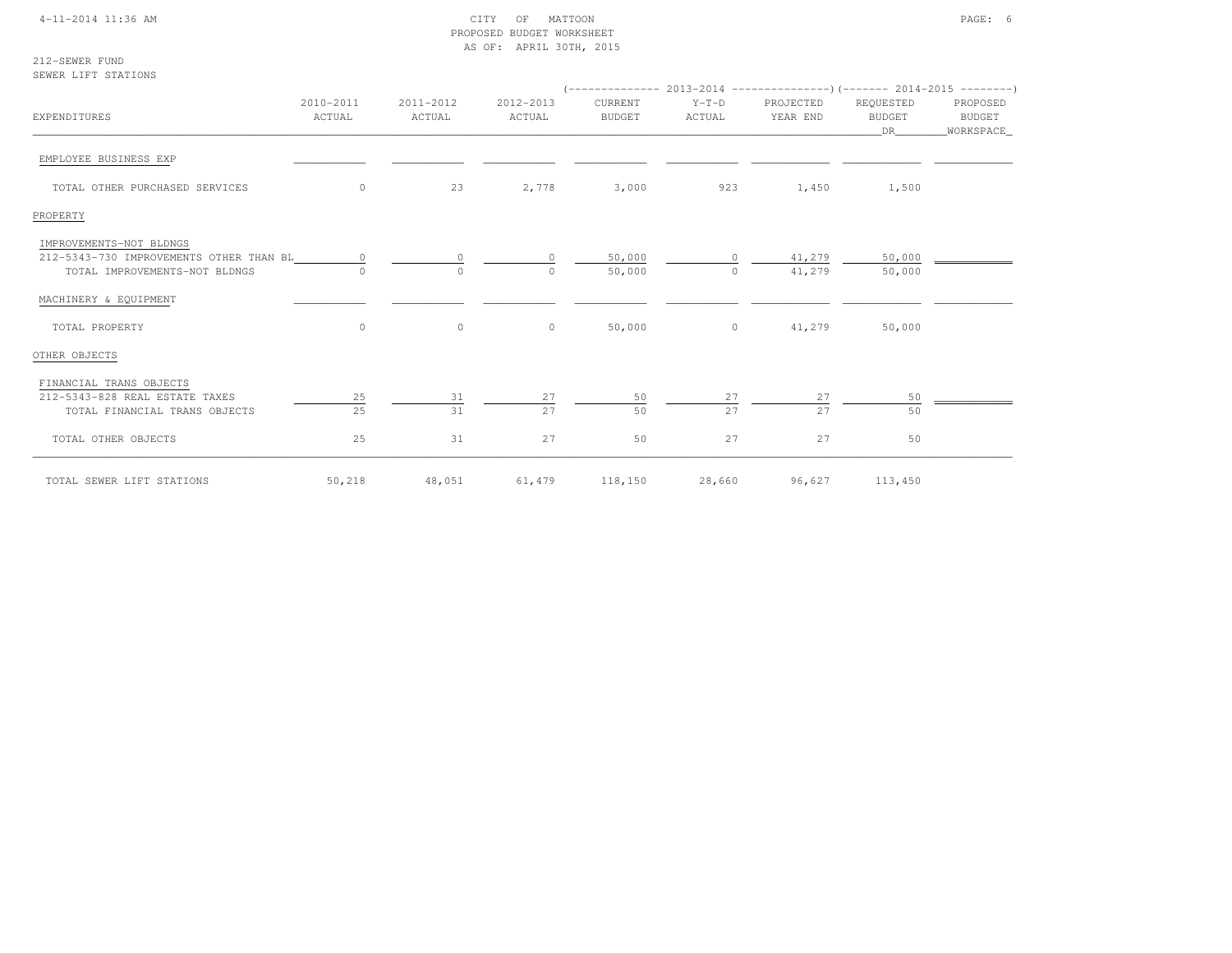CITY OF MATTOON
PROPOSED BUDGET WORKSHEET
AS OF: APRIL 30TH, 2015

212-SEWER FUND
SEWER LIFT STATIONS

| EXPENDITURES | 2010-2011 ACTUAL | 2011-2012 ACTUAL | 2012-2013 ACTUAL | 2013-2014 CURRENT BUDGET | 2013-2014 Y-T-D ACTUAL | 2013-2014 PROJECTED YEAR END | 2014-2015 REQUESTED BUDGET DR | 2014-2015 PROPOSED BUDGET WORKSPACE |
|---|---|---|---|---|---|---|---|---|
| EMPLOYEE BUSINESS EXP | | | | | | | | |
| TOTAL OTHER PURCHASED SERVICES | 0 | 23 | 2,778 | 3,000 | 923 | 1,450 | 1,500 | |
| PROPERTY | | | | | | | | |
| IMPROVEMENTS-NOT BLDNGS | | | | | | | | |
| 212-5343-730 IMPROVEMENTS OTHER THAN BL | 0 | 0 | 0 | 50,000 | 0 | 41,279 | 50,000 | |
| TOTAL IMPROVEMENTS-NOT BLDNGS | 0 | 0 | 0 | 50,000 | 0 | 41,279 | 50,000 | |
| MACHINERY & EQUIPMENT | | | | | | | | |
| TOTAL PROPERTY | 0 | 0 | 0 | 50,000 | 0 | 41,279 | 50,000 | |
| OTHER OBJECTS | | | | | | | | |
| FINANCIAL TRANS OBJECTS | | | | | | | | |
| 212-5343-828 REAL ESTATE TAXES | 25 | 31 | 27 | 50 | 27 | 27 | 50 | |
| TOTAL FINANCIAL TRANS OBJECTS | 25 | 31 | 27 | 50 | 27 | 27 | 50 | |
| TOTAL OTHER OBJECTS | 25 | 31 | 27 | 50 | 27 | 27 | 50 | |
| TOTAL SEWER LIFT STATIONS | 50,218 | 48,051 | 61,479 | 118,150 | 28,660 | 96,627 | 113,450 | |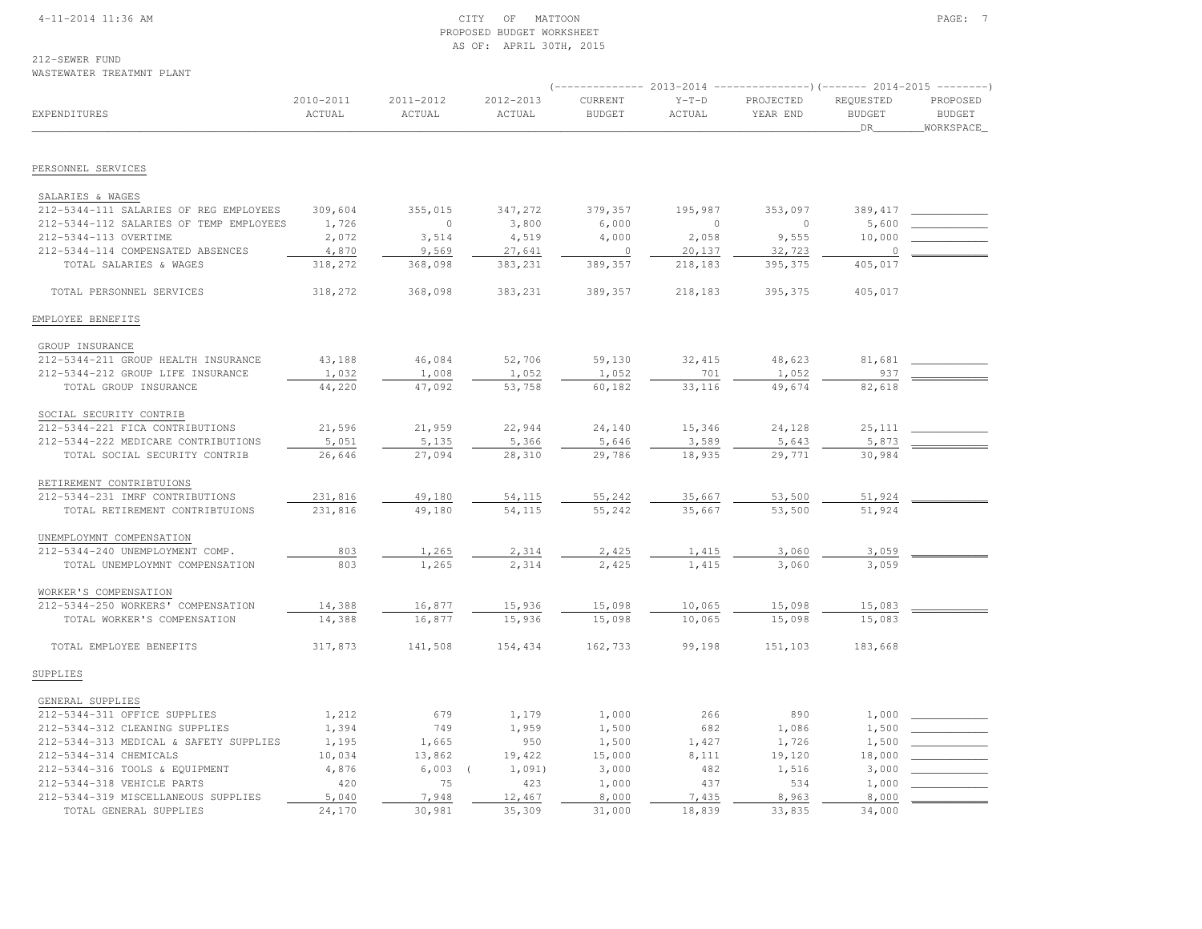CITY OF MATTOON
PROPOSED BUDGET WORKSHEET
AS OF: APRIL 30TH, 2015

212-SEWER FUND
WASTEWATER TREATMNT PLANT

| EXPENDITURES | 2010-2011 ACTUAL | 2011-2012 ACTUAL | 2012-2013 ACTUAL | 2013-2014 CURRENT BUDGET | 2013-2014 Y-T-D ACTUAL | 2013-2014 PROJECTED YEAR END | 2014-2015 REQUESTED BUDGET DR | 2014-2015 PROPOSED BUDGET WORKSPACE |
|---|---|---|---|---|---|---|---|---|
| **PERSONNEL SERVICES** | | | | | | | | |
| SALARIES & WAGES | | | | | | | | |
| 212-5344-111 SALARIES OF REG EMPLOYEES | 309,604 | 355,015 | 347,272 | 379,357 | 195,987 | 353,097 | 389,417 | |
| 212-5344-112 SALARIES OF TEMP EMPLOYEES | 1,726 | 0 | 3,800 | 6,000 | 0 | 0 | 5,600 | |
| 212-5344-113 OVERTIME | 2,072 | 3,514 | 4,519 | 4,000 | 2,058 | 9,555 | 10,000 | |
| 212-5344-114 COMPENSATED ABSENCES | 4,870 | 9,569 | 27,641 | 0 | 20,137 | 32,723 | 0 | |
| TOTAL SALARIES & WAGES | 318,272 | 368,098 | 383,231 | 389,357 | 218,183 | 395,375 | 405,017 | |
| TOTAL PERSONNEL SERVICES | 318,272 | 368,098 | 383,231 | 389,357 | 218,183 | 395,375 | 405,017 | |
| **EMPLOYEE BENEFITS** | | | | | | | | |
| GROUP INSURANCE | | | | | | | | |
| 212-5344-211 GROUP HEALTH INSURANCE | 43,188 | 46,084 | 52,706 | 59,130 | 32,415 | 48,623 | 81,681 | |
| 212-5344-212 GROUP LIFE INSURANCE | 1,032 | 1,008 | 1,052 | 1,052 | 701 | 1,052 | 937 | |
| TOTAL GROUP INSURANCE | 44,220 | 47,092 | 53,758 | 60,182 | 33,116 | 49,674 | 82,618 | |
| SOCIAL SECURITY CONTRIB | | | | | | | | |
| 212-5344-221 FICA CONTRIBUTIONS | 21,596 | 21,959 | 22,944 | 24,140 | 15,346 | 24,128 | 25,111 | |
| 212-5344-222 MEDICARE CONTRIBUTIONS | 5,051 | 5,135 | 5,366 | 5,646 | 3,589 | 5,643 | 5,873 | |
| TOTAL SOCIAL SECURITY CONTRIB | 26,646 | 27,094 | 28,310 | 29,786 | 18,935 | 29,771 | 30,984 | |
| RETIREMENT CONTRIBTUIONS | | | | | | | | |
| 212-5344-231 IMRF CONTRIBUTIONS | 231,816 | 49,180 | 54,115 | 55,242 | 35,667 | 53,500 | 51,924 | |
| TOTAL RETIREMENT CONTRIBTUIONS | 231,816 | 49,180 | 54,115 | 55,242 | 35,667 | 53,500 | 51,924 | |
| UNEMPLOYMNT COMPENSATION | | | | | | | | |
| 212-5344-240 UNEMPLOYMENT COMP. | 803 | 1,265 | 2,314 | 2,425 | 1,415 | 3,060 | 3,059 | |
| TOTAL UNEMPLOYMNT COMPENSATION | 803 | 1,265 | 2,314 | 2,425 | 1,415 | 3,060 | 3,059 | |
| WORKER'S COMPENSATION | | | | | | | | |
| 212-5344-250 WORKERS' COMPENSATION | 14,388 | 16,877 | 15,936 | 15,098 | 10,065 | 15,098 | 15,083 | |
| TOTAL WORKER'S COMPENSATION | 14,388 | 16,877 | 15,936 | 15,098 | 10,065 | 15,098 | 15,083 | |
| TOTAL EMPLOYEE BENEFITS | 317,873 | 141,508 | 154,434 | 162,733 | 99,198 | 151,103 | 183,668 | |
| **SUPPLIES** | | | | | | | | |
| GENERAL SUPPLIES | | | | | | | | |
| 212-5344-311 OFFICE SUPPLIES | 1,212 | 679 | 1,179 | 1,000 | 266 | 890 | 1,000 | |
| 212-5344-312 CLEANING SUPPLIES | 1,394 | 749 | 1,959 | 1,500 | 682 | 1,086 | 1,500 | |
| 212-5344-313 MEDICAL & SAFETY SUPPLIES | 1,195 | 1,665 | 950 | 1,500 | 1,427 | 1,726 | 1,500 | |
| 212-5344-314 CHEMICALS | 10,034 | 13,862 | 19,422 | 15,000 | 8,111 | 19,120 | 18,000 | |
| 212-5344-316 TOOLS & EQUIPMENT | 4,876 | 6,003 | (1,091) | 3,000 | 482 | 1,516 | 3,000 | |
| 212-5344-318 VEHICLE PARTS | 420 | 75 | 423 | 1,000 | 437 | 534 | 1,000 | |
| 212-5344-319 MISCELLANEOUS SUPPLIES | 5,040 | 7,948 | 12,467 | 8,000 | 7,435 | 8,963 | 8,000 | |
| TOTAL GENERAL SUPPLIES | 24,170 | 30,981 | 35,309 | 31,000 | 18,839 | 33,835 | 34,000 | |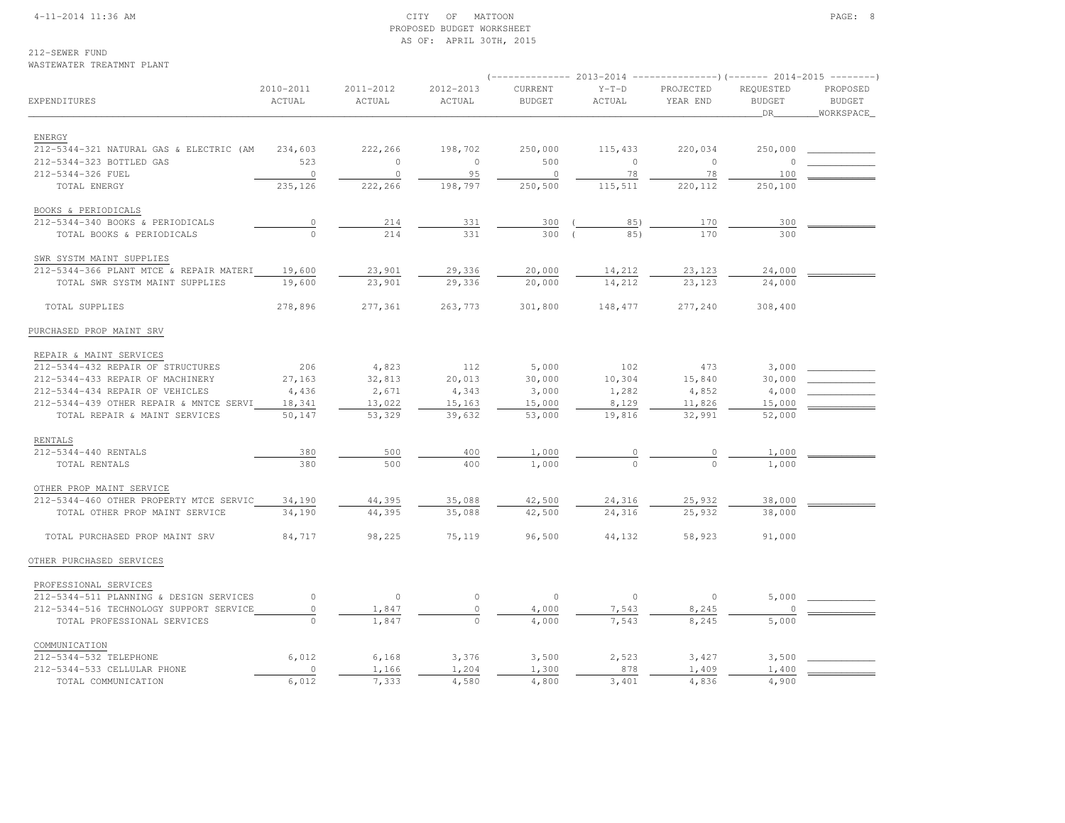CITY OF MATTOON
PROPOSED BUDGET WORKSHEET
AS OF: APRIL 30TH, 2015

212-SEWER FUND
WASTEWATER TREATMNT PLANT

| EXPENDITURES | 2010-2011 ACTUAL | 2011-2012 ACTUAL | 2012-2013 ACTUAL | 2013-2014 CURRENT BUDGET | 2013-2014 Y-T-D ACTUAL | 2013-2014 PROJECTED YEAR END | 2014-2015 REQUESTED BUDGET DR | 2014-2015 PROPOSED BUDGET WORKSPACE |
|---|---|---|---|---|---|---|---|---|
| **ENERGY** | | | | | | | | |
| 212-5344-321 NATURAL GAS & ELECTRIC (AM | 234,603 | 222,266 | 198,702 | 250,000 | 115,433 | 220,034 | 250,000 | |
| 212-5344-323 BOTTLED GAS | 523 | 0 | 0 | 500 | 0 | 0 | 0 | |
| 212-5344-326 FUEL | 0 | 0 | 95 | 0 | 78 | 78 | 100 | |
| TOTAL ENERGY | 235,126 | 222,266 | 198,797 | 250,500 | 115,511 | 220,112 | 250,100 | |
| **BOOKS & PERIODICALS** | | | | | | | | |
| 212-5344-340 BOOKS & PERIODICALS | 0 | 214 | 331 | 300 | (85) | 170 | 300 | |
| TOTAL BOOKS & PERIODICALS | 0 | 214 | 331 | 300 | (85) | 170 | 300 | |
| **SWR SYSTM MAINT SUPPLIES** | | | | | | | | |
| 212-5344-366 PLANT MTCE & REPAIR MATERI | 19,600 | 23,901 | 29,336 | 20,000 | 14,212 | 23,123 | 24,000 | |
| TOTAL SWR SYSTM MAINT SUPPLIES | 19,600 | 23,901 | 29,336 | 20,000 | 14,212 | 23,123 | 24,000 | |
| TOTAL SUPPLIES | 278,896 | 277,361 | 263,773 | 301,800 | 148,477 | 277,240 | 308,400 | |
| **PURCHASED PROP MAINT SRV** | | | | | | | | |
| **REPAIR & MAINT SERVICES** | | | | | | | | |
| 212-5344-432 REPAIR OF STRUCTURES | 206 | 4,823 | 112 | 5,000 | 102 | 473 | 3,000 | |
| 212-5344-433 REPAIR OF MACHINERY | 27,163 | 32,813 | 20,013 | 30,000 | 10,304 | 15,840 | 30,000 | |
| 212-5344-434 REPAIR OF VEHICLES | 4,436 | 2,671 | 4,343 | 3,000 | 1,282 | 4,852 | 4,000 | |
| 212-5344-439 OTHER REPAIR & MNTCE SERVI | 18,341 | 13,022 | 15,163 | 15,000 | 8,129 | 11,826 | 15,000 | |
| TOTAL REPAIR & MAINT SERVICES | 50,147 | 53,329 | 39,632 | 53,000 | 19,816 | 32,991 | 52,000 | |
| **RENTALS** | | | | | | | | |
| 212-5344-440 RENTALS | 380 | 500 | 400 | 1,000 | 0 | 0 | 1,000 | |
| TOTAL RENTALS | 380 | 500 | 400 | 1,000 | 0 | 0 | 1,000 | |
| **OTHER PROP MAINT SERVICE** | | | | | | | | |
| 212-5344-460 OTHER PROPERTY MTCE SERVIC | 34,190 | 44,395 | 35,088 | 42,500 | 24,316 | 25,932 | 38,000 | |
| TOTAL OTHER PROP MAINT SERVICE | 34,190 | 44,395 | 35,088 | 42,500 | 24,316 | 25,932 | 38,000 | |
| TOTAL PURCHASED PROP MAINT SRV | 84,717 | 98,225 | 75,119 | 96,500 | 44,132 | 58,923 | 91,000 | |
| **OTHER PURCHASED SERVICES** | | | | | | | | |
| **PROFESSIONAL SERVICES** | | | | | | | | |
| 212-5344-511 PLANNING & DESIGN SERVICES | 0 | 0 | 0 | 0 | 0 | 0 | 5,000 | |
| 212-5344-516 TECHNOLOGY SUPPORT SERVICE | 0 | 1,847 | 0 | 4,000 | 7,543 | 8,245 | 0 | |
| TOTAL PROFESSIONAL SERVICES | 0 | 1,847 | 0 | 4,000 | 7,543 | 8,245 | 5,000 | |
| **COMMUNICATION** | | | | | | | | |
| 212-5344-532 TELEPHONE | 6,012 | 6,168 | 3,376 | 3,500 | 2,523 | 3,427 | 3,500 | |
| 212-5344-533 CELLULAR PHONE | 0 | 1,166 | 1,204 | 1,300 | 878 | 1,409 | 1,400 | |
| TOTAL COMMUNICATION | 6,012 | 7,333 | 4,580 | 4,800 | 3,401 | 4,836 | 4,900 | |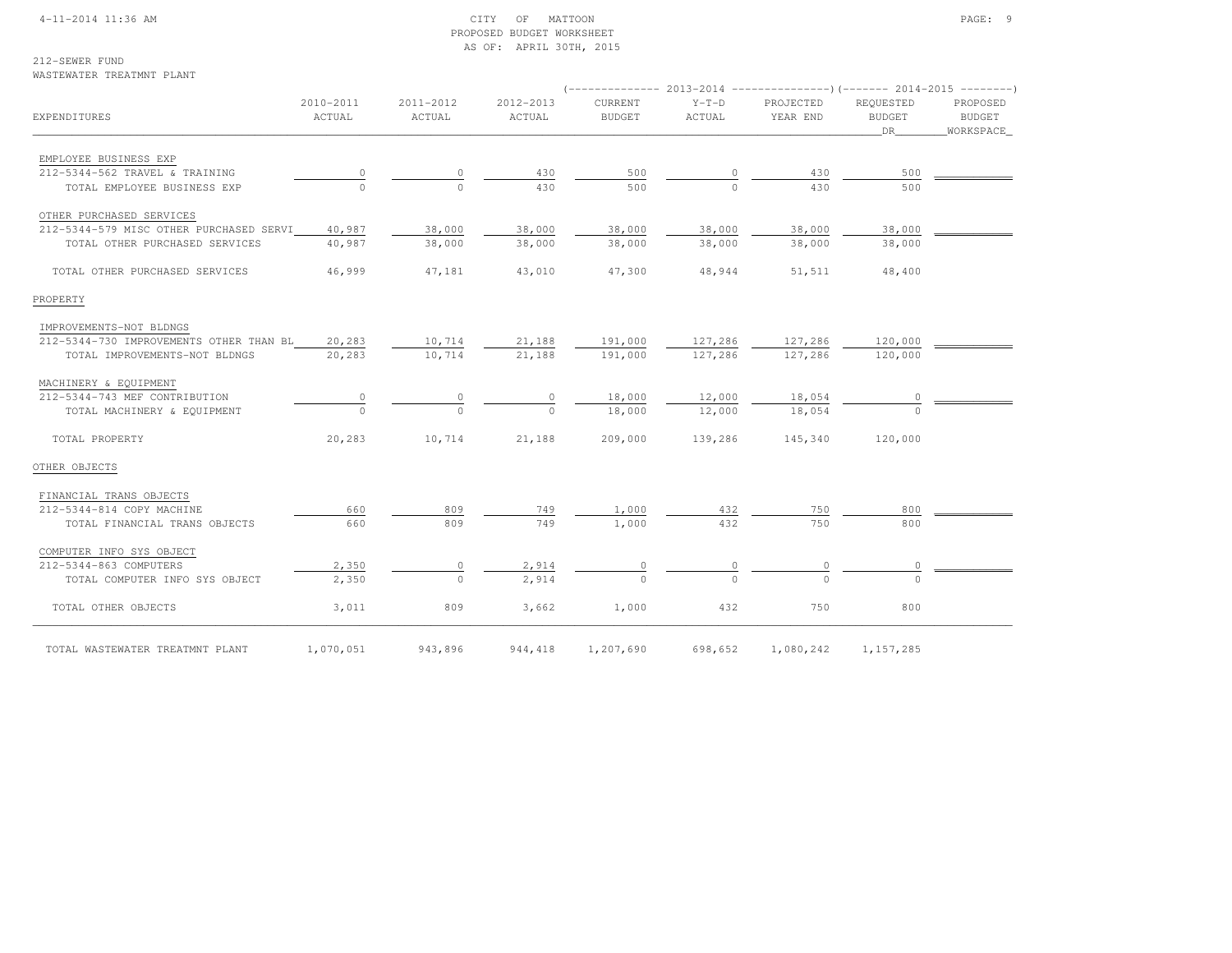CITY OF MATTOON
PROPOSED BUDGET WORKSHEET
AS OF: APRIL 30TH, 2015

212-SEWER FUND
WASTEWATER TREATMNT PLANT

| EXPENDITURES | 2010-2011 ACTUAL | 2011-2012 ACTUAL | 2012-2013 ACTUAL | 2013-2014 CURRENT BUDGET | 2013-2014 Y-T-D ACTUAL | 2013-2014 PROJECTED YEAR END | 2014-2015 REQUESTED BUDGET DR | 2014-2015 PROPOSED BUDGET WORKSPACE |
|---|---|---|---|---|---|---|---|---|
| EMPLOYEE BUSINESS EXP | | | | | | | | |
| 212-5344-562 TRAVEL & TRAINING | 0 | 0 | 430 | 500 | 0 | 430 | 500 | |
| TOTAL EMPLOYEE BUSINESS EXP | 0 | 0 | 430 | 500 | 0 | 430 | 500 | |
| OTHER PURCHASED SERVICES | | | | | | | | |
| 212-5344-579 MISC OTHER PURCHASED SERVI | 40,987 | 38,000 | 38,000 | 38,000 | 38,000 | 38,000 | 38,000 | |
| TOTAL OTHER PURCHASED SERVICES | 40,987 | 38,000 | 38,000 | 38,000 | 38,000 | 38,000 | 38,000 | |
| TOTAL OTHER PURCHASED SERVICES | 46,999 | 47,181 | 43,010 | 47,300 | 48,944 | 51,511 | 48,400 | |
| PROPERTY | | | | | | | | |
| IMPROVEMENTS-NOT BLDNGS | | | | | | | | |
| 212-5344-730 IMPROVEMENTS OTHER THAN BL | 20,283 | 10,714 | 21,188 | 191,000 | 127,286 | 127,286 | 120,000 | |
| TOTAL IMPROVEMENTS-NOT BLDNGS | 20,283 | 10,714 | 21,188 | 191,000 | 127,286 | 127,286 | 120,000 | |
| MACHINERY & EQUIPMENT | | | | | | | | |
| 212-5344-743 MEF CONTRIBUTION | 0 | 0 | 0 | 18,000 | 12,000 | 18,054 | 0 | |
| TOTAL MACHINERY & EQUIPMENT | 0 | 0 | 0 | 18,000 | 12,000 | 18,054 | 0 | |
| TOTAL PROPERTY | 20,283 | 10,714 | 21,188 | 209,000 | 139,286 | 145,340 | 120,000 | |
| OTHER OBJECTS | | | | | | | | |
| FINANCIAL TRANS OBJECTS | | | | | | | | |
| 212-5344-814 COPY MACHINE | 660 | 809 | 749 | 1,000 | 432 | 750 | 800 | |
| TOTAL FINANCIAL TRANS OBJECTS | 660 | 809 | 749 | 1,000 | 432 | 750 | 800 | |
| COMPUTER INFO SYS OBJECT | | | | | | | | |
| 212-5344-863 COMPUTERS | 2,350 | 0 | 2,914 | 0 | 0 | 0 | 0 | |
| TOTAL COMPUTER INFO SYS OBJECT | 2,350 | 0 | 2,914 | 0 | 0 | 0 | 0 | |
| TOTAL OTHER OBJECTS | 3,011 | 809 | 3,662 | 1,000 | 432 | 750 | 800 | |
| TOTAL WASTEWATER TREATMNT PLANT | 1,070,051 | 943,896 | 944,418 | 1,207,690 | 698,652 | 1,080,242 | 1,157,285 | |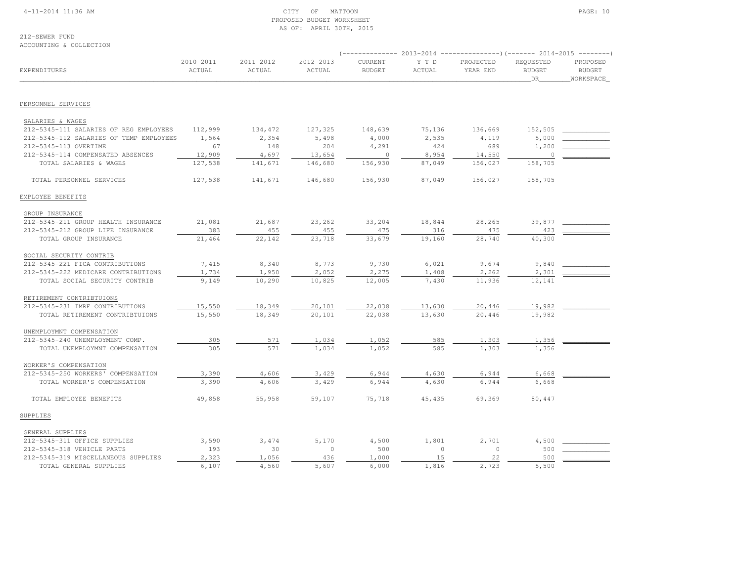CITY OF MATTOON
PROPOSED BUDGET WORKSHEET
AS OF: APRIL 30TH, 2015

212-SEWER FUND
ACCOUNTING & COLLECTION

| EXPENDITURES | 2010-2011 ACTUAL | 2011-2012 ACTUAL | 2012-2013 ACTUAL | 2013-2014 CURRENT BUDGET | 2013-2014 Y-T-D ACTUAL | 2013-2014 PROJECTED YEAR END | 2014-2015 REQUESTED BUDGET DR | 2014-2015 PROPOSED BUDGET WORKSPACE |
|---|---|---|---|---|---|---|---|---|
| **PERSONNEL SERVICES** | | | | | | | | |
| SALARIES & WAGES | | | | | | | | |
| 212-5345-111 SALARIES OF REG EMPLOYEES | 112,999 | 134,472 | 127,325 | 148,639 | 75,136 | 136,669 | 152,505 | |
| 212-5345-112 SALARIES OF TEMP EMPLOYEES | 1,564 | 2,354 | 5,498 | 4,000 | 2,535 | 4,119 | 5,000 | |
| 212-5345-113 OVERTIME | 67 | 148 | 204 | 4,291 | 424 | 689 | 1,200 | |
| 212-5345-114 COMPENSATED ABSENCES | 12,909 | 4,697 | 13,654 | 0 | 8,954 | 14,550 | 0 | |
| TOTAL SALARIES & WAGES | 127,538 | 141,671 | 146,680 | 156,930 | 87,049 | 156,027 | 158,705 | |
| TOTAL PERSONNEL SERVICES | 127,538 | 141,671 | 146,680 | 156,930 | 87,049 | 156,027 | 158,705 | |
| **EMPLOYEE BENEFITS** | | | | | | | | |
| GROUP INSURANCE | | | | | | | | |
| 212-5345-211 GROUP HEALTH INSURANCE | 21,081 | 21,687 | 23,262 | 33,204 | 18,844 | 28,265 | 39,877 | |
| 212-5345-212 GROUP LIFE INSURANCE | 383 | 455 | 455 | 475 | 316 | 475 | 423 | |
| TOTAL GROUP INSURANCE | 21,464 | 22,142 | 23,718 | 33,679 | 19,160 | 28,740 | 40,300 | |
| SOCIAL SECURITY CONTRIB | | | | | | | | |
| 212-5345-221 FICA CONTRIBUTIONS | 7,415 | 8,340 | 8,773 | 9,730 | 6,021 | 9,674 | 9,840 | |
| 212-5345-222 MEDICARE CONTRIBUTIONS | 1,734 | 1,950 | 2,052 | 2,275 | 1,408 | 2,262 | 2,301 | |
| TOTAL SOCIAL SECURITY CONTRIB | 9,149 | 10,290 | 10,825 | 12,005 | 7,430 | 11,936 | 12,141 | |
| RETIREMENT CONTRIBTUIONS | | | | | | | | |
| 212-5345-231 IMRF CONTRIBUTIONS | 15,550 | 18,349 | 20,101 | 22,038 | 13,630 | 20,446 | 19,982 | |
| TOTAL RETIREMENT CONTRIBTUIONS | 15,550 | 18,349 | 20,101 | 22,038 | 13,630 | 20,446 | 19,982 | |
| UNEMPLOYMNT COMPENSATION | | | | | | | | |
| 212-5345-240 UNEMPLOYMENT COMP. | 305 | 571 | 1,034 | 1,052 | 585 | 1,303 | 1,356 | |
| TOTAL UNEMPLOYMNT COMPENSATION | 305 | 571 | 1,034 | 1,052 | 585 | 1,303 | 1,356 | |
| WORKER'S COMPENSATION | | | | | | | | |
| 212-5345-250 WORKERS' COMPENSATION | 3,390 | 4,606 | 3,429 | 6,944 | 4,630 | 6,944 | 6,668 | |
| TOTAL WORKER'S COMPENSATION | 3,390 | 4,606 | 3,429 | 6,944 | 4,630 | 6,944 | 6,668 | |
| TOTAL EMPLOYEE BENEFITS | 49,858 | 55,958 | 59,107 | 75,718 | 45,435 | 69,369 | 80,447 | |
| **SUPPLIES** | | | | | | | | |
| GENERAL SUPPLIES | | | | | | | | |
| 212-5345-311 OFFICE SUPPLIES | 3,590 | 3,474 | 5,170 | 4,500 | 1,801 | 2,701 | 4,500 | |
| 212-5345-318 VEHICLE PARTS | 193 | 30 | 0 | 500 | 0 | 0 | 500 | |
| 212-5345-319 MISCELLANEOUS SUPPLIES | 2,323 | 1,056 | 436 | 1,000 | 15 | 22 | 500 | |
| TOTAL GENERAL SUPPLIES | 6,107 | 4,560 | 5,607 | 6,000 | 1,816 | 2,723 | 5,500 | |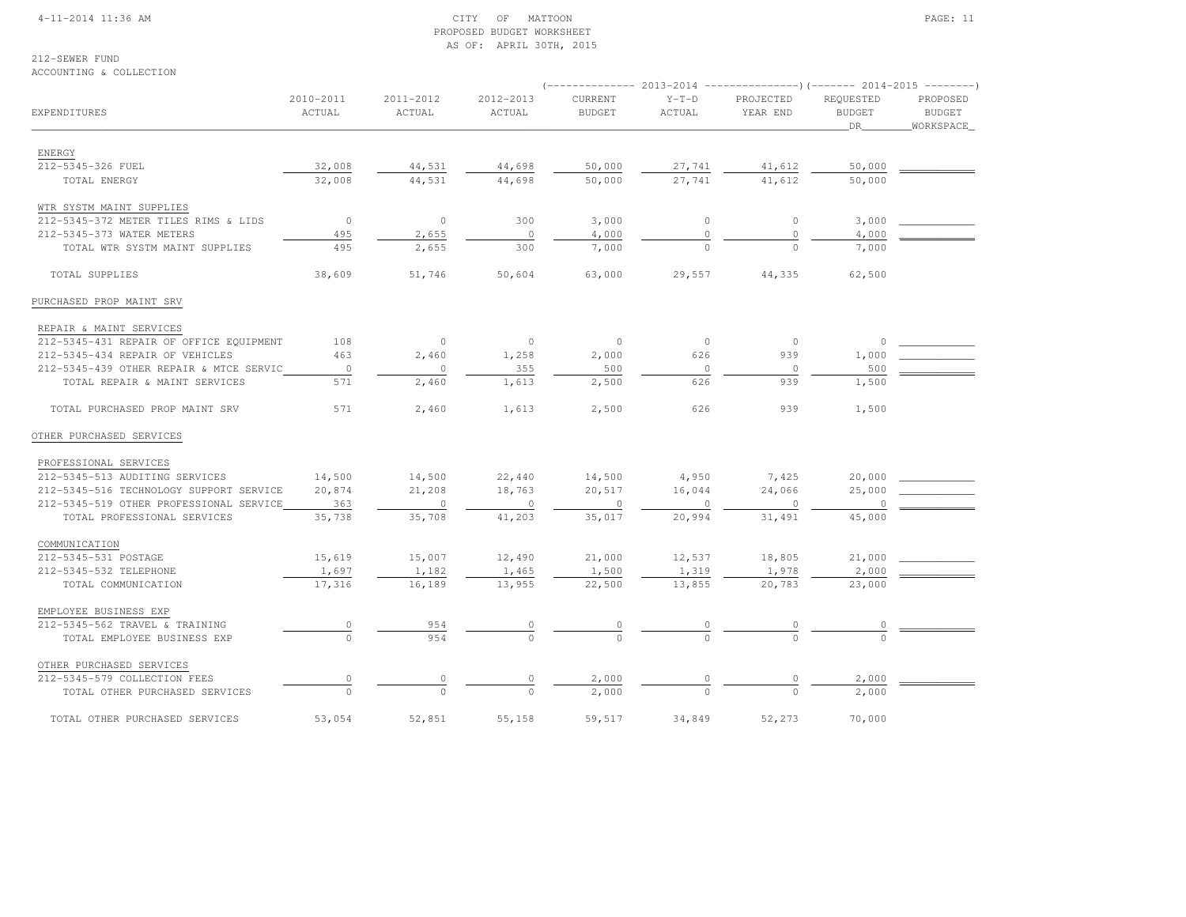CITY OF MATTOON
PROPOSED BUDGET WORKSHEET
AS OF: APRIL 30TH, 2015

212-SEWER FUND
ACCOUNTING & COLLECTION

| EXPENDITURES | 2010-2011 ACTUAL | 2011-2012 ACTUAL | 2012-2013 ACTUAL | 2013-2014 CURRENT BUDGET | 2013-2014 Y-T-D ACTUAL | 2013-2014 PROJECTED YEAR END | 2014-2015 REQUESTED BUDGET DR | 2014-2015 PROPOSED BUDGET WORKSPACE |
|---|---|---|---|---|---|---|---|---|
| ENERGY | | | | | | | | |
| 212-5345-326 FUEL | 32,008 | 44,531 | 44,698 | 50,000 | 27,741 | 41,612 | 50,000 | |
| TOTAL ENERGY | 32,008 | 44,531 | 44,698 | 50,000 | 27,741 | 41,612 | 50,000 | |
| WTR SYSTM MAINT SUPPLIES | | | | | | | | |
| 212-5345-372 METER TILES RIMS & LIDS | 0 | 0 | 300 | 3,000 | 0 | 0 | 3,000 | |
| 212-5345-373 WATER METERS | 495 | 2,655 | 0 | 4,000 | 0 | 0 | 4,000 | |
| TOTAL WTR SYSTM MAINT SUPPLIES | 495 | 2,655 | 300 | 7,000 | 0 | 0 | 7,000 | |
| TOTAL SUPPLIES | 38,609 | 51,746 | 50,604 | 63,000 | 29,557 | 44,335 | 62,500 | |
| PURCHASED PROP MAINT SRV | | | | | | | | |
| REPAIR & MAINT SERVICES | | | | | | | | |
| 212-5345-431 REPAIR OF OFFICE EQUIPMENT | 108 | 0 | 0 | 0 | 0 | 0 | 0 | |
| 212-5345-434 REPAIR OF VEHICLES | 463 | 2,460 | 1,258 | 2,000 | 626 | 939 | 1,000 | |
| 212-5345-439 OTHER REPAIR & MTCE SERVIC | 0 | 0 | 355 | 500 | 0 | 0 | 500 | |
| TOTAL REPAIR & MAINT SERVICES | 571 | 2,460 | 1,613 | 2,500 | 626 | 939 | 1,500 | |
| TOTAL PURCHASED PROP MAINT SRV | 571 | 2,460 | 1,613 | 2,500 | 626 | 939 | 1,500 | |
| OTHER PURCHASED SERVICES | | | | | | | | |
| PROFESSIONAL SERVICES | | | | | | | | |
| 212-5345-513 AUDITING SERVICES | 14,500 | 14,500 | 22,440 | 14,500 | 4,950 | 7,425 | 20,000 | |
| 212-5345-516 TECHNOLOGY SUPPORT SERVICE | 20,874 | 21,208 | 18,763 | 20,517 | 16,044 | 24,066 | 25,000 | |
| 212-5345-519 OTHER PROFESSIONAL SERVICE | 363 | 0 | 0 | 0 | 0 | 0 | 0 | |
| TOTAL PROFESSIONAL SERVICES | 35,738 | 35,708 | 41,203 | 35,017 | 20,994 | 31,491 | 45,000 | |
| COMMUNICATION | | | | | | | | |
| 212-5345-531 POSTAGE | 15,619 | 15,007 | 12,490 | 21,000 | 12,537 | 18,805 | 21,000 | |
| 212-5345-532 TELEPHONE | 1,697 | 1,182 | 1,465 | 1,500 | 1,319 | 1,978 | 2,000 | |
| TOTAL COMMUNICATION | 17,316 | 16,189 | 13,955 | 22,500 | 13,855 | 20,783 | 23,000 | |
| EMPLOYEE BUSINESS EXP | | | | | | | | |
| 212-5345-562 TRAVEL & TRAINING | 0 | 954 | 0 | 0 | 0 | 0 | 0 | |
| TOTAL EMPLOYEE BUSINESS EXP | 0 | 954 | 0 | 0 | 0 | 0 | 0 | |
| OTHER PURCHASED SERVICES | | | | | | | | |
| 212-5345-579 COLLECTION FEES | 0 | 0 | 0 | 2,000 | 0 | 0 | 2,000 | |
| TOTAL OTHER PURCHASED SERVICES | 0 | 0 | 0 | 2,000 | 0 | 0 | 2,000 | |
| TOTAL OTHER PURCHASED SERVICES | 53,054 | 52,851 | 55,158 | 59,517 | 34,849 | 52,273 | 70,000 | |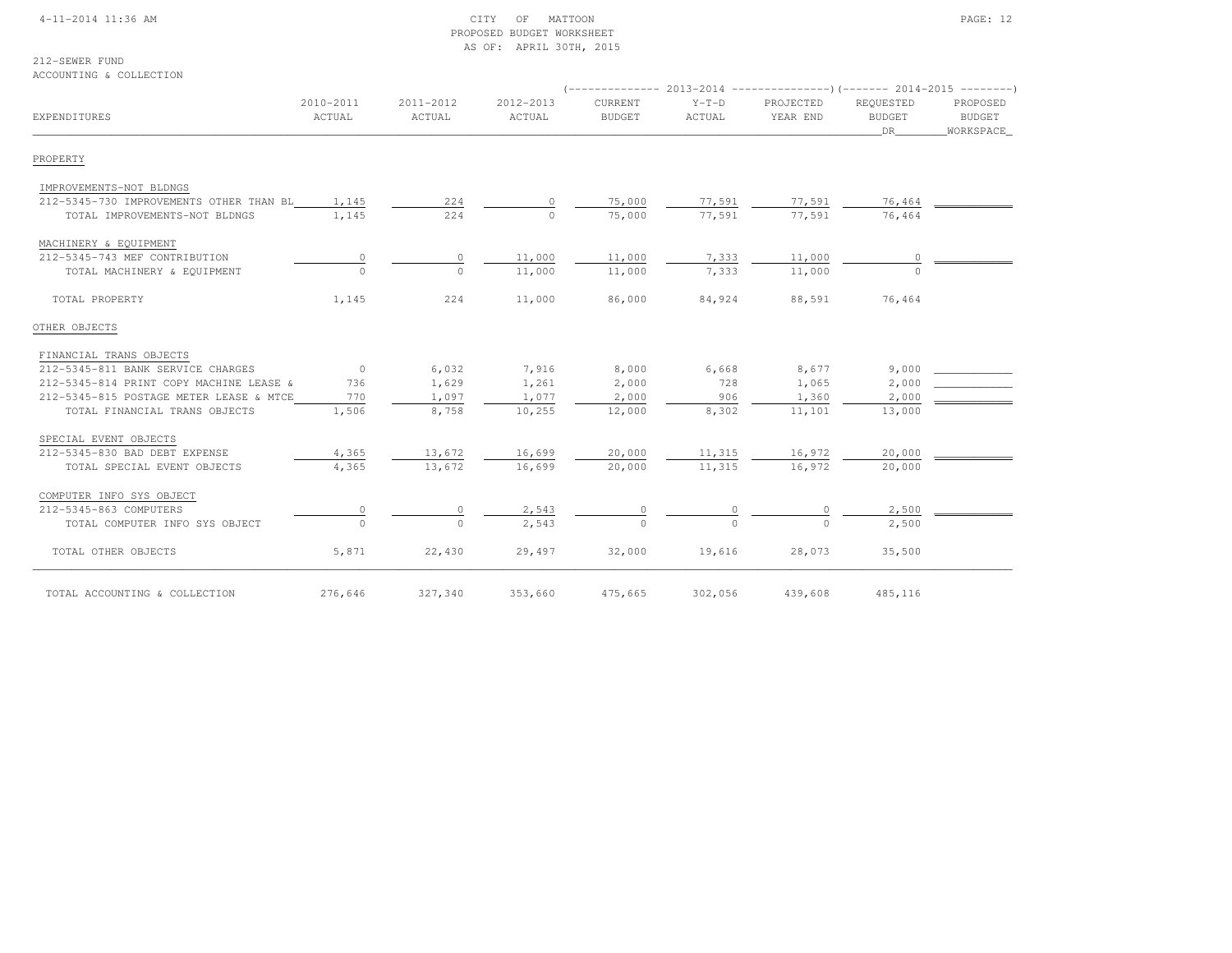CITY OF MATTOON
PROPOSED BUDGET WORKSHEET
AS OF: APRIL 30TH, 2015

212-SEWER FUND
ACCOUNTING & COLLECTION

| EXPENDITURES | 2010-2011 ACTUAL | 2011-2012 ACTUAL | 2012-2013 ACTUAL | 2013-2014 CURRENT BUDGET | 2013-2014 Y-T-D ACTUAL | 2013-2014 PROJECTED YEAR END | 2014-2015 REQUESTED BUDGET DR | 2014-2015 PROPOSED BUDGET WORKSPACE |
|---|---|---|---|---|---|---|---|---|
| **PROPERTY** | | | | | | | | |
| IMPROVEMENTS-NOT BLDNGS | | | | | | | | |
| 212-5345-730 IMPROVEMENTS OTHER THAN BL | 1,145 | 224 | 0 | 75,000 | 77,591 | 77,591 | 76,464 | |
| TOTAL IMPROVEMENTS-NOT BLDNGS | 1,145 | 224 | 0 | 75,000 | 77,591 | 77,591 | 76,464 | |
| MACHINERY & EQUIPMENT | | | | | | | | |
| 212-5345-743 MEF CONTRIBUTION | 0 | 0 | 11,000 | 11,000 | 7,333 | 11,000 | 0 | |
| TOTAL MACHINERY & EQUIPMENT | 0 | 0 | 11,000 | 11,000 | 7,333 | 11,000 | 0 | |
| TOTAL PROPERTY | 1,145 | 224 | 11,000 | 86,000 | 84,924 | 88,591 | 76,464 | |
| **OTHER OBJECTS** | | | | | | | | |
| FINANCIAL TRANS OBJECTS | | | | | | | | |
| 212-5345-811 BANK SERVICE CHARGES | 0 | 6,032 | 7,916 | 8,000 | 6,668 | 8,677 | 9,000 | |
| 212-5345-814 PRINT COPY MACHINE LEASE & | 736 | 1,629 | 1,261 | 2,000 | 728 | 1,065 | 2,000 | |
| 212-5345-815 POSTAGE METER LEASE & MTCE | 770 | 1,097 | 1,077 | 2,000 | 906 | 1,360 | 2,000 | |
| TOTAL FINANCIAL TRANS OBJECTS | 1,506 | 8,758 | 10,255 | 12,000 | 8,302 | 11,101 | 13,000 | |
| SPECIAL EVENT OBJECTS | | | | | | | | |
| 212-5345-830 BAD DEBT EXPENSE | 4,365 | 13,672 | 16,699 | 20,000 | 11,315 | 16,972 | 20,000 | |
| TOTAL SPECIAL EVENT OBJECTS | 4,365 | 13,672 | 16,699 | 20,000 | 11,315 | 16,972 | 20,000 | |
| COMPUTER INFO SYS OBJECT | | | | | | | | |
| 212-5345-863 COMPUTERS | 0 | 0 | 2,543 | 0 | 0 | 0 | 2,500 | |
| TOTAL COMPUTER INFO SYS OBJECT | 0 | 0 | 2,543 | 0 | 0 | 0 | 2,500 | |
| TOTAL OTHER OBJECTS | 5,871 | 22,430 | 29,497 | 32,000 | 19,616 | 28,073 | 35,500 | |
| TOTAL ACCOUNTING & COLLECTION | 276,646 | 327,340 | 353,660 | 475,665 | 302,056 | 439,608 | 485,116 | |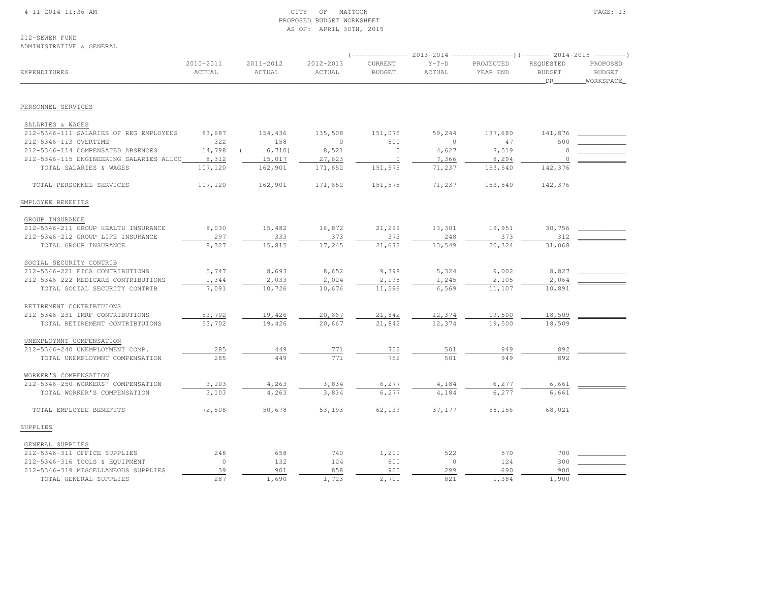CITY OF MATTOON
PROPOSED BUDGET WORKSHEET
AS OF: APRIL 30TH, 2015

212-SEWER FUND
ADMINISTRATIVE & GENERAL

| EXPENDITURES | 2010-2011 ACTUAL | 2011-2012 ACTUAL | 2012-2013 ACTUAL | 2013-2014 CURRENT BUDGET | 2013-2014 Y-T-D ACTUAL | 2013-2014 PROJECTED YEAR END | 2014-2015 REQUESTED BUDGET DR | 2014-2015 PROPOSED BUDGET WORKSPACE |
|---|---|---|---|---|---|---|---|---|
| PERSONNEL SERVICES | | | | | | | | |
| SALARIES & WAGES | | | | | | | | |
| 212-5346-111 SALARIES OF REG EMPLOYEES | 83,687 | 154,436 | 135,508 | 151,075 | 59,244 | 137,680 | 141,876 | |
| 212-5346-113 OVERTIME | 322 | 158 | 0 | 500 | 0 | 47 | 500 | |
| 212-5346-114 COMPENSATED ABSENCES | 14,798 | ( 6,710) | 8,521 | 0 | 4,627 | 7,519 | 0 | |
| 212-5346-115 ENGINEERING SALARIES ALLOC | 8,312 | 15,017 | 27,623 | 0 | 7,366 | 8,294 | 0 | |
| TOTAL SALARIES & WAGES | 107,120 | 162,901 | 171,652 | 151,575 | 71,237 | 153,540 | 142,376 | |
| TOTAL PERSONNEL SERVICES | 107,120 | 162,901 | 171,652 | 151,575 | 71,237 | 153,540 | 142,376 | |
| EMPLOYEE BENEFITS | | | | | | | | |
| GROUP INSURANCE | | | | | | | | |
| 212-5346-211 GROUP HEALTH INSURANCE | 8,030 | 15,482 | 16,872 | 21,299 | 13,301 | 19,951 | 30,756 | |
| 212-5346-212 GROUP LIFE INSURANCE | 297 | 333 | 373 | 373 | 248 | 373 | 312 | |
| TOTAL GROUP INSURANCE | 8,327 | 15,815 | 17,245 | 21,672 | 13,549 | 20,324 | 31,068 | |
| SOCIAL SECURITY CONTRIB | | | | | | | | |
| 212-5346-221 FICA CONTRIBUTIONS | 5,747 | 8,693 | 8,652 | 9,398 | 5,324 | 9,002 | 8,827 | |
| 212-5346-222 MEDICARE CONTRIBUTIONS | 1,344 | 2,033 | 2,024 | 2,198 | 1,245 | 2,105 | 2,064 | |
| TOTAL SOCIAL SECURITY CONTRIB | 7,091 | 10,726 | 10,676 | 11,596 | 6,569 | 11,107 | 10,891 | |
| RETIREMENT CONTRIBTUIONS | | | | | | | | |
| 212-5346-231 IMRF CONTRIBUTIONS | 53,702 | 19,426 | 20,667 | 21,842 | 12,374 | 19,500 | 18,509 | |
| TOTAL RETIREMENT CONTRIBTUIONS | 53,702 | 19,426 | 20,667 | 21,842 | 12,374 | 19,500 | 18,509 | |
| UNEMPLOYMNT COMPENSATION | | | | | | | | |
| 212-5346-240 UNEMPLOYMENT COMP. | 285 | 449 | 771 | 752 | 501 | 949 | 892 | |
| TOTAL UNEMPLOYMNT COMPENSATION | 285 | 449 | 771 | 752 | 501 | 949 | 892 | |
| WORKER'S COMPENSATION | | | | | | | | |
| 212-5346-250 WORKERS' COMPENSATION | 3,103 | 4,263 | 3,834 | 6,277 | 4,184 | 6,277 | 6,661 | |
| TOTAL WORKER'S COMPENSATION | 3,103 | 4,263 | 3,834 | 6,277 | 4,184 | 6,277 | 6,661 | |
| TOTAL EMPLOYEE BENEFITS | 72,508 | 50,678 | 53,193 | 62,139 | 37,177 | 58,156 | 68,021 | |
| SUPPLIES | | | | | | | | |
| GENERAL SUPPLIES | | | | | | | | |
| 212-5346-311 OFFICE SUPPLIES | 248 | 658 | 740 | 1,200 | 522 | 570 | 700 | |
| 212-5346-316 TOOLS & EQUIPMENT | 0 | 132 | 124 | 600 | 0 | 124 | 300 | |
| 212-5346-319 MISCELLANEOUS SUPPLIES | 39 | 901 | 858 | 900 | 299 | 690 | 900 | |
| TOTAL GENERAL SUPPLIES | 287 | 1,690 | 1,723 | 2,700 | 821 | 1,384 | 1,900 | |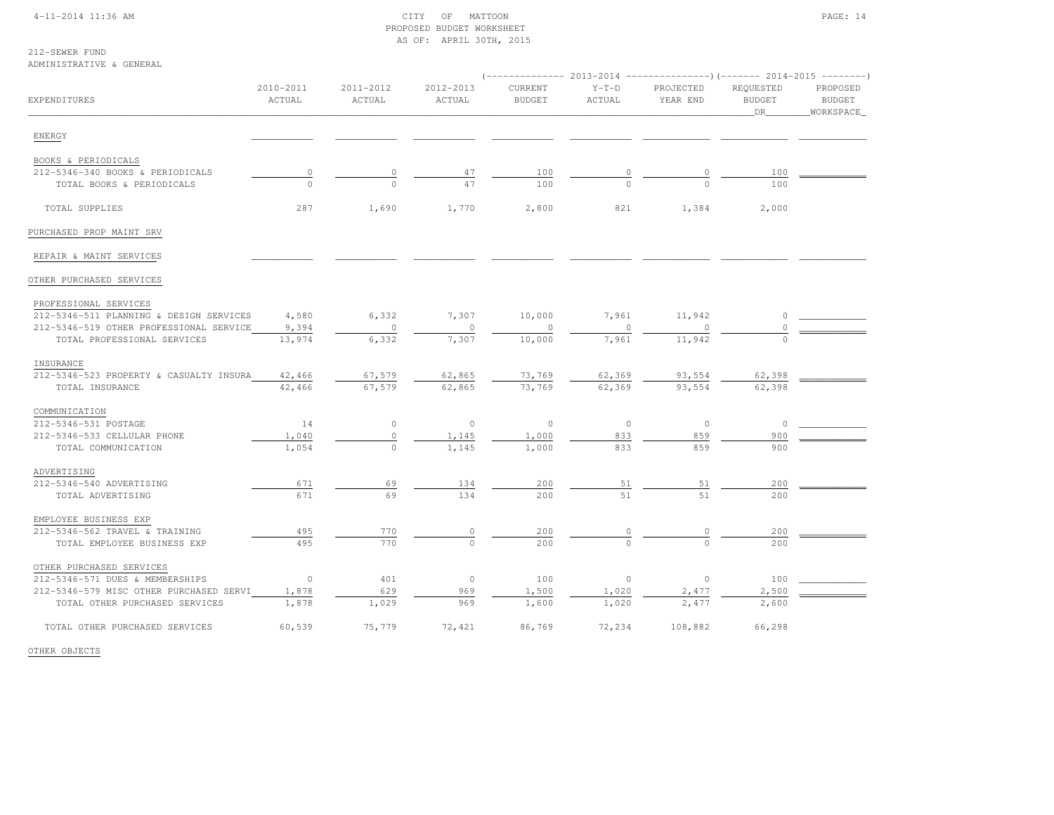CITY OF MATTOON
PROPOSED BUDGET WORKSHEET
AS OF: APRIL 30TH, 2015

212-SEWER FUND
ADMINISTRATIVE & GENERAL

| EXPENDITURES | 2010-2011 ACTUAL | 2011-2012 ACTUAL | 2012-2013 ACTUAL | 2013-2014 CURRENT BUDGET | 2013-2014 Y-T-D ACTUAL | 2013-2014 PROJECTED YEAR END | 2014-2015 REQUESTED BUDGET DR | 2014-2015 PROPOSED BUDGET WORKSPACE |
|---|---|---|---|---|---|---|---|---|
| ENERGY | | | | | | | | |
| BOOKS & PERIODICALS | | | | | | | | |
| 212-5346-340 BOOKS & PERIODICALS | 0 | 0 | 47 | 100 | 0 | 0 | 100 | |
| TOTAL BOOKS & PERIODICALS | 0 | 0 | 47 | 100 | 0 | 0 | 100 | |
| TOTAL SUPPLIES | 287 | 1,690 | 1,770 | 2,800 | 821 | 1,384 | 2,000 | |
| PURCHASED PROP MAINT SRV | | | | | | | | |
| REPAIR & MAINT SERVICES | | | | | | | | |
| OTHER PURCHASED SERVICES | | | | | | | | |
| PROFESSIONAL SERVICES | | | | | | | | |
| 212-5346-511 PLANNING & DESIGN SERVICES | 4,580 | 6,332 | 7,307 | 10,000 | 7,961 | 11,942 | 0 | |
| 212-5346-519 OTHER PROFESSIONAL SERVICE | 9,394 | 0 | 0 | 0 | 0 | 0 | 0 | |
| TOTAL PROFESSIONAL SERVICES | 13,974 | 6,332 | 7,307 | 10,000 | 7,961 | 11,942 | 0 | |
| INSURANCE | | | | | | | | |
| 212-5346-523 PROPERTY & CASUALTY INSURA | 42,466 | 67,579 | 62,865 | 73,769 | 62,369 | 93,554 | 62,398 | |
| TOTAL INSURANCE | 42,466 | 67,579 | 62,865 | 73,769 | 62,369 | 93,554 | 62,398 | |
| COMMUNICATION | | | | | | | | |
| 212-5346-531 POSTAGE | 14 | 0 | 0 | 0 | 0 | 0 | 0 | |
| 212-5346-533 CELLULAR PHONE | 1,040 | 0 | 1,145 | 1,000 | 833 | 859 | 900 | |
| TOTAL COMMUNICATION | 1,054 | 0 | 1,145 | 1,000 | 833 | 859 | 900 | |
| ADVERTISING | | | | | | | | |
| 212-5346-540 ADVERTISING | 671 | 69 | 134 | 200 | 51 | 51 | 200 | |
| TOTAL ADVERTISING | 671 | 69 | 134 | 200 | 51 | 51 | 200 | |
| EMPLOYEE BUSINESS EXP | | | | | | | | |
| 212-5346-562 TRAVEL & TRAINING | 495 | 770 | 0 | 200 | 0 | 0 | 200 | |
| TOTAL EMPLOYEE BUSINESS EXP | 495 | 770 | 0 | 200 | 0 | 0 | 200 | |
| OTHER PURCHASED SERVICES | | | | | | | | |
| 212-5346-571 DUES & MEMBERSHIPS | 0 | 401 | 0 | 100 | 0 | 0 | 100 | |
| 212-5346-579 MISC OTHER PURCHASED SERVI | 1,878 | 629 | 969 | 1,500 | 1,020 | 2,477 | 2,500 | |
| TOTAL OTHER PURCHASED SERVICES | 1,878 | 1,029 | 969 | 1,600 | 1,020 | 2,477 | 2,600 | |
| TOTAL OTHER PURCHASED SERVICES | 60,539 | 75,779 | 72,421 | 86,769 | 72,234 | 108,882 | 66,298 | |
| OTHER OBJECTS | | | | | | | | |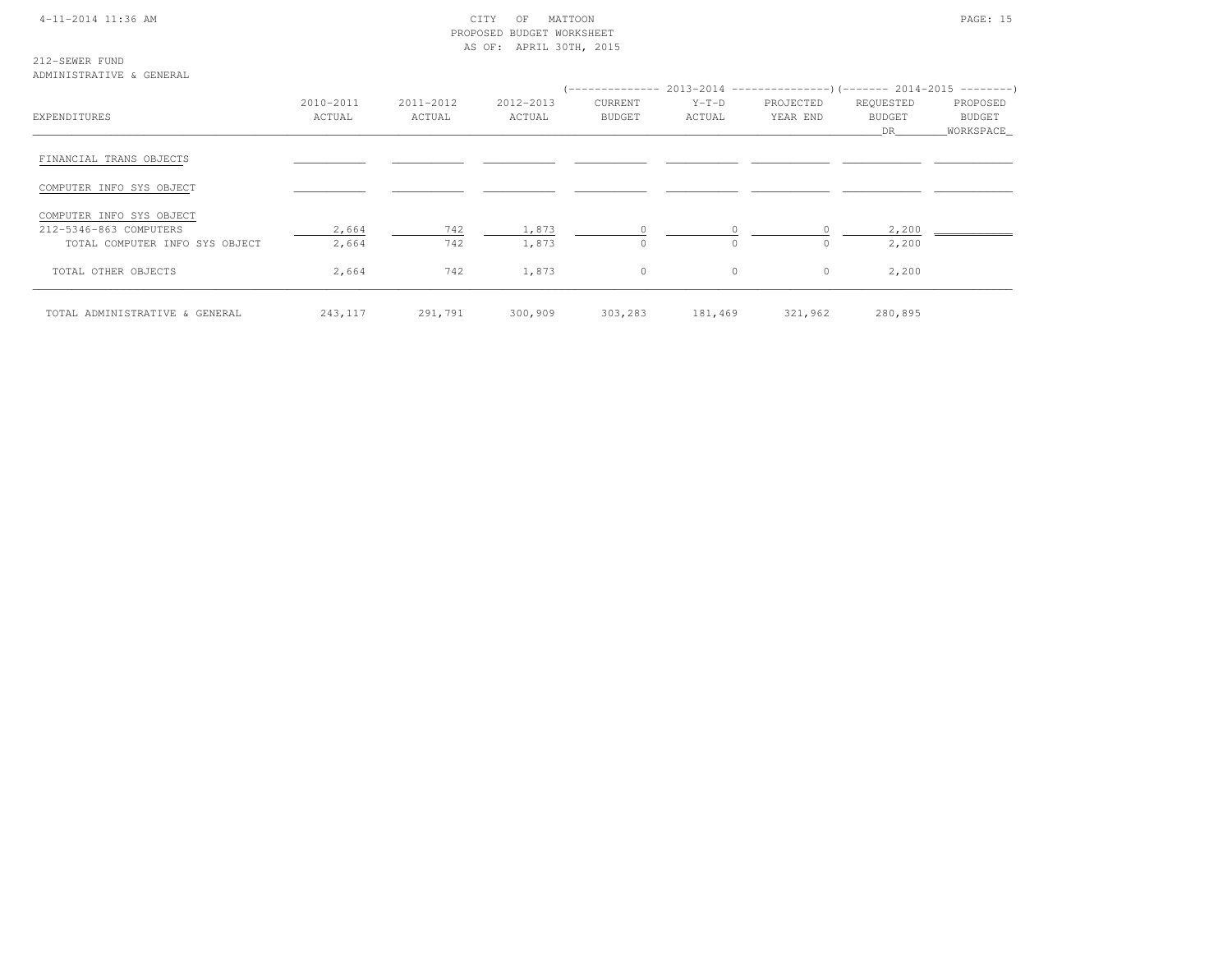CITY OF MATTOON
PROPOSED BUDGET WORKSHEET
AS OF: APRIL 30TH, 2015

212-SEWER FUND
ADMINISTRATIVE & GENERAL

| EXPENDITURES | 2010-2011 ACTUAL | 2011-2012 ACTUAL | 2012-2013 ACTUAL | 2013-2014 CURRENT BUDGET | 2013-2014 Y-T-D ACTUAL | 2013-2014 PROJECTED YEAR END | 2014-2015 REQUESTED BUDGET DR | 2014-2015 PROPOSED BUDGET WORKSPACE |
|---|---|---|---|---|---|---|---|---|
| FINANCIAL TRANS OBJECTS | | | | | | | | |
| COMPUTER INFO SYS OBJECT | | | | | | | | |
| COMPUTER INFO SYS OBJECT | | | | | | | | |
| 212-5346-863 COMPUTERS | 2,664 | 742 | 1,873 | 0 | 0 | 0 | 2,200 | |
| TOTAL COMPUTER INFO SYS OBJECT | 2,664 | 742 | 1,873 | 0 | 0 | 0 | 2,200 | |
| TOTAL OTHER OBJECTS | 2,664 | 742 | 1,873 | 0 | 0 | 0 | 2,200 | |
| TOTAL ADMINISTRATIVE & GENERAL | 243,117 | 291,791 | 300,909 | 303,283 | 181,469 | 321,962 | 280,895 | |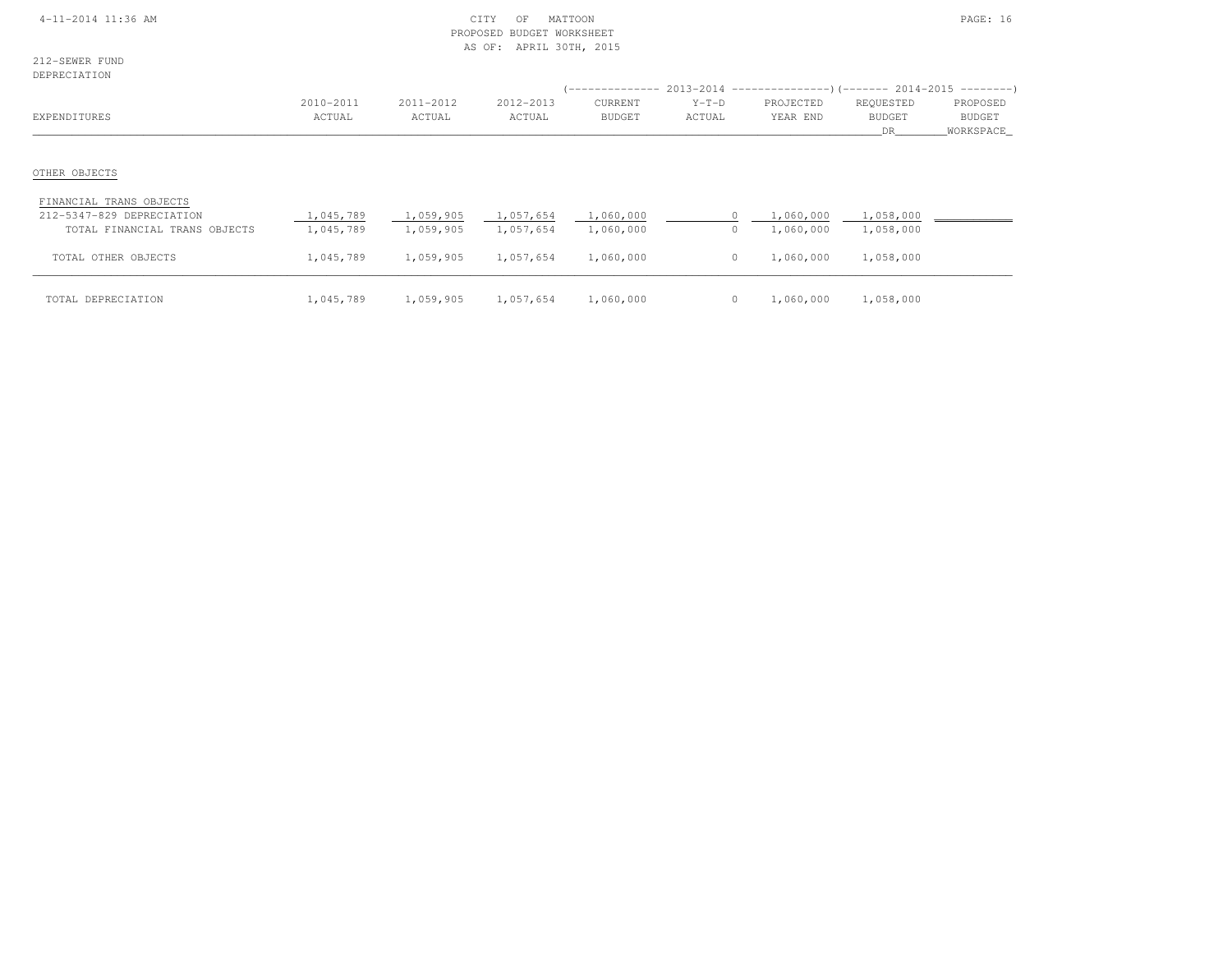CITY OF MATTOON
PROPOSED BUDGET WORKSHEET
AS OF: APRIL 30TH, 2015

212-SEWER FUND
DEPRECIATION

| EXPENDITURES | 2010-2011 ACTUAL | 2011-2012 ACTUAL | 2012-2013 ACTUAL | 2013-2014 CURRENT BUDGET | 2013-2014 Y-T-D ACTUAL | 2013-2014 PROJECTED YEAR END | 2014-2015 REQUESTED BUDGET DR | 2014-2015 PROPOSED BUDGET WORKSPACE |
|---|---|---|---|---|---|---|---|---|
| OTHER OBJECTS | | | | | | | | |
| FINANCIAL TRANS OBJECTS | | | | | | | | |
| 212-5347-829 DEPRECIATION | 1,045,789 | 1,059,905 | 1,057,654 | 1,060,000 | 0 | 1,060,000 | 1,058,000 | |
| TOTAL FINANCIAL TRANS OBJECTS | 1,045,789 | 1,059,905 | 1,057,654 | 1,060,000 | 0 | 1,060,000 | 1,058,000 | |
| TOTAL OTHER OBJECTS | 1,045,789 | 1,059,905 | 1,057,654 | 1,060,000 | 0 | 1,060,000 | 1,058,000 | |
| TOTAL DEPRECIATION | 1,045,789 | 1,059,905 | 1,057,654 | 1,060,000 | 0 | 1,060,000 | 1,058,000 | |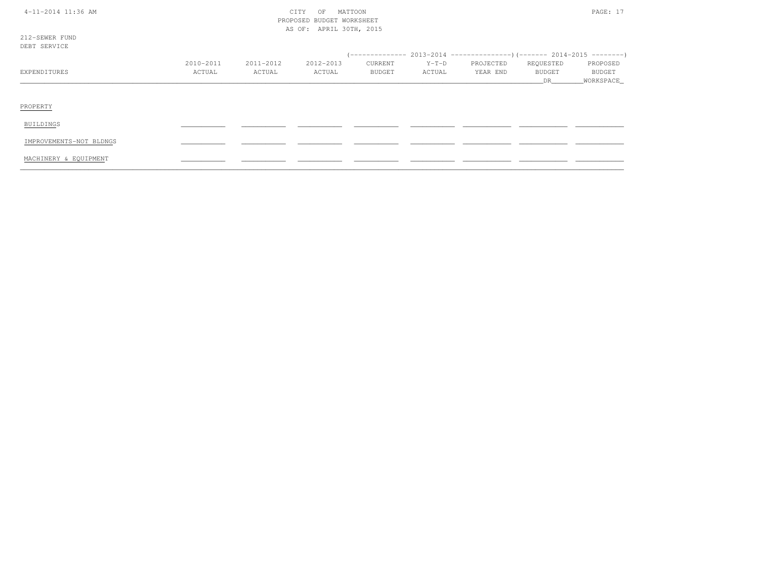CITY OF MATTOON
PROPOSED BUDGET WORKSHEET
AS OF: APRIL 30TH, 2015

212-SEWER FUND
DEBT SERVICE

| EXPENDITURES | 2010-2011 ACTUAL | 2011-2012 ACTUAL | 2012-2013 ACTUAL | 2013-2014 CURRENT BUDGET | 2013-2014 Y-T-D ACTUAL | 2013-2014 PROJECTED YEAR END | 2014-2015 REQUESTED BUDGET DR | 2014-2015 PROPOSED BUDGET WORKSPACE |
|---|---|---|---|---|---|---|---|---|
| PROPERTY | | | | | | | | |
| BUILDINGS | | | | | | | | |
| IMPROVEMENTS-NOT BLDNGS | | | | | | | | |
| MACHINERY & EQUIPMENT | | | | | | | | |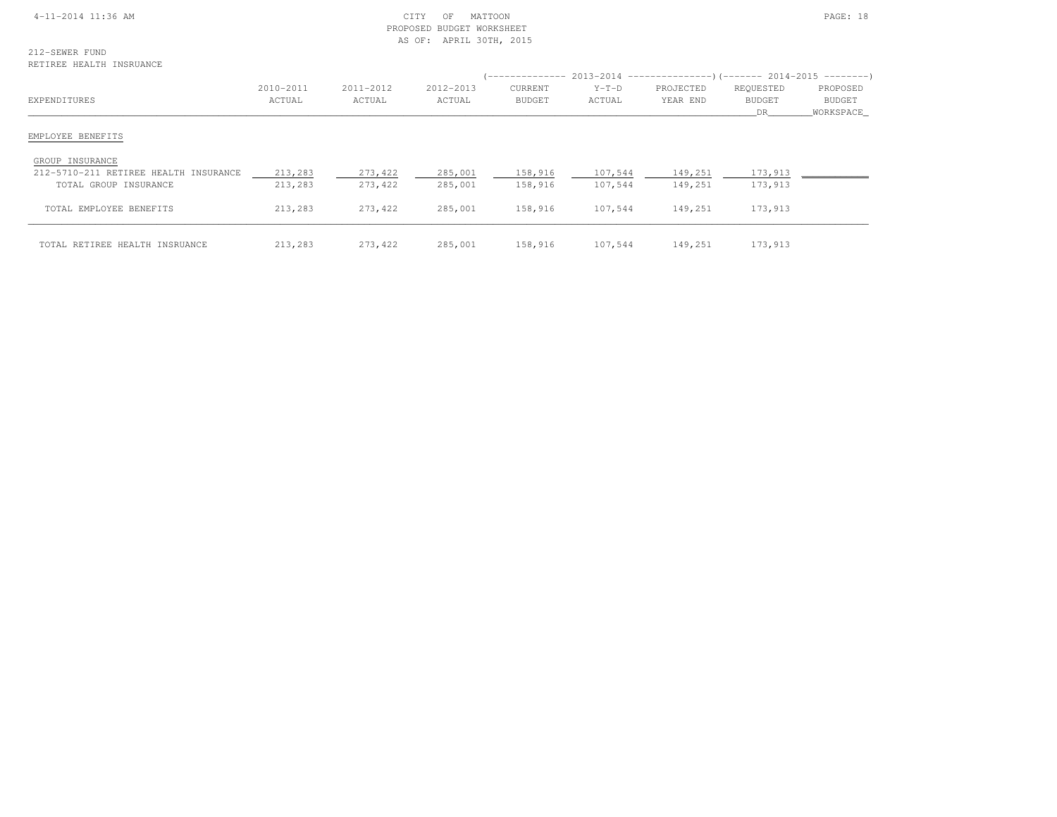CITY OF MATTOON
PROPOSED BUDGET WORKSHEET
AS OF: APRIL 30TH, 2015

212-SEWER FUND
RETIREE HEALTH INSRUANCE

| EXPENDITURES | 2010-2011 ACTUAL | 2011-2012 ACTUAL | 2012-2013 ACTUAL | 2013-2014 CURRENT BUDGET | 2013-2014 Y-T-D ACTUAL | 2013-2014 PROJECTED YEAR END | 2014-2015 REQUESTED BUDGET DR | 2014-2015 PROPOSED BUDGET WORKSPACE |
|---|---|---|---|---|---|---|---|---|
| **EMPLOYEE BENEFITS** | | | | | | | | |
| GROUP INSURANCE | | | | | | | | |
| 212-5710-211 RETIREE HEALTH INSURANCE | 213,283 | 273,422 | 285,001 | 158,916 | 107,544 | 149,251 | 173,913 | |
| TOTAL GROUP INSURANCE | 213,283 | 273,422 | 285,001 | 158,916 | 107,544 | 149,251 | 173,913 | |
| TOTAL EMPLOYEE BENEFITS | 213,283 | 273,422 | 285,001 | 158,916 | 107,544 | 149,251 | 173,913 | |
| TOTAL RETIREE HEALTH INSRUANCE | 213,283 | 273,422 | 285,001 | 158,916 | 107,544 | 149,251 | 173,913 | |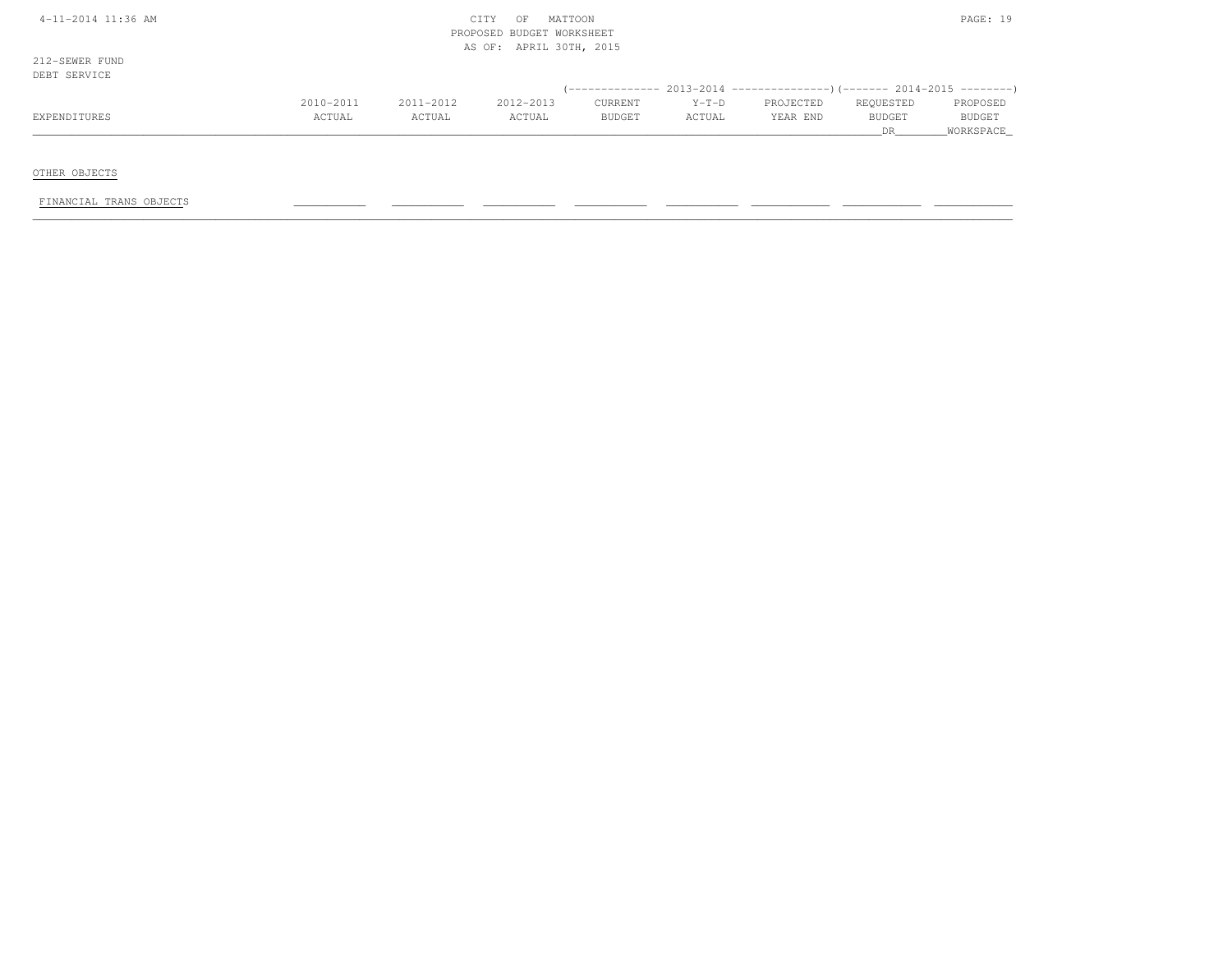CITY OF MATTOON
PROPOSED BUDGET WORKSHEET
AS OF: APRIL 30TH, 2015

212-SEWER FUND
DEBT SERVICE

| EXPENDITURES | 2010-2011 ACTUAL | 2011-2012 ACTUAL | 2012-2013 ACTUAL | 2013-2014 CURRENT BUDGET | 2013-2014 Y-T-D ACTUAL | 2013-2014 PROJECTED YEAR END | 2014-2015 REQUESTED BUDGET DR | 2014-2015 PROPOSED BUDGET WORKSPACE |
|---|---|---|---|---|---|---|---|---|
| OTHER OBJECTS | | | | | | | | |
| FINANCIAL TRANS OBJECTS | | | | | | | | |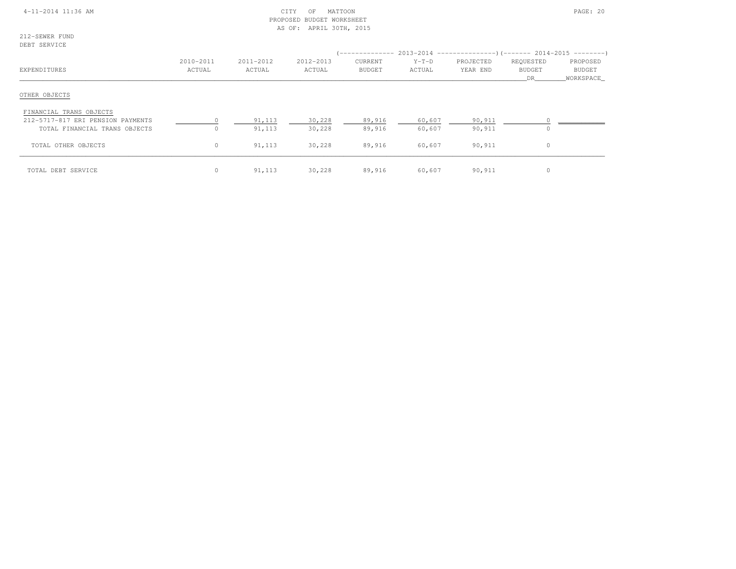CITY OF MATTOON
PROPOSED BUDGET WORKSHEET
AS OF: APRIL 30TH, 2015

212-SEWER FUND
DEBT SERVICE

| EXPENDITURES | 2010-2011 ACTUAL | 2011-2012 ACTUAL | 2012-2013 ACTUAL | 2013-2014 CURRENT BUDGET | 2013-2014 Y-T-D ACTUAL | 2013-2014 PROJECTED YEAR END | 2014-2015 REQUESTED BUDGET DR | 2014-2015 PROPOSED BUDGET WORKSPACE |
|---|---|---|---|---|---|---|---|---|
| OTHER OBJECTS | | | | | | | | |
| FINANCIAL TRANS OBJECTS | | | | | | | | |
| 212-5717-817 ERI PENSION PAYMENTS | 0 | 91,113 | 30,228 | 89,916 | 60,607 | 90,911 | 0 | |
| TOTAL FINANCIAL TRANS OBJECTS | 0 | 91,113 | 30,228 | 89,916 | 60,607 | 90,911 | 0 | |
| TOTAL OTHER OBJECTS | 0 | 91,113 | 30,228 | 89,916 | 60,607 | 90,911 | 0 | |
| TOTAL DEBT SERVICE | 0 | 91,113 | 30,228 | 89,916 | 60,607 | 90,911 | 0 | |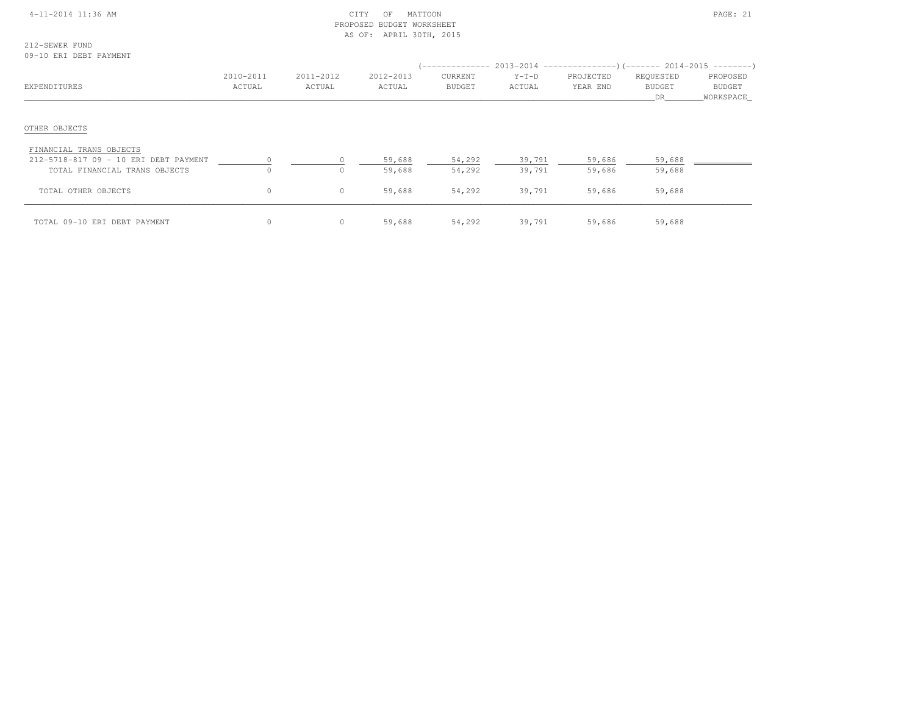CITY OF MATTOON
PROPOSED BUDGET WORKSHEET
AS OF: APRIL 30TH, 2015

212-SEWER FUND
09-10 ERI DEBT PAYMENT

| EXPENDITURES | 2010-2011 ACTUAL | 2011-2012 ACTUAL | 2012-2013 ACTUAL | 2013-2014 CURRENT BUDGET | 2013-2014 Y-T-D ACTUAL | 2013-2014 PROJECTED YEAR END | 2014-2015 REQUESTED BUDGET DR | 2014-2015 PROPOSED BUDGET WORKSPACE |
|---|---|---|---|---|---|---|---|---|
| **OTHER OBJECTS** | | | | | | | | |
| FINANCIAL TRANS OBJECTS | | | | | | | | |
| 212-5718-817 09 - 10 ERI DEBT PAYMENT | 0 | 0 | 59,688 | 54,292 | 39,791 | 59,686 | 59,688 | |
| TOTAL FINANCIAL TRANS OBJECTS | 0 | 0 | 59,688 | 54,292 | 39,791 | 59,686 | 59,688 | |
| TOTAL OTHER OBJECTS | 0 | 0 | 59,688 | 54,292 | 39,791 | 59,686 | 59,688 | |
| TOTAL 09-10 ERI DEBT PAYMENT | 0 | 0 | 59,688 | 54,292 | 39,791 | 59,686 | 59,688 | |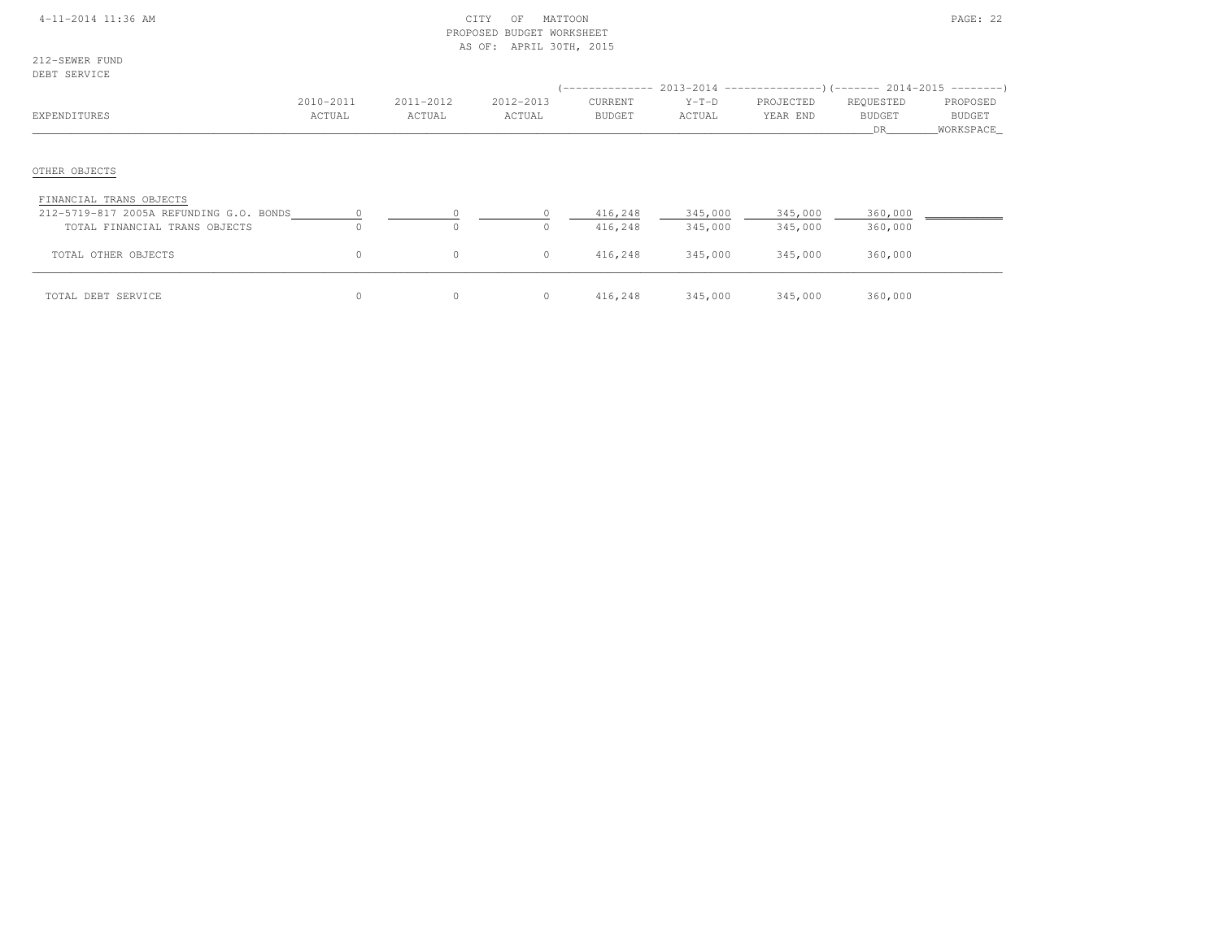212-SEWER FUND
DEBT SERVICE

| EXPENDITURES | 2010-2011 ACTUAL | 2011-2012 ACTUAL | 2012-2013 ACTUAL | 2013-2014 CURRENT BUDGET | 2013-2014 Y-T-D ACTUAL | 2013-2014 PROJECTED YEAR END | 2014-2015 REQUESTED BUDGET DR | 2014-2015 PROPOSED BUDGET WORKSPACE |
|---|---|---|---|---|---|---|---|---|
| OTHER OBJECTS | | | | | | | | |
| FINANCIAL TRANS OBJECTS | | | | | | | | |
| 212-5719-817 2005A REFUNDING G.O. BONDS | 0 | 0 | 0 | 416,248 | 345,000 | 345,000 | 360,000 | |
| TOTAL FINANCIAL TRANS OBJECTS | 0 | 0 | 0 | 416,248 | 345,000 | 345,000 | 360,000 | |
| TOTAL OTHER OBJECTS | 0 | 0 | 0 | 416,248 | 345,000 | 345,000 | 360,000 | |
| TOTAL DEBT SERVICE | 0 | 0 | 0 | 416,248 | 345,000 | 345,000 | 360,000 | |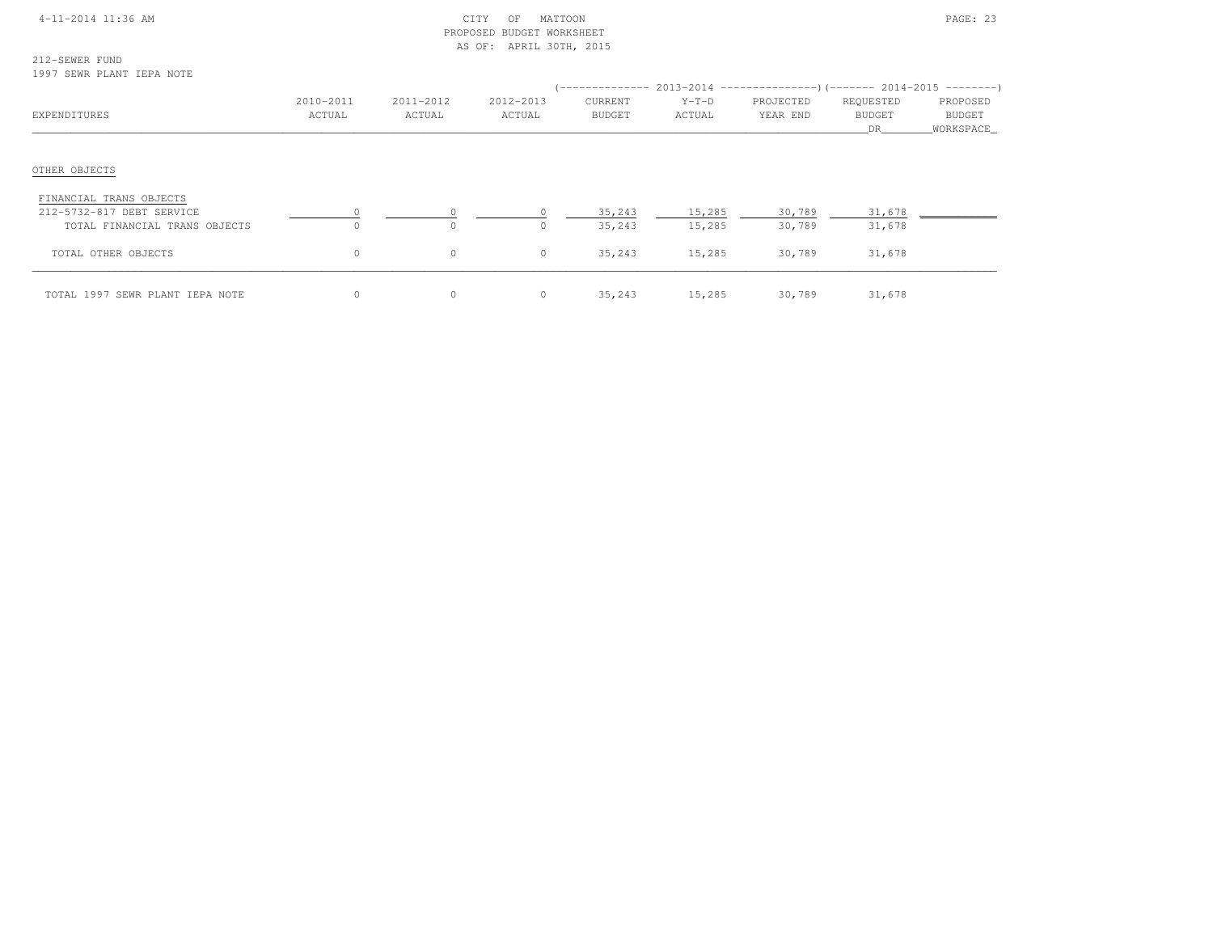CITY OF MATTOON
PROPOSED BUDGET WORKSHEET
AS OF: APRIL 30TH, 2015

212-SEWER FUND
1997 SEWR PLANT IEPA NOTE

| EXPENDITURES | 2010-2011 ACTUAL | 2011-2012 ACTUAL | 2012-2013 ACTUAL | 2013-2014 CURRENT BUDGET | 2013-2014 Y-T-D ACTUAL | 2013-2014 PROJECTED YEAR END | 2014-2015 REQUESTED BUDGET DR | 2014-2015 PROPOSED BUDGET WORKSPACE |
|---|---|---|---|---|---|---|---|---|
| OTHER OBJECTS | | | | | | | | |
| FINANCIAL TRANS OBJECTS | | | | | | | | |
| 212-5732-817 DEBT SERVICE | 0 | 0 | 0 | 35,243 | 15,285 | 30,789 | 31,678 | |
| TOTAL FINANCIAL TRANS OBJECTS | 0 | 0 | 0 | 35,243 | 15,285 | 30,789 | 31,678 | |
| TOTAL OTHER OBJECTS | 0 | 0 | 0 | 35,243 | 15,285 | 30,789 | 31,678 | |
| TOTAL 1997 SEWR PLANT IEPA NOTE | 0 | 0 | 0 | 35,243 | 15,285 | 30,789 | 31,678 | |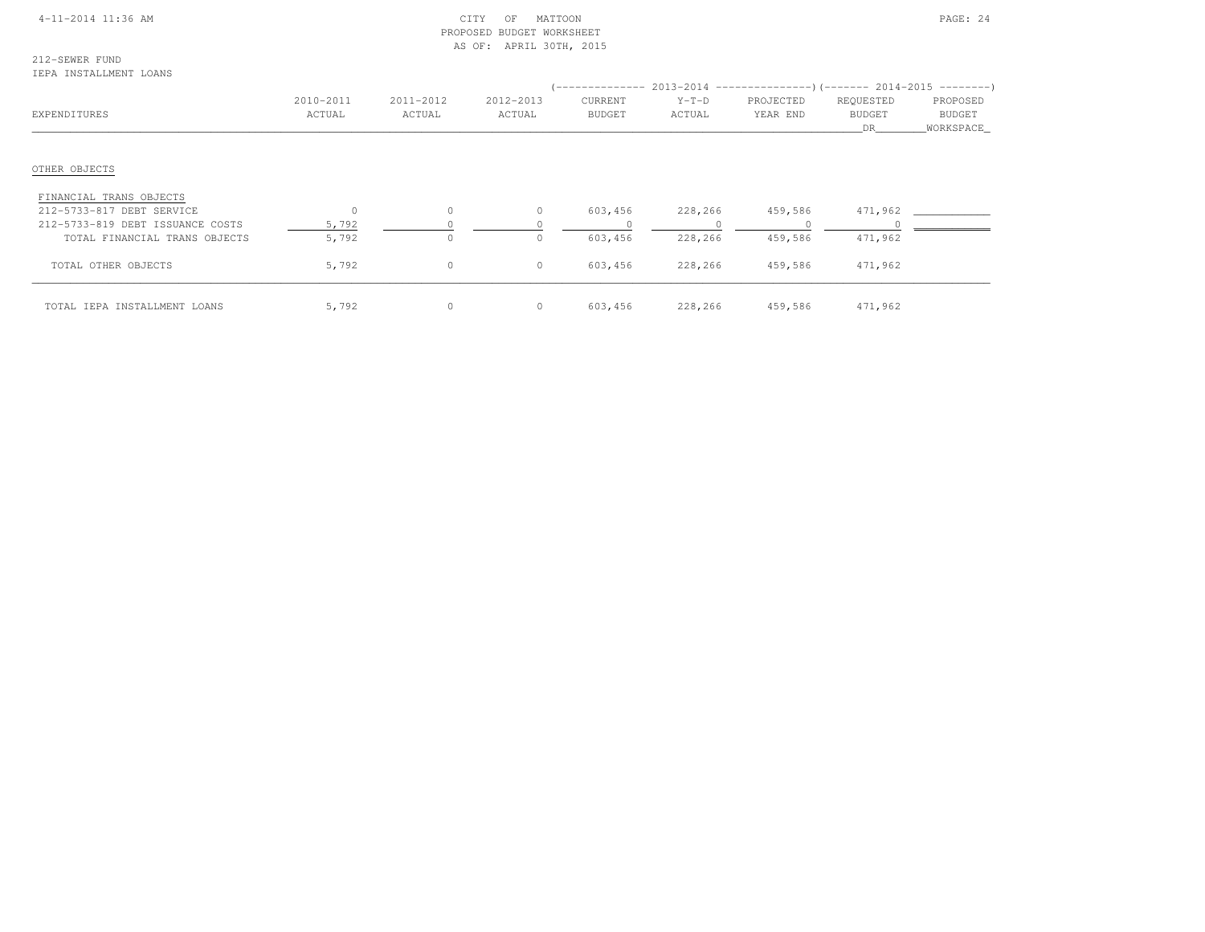CITY OF MATTOON
PROPOSED BUDGET WORKSHEET
AS OF: APRIL 30TH, 2015

212-SEWER FUND
IEPA INSTALLMENT LOANS

| EXPENDITURES | 2010-2011 ACTUAL | 2011-2012 ACTUAL | 2012-2013 ACTUAL | 2013-2014 CURRENT BUDGET | 2013-2014 Y-T-D ACTUAL | 2013-2014 PROJECTED YEAR END | 2014-2015 REQUESTED BUDGET DR | 2014-2015 PROPOSED BUDGET WORKSPACE |
|---|---|---|---|---|---|---|---|---|
| OTHER OBJECTS | | | | | | | | |
| FINANCIAL TRANS OBJECTS | | | | | | | | |
| 212-5733-817 DEBT SERVICE | 0 | 0 | 0 | 603,456 | 228,266 | 459,586 | 471,962 | |
| 212-5733-819 DEBT ISSUANCE COSTS | 5,792 | 0 | 0 | 0 | 0 | 0 | 0 | |
| TOTAL FINANCIAL TRANS OBJECTS | 5,792 | 0 | 0 | 603,456 | 228,266 | 459,586 | 471,962 | |
| TOTAL OTHER OBJECTS | 5,792 | 0 | 0 | 603,456 | 228,266 | 459,586 | 471,962 | |
| TOTAL IEPA INSTALLMENT LOANS | 5,792 | 0 | 0 | 603,456 | 228,266 | 459,586 | 471,962 | |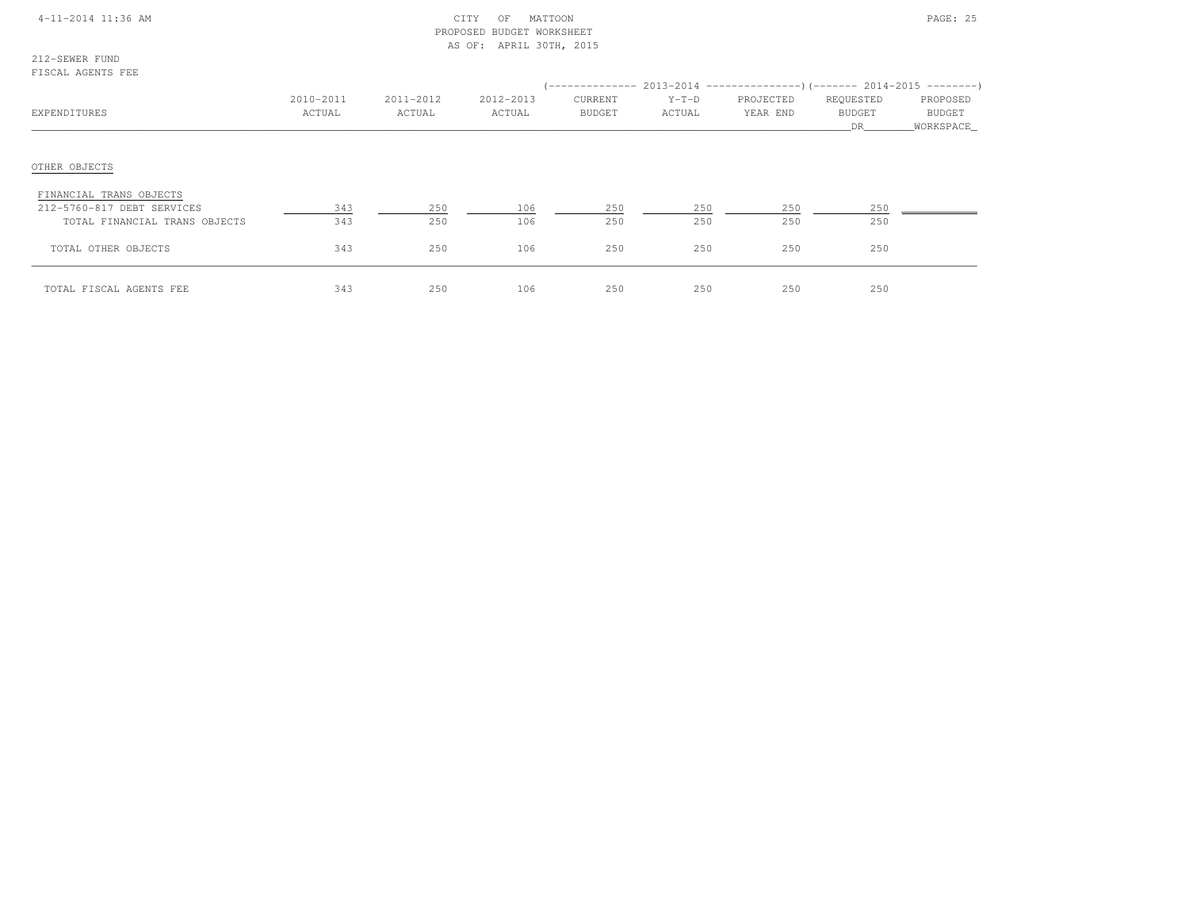CITY OF MATTOON
PROPOSED BUDGET WORKSHEET
AS OF: APRIL 30TH, 2015

212-SEWER FUND
FISCAL AGENTS FEE

| EXPENDITURES | 2010-2011 ACTUAL | 2011-2012 ACTUAL | 2012-2013 ACTUAL | 2013-2014 CURRENT BUDGET | 2013-2014 Y-T-D ACTUAL | 2013-2014 PROJECTED YEAR END | 2014-2015 REQUESTED BUDGET DR | 2014-2015 PROPOSED BUDGET WORKSPACE |
|---|---|---|---|---|---|---|---|---|
| OTHER OBJECTS | | | | | | | | |
| FINANCIAL TRANS OBJECTS | | | | | | | | |
| 212-5760-817 DEBT SERVICES | 343 | 250 | 106 | 250 | 250 | 250 | 250 | |
| TOTAL FINANCIAL TRANS OBJECTS | 343 | 250 | 106 | 250 | 250 | 250 | 250 | |
| TOTAL OTHER OBJECTS | 343 | 250 | 106 | 250 | 250 | 250 | 250 | |
| TOTAL FISCAL AGENTS FEE | 343 | 250 | 106 | 250 | 250 | 250 | 250 | |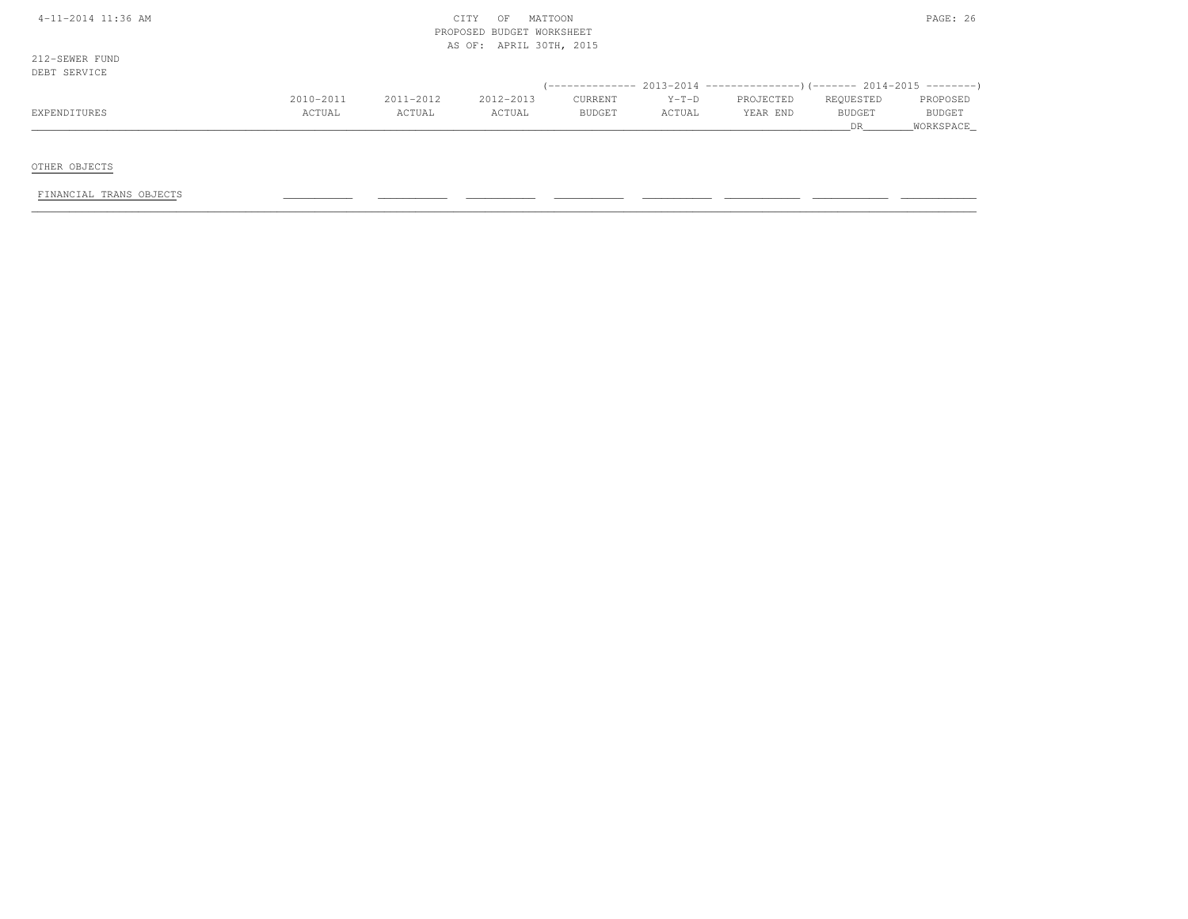CITY OF MATTOON
PROPOSED BUDGET WORKSHEET
AS OF: APRIL 30TH, 2015

212-SEWER FUND
DEBT SERVICE

| EXPENDITURES | 2010-2011 ACTUAL | 2011-2012 ACTUAL | 2012-2013 ACTUAL | 2013-2014 CURRENT BUDGET | 2013-2014 Y-T-D ACTUAL | 2013-2014 PROJECTED YEAR END | 2014-2015 REQUESTED BUDGET DR | 2014-2015 PROPOSED BUDGET WORKSPACE |
|---|---|---|---|---|---|---|---|---|
| OTHER OBJECTS | | | | | | | | |
| FINANCIAL TRANS OBJECTS | | | | | | | | |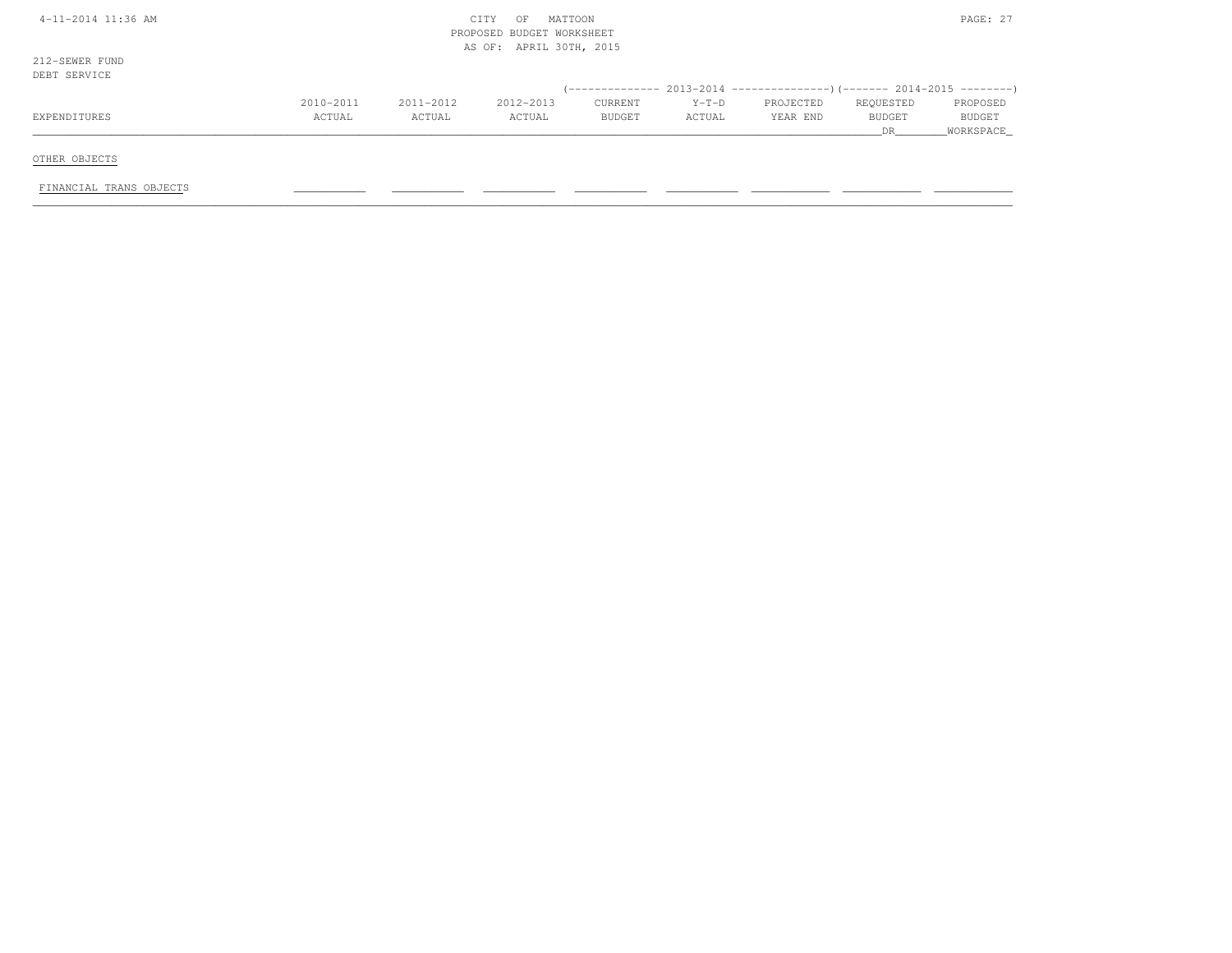212-SEWER FUND
DEBT SERVICE

| EXPENDITURES | 2010-2011 ACTUAL | 2011-2012 ACTUAL | 2012-2013 ACTUAL | (-------------- 2013-2014 CURRENT BUDGET | Y-T-D ACTUAL | PROJECTED YEAR END ---------------) | (------- 2014-2015 REQUESTED BUDGET DR | PROPOSED BUDGET WORKSPACE --------) |
|---|---|---|---|---|---|---|---|---|
| OTHER OBJECTS | | | | | | | | |
| FINANCIAL TRANS OBJECTS | | | | | | | | |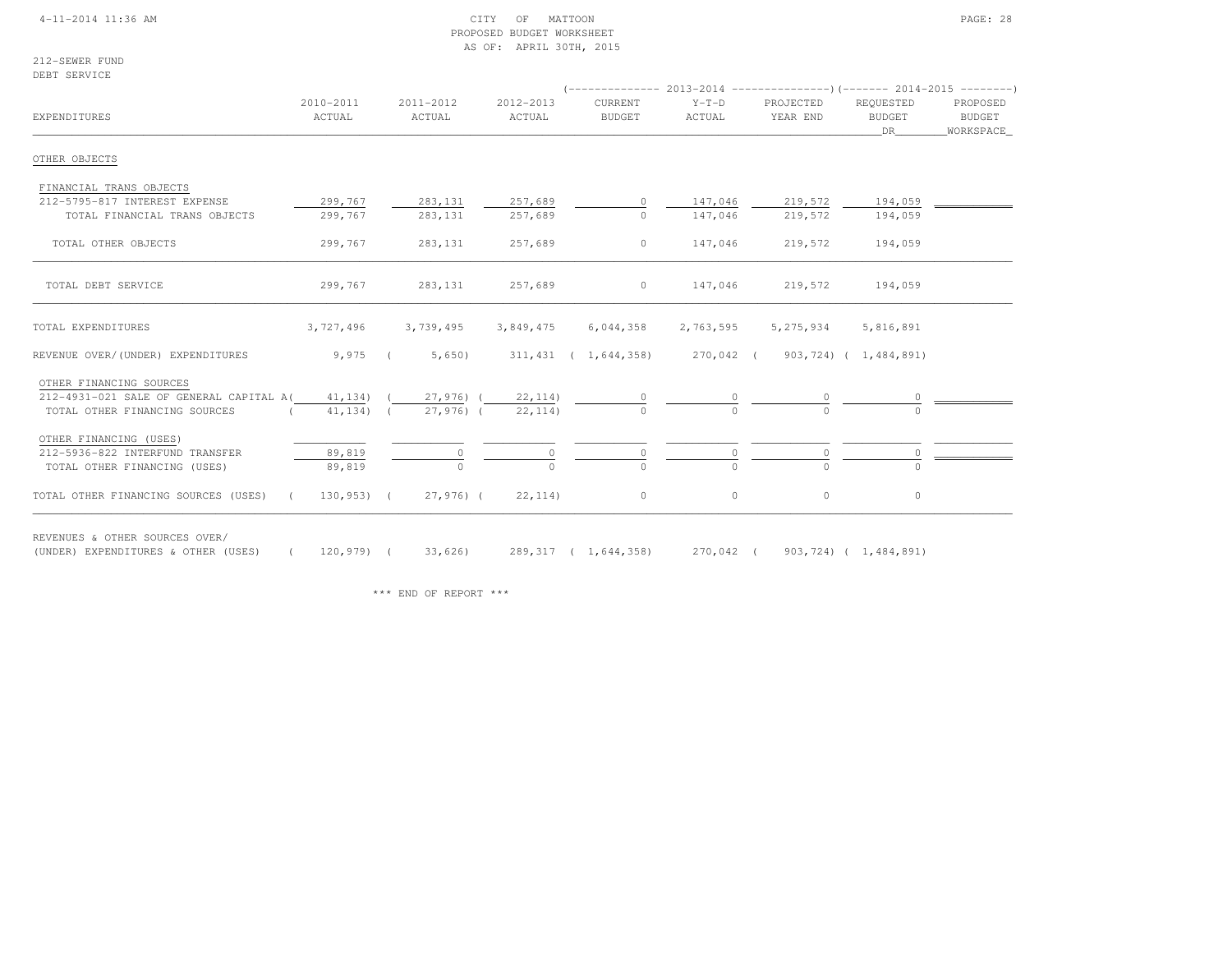CITY OF MATTOON
PROPOSED BUDGET WORKSHEET
AS OF: APRIL 30TH, 2015

212-SEWER FUND
DEBT SERVICE

| EXPENDITURES | 2010-2011 ACTUAL | 2011-2012 ACTUAL | 2012-2013 ACTUAL | 2013-2014 CURRENT BUDGET | 2013-2014 Y-T-D ACTUAL | 2013-2014 PROJECTED YEAR END | 2014-2015 REQUESTED BUDGET DR | 2014-2015 PROPOSED BUDGET WORKSPACE |
|---|---|---|---|---|---|---|---|---|
| OTHER OBJECTS | | | | | | | | |
| FINANCIAL TRANS OBJECTS | | | | | | | | |
| 212-5795-817 INTEREST EXPENSE | 299,767 | 283,131 | 257,689 | 0 | 147,046 | 219,572 | 194,059 | |
| TOTAL FINANCIAL TRANS OBJECTS | 299,767 | 283,131 | 257,689 | 0 | 147,046 | 219,572 | 194,059 | |
| TOTAL OTHER OBJECTS | 299,767 | 283,131 | 257,689 | 0 | 147,046 | 219,572 | 194,059 | |
| TOTAL DEBT SERVICE | 299,767 | 283,131 | 257,689 | 0 | 147,046 | 219,572 | 194,059 | |
| TOTAL EXPENDITURES | 3,727,496 | 3,739,495 | 3,849,475 | 6,044,358 | 2,763,595 | 5,275,934 | 5,816,891 | |
| REVENUE OVER/(UNDER) EXPENDITURES | 9,975 | ( 5,650) | 311,431 | ( 1,644,358) | 270,042 | ( 903,724) | ( 1,484,891) | |
| OTHER FINANCING SOURCES | | | | | | | | |
| 212-4931-021 SALE OF GENERAL CAPITAL A | ( 41,134) | ( 27,976) | ( 22,114) | 0 | 0 | 0 | 0 | |
| TOTAL OTHER FINANCING SOURCES | ( 41,134) | ( 27,976) | ( 22,114) | 0 | 0 | 0 | 0 | |
| OTHER FINANCING (USES) | | | | | | | | |
| 212-5936-822 INTERFUND TRANSFER | 89,819 | 0 | 0 | 0 | 0 | 0 | 0 | |
| TOTAL OTHER FINANCING (USES) | 89,819 | 0 | 0 | 0 | 0 | 0 | 0 | |
| TOTAL OTHER FINANCING SOURCES (USES) | ( 130,953) | ( 27,976) | ( 22,114) | 0 | 0 | 0 | 0 | |
| REVENUES & OTHER SOURCES OVER/ (UNDER) EXPENDITURES & OTHER (USES) | ( 120,979) | ( 33,626) | 289,317 | ( 1,644,358) | 270,042 | ( 903,724) | ( 1,484,891) | |

\*\*\* END OF REPORT \*\*\*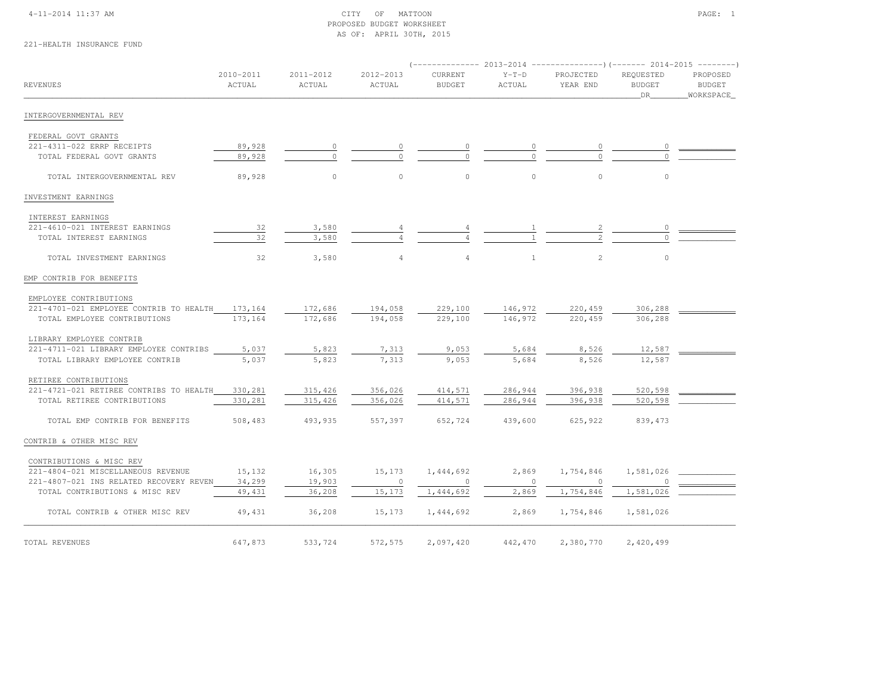CITY OF MATTOON
PROPOSED BUDGET WORKSHEET
AS OF: APRIL 30TH, 2015

4-11-2014 11:37 AM

221-HEALTH INSURANCE FUND

| REVENUES | 2010-2011 ACTUAL | 2011-2012 ACTUAL | 2012-2013 ACTUAL | 2013-2014 CURRENT BUDGET | 2013-2014 Y-T-D ACTUAL | 2013-2014 PROJECTED YEAR END | 2014-2015 REQUESTED BUDGET DR | 2014-2015 PROPOSED BUDGET WORKSPACE |
|---|---|---|---|---|---|---|---|---|
| **INTERGOVERNMENTAL REV** | | | | | | | | |
| FEDERAL GOVT GRANTS | | | | | | | | |
| 221-4311-022 ERRP RECEIPTS | 89,928 | 0 | 0 | 0 | 0 | 0 | 0 | |
| TOTAL FEDERAL GOVT GRANTS | 89,928 | 0 | 0 | 0 | 0 | 0 | 0 | |
| TOTAL INTERGOVERNMENTAL REV | 89,928 | 0 | 0 | 0 | 0 | 0 | 0 | |
| **INVESTMENT EARNINGS** | | | | | | | | |
| INTEREST EARNINGS | | | | | | | | |
| 221-4610-021 INTEREST EARNINGS | 32 | 3,580 | 4 | 4 | 1 | 2 | 0 | |
| TOTAL INTEREST EARNINGS | 32 | 3,580 | 4 | 4 | 1 | 2 | 0 | |
| TOTAL INVESTMENT EARNINGS | 32 | 3,580 | 4 | 4 | 1 | 2 | 0 | |
| **EMP CONTRIB FOR BENEFITS** | | | | | | | | |
| EMPLOYEE CONTRIBUTIONS | | | | | | | | |
| 221-4701-021 EMPLOYEE CONTRIB TO HEALTH | 173,164 | 172,686 | 194,058 | 229,100 | 146,972 | 220,459 | 306,288 | |
| TOTAL EMPLOYEE CONTRIBUTIONS | 173,164 | 172,686 | 194,058 | 229,100 | 146,972 | 220,459 | 306,288 | |
| LIBRARY EMPLOYEE CONTRIB | | | | | | | | |
| 221-4711-021 LIBRARY EMPLOYEE CONTRIBS | 5,037 | 5,823 | 7,313 | 9,053 | 5,684 | 8,526 | 12,587 | |
| TOTAL LIBRARY EMPLOYEE CONTRIB | 5,037 | 5,823 | 7,313 | 9,053 | 5,684 | 8,526 | 12,587 | |
| RETIREE CONTRIBUTIONS | | | | | | | | |
| 221-4721-021 RETIREE CONTRIBS TO HEALTH | 330,281 | 315,426 | 356,026 | 414,571 | 286,944 | 396,938 | 520,598 | |
| TOTAL RETIREE CONTRIBUTIONS | 330,281 | 315,426 | 356,026 | 414,571 | 286,944 | 396,938 | 520,598 | |
| TOTAL EMP CONTRIB FOR BENEFITS | 508,483 | 493,935 | 557,397 | 652,724 | 439,600 | 625,922 | 839,473 | |
| **CONTRIB & OTHER MISC REV** | | | | | | | | |
| CONTRIBUTIONS & MISC REV | | | | | | | | |
| 221-4804-021 MISCELLANEOUS REVENUE | 15,132 | 16,305 | 15,173 | 1,444,692 | 2,869 | 1,754,846 | 1,581,026 | |
| 221-4807-021 INS RELATED RECOVERY REVEN | 34,299 | 19,903 | 0 | 0 | 0 | 0 | 0 | |
| TOTAL CONTRIBUTIONS & MISC REV | 49,431 | 36,208 | 15,173 | 1,444,692 | 2,869 | 1,754,846 | 1,581,026 | |
| TOTAL CONTRIB & OTHER MISC REV | 49,431 | 36,208 | 15,173 | 1,444,692 | 2,869 | 1,754,846 | 1,581,026 | |
| **TOTAL REVENUES** | 647,873 | 533,724 | 572,575 | 2,097,420 | 442,470 | 2,380,770 | 2,420,499 | |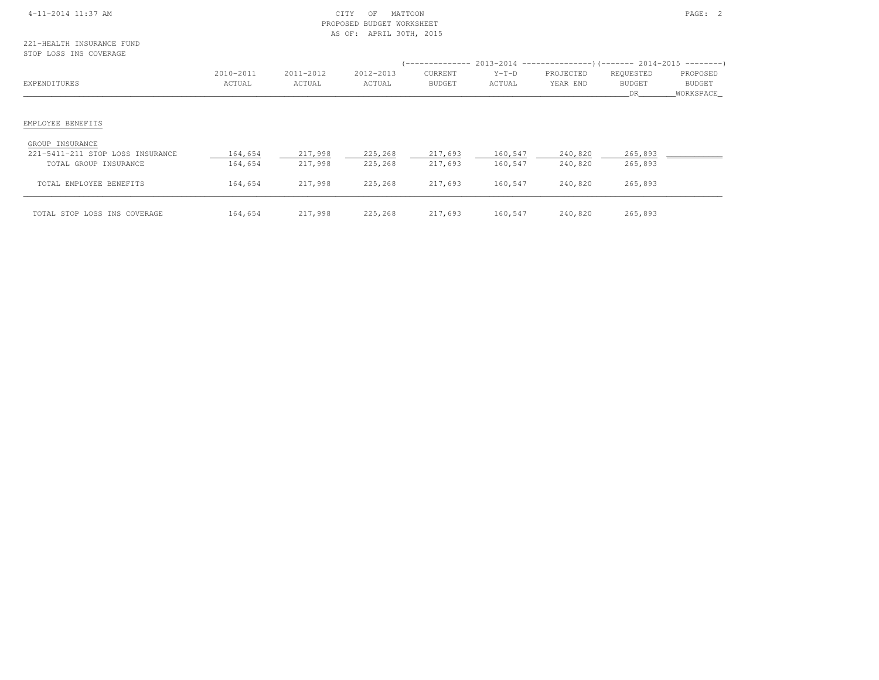CITY OF MATTOON
PROPOSED BUDGET WORKSHEET
AS OF: APRIL 30TH, 2015

221-HEALTH INSURANCE FUND
STOP LOSS INS COVERAGE

| EXPENDITURES | 2010-2011 ACTUAL | 2011-2012 ACTUAL | 2012-2013 ACTUAL | 2013-2014 CURRENT BUDGET | 2013-2014 Y-T-D ACTUAL | 2013-2014 PROJECTED YEAR END | 2014-2015 REQUESTED BUDGET DR | 2014-2015 PROPOSED BUDGET WORKSPACE |
|---|---|---|---|---|---|---|---|---|
| **EMPLOYEE BENEFITS** | | | | | | | | |
| GROUP INSURANCE | | | | | | | | |
| 221-5411-211 STOP LOSS INSURANCE | 164,654 | 217,998 | 225,268 | 217,693 | 160,547 | 240,820 | 265,893 | |
| TOTAL GROUP INSURANCE | 164,654 | 217,998 | 225,268 | 217,693 | 160,547 | 240,820 | 265,893 | |
| TOTAL EMPLOYEE BENEFITS | 164,654 | 217,998 | 225,268 | 217,693 | 160,547 | 240,820 | 265,893 | |
| TOTAL STOP LOSS INS COVERAGE | 164,654 | 217,998 | 225,268 | 217,693 | 160,547 | 240,820 | 265,893 | |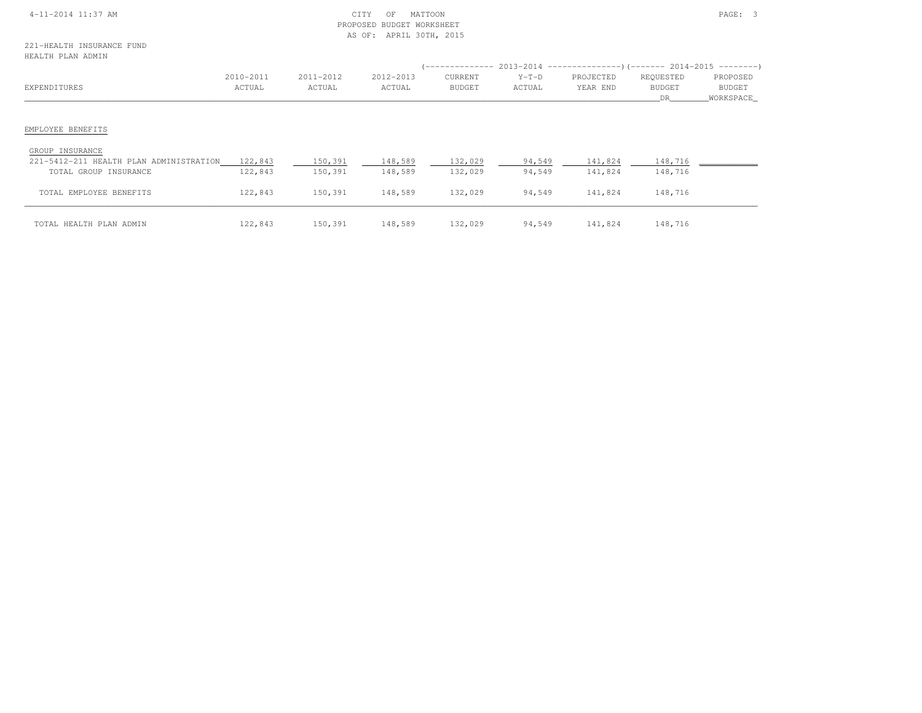221-HEALTH INSURANCE FUND
HEALTH PLAN ADMIN

| EXPENDITURES | 2010-2011 ACTUAL | 2011-2012 ACTUAL | 2012-2013 ACTUAL | 2013-2014 CURRENT BUDGET | 2013-2014 Y-T-D ACTUAL | 2013-2014 PROJECTED YEAR END | 2014-2015 REQUESTED BUDGET DR | 2014-2015 PROPOSED BUDGET WORKSPACE |
|---|---|---|---|---|---|---|---|---|
| EMPLOYEE BENEFITS | | | | | | | | |
| GROUP INSURANCE | | | | | | | | |
| 221-5412-211 HEALTH PLAN ADMINISTRATION | 122,843 | 150,391 | 148,589 | 132,029 | 94,549 | 141,824 | 148,716 | |
| TOTAL GROUP INSURANCE | 122,843 | 150,391 | 148,589 | 132,029 | 94,549 | 141,824 | 148,716 | |
| TOTAL EMPLOYEE BENEFITS | 122,843 | 150,391 | 148,589 | 132,029 | 94,549 | 141,824 | 148,716 | |
| TOTAL HEALTH PLAN ADMIN | 122,843 | 150,391 | 148,589 | 132,029 | 94,549 | 141,824 | 148,716 | |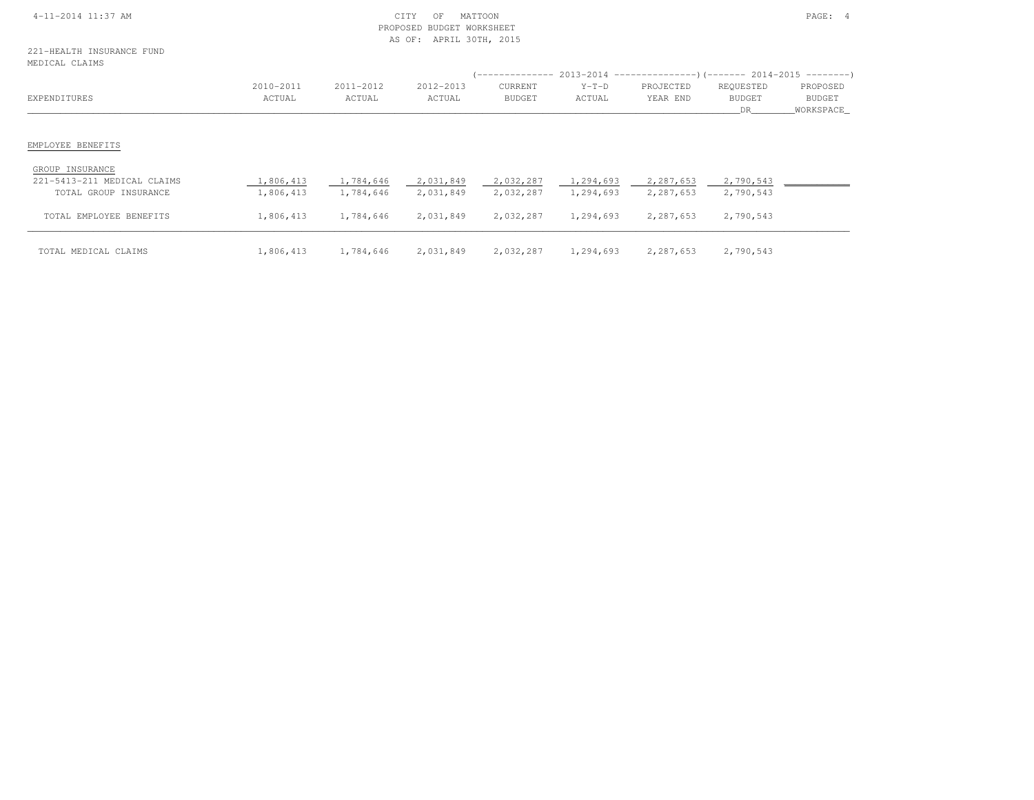CITY OF MATTOON
PROPOSED BUDGET WORKSHEET
AS OF: APRIL 30TH, 2015

221-HEALTH INSURANCE FUND
MEDICAL CLAIMS

| EXPENDITURES | 2010-2011 ACTUAL | 2011-2012 ACTUAL | 2012-2013 ACTUAL | 2013-2014 CURRENT BUDGET | 2013-2014 Y-T-D ACTUAL | 2013-2014 PROJECTED YEAR END | 2014-2015 REQUESTED BUDGET DR | 2014-2015 PROPOSED BUDGET WORKSPACE |
|---|---|---|---|---|---|---|---|---|
| EMPLOYEE BENEFITS | | | | | | | | |
| GROUP INSURANCE | | | | | | | | |
| 221-5413-211 MEDICAL CLAIMS | 1,806,413 | 1,784,646 | 2,031,849 | 2,032,287 | 1,294,693 | 2,287,653 | 2,790,543 | |
| TOTAL GROUP INSURANCE | 1,806,413 | 1,784,646 | 2,031,849 | 2,032,287 | 1,294,693 | 2,287,653 | 2,790,543 | |
| TOTAL EMPLOYEE BENEFITS | 1,806,413 | 1,784,646 | 2,031,849 | 2,032,287 | 1,294,693 | 2,287,653 | 2,790,543 | |
| TOTAL MEDICAL CLAIMS | 1,806,413 | 1,784,646 | 2,031,849 | 2,032,287 | 1,294,693 | 2,287,653 | 2,790,543 | |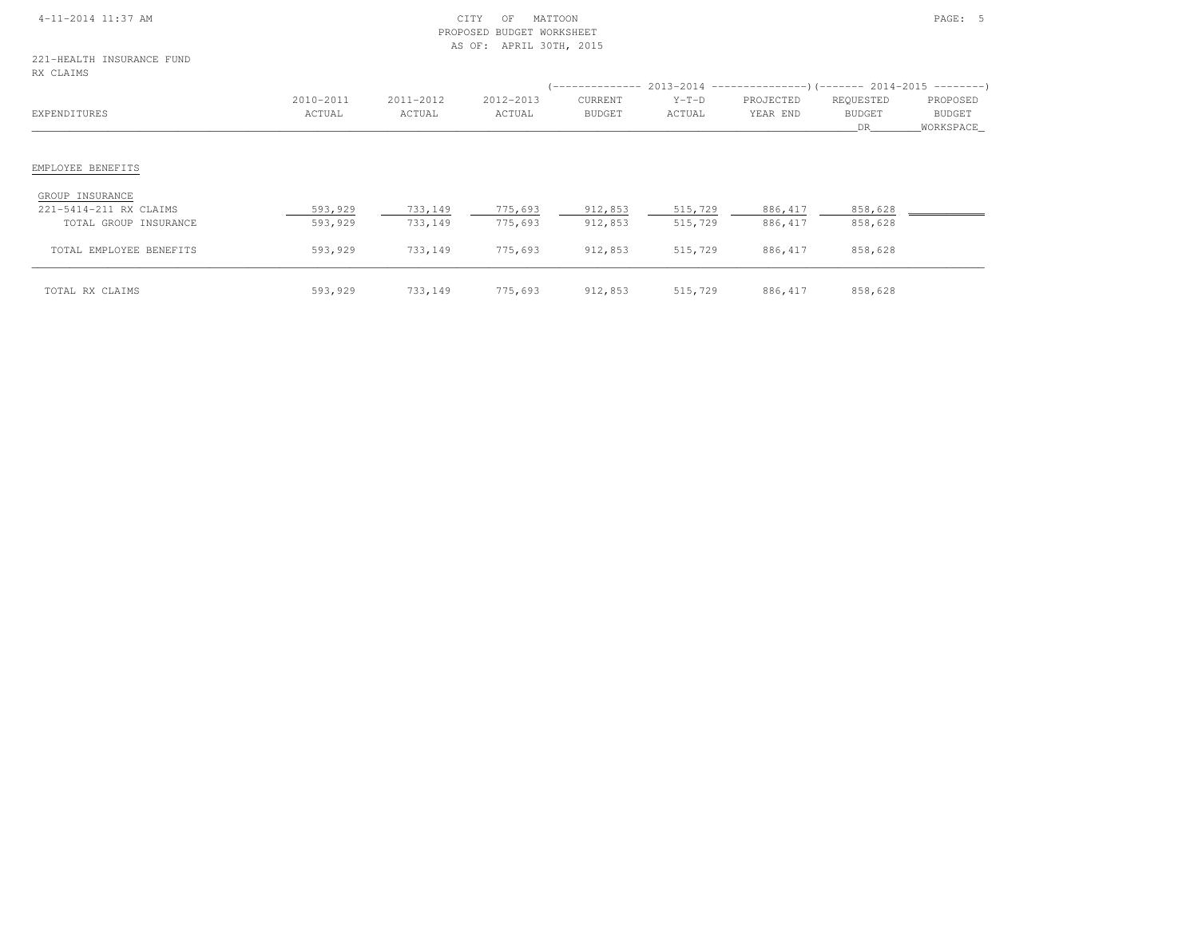CITY OF MATTOON
PROPOSED BUDGET WORKSHEET
AS OF: APRIL 30TH, 2015

221-HEALTH INSURANCE FUND
RX CLAIMS

| EXPENDITURES | 2010-2011 ACTUAL | 2011-2012 ACTUAL | 2012-2013 ACTUAL | 2013-2014 CURRENT BUDGET | 2013-2014 Y-T-D ACTUAL | 2013-2014 PROJECTED YEAR END | 2014-2015 REQUESTED BUDGET DR | 2014-2015 PROPOSED BUDGET WORKSPACE |
|---|---|---|---|---|---|---|---|---|
| EMPLOYEE BENEFITS | | | | | | | | |
| GROUP INSURANCE | | | | | | | | |
| 221-5414-211 RX CLAIMS | 593,929 | 733,149 | 775,693 | 912,853 | 515,729 | 886,417 | 858,628 | |
| TOTAL GROUP INSURANCE | 593,929 | 733,149 | 775,693 | 912,853 | 515,729 | 886,417 | 858,628 | |
| TOTAL EMPLOYEE BENEFITS | 593,929 | 733,149 | 775,693 | 912,853 | 515,729 | 886,417 | 858,628 | |
| TOTAL RX CLAIMS | 593,929 | 733,149 | 775,693 | 912,853 | 515,729 | 886,417 | 858,628 | |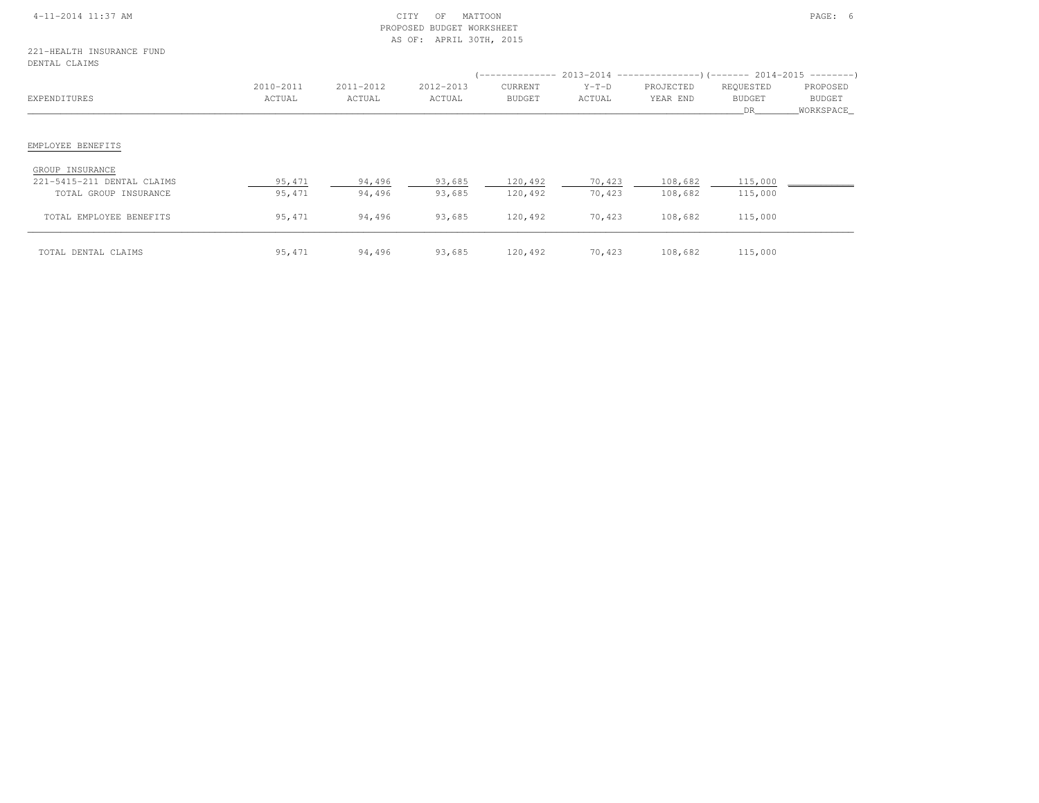CITY OF MATTOON
PROPOSED BUDGET WORKSHEET
AS OF: APRIL 30TH, 2015

221-HEALTH INSURANCE FUND
DENTAL CLAIMS

| | | | | 2013-2014 | | | 2014-2015 | |
|---|---|---|---|---|---|---|---|---|
| EXPENDITURES | 2010-2011 ACTUAL | 2011-2012 ACTUAL | 2012-2013 ACTUAL | CURRENT BUDGET | Y-T-D ACTUAL | PROJECTED YEAR END | REQUESTED BUDGET DR | PROPOSED BUDGET WORKSPACE |
| **EMPLOYEE BENEFITS** | | | | | | | | |
| GROUP INSURANCE | | | | | | | | |
| 221-5415-211 DENTAL CLAIMS | 95,471 | 94,496 | 93,685 | 120,492 | 70,423 | 108,682 | 115,000 | |
| TOTAL GROUP INSURANCE | 95,471 | 94,496 | 93,685 | 120,492 | 70,423 | 108,682 | 115,000 | |
| TOTAL EMPLOYEE BENEFITS | 95,471 | 94,496 | 93,685 | 120,492 | 70,423 | 108,682 | 115,000 | |
| TOTAL DENTAL CLAIMS | 95,471 | 94,496 | 93,685 | 120,492 | 70,423 | 108,682 | 115,000 | |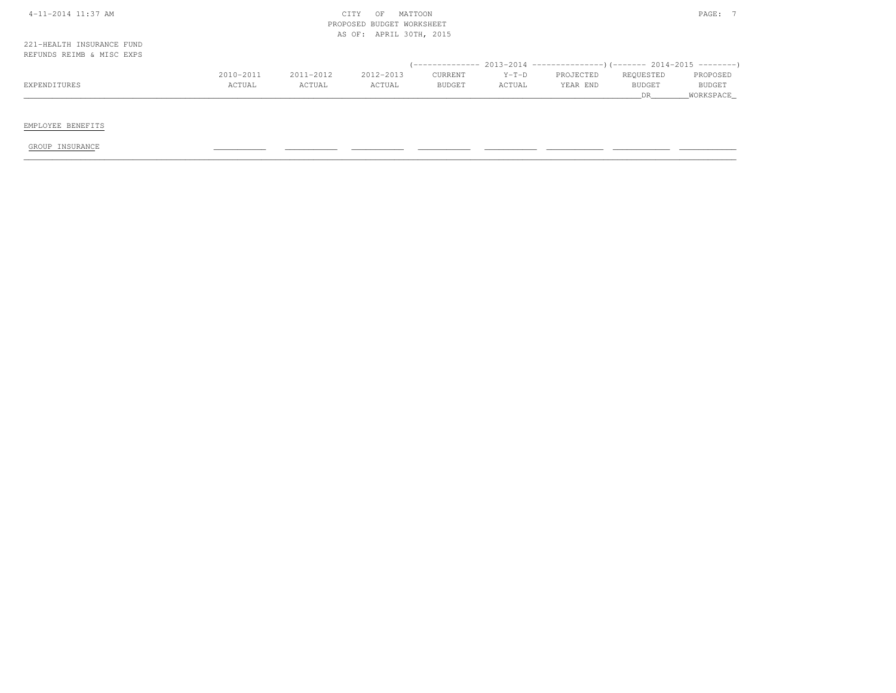221-HEALTH INSURANCE FUND
REFUNDS REIMB & MISC EXPS

PROPOSED BUDGET WORKSHEET
AS OF: APRIL 30TH, 2015

| EXPENDITURES | 2010-2011 ACTUAL | 2011-2012 ACTUAL | 2012-2013 ACTUAL | 2013-2014 CURRENT BUDGET | 2013-2014 Y-T-D ACTUAL | 2013-2014 PROJECTED YEAR END | 2014-2015 REQUESTED BUDGET DR | 2014-2015 PROPOSED BUDGET WORKSPACE |
|---|---|---|---|---|---|---|---|---|
| EMPLOYEE BENEFITS | | | | | | | | |
| GROUP INSURANCE | | | | | | | | |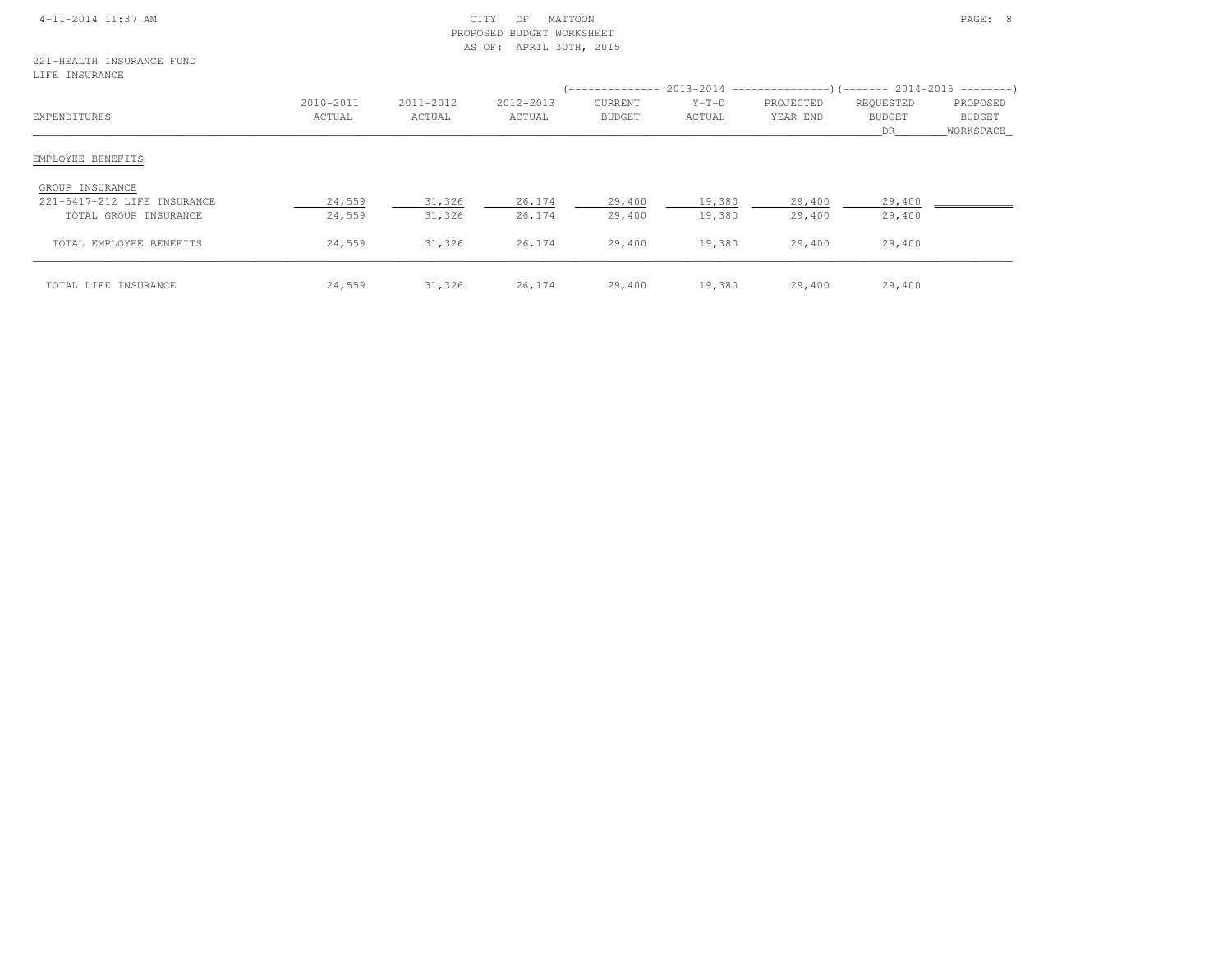CITY OF MATTOON
PROPOSED BUDGET WORKSHEET
AS OF: APRIL 30TH, 2015

221-HEALTH INSURANCE FUND
LIFE INSURANCE

| EXPENDITURES | 2010-2011 ACTUAL | 2011-2012 ACTUAL | 2012-2013 ACTUAL | 2013-2014 CURRENT BUDGET | 2013-2014 Y-T-D ACTUAL | 2013-2014 PROJECTED YEAR END | 2014-2015 REQUESTED BUDGET DR | 2014-2015 PROPOSED BUDGET WORKSPACE |
|---|---|---|---|---|---|---|---|---|
| EMPLOYEE BENEFITS | | | | | | | | |
| GROUP INSURANCE | | | | | | | | |
| 221-5417-212 LIFE INSURANCE | 24,559 | 31,326 | 26,174 | 29,400 | 19,380 | 29,400 | 29,400 | |
| TOTAL GROUP INSURANCE | 24,559 | 31,326 | 26,174 | 29,400 | 19,380 | 29,400 | 29,400 | |
| TOTAL EMPLOYEE BENEFITS | 24,559 | 31,326 | 26,174 | 29,400 | 19,380 | 29,400 | 29,400 | |
| TOTAL LIFE INSURANCE | 24,559 | 31,326 | 26,174 | 29,400 | 19,380 | 29,400 | 29,400 | |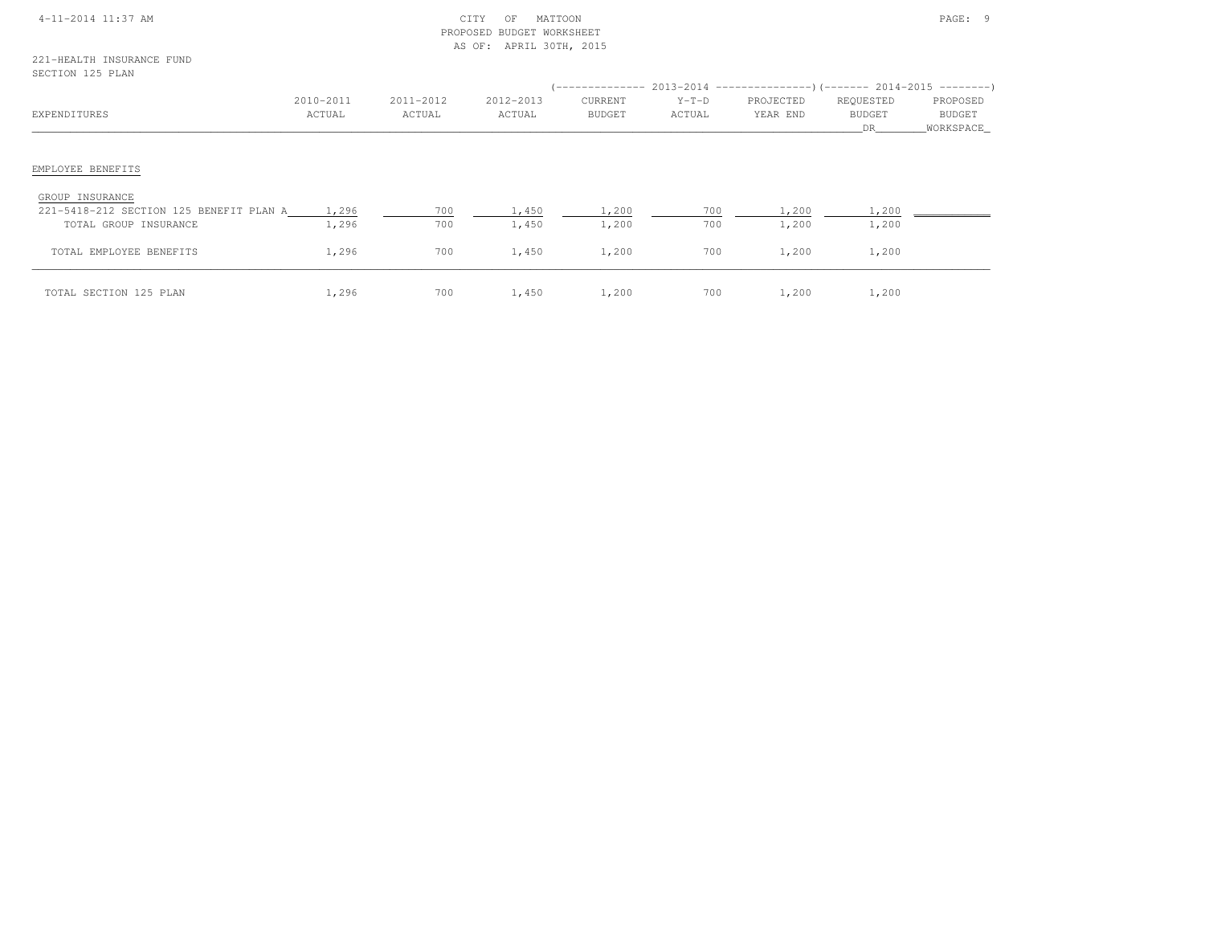CITY OF MATTOON
PROPOSED BUDGET WORKSHEET
AS OF: APRIL 30TH, 2015

221-HEALTH INSURANCE FUND
SECTION 125 PLAN

| EXPENDITURES | 2010-2011 ACTUAL | 2011-2012 ACTUAL | 2012-2013 ACTUAL | 2013-2014 CURRENT BUDGET | 2013-2014 Y-T-D ACTUAL | 2013-2014 PROJECTED YEAR END | 2014-2015 REQUESTED BUDGET DR | 2014-2015 PROPOSED BUDGET WORKSPACE |
|---|---|---|---|---|---|---|---|---|
| **EMPLOYEE BENEFITS** | | | | | | | | |
| GROUP INSURANCE | | | | | | | | |
| 221-5418-212 SECTION 125 BENEFIT PLAN A | 1,296 | 700 | 1,450 | 1,200 | 700 | 1,200 | 1,200 | |
| TOTAL GROUP INSURANCE | 1,296 | 700 | 1,450 | 1,200 | 700 | 1,200 | 1,200 | |
| TOTAL EMPLOYEE BENEFITS | 1,296 | 700 | 1,450 | 1,200 | 700 | 1,200 | 1,200 | |
| TOTAL SECTION 125 PLAN | 1,296 | 700 | 1,450 | 1,200 | 700 | 1,200 | 1,200 | |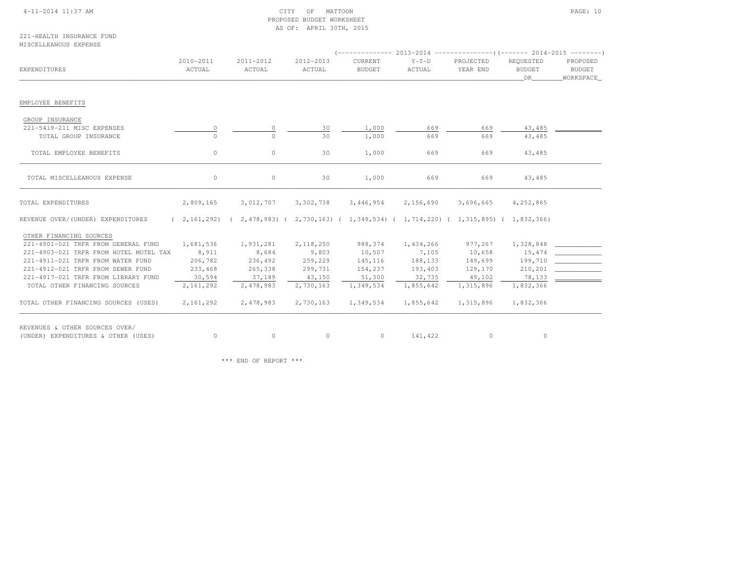CITY OF MATTOON
PROPOSED BUDGET WORKSHEET
AS OF: APRIL 30TH, 2015

221-HEALTH INSURANCE FUND
MISCELLANEOUS EXPENSE

| | | | | 2013-2014 | | | 2014-2015 | |
|---|---|---|---|---|---|---|---|---|
| EXPENDITURES | 2010-2011 ACTUAL | 2011-2012 ACTUAL | 2012-2013 ACTUAL | CURRENT BUDGET | Y-T-D ACTUAL | PROJECTED YEAR END | REQUESTED BUDGET DR | PROPOSED BUDGET WORKSPACE |
| EMPLOYEE BENEFITS | | | | | | | | |
| GROUP INSURANCE | | | | | | | | |
| 221-5419-211 MISC EXPENSES | 0 | 0 | 30 | 1,000 | 669 | 669 | 43,485 | |
| TOTAL GROUP INSURANCE | 0 | 0 | 30 | 1,000 | 669 | 669 | 43,485 | |
| TOTAL EMPLOYEE BENEFITS | 0 | 0 | 30 | 1,000 | 669 | 669 | 43,485 | |
| TOTAL MISCELLANEOUS EXPENSE | 0 | 0 | 30 | 1,000 | 669 | 669 | 43,485 | |
| TOTAL EXPENDITURES | 2,809,165 | 3,012,707 | 3,302,738 | 3,446,954 | 2,156,690 | 3,696,665 | 4,252,865 | |
| REVENUE OVER/(UNDER) EXPENDITURES | ( 2,161,292) | ( 2,478,983) | ( 2,730,163) | ( 1,349,534) | ( 1,714,220) | ( 1,315,895) | ( 1,832,366) | |
| OTHER FINANCING SOURCES | | | | | | | | |
| 221-4901-021 TRFR FROM GENERAL FUND | 1,681,536 | 1,931,281 | 2,118,250 | 988,374 | 1,434,266 | 977,267 | 1,328,848 | |
| 221-4903-021 TRFR FROM HOTEL MOTEL TAX | 8,911 | 8,684 | 9,803 | 10,507 | 7,105 | 10,658 | 15,474 | |
| 221-4911-021 TRFR FROM WATER FUND | 206,782 | 236,492 | 259,229 | 145,116 | 188,133 | 149,699 | 199,710 | |
| 221-4912-021 TRFR FROM SEWER FUND | 233,468 | 265,338 | 299,731 | 154,237 | 193,403 | 129,170 | 210,201 | |
| 221-4917-021 TRFR FROM LIBRARY FUND | 30,594 | 37,189 | 43,150 | 51,300 | 32,735 | 49,102 | 78,133 | |
| TOTAL OTHER FINANCING SOURCES | 2,161,292 | 2,478,983 | 2,730,163 | 1,349,534 | 1,855,642 | 1,315,896 | 1,832,366 | |
| TOTAL OTHER FINANCING SOURCES (USES) | 2,161,292 | 2,478,983 | 2,730,163 | 1,349,534 | 1,855,642 | 1,315,896 | 1,832,366 | |
| REVENUES & OTHER SOURCES OVER/ (UNDER) EXPENDITURES & OTHER (USES) | 0 | 0 | 0 | 0 | 141,422 | 0 | 0 | |

*** END OF REPORT ***